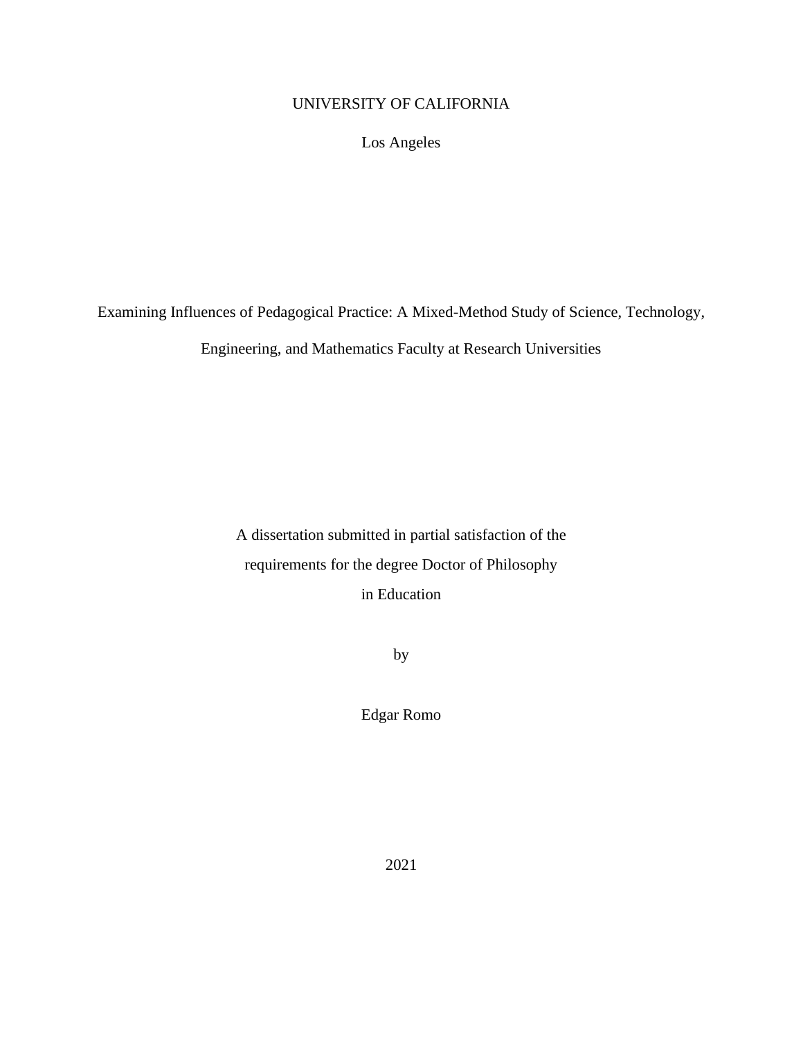UNIVERSITY OF CALIFORNIA

Los Angeles

# Examining Influences of Pedagogical Practice: A Mixed-Method Study of Science, Technology, Engineering, and Mathematics Faculty at Research Universities

A dissertation submitted in partial satisfaction of the
requirements for the degree Doctor of Philosophy
in Education

by

Edgar Romo

2021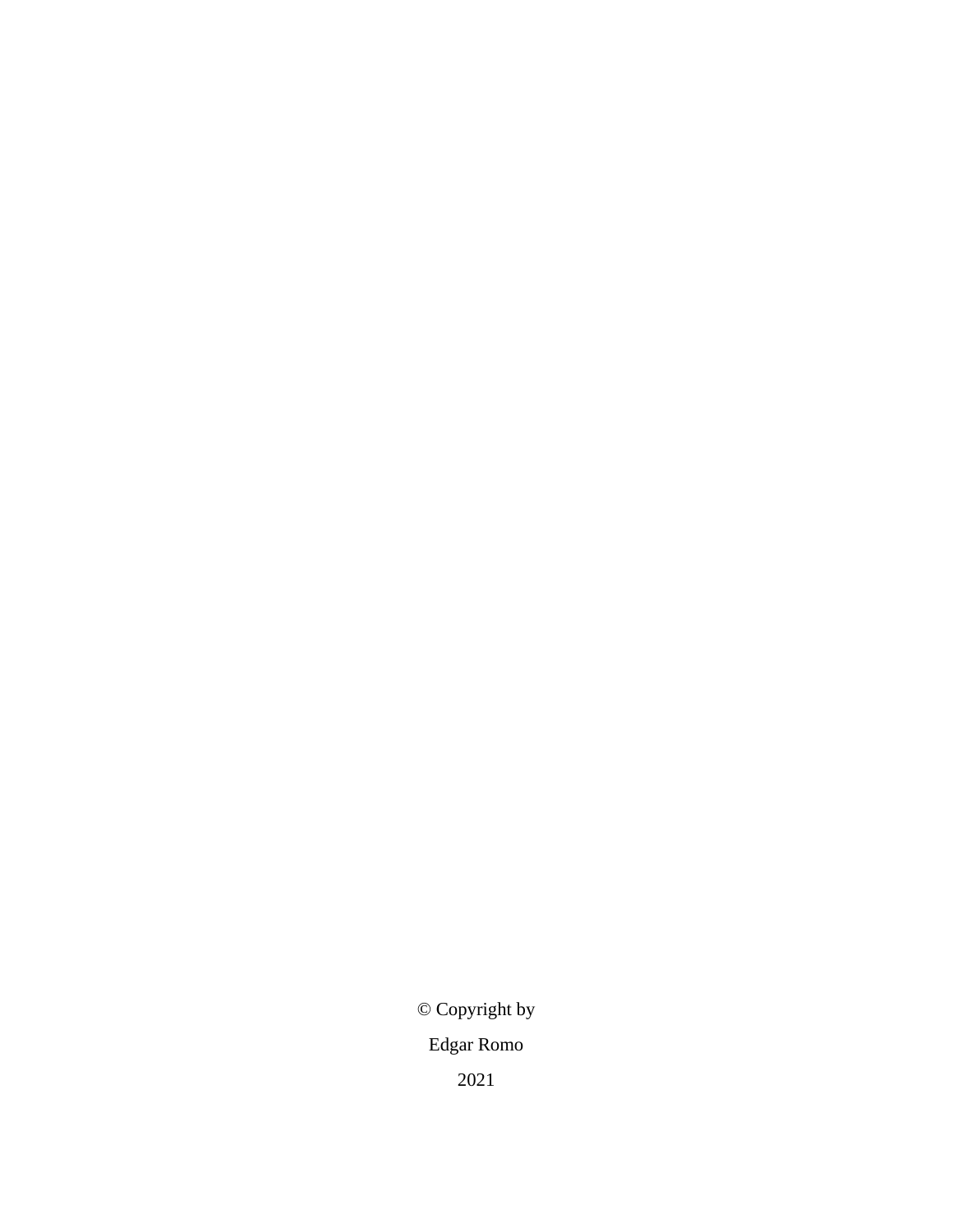© Copyright by

Edgar Romo

2021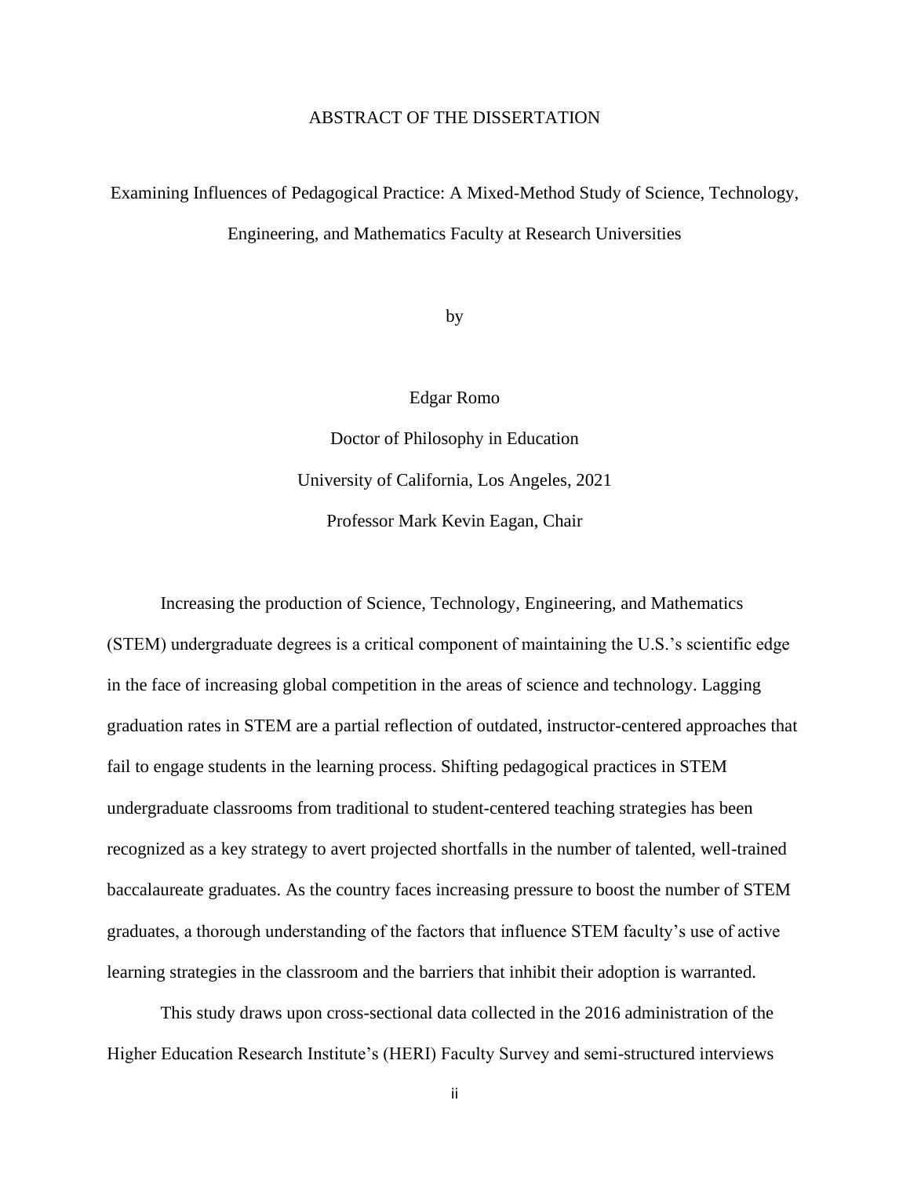# ABSTRACT OF THE DISSERTATION

Examining Influences of Pedagogical Practice: A Mixed-Method Study of Science, Technology, Engineering, and Mathematics Faculty at Research Universities

by

Edgar Romo

Doctor of Philosophy in Education

University of California, Los Angeles, 2021

Professor Mark Kevin Eagan, Chair

Increasing the production of Science, Technology, Engineering, and Mathematics (STEM) undergraduate degrees is a critical component of maintaining the U.S.'s scientific edge in the face of increasing global competition in the areas of science and technology. Lagging graduation rates in STEM are a partial reflection of outdated, instructor-centered approaches that fail to engage students in the learning process. Shifting pedagogical practices in STEM undergraduate classrooms from traditional to student-centered teaching strategies has been recognized as a key strategy to avert projected shortfalls in the number of talented, well-trained baccalaureate graduates. As the country faces increasing pressure to boost the number of STEM graduates, a thorough understanding of the factors that influence STEM faculty's use of active learning strategies in the classroom and the barriers that inhibit their adoption is warranted.

This study draws upon cross-sectional data collected in the 2016 administration of the Higher Education Research Institute's (HERI) Faculty Survey and semi-structured interviews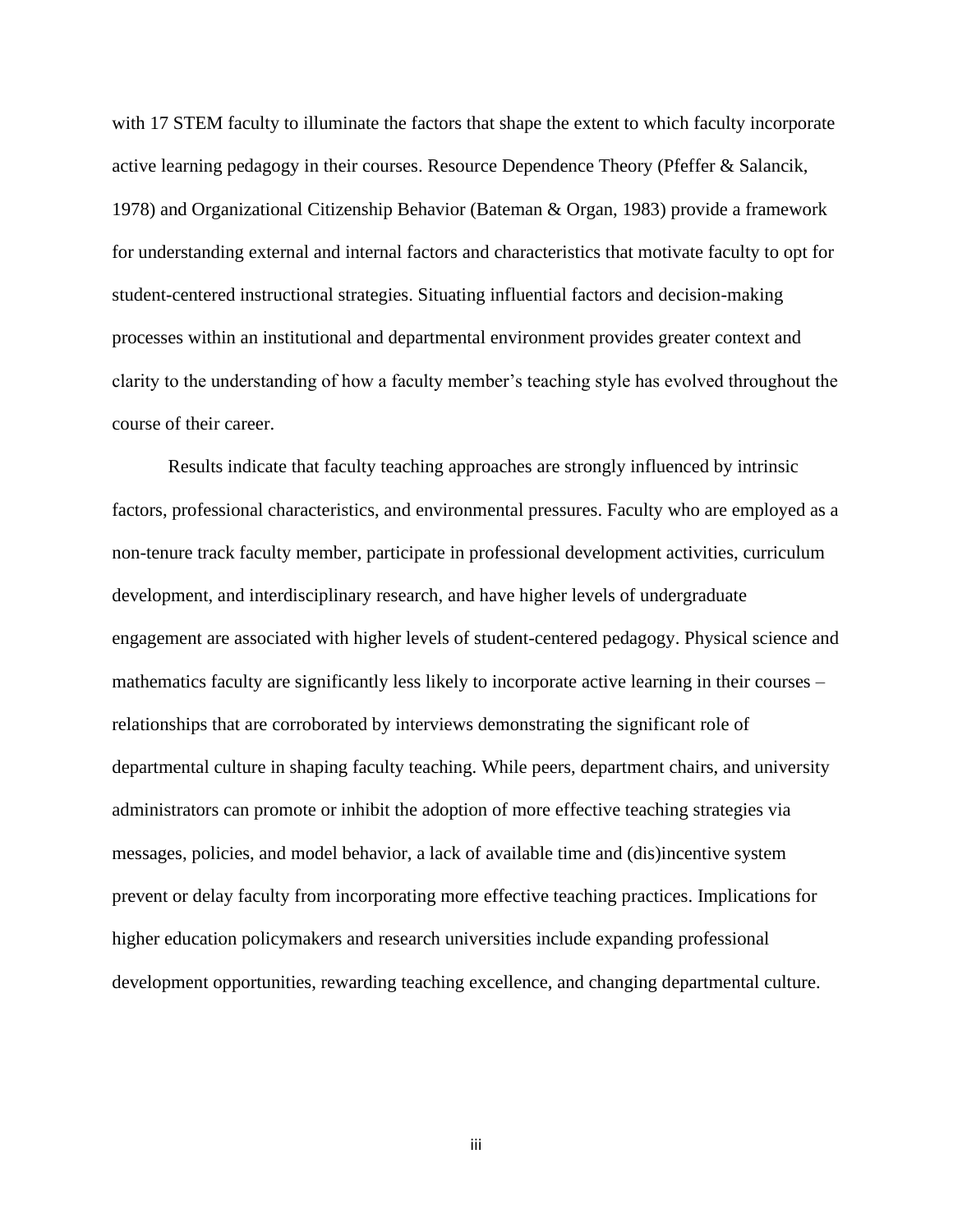with 17 STEM faculty to illuminate the factors that shape the extent to which faculty incorporate active learning pedagogy in their courses. Resource Dependence Theory (Pfeffer & Salancik, 1978) and Organizational Citizenship Behavior (Bateman & Organ, 1983) provide a framework for understanding external and internal factors and characteristics that motivate faculty to opt for student-centered instructional strategies. Situating influential factors and decision-making processes within an institutional and departmental environment provides greater context and clarity to the understanding of how a faculty member's teaching style has evolved throughout the course of their career.

Results indicate that faculty teaching approaches are strongly influenced by intrinsic factors, professional characteristics, and environmental pressures. Faculty who are employed as a non-tenure track faculty member, participate in professional development activities, curriculum development, and interdisciplinary research, and have higher levels of undergraduate engagement are associated with higher levels of student-centered pedagogy. Physical science and mathematics faculty are significantly less likely to incorporate active learning in their courses – relationships that are corroborated by interviews demonstrating the significant role of departmental culture in shaping faculty teaching. While peers, department chairs, and university administrators can promote or inhibit the adoption of more effective teaching strategies via messages, policies, and model behavior, a lack of available time and (dis)incentive system prevent or delay faculty from incorporating more effective teaching practices. Implications for higher education policymakers and research universities include expanding professional development opportunities, rewarding teaching excellence, and changing departmental culture.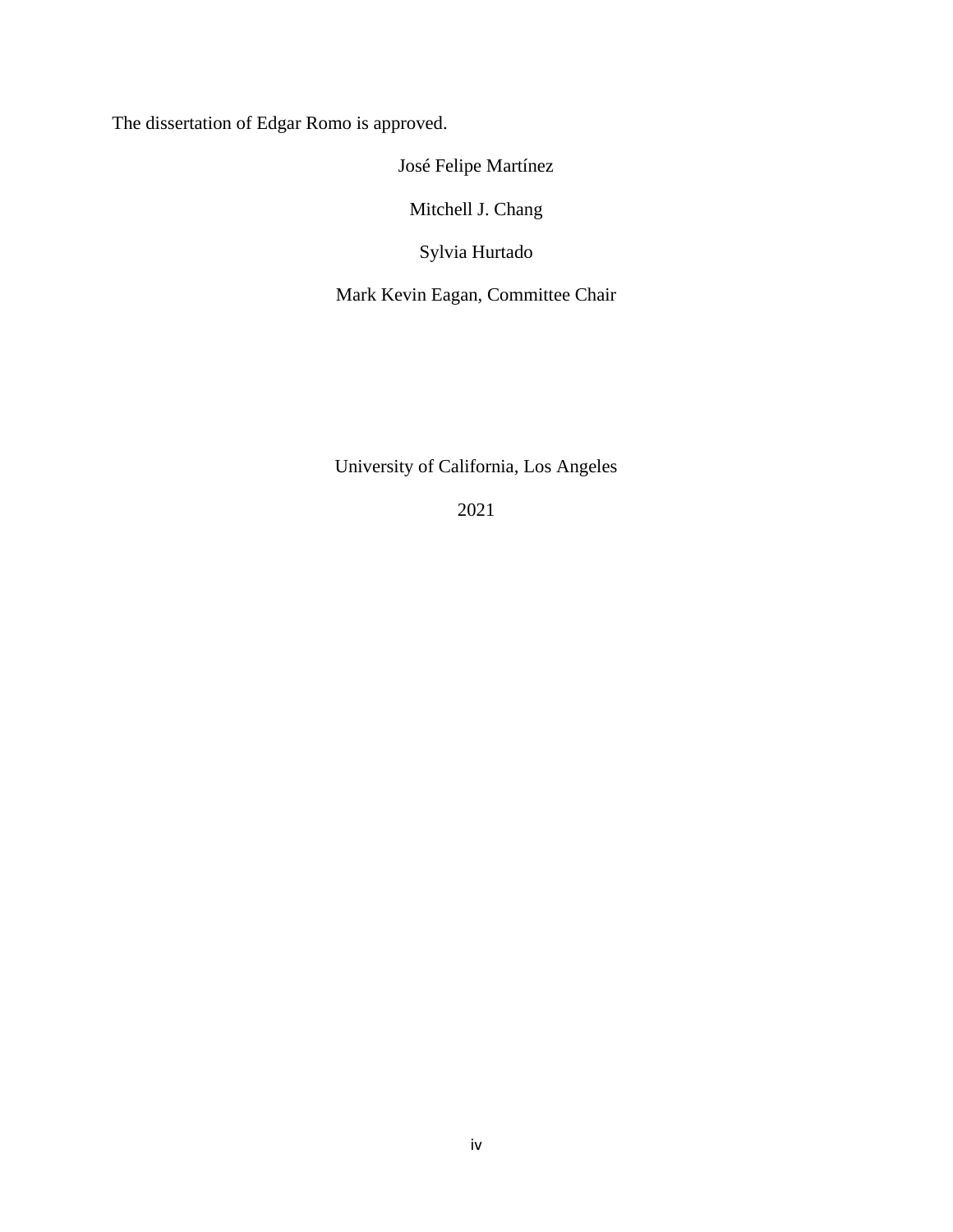The dissertation of Edgar Romo is approved.

José Felipe Martínez

Mitchell J. Chang

Sylvia Hurtado

Mark Kevin Eagan, Committee Chair

University of California, Los Angeles

2021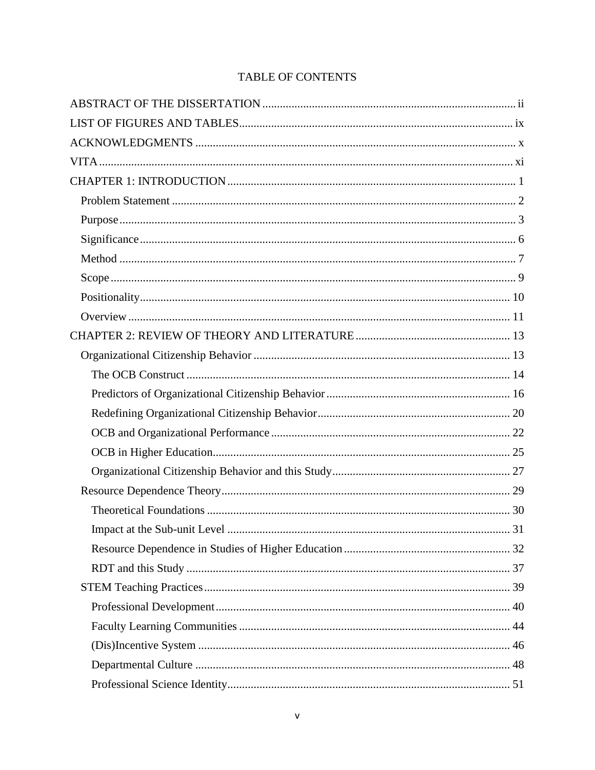# TABLE OF CONTENTS

ABSTRACT OF THE DISSERTATION ........................................................................................ ii

LIST OF FIGURES AND TABLES............................................................................................. ix

ACKNOWLEDGMENTS ............................................................................................................. x

VITA............................................................................................................................................. xi

CHAPTER 1: INTRODUCTION .................................................................................................. 1

- Problem Statement ..................................................................................................................... 2
- Purpose ....................................................................................................................................... 3
- Significance................................................................................................................................ 6
- Method ....................................................................................................................................... 7
- Scope .......................................................................................................................................... 9
- Positionality.............................................................................................................................. 10
- Overview .................................................................................................................................. 11

CHAPTER 2: REVIEW OF THEORY AND LITERATURE ..................................................... 13

- Organizational Citizenship Behavior ....................................................................................... 13
  - The OCB Construct .............................................................................................................. 14
  - Predictors of Organizational Citizenship Behavior .............................................................. 16
  - Redefining Organizational Citizenship Behavior................................................................. 20
  - OCB and Organizational Performance ................................................................................. 22
  - OCB in Higher Education..................................................................................................... 25
  - Organizational Citizenship Behavior and this Study............................................................ 27
- Resource Dependence Theory.................................................................................................. 29
  - Theoretical Foundations ....................................................................................................... 30
  - Impact at the Sub-unit Level ................................................................................................ 31
  - Resource Dependence in Studies of Higher Education ........................................................ 32
  - RDT and this Study .............................................................................................................. 37
- STEM Teaching Practices........................................................................................................ 39
  - Professional Development.................................................................................................... 40
  - Faculty Learning Communities ............................................................................................ 44
  - (Dis)Incentive System .......................................................................................................... 46
  - Departmental Culture ........................................................................................................... 48
  - Professional Science Identity................................................................................................ 51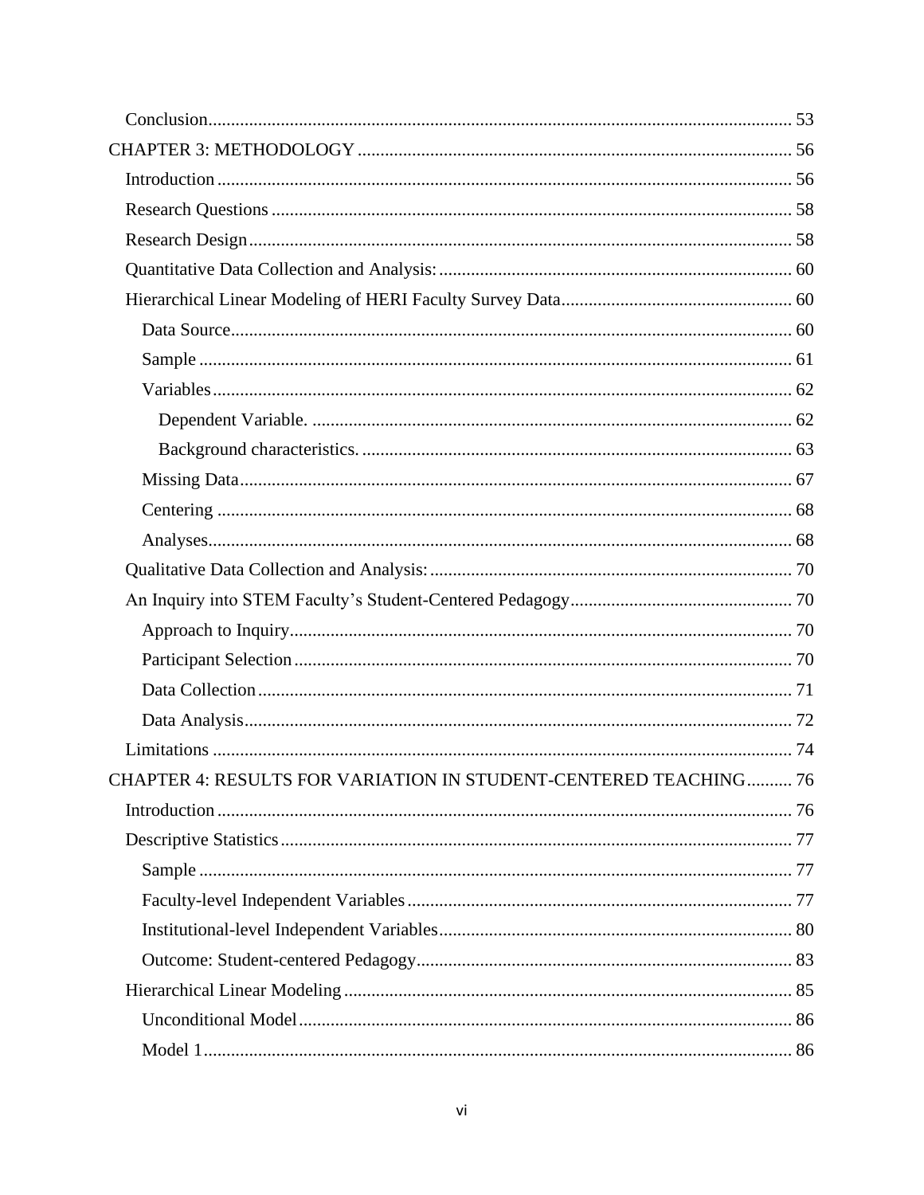Conclusion ... 53

CHAPTER 3: METHODOLOGY ... 56

Introduction ... 56

Research Questions ... 58

Research Design ... 58

Quantitative Data Collection and Analysis: ... 60

Hierarchical Linear Modeling of HERI Faculty Survey Data ... 60

Data Source ... 60

Sample ... 61

Variables ... 62

Dependent Variable. ... 62

Background characteristics. ... 63

Missing Data ... 67

Centering ... 68

Analyses ... 68

Qualitative Data Collection and Analysis: ... 70

An Inquiry into STEM Faculty's Student-Centered Pedagogy ... 70

Approach to Inquiry ... 70

Participant Selection ... 70

Data Collection ... 71

Data Analysis ... 72

Limitations ... 74

CHAPTER 4: RESULTS FOR VARIATION IN STUDENT-CENTERED TEACHING ... 76

Introduction ... 76

Descriptive Statistics ... 77

Sample ... 77

Faculty-level Independent Variables ... 77

Institutional-level Independent Variables ... 80

Outcome: Student-centered Pedagogy ... 83

Hierarchical Linear Modeling ... 85

Unconditional Model ... 86

Model 1 ... 86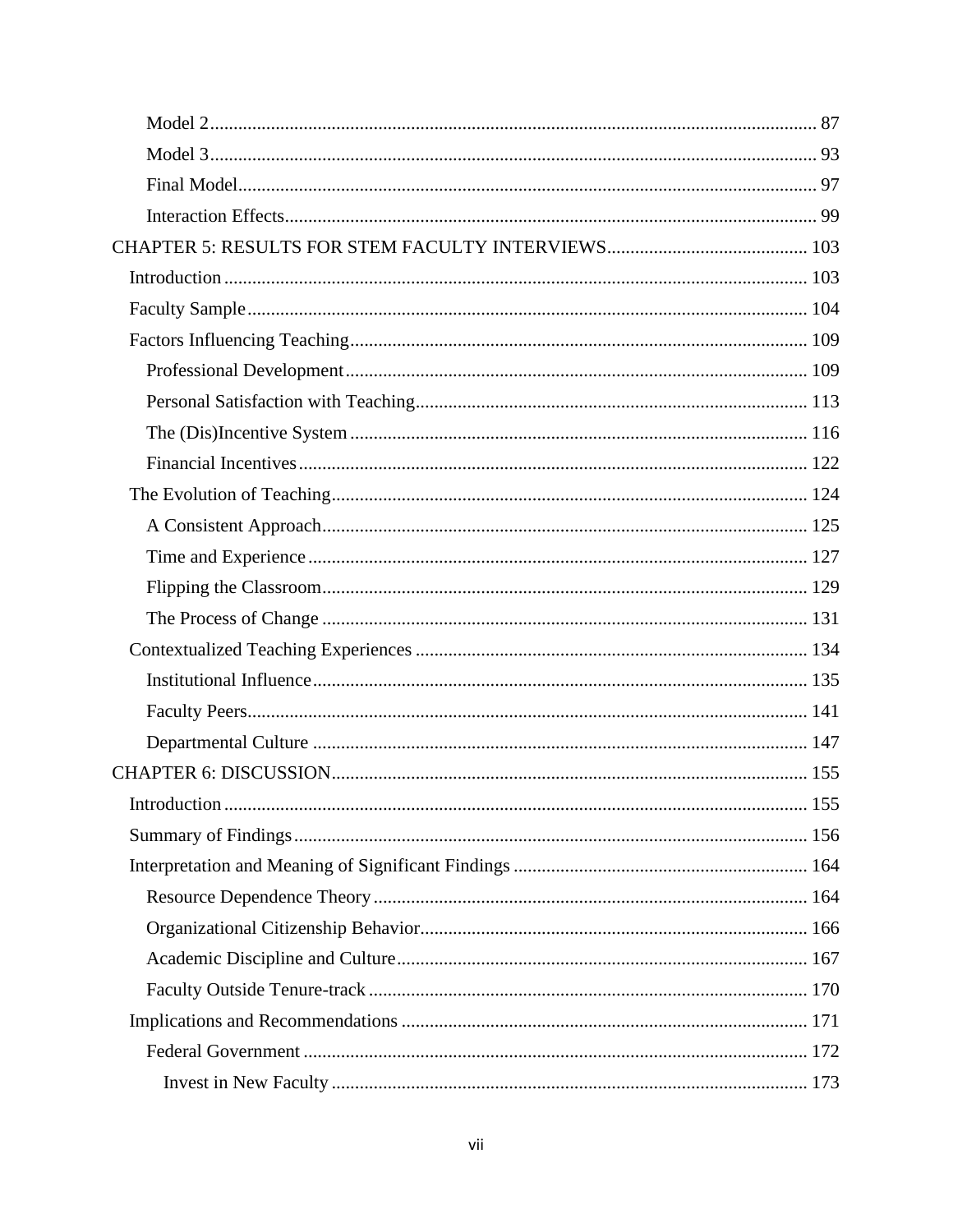Model 2 ........ 87
Model 3 ........ 93
Final Model ........ 97
Interaction Effects ........ 99

CHAPTER 5: RESULTS FOR STEM FACULTY INTERVIEWS ........ 103
- Introduction ........ 103
- Faculty Sample ........ 104
- Factors Influencing Teaching ........ 109
  - Professional Development ........ 109
  - Personal Satisfaction with Teaching ........ 113
  - The (Dis)Incentive System ........ 116
  - Financial Incentives ........ 122
- The Evolution of Teaching ........ 124
  - A Consistent Approach ........ 125
  - Time and Experience ........ 127
  - Flipping the Classroom ........ 129
  - The Process of Change ........ 131
- Contextualized Teaching Experiences ........ 134
  - Institutional Influence ........ 135
  - Faculty Peers ........ 141
  - Departmental Culture ........ 147

CHAPTER 6: DISCUSSION ........ 155
- Introduction ........ 155
- Summary of Findings ........ 156
- Interpretation and Meaning of Significant Findings ........ 164
  - Resource Dependence Theory ........ 164
  - Organizational Citizenship Behavior ........ 166
  - Academic Discipline and Culture ........ 167
  - Faculty Outside Tenure-track ........ 170
- Implications and Recommendations ........ 171
  - Federal Government ........ 172
    - Invest in New Faculty ........ 173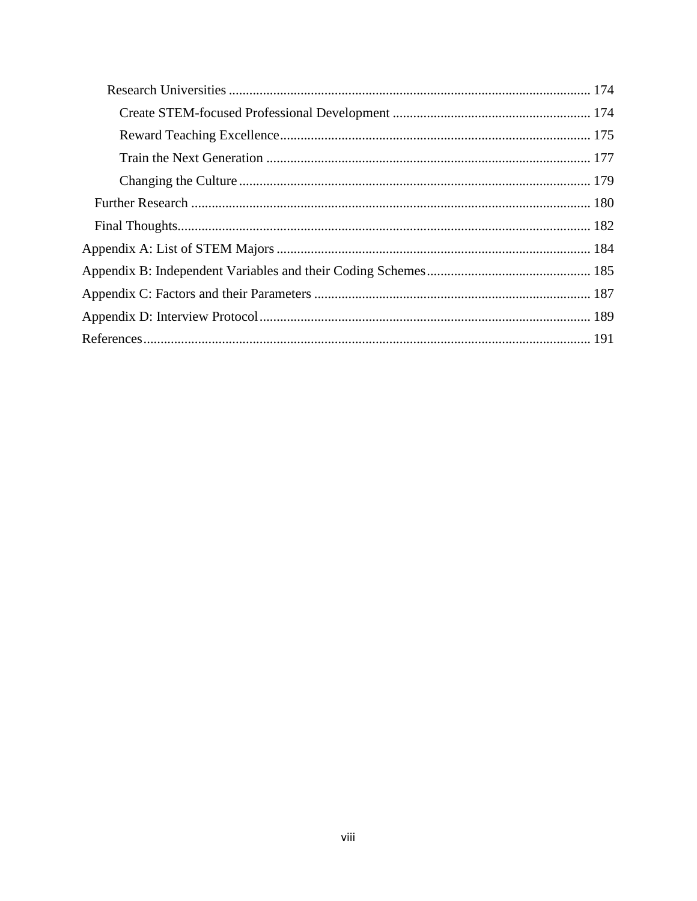Research Universities ........................................................................................................ 174

Create STEM-focused Professional Development ........................................................ 174

Reward Teaching Excellence......................................................................................... 175

Train the Next Generation ............................................................................................ 177

Changing the Culture ..................................................................................................... 179

Further Research .................................................................................................................. 180

Final Thoughts....................................................................................................................... 182

Appendix A: List of STEM Majors .......................................................................................... 184

Appendix B: Independent Variables and their Coding Schemes............................................... 185

Appendix C: Factors and their Parameters ............................................................................... 187

Appendix D: Interview Protocol............................................................................................... 189

References................................................................................................................................. 191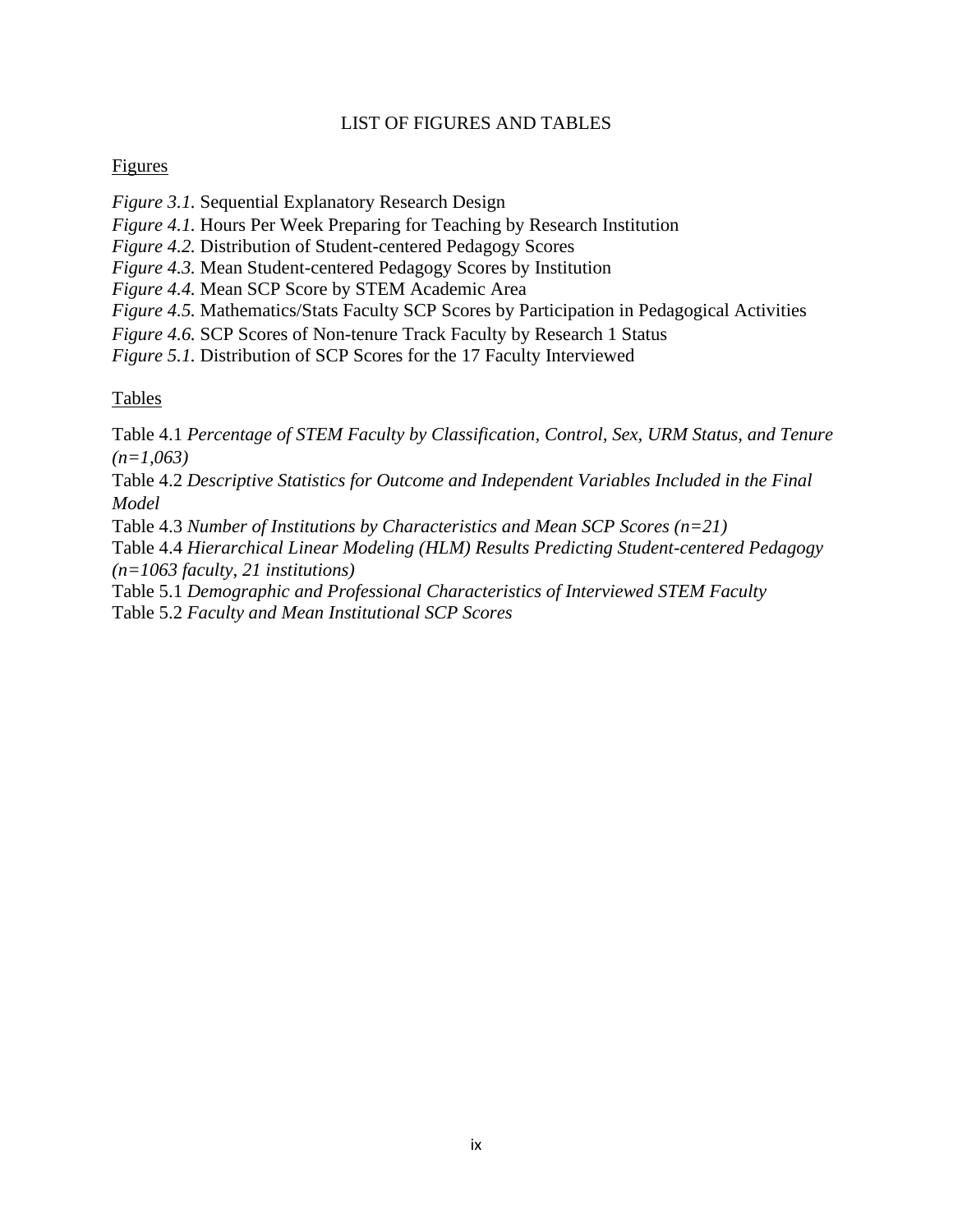# LIST OF FIGURES AND TABLES

## Figures

*Figure 3.1.* Sequential Explanatory Research Design
*Figure 4.1.* Hours Per Week Preparing for Teaching by Research Institution
*Figure 4.2.* Distribution of Student-centered Pedagogy Scores
*Figure 4.3.* Mean Student-centered Pedagogy Scores by Institution
*Figure 4.4.* Mean SCP Score by STEM Academic Area
*Figure 4.5.* Mathematics/Stats Faculty SCP Scores by Participation in Pedagogical Activities
*Figure 4.6.* SCP Scores of Non-tenure Track Faculty by Research 1 Status
*Figure 5.1.* Distribution of SCP Scores for the 17 Faculty Interviewed

## Tables

Table 4.1 *Percentage of STEM Faculty by Classification, Control, Sex, URM Status, and Tenure (n=1,063)*
Table 4.2 *Descriptive Statistics for Outcome and Independent Variables Included in the Final Model*
Table 4.3 *Number of Institutions by Characteristics and Mean SCP Scores (n=21)*
Table 4.4 *Hierarchical Linear Modeling (HLM) Results Predicting Student-centered Pedagogy (n=1063 faculty, 21 institutions)*
Table 5.1 *Demographic and Professional Characteristics of Interviewed STEM Faculty*
Table 5.2 *Faculty and Mean Institutional SCP Scores*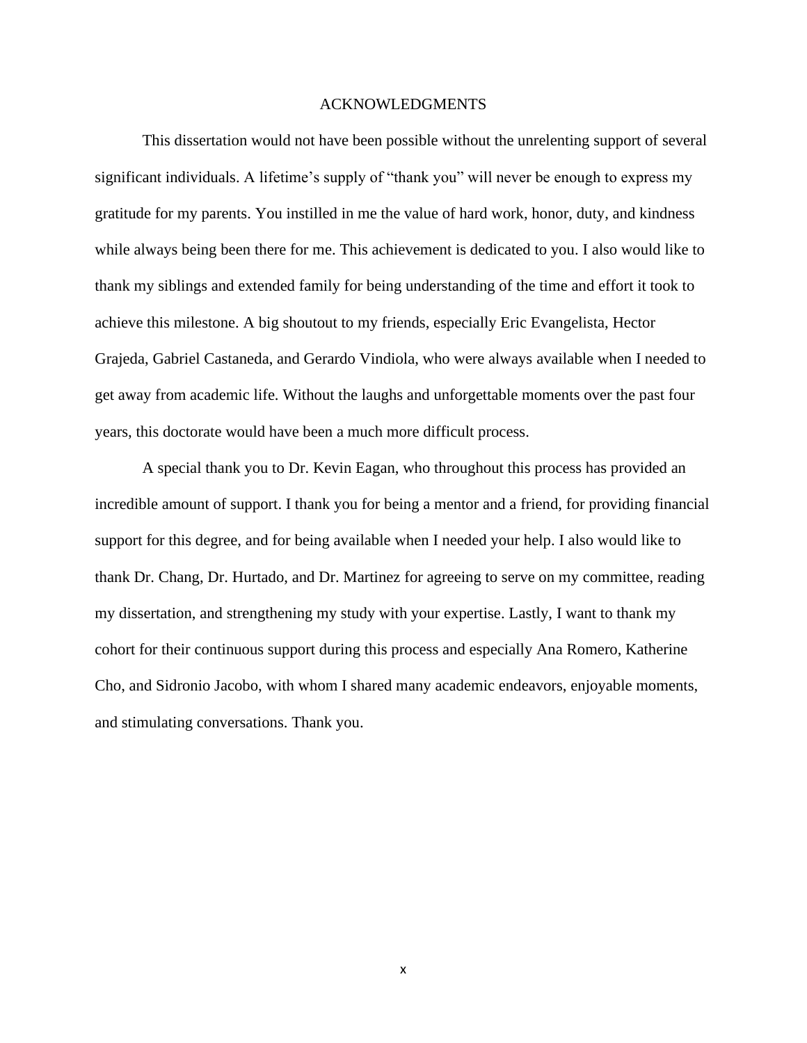# ACKNOWLEDGMENTS

This dissertation would not have been possible without the unrelenting support of several significant individuals. A lifetime's supply of "thank you" will never be enough to express my gratitude for my parents. You instilled in me the value of hard work, honor, duty, and kindness while always being been there for me. This achievement is dedicated to you. I also would like to thank my siblings and extended family for being understanding of the time and effort it took to achieve this milestone. A big shoutout to my friends, especially Eric Evangelista, Hector Grajeda, Gabriel Castaneda, and Gerardo Vindiola, who were always available when I needed to get away from academic life. Without the laughs and unforgettable moments over the past four years, this doctorate would have been a much more difficult process.

A special thank you to Dr. Kevin Eagan, who throughout this process has provided an incredible amount of support. I thank you for being a mentor and a friend, for providing financial support for this degree, and for being available when I needed your help. I also would like to thank Dr. Chang, Dr. Hurtado, and Dr. Martinez for agreeing to serve on my committee, reading my dissertation, and strengthening my study with your expertise. Lastly, I want to thank my cohort for their continuous support during this process and especially Ana Romero, Katherine Cho, and Sidronio Jacobo, with whom I shared many academic endeavors, enjoyable moments, and stimulating conversations. Thank you.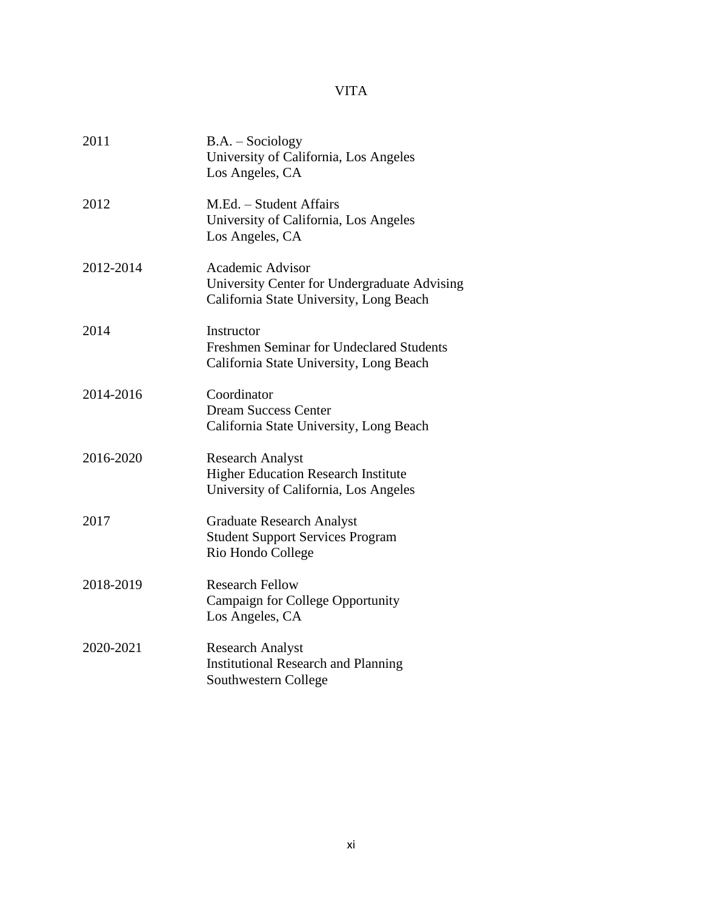# VITA

| | |
|---|---|
| 2011 | B.A. – Sociology<br>University of California, Los Angeles<br>Los Angeles, CA |
| 2012 | M.Ed. – Student Affairs<br>University of California, Los Angeles<br>Los Angeles, CA |
| 2012-2014 | Academic Advisor<br>University Center for Undergraduate Advising<br>California State University, Long Beach |
| 2014 | Instructor<br>Freshmen Seminar for Undeclared Students<br>California State University, Long Beach |
| 2014-2016 | Coordinator<br>Dream Success Center<br>California State University, Long Beach |
| 2016-2020 | Research Analyst<br>Higher Education Research Institute<br>University of California, Los Angeles |
| 2017 | Graduate Research Analyst<br>Student Support Services Program<br>Rio Hondo College |
| 2018-2019 | Research Fellow<br>Campaign for College Opportunity<br>Los Angeles, CA |
| 2020-2021 | Research Analyst<br>Institutional Research and Planning<br>Southwestern College |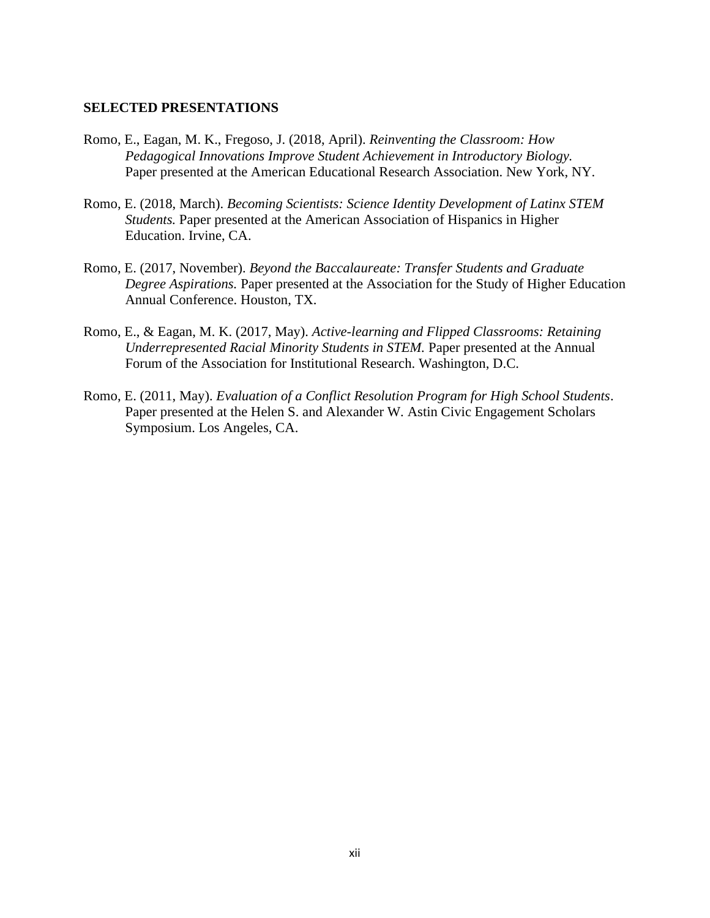**SELECTED PRESENTATIONS**

Romo, E., Eagan, M. K., Fregoso, J. (2018, April). *Reinventing the Classroom: How Pedagogical Innovations Improve Student Achievement in Introductory Biology.* Paper presented at the American Educational Research Association. New York, NY.

Romo, E. (2018, March). *Becoming Scientists: Science Identity Development of Latinx STEM Students.* Paper presented at the American Association of Hispanics in Higher Education. Irvine, CA.

Romo, E. (2017, November). *Beyond the Baccalaureate: Transfer Students and Graduate Degree Aspirations.* Paper presented at the Association for the Study of Higher Education Annual Conference. Houston, TX.

Romo, E., & Eagan, M. K. (2017, May). *Active-learning and Flipped Classrooms: Retaining Underrepresented Racial Minority Students in STEM.* Paper presented at the Annual Forum of the Association for Institutional Research. Washington, D.C.

Romo, E. (2011, May). *Evaluation of a Conflict Resolution Program for High School Students*. Paper presented at the Helen S. and Alexander W. Astin Civic Engagement Scholars Symposium. Los Angeles, CA.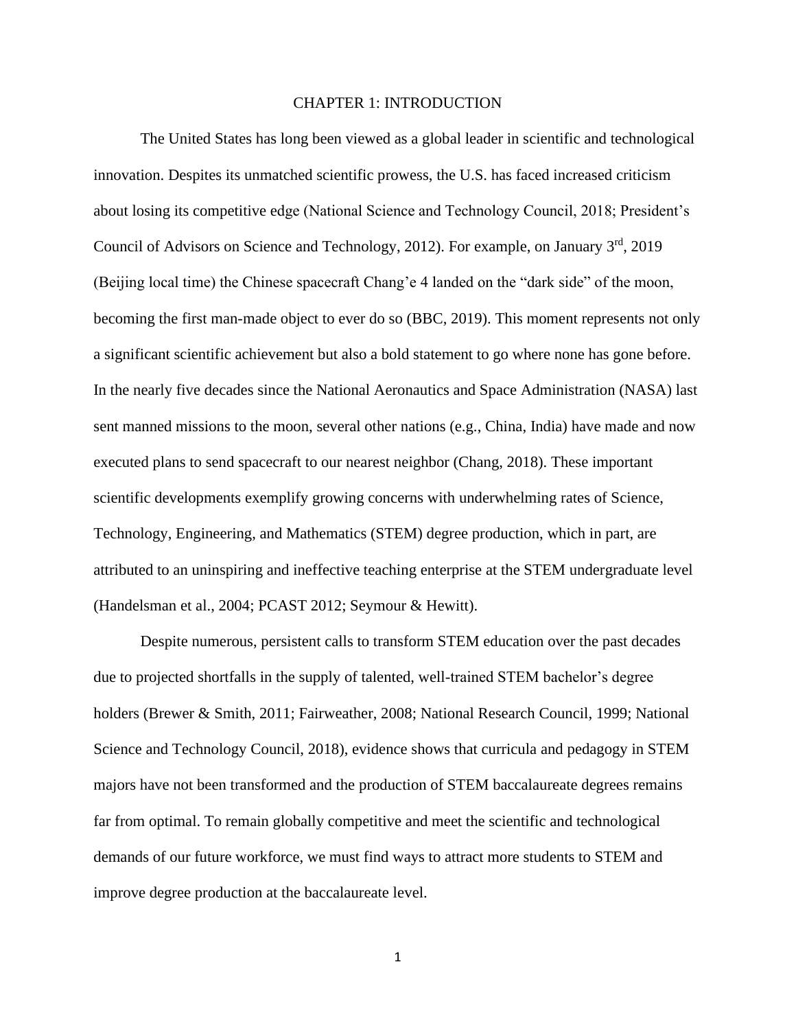# CHAPTER 1: INTRODUCTION

The United States has long been viewed as a global leader in scientific and technological innovation. Despites its unmatched scientific prowess, the U.S. has faced increased criticism about losing its competitive edge (National Science and Technology Council, 2018; President's Council of Advisors on Science and Technology, 2012). For example, on January 3rd, 2019 (Beijing local time) the Chinese spacecraft Chang'e 4 landed on the "dark side" of the moon, becoming the first man-made object to ever do so (BBC, 2019). This moment represents not only a significant scientific achievement but also a bold statement to go where none has gone before. In the nearly five decades since the National Aeronautics and Space Administration (NASA) last sent manned missions to the moon, several other nations (e.g., China, India) have made and now executed plans to send spacecraft to our nearest neighbor (Chang, 2018). These important scientific developments exemplify growing concerns with underwhelming rates of Science, Technology, Engineering, and Mathematics (STEM) degree production, which in part, are attributed to an uninspiring and ineffective teaching enterprise at the STEM undergraduate level (Handelsman et al., 2004; PCAST 2012; Seymour & Hewitt).

Despite numerous, persistent calls to transform STEM education over the past decades due to projected shortfalls in the supply of talented, well-trained STEM bachelor's degree holders (Brewer & Smith, 2011; Fairweather, 2008; National Research Council, 1999; National Science and Technology Council, 2018), evidence shows that curricula and pedagogy in STEM majors have not been transformed and the production of STEM baccalaureate degrees remains far from optimal. To remain globally competitive and meet the scientific and technological demands of our future workforce, we must find ways to attract more students to STEM and improve degree production at the baccalaureate level.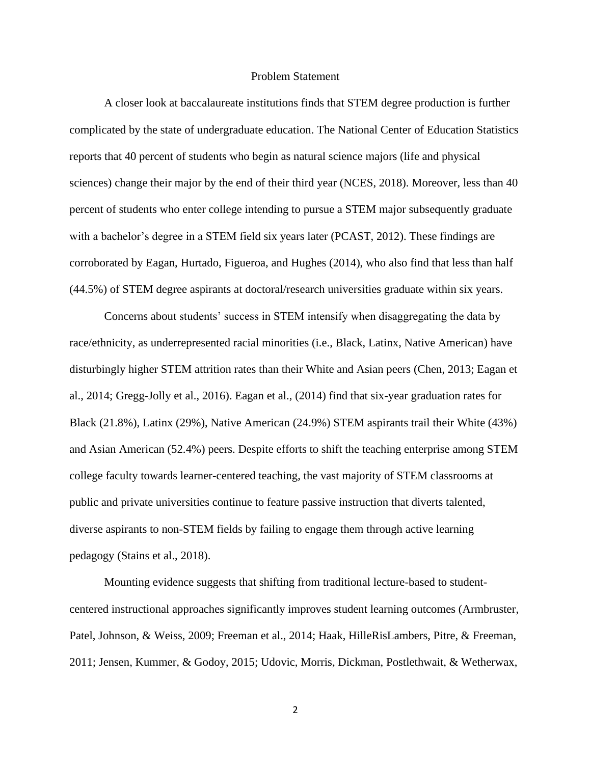## Problem Statement

A closer look at baccalaureate institutions finds that STEM degree production is further complicated by the state of undergraduate education. The National Center of Education Statistics reports that 40 percent of students who begin as natural science majors (life and physical sciences) change their major by the end of their third year (NCES, 2018). Moreover, less than 40 percent of students who enter college intending to pursue a STEM major subsequently graduate with a bachelor's degree in a STEM field six years later (PCAST, 2012). These findings are corroborated by Eagan, Hurtado, Figueroa, and Hughes (2014), who also find that less than half (44.5%) of STEM degree aspirants at doctoral/research universities graduate within six years.

Concerns about students' success in STEM intensify when disaggregating the data by race/ethnicity, as underrepresented racial minorities (i.e., Black, Latinx, Native American) have disturbingly higher STEM attrition rates than their White and Asian peers (Chen, 2013; Eagan et al., 2014; Gregg-Jolly et al., 2016). Eagan et al., (2014) find that six-year graduation rates for Black (21.8%), Latinx (29%), Native American (24.9%) STEM aspirants trail their White (43%) and Asian American (52.4%) peers. Despite efforts to shift the teaching enterprise among STEM college faculty towards learner-centered teaching, the vast majority of STEM classrooms at public and private universities continue to feature passive instruction that diverts talented, diverse aspirants to non-STEM fields by failing to engage them through active learning pedagogy (Stains et al., 2018).

Mounting evidence suggests that shifting from traditional lecture-based to student-centered instructional approaches significantly improves student learning outcomes (Armbruster, Patel, Johnson, & Weiss, 2009; Freeman et al., 2014; Haak, HilleRisLambers, Pitre, & Freeman, 2011; Jensen, Kummer, & Godoy, 2015; Udovic, Morris, Dickman, Postlethwait, & Wetherwax,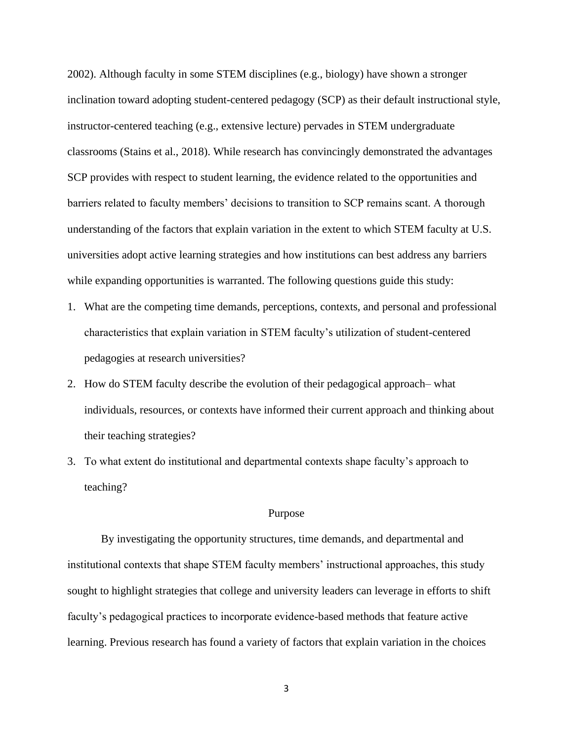2002). Although faculty in some STEM disciplines (e.g., biology) have shown a stronger inclination toward adopting student-centered pedagogy (SCP) as their default instructional style, instructor-centered teaching (e.g., extensive lecture) pervades in STEM undergraduate classrooms (Stains et al., 2018). While research has convincingly demonstrated the advantages SCP provides with respect to student learning, the evidence related to the opportunities and barriers related to faculty members' decisions to transition to SCP remains scant. A thorough understanding of the factors that explain variation in the extent to which STEM faculty at U.S. universities adopt active learning strategies and how institutions can best address any barriers while expanding opportunities is warranted. The following questions guide this study:

1. What are the competing time demands, perceptions, contexts, and personal and professional characteristics that explain variation in STEM faculty's utilization of student-centered pedagogies at research universities?
2. How do STEM faculty describe the evolution of their pedagogical approach– what individuals, resources, or contexts have informed their current approach and thinking about their teaching strategies?
3. To what extent do institutional and departmental contexts shape faculty's approach to teaching?

## Purpose

By investigating the opportunity structures, time demands, and departmental and institutional contexts that shape STEM faculty members' instructional approaches, this study sought to highlight strategies that college and university leaders can leverage in efforts to shift faculty's pedagogical practices to incorporate evidence-based methods that feature active learning. Previous research has found a variety of factors that explain variation in the choices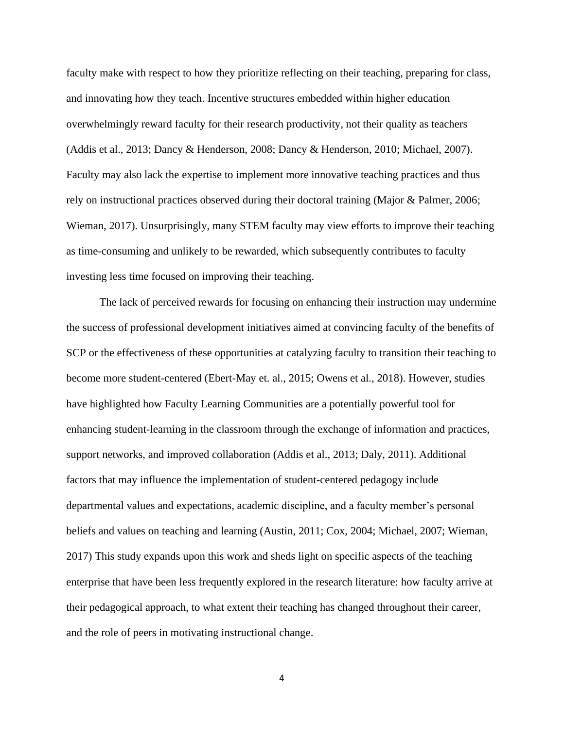faculty make with respect to how they prioritize reflecting on their teaching, preparing for class, and innovating how they teach. Incentive structures embedded within higher education overwhelmingly reward faculty for their research productivity, not their quality as teachers (Addis et al., 2013; Dancy & Henderson, 2008; Dancy & Henderson, 2010; Michael, 2007). Faculty may also lack the expertise to implement more innovative teaching practices and thus rely on instructional practices observed during their doctoral training (Major & Palmer, 2006; Wieman, 2017). Unsurprisingly, many STEM faculty may view efforts to improve their teaching as time-consuming and unlikely to be rewarded, which subsequently contributes to faculty investing less time focused on improving their teaching.

The lack of perceived rewards for focusing on enhancing their instruction may undermine the success of professional development initiatives aimed at convincing faculty of the benefits of SCP or the effectiveness of these opportunities at catalyzing faculty to transition their teaching to become more student-centered (Ebert-May et. al., 2015; Owens et al., 2018). However, studies have highlighted how Faculty Learning Communities are a potentially powerful tool for enhancing student-learning in the classroom through the exchange of information and practices, support networks, and improved collaboration (Addis et al., 2013; Daly, 2011). Additional factors that may influence the implementation of student-centered pedagogy include departmental values and expectations, academic discipline, and a faculty member's personal beliefs and values on teaching and learning (Austin, 2011; Cox, 2004; Michael, 2007; Wieman, 2017) This study expands upon this work and sheds light on specific aspects of the teaching enterprise that have been less frequently explored in the research literature: how faculty arrive at their pedagogical approach, to what extent their teaching has changed throughout their career, and the role of peers in motivating instructional change.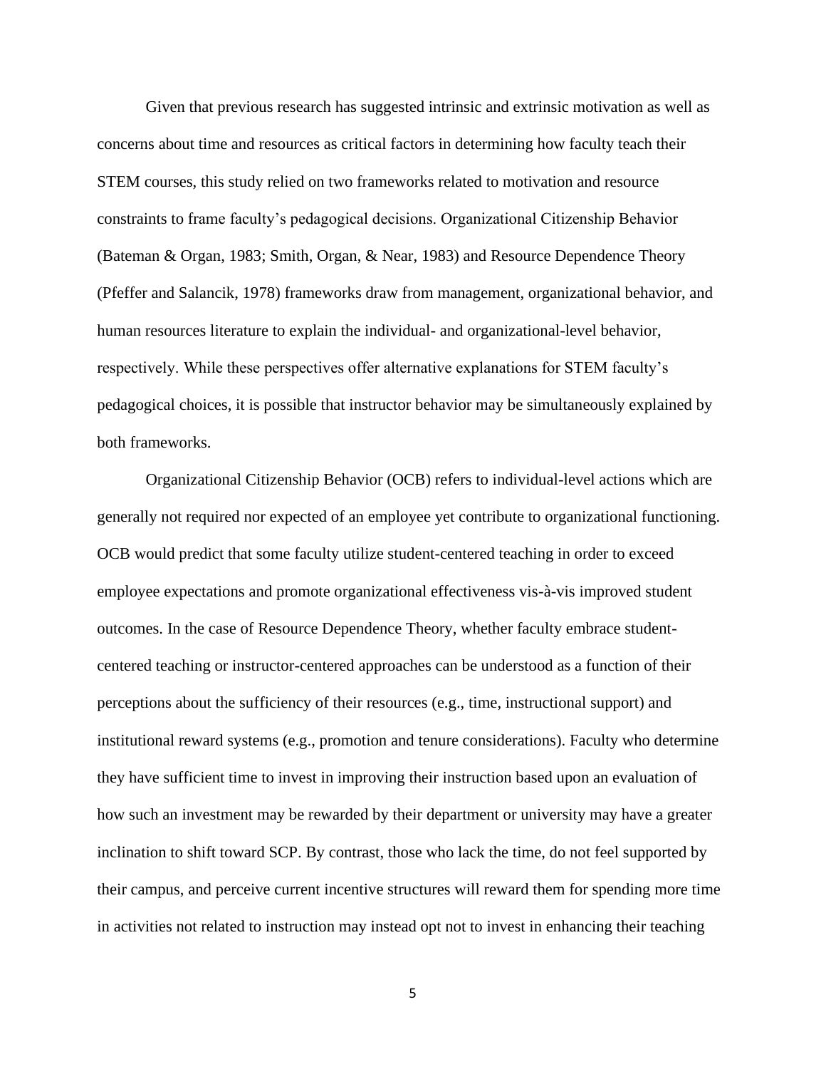Given that previous research has suggested intrinsic and extrinsic motivation as well as concerns about time and resources as critical factors in determining how faculty teach their STEM courses, this study relied on two frameworks related to motivation and resource constraints to frame faculty's pedagogical decisions. Organizational Citizenship Behavior (Bateman & Organ, 1983; Smith, Organ, & Near, 1983) and Resource Dependence Theory (Pfeffer and Salancik, 1978) frameworks draw from management, organizational behavior, and human resources literature to explain the individual- and organizational-level behavior, respectively. While these perspectives offer alternative explanations for STEM faculty's pedagogical choices, it is possible that instructor behavior may be simultaneously explained by both frameworks.

Organizational Citizenship Behavior (OCB) refers to individual-level actions which are generally not required nor expected of an employee yet contribute to organizational functioning. OCB would predict that some faculty utilize student-centered teaching in order to exceed employee expectations and promote organizational effectiveness vis-à-vis improved student outcomes. In the case of Resource Dependence Theory, whether faculty embrace student-centered teaching or instructor-centered approaches can be understood as a function of their perceptions about the sufficiency of their resources (e.g., time, instructional support) and institutional reward systems (e.g., promotion and tenure considerations). Faculty who determine they have sufficient time to invest in improving their instruction based upon an evaluation of how such an investment may be rewarded by their department or university may have a greater inclination to shift toward SCP. By contrast, those who lack the time, do not feel supported by their campus, and perceive current incentive structures will reward them for spending more time in activities not related to instruction may instead opt not to invest in enhancing their teaching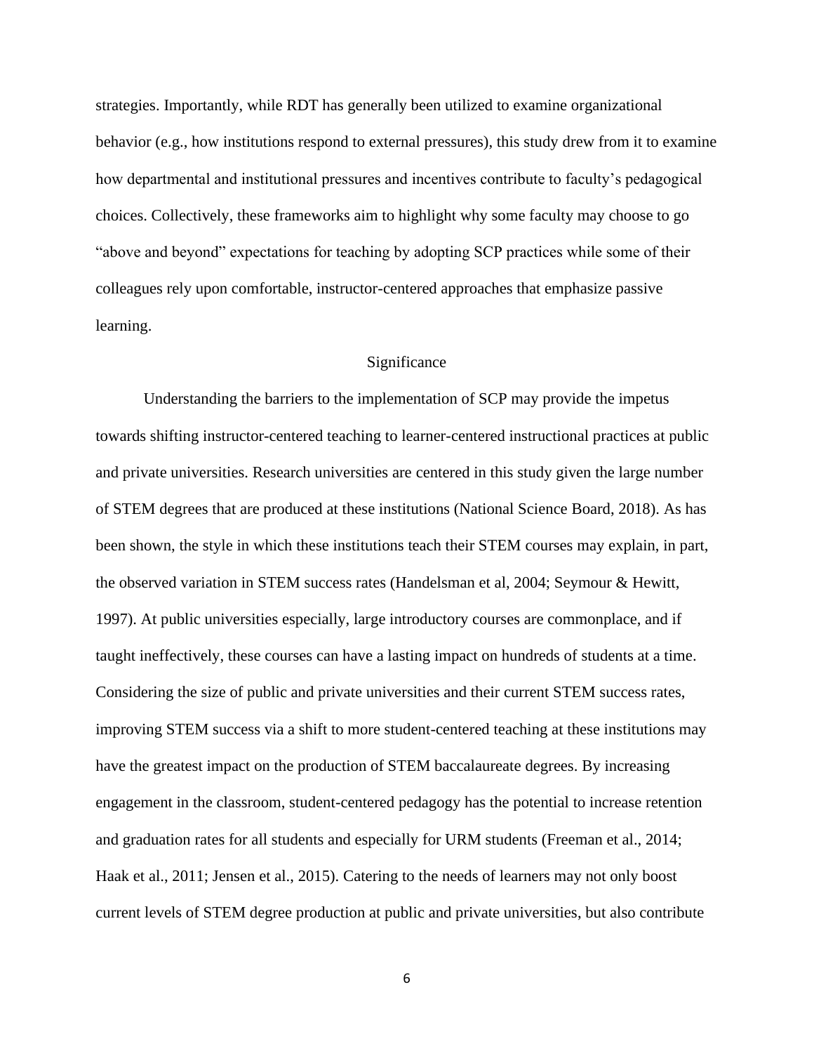strategies. Importantly, while RDT has generally been utilized to examine organizational behavior (e.g., how institutions respond to external pressures), this study drew from it to examine how departmental and institutional pressures and incentives contribute to faculty's pedagogical choices. Collectively, these frameworks aim to highlight why some faculty may choose to go "above and beyond" expectations for teaching by adopting SCP practices while some of their colleagues rely upon comfortable, instructor-centered approaches that emphasize passive learning.

## Significance

Understanding the barriers to the implementation of SCP may provide the impetus towards shifting instructor-centered teaching to learner-centered instructional practices at public and private universities. Research universities are centered in this study given the large number of STEM degrees that are produced at these institutions (National Science Board, 2018). As has been shown, the style in which these institutions teach their STEM courses may explain, in part, the observed variation in STEM success rates (Handelsman et al, 2004; Seymour & Hewitt, 1997). At public universities especially, large introductory courses are commonplace, and if taught ineffectively, these courses can have a lasting impact on hundreds of students at a time. Considering the size of public and private universities and their current STEM success rates, improving STEM success via a shift to more student-centered teaching at these institutions may have the greatest impact on the production of STEM baccalaureate degrees. By increasing engagement in the classroom, student-centered pedagogy has the potential to increase retention and graduation rates for all students and especially for URM students (Freeman et al., 2014; Haak et al., 2011; Jensen et al., 2015). Catering to the needs of learners may not only boost current levels of STEM degree production at public and private universities, but also contribute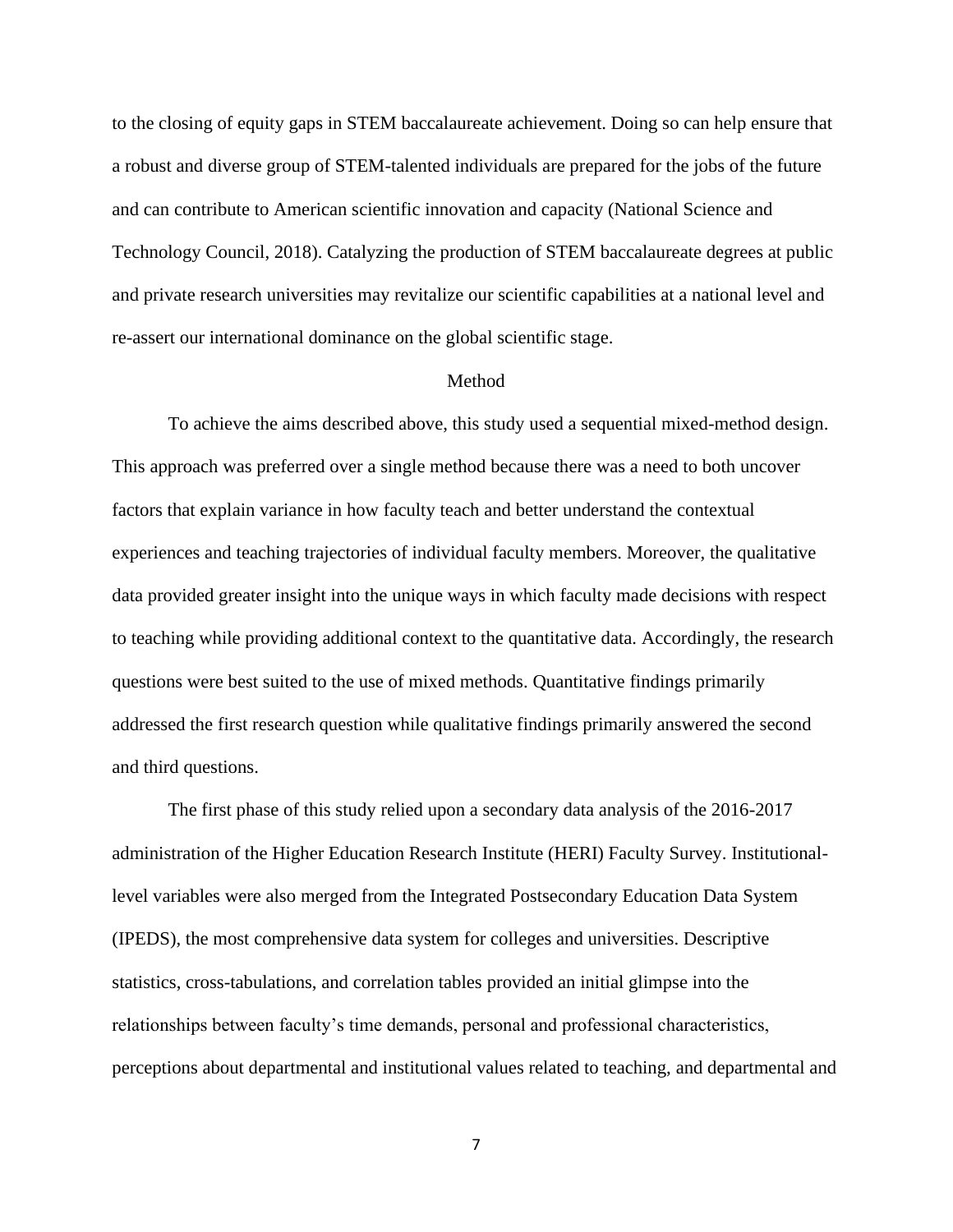to the closing of equity gaps in STEM baccalaureate achievement. Doing so can help ensure that a robust and diverse group of STEM-talented individuals are prepared for the jobs of the future and can contribute to American scientific innovation and capacity (National Science and Technology Council, 2018). Catalyzing the production of STEM baccalaureate degrees at public and private research universities may revitalize our scientific capabilities at a national level and re-assert our international dominance on the global scientific stage.

## Method

To achieve the aims described above, this study used a sequential mixed-method design. This approach was preferred over a single method because there was a need to both uncover factors that explain variance in how faculty teach and better understand the contextual experiences and teaching trajectories of individual faculty members. Moreover, the qualitative data provided greater insight into the unique ways in which faculty made decisions with respect to teaching while providing additional context to the quantitative data. Accordingly, the research questions were best suited to the use of mixed methods. Quantitative findings primarily addressed the first research question while qualitative findings primarily answered the second and third questions.

The first phase of this study relied upon a secondary data analysis of the 2016-2017 administration of the Higher Education Research Institute (HERI) Faculty Survey. Institutional-level variables were also merged from the Integrated Postsecondary Education Data System (IPEDS), the most comprehensive data system for colleges and universities. Descriptive statistics, cross-tabulations, and correlation tables provided an initial glimpse into the relationships between faculty's time demands, personal and professional characteristics, perceptions about departmental and institutional values related to teaching, and departmental and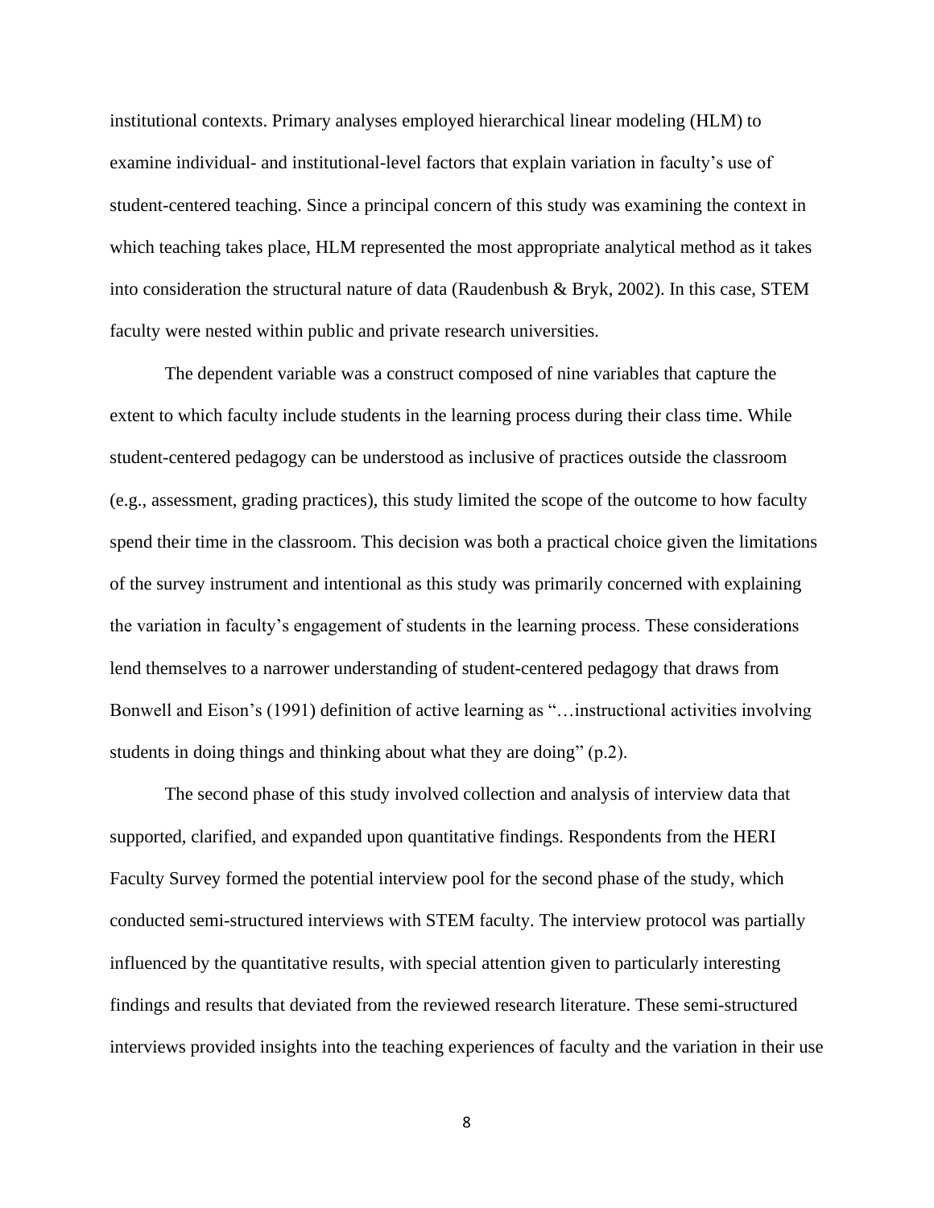institutional contexts. Primary analyses employed hierarchical linear modeling (HLM) to examine individual- and institutional-level factors that explain variation in faculty's use of student-centered teaching. Since a principal concern of this study was examining the context in which teaching takes place, HLM represented the most appropriate analytical method as it takes into consideration the structural nature of data (Raudenbush & Bryk, 2002). In this case, STEM faculty were nested within public and private research universities.

The dependent variable was a construct composed of nine variables that capture the extent to which faculty include students in the learning process during their class time. While student-centered pedagogy can be understood as inclusive of practices outside the classroom (e.g., assessment, grading practices), this study limited the scope of the outcome to how faculty spend their time in the classroom. This decision was both a practical choice given the limitations of the survey instrument and intentional as this study was primarily concerned with explaining the variation in faculty's engagement of students in the learning process. These considerations lend themselves to a narrower understanding of student-centered pedagogy that draws from Bonwell and Eison's (1991) definition of active learning as "…instructional activities involving students in doing things and thinking about what they are doing" (p.2).

The second phase of this study involved collection and analysis of interview data that supported, clarified, and expanded upon quantitative findings. Respondents from the HERI Faculty Survey formed the potential interview pool for the second phase of the study, which conducted semi-structured interviews with STEM faculty. The interview protocol was partially influenced by the quantitative results, with special attention given to particularly interesting findings and results that deviated from the reviewed research literature. These semi-structured interviews provided insights into the teaching experiences of faculty and the variation in their use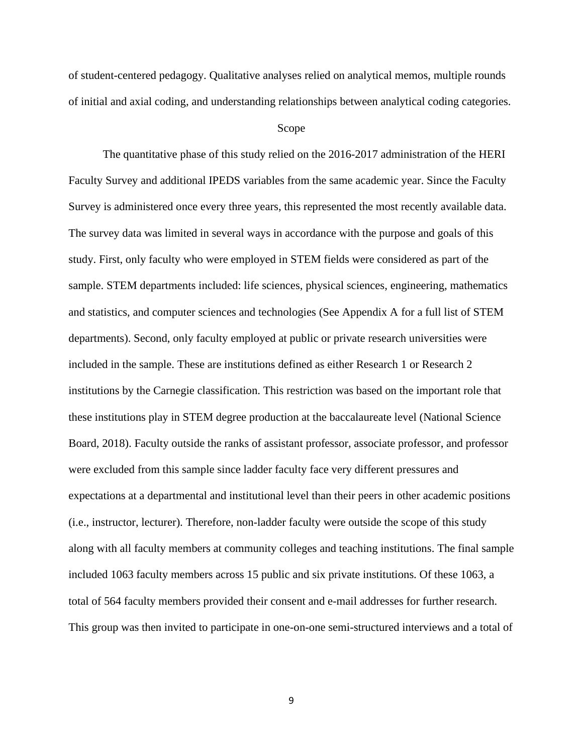of student-centered pedagogy. Qualitative analyses relied on analytical memos, multiple rounds of initial and axial coding, and understanding relationships between analytical coding categories.

## Scope

The quantitative phase of this study relied on the 2016-2017 administration of the HERI Faculty Survey and additional IPEDS variables from the same academic year. Since the Faculty Survey is administered once every three years, this represented the most recently available data. The survey data was limited in several ways in accordance with the purpose and goals of this study. First, only faculty who were employed in STEM fields were considered as part of the sample. STEM departments included: life sciences, physical sciences, engineering, mathematics and statistics, and computer sciences and technologies (See Appendix A for a full list of STEM departments). Second, only faculty employed at public or private research universities were included in the sample. These are institutions defined as either Research 1 or Research 2 institutions by the Carnegie classification. This restriction was based on the important role that these institutions play in STEM degree production at the baccalaureate level (National Science Board, 2018). Faculty outside the ranks of assistant professor, associate professor, and professor were excluded from this sample since ladder faculty face very different pressures and expectations at a departmental and institutional level than their peers in other academic positions (i.e., instructor, lecturer). Therefore, non-ladder faculty were outside the scope of this study along with all faculty members at community colleges and teaching institutions. The final sample included 1063 faculty members across 15 public and six private institutions. Of these 1063, a total of 564 faculty members provided their consent and e-mail addresses for further research. This group was then invited to participate in one-on-one semi-structured interviews and a total of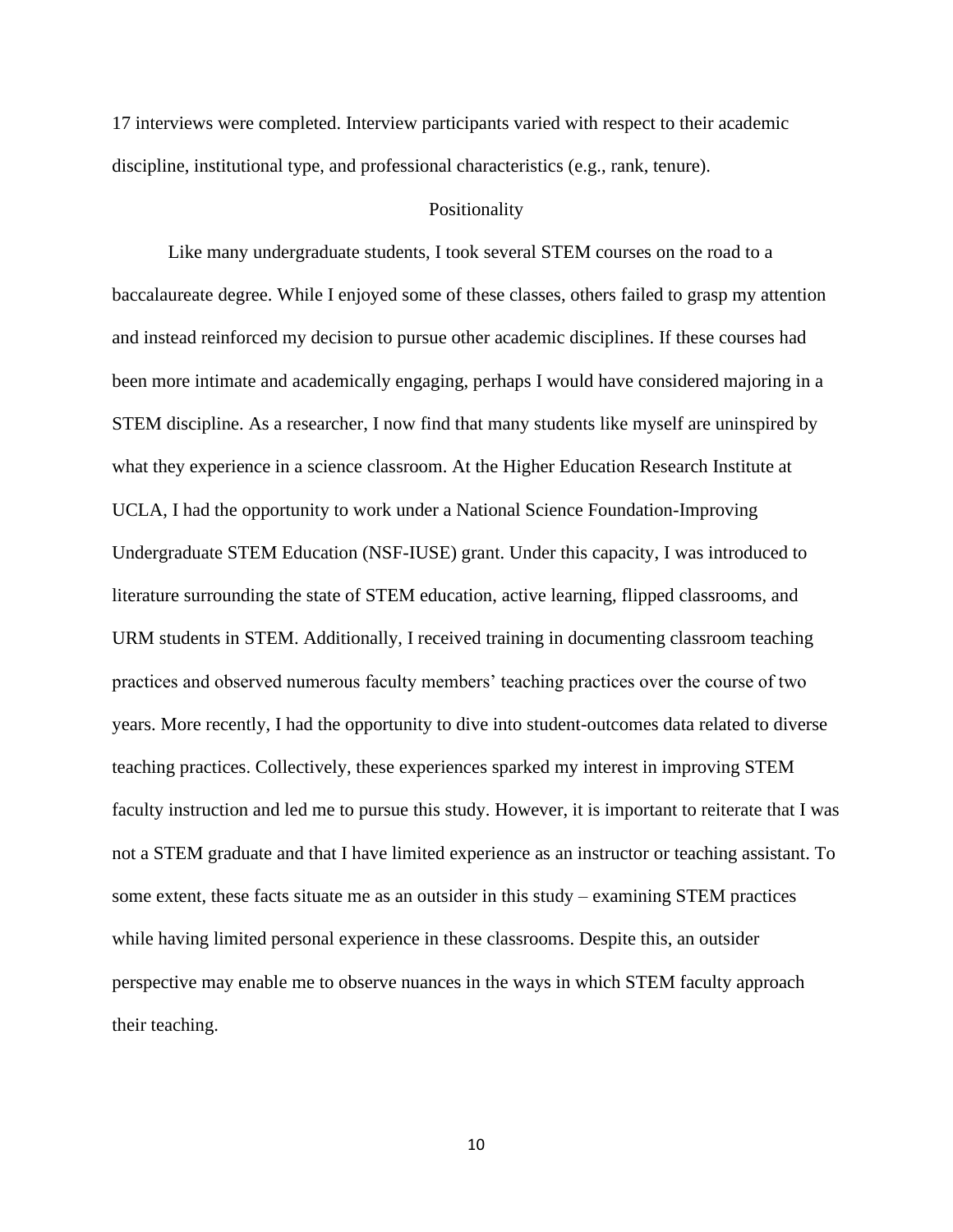17 interviews were completed. Interview participants varied with respect to their academic discipline, institutional type, and professional characteristics (e.g., rank, tenure).

## Positionality

Like many undergraduate students, I took several STEM courses on the road to a baccalaureate degree. While I enjoyed some of these classes, others failed to grasp my attention and instead reinforced my decision to pursue other academic disciplines. If these courses had been more intimate and academically engaging, perhaps I would have considered majoring in a STEM discipline. As a researcher, I now find that many students like myself are uninspired by what they experience in a science classroom. At the Higher Education Research Institute at UCLA, I had the opportunity to work under a National Science Foundation-Improving Undergraduate STEM Education (NSF-IUSE) grant. Under this capacity, I was introduced to literature surrounding the state of STEM education, active learning, flipped classrooms, and URM students in STEM. Additionally, I received training in documenting classroom teaching practices and observed numerous faculty members' teaching practices over the course of two years. More recently, I had the opportunity to dive into student-outcomes data related to diverse teaching practices. Collectively, these experiences sparked my interest in improving STEM faculty instruction and led me to pursue this study. However, it is important to reiterate that I was not a STEM graduate and that I have limited experience as an instructor or teaching assistant. To some extent, these facts situate me as an outsider in this study – examining STEM practices while having limited personal experience in these classrooms. Despite this, an outsider perspective may enable me to observe nuances in the ways in which STEM faculty approach their teaching.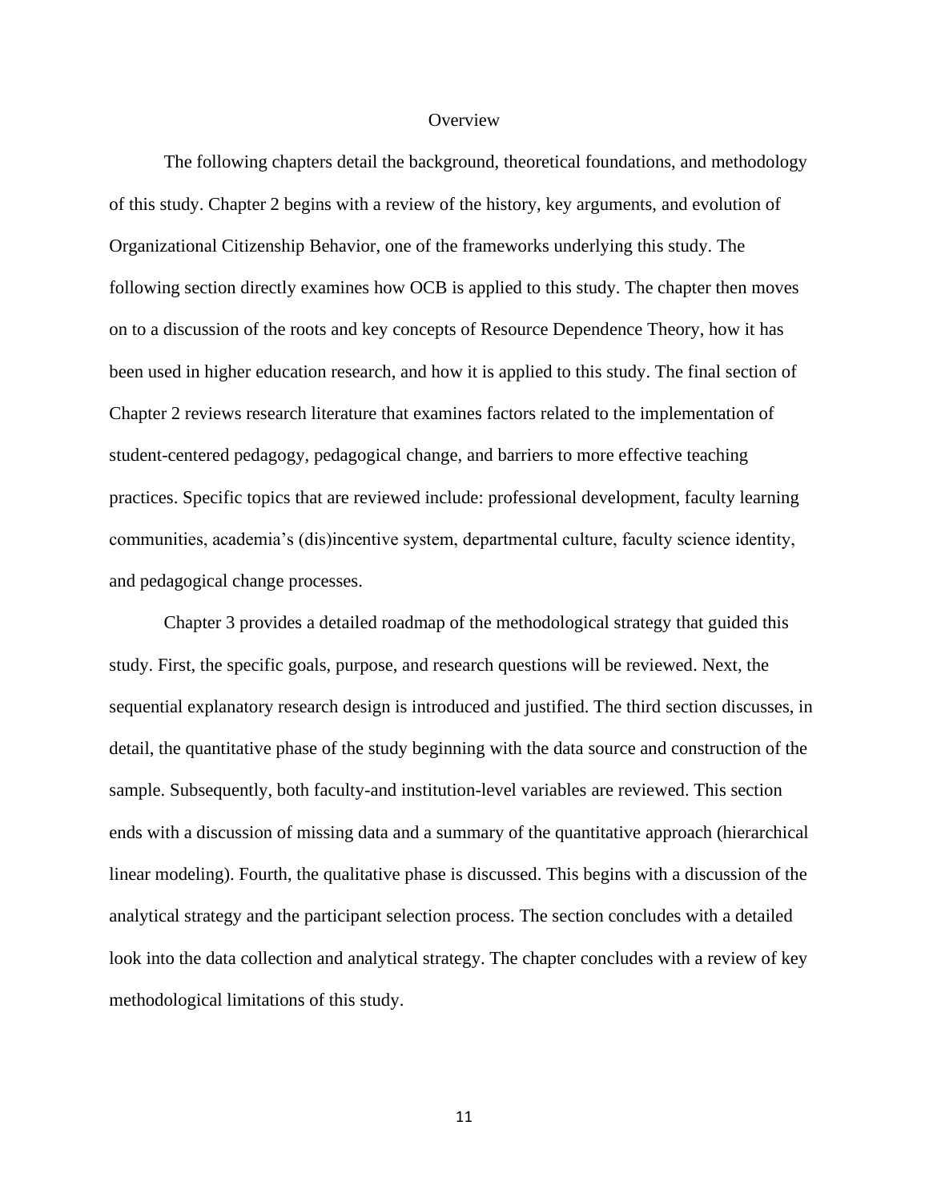## Overview

The following chapters detail the background, theoretical foundations, and methodology of this study. Chapter 2 begins with a review of the history, key arguments, and evolution of Organizational Citizenship Behavior, one of the frameworks underlying this study. The following section directly examines how OCB is applied to this study. The chapter then moves on to a discussion of the roots and key concepts of Resource Dependence Theory, how it has been used in higher education research, and how it is applied to this study. The final section of Chapter 2 reviews research literature that examines factors related to the implementation of student-centered pedagogy, pedagogical change, and barriers to more effective teaching practices. Specific topics that are reviewed include: professional development, faculty learning communities, academia's (dis)incentive system, departmental culture, faculty science identity, and pedagogical change processes.

Chapter 3 provides a detailed roadmap of the methodological strategy that guided this study. First, the specific goals, purpose, and research questions will be reviewed. Next, the sequential explanatory research design is introduced and justified. The third section discusses, in detail, the quantitative phase of the study beginning with the data source and construction of the sample. Subsequently, both faculty-and institution-level variables are reviewed. This section ends with a discussion of missing data and a summary of the quantitative approach (hierarchical linear modeling). Fourth, the qualitative phase is discussed. This begins with a discussion of the analytical strategy and the participant selection process. The section concludes with a detailed look into the data collection and analytical strategy. The chapter concludes with a review of key methodological limitations of this study.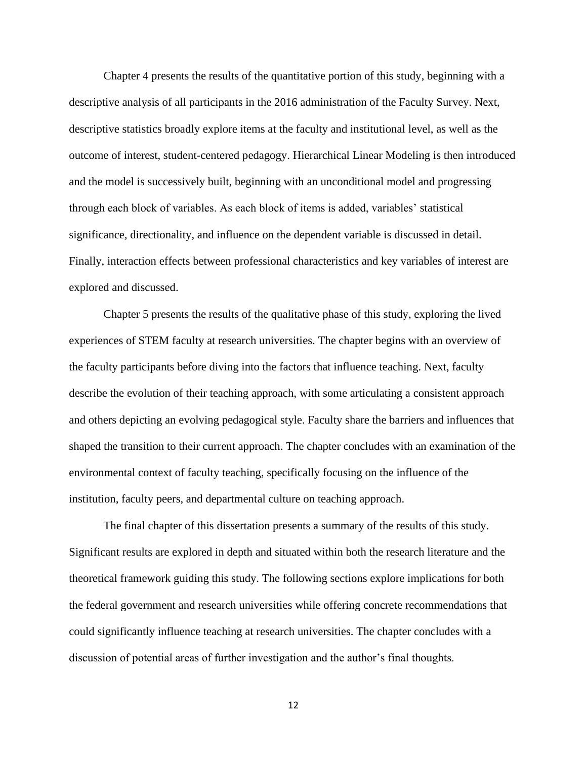Chapter 4 presents the results of the quantitative portion of this study, beginning with a descriptive analysis of all participants in the 2016 administration of the Faculty Survey. Next, descriptive statistics broadly explore items at the faculty and institutional level, as well as the outcome of interest, student-centered pedagogy. Hierarchical Linear Modeling is then introduced and the model is successively built, beginning with an unconditional model and progressing through each block of variables. As each block of items is added, variables' statistical significance, directionality, and influence on the dependent variable is discussed in detail. Finally, interaction effects between professional characteristics and key variables of interest are explored and discussed.

Chapter 5 presents the results of the qualitative phase of this study, exploring the lived experiences of STEM faculty at research universities. The chapter begins with an overview of the faculty participants before diving into the factors that influence teaching. Next, faculty describe the evolution of their teaching approach, with some articulating a consistent approach and others depicting an evolving pedagogical style. Faculty share the barriers and influences that shaped the transition to their current approach. The chapter concludes with an examination of the environmental context of faculty teaching, specifically focusing on the influence of the institution, faculty peers, and departmental culture on teaching approach.

The final chapter of this dissertation presents a summary of the results of this study. Significant results are explored in depth and situated within both the research literature and the theoretical framework guiding this study. The following sections explore implications for both the federal government and research universities while offering concrete recommendations that could significantly influence teaching at research universities. The chapter concludes with a discussion of potential areas of further investigation and the author's final thoughts.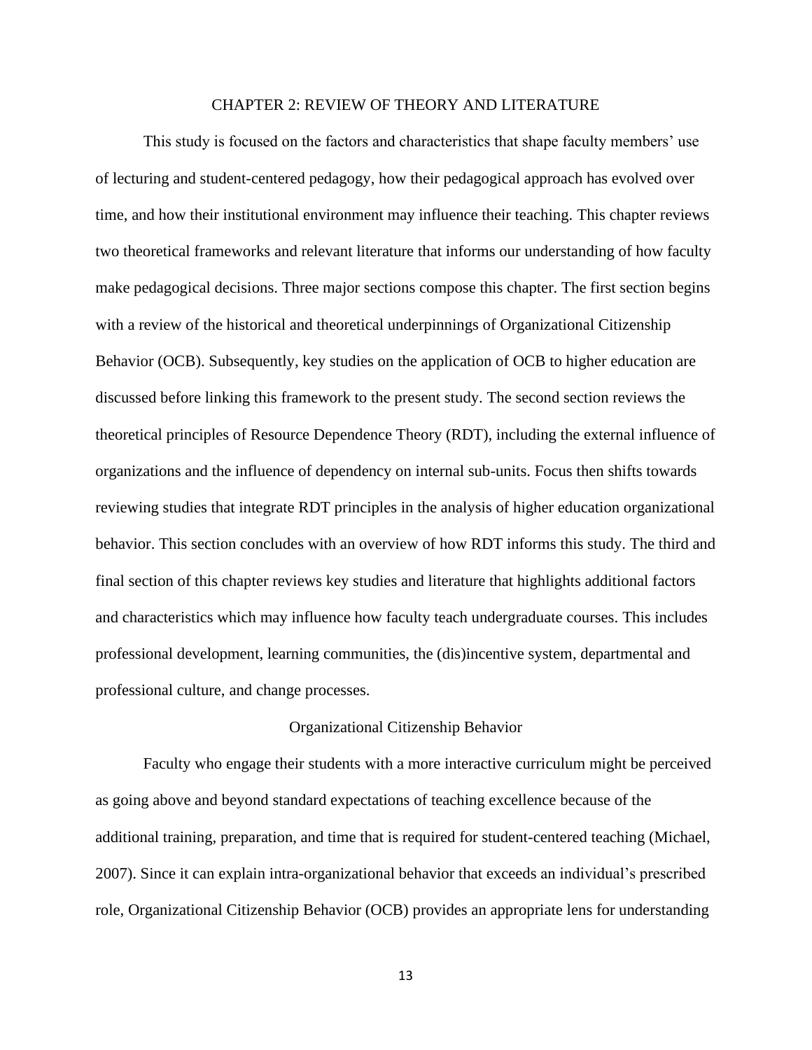# CHAPTER 2: REVIEW OF THEORY AND LITERATURE

This study is focused on the factors and characteristics that shape faculty members' use of lecturing and student-centered pedagogy, how their pedagogical approach has evolved over time, and how their institutional environment may influence their teaching. This chapter reviews two theoretical frameworks and relevant literature that informs our understanding of how faculty make pedagogical decisions. Three major sections compose this chapter. The first section begins with a review of the historical and theoretical underpinnings of Organizational Citizenship Behavior (OCB). Subsequently, key studies on the application of OCB to higher education are discussed before linking this framework to the present study. The second section reviews the theoretical principles of Resource Dependence Theory (RDT), including the external influence of organizations and the influence of dependency on internal sub-units. Focus then shifts towards reviewing studies that integrate RDT principles in the analysis of higher education organizational behavior. This section concludes with an overview of how RDT informs this study. The third and final section of this chapter reviews key studies and literature that highlights additional factors and characteristics which may influence how faculty teach undergraduate courses. This includes professional development, learning communities, the (dis)incentive system, departmental and professional culture, and change processes.

## Organizational Citizenship Behavior

Faculty who engage their students with a more interactive curriculum might be perceived as going above and beyond standard expectations of teaching excellence because of the additional training, preparation, and time that is required for student-centered teaching (Michael, 2007). Since it can explain intra-organizational behavior that exceeds an individual's prescribed role, Organizational Citizenship Behavior (OCB) provides an appropriate lens for understanding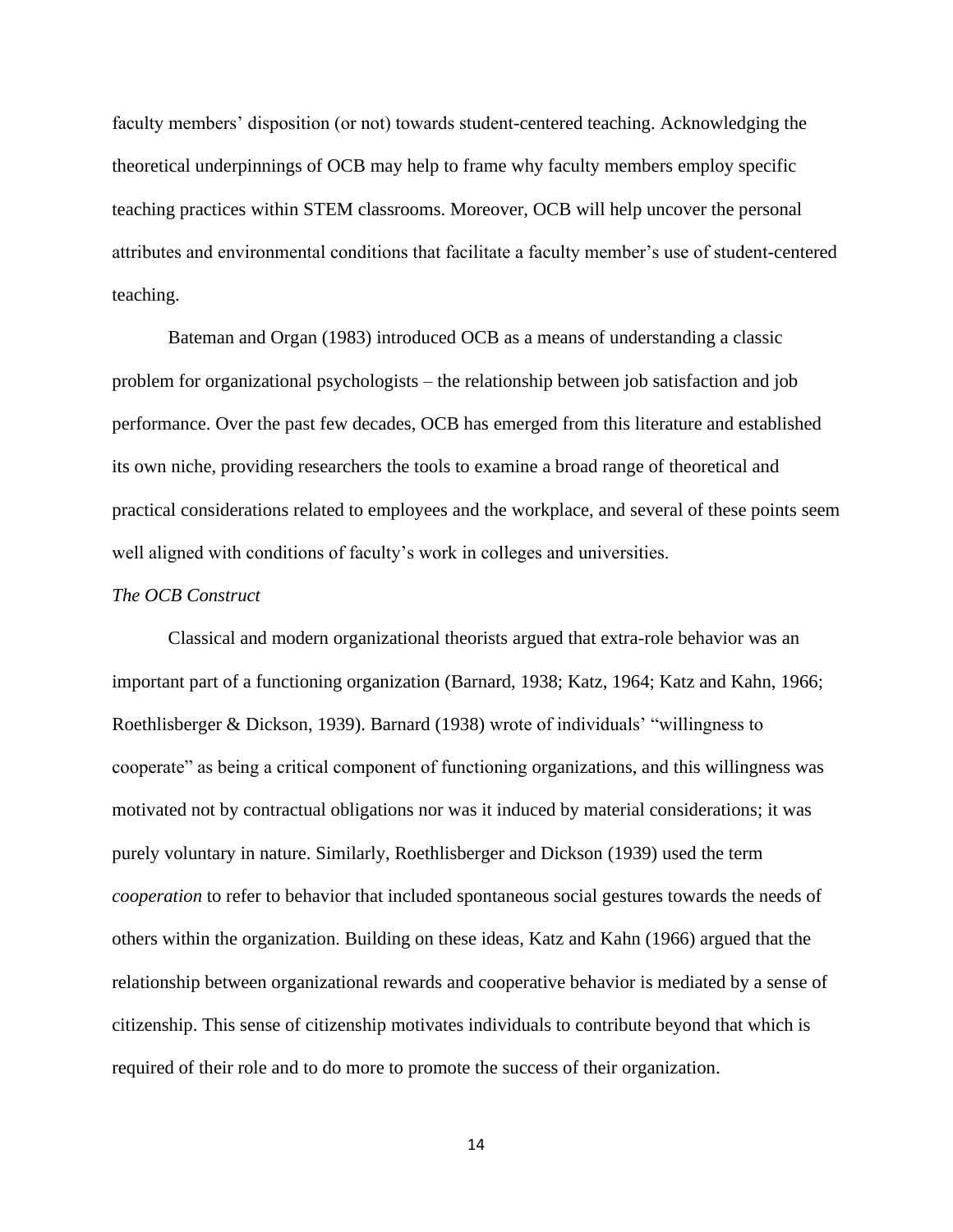faculty members' disposition (or not) towards student-centered teaching. Acknowledging the theoretical underpinnings of OCB may help to frame why faculty members employ specific teaching practices within STEM classrooms. Moreover, OCB will help uncover the personal attributes and environmental conditions that facilitate a faculty member's use of student-centered teaching.

Bateman and Organ (1983) introduced OCB as a means of understanding a classic problem for organizational psychologists – the relationship between job satisfaction and job performance. Over the past few decades, OCB has emerged from this literature and established its own niche, providing researchers the tools to examine a broad range of theoretical and practical considerations related to employees and the workplace, and several of these points seem well aligned with conditions of faculty's work in colleges and universities.

*The OCB Construct*

Classical and modern organizational theorists argued that extra-role behavior was an important part of a functioning organization (Barnard, 1938; Katz, 1964; Katz and Kahn, 1966; Roethlisberger & Dickson, 1939). Barnard (1938) wrote of individuals' "willingness to cooperate" as being a critical component of functioning organizations, and this willingness was motivated not by contractual obligations nor was it induced by material considerations; it was purely voluntary in nature. Similarly, Roethlisberger and Dickson (1939) used the term *cooperation* to refer to behavior that included spontaneous social gestures towards the needs of others within the organization. Building on these ideas, Katz and Kahn (1966) argued that the relationship between organizational rewards and cooperative behavior is mediated by a sense of citizenship. This sense of citizenship motivates individuals to contribute beyond that which is required of their role and to do more to promote the success of their organization.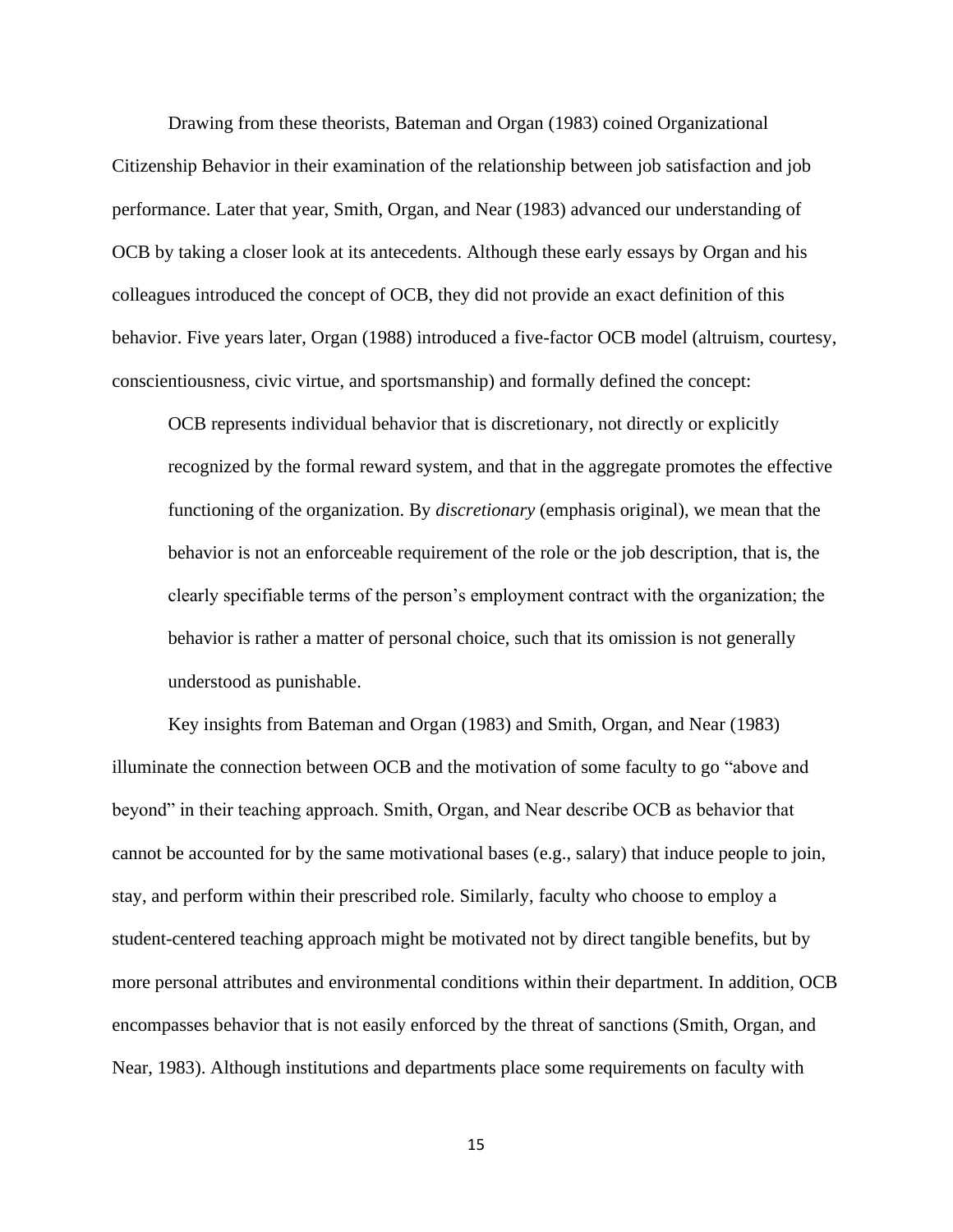Drawing from these theorists, Bateman and Organ (1983) coined Organizational Citizenship Behavior in their examination of the relationship between job satisfaction and job performance. Later that year, Smith, Organ, and Near (1983) advanced our understanding of OCB by taking a closer look at its antecedents. Although these early essays by Organ and his colleagues introduced the concept of OCB, they did not provide an exact definition of this behavior. Five years later, Organ (1988) introduced a five-factor OCB model (altruism, courtesy, conscientiousness, civic virtue, and sportsmanship) and formally defined the concept:

> OCB represents individual behavior that is discretionary, not directly or explicitly recognized by the formal reward system, and that in the aggregate promotes the effective functioning of the organization. By *discretionary* (emphasis original), we mean that the behavior is not an enforceable requirement of the role or the job description, that is, the clearly specifiable terms of the person's employment contract with the organization; the behavior is rather a matter of personal choice, such that its omission is not generally understood as punishable.

Key insights from Bateman and Organ (1983) and Smith, Organ, and Near (1983) illuminate the connection between OCB and the motivation of some faculty to go "above and beyond" in their teaching approach. Smith, Organ, and Near describe OCB as behavior that cannot be accounted for by the same motivational bases (e.g., salary) that induce people to join, stay, and perform within their prescribed role. Similarly, faculty who choose to employ a student-centered teaching approach might be motivated not by direct tangible benefits, but by more personal attributes and environmental conditions within their department. In addition, OCB encompasses behavior that is not easily enforced by the threat of sanctions (Smith, Organ, and Near, 1983). Although institutions and departments place some requirements on faculty with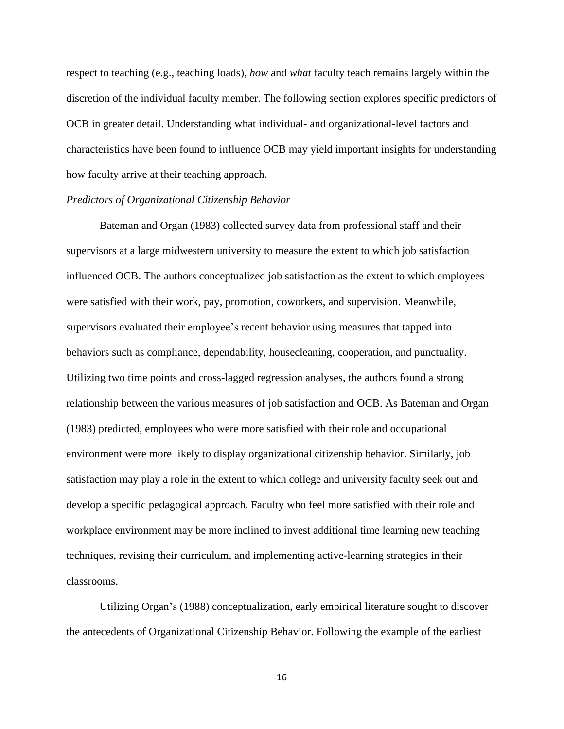respect to teaching (e.g., teaching loads), *how* and *what* faculty teach remains largely within the discretion of the individual faculty member. The following section explores specific predictors of OCB in greater detail. Understanding what individual- and organizational-level factors and characteristics have been found to influence OCB may yield important insights for understanding how faculty arrive at their teaching approach.

### *Predictors of Organizational Citizenship Behavior*

Bateman and Organ (1983) collected survey data from professional staff and their supervisors at a large midwestern university to measure the extent to which job satisfaction influenced OCB. The authors conceptualized job satisfaction as the extent to which employees were satisfied with their work, pay, promotion, coworkers, and supervision. Meanwhile, supervisors evaluated their employee's recent behavior using measures that tapped into behaviors such as compliance, dependability, housecleaning, cooperation, and punctuality. Utilizing two time points and cross-lagged regression analyses, the authors found a strong relationship between the various measures of job satisfaction and OCB. As Bateman and Organ (1983) predicted, employees who were more satisfied with their role and occupational environment were more likely to display organizational citizenship behavior. Similarly, job satisfaction may play a role in the extent to which college and university faculty seek out and develop a specific pedagogical approach. Faculty who feel more satisfied with their role and workplace environment may be more inclined to invest additional time learning new teaching techniques, revising their curriculum, and implementing active-learning strategies in their classrooms.

Utilizing Organ's (1988) conceptualization, early empirical literature sought to discover the antecedents of Organizational Citizenship Behavior. Following the example of the earliest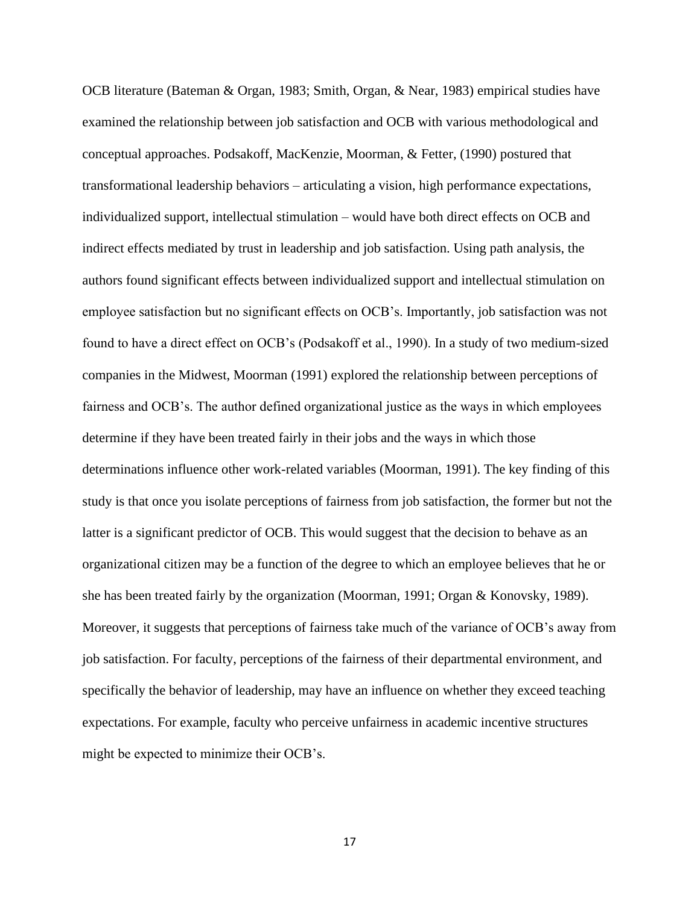OCB literature (Bateman & Organ, 1983; Smith, Organ, & Near, 1983) empirical studies have examined the relationship between job satisfaction and OCB with various methodological and conceptual approaches. Podsakoff, MacKenzie, Moorman, & Fetter, (1990) postured that transformational leadership behaviors – articulating a vision, high performance expectations, individualized support, intellectual stimulation – would have both direct effects on OCB and indirect effects mediated by trust in leadership and job satisfaction. Using path analysis, the authors found significant effects between individualized support and intellectual stimulation on employee satisfaction but no significant effects on OCB's. Importantly, job satisfaction was not found to have a direct effect on OCB's (Podsakoff et al., 1990). In a study of two medium-sized companies in the Midwest, Moorman (1991) explored the relationship between perceptions of fairness and OCB's. The author defined organizational justice as the ways in which employees determine if they have been treated fairly in their jobs and the ways in which those determinations influence other work-related variables (Moorman, 1991). The key finding of this study is that once you isolate perceptions of fairness from job satisfaction, the former but not the latter is a significant predictor of OCB. This would suggest that the decision to behave as an organizational citizen may be a function of the degree to which an employee believes that he or she has been treated fairly by the organization (Moorman, 1991; Organ & Konovsky, 1989). Moreover, it suggests that perceptions of fairness take much of the variance of OCB's away from job satisfaction. For faculty, perceptions of the fairness of their departmental environment, and specifically the behavior of leadership, may have an influence on whether they exceed teaching expectations. For example, faculty who perceive unfairness in academic incentive structures might be expected to minimize their OCB's.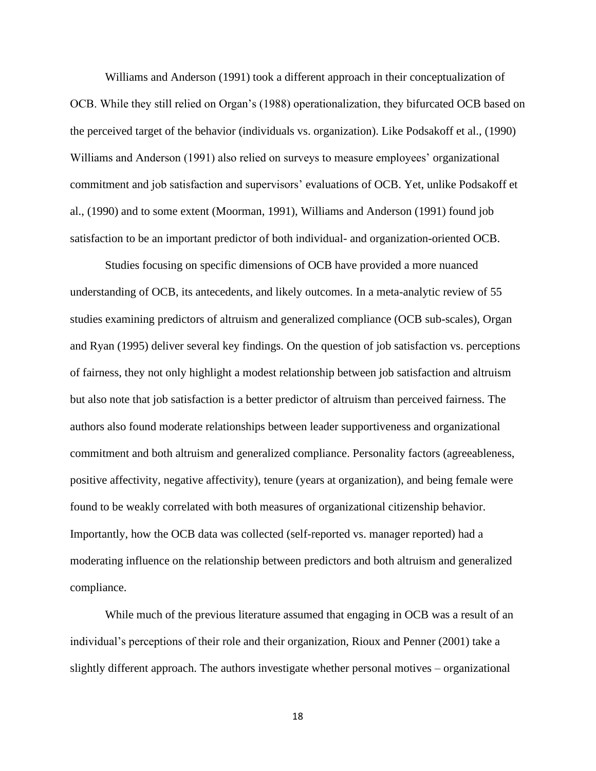Williams and Anderson (1991) took a different approach in their conceptualization of OCB. While they still relied on Organ's (1988) operationalization, they bifurcated OCB based on the perceived target of the behavior (individuals vs. organization). Like Podsakoff et al., (1990) Williams and Anderson (1991) also relied on surveys to measure employees' organizational commitment and job satisfaction and supervisors' evaluations of OCB. Yet, unlike Podsakoff et al., (1990) and to some extent (Moorman, 1991), Williams and Anderson (1991) found job satisfaction to be an important predictor of both individual- and organization-oriented OCB.

Studies focusing on specific dimensions of OCB have provided a more nuanced understanding of OCB, its antecedents, and likely outcomes. In a meta-analytic review of 55 studies examining predictors of altruism and generalized compliance (OCB sub-scales), Organ and Ryan (1995) deliver several key findings. On the question of job satisfaction vs. perceptions of fairness, they not only highlight a modest relationship between job satisfaction and altruism but also note that job satisfaction is a better predictor of altruism than perceived fairness. The authors also found moderate relationships between leader supportiveness and organizational commitment and both altruism and generalized compliance. Personality factors (agreeableness, positive affectivity, negative affectivity), tenure (years at organization), and being female were found to be weakly correlated with both measures of organizational citizenship behavior. Importantly, how the OCB data was collected (self-reported vs. manager reported) had a moderating influence on the relationship between predictors and both altruism and generalized compliance.

While much of the previous literature assumed that engaging in OCB was a result of an individual's perceptions of their role and their organization, Rioux and Penner (2001) take a slightly different approach. The authors investigate whether personal motives – organizational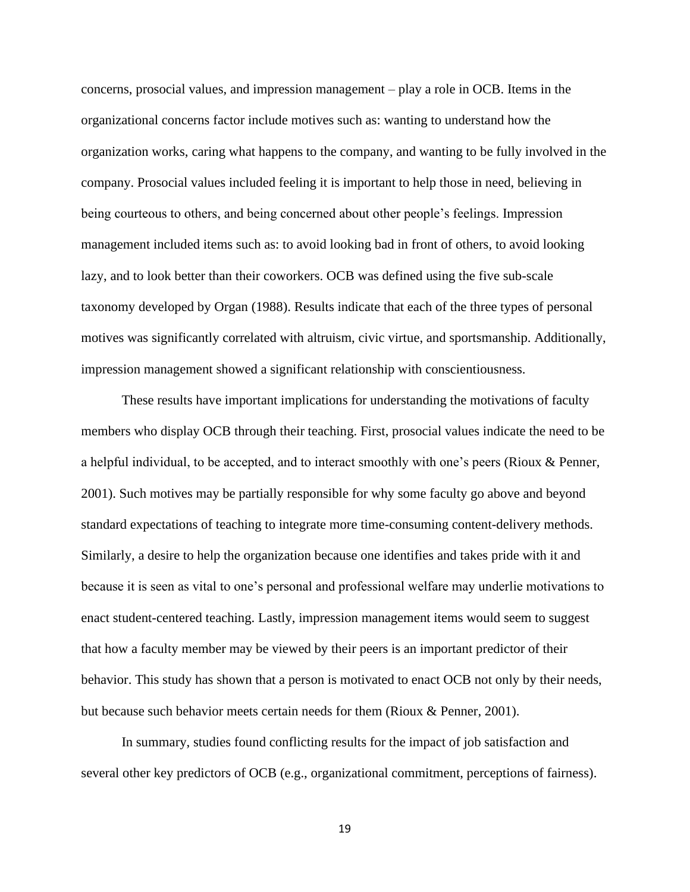concerns, prosocial values, and impression management – play a role in OCB. Items in the organizational concerns factor include motives such as: wanting to understand how the organization works, caring what happens to the company, and wanting to be fully involved in the company. Prosocial values included feeling it is important to help those in need, believing in being courteous to others, and being concerned about other people's feelings. Impression management included items such as: to avoid looking bad in front of others, to avoid looking lazy, and to look better than their coworkers. OCB was defined using the five sub-scale taxonomy developed by Organ (1988). Results indicate that each of the three types of personal motives was significantly correlated with altruism, civic virtue, and sportsmanship. Additionally, impression management showed a significant relationship with conscientiousness.

These results have important implications for understanding the motivations of faculty members who display OCB through their teaching. First, prosocial values indicate the need to be a helpful individual, to be accepted, and to interact smoothly with one's peers (Rioux & Penner, 2001). Such motives may be partially responsible for why some faculty go above and beyond standard expectations of teaching to integrate more time-consuming content-delivery methods. Similarly, a desire to help the organization because one identifies and takes pride with it and because it is seen as vital to one's personal and professional welfare may underlie motivations to enact student-centered teaching. Lastly, impression management items would seem to suggest that how a faculty member may be viewed by their peers is an important predictor of their behavior. This study has shown that a person is motivated to enact OCB not only by their needs, but because such behavior meets certain needs for them (Rioux & Penner, 2001).

In summary, studies found conflicting results for the impact of job satisfaction and several other key predictors of OCB (e.g., organizational commitment, perceptions of fairness).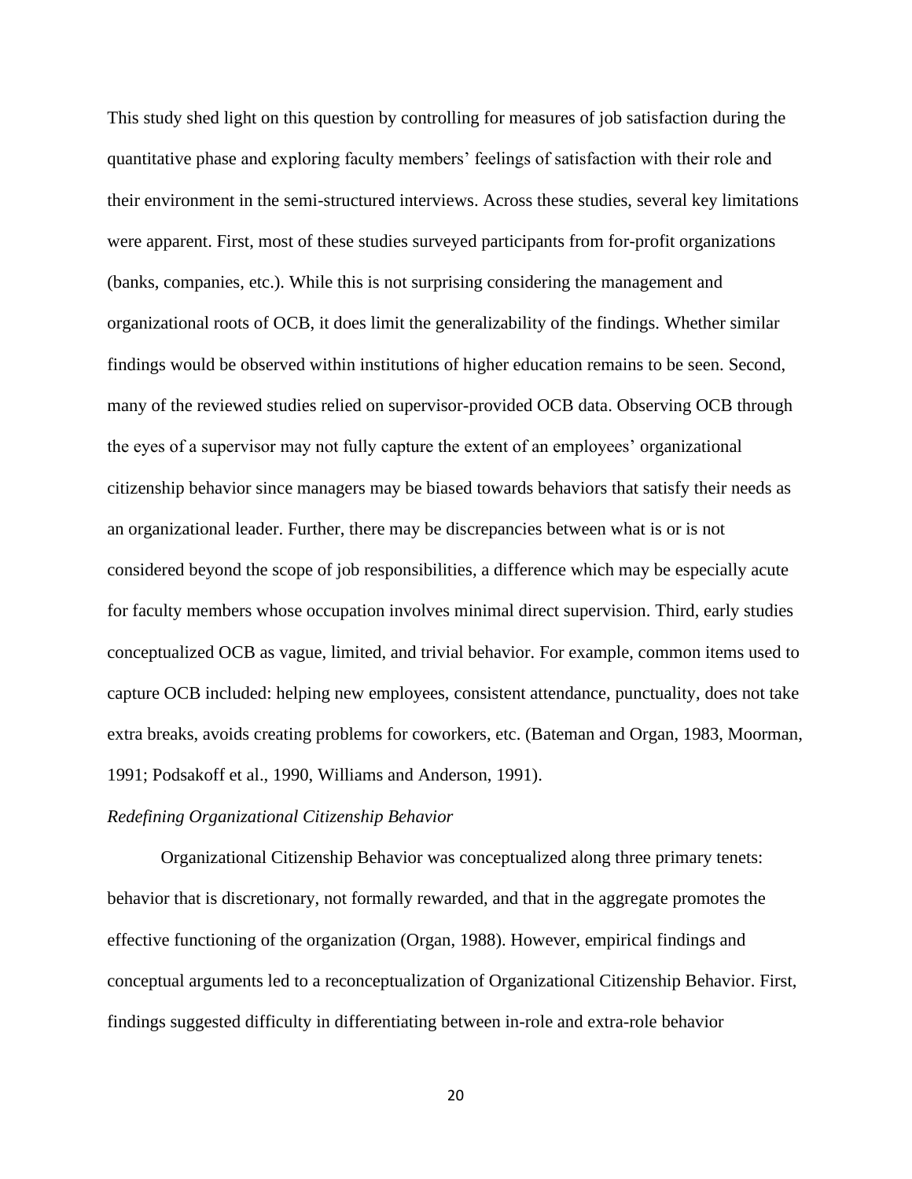This study shed light on this question by controlling for measures of job satisfaction during the quantitative phase and exploring faculty members' feelings of satisfaction with their role and their environment in the semi-structured interviews. Across these studies, several key limitations were apparent. First, most of these studies surveyed participants from for-profit organizations (banks, companies, etc.). While this is not surprising considering the management and organizational roots of OCB, it does limit the generalizability of the findings. Whether similar findings would be observed within institutions of higher education remains to be seen. Second, many of the reviewed studies relied on supervisor-provided OCB data. Observing OCB through the eyes of a supervisor may not fully capture the extent of an employees' organizational citizenship behavior since managers may be biased towards behaviors that satisfy their needs as an organizational leader. Further, there may be discrepancies between what is or is not considered beyond the scope of job responsibilities, a difference which may be especially acute for faculty members whose occupation involves minimal direct supervision. Third, early studies conceptualized OCB as vague, limited, and trivial behavior. For example, common items used to capture OCB included: helping new employees, consistent attendance, punctuality, does not take extra breaks, avoids creating problems for coworkers, etc. (Bateman and Organ, 1983, Moorman, 1991; Podsakoff et al., 1990, Williams and Anderson, 1991).

*Redefining Organizational Citizenship Behavior*

Organizational Citizenship Behavior was conceptualized along three primary tenets: behavior that is discretionary, not formally rewarded, and that in the aggregate promotes the effective functioning of the organization (Organ, 1988). However, empirical findings and conceptual arguments led to a reconceptualization of Organizational Citizenship Behavior. First, findings suggested difficulty in differentiating between in-role and extra-role behavior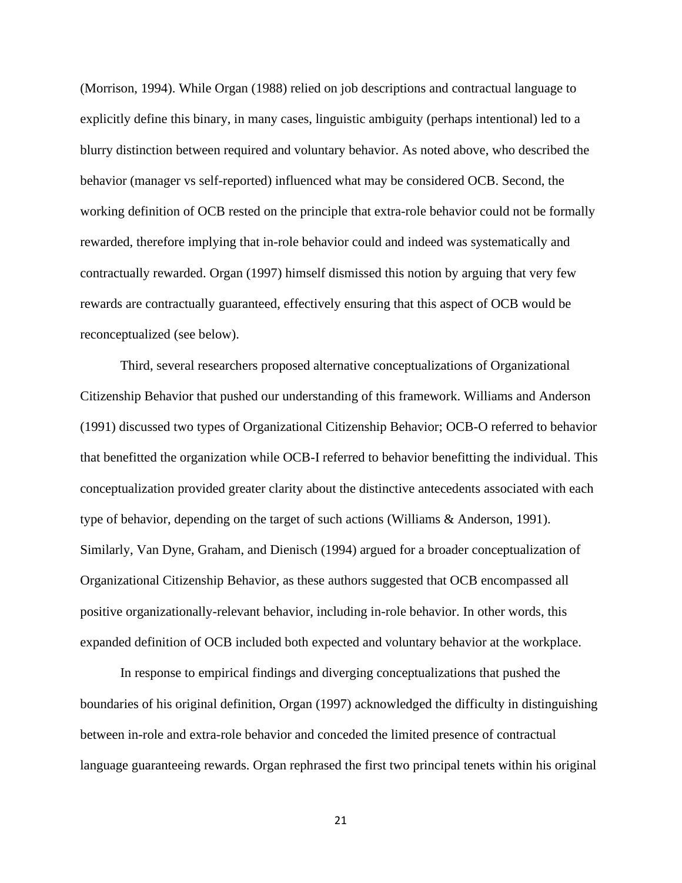(Morrison, 1994). While Organ (1988) relied on job descriptions and contractual language to explicitly define this binary, in many cases, linguistic ambiguity (perhaps intentional) led to a blurry distinction between required and voluntary behavior. As noted above, who described the behavior (manager vs self-reported) influenced what may be considered OCB. Second, the working definition of OCB rested on the principle that extra-role behavior could not be formally rewarded, therefore implying that in-role behavior could and indeed was systematically and contractually rewarded. Organ (1997) himself dismissed this notion by arguing that very few rewards are contractually guaranteed, effectively ensuring that this aspect of OCB would be reconceptualized (see below).

Third, several researchers proposed alternative conceptualizations of Organizational Citizenship Behavior that pushed our understanding of this framework. Williams and Anderson (1991) discussed two types of Organizational Citizenship Behavior; OCB-O referred to behavior that benefitted the organization while OCB-I referred to behavior benefitting the individual. This conceptualization provided greater clarity about the distinctive antecedents associated with each type of behavior, depending on the target of such actions (Williams & Anderson, 1991). Similarly, Van Dyne, Graham, and Dienisch (1994) argued for a broader conceptualization of Organizational Citizenship Behavior, as these authors suggested that OCB encompassed all positive organizationally-relevant behavior, including in-role behavior. In other words, this expanded definition of OCB included both expected and voluntary behavior at the workplace.

In response to empirical findings and diverging conceptualizations that pushed the boundaries of his original definition, Organ (1997) acknowledged the difficulty in distinguishing between in-role and extra-role behavior and conceded the limited presence of contractual language guaranteeing rewards. Organ rephrased the first two principal tenets within his original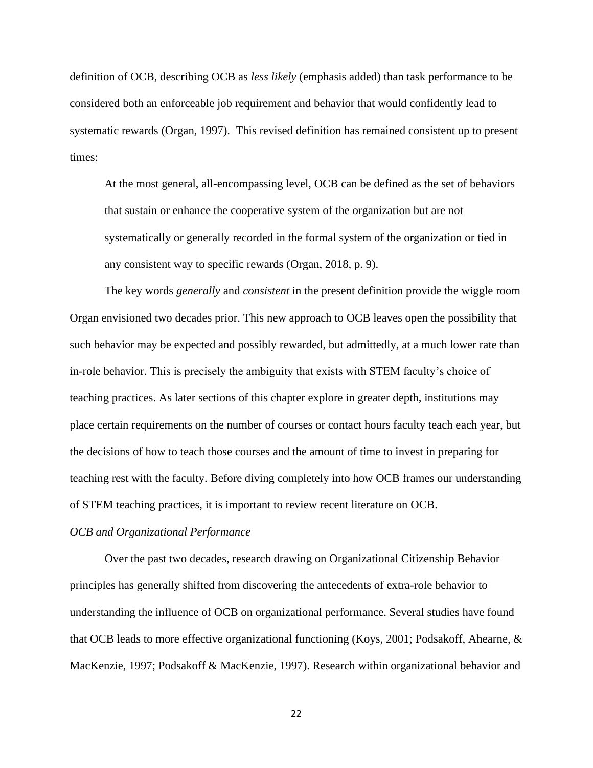definition of OCB, describing OCB as *less likely* (emphasis added) than task performance to be considered both an enforceable job requirement and behavior that would confidently lead to systematic rewards (Organ, 1997). This revised definition has remained consistent up to present times:

> At the most general, all-encompassing level, OCB can be defined as the set of behaviors that sustain or enhance the cooperative system of the organization but are not systematically or generally recorded in the formal system of the organization or tied in any consistent way to specific rewards (Organ, 2018, p. 9).

The key words *generally* and *consistent* in the present definition provide the wiggle room Organ envisioned two decades prior. This new approach to OCB leaves open the possibility that such behavior may be expected and possibly rewarded, but admittedly, at a much lower rate than in-role behavior. This is precisely the ambiguity that exists with STEM faculty's choice of teaching practices. As later sections of this chapter explore in greater depth, institutions may place certain requirements on the number of courses or contact hours faculty teach each year, but the decisions of how to teach those courses and the amount of time to invest in preparing for teaching rest with the faculty. Before diving completely into how OCB frames our understanding of STEM teaching practices, it is important to review recent literature on OCB.

*OCB and Organizational Performance*

Over the past two decades, research drawing on Organizational Citizenship Behavior principles has generally shifted from discovering the antecedents of extra-role behavior to understanding the influence of OCB on organizational performance. Several studies have found that OCB leads to more effective organizational functioning (Koys, 2001; Podsakoff, Ahearne, & MacKenzie, 1997; Podsakoff & MacKenzie, 1997). Research within organizational behavior and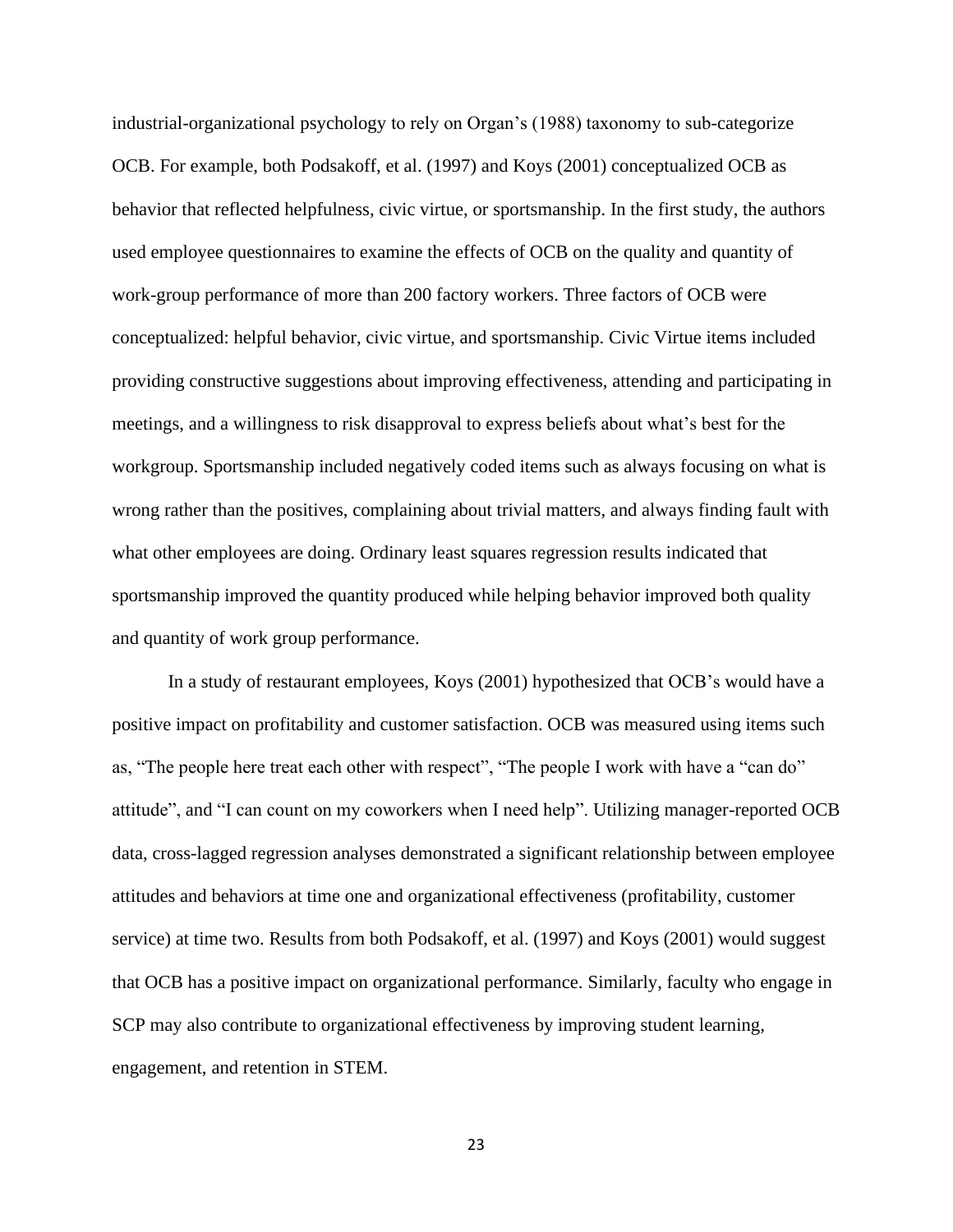industrial-organizational psychology to rely on Organ's (1988) taxonomy to sub-categorize OCB. For example, both Podsakoff, et al. (1997) and Koys (2001) conceptualized OCB as behavior that reflected helpfulness, civic virtue, or sportsmanship. In the first study, the authors used employee questionnaires to examine the effects of OCB on the quality and quantity of work-group performance of more than 200 factory workers. Three factors of OCB were conceptualized: helpful behavior, civic virtue, and sportsmanship. Civic Virtue items included providing constructive suggestions about improving effectiveness, attending and participating in meetings, and a willingness to risk disapproval to express beliefs about what's best for the workgroup. Sportsmanship included negatively coded items such as always focusing on what is wrong rather than the positives, complaining about trivial matters, and always finding fault with what other employees are doing. Ordinary least squares regression results indicated that sportsmanship improved the quantity produced while helping behavior improved both quality and quantity of work group performance.

In a study of restaurant employees, Koys (2001) hypothesized that OCB's would have a positive impact on profitability and customer satisfaction. OCB was measured using items such as, "The people here treat each other with respect", "The people I work with have a "can do" attitude", and "I can count on my coworkers when I need help". Utilizing manager-reported OCB data, cross-lagged regression analyses demonstrated a significant relationship between employee attitudes and behaviors at time one and organizational effectiveness (profitability, customer service) at time two. Results from both Podsakoff, et al. (1997) and Koys (2001) would suggest that OCB has a positive impact on organizational performance. Similarly, faculty who engage in SCP may also contribute to organizational effectiveness by improving student learning, engagement, and retention in STEM.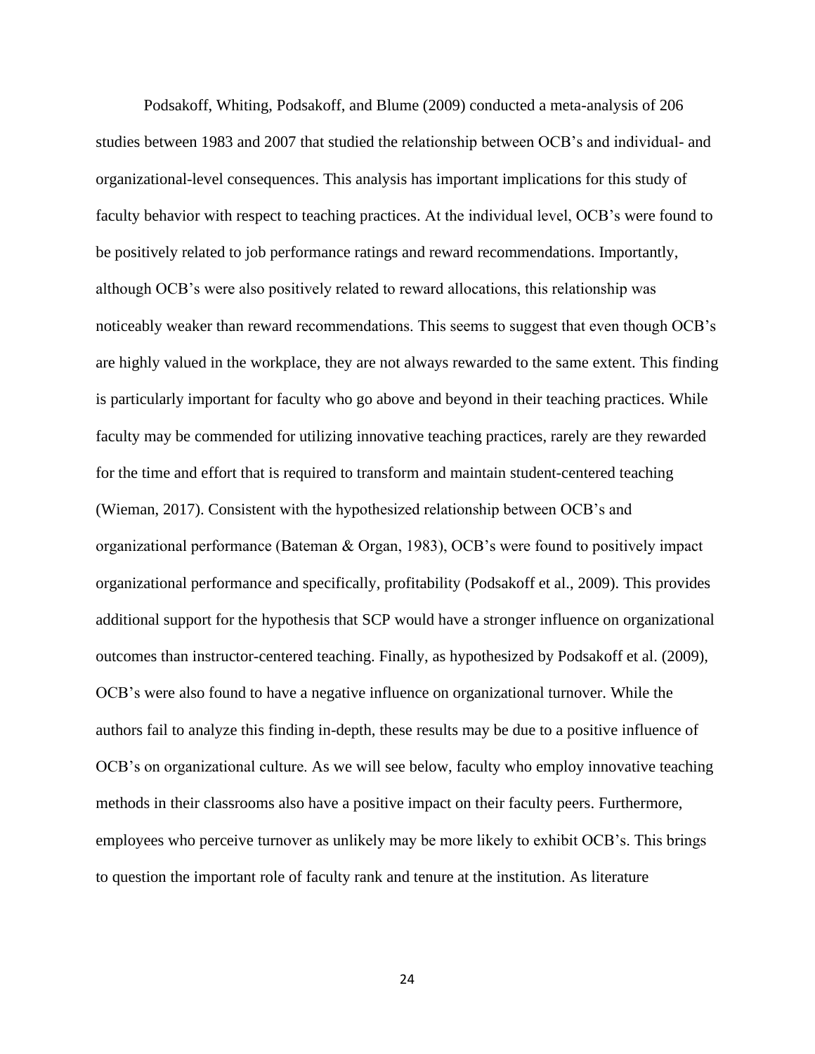Podsakoff, Whiting, Podsakoff, and Blume (2009) conducted a meta-analysis of 206 studies between 1983 and 2007 that studied the relationship between OCB's and individual- and organizational-level consequences. This analysis has important implications for this study of faculty behavior with respect to teaching practices. At the individual level, OCB's were found to be positively related to job performance ratings and reward recommendations. Importantly, although OCB's were also positively related to reward allocations, this relationship was noticeably weaker than reward recommendations. This seems to suggest that even though OCB's are highly valued in the workplace, they are not always rewarded to the same extent. This finding is particularly important for faculty who go above and beyond in their teaching practices. While faculty may be commended for utilizing innovative teaching practices, rarely are they rewarded for the time and effort that is required to transform and maintain student-centered teaching (Wieman, 2017). Consistent with the hypothesized relationship between OCB's and organizational performance (Bateman & Organ, 1983), OCB's were found to positively impact organizational performance and specifically, profitability (Podsakoff et al., 2009). This provides additional support for the hypothesis that SCP would have a stronger influence on organizational outcomes than instructor-centered teaching. Finally, as hypothesized by Podsakoff et al. (2009), OCB's were also found to have a negative influence on organizational turnover. While the authors fail to analyze this finding in-depth, these results may be due to a positive influence of OCB's on organizational culture. As we will see below, faculty who employ innovative teaching methods in their classrooms also have a positive impact on their faculty peers. Furthermore, employees who perceive turnover as unlikely may be more likely to exhibit OCB's. This brings to question the important role of faculty rank and tenure at the institution. As literature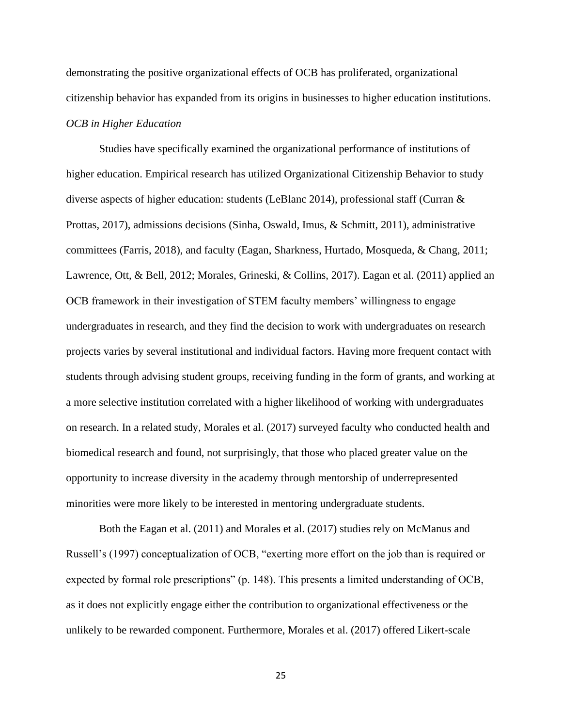demonstrating the positive organizational effects of OCB has proliferated, organizational citizenship behavior has expanded from its origins in businesses to higher education institutions.

### *OCB in Higher Education*

Studies have specifically examined the organizational performance of institutions of higher education. Empirical research has utilized Organizational Citizenship Behavior to study diverse aspects of higher education: students (LeBlanc 2014), professional staff (Curran & Prottas, 2017), admissions decisions (Sinha, Oswald, Imus, & Schmitt, 2011), administrative committees (Farris, 2018), and faculty (Eagan, Sharkness, Hurtado, Mosqueda, & Chang, 2011; Lawrence, Ott, & Bell, 2012; Morales, Grineski, & Collins, 2017). Eagan et al. (2011) applied an OCB framework in their investigation of STEM faculty members' willingness to engage undergraduates in research, and they find the decision to work with undergraduates on research projects varies by several institutional and individual factors. Having more frequent contact with students through advising student groups, receiving funding in the form of grants, and working at a more selective institution correlated with a higher likelihood of working with undergraduates on research. In a related study, Morales et al. (2017) surveyed faculty who conducted health and biomedical research and found, not surprisingly, that those who placed greater value on the opportunity to increase diversity in the academy through mentorship of underrepresented minorities were more likely to be interested in mentoring undergraduate students.

Both the Eagan et al. (2011) and Morales et al. (2017) studies rely on McManus and Russell's (1997) conceptualization of OCB, "exerting more effort on the job than is required or expected by formal role prescriptions" (p. 148). This presents a limited understanding of OCB, as it does not explicitly engage either the contribution to organizational effectiveness or the unlikely to be rewarded component. Furthermore, Morales et al. (2017) offered Likert-scale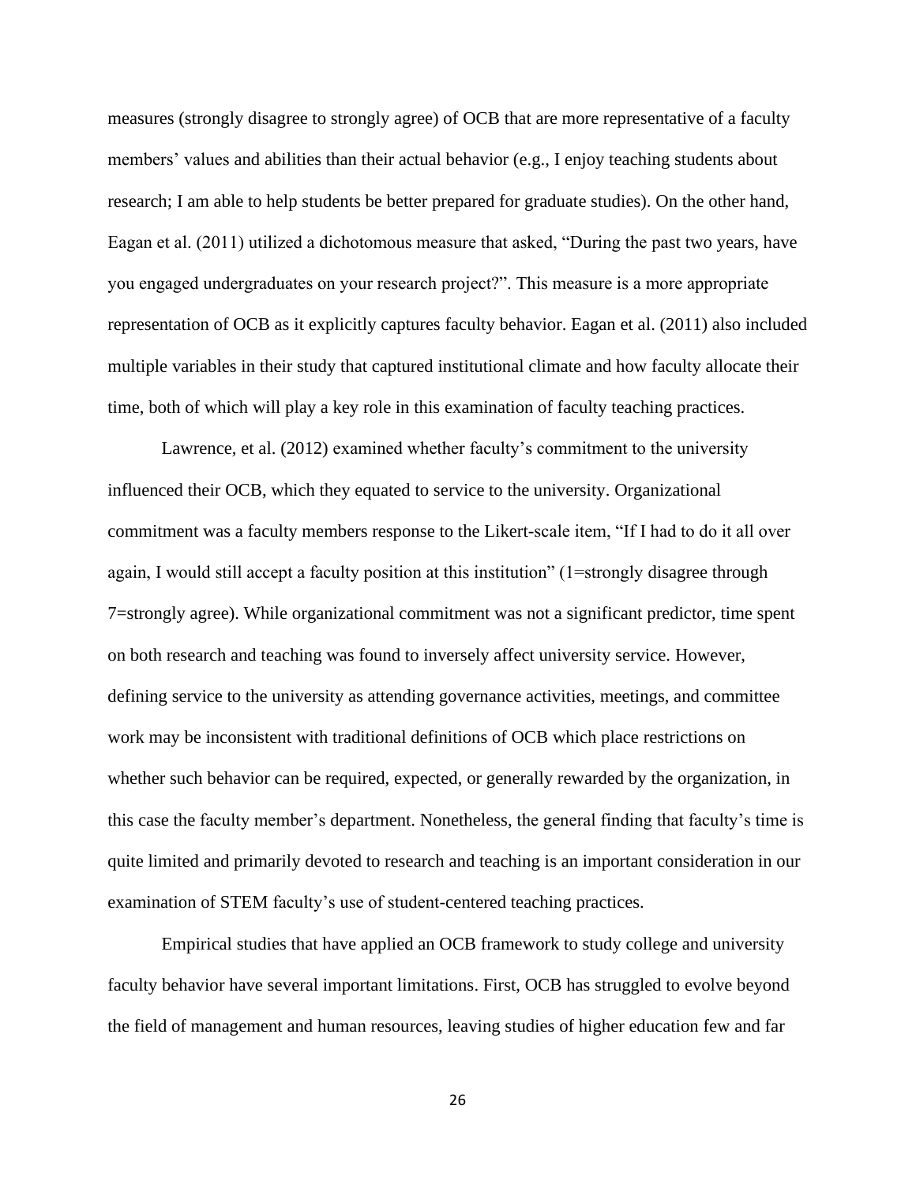measures (strongly disagree to strongly agree) of OCB that are more representative of a faculty members' values and abilities than their actual behavior (e.g., I enjoy teaching students about research; I am able to help students be better prepared for graduate studies). On the other hand, Eagan et al. (2011) utilized a dichotomous measure that asked, "During the past two years, have you engaged undergraduates on your research project?". This measure is a more appropriate representation of OCB as it explicitly captures faculty behavior. Eagan et al. (2011) also included multiple variables in their study that captured institutional climate and how faculty allocate their time, both of which will play a key role in this examination of faculty teaching practices.

Lawrence, et al. (2012) examined whether faculty's commitment to the university influenced their OCB, which they equated to service to the university. Organizational commitment was a faculty members response to the Likert-scale item, "If I had to do it all over again, I would still accept a faculty position at this institution" (1=strongly disagree through 7=strongly agree). While organizational commitment was not a significant predictor, time spent on both research and teaching was found to inversely affect university service. However, defining service to the university as attending governance activities, meetings, and committee work may be inconsistent with traditional definitions of OCB which place restrictions on whether such behavior can be required, expected, or generally rewarded by the organization, in this case the faculty member's department. Nonetheless, the general finding that faculty's time is quite limited and primarily devoted to research and teaching is an important consideration in our examination of STEM faculty's use of student-centered teaching practices.

Empirical studies that have applied an OCB framework to study college and university faculty behavior have several important limitations. First, OCB has struggled to evolve beyond the field of management and human resources, leaving studies of higher education few and far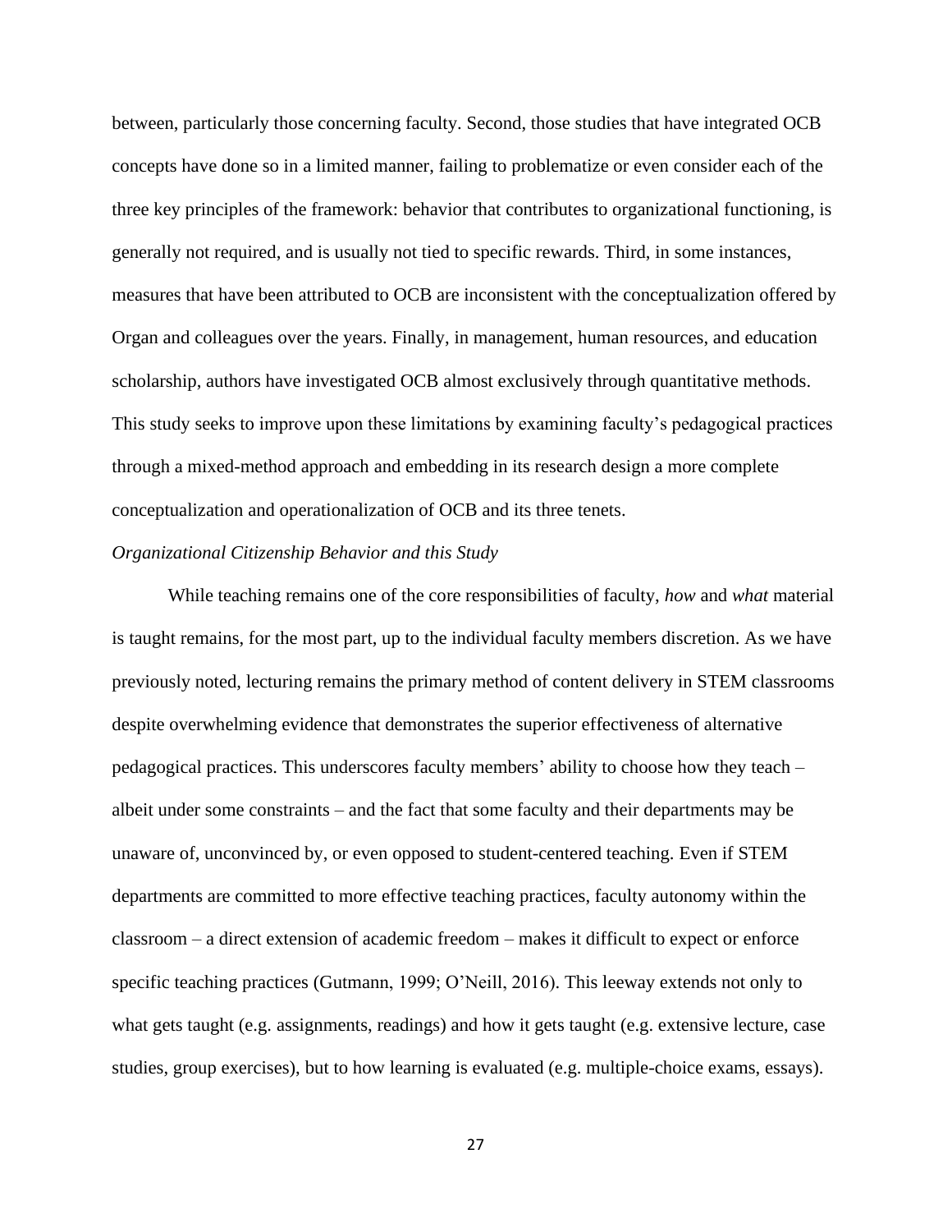between, particularly those concerning faculty. Second, those studies that have integrated OCB concepts have done so in a limited manner, failing to problematize or even consider each of the three key principles of the framework: behavior that contributes to organizational functioning, is generally not required, and is usually not tied to specific rewards. Third, in some instances, measures that have been attributed to OCB are inconsistent with the conceptualization offered by Organ and colleagues over the years. Finally, in management, human resources, and education scholarship, authors have investigated OCB almost exclusively through quantitative methods. This study seeks to improve upon these limitations by examining faculty's pedagogical practices through a mixed-method approach and embedding in its research design a more complete conceptualization and operationalization of OCB and its three tenets.

*Organizational Citizenship Behavior and this Study*

While teaching remains one of the core responsibilities of faculty, *how* and *what* material is taught remains, for the most part, up to the individual faculty members discretion. As we have previously noted, lecturing remains the primary method of content delivery in STEM classrooms despite overwhelming evidence that demonstrates the superior effectiveness of alternative pedagogical practices. This underscores faculty members' ability to choose how they teach – albeit under some constraints – and the fact that some faculty and their departments may be unaware of, unconvinced by, or even opposed to student-centered teaching. Even if STEM departments are committed to more effective teaching practices, faculty autonomy within the classroom – a direct extension of academic freedom – makes it difficult to expect or enforce specific teaching practices (Gutmann, 1999; O'Neill, 2016). This leeway extends not only to what gets taught (e.g. assignments, readings) and how it gets taught (e.g. extensive lecture, case studies, group exercises), but to how learning is evaluated (e.g. multiple-choice exams, essays).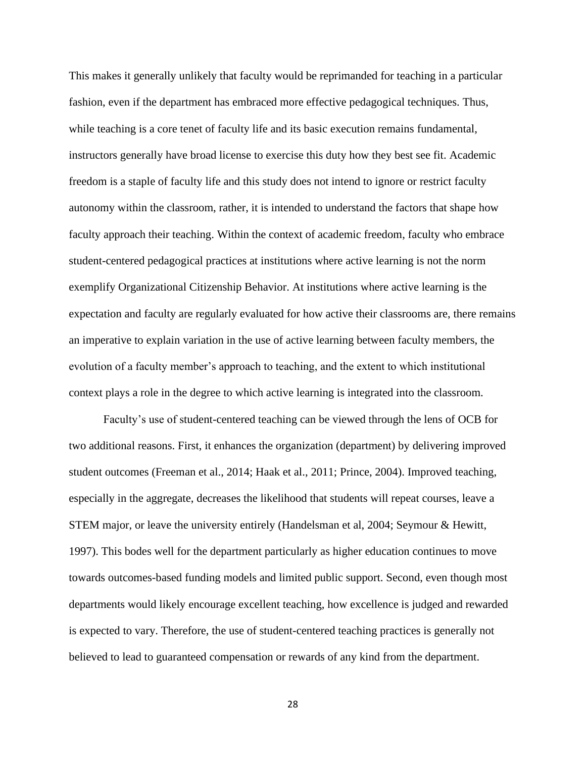This makes it generally unlikely that faculty would be reprimanded for teaching in a particular fashion, even if the department has embraced more effective pedagogical techniques. Thus, while teaching is a core tenet of faculty life and its basic execution remains fundamental, instructors generally have broad license to exercise this duty how they best see fit. Academic freedom is a staple of faculty life and this study does not intend to ignore or restrict faculty autonomy within the classroom, rather, it is intended to understand the factors that shape how faculty approach their teaching. Within the context of academic freedom, faculty who embrace student-centered pedagogical practices at institutions where active learning is not the norm exemplify Organizational Citizenship Behavior. At institutions where active learning is the expectation and faculty are regularly evaluated for how active their classrooms are, there remains an imperative to explain variation in the use of active learning between faculty members, the evolution of a faculty member's approach to teaching, and the extent to which institutional context plays a role in the degree to which active learning is integrated into the classroom.

Faculty's use of student-centered teaching can be viewed through the lens of OCB for two additional reasons. First, it enhances the organization (department) by delivering improved student outcomes (Freeman et al., 2014; Haak et al., 2011; Prince, 2004). Improved teaching, especially in the aggregate, decreases the likelihood that students will repeat courses, leave a STEM major, or leave the university entirely (Handelsman et al, 2004; Seymour & Hewitt, 1997). This bodes well for the department particularly as higher education continues to move towards outcomes-based funding models and limited public support. Second, even though most departments would likely encourage excellent teaching, how excellence is judged and rewarded is expected to vary. Therefore, the use of student-centered teaching practices is generally not believed to lead to guaranteed compensation or rewards of any kind from the department.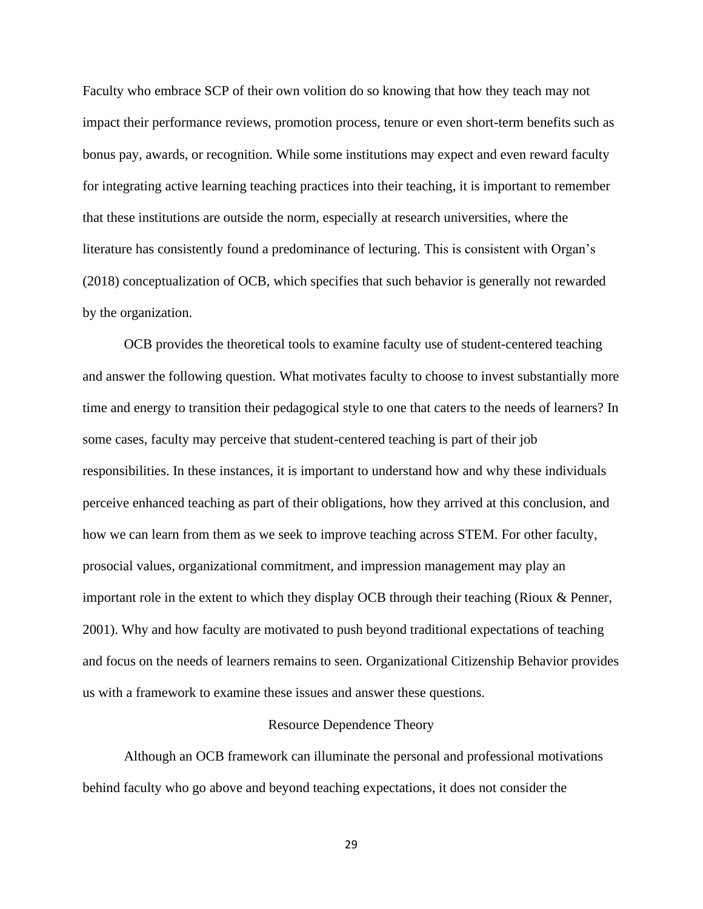Faculty who embrace SCP of their own volition do so knowing that how they teach may not impact their performance reviews, promotion process, tenure or even short-term benefits such as bonus pay, awards, or recognition. While some institutions may expect and even reward faculty for integrating active learning teaching practices into their teaching, it is important to remember that these institutions are outside the norm, especially at research universities, where the literature has consistently found a predominance of lecturing. This is consistent with Organ's (2018) conceptualization of OCB, which specifies that such behavior is generally not rewarded by the organization.

OCB provides the theoretical tools to examine faculty use of student-centered teaching and answer the following question. What motivates faculty to choose to invest substantially more time and energy to transition their pedagogical style to one that caters to the needs of learners? In some cases, faculty may perceive that student-centered teaching is part of their job responsibilities. In these instances, it is important to understand how and why these individuals perceive enhanced teaching as part of their obligations, how they arrived at this conclusion, and how we can learn from them as we seek to improve teaching across STEM. For other faculty, prosocial values, organizational commitment, and impression management may play an important role in the extent to which they display OCB through their teaching (Rioux & Penner, 2001). Why and how faculty are motivated to push beyond traditional expectations of teaching and focus on the needs of learners remains to seen. Organizational Citizenship Behavior provides us with a framework to examine these issues and answer these questions.

## Resource Dependence Theory

Although an OCB framework can illuminate the personal and professional motivations behind faculty who go above and beyond teaching expectations, it does not consider the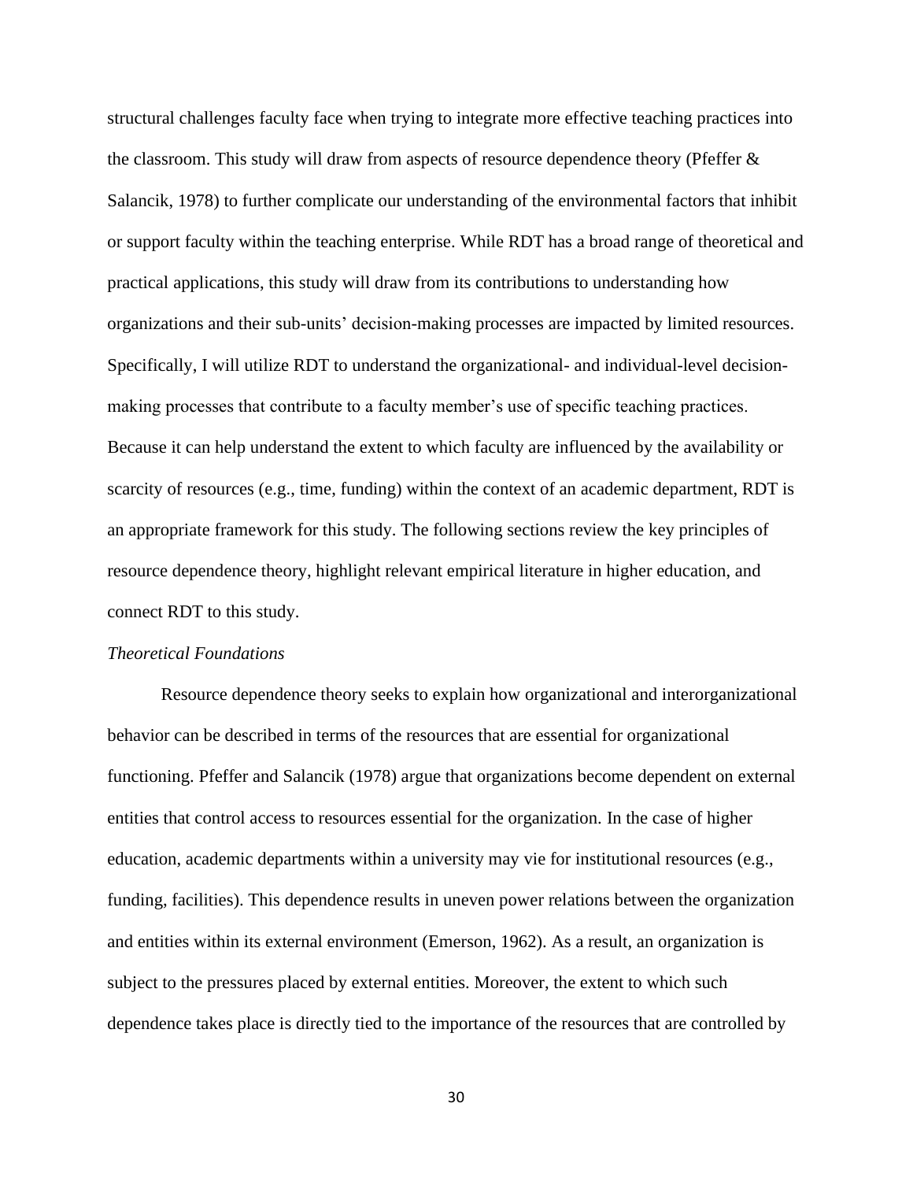structural challenges faculty face when trying to integrate more effective teaching practices into the classroom. This study will draw from aspects of resource dependence theory (Pfeffer & Salancik, 1978) to further complicate our understanding of the environmental factors that inhibit or support faculty within the teaching enterprise. While RDT has a broad range of theoretical and practical applications, this study will draw from its contributions to understanding how organizations and their sub-units' decision-making processes are impacted by limited resources. Specifically, I will utilize RDT to understand the organizational- and individual-level decision-making processes that contribute to a faculty member's use of specific teaching practices. Because it can help understand the extent to which faculty are influenced by the availability or scarcity of resources (e.g., time, funding) within the context of an academic department, RDT is an appropriate framework for this study. The following sections review the key principles of resource dependence theory, highlight relevant empirical literature in higher education, and connect RDT to this study.

*Theoretical Foundations*

Resource dependence theory seeks to explain how organizational and interorganizational behavior can be described in terms of the resources that are essential for organizational functioning. Pfeffer and Salancik (1978) argue that organizations become dependent on external entities that control access to resources essential for the organization. In the case of higher education, academic departments within a university may vie for institutional resources (e.g., funding, facilities). This dependence results in uneven power relations between the organization and entities within its external environment (Emerson, 1962). As a result, an organization is subject to the pressures placed by external entities. Moreover, the extent to which such dependence takes place is directly tied to the importance of the resources that are controlled by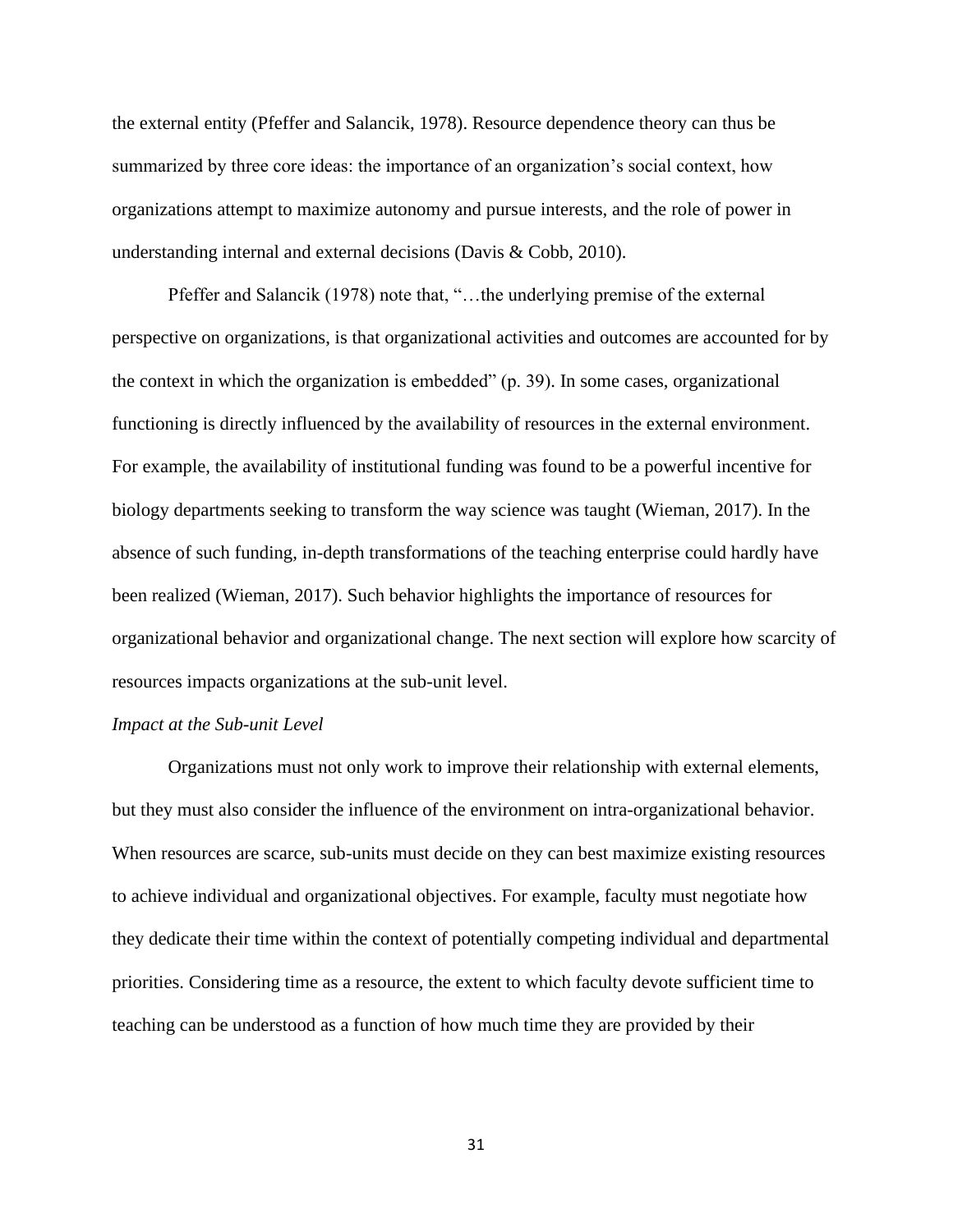the external entity (Pfeffer and Salancik, 1978). Resource dependence theory can thus be summarized by three core ideas: the importance of an organization's social context, how organizations attempt to maximize autonomy and pursue interests, and the role of power in understanding internal and external decisions (Davis & Cobb, 2010).

Pfeffer and Salancik (1978) note that, "…the underlying premise of the external perspective on organizations, is that organizational activities and outcomes are accounted for by the context in which the organization is embedded" (p. 39). In some cases, organizational functioning is directly influenced by the availability of resources in the external environment. For example, the availability of institutional funding was found to be a powerful incentive for biology departments seeking to transform the way science was taught (Wieman, 2017). In the absence of such funding, in-depth transformations of the teaching enterprise could hardly have been realized (Wieman, 2017). Such behavior highlights the importance of resources for organizational behavior and organizational change. The next section will explore how scarcity of resources impacts organizations at the sub-unit level.

*Impact at the Sub-unit Level*

Organizations must not only work to improve their relationship with external elements, but they must also consider the influence of the environment on intra-organizational behavior. When resources are scarce, sub-units must decide on they can best maximize existing resources to achieve individual and organizational objectives. For example, faculty must negotiate how they dedicate their time within the context of potentially competing individual and departmental priorities. Considering time as a resource, the extent to which faculty devote sufficient time to teaching can be understood as a function of how much time they are provided by their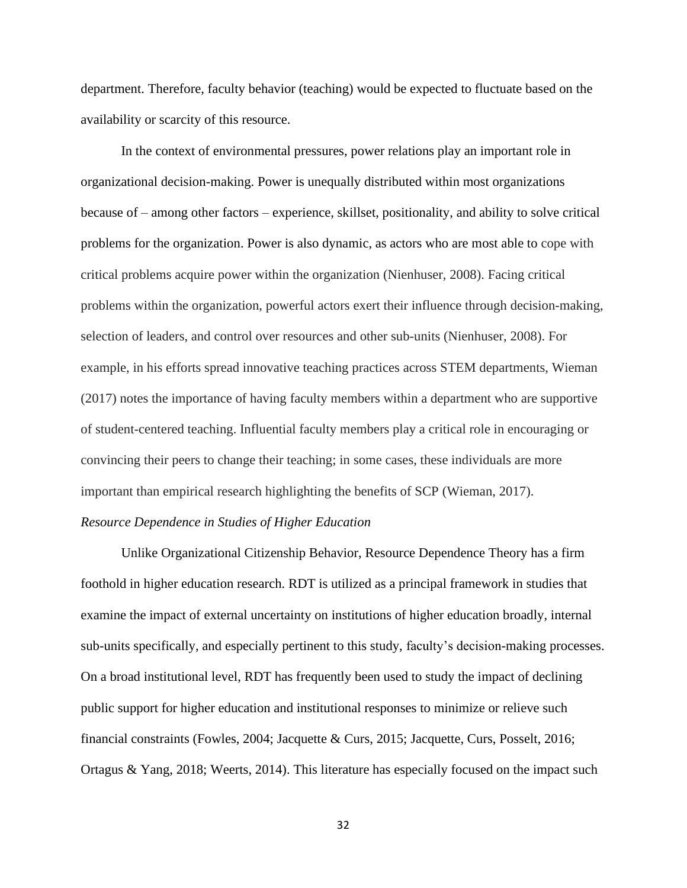department. Therefore, faculty behavior (teaching) would be expected to fluctuate based on the availability or scarcity of this resource.

In the context of environmental pressures, power relations play an important role in organizational decision-making. Power is unequally distributed within most organizations because of – among other factors – experience, skillset, positionality, and ability to solve critical problems for the organization. Power is also dynamic, as actors who are most able to cope with critical problems acquire power within the organization (Nienhuser, 2008). Facing critical problems within the organization, powerful actors exert their influence through decision-making, selection of leaders, and control over resources and other sub-units (Nienhuser, 2008). For example, in his efforts spread innovative teaching practices across STEM departments, Wieman (2017) notes the importance of having faculty members within a department who are supportive of student-centered teaching. Influential faculty members play a critical role in encouraging or convincing their peers to change their teaching; in some cases, these individuals are more important than empirical research highlighting the benefits of SCP (Wieman, 2017).

*Resource Dependence in Studies of Higher Education*

Unlike Organizational Citizenship Behavior, Resource Dependence Theory has a firm foothold in higher education research. RDT is utilized as a principal framework in studies that examine the impact of external uncertainty on institutions of higher education broadly, internal sub-units specifically, and especially pertinent to this study, faculty's decision-making processes. On a broad institutional level, RDT has frequently been used to study the impact of declining public support for higher education and institutional responses to minimize or relieve such financial constraints (Fowles, 2004; Jacquette & Curs, 2015; Jacquette, Curs, Posselt, 2016; Ortagus & Yang, 2018; Weerts, 2014). This literature has especially focused on the impact such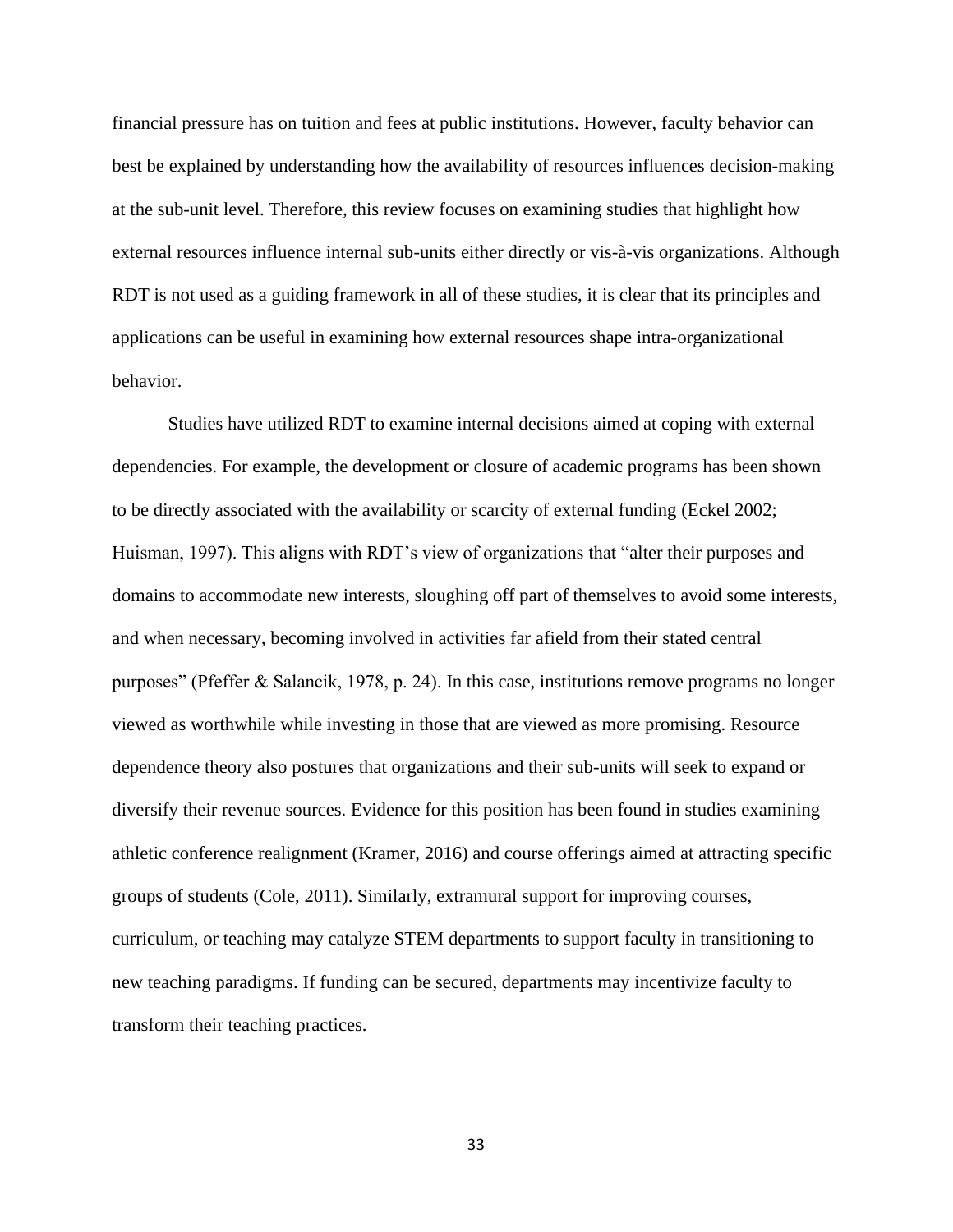financial pressure has on tuition and fees at public institutions. However, faculty behavior can best be explained by understanding how the availability of resources influences decision-making at the sub-unit level. Therefore, this review focuses on examining studies that highlight how external resources influence internal sub-units either directly or vis-à-vis organizations. Although RDT is not used as a guiding framework in all of these studies, it is clear that its principles and applications can be useful in examining how external resources shape intra-organizational behavior.

Studies have utilized RDT to examine internal decisions aimed at coping with external dependencies. For example, the development or closure of academic programs has been shown to be directly associated with the availability or scarcity of external funding (Eckel 2002; Huisman, 1997). This aligns with RDT's view of organizations that "alter their purposes and domains to accommodate new interests, sloughing off part of themselves to avoid some interests, and when necessary, becoming involved in activities far afield from their stated central purposes" (Pfeffer & Salancik, 1978, p. 24). In this case, institutions remove programs no longer viewed as worthwhile while investing in those that are viewed as more promising. Resource dependence theory also postures that organizations and their sub-units will seek to expand or diversify their revenue sources. Evidence for this position has been found in studies examining athletic conference realignment (Kramer, 2016) and course offerings aimed at attracting specific groups of students (Cole, 2011). Similarly, extramural support for improving courses, curriculum, or teaching may catalyze STEM departments to support faculty in transitioning to new teaching paradigms. If funding can be secured, departments may incentivize faculty to transform their teaching practices.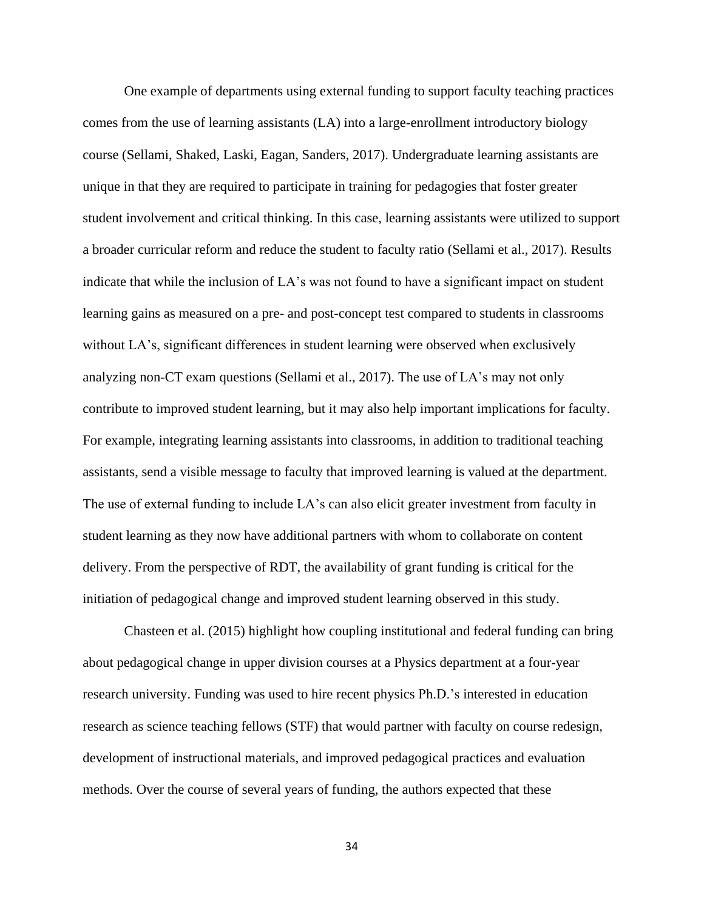One example of departments using external funding to support faculty teaching practices comes from the use of learning assistants (LA) into a large-enrollment introductory biology course (Sellami, Shaked, Laski, Eagan, Sanders, 2017). Undergraduate learning assistants are unique in that they are required to participate in training for pedagogies that foster greater student involvement and critical thinking. In this case, learning assistants were utilized to support a broader curricular reform and reduce the student to faculty ratio (Sellami et al., 2017). Results indicate that while the inclusion of LA's was not found to have a significant impact on student learning gains as measured on a pre- and post-concept test compared to students in classrooms without LA's, significant differences in student learning were observed when exclusively analyzing non-CT exam questions (Sellami et al., 2017). The use of LA's may not only contribute to improved student learning, but it may also help important implications for faculty. For example, integrating learning assistants into classrooms, in addition to traditional teaching assistants, send a visible message to faculty that improved learning is valued at the department. The use of external funding to include LA's can also elicit greater investment from faculty in student learning as they now have additional partners with whom to collaborate on content delivery. From the perspective of RDT, the availability of grant funding is critical for the initiation of pedagogical change and improved student learning observed in this study.

Chasteen et al. (2015) highlight how coupling institutional and federal funding can bring about pedagogical change in upper division courses at a Physics department at a four-year research university. Funding was used to hire recent physics Ph.D.'s interested in education research as science teaching fellows (STF) that would partner with faculty on course redesign, development of instructional materials, and improved pedagogical practices and evaluation methods. Over the course of several years of funding, the authors expected that these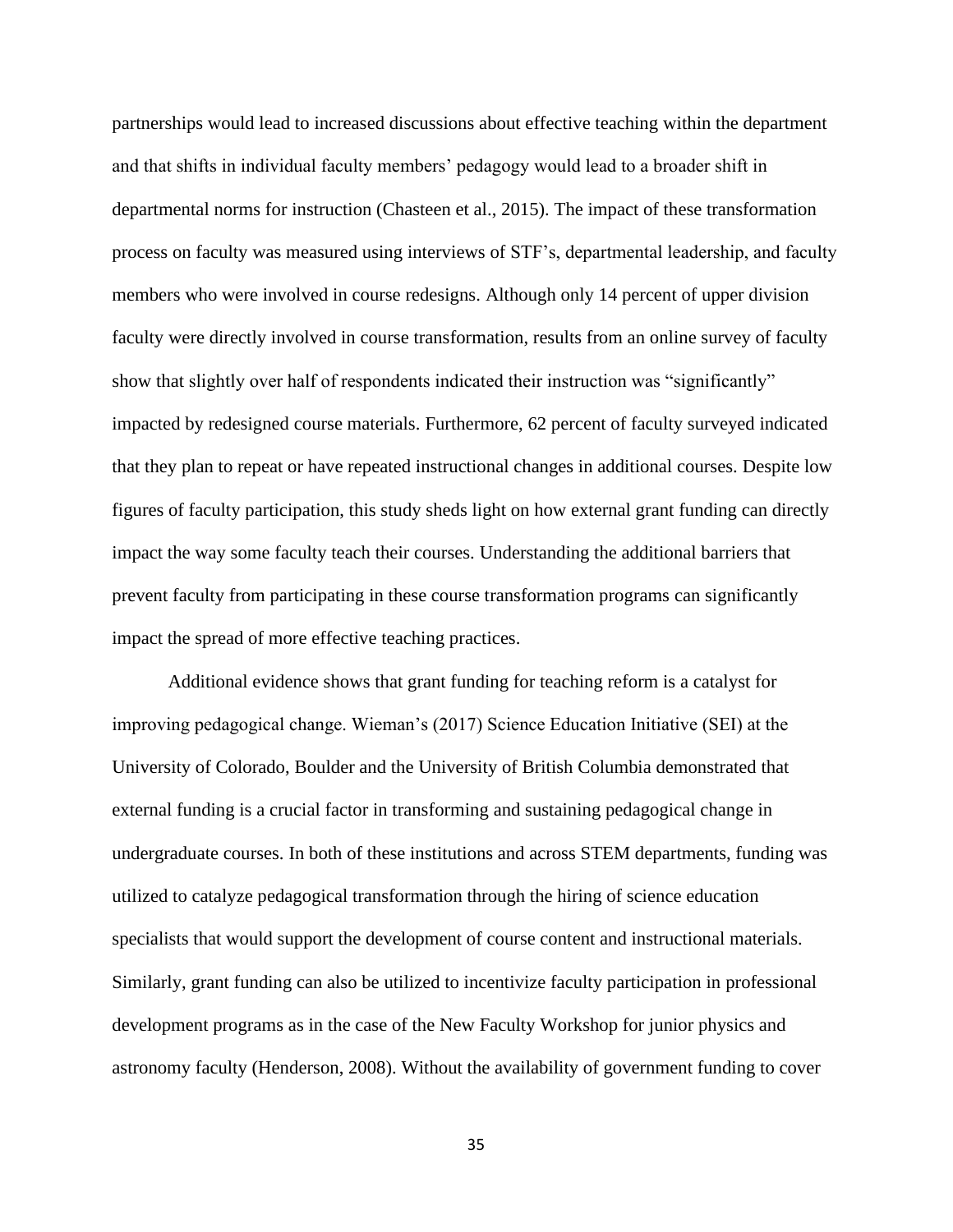partnerships would lead to increased discussions about effective teaching within the department and that shifts in individual faculty members' pedagogy would lead to a broader shift in departmental norms for instruction (Chasteen et al., 2015). The impact of these transformation process on faculty was measured using interviews of STF's, departmental leadership, and faculty members who were involved in course redesigns. Although only 14 percent of upper division faculty were directly involved in course transformation, results from an online survey of faculty show that slightly over half of respondents indicated their instruction was "significantly" impacted by redesigned course materials. Furthermore, 62 percent of faculty surveyed indicated that they plan to repeat or have repeated instructional changes in additional courses. Despite low figures of faculty participation, this study sheds light on how external grant funding can directly impact the way some faculty teach their courses. Understanding the additional barriers that prevent faculty from participating in these course transformation programs can significantly impact the spread of more effective teaching practices.

Additional evidence shows that grant funding for teaching reform is a catalyst for improving pedagogical change. Wieman's (2017) Science Education Initiative (SEI) at the University of Colorado, Boulder and the University of British Columbia demonstrated that external funding is a crucial factor in transforming and sustaining pedagogical change in undergraduate courses. In both of these institutions and across STEM departments, funding was utilized to catalyze pedagogical transformation through the hiring of science education specialists that would support the development of course content and instructional materials. Similarly, grant funding can also be utilized to incentivize faculty participation in professional development programs as in the case of the New Faculty Workshop for junior physics and astronomy faculty (Henderson, 2008). Without the availability of government funding to cover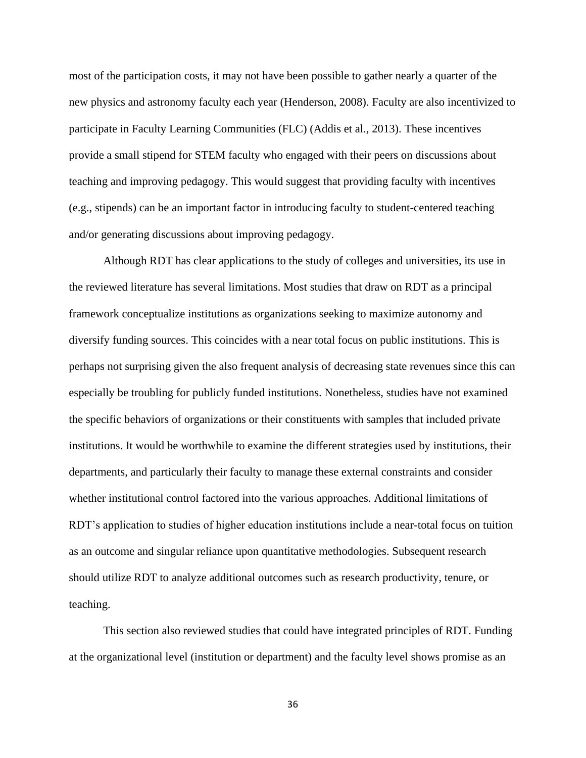most of the participation costs, it may not have been possible to gather nearly a quarter of the new physics and astronomy faculty each year (Henderson, 2008). Faculty are also incentivized to participate in Faculty Learning Communities (FLC) (Addis et al., 2013). These incentives provide a small stipend for STEM faculty who engaged with their peers on discussions about teaching and improving pedagogy. This would suggest that providing faculty with incentives (e.g., stipends) can be an important factor in introducing faculty to student-centered teaching and/or generating discussions about improving pedagogy.

Although RDT has clear applications to the study of colleges and universities, its use in the reviewed literature has several limitations. Most studies that draw on RDT as a principal framework conceptualize institutions as organizations seeking to maximize autonomy and diversify funding sources. This coincides with a near total focus on public institutions. This is perhaps not surprising given the also frequent analysis of decreasing state revenues since this can especially be troubling for publicly funded institutions. Nonetheless, studies have not examined the specific behaviors of organizations or their constituents with samples that included private institutions. It would be worthwhile to examine the different strategies used by institutions, their departments, and particularly their faculty to manage these external constraints and consider whether institutional control factored into the various approaches. Additional limitations of RDT's application to studies of higher education institutions include a near-total focus on tuition as an outcome and singular reliance upon quantitative methodologies. Subsequent research should utilize RDT to analyze additional outcomes such as research productivity, tenure, or teaching.

This section also reviewed studies that could have integrated principles of RDT. Funding at the organizational level (institution or department) and the faculty level shows promise as an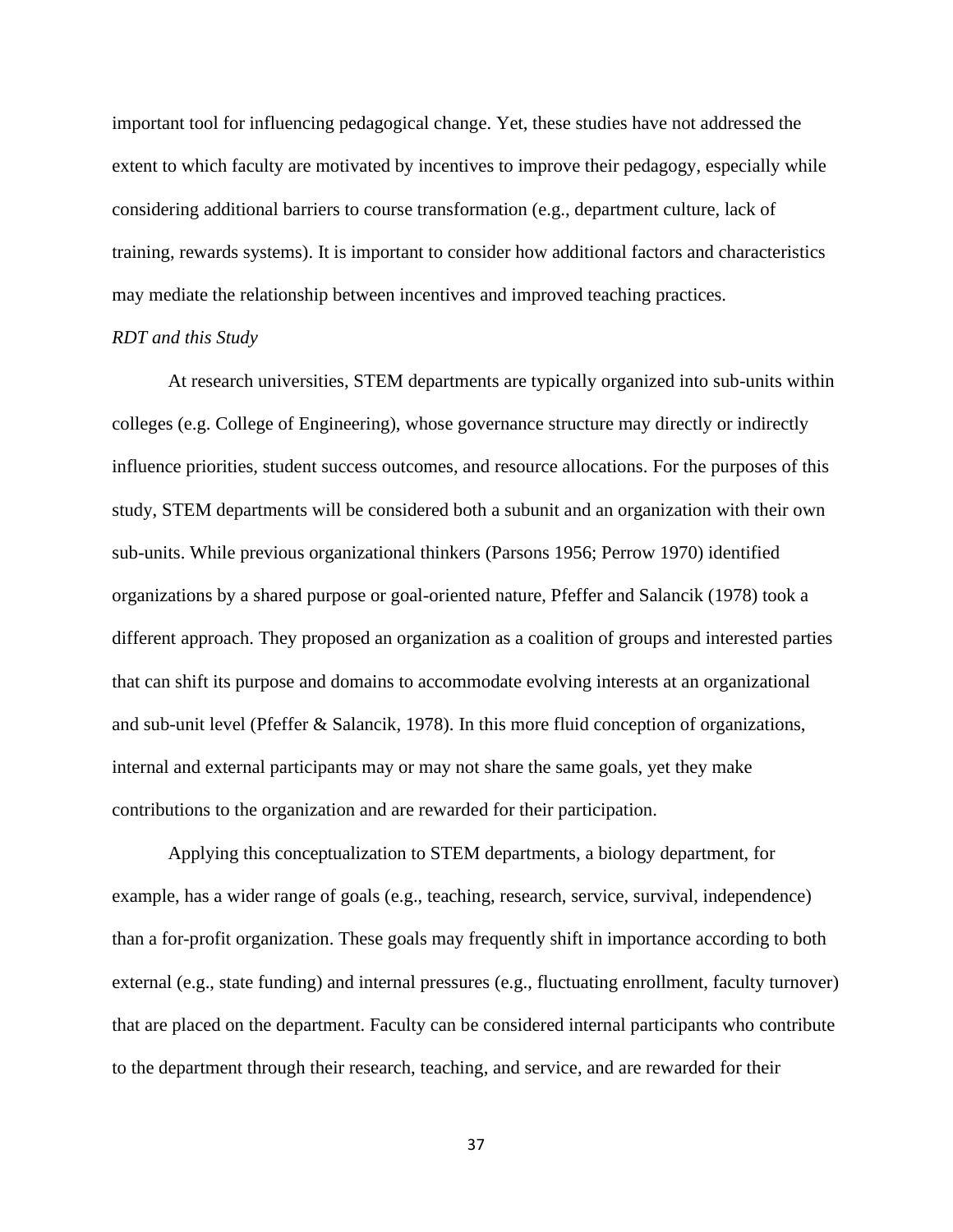important tool for influencing pedagogical change. Yet, these studies have not addressed the extent to which faculty are motivated by incentives to improve their pedagogy, especially while considering additional barriers to course transformation (e.g., department culture, lack of training, rewards systems). It is important to consider how additional factors and characteristics may mediate the relationship between incentives and improved teaching practices.

*RDT and this Study*

At research universities, STEM departments are typically organized into sub-units within colleges (e.g. College of Engineering), whose governance structure may directly or indirectly influence priorities, student success outcomes, and resource allocations. For the purposes of this study, STEM departments will be considered both a subunit and an organization with their own sub-units. While previous organizational thinkers (Parsons 1956; Perrow 1970) identified organizations by a shared purpose or goal-oriented nature, Pfeffer and Salancik (1978) took a different approach. They proposed an organization as a coalition of groups and interested parties that can shift its purpose and domains to accommodate evolving interests at an organizational and sub-unit level (Pfeffer & Salancik, 1978). In this more fluid conception of organizations, internal and external participants may or may not share the same goals, yet they make contributions to the organization and are rewarded for their participation.

Applying this conceptualization to STEM departments, a biology department, for example, has a wider range of goals (e.g., teaching, research, service, survival, independence) than a for-profit organization. These goals may frequently shift in importance according to both external (e.g., state funding) and internal pressures (e.g., fluctuating enrollment, faculty turnover) that are placed on the department. Faculty can be considered internal participants who contribute to the department through their research, teaching, and service, and are rewarded for their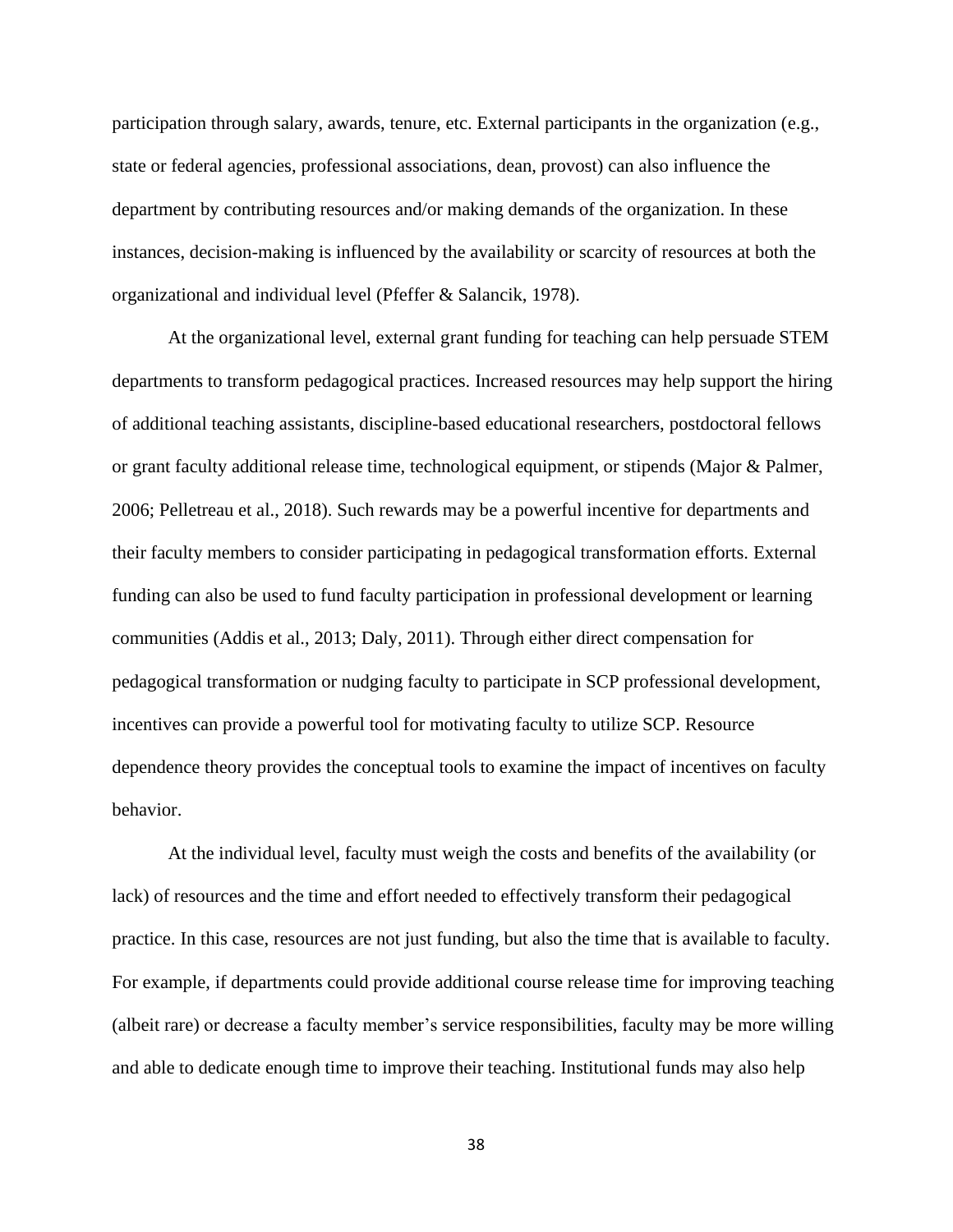participation through salary, awards, tenure, etc. External participants in the organization (e.g., state or federal agencies, professional associations, dean, provost) can also influence the department by contributing resources and/or making demands of the organization. In these instances, decision-making is influenced by the availability or scarcity of resources at both the organizational and individual level (Pfeffer & Salancik, 1978).

At the organizational level, external grant funding for teaching can help persuade STEM departments to transform pedagogical practices. Increased resources may help support the hiring of additional teaching assistants, discipline-based educational researchers, postdoctoral fellows or grant faculty additional release time, technological equipment, or stipends (Major & Palmer, 2006; Pelletreau et al., 2018). Such rewards may be a powerful incentive for departments and their faculty members to consider participating in pedagogical transformation efforts. External funding can also be used to fund faculty participation in professional development or learning communities (Addis et al., 2013; Daly, 2011). Through either direct compensation for pedagogical transformation or nudging faculty to participate in SCP professional development, incentives can provide a powerful tool for motivating faculty to utilize SCP. Resource dependence theory provides the conceptual tools to examine the impact of incentives on faculty behavior.

At the individual level, faculty must weigh the costs and benefits of the availability (or lack) of resources and the time and effort needed to effectively transform their pedagogical practice. In this case, resources are not just funding, but also the time that is available to faculty. For example, if departments could provide additional course release time for improving teaching (albeit rare) or decrease a faculty member's service responsibilities, faculty may be more willing and able to dedicate enough time to improve their teaching. Institutional funds may also help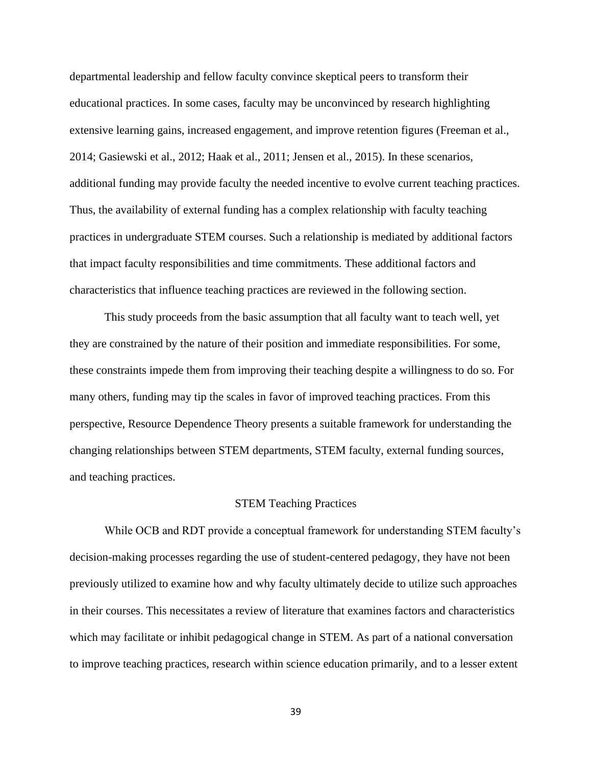departmental leadership and fellow faculty convince skeptical peers to transform their educational practices. In some cases, faculty may be unconvinced by research highlighting extensive learning gains, increased engagement, and improve retention figures (Freeman et al., 2014; Gasiewski et al., 2012; Haak et al., 2011; Jensen et al., 2015). In these scenarios, additional funding may provide faculty the needed incentive to evolve current teaching practices. Thus, the availability of external funding has a complex relationship with faculty teaching practices in undergraduate STEM courses. Such a relationship is mediated by additional factors that impact faculty responsibilities and time commitments. These additional factors and characteristics that influence teaching practices are reviewed in the following section.

This study proceeds from the basic assumption that all faculty want to teach well, yet they are constrained by the nature of their position and immediate responsibilities. For some, these constraints impede them from improving their teaching despite a willingness to do so. For many others, funding may tip the scales in favor of improved teaching practices. From this perspective, Resource Dependence Theory presents a suitable framework for understanding the changing relationships between STEM departments, STEM faculty, external funding sources, and teaching practices.

## STEM Teaching Practices

While OCB and RDT provide a conceptual framework for understanding STEM faculty's decision-making processes regarding the use of student-centered pedagogy, they have not been previously utilized to examine how and why faculty ultimately decide to utilize such approaches in their courses. This necessitates a review of literature that examines factors and characteristics which may facilitate or inhibit pedagogical change in STEM. As part of a national conversation to improve teaching practices, research within science education primarily, and to a lesser extent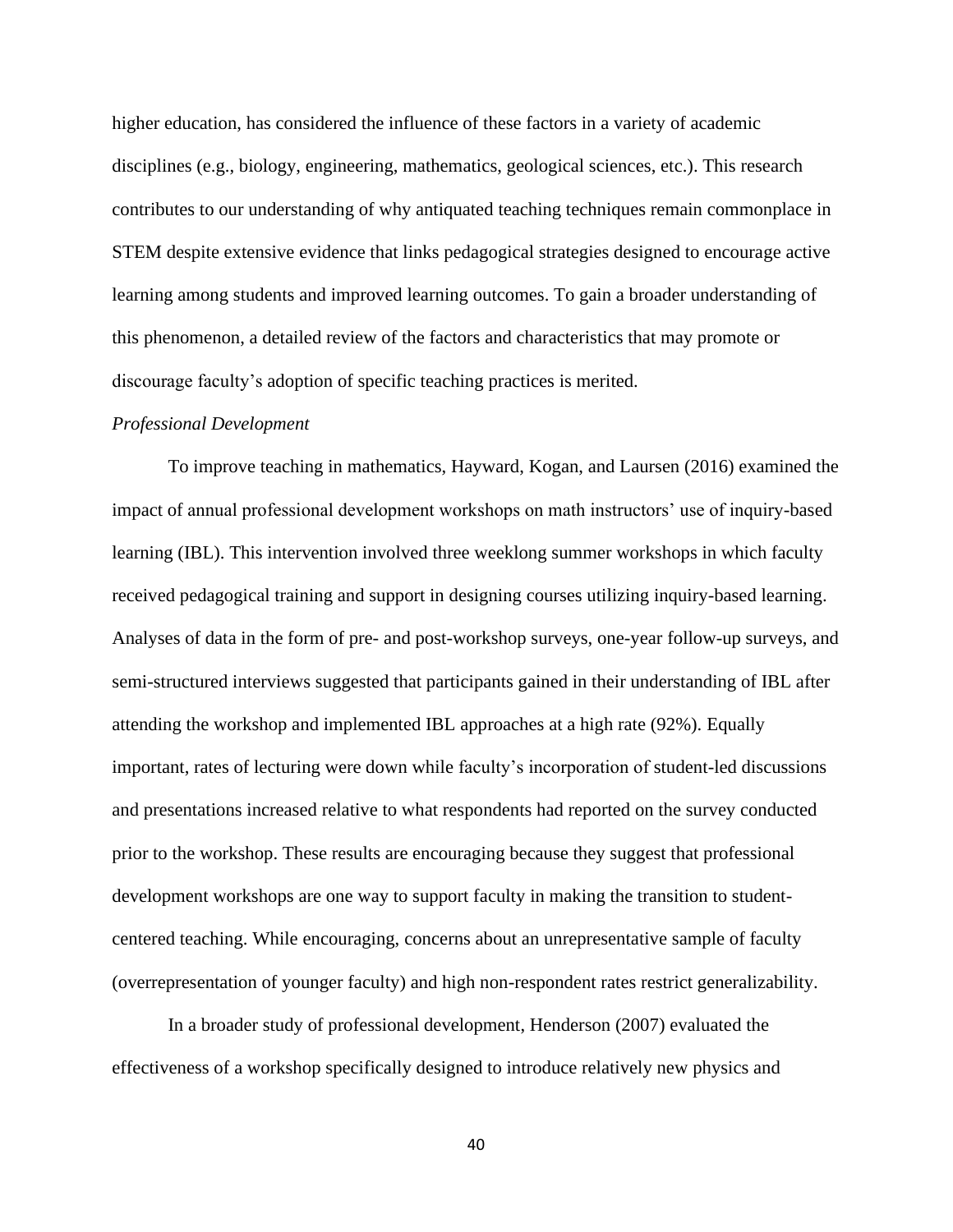higher education, has considered the influence of these factors in a variety of academic disciplines (e.g., biology, engineering, mathematics, geological sciences, etc.). This research contributes to our understanding of why antiquated teaching techniques remain commonplace in STEM despite extensive evidence that links pedagogical strategies designed to encourage active learning among students and improved learning outcomes. To gain a broader understanding of this phenomenon, a detailed review of the factors and characteristics that may promote or discourage faculty's adoption of specific teaching practices is merited.

*Professional Development*

To improve teaching in mathematics, Hayward, Kogan, and Laursen (2016) examined the impact of annual professional development workshops on math instructors' use of inquiry-based learning (IBL). This intervention involved three weeklong summer workshops in which faculty received pedagogical training and support in designing courses utilizing inquiry-based learning. Analyses of data in the form of pre- and post-workshop surveys, one-year follow-up surveys, and semi-structured interviews suggested that participants gained in their understanding of IBL after attending the workshop and implemented IBL approaches at a high rate (92%). Equally important, rates of lecturing were down while faculty's incorporation of student-led discussions and presentations increased relative to what respondents had reported on the survey conducted prior to the workshop. These results are encouraging because they suggest that professional development workshops are one way to support faculty in making the transition to student-centered teaching. While encouraging, concerns about an unrepresentative sample of faculty (overrepresentation of younger faculty) and high non-respondent rates restrict generalizability.

In a broader study of professional development, Henderson (2007) evaluated the effectiveness of a workshop specifically designed to introduce relatively new physics and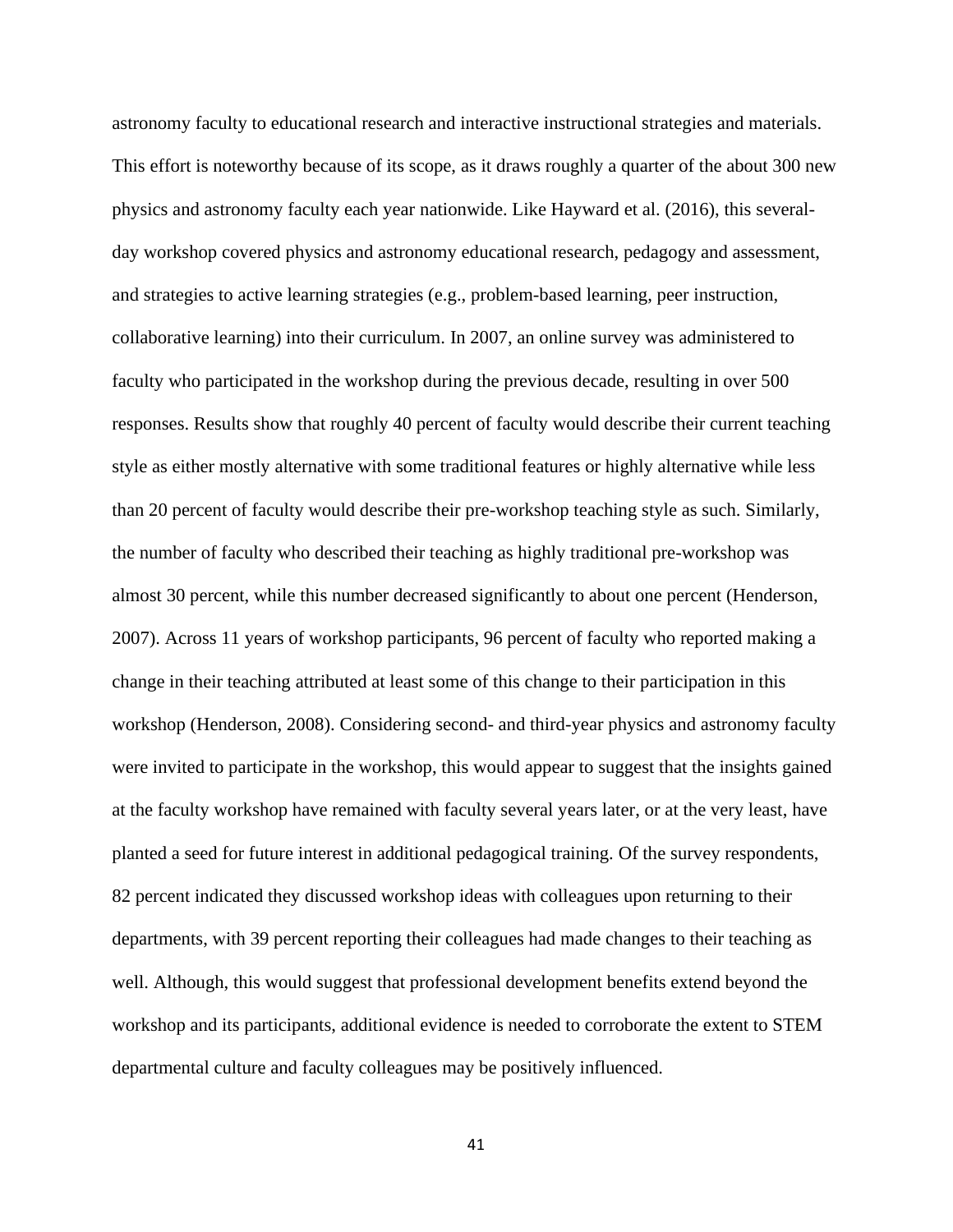astronomy faculty to educational research and interactive instructional strategies and materials. This effort is noteworthy because of its scope, as it draws roughly a quarter of the about 300 new physics and astronomy faculty each year nationwide. Like Hayward et al. (2016), this several-day workshop covered physics and astronomy educational research, pedagogy and assessment, and strategies to active learning strategies (e.g., problem-based learning, peer instruction, collaborative learning) into their curriculum. In 2007, an online survey was administered to faculty who participated in the workshop during the previous decade, resulting in over 500 responses. Results show that roughly 40 percent of faculty would describe their current teaching style as either mostly alternative with some traditional features or highly alternative while less than 20 percent of faculty would describe their pre-workshop teaching style as such. Similarly, the number of faculty who described their teaching as highly traditional pre-workshop was almost 30 percent, while this number decreased significantly to about one percent (Henderson, 2007). Across 11 years of workshop participants, 96 percent of faculty who reported making a change in their teaching attributed at least some of this change to their participation in this workshop (Henderson, 2008). Considering second- and third-year physics and astronomy faculty were invited to participate in the workshop, this would appear to suggest that the insights gained at the faculty workshop have remained with faculty several years later, or at the very least, have planted a seed for future interest in additional pedagogical training. Of the survey respondents, 82 percent indicated they discussed workshop ideas with colleagues upon returning to their departments, with 39 percent reporting their colleagues had made changes to their teaching as well. Although, this would suggest that professional development benefits extend beyond the workshop and its participants, additional evidence is needed to corroborate the extent to STEM departmental culture and faculty colleagues may be positively influenced.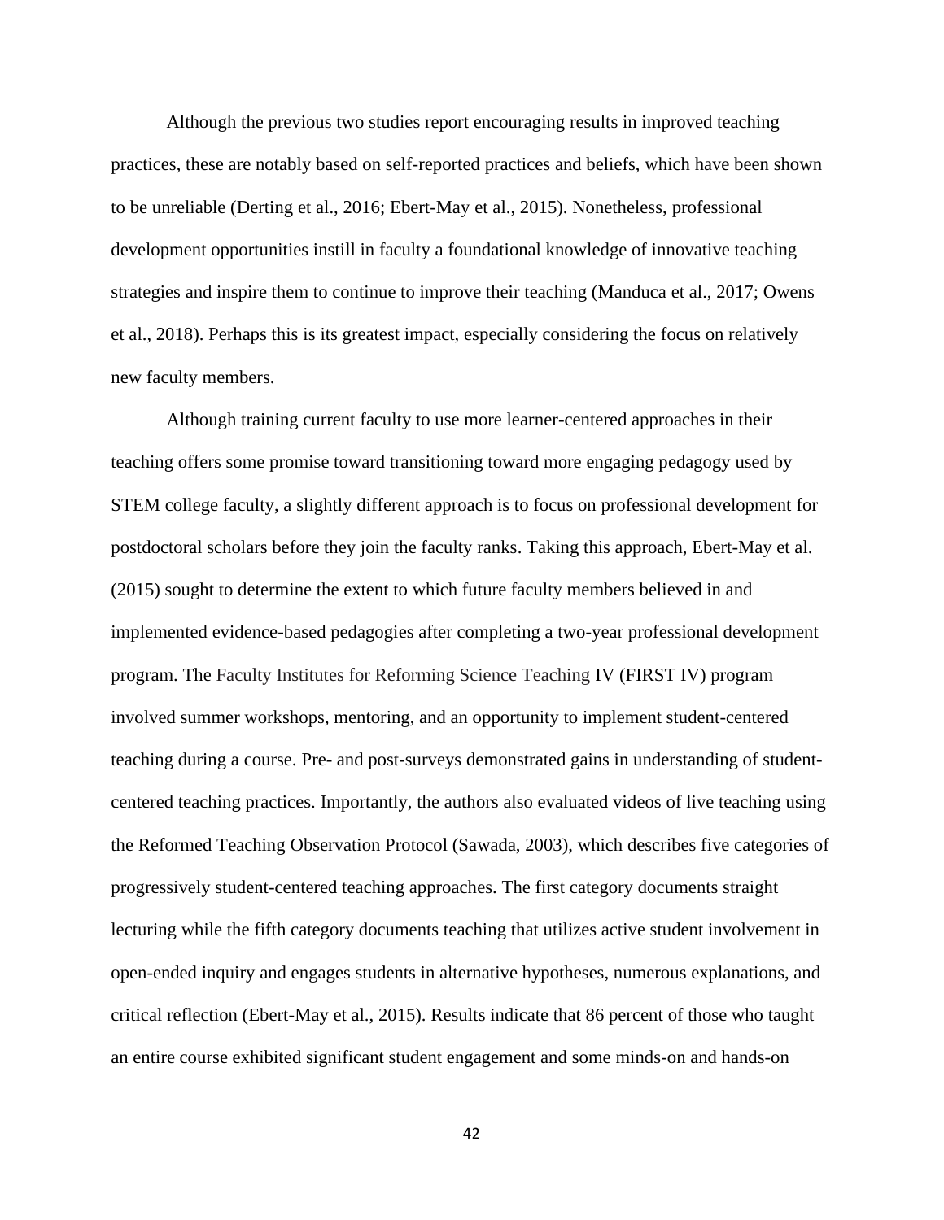Although the previous two studies report encouraging results in improved teaching practices, these are notably based on self-reported practices and beliefs, which have been shown to be unreliable (Derting et al., 2016; Ebert-May et al., 2015). Nonetheless, professional development opportunities instill in faculty a foundational knowledge of innovative teaching strategies and inspire them to continue to improve their teaching (Manduca et al., 2017; Owens et al., 2018). Perhaps this is its greatest impact, especially considering the focus on relatively new faculty members.

Although training current faculty to use more learner-centered approaches in their teaching offers some promise toward transitioning toward more engaging pedagogy used by STEM college faculty, a slightly different approach is to focus on professional development for postdoctoral scholars before they join the faculty ranks. Taking this approach, Ebert-May et al. (2015) sought to determine the extent to which future faculty members believed in and implemented evidence-based pedagogies after completing a two-year professional development program. The Faculty Institutes for Reforming Science Teaching IV (FIRST IV) program involved summer workshops, mentoring, and an opportunity to implement student-centered teaching during a course. Pre- and post-surveys demonstrated gains in understanding of student-centered teaching practices. Importantly, the authors also evaluated videos of live teaching using the Reformed Teaching Observation Protocol (Sawada, 2003), which describes five categories of progressively student-centered teaching approaches. The first category documents straight lecturing while the fifth category documents teaching that utilizes active student involvement in open-ended inquiry and engages students in alternative hypotheses, numerous explanations, and critical reflection (Ebert-May et al., 2015). Results indicate that 86 percent of those who taught an entire course exhibited significant student engagement and some minds-on and hands-on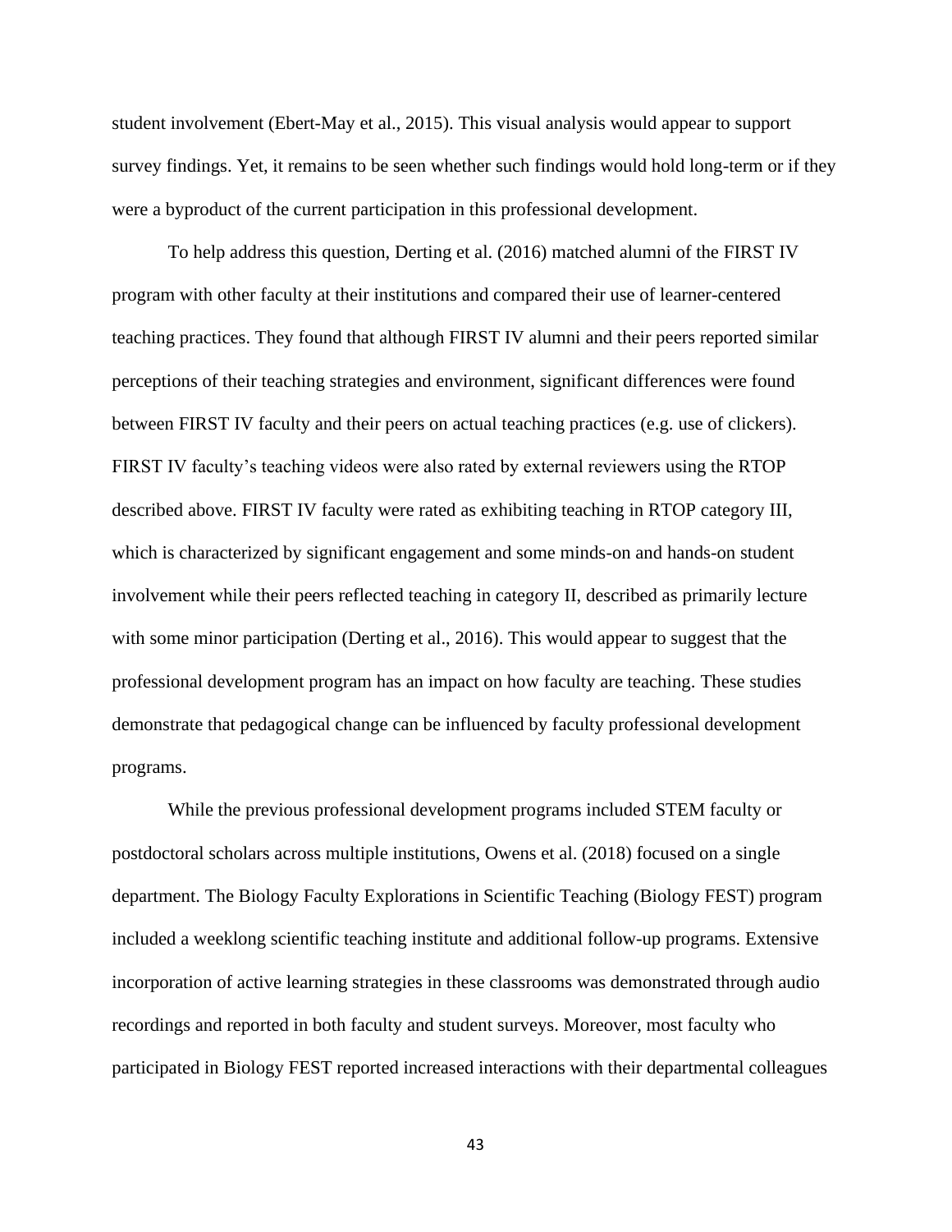student involvement (Ebert-May et al., 2015). This visual analysis would appear to support survey findings. Yet, it remains to be seen whether such findings would hold long-term or if they were a byproduct of the current participation in this professional development.

To help address this question, Derting et al. (2016) matched alumni of the FIRST IV program with other faculty at their institutions and compared their use of learner-centered teaching practices. They found that although FIRST IV alumni and their peers reported similar perceptions of their teaching strategies and environment, significant differences were found between FIRST IV faculty and their peers on actual teaching practices (e.g. use of clickers). FIRST IV faculty's teaching videos were also rated by external reviewers using the RTOP described above. FIRST IV faculty were rated as exhibiting teaching in RTOP category III, which is characterized by significant engagement and some minds-on and hands-on student involvement while their peers reflected teaching in category II, described as primarily lecture with some minor participation (Derting et al., 2016). This would appear to suggest that the professional development program has an impact on how faculty are teaching. These studies demonstrate that pedagogical change can be influenced by faculty professional development programs.

While the previous professional development programs included STEM faculty or postdoctoral scholars across multiple institutions, Owens et al. (2018) focused on a single department. The Biology Faculty Explorations in Scientific Teaching (Biology FEST) program included a weeklong scientific teaching institute and additional follow-up programs. Extensive incorporation of active learning strategies in these classrooms was demonstrated through audio recordings and reported in both faculty and student surveys. Moreover, most faculty who participated in Biology FEST reported increased interactions with their departmental colleagues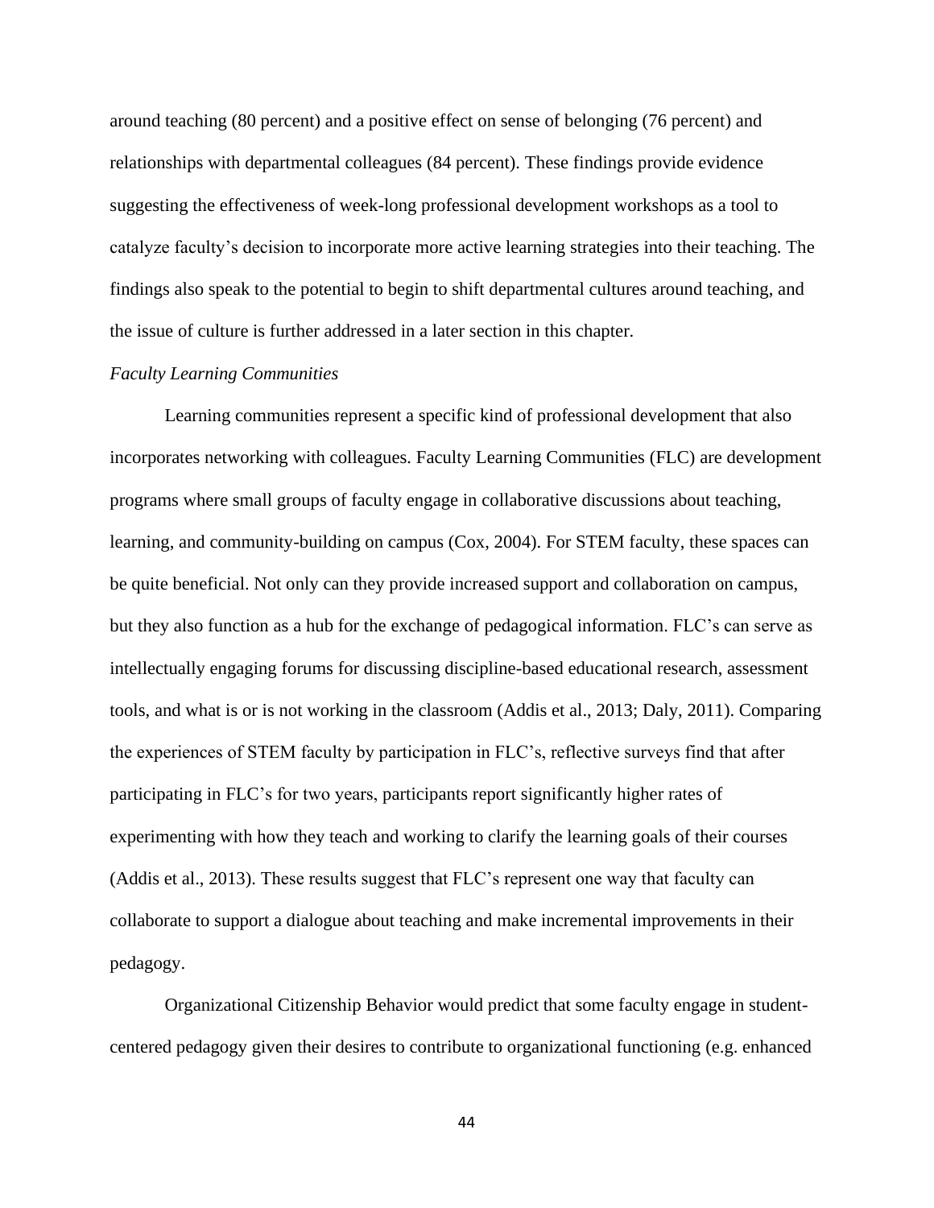around teaching (80 percent) and a positive effect on sense of belonging (76 percent) and relationships with departmental colleagues (84 percent). These findings provide evidence suggesting the effectiveness of week-long professional development workshops as a tool to catalyze faculty's decision to incorporate more active learning strategies into their teaching. The findings also speak to the potential to begin to shift departmental cultures around teaching, and the issue of culture is further addressed in a later section in this chapter.

*Faculty Learning Communities*

Learning communities represent a specific kind of professional development that also incorporates networking with colleagues. Faculty Learning Communities (FLC) are development programs where small groups of faculty engage in collaborative discussions about teaching, learning, and community-building on campus (Cox, 2004). For STEM faculty, these spaces can be quite beneficial. Not only can they provide increased support and collaboration on campus, but they also function as a hub for the exchange of pedagogical information. FLC's can serve as intellectually engaging forums for discussing discipline-based educational research, assessment tools, and what is or is not working in the classroom (Addis et al., 2013; Daly, 2011). Comparing the experiences of STEM faculty by participation in FLC's, reflective surveys find that after participating in FLC's for two years, participants report significantly higher rates of experimenting with how they teach and working to clarify the learning goals of their courses (Addis et al., 2013). These results suggest that FLC's represent one way that faculty can collaborate to support a dialogue about teaching and make incremental improvements in their pedagogy.

Organizational Citizenship Behavior would predict that some faculty engage in student-centered pedagogy given their desires to contribute to organizational functioning (e.g. enhanced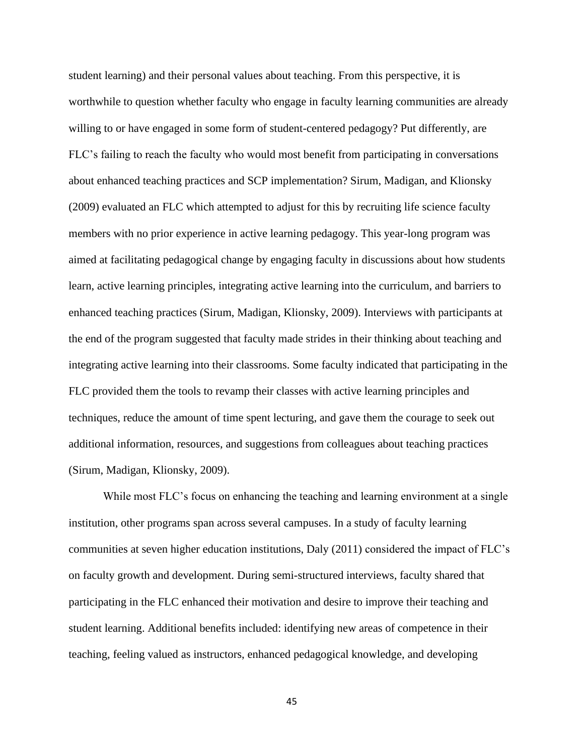student learning) and their personal values about teaching. From this perspective, it is worthwhile to question whether faculty who engage in faculty learning communities are already willing to or have engaged in some form of student-centered pedagogy? Put differently, are FLC's failing to reach the faculty who would most benefit from participating in conversations about enhanced teaching practices and SCP implementation? Sirum, Madigan, and Klionsky (2009) evaluated an FLC which attempted to adjust for this by recruiting life science faculty members with no prior experience in active learning pedagogy. This year-long program was aimed at facilitating pedagogical change by engaging faculty in discussions about how students learn, active learning principles, integrating active learning into the curriculum, and barriers to enhanced teaching practices (Sirum, Madigan, Klionsky, 2009). Interviews with participants at the end of the program suggested that faculty made strides in their thinking about teaching and integrating active learning into their classrooms. Some faculty indicated that participating in the FLC provided them the tools to revamp their classes with active learning principles and techniques, reduce the amount of time spent lecturing, and gave them the courage to seek out additional information, resources, and suggestions from colleagues about teaching practices (Sirum, Madigan, Klionsky, 2009).

While most FLC's focus on enhancing the teaching and learning environment at a single institution, other programs span across several campuses. In a study of faculty learning communities at seven higher education institutions, Daly (2011) considered the impact of FLC's on faculty growth and development. During semi-structured interviews, faculty shared that participating in the FLC enhanced their motivation and desire to improve their teaching and student learning. Additional benefits included: identifying new areas of competence in their teaching, feeling valued as instructors, enhanced pedagogical knowledge, and developing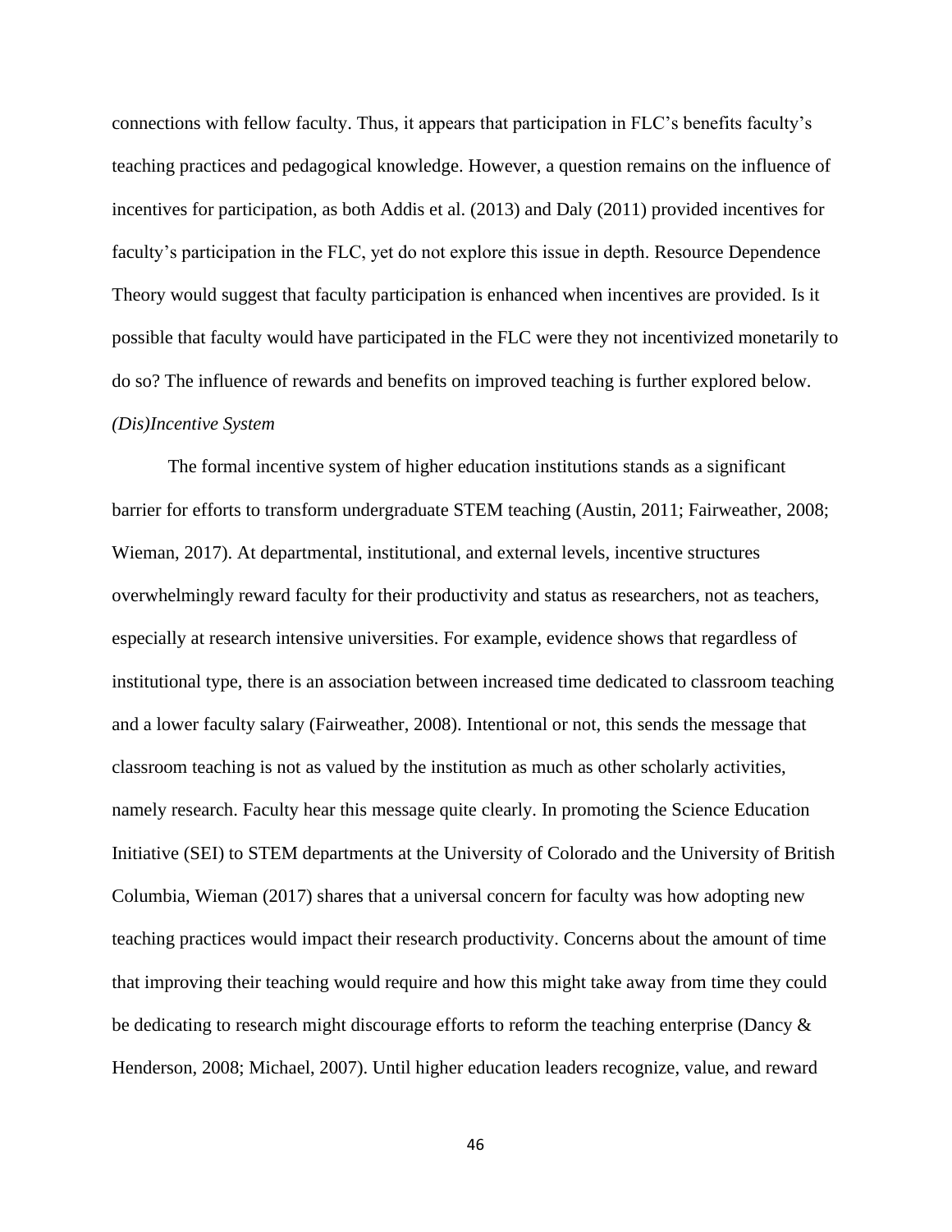connections with fellow faculty. Thus, it appears that participation in FLC's benefits faculty's teaching practices and pedagogical knowledge. However, a question remains on the influence of incentives for participation, as both Addis et al. (2013) and Daly (2011) provided incentives for faculty's participation in the FLC, yet do not explore this issue in depth. Resource Dependence Theory would suggest that faculty participation is enhanced when incentives are provided. Is it possible that faculty would have participated in the FLC were they not incentivized monetarily to do so? The influence of rewards and benefits on improved teaching is further explored below.

### *(Dis)Incentive System*

The formal incentive system of higher education institutions stands as a significant barrier for efforts to transform undergraduate STEM teaching (Austin, 2011; Fairweather, 2008; Wieman, 2017). At departmental, institutional, and external levels, incentive structures overwhelmingly reward faculty for their productivity and status as researchers, not as teachers, especially at research intensive universities. For example, evidence shows that regardless of institutional type, there is an association between increased time dedicated to classroom teaching and a lower faculty salary (Fairweather, 2008). Intentional or not, this sends the message that classroom teaching is not as valued by the institution as much as other scholarly activities, namely research. Faculty hear this message quite clearly. In promoting the Science Education Initiative (SEI) to STEM departments at the University of Colorado and the University of British Columbia, Wieman (2017) shares that a universal concern for faculty was how adopting new teaching practices would impact their research productivity. Concerns about the amount of time that improving their teaching would require and how this might take away from time they could be dedicating to research might discourage efforts to reform the teaching enterprise (Dancy & Henderson, 2008; Michael, 2007). Until higher education leaders recognize, value, and reward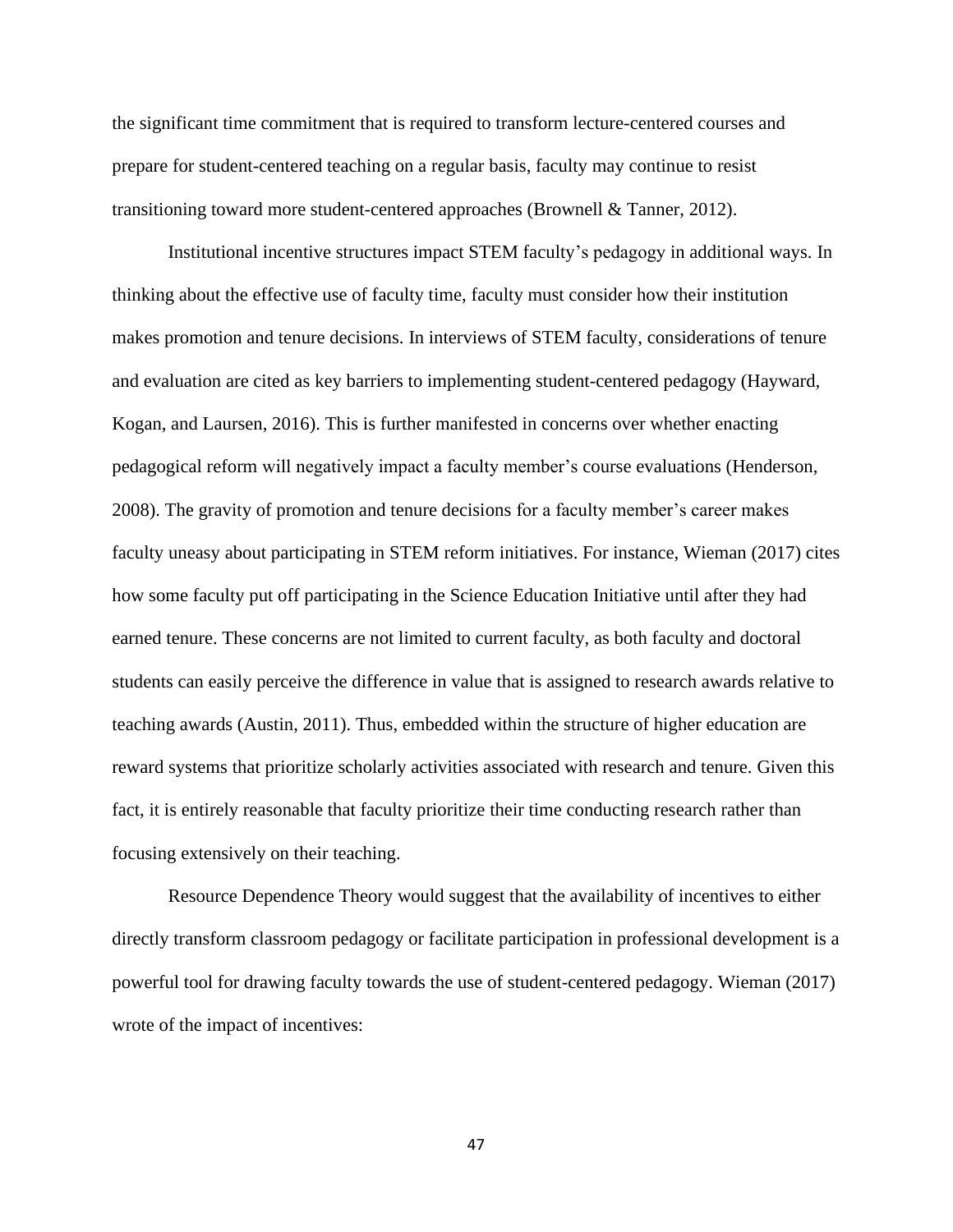the significant time commitment that is required to transform lecture-centered courses and prepare for student-centered teaching on a regular basis, faculty may continue to resist transitioning toward more student-centered approaches (Brownell & Tanner, 2012).

Institutional incentive structures impact STEM faculty's pedagogy in additional ways. In thinking about the effective use of faculty time, faculty must consider how their institution makes promotion and tenure decisions. In interviews of STEM faculty, considerations of tenure and evaluation are cited as key barriers to implementing student-centered pedagogy (Hayward, Kogan, and Laursen, 2016). This is further manifested in concerns over whether enacting pedagogical reform will negatively impact a faculty member's course evaluations (Henderson, 2008). The gravity of promotion and tenure decisions for a faculty member's career makes faculty uneasy about participating in STEM reform initiatives. For instance, Wieman (2017) cites how some faculty put off participating in the Science Education Initiative until after they had earned tenure. These concerns are not limited to current faculty, as both faculty and doctoral students can easily perceive the difference in value that is assigned to research awards relative to teaching awards (Austin, 2011). Thus, embedded within the structure of higher education are reward systems that prioritize scholarly activities associated with research and tenure. Given this fact, it is entirely reasonable that faculty prioritize their time conducting research rather than focusing extensively on their teaching.

Resource Dependence Theory would suggest that the availability of incentives to either directly transform classroom pedagogy or facilitate participation in professional development is a powerful tool for drawing faculty towards the use of student-centered pedagogy. Wieman (2017) wrote of the impact of incentives: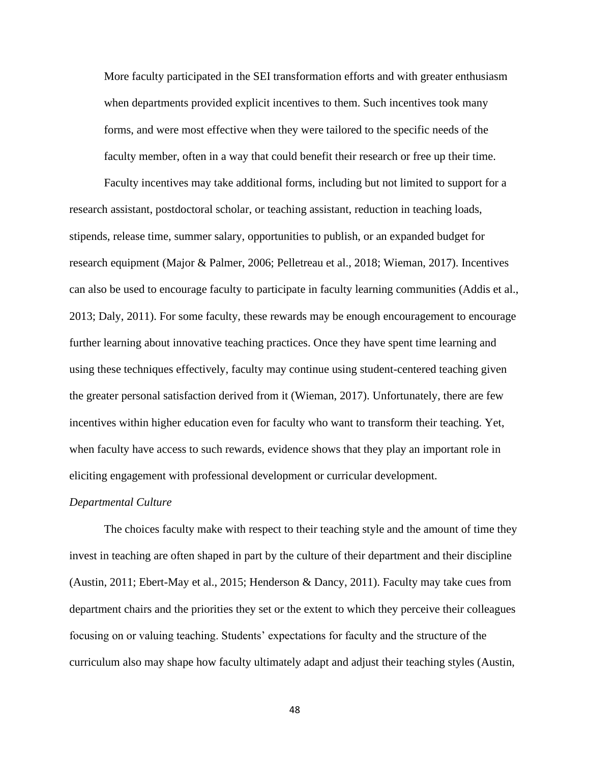> More faculty participated in the SEI transformation efforts and with greater enthusiasm when departments provided explicit incentives to them. Such incentives took many forms, and were most effective when they were tailored to the specific needs of the faculty member, often in a way that could benefit their research or free up their time.

Faculty incentives may take additional forms, including but not limited to support for a research assistant, postdoctoral scholar, or teaching assistant, reduction in teaching loads, stipends, release time, summer salary, opportunities to publish, or an expanded budget for research equipment (Major & Palmer, 2006; Pelletreau et al., 2018; Wieman, 2017). Incentives can also be used to encourage faculty to participate in faculty learning communities (Addis et al., 2013; Daly, 2011). For some faculty, these rewards may be enough encouragement to encourage further learning about innovative teaching practices. Once they have spent time learning and using these techniques effectively, faculty may continue using student-centered teaching given the greater personal satisfaction derived from it (Wieman, 2017). Unfortunately, there are few incentives within higher education even for faculty who want to transform their teaching. Yet, when faculty have access to such rewards, evidence shows that they play an important role in eliciting engagement with professional development or curricular development.

*Departmental Culture*

The choices faculty make with respect to their teaching style and the amount of time they invest in teaching are often shaped in part by the culture of their department and their discipline (Austin, 2011; Ebert-May et al., 2015; Henderson & Dancy, 2011). Faculty may take cues from department chairs and the priorities they set or the extent to which they perceive their colleagues focusing on or valuing teaching. Students' expectations for faculty and the structure of the curriculum also may shape how faculty ultimately adapt and adjust their teaching styles (Austin,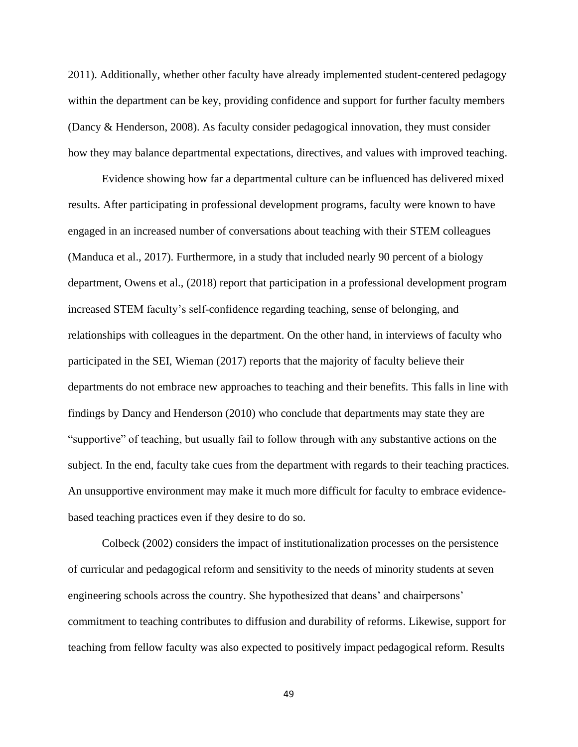2011). Additionally, whether other faculty have already implemented student-centered pedagogy within the department can be key, providing confidence and support for further faculty members (Dancy & Henderson, 2008). As faculty consider pedagogical innovation, they must consider how they may balance departmental expectations, directives, and values with improved teaching.

Evidence showing how far a departmental culture can be influenced has delivered mixed results. After participating in professional development programs, faculty were known to have engaged in an increased number of conversations about teaching with their STEM colleagues (Manduca et al., 2017). Furthermore, in a study that included nearly 90 percent of a biology department, Owens et al., (2018) report that participation in a professional development program increased STEM faculty's self-confidence regarding teaching, sense of belonging, and relationships with colleagues in the department. On the other hand, in interviews of faculty who participated in the SEI, Wieman (2017) reports that the majority of faculty believe their departments do not embrace new approaches to teaching and their benefits. This falls in line with findings by Dancy and Henderson (2010) who conclude that departments may state they are "supportive" of teaching, but usually fail to follow through with any substantive actions on the subject. In the end, faculty take cues from the department with regards to their teaching practices. An unsupportive environment may make it much more difficult for faculty to embrace evidence-based teaching practices even if they desire to do so.

Colbeck (2002) considers the impact of institutionalization processes on the persistence of curricular and pedagogical reform and sensitivity to the needs of minority students at seven engineering schools across the country. She hypothesized that deans' and chairpersons' commitment to teaching contributes to diffusion and durability of reforms. Likewise, support for teaching from fellow faculty was also expected to positively impact pedagogical reform. Results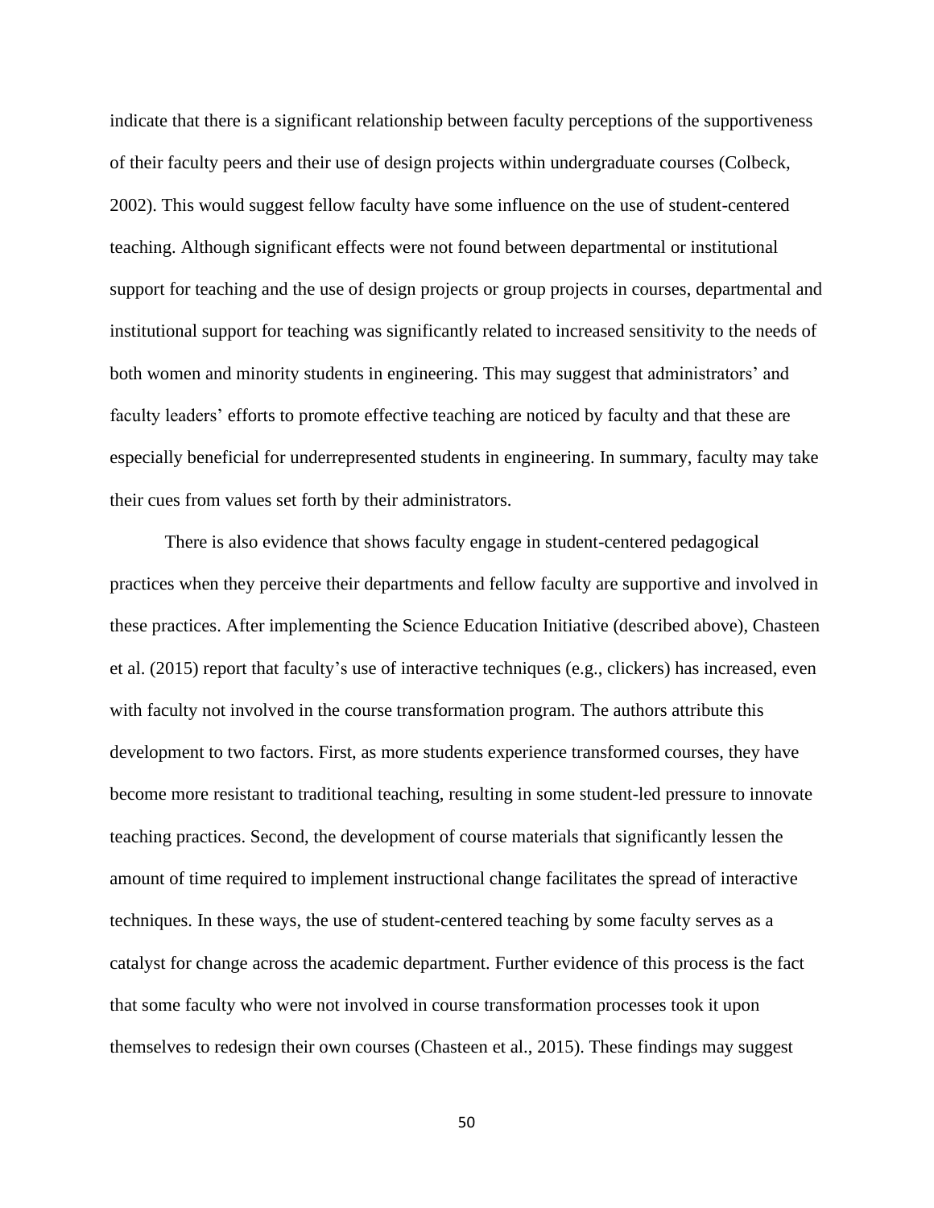indicate that there is a significant relationship between faculty perceptions of the supportiveness of their faculty peers and their use of design projects within undergraduate courses (Colbeck, 2002). This would suggest fellow faculty have some influence on the use of student-centered teaching. Although significant effects were not found between departmental or institutional support for teaching and the use of design projects or group projects in courses, departmental and institutional support for teaching was significantly related to increased sensitivity to the needs of both women and minority students in engineering. This may suggest that administrators' and faculty leaders' efforts to promote effective teaching are noticed by faculty and that these are especially beneficial for underrepresented students in engineering. In summary, faculty may take their cues from values set forth by their administrators.

There is also evidence that shows faculty engage in student-centered pedagogical practices when they perceive their departments and fellow faculty are supportive and involved in these practices. After implementing the Science Education Initiative (described above), Chasteen et al. (2015) report that faculty's use of interactive techniques (e.g., clickers) has increased, even with faculty not involved in the course transformation program. The authors attribute this development to two factors. First, as more students experience transformed courses, they have become more resistant to traditional teaching, resulting in some student-led pressure to innovate teaching practices. Second, the development of course materials that significantly lessen the amount of time required to implement instructional change facilitates the spread of interactive techniques. In these ways, the use of student-centered teaching by some faculty serves as a catalyst for change across the academic department. Further evidence of this process is the fact that some faculty who were not involved in course transformation processes took it upon themselves to redesign their own courses (Chasteen et al., 2015). These findings may suggest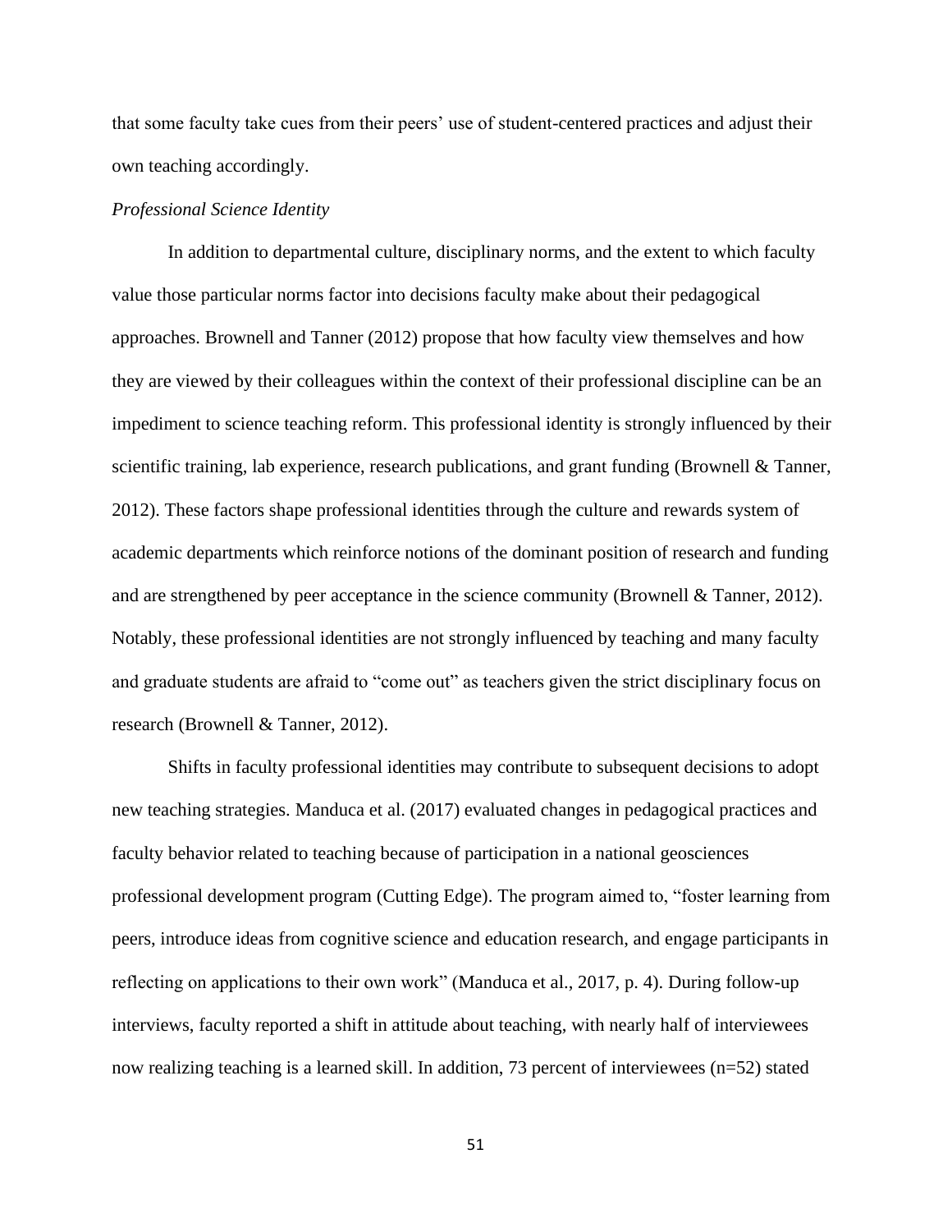that some faculty take cues from their peers' use of student-centered practices and adjust their own teaching accordingly.

*Professional Science Identity*

In addition to departmental culture, disciplinary norms, and the extent to which faculty value those particular norms factor into decisions faculty make about their pedagogical approaches. Brownell and Tanner (2012) propose that how faculty view themselves and how they are viewed by their colleagues within the context of their professional discipline can be an impediment to science teaching reform. This professional identity is strongly influenced by their scientific training, lab experience, research publications, and grant funding (Brownell & Tanner, 2012). These factors shape professional identities through the culture and rewards system of academic departments which reinforce notions of the dominant position of research and funding and are strengthened by peer acceptance in the science community (Brownell & Tanner, 2012). Notably, these professional identities are not strongly influenced by teaching and many faculty and graduate students are afraid to "come out" as teachers given the strict disciplinary focus on research (Brownell & Tanner, 2012).

Shifts in faculty professional identities may contribute to subsequent decisions to adopt new teaching strategies. Manduca et al. (2017) evaluated changes in pedagogical practices and faculty behavior related to teaching because of participation in a national geosciences professional development program (Cutting Edge). The program aimed to, "foster learning from peers, introduce ideas from cognitive science and education research, and engage participants in reflecting on applications to their own work" (Manduca et al., 2017, p. 4). During follow-up interviews, faculty reported a shift in attitude about teaching, with nearly half of interviewees now realizing teaching is a learned skill. In addition, 73 percent of interviewees (n=52) stated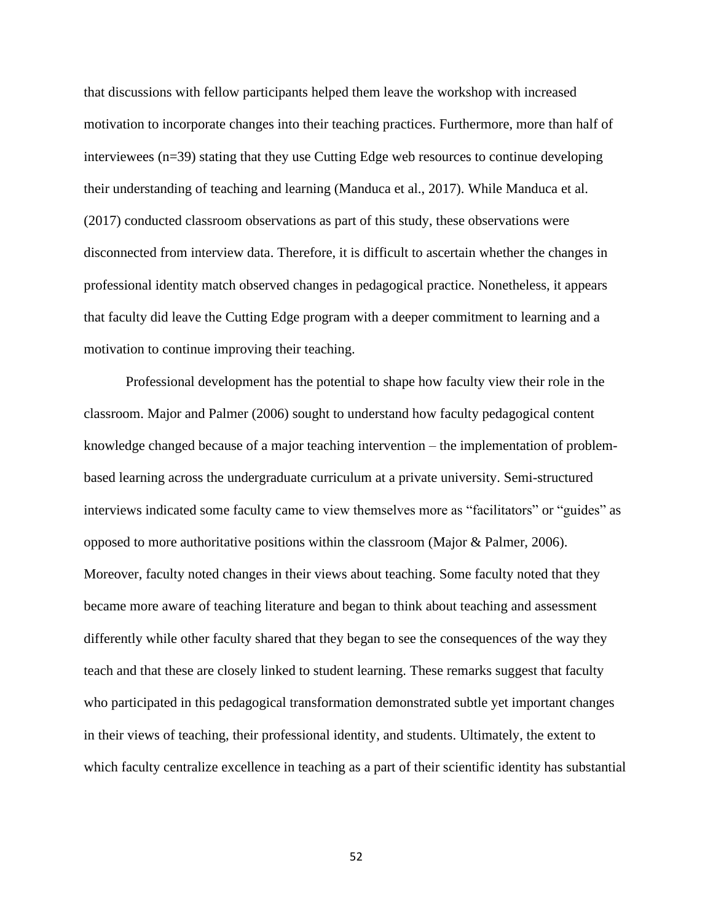that discussions with fellow participants helped them leave the workshop with increased motivation to incorporate changes into their teaching practices. Furthermore, more than half of interviewees (n=39) stating that they use Cutting Edge web resources to continue developing their understanding of teaching and learning (Manduca et al., 2017). While Manduca et al. (2017) conducted classroom observations as part of this study, these observations were disconnected from interview data. Therefore, it is difficult to ascertain whether the changes in professional identity match observed changes in pedagogical practice. Nonetheless, it appears that faculty did leave the Cutting Edge program with a deeper commitment to learning and a motivation to continue improving their teaching.

Professional development has the potential to shape how faculty view their role in the classroom. Major and Palmer (2006) sought to understand how faculty pedagogical content knowledge changed because of a major teaching intervention – the implementation of problem-based learning across the undergraduate curriculum at a private university. Semi-structured interviews indicated some faculty came to view themselves more as "facilitators" or "guides" as opposed to more authoritative positions within the classroom (Major & Palmer, 2006). Moreover, faculty noted changes in their views about teaching. Some faculty noted that they became more aware of teaching literature and began to think about teaching and assessment differently while other faculty shared that they began to see the consequences of the way they teach and that these are closely linked to student learning. These remarks suggest that faculty who participated in this pedagogical transformation demonstrated subtle yet important changes in their views of teaching, their professional identity, and students. Ultimately, the extent to which faculty centralize excellence in teaching as a part of their scientific identity has substantial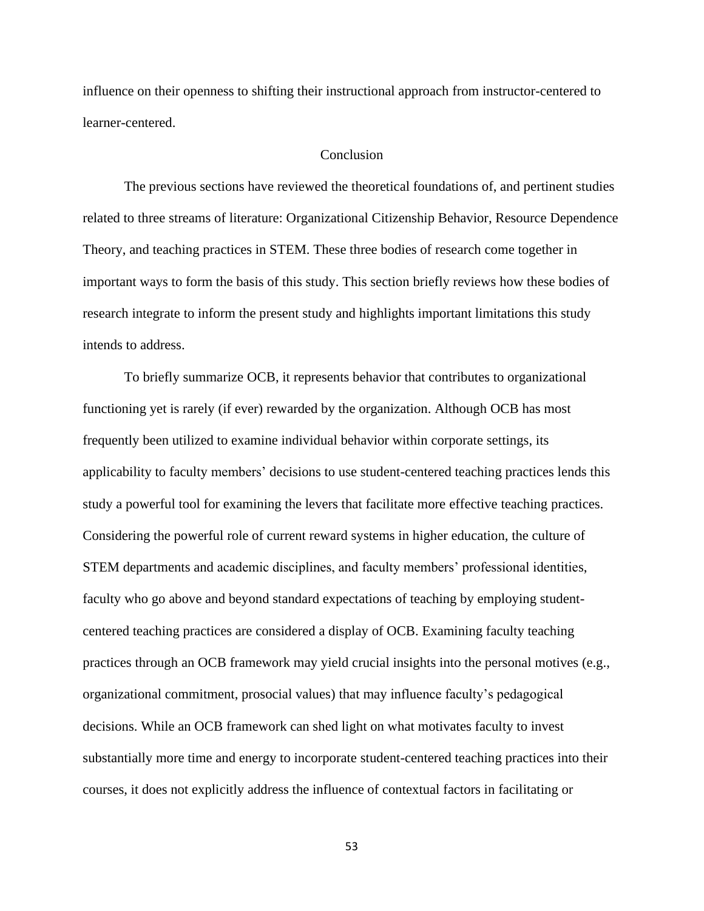influence on their openness to shifting their instructional approach from instructor-centered to learner-centered.

## Conclusion

The previous sections have reviewed the theoretical foundations of, and pertinent studies related to three streams of literature: Organizational Citizenship Behavior, Resource Dependence Theory, and teaching practices in STEM. These three bodies of research come together in important ways to form the basis of this study. This section briefly reviews how these bodies of research integrate to inform the present study and highlights important limitations this study intends to address.

To briefly summarize OCB, it represents behavior that contributes to organizational functioning yet is rarely (if ever) rewarded by the organization. Although OCB has most frequently been utilized to examine individual behavior within corporate settings, its applicability to faculty members' decisions to use student-centered teaching practices lends this study a powerful tool for examining the levers that facilitate more effective teaching practices. Considering the powerful role of current reward systems in higher education, the culture of STEM departments and academic disciplines, and faculty members' professional identities, faculty who go above and beyond standard expectations of teaching by employing student-centered teaching practices are considered a display of OCB. Examining faculty teaching practices through an OCB framework may yield crucial insights into the personal motives (e.g., organizational commitment, prosocial values) that may influence faculty's pedagogical decisions. While an OCB framework can shed light on what motivates faculty to invest substantially more time and energy to incorporate student-centered teaching practices into their courses, it does not explicitly address the influence of contextual factors in facilitating or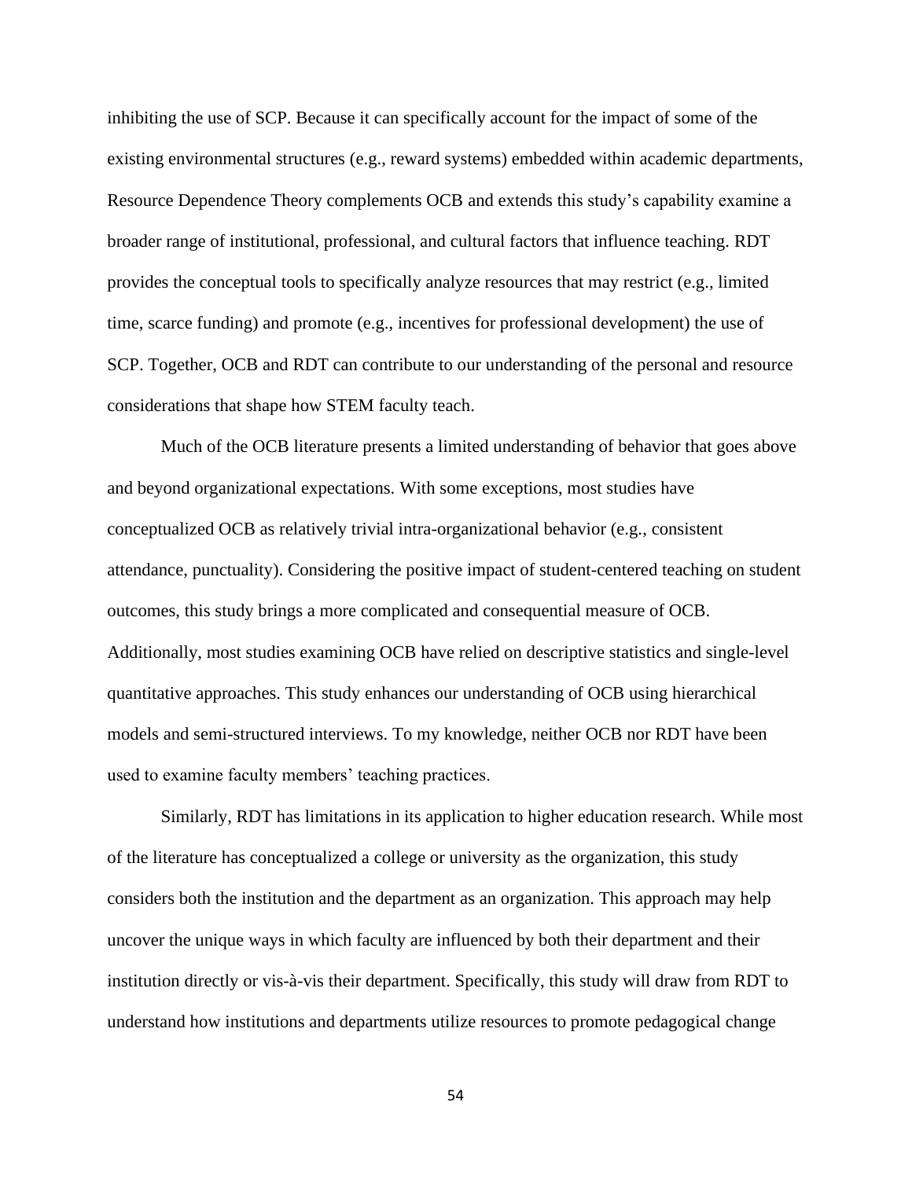inhibiting the use of SCP. Because it can specifically account for the impact of some of the existing environmental structures (e.g., reward systems) embedded within academic departments, Resource Dependence Theory complements OCB and extends this study's capability examine a broader range of institutional, professional, and cultural factors that influence teaching. RDT provides the conceptual tools to specifically analyze resources that may restrict (e.g., limited time, scarce funding) and promote (e.g., incentives for professional development) the use of SCP. Together, OCB and RDT can contribute to our understanding of the personal and resource considerations that shape how STEM faculty teach.

Much of the OCB literature presents a limited understanding of behavior that goes above and beyond organizational expectations. With some exceptions, most studies have conceptualized OCB as relatively trivial intra-organizational behavior (e.g., consistent attendance, punctuality). Considering the positive impact of student-centered teaching on student outcomes, this study brings a more complicated and consequential measure of OCB. Additionally, most studies examining OCB have relied on descriptive statistics and single-level quantitative approaches. This study enhances our understanding of OCB using hierarchical models and semi-structured interviews. To my knowledge, neither OCB nor RDT have been used to examine faculty members' teaching practices.

Similarly, RDT has limitations in its application to higher education research. While most of the literature has conceptualized a college or university as the organization, this study considers both the institution and the department as an organization. This approach may help uncover the unique ways in which faculty are influenced by both their department and their institution directly or vis-à-vis their department. Specifically, this study will draw from RDT to understand how institutions and departments utilize resources to promote pedagogical change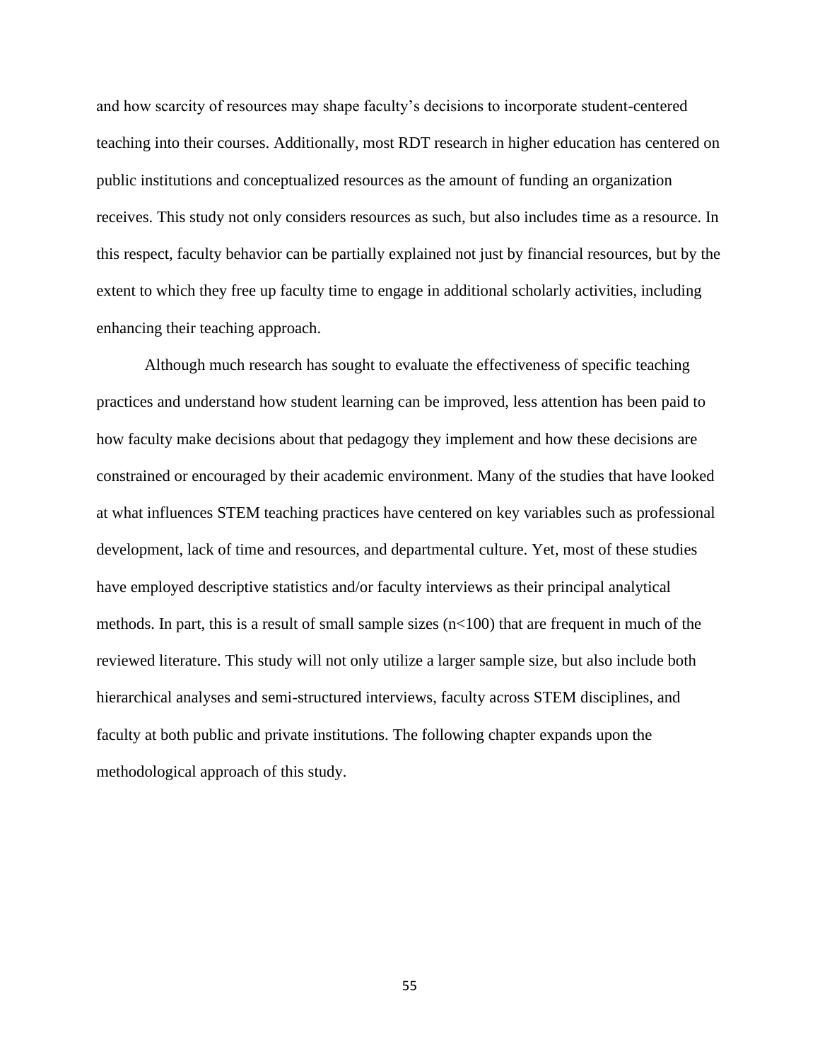and how scarcity of resources may shape faculty's decisions to incorporate student-centered teaching into their courses. Additionally, most RDT research in higher education has centered on public institutions and conceptualized resources as the amount of funding an organization receives. This study not only considers resources as such, but also includes time as a resource. In this respect, faculty behavior can be partially explained not just by financial resources, but by the extent to which they free up faculty time to engage in additional scholarly activities, including enhancing their teaching approach.

Although much research has sought to evaluate the effectiveness of specific teaching practices and understand how student learning can be improved, less attention has been paid to how faculty make decisions about that pedagogy they implement and how these decisions are constrained or encouraged by their academic environment. Many of the studies that have looked at what influences STEM teaching practices have centered on key variables such as professional development, lack of time and resources, and departmental culture. Yet, most of these studies have employed descriptive statistics and/or faculty interviews as their principal analytical methods. In part, this is a result of small sample sizes ($n<100$) that are frequent in much of the reviewed literature. This study will not only utilize a larger sample size, but also include both hierarchical analyses and semi-structured interviews, faculty across STEM disciplines, and faculty at both public and private institutions. The following chapter expands upon the methodological approach of this study.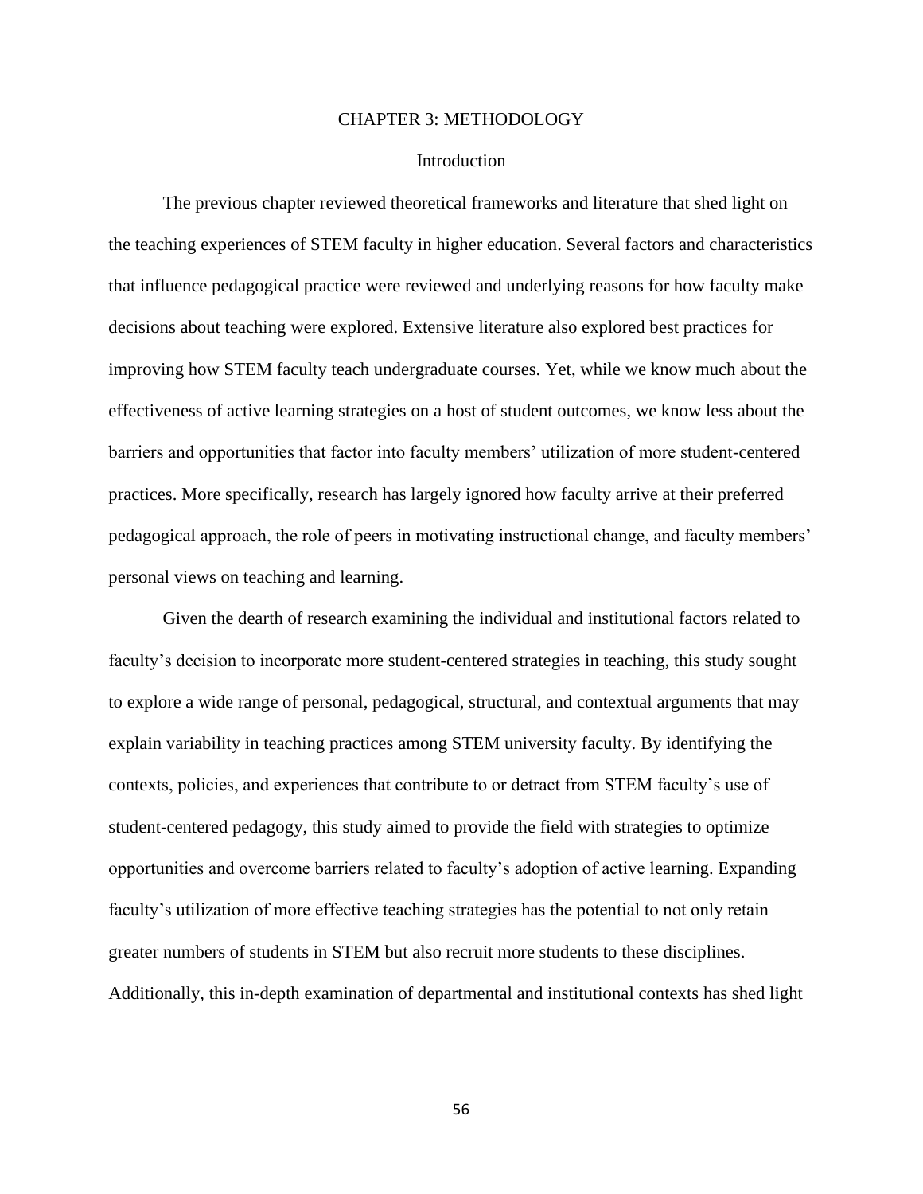# CHAPTER 3: METHODOLOGY

## Introduction

The previous chapter reviewed theoretical frameworks and literature that shed light on the teaching experiences of STEM faculty in higher education. Several factors and characteristics that influence pedagogical practice were reviewed and underlying reasons for how faculty make decisions about teaching were explored. Extensive literature also explored best practices for improving how STEM faculty teach undergraduate courses. Yet, while we know much about the effectiveness of active learning strategies on a host of student outcomes, we know less about the barriers and opportunities that factor into faculty members' utilization of more student-centered practices. More specifically, research has largely ignored how faculty arrive at their preferred pedagogical approach, the role of peers in motivating instructional change, and faculty members' personal views on teaching and learning.

Given the dearth of research examining the individual and institutional factors related to faculty's decision to incorporate more student-centered strategies in teaching, this study sought to explore a wide range of personal, pedagogical, structural, and contextual arguments that may explain variability in teaching practices among STEM university faculty. By identifying the contexts, policies, and experiences that contribute to or detract from STEM faculty's use of student-centered pedagogy, this study aimed to provide the field with strategies to optimize opportunities and overcome barriers related to faculty's adoption of active learning. Expanding faculty's utilization of more effective teaching strategies has the potential to not only retain greater numbers of students in STEM but also recruit more students to these disciplines. Additionally, this in-depth examination of departmental and institutional contexts has shed light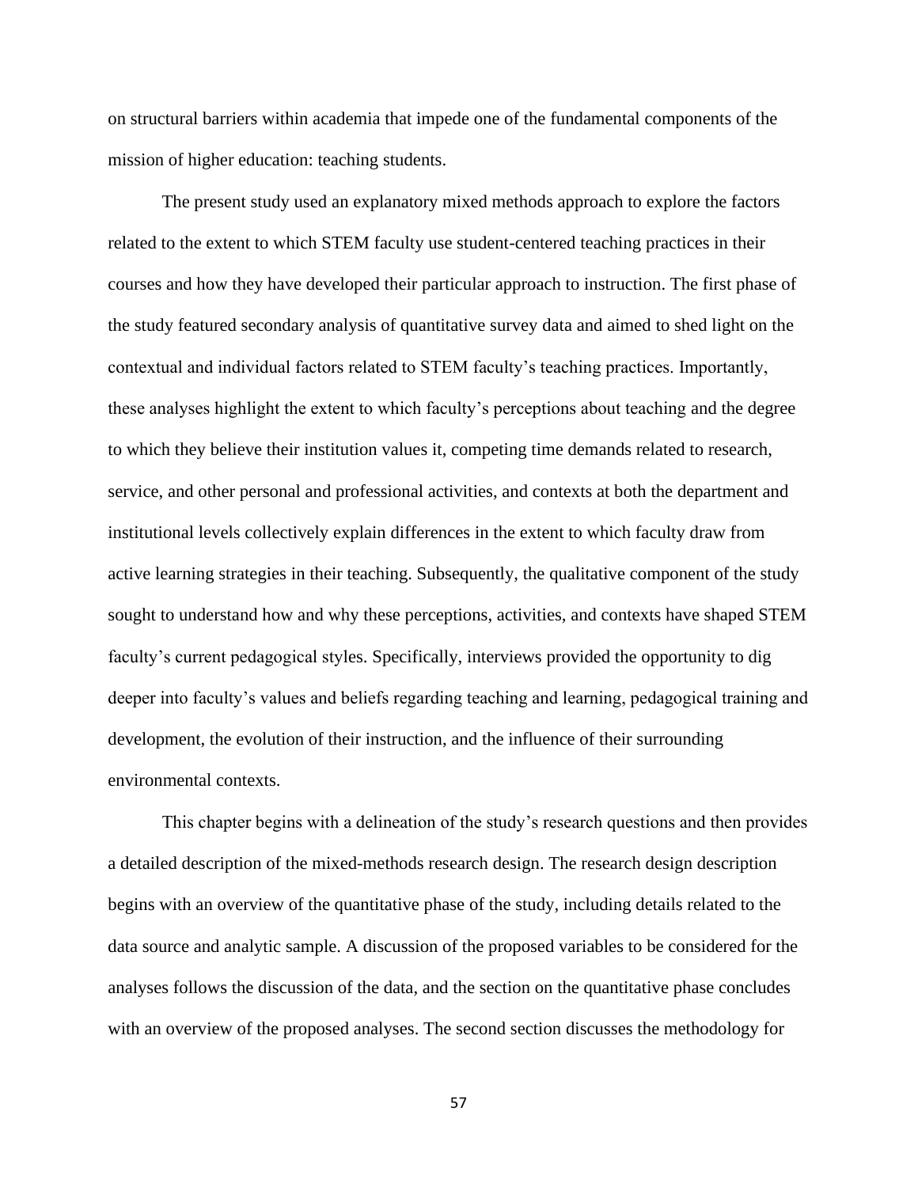on structural barriers within academia that impede one of the fundamental components of the mission of higher education: teaching students.

The present study used an explanatory mixed methods approach to explore the factors related to the extent to which STEM faculty use student-centered teaching practices in their courses and how they have developed their particular approach to instruction. The first phase of the study featured secondary analysis of quantitative survey data and aimed to shed light on the contextual and individual factors related to STEM faculty's teaching practices. Importantly, these analyses highlight the extent to which faculty's perceptions about teaching and the degree to which they believe their institution values it, competing time demands related to research, service, and other personal and professional activities, and contexts at both the department and institutional levels collectively explain differences in the extent to which faculty draw from active learning strategies in their teaching. Subsequently, the qualitative component of the study sought to understand how and why these perceptions, activities, and contexts have shaped STEM faculty's current pedagogical styles. Specifically, interviews provided the opportunity to dig deeper into faculty's values and beliefs regarding teaching and learning, pedagogical training and development, the evolution of their instruction, and the influence of their surrounding environmental contexts.

This chapter begins with a delineation of the study's research questions and then provides a detailed description of the mixed-methods research design. The research design description begins with an overview of the quantitative phase of the study, including details related to the data source and analytic sample. A discussion of the proposed variables to be considered for the analyses follows the discussion of the data, and the section on the quantitative phase concludes with an overview of the proposed analyses. The second section discusses the methodology for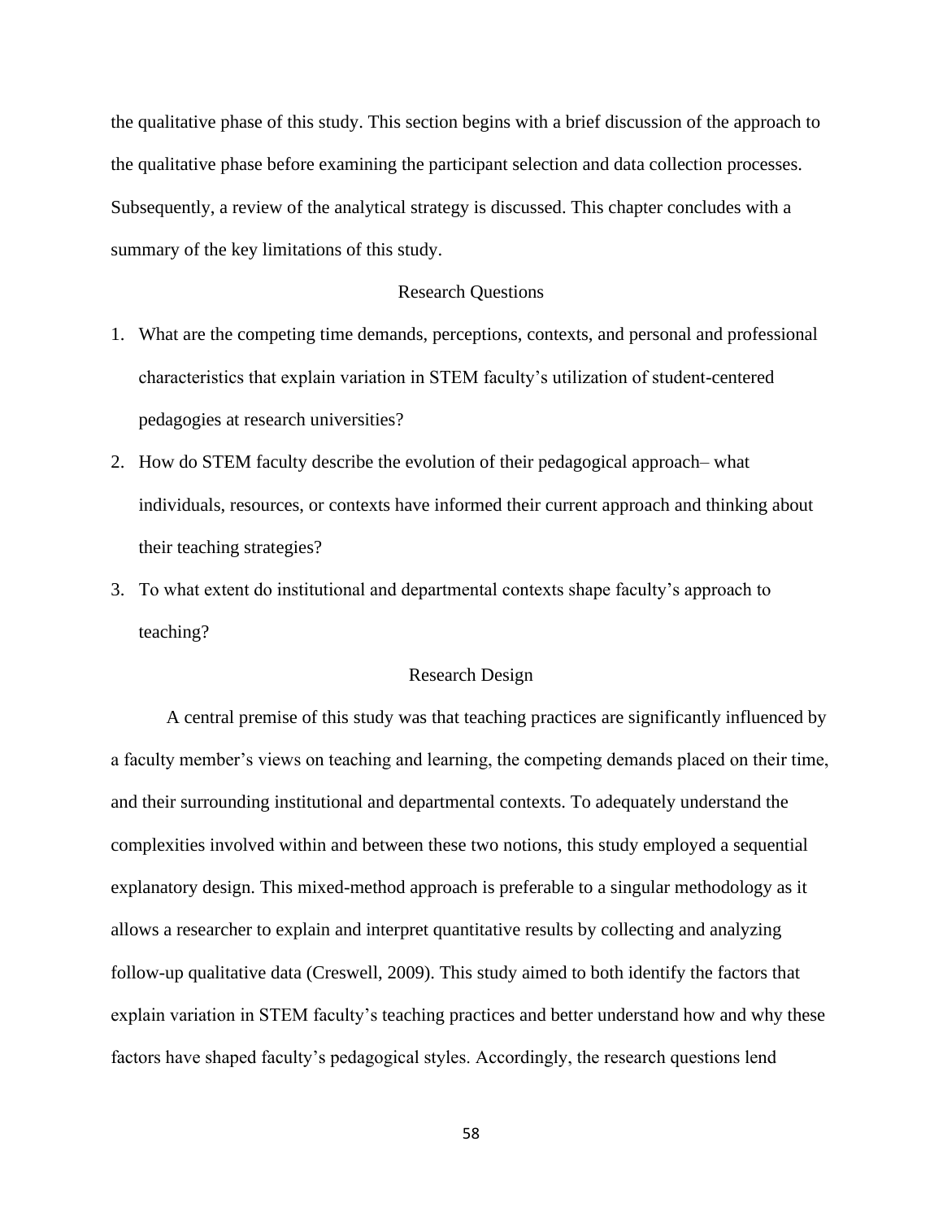the qualitative phase of this study. This section begins with a brief discussion of the approach to the qualitative phase before examining the participant selection and data collection processes. Subsequently, a review of the analytical strategy is discussed. This chapter concludes with a summary of the key limitations of this study.

## Research Questions

1. What are the competing time demands, perceptions, contexts, and personal and professional characteristics that explain variation in STEM faculty's utilization of student-centered pedagogies at research universities?
2. How do STEM faculty describe the evolution of their pedagogical approach– what individuals, resources, or contexts have informed their current approach and thinking about their teaching strategies?
3. To what extent do institutional and departmental contexts shape faculty's approach to teaching?

## Research Design

A central premise of this study was that teaching practices are significantly influenced by a faculty member's views on teaching and learning, the competing demands placed on their time, and their surrounding institutional and departmental contexts. To adequately understand the complexities involved within and between these two notions, this study employed a sequential explanatory design. This mixed-method approach is preferable to a singular methodology as it allows a researcher to explain and interpret quantitative results by collecting and analyzing follow-up qualitative data (Creswell, 2009). This study aimed to both identify the factors that explain variation in STEM faculty's teaching practices and better understand how and why these factors have shaped faculty's pedagogical styles. Accordingly, the research questions lend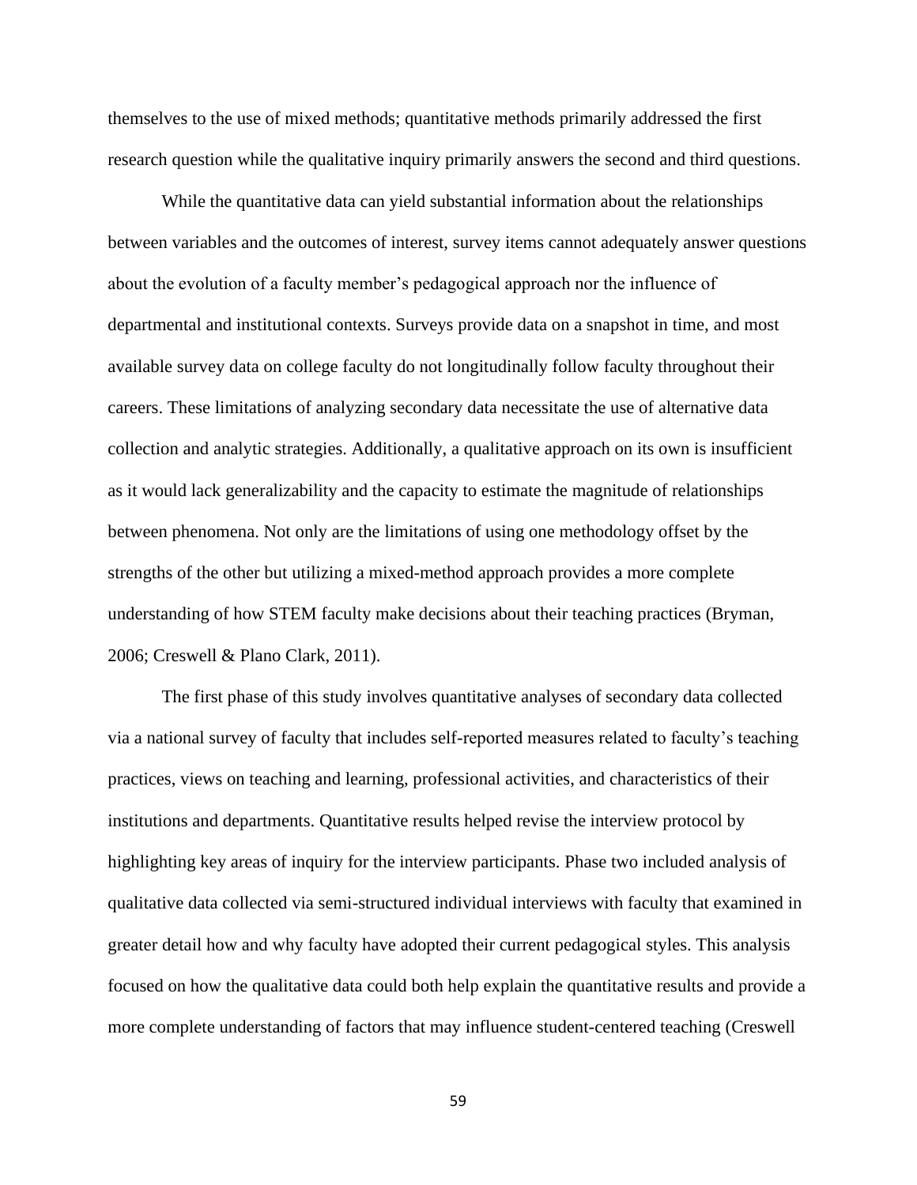themselves to the use of mixed methods; quantitative methods primarily addressed the first research question while the qualitative inquiry primarily answers the second and third questions.

While the quantitative data can yield substantial information about the relationships between variables and the outcomes of interest, survey items cannot adequately answer questions about the evolution of a faculty member's pedagogical approach nor the influence of departmental and institutional contexts. Surveys provide data on a snapshot in time, and most available survey data on college faculty do not longitudinally follow faculty throughout their careers. These limitations of analyzing secondary data necessitate the use of alternative data collection and analytic strategies. Additionally, a qualitative approach on its own is insufficient as it would lack generalizability and the capacity to estimate the magnitude of relationships between phenomena. Not only are the limitations of using one methodology offset by the strengths of the other but utilizing a mixed-method approach provides a more complete understanding of how STEM faculty make decisions about their teaching practices (Bryman, 2006; Creswell & Plano Clark, 2011).

The first phase of this study involves quantitative analyses of secondary data collected via a national survey of faculty that includes self-reported measures related to faculty's teaching practices, views on teaching and learning, professional activities, and characteristics of their institutions and departments. Quantitative results helped revise the interview protocol by highlighting key areas of inquiry for the interview participants. Phase two included analysis of qualitative data collected via semi-structured individual interviews with faculty that examined in greater detail how and why faculty have adopted their current pedagogical styles. This analysis focused on how the qualitative data could both help explain the quantitative results and provide a more complete understanding of factors that may influence student-centered teaching (Creswell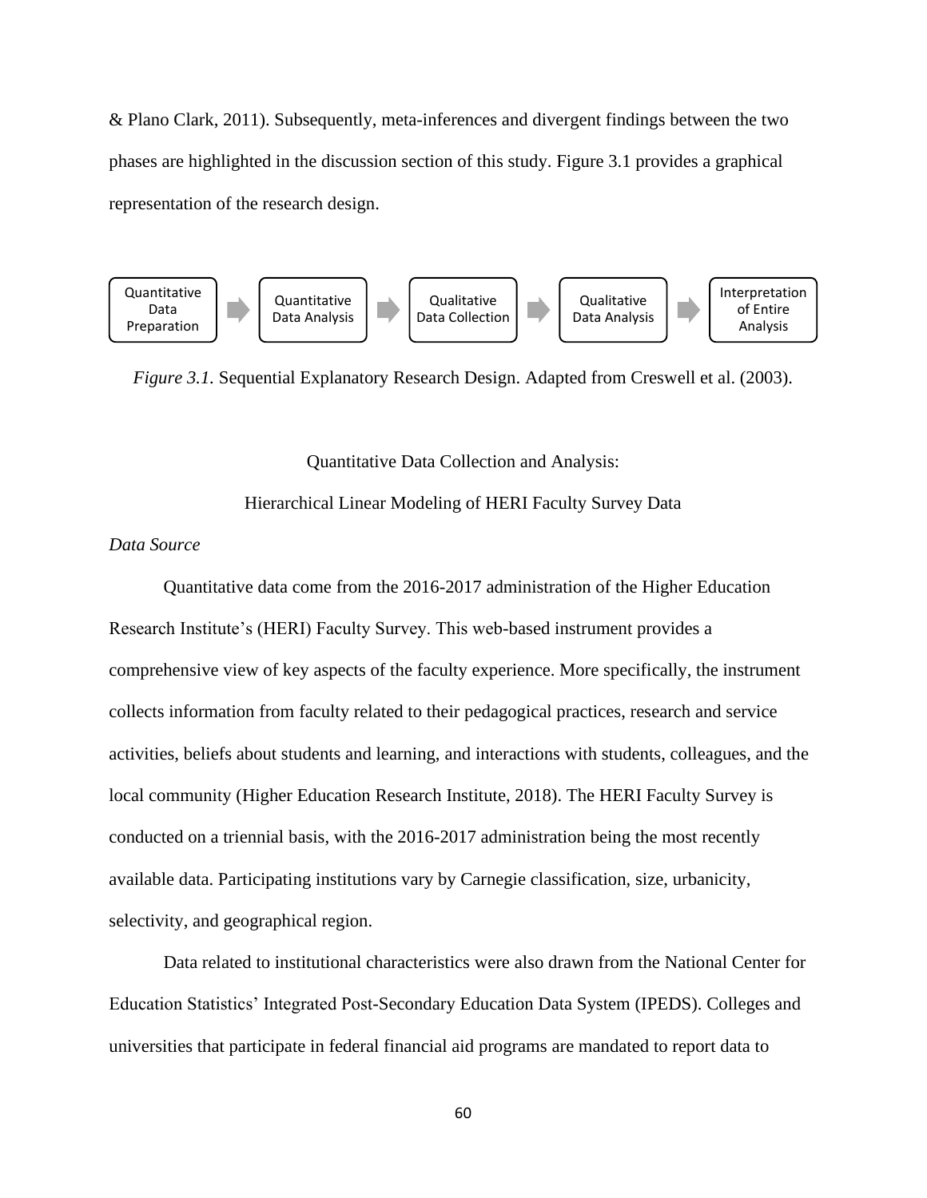& Plano Clark, 2011). Subsequently, meta-inferences and divergent findings between the two phases are highlighted in the discussion section of this study. Figure 3.1 provides a graphical representation of the research design.

Quantitative Data Preparation → Quantitative Data Analysis → Qualitative Data Collection → Qualitative Data Analysis → Interpretation of Entire Analysis

*Figure 3.1*. Sequential Explanatory Research Design. Adapted from Creswell et al. (2003).

## Quantitative Data Collection and Analysis: Hierarchical Linear Modeling of HERI Faculty Survey Data

### *Data Source*

Quantitative data come from the 2016-2017 administration of the Higher Education Research Institute's (HERI) Faculty Survey. This web-based instrument provides a comprehensive view of key aspects of the faculty experience. More specifically, the instrument collects information from faculty related to their pedagogical practices, research and service activities, beliefs about students and learning, and interactions with students, colleagues, and the local community (Higher Education Research Institute, 2018). The HERI Faculty Survey is conducted on a triennial basis, with the 2016-2017 administration being the most recently available data. Participating institutions vary by Carnegie classification, size, urbanicity, selectivity, and geographical region.

Data related to institutional characteristics were also drawn from the National Center for Education Statistics' Integrated Post-Secondary Education Data System (IPEDS). Colleges and universities that participate in federal financial aid programs are mandated to report data to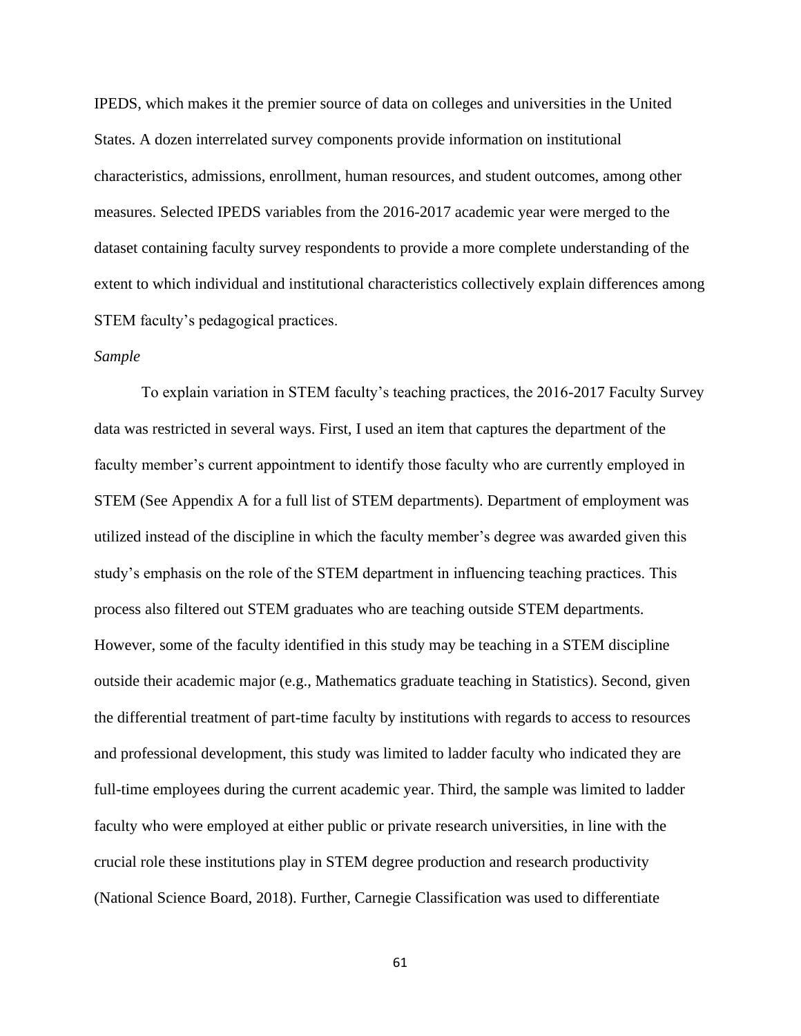IPEDS, which makes it the premier source of data on colleges and universities in the United States. A dozen interrelated survey components provide information on institutional characteristics, admissions, enrollment, human resources, and student outcomes, among other measures. Selected IPEDS variables from the 2016-2017 academic year were merged to the dataset containing faculty survey respondents to provide a more complete understanding of the extent to which individual and institutional characteristics collectively explain differences among STEM faculty's pedagogical practices.

*Sample*

To explain variation in STEM faculty's teaching practices, the 2016-2017 Faculty Survey data was restricted in several ways. First, I used an item that captures the department of the faculty member's current appointment to identify those faculty who are currently employed in STEM (See Appendix A for a full list of STEM departments). Department of employment was utilized instead of the discipline in which the faculty member's degree was awarded given this study's emphasis on the role of the STEM department in influencing teaching practices. This process also filtered out STEM graduates who are teaching outside STEM departments. However, some of the faculty identified in this study may be teaching in a STEM discipline outside their academic major (e.g., Mathematics graduate teaching in Statistics). Second, given the differential treatment of part-time faculty by institutions with regards to access to resources and professional development, this study was limited to ladder faculty who indicated they are full-time employees during the current academic year. Third, the sample was limited to ladder faculty who were employed at either public or private research universities, in line with the crucial role these institutions play in STEM degree production and research productivity (National Science Board, 2018). Further, Carnegie Classification was used to differentiate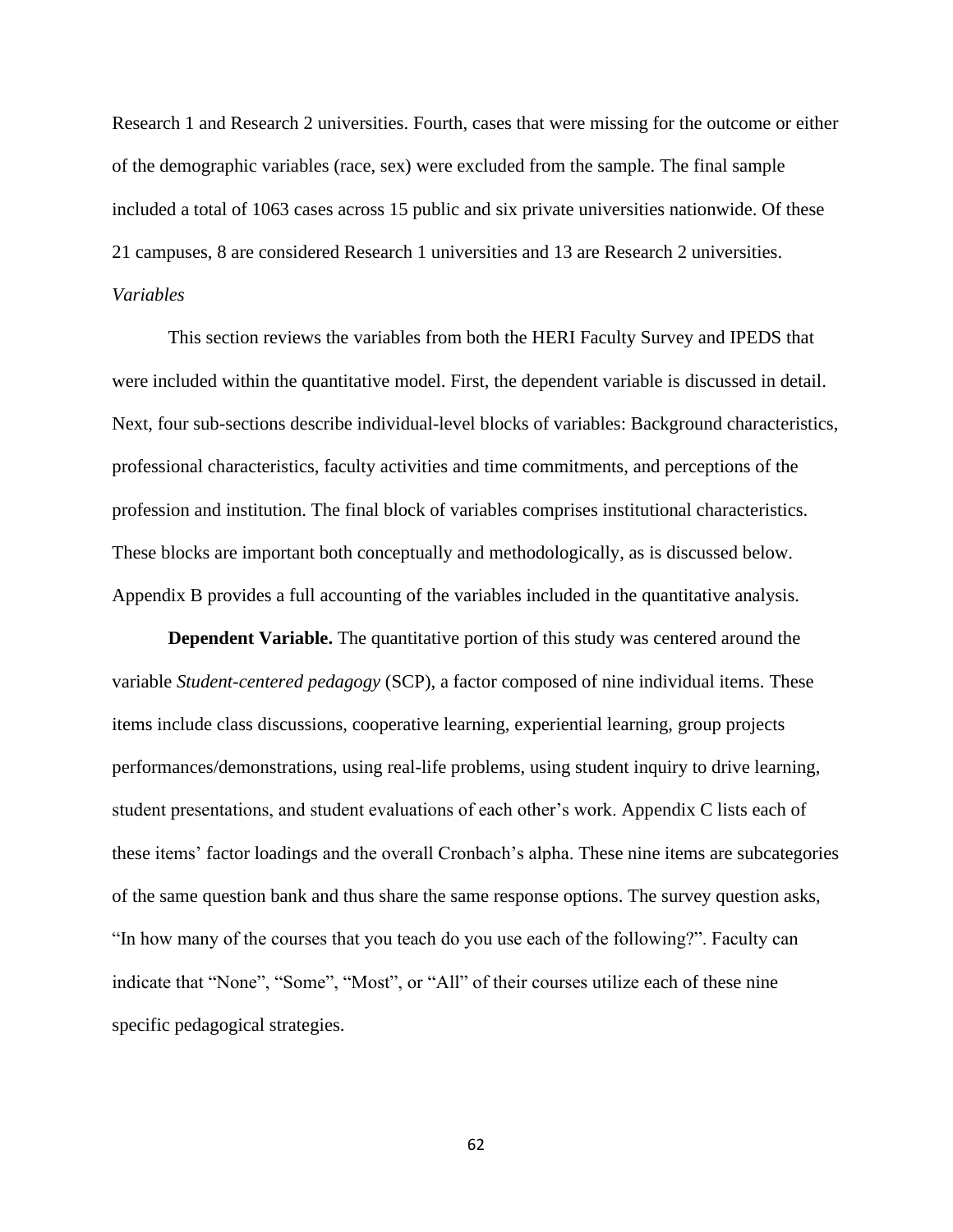Research 1 and Research 2 universities. Fourth, cases that were missing for the outcome or either of the demographic variables (race, sex) were excluded from the sample. The final sample included a total of 1063 cases across 15 public and six private universities nationwide. Of these 21 campuses, 8 are considered Research 1 universities and 13 are Research 2 universities.

*Variables*

This section reviews the variables from both the HERI Faculty Survey and IPEDS that were included within the quantitative model. First, the dependent variable is discussed in detail. Next, four sub-sections describe individual-level blocks of variables: Background characteristics, professional characteristics, faculty activities and time commitments, and perceptions of the profession and institution. The final block of variables comprises institutional characteristics. These blocks are important both conceptually and methodologically, as is discussed below. Appendix B provides a full accounting of the variables included in the quantitative analysis.

**Dependent Variable.** The quantitative portion of this study was centered around the variable *Student-centered pedagogy* (SCP), a factor composed of nine individual items. These items include class discussions, cooperative learning, experiential learning, group projects performances/demonstrations, using real-life problems, using student inquiry to drive learning, student presentations, and student evaluations of each other's work. Appendix C lists each of these items' factor loadings and the overall Cronbach's alpha. These nine items are subcategories of the same question bank and thus share the same response options. The survey question asks, "In how many of the courses that you teach do you use each of the following?". Faculty can indicate that "None", "Some", "Most", or "All" of their courses utilize each of these nine specific pedagogical strategies.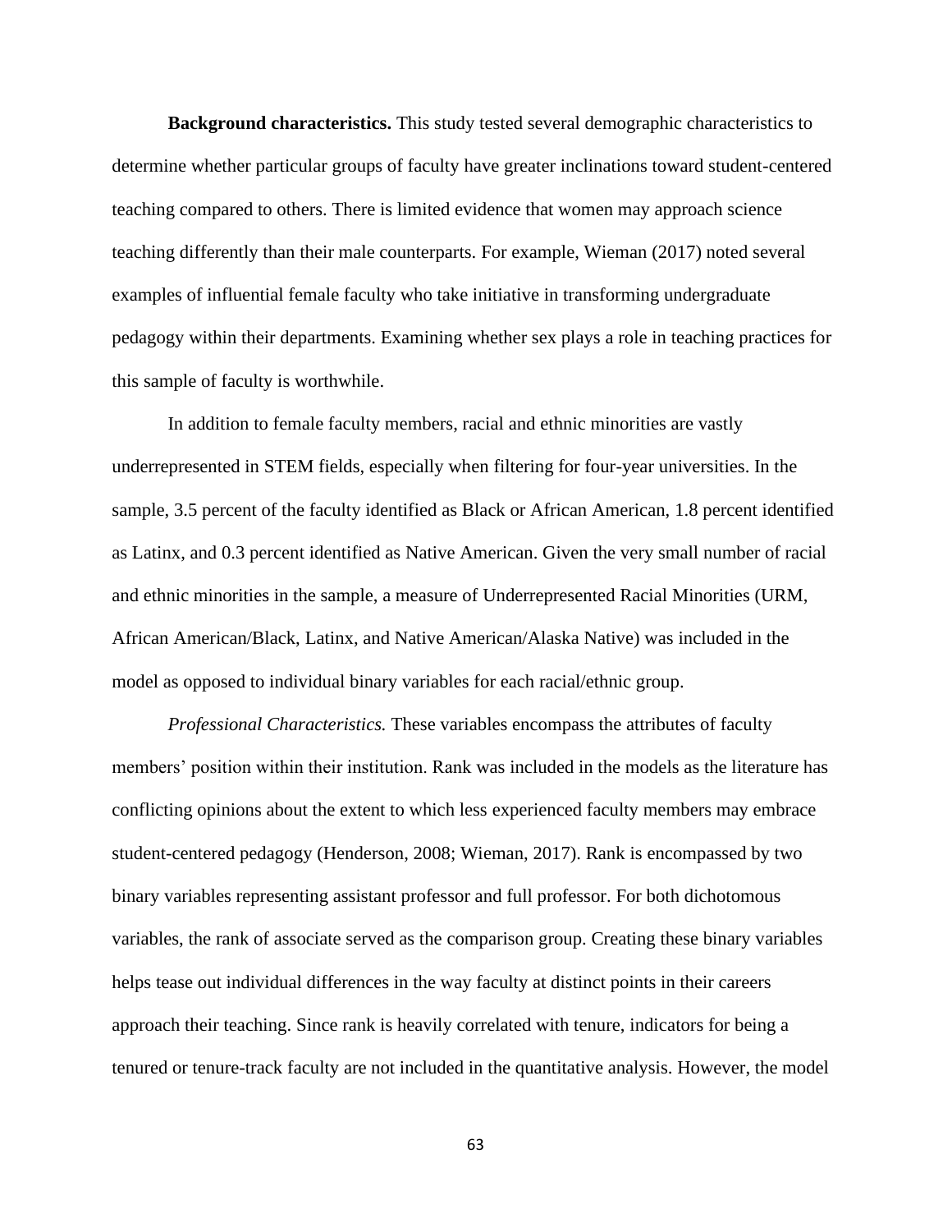**Background characteristics.** This study tested several demographic characteristics to determine whether particular groups of faculty have greater inclinations toward student-centered teaching compared to others. There is limited evidence that women may approach science teaching differently than their male counterparts. For example, Wieman (2017) noted several examples of influential female faculty who take initiative in transforming undergraduate pedagogy within their departments. Examining whether sex plays a role in teaching practices for this sample of faculty is worthwhile.

In addition to female faculty members, racial and ethnic minorities are vastly underrepresented in STEM fields, especially when filtering for four-year universities. In the sample, 3.5 percent of the faculty identified as Black or African American, 1.8 percent identified as Latinx, and 0.3 percent identified as Native American. Given the very small number of racial and ethnic minorities in the sample, a measure of Underrepresented Racial Minorities (URM, African American/Black, Latinx, and Native American/Alaska Native) was included in the model as opposed to individual binary variables for each racial/ethnic group.

*Professional Characteristics.* These variables encompass the attributes of faculty members' position within their institution. Rank was included in the models as the literature has conflicting opinions about the extent to which less experienced faculty members may embrace student-centered pedagogy (Henderson, 2008; Wieman, 2017). Rank is encompassed by two binary variables representing assistant professor and full professor. For both dichotomous variables, the rank of associate served as the comparison group. Creating these binary variables helps tease out individual differences in the way faculty at distinct points in their careers approach their teaching. Since rank is heavily correlated with tenure, indicators for being a tenured or tenure-track faculty are not included in the quantitative analysis. However, the model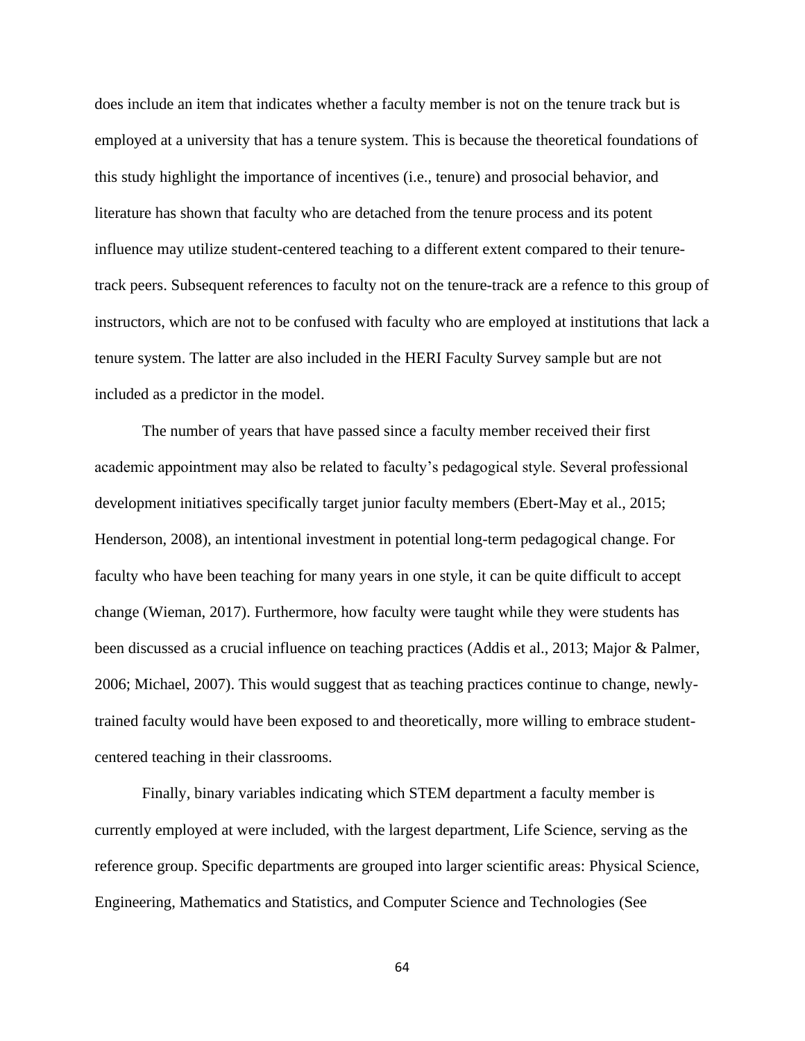does include an item that indicates whether a faculty member is not on the tenure track but is employed at a university that has a tenure system. This is because the theoretical foundations of this study highlight the importance of incentives (i.e., tenure) and prosocial behavior, and literature has shown that faculty who are detached from the tenure process and its potent influence may utilize student-centered teaching to a different extent compared to their tenure-track peers. Subsequent references to faculty not on the tenure-track are a refence to this group of instructors, which are not to be confused with faculty who are employed at institutions that lack a tenure system. The latter are also included in the HERI Faculty Survey sample but are not included as a predictor in the model.

The number of years that have passed since a faculty member received their first academic appointment may also be related to faculty's pedagogical style. Several professional development initiatives specifically target junior faculty members (Ebert-May et al., 2015; Henderson, 2008), an intentional investment in potential long-term pedagogical change. For faculty who have been teaching for many years in one style, it can be quite difficult to accept change (Wieman, 2017). Furthermore, how faculty were taught while they were students has been discussed as a crucial influence on teaching practices (Addis et al., 2013; Major & Palmer, 2006; Michael, 2007). This would suggest that as teaching practices continue to change, newly-trained faculty would have been exposed to and theoretically, more willing to embrace student-centered teaching in their classrooms.

Finally, binary variables indicating which STEM department a faculty member is currently employed at were included, with the largest department, Life Science, serving as the reference group. Specific departments are grouped into larger scientific areas: Physical Science, Engineering, Mathematics and Statistics, and Computer Science and Technologies (See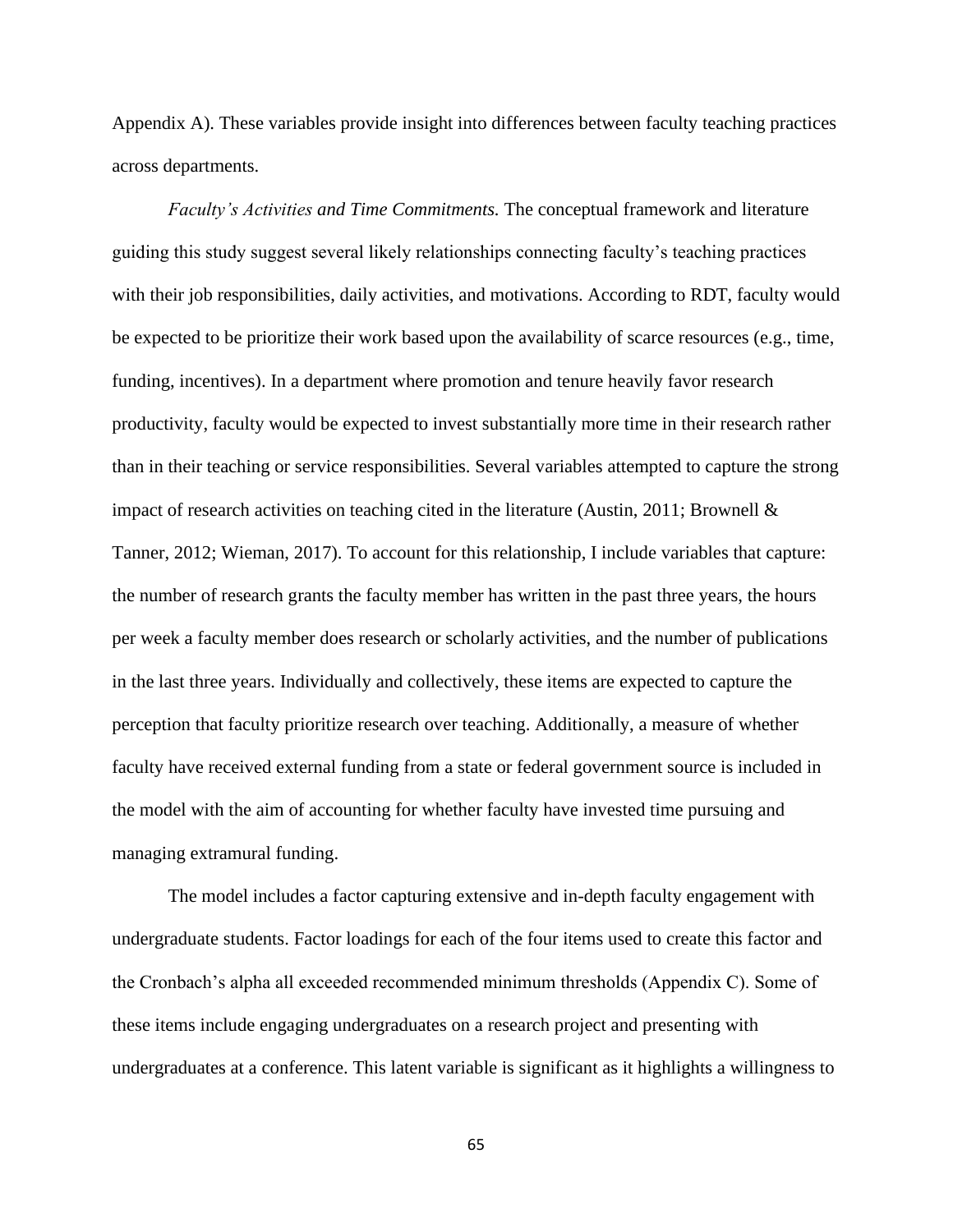Appendix A). These variables provide insight into differences between faculty teaching practices across departments.

*Faculty's Activities and Time Commitments.* The conceptual framework and literature guiding this study suggest several likely relationships connecting faculty's teaching practices with their job responsibilities, daily activities, and motivations. According to RDT, faculty would be expected to be prioritize their work based upon the availability of scarce resources (e.g., time, funding, incentives). In a department where promotion and tenure heavily favor research productivity, faculty would be expected to invest substantially more time in their research rather than in their teaching or service responsibilities. Several variables attempted to capture the strong impact of research activities on teaching cited in the literature (Austin, 2011; Brownell & Tanner, 2012; Wieman, 2017). To account for this relationship, I include variables that capture: the number of research grants the faculty member has written in the past three years, the hours per week a faculty member does research or scholarly activities, and the number of publications in the last three years. Individually and collectively, these items are expected to capture the perception that faculty prioritize research over teaching. Additionally, a measure of whether faculty have received external funding from a state or federal government source is included in the model with the aim of accounting for whether faculty have invested time pursuing and managing extramural funding.

The model includes a factor capturing extensive and in-depth faculty engagement with undergraduate students. Factor loadings for each of the four items used to create this factor and the Cronbach's alpha all exceeded recommended minimum thresholds (Appendix C). Some of these items include engaging undergraduates on a research project and presenting with undergraduates at a conference. This latent variable is significant as it highlights a willingness to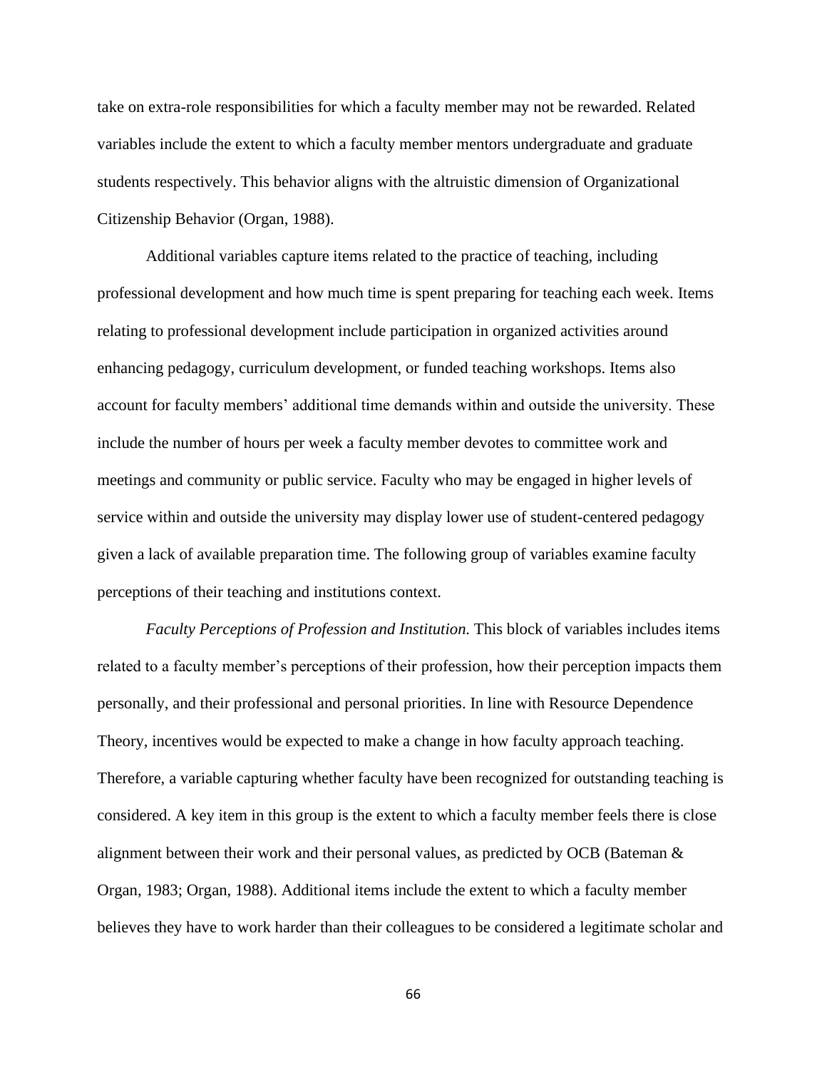take on extra-role responsibilities for which a faculty member may not be rewarded. Related variables include the extent to which a faculty member mentors undergraduate and graduate students respectively. This behavior aligns with the altruistic dimension of Organizational Citizenship Behavior (Organ, 1988).

Additional variables capture items related to the practice of teaching, including professional development and how much time is spent preparing for teaching each week. Items relating to professional development include participation in organized activities around enhancing pedagogy, curriculum development, or funded teaching workshops. Items also account for faculty members' additional time demands within and outside the university. These include the number of hours per week a faculty member devotes to committee work and meetings and community or public service. Faculty who may be engaged in higher levels of service within and outside the university may display lower use of student-centered pedagogy given a lack of available preparation time. The following group of variables examine faculty perceptions of their teaching and institutions context.

*Faculty Perceptions of Profession and Institution.* This block of variables includes items related to a faculty member's perceptions of their profession, how their perception impacts them personally, and their professional and personal priorities. In line with Resource Dependence Theory, incentives would be expected to make a change in how faculty approach teaching. Therefore, a variable capturing whether faculty have been recognized for outstanding teaching is considered. A key item in this group is the extent to which a faculty member feels there is close alignment between their work and their personal values, as predicted by OCB (Bateman & Organ, 1983; Organ, 1988). Additional items include the extent to which a faculty member believes they have to work harder than their colleagues to be considered a legitimate scholar and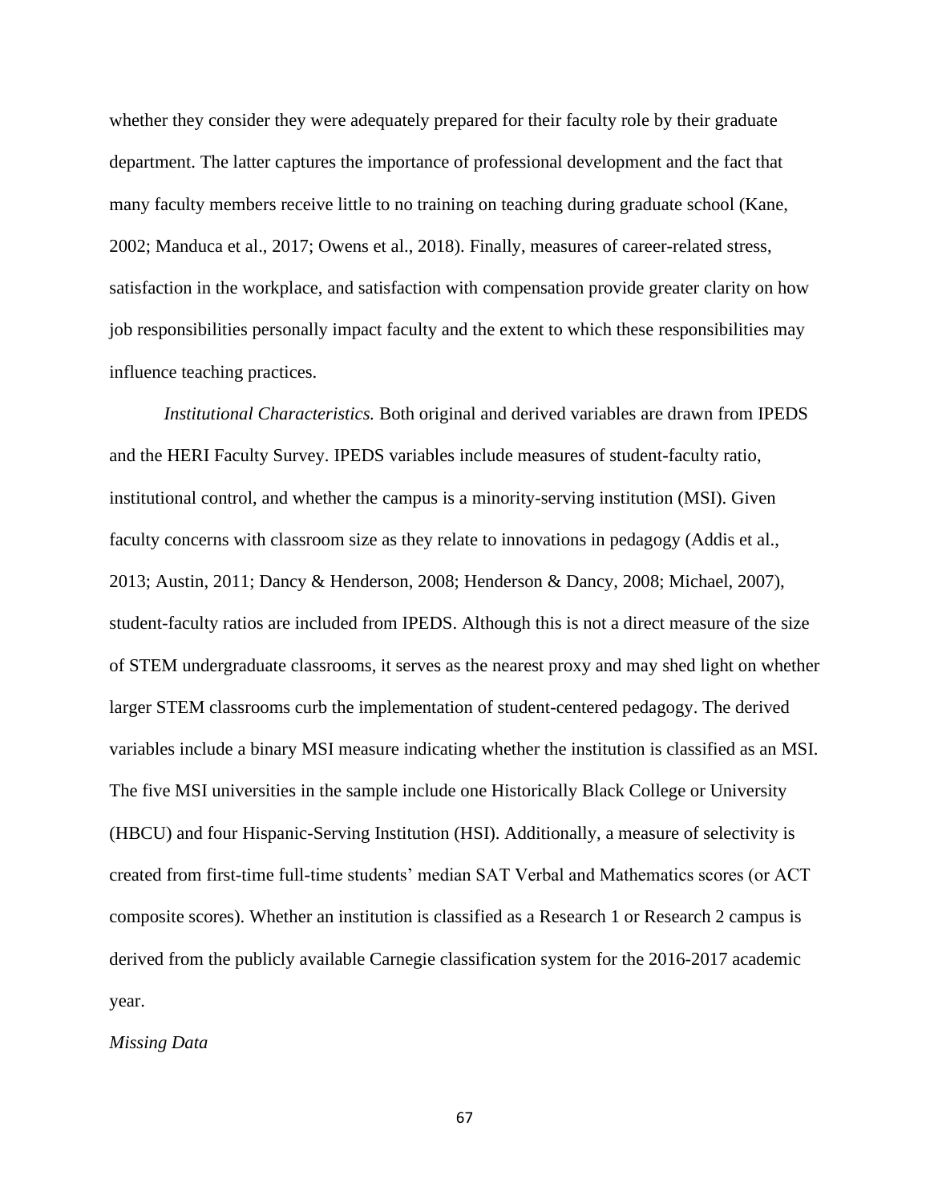whether they consider they were adequately prepared for their faculty role by their graduate department. The latter captures the importance of professional development and the fact that many faculty members receive little to no training on teaching during graduate school (Kane, 2002; Manduca et al., 2017; Owens et al., 2018). Finally, measures of career-related stress, satisfaction in the workplace, and satisfaction with compensation provide greater clarity on how job responsibilities personally impact faculty and the extent to which these responsibilities may influence teaching practices.

*Institutional Characteristics.* Both original and derived variables are drawn from IPEDS and the HERI Faculty Survey. IPEDS variables include measures of student-faculty ratio, institutional control, and whether the campus is a minority-serving institution (MSI). Given faculty concerns with classroom size as they relate to innovations in pedagogy (Addis et al., 2013; Austin, 2011; Dancy & Henderson, 2008; Henderson & Dancy, 2008; Michael, 2007), student-faculty ratios are included from IPEDS. Although this is not a direct measure of the size of STEM undergraduate classrooms, it serves as the nearest proxy and may shed light on whether larger STEM classrooms curb the implementation of student-centered pedagogy. The derived variables include a binary MSI measure indicating whether the institution is classified as an MSI. The five MSI universities in the sample include one Historically Black College or University (HBCU) and four Hispanic-Serving Institution (HSI). Additionally, a measure of selectivity is created from first-time full-time students' median SAT Verbal and Mathematics scores (or ACT composite scores). Whether an institution is classified as a Research 1 or Research 2 campus is derived from the publicly available Carnegie classification system for the 2016-2017 academic year.

*Missing Data*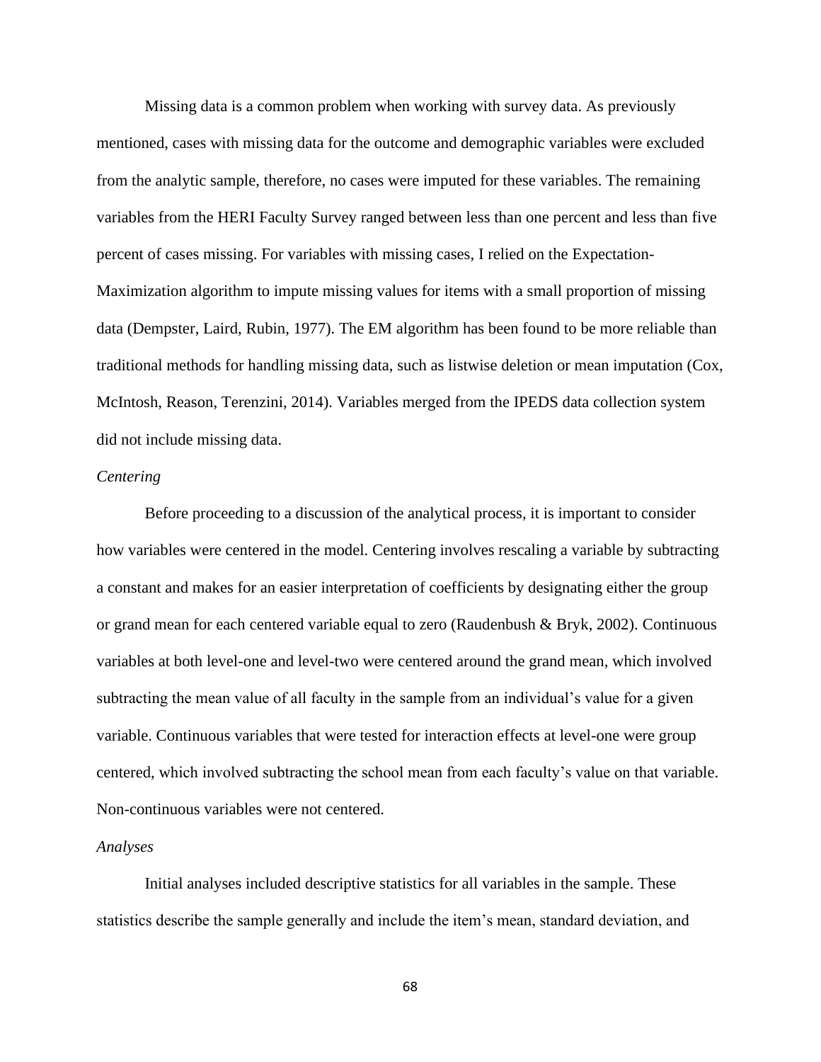Missing data is a common problem when working with survey data. As previously mentioned, cases with missing data for the outcome and demographic variables were excluded from the analytic sample, therefore, no cases were imputed for these variables. The remaining variables from the HERI Faculty Survey ranged between less than one percent and less than five percent of cases missing. For variables with missing cases, I relied on the Expectation-Maximization algorithm to impute missing values for items with a small proportion of missing data (Dempster, Laird, Rubin, 1977). The EM algorithm has been found to be more reliable than traditional methods for handling missing data, such as listwise deletion or mean imputation (Cox, McIntosh, Reason, Terenzini, 2014). Variables merged from the IPEDS data collection system did not include missing data.

*Centering*

Before proceeding to a discussion of the analytical process, it is important to consider how variables were centered in the model. Centering involves rescaling a variable by subtracting a constant and makes for an easier interpretation of coefficients by designating either the group or grand mean for each centered variable equal to zero (Raudenbush & Bryk, 2002). Continuous variables at both level-one and level-two were centered around the grand mean, which involved subtracting the mean value of all faculty in the sample from an individual's value for a given variable. Continuous variables that were tested for interaction effects at level-one were group centered, which involved subtracting the school mean from each faculty's value on that variable. Non-continuous variables were not centered.

*Analyses*

Initial analyses included descriptive statistics for all variables in the sample. These statistics describe the sample generally and include the item's mean, standard deviation, and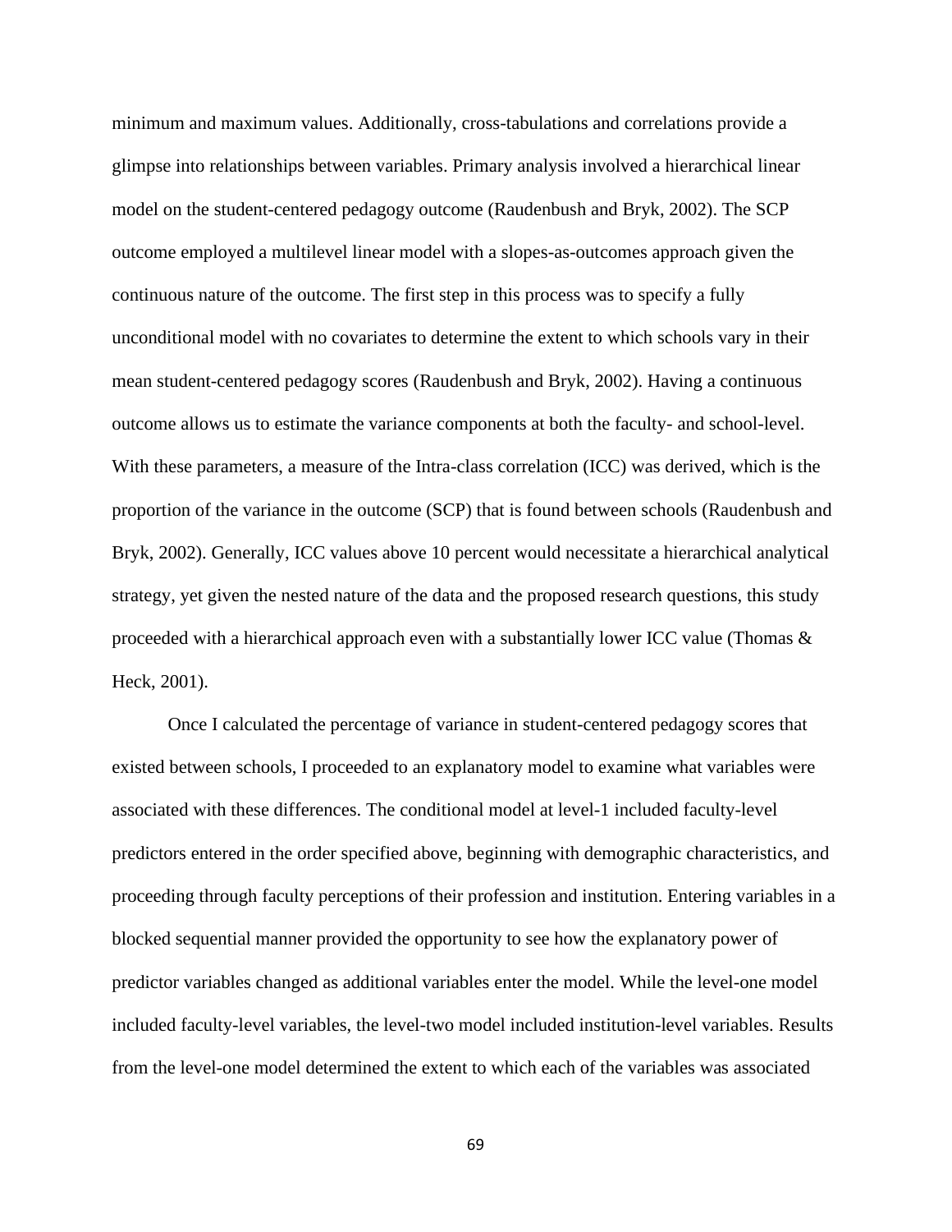minimum and maximum values. Additionally, cross-tabulations and correlations provide a glimpse into relationships between variables. Primary analysis involved a hierarchical linear model on the student-centered pedagogy outcome (Raudenbush and Bryk, 2002). The SCP outcome employed a multilevel linear model with a slopes-as-outcomes approach given the continuous nature of the outcome. The first step in this process was to specify a fully unconditional model with no covariates to determine the extent to which schools vary in their mean student-centered pedagogy scores (Raudenbush and Bryk, 2002). Having a continuous outcome allows us to estimate the variance components at both the faculty- and school-level. With these parameters, a measure of the Intra-class correlation (ICC) was derived, which is the proportion of the variance in the outcome (SCP) that is found between schools (Raudenbush and Bryk, 2002). Generally, ICC values above 10 percent would necessitate a hierarchical analytical strategy, yet given the nested nature of the data and the proposed research questions, this study proceeded with a hierarchical approach even with a substantially lower ICC value (Thomas & Heck, 2001).

Once I calculated the percentage of variance in student-centered pedagogy scores that existed between schools, I proceeded to an explanatory model to examine what variables were associated with these differences. The conditional model at level-1 included faculty-level predictors entered in the order specified above, beginning with demographic characteristics, and proceeding through faculty perceptions of their profession and institution. Entering variables in a blocked sequential manner provided the opportunity to see how the explanatory power of predictor variables changed as additional variables enter the model. While the level-one model included faculty-level variables, the level-two model included institution-level variables. Results from the level-one model determined the extent to which each of the variables was associated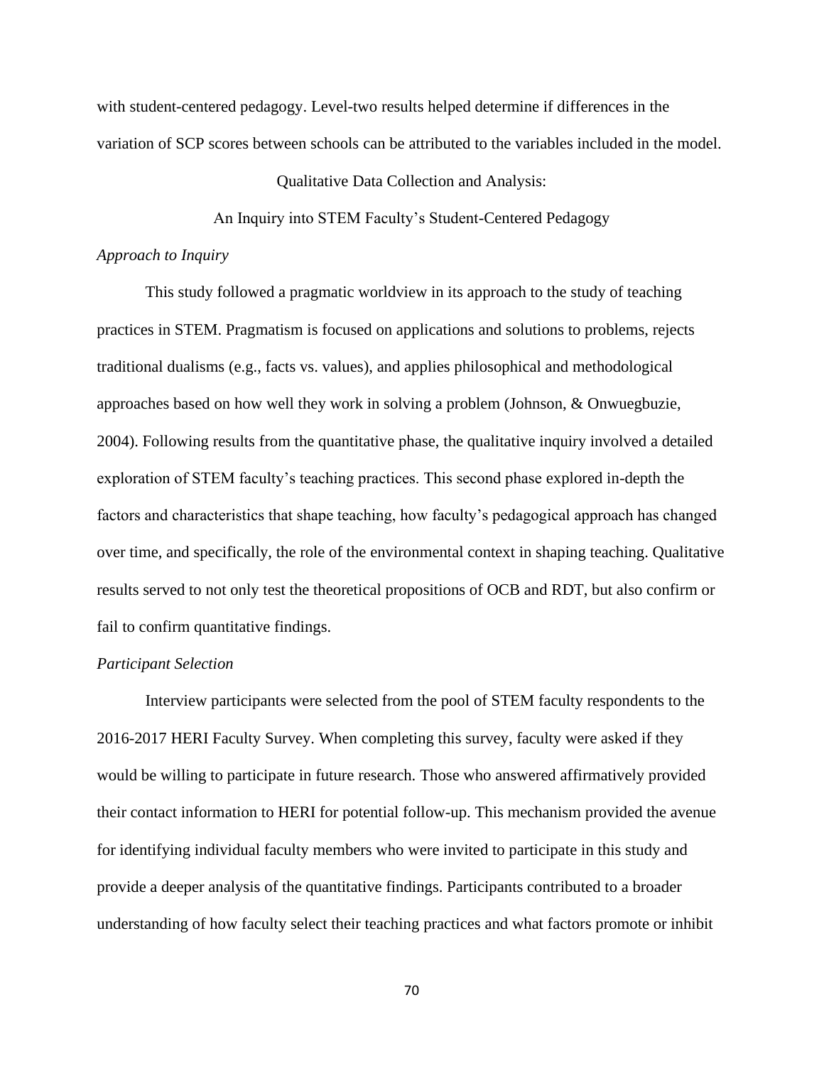with student-centered pedagogy. Level-two results helped determine if differences in the variation of SCP scores between schools can be attributed to the variables included in the model.

## Qualitative Data Collection and Analysis: An Inquiry into STEM Faculty's Student-Centered Pedagogy

### *Approach to Inquiry*

This study followed a pragmatic worldview in its approach to the study of teaching practices in STEM. Pragmatism is focused on applications and solutions to problems, rejects traditional dualisms (e.g., facts vs. values), and applies philosophical and methodological approaches based on how well they work in solving a problem (Johnson, & Onwuegbuzie, 2004). Following results from the quantitative phase, the qualitative inquiry involved a detailed exploration of STEM faculty's teaching practices. This second phase explored in-depth the factors and characteristics that shape teaching, how faculty's pedagogical approach has changed over time, and specifically, the role of the environmental context in shaping teaching. Qualitative results served to not only test the theoretical propositions of OCB and RDT, but also confirm or fail to confirm quantitative findings.

### *Participant Selection*

Interview participants were selected from the pool of STEM faculty respondents to the 2016-2017 HERI Faculty Survey. When completing this survey, faculty were asked if they would be willing to participate in future research. Those who answered affirmatively provided their contact information to HERI for potential follow-up. This mechanism provided the avenue for identifying individual faculty members who were invited to participate in this study and provide a deeper analysis of the quantitative findings. Participants contributed to a broader understanding of how faculty select their teaching practices and what factors promote or inhibit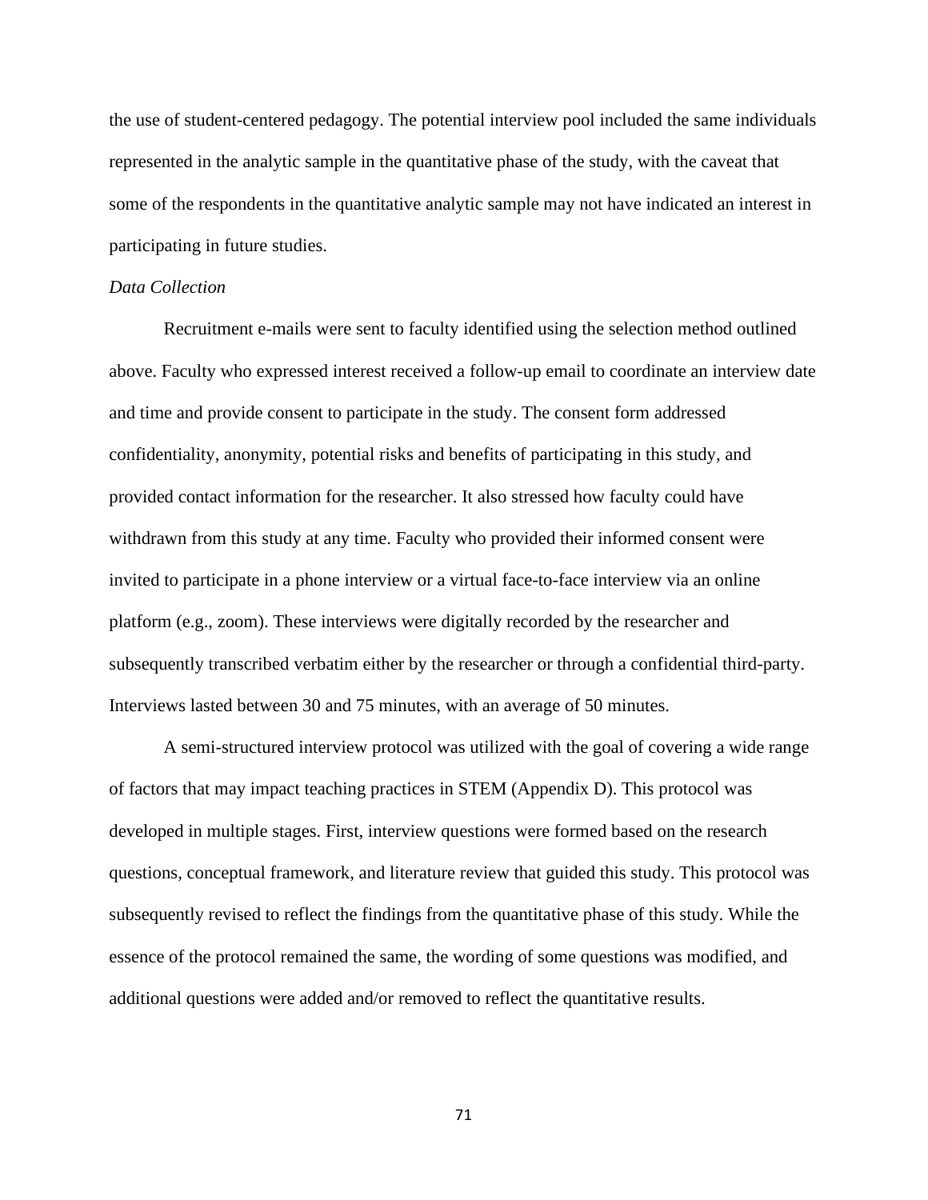the use of student-centered pedagogy. The potential interview pool included the same individuals represented in the analytic sample in the quantitative phase of the study, with the caveat that some of the respondents in the quantitative analytic sample may not have indicated an interest in participating in future studies.

*Data Collection*

Recruitment e-mails were sent to faculty identified using the selection method outlined above. Faculty who expressed interest received a follow-up email to coordinate an interview date and time and provide consent to participate in the study. The consent form addressed confidentiality, anonymity, potential risks and benefits of participating in this study, and provided contact information for the researcher. It also stressed how faculty could have withdrawn from this study at any time. Faculty who provided their informed consent were invited to participate in a phone interview or a virtual face-to-face interview via an online platform (e.g., zoom). These interviews were digitally recorded by the researcher and subsequently transcribed verbatim either by the researcher or through a confidential third-party. Interviews lasted between 30 and 75 minutes, with an average of 50 minutes.

A semi-structured interview protocol was utilized with the goal of covering a wide range of factors that may impact teaching practices in STEM (Appendix D). This protocol was developed in multiple stages. First, interview questions were formed based on the research questions, conceptual framework, and literature review that guided this study. This protocol was subsequently revised to reflect the findings from the quantitative phase of this study. While the essence of the protocol remained the same, the wording of some questions was modified, and additional questions were added and/or removed to reflect the quantitative results.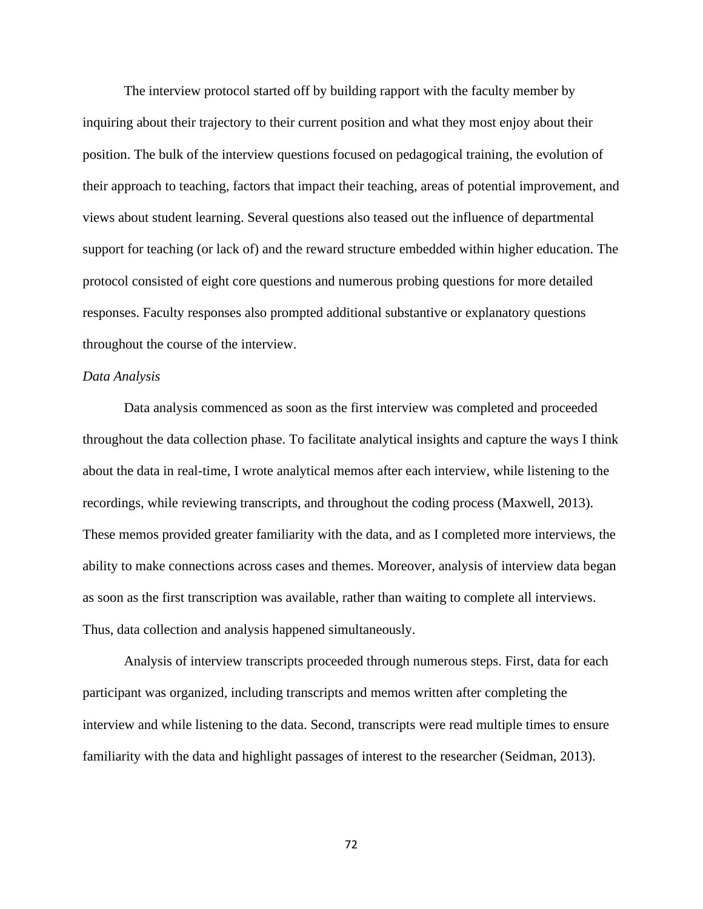The interview protocol started off by building rapport with the faculty member by inquiring about their trajectory to their current position and what they most enjoy about their position. The bulk of the interview questions focused on pedagogical training, the evolution of their approach to teaching, factors that impact their teaching, areas of potential improvement, and views about student learning. Several questions also teased out the influence of departmental support for teaching (or lack of) and the reward structure embedded within higher education. The protocol consisted of eight core questions and numerous probing questions for more detailed responses. Faculty responses also prompted additional substantive or explanatory questions throughout the course of the interview.

*Data Analysis*

Data analysis commenced as soon as the first interview was completed and proceeded throughout the data collection phase. To facilitate analytical insights and capture the ways I think about the data in real-time, I wrote analytical memos after each interview, while listening to the recordings, while reviewing transcripts, and throughout the coding process (Maxwell, 2013). These memos provided greater familiarity with the data, and as I completed more interviews, the ability to make connections across cases and themes. Moreover, analysis of interview data began as soon as the first transcription was available, rather than waiting to complete all interviews. Thus, data collection and analysis happened simultaneously.

Analysis of interview transcripts proceeded through numerous steps. First, data for each participant was organized, including transcripts and memos written after completing the interview and while listening to the data. Second, transcripts were read multiple times to ensure familiarity with the data and highlight passages of interest to the researcher (Seidman, 2013).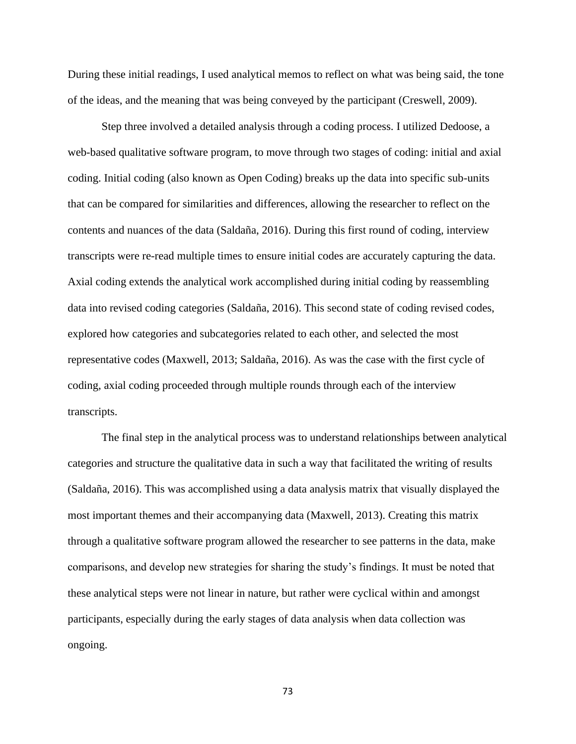During these initial readings, I used analytical memos to reflect on what was being said, the tone of the ideas, and the meaning that was being conveyed by the participant (Creswell, 2009).

Step three involved a detailed analysis through a coding process. I utilized Dedoose, a web-based qualitative software program, to move through two stages of coding: initial and axial coding. Initial coding (also known as Open Coding) breaks up the data into specific sub-units that can be compared for similarities and differences, allowing the researcher to reflect on the contents and nuances of the data (Saldaña, 2016). During this first round of coding, interview transcripts were re-read multiple times to ensure initial codes are accurately capturing the data. Axial coding extends the analytical work accomplished during initial coding by reassembling data into revised coding categories (Saldaña, 2016). This second state of coding revised codes, explored how categories and subcategories related to each other, and selected the most representative codes (Maxwell, 2013; Saldaña, 2016). As was the case with the first cycle of coding, axial coding proceeded through multiple rounds through each of the interview transcripts.

The final step in the analytical process was to understand relationships between analytical categories and structure the qualitative data in such a way that facilitated the writing of results (Saldaña, 2016). This was accomplished using a data analysis matrix that visually displayed the most important themes and their accompanying data (Maxwell, 2013). Creating this matrix through a qualitative software program allowed the researcher to see patterns in the data, make comparisons, and develop new strategies for sharing the study's findings. It must be noted that these analytical steps were not linear in nature, but rather were cyclical within and amongst participants, especially during the early stages of data analysis when data collection was ongoing.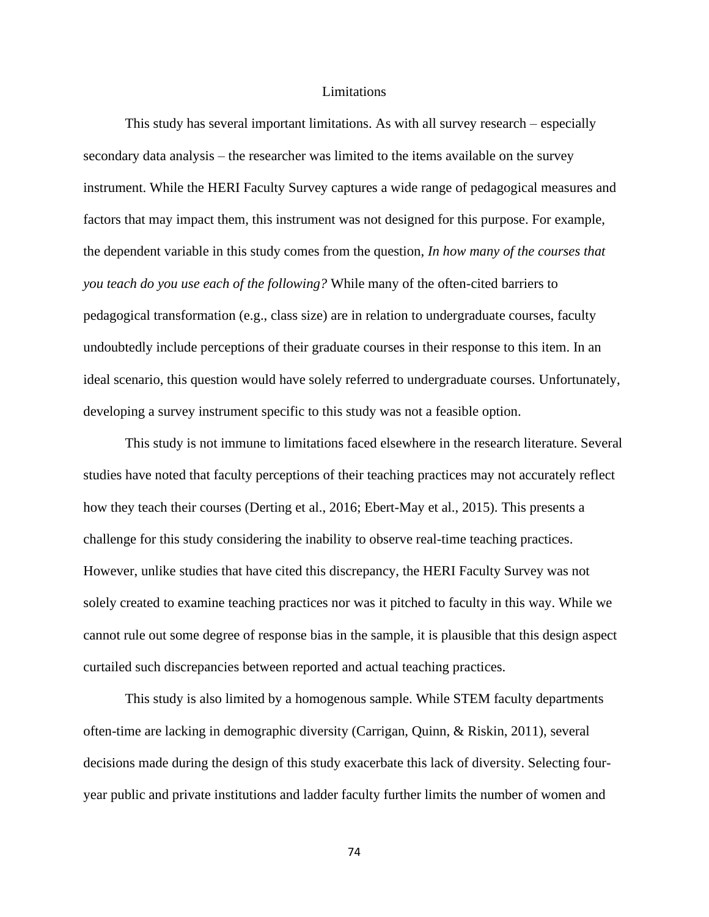## Limitations

This study has several important limitations. As with all survey research – especially secondary data analysis – the researcher was limited to the items available on the survey instrument. While the HERI Faculty Survey captures a wide range of pedagogical measures and factors that may impact them, this instrument was not designed for this purpose. For example, the dependent variable in this study comes from the question, *In how many of the courses that you teach do you use each of the following?* While many of the often-cited barriers to pedagogical transformation (e.g., class size) are in relation to undergraduate courses, faculty undoubtedly include perceptions of their graduate courses in their response to this item. In an ideal scenario, this question would have solely referred to undergraduate courses. Unfortunately, developing a survey instrument specific to this study was not a feasible option.

This study is not immune to limitations faced elsewhere in the research literature. Several studies have noted that faculty perceptions of their teaching practices may not accurately reflect how they teach their courses (Derting et al., 2016; Ebert-May et al., 2015). This presents a challenge for this study considering the inability to observe real-time teaching practices. However, unlike studies that have cited this discrepancy, the HERI Faculty Survey was not solely created to examine teaching practices nor was it pitched to faculty in this way. While we cannot rule out some degree of response bias in the sample, it is plausible that this design aspect curtailed such discrepancies between reported and actual teaching practices.

This study is also limited by a homogenous sample. While STEM faculty departments often-time are lacking in demographic diversity (Carrigan, Quinn, & Riskin, 2011), several decisions made during the design of this study exacerbate this lack of diversity. Selecting four-year public and private institutions and ladder faculty further limits the number of women and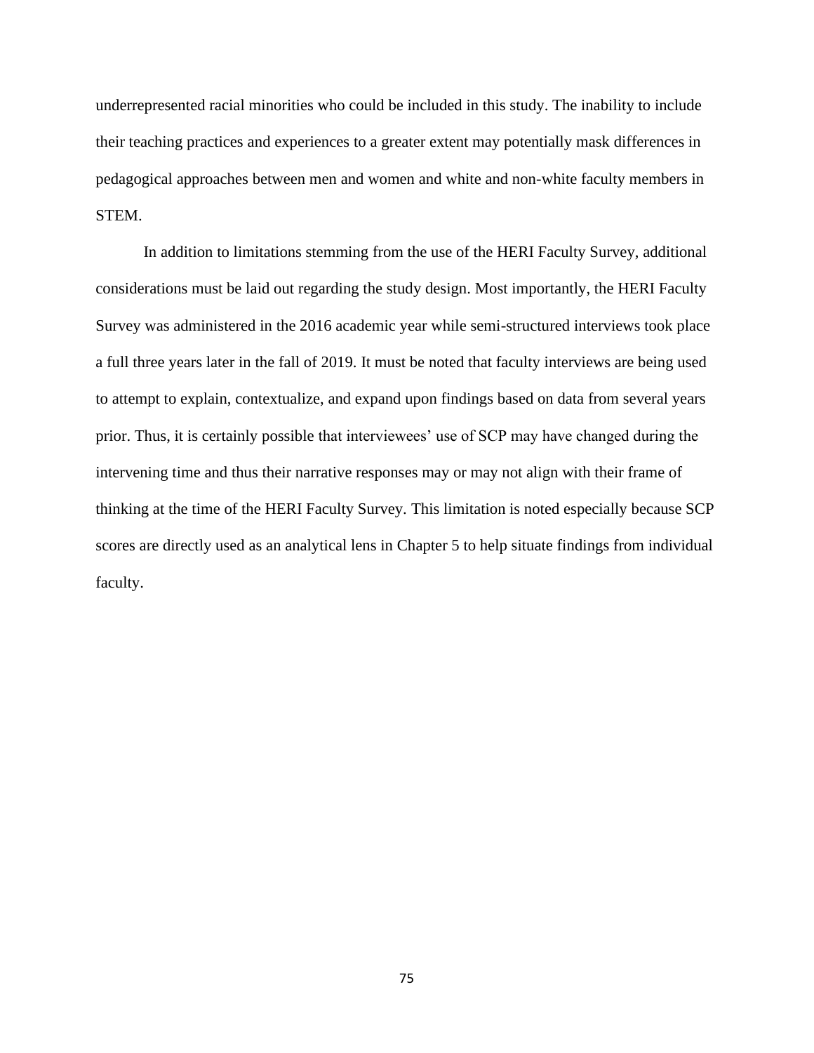underrepresented racial minorities who could be included in this study. The inability to include their teaching practices and experiences to a greater extent may potentially mask differences in pedagogical approaches between men and women and white and non-white faculty members in STEM.

In addition to limitations stemming from the use of the HERI Faculty Survey, additional considerations must be laid out regarding the study design. Most importantly, the HERI Faculty Survey was administered in the 2016 academic year while semi-structured interviews took place a full three years later in the fall of 2019. It must be noted that faculty interviews are being used to attempt to explain, contextualize, and expand upon findings based on data from several years prior. Thus, it is certainly possible that interviewees' use of SCP may have changed during the intervening time and thus their narrative responses may or may not align with their frame of thinking at the time of the HERI Faculty Survey. This limitation is noted especially because SCP scores are directly used as an analytical lens in Chapter 5 to help situate findings from individual faculty.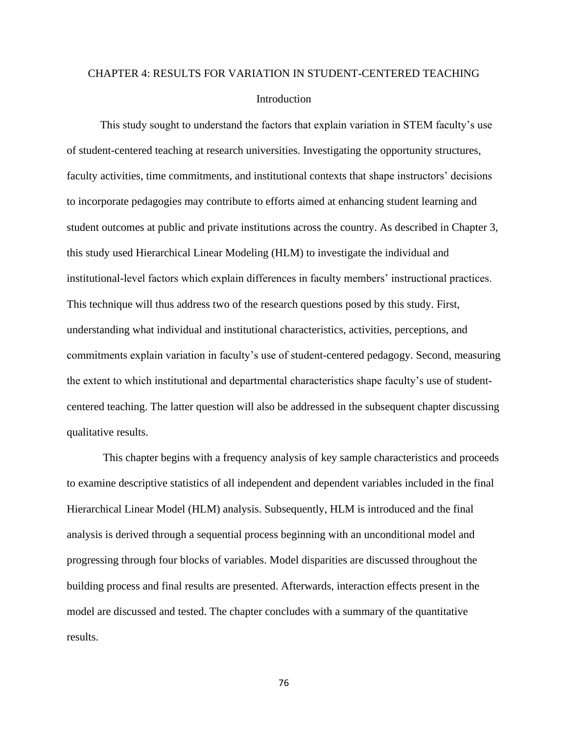# CHAPTER 4: RESULTS FOR VARIATION IN STUDENT-CENTERED TEACHING

## Introduction

This study sought to understand the factors that explain variation in STEM faculty's use of student-centered teaching at research universities. Investigating the opportunity structures, faculty activities, time commitments, and institutional contexts that shape instructors' decisions to incorporate pedagogies may contribute to efforts aimed at enhancing student learning and student outcomes at public and private institutions across the country. As described in Chapter 3, this study used Hierarchical Linear Modeling (HLM) to investigate the individual and institutional-level factors which explain differences in faculty members' instructional practices. This technique will thus address two of the research questions posed by this study. First, understanding what individual and institutional characteristics, activities, perceptions, and commitments explain variation in faculty's use of student-centered pedagogy. Second, measuring the extent to which institutional and departmental characteristics shape faculty's use of student-centered teaching. The latter question will also be addressed in the subsequent chapter discussing qualitative results.

This chapter begins with a frequency analysis of key sample characteristics and proceeds to examine descriptive statistics of all independent and dependent variables included in the final Hierarchical Linear Model (HLM) analysis. Subsequently, HLM is introduced and the final analysis is derived through a sequential process beginning with an unconditional model and progressing through four blocks of variables. Model disparities are discussed throughout the building process and final results are presented. Afterwards, interaction effects present in the model are discussed and tested. The chapter concludes with a summary of the quantitative results.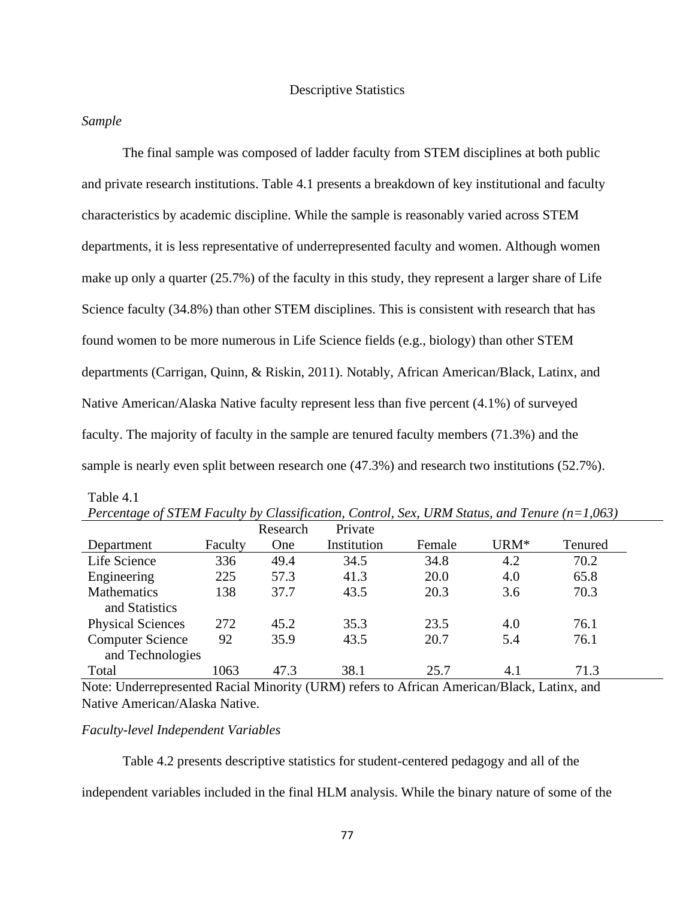## Descriptive Statistics

### *Sample*

The final sample was composed of ladder faculty from STEM disciplines at both public and private research institutions. Table 4.1 presents a breakdown of key institutional and faculty characteristics by academic discipline. While the sample is reasonably varied across STEM departments, it is less representative of underrepresented faculty and women. Although women make up only a quarter (25.7%) of the faculty in this study, they represent a larger share of Life Science faculty (34.8%) than other STEM disciplines. This is consistent with research that has found women to be more numerous in Life Science fields (e.g., biology) than other STEM departments (Carrigan, Quinn, & Riskin, 2011). Notably, African American/Black, Latinx, and Native American/Alaska Native faculty represent less than five percent (4.1%) of surveyed faculty. The majority of faculty in the sample are tenured faculty members (71.3%) and the sample is nearly even split between research one (47.3%) and research two institutions (52.7%).

Table 4.1
*Percentage of STEM Faculty by Classification, Control, Sex, URM Status, and Tenure (n=1,063)*

| Department | Faculty | Research One | Private Institution | Female | URM* | Tenured |
|---|---|---|---|---|---|---|
| Life Science | 336 | 49.4 | 34.5 | 34.8 | 4.2 | 70.2 |
| Engineering | 225 | 57.3 | 41.3 | 20.0 | 4.0 | 65.8 |
| Mathematics and Statistics | 138 | 37.7 | 43.5 | 20.3 | 3.6 | 70.3 |
| Physical Sciences | 272 | 45.2 | 35.3 | 23.5 | 4.0 | 76.1 |
| Computer Science and Technologies | 92 | 35.9 | 43.5 | 20.7 | 5.4 | 76.1 |
| Total | 1063 | 47.3 | 38.1 | 25.7 | 4.1 | 71.3 |

Note: Underrepresented Racial Minority (URM) refers to African American/Black, Latinx, and Native American/Alaska Native.

### *Faculty-level Independent Variables*

Table 4.2 presents descriptive statistics for student-centered pedagogy and all of the independent variables included in the final HLM analysis. While the binary nature of some of the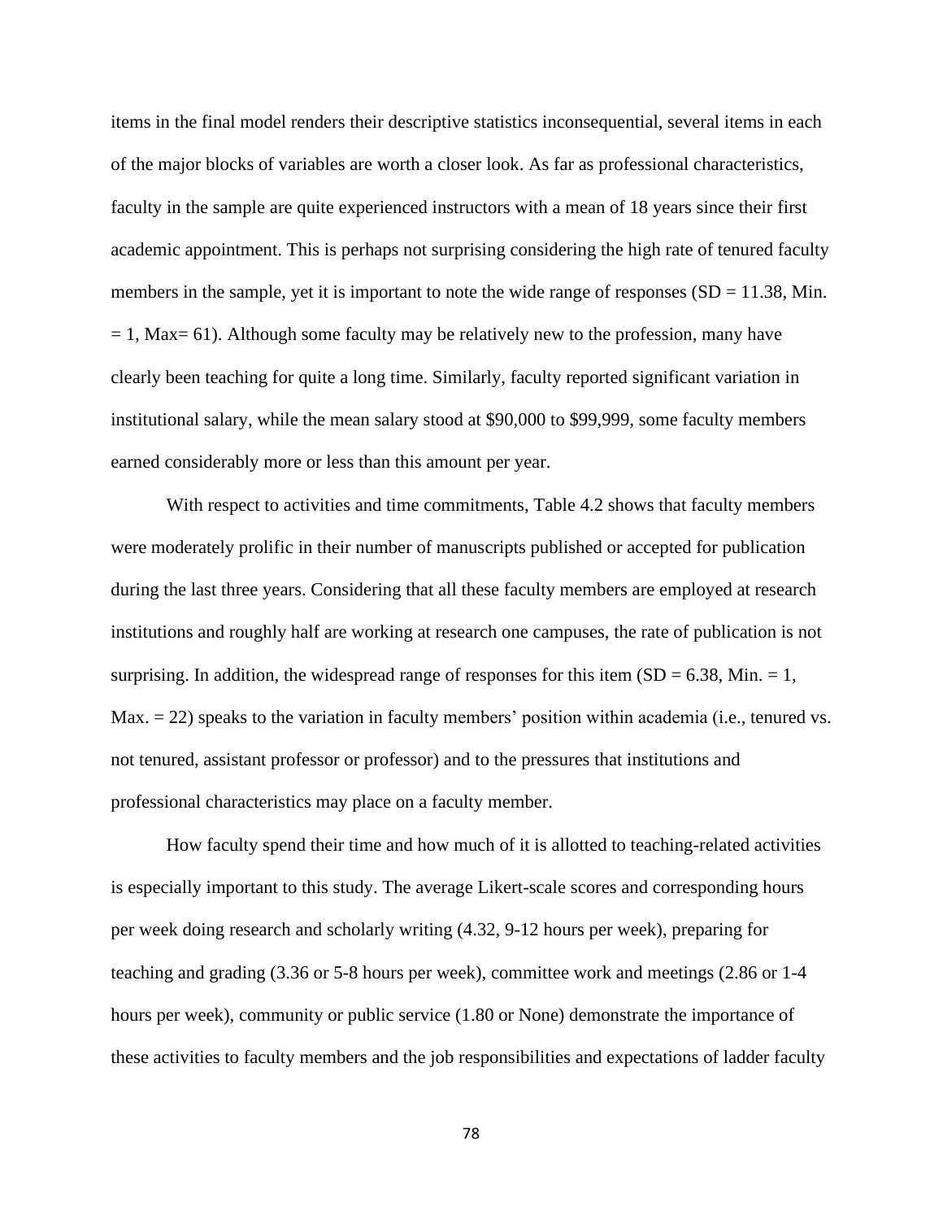items in the final model renders their descriptive statistics inconsequential, several items in each of the major blocks of variables are worth a closer look. As far as professional characteristics, faculty in the sample are quite experienced instructors with a mean of 18 years since their first academic appointment. This is perhaps not surprising considering the high rate of tenured faculty members in the sample, yet it is important to note the wide range of responses (SD = 11.38, Min. = 1, Max= 61). Although some faculty may be relatively new to the profession, many have clearly been teaching for quite a long time. Similarly, faculty reported significant variation in institutional salary, while the mean salary stood at $90,000 to $99,999, some faculty members earned considerably more or less than this amount per year.

With respect to activities and time commitments, Table 4.2 shows that faculty members were moderately prolific in their number of manuscripts published or accepted for publication during the last three years. Considering that all these faculty members are employed at research institutions and roughly half are working at research one campuses, the rate of publication is not surprising. In addition, the widespread range of responses for this item (SD = 6.38, Min. = 1, Max. = 22) speaks to the variation in faculty members' position within academia (i.e., tenured vs. not tenured, assistant professor or professor) and to the pressures that institutions and professional characteristics may place on a faculty member.

How faculty spend their time and how much of it is allotted to teaching-related activities is especially important to this study. The average Likert-scale scores and corresponding hours per week doing research and scholarly writing (4.32, 9-12 hours per week), preparing for teaching and grading (3.36 or 5-8 hours per week), committee work and meetings (2.86 or 1-4 hours per week), community or public service (1.80 or None) demonstrate the importance of these activities to faculty members and the job responsibilities and expectations of ladder faculty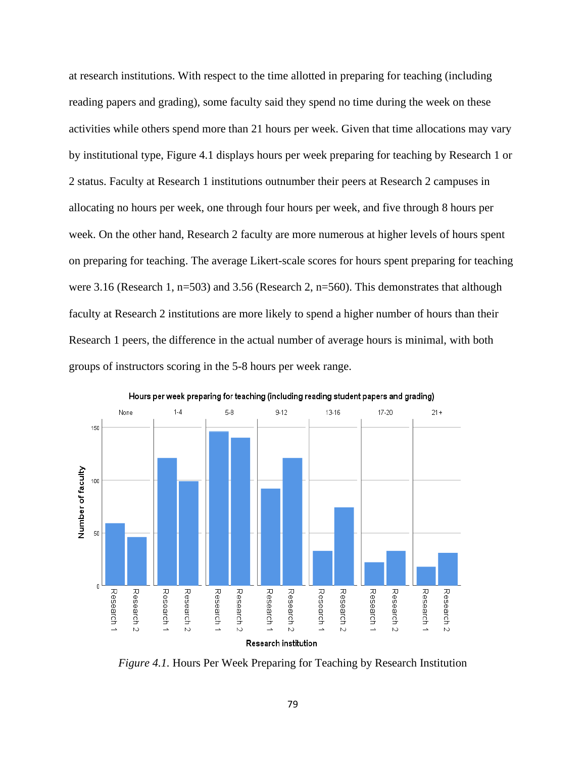at research institutions. With respect to the time allotted in preparing for teaching (including reading papers and grading), some faculty said they spend no time during the week on these activities while others spend more than 21 hours per week. Given that time allocations may vary by institutional type, Figure 4.1 displays hours per week preparing for teaching by Research 1 or 2 status. Faculty at Research 1 institutions outnumber their peers at Research 2 campuses in allocating no hours per week, one through four hours per week, and five through 8 hours per week. On the other hand, Research 2 faculty are more numerous at higher levels of hours spent on preparing for teaching. The average Likert-scale scores for hours spent preparing for teaching were 3.16 (Research 1, n=503) and 3.56 (Research 2, n=560). This demonstrates that although faculty at Research 2 institutions are more likely to spend a higher number of hours than their Research 1 peers, the difference in the actual number of average hours is minimal, with both groups of instructors scoring in the 5-8 hours per week range.

*Figure 4.1.* Hours Per Week Preparing for Teaching by Research Institution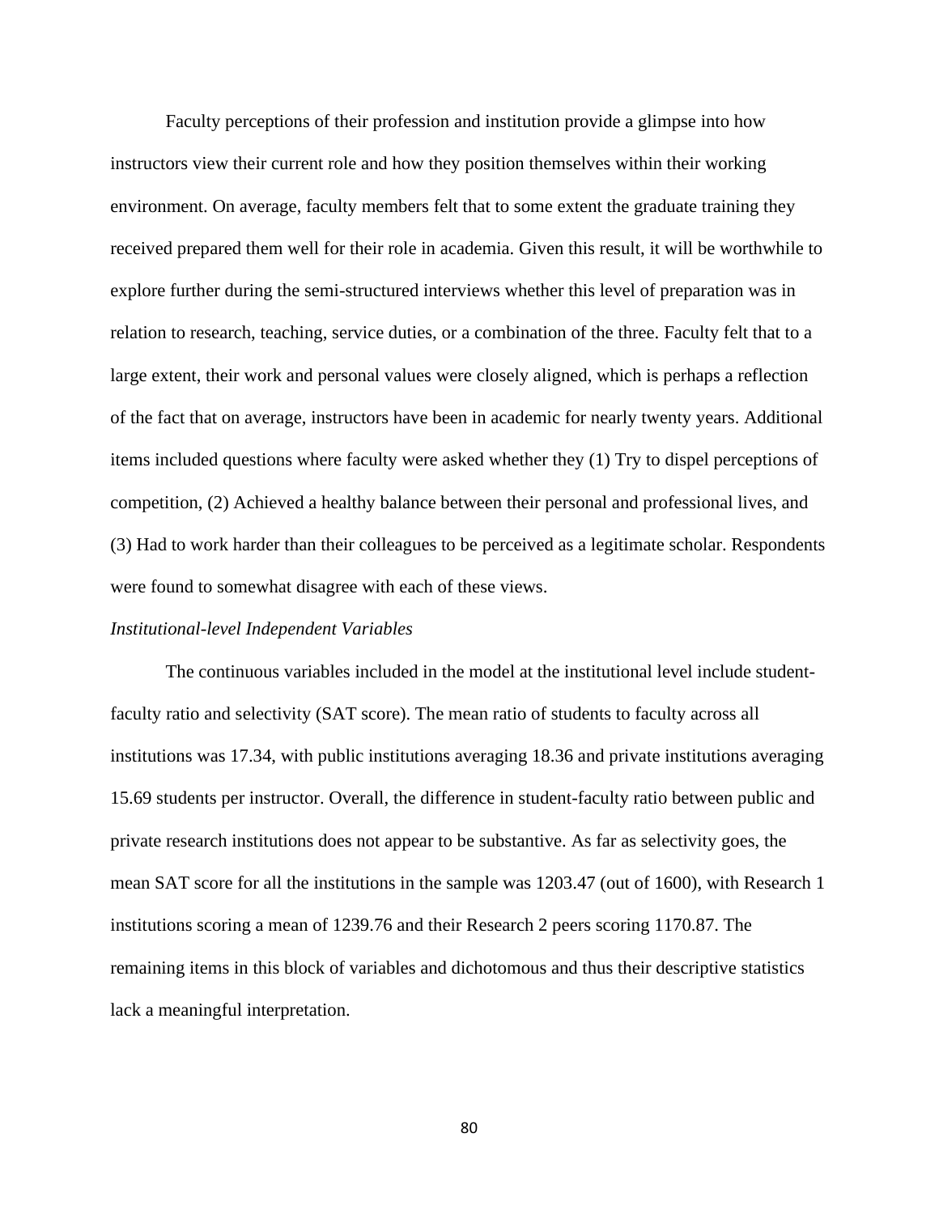Faculty perceptions of their profession and institution provide a glimpse into how instructors view their current role and how they position themselves within their working environment. On average, faculty members felt that to some extent the graduate training they received prepared them well for their role in academia. Given this result, it will be worthwhile to explore further during the semi-structured interviews whether this level of preparation was in relation to research, teaching, service duties, or a combination of the three. Faculty felt that to a large extent, their work and personal values were closely aligned, which is perhaps a reflection of the fact that on average, instructors have been in academic for nearly twenty years. Additional items included questions where faculty were asked whether they (1) Try to dispel perceptions of competition, (2) Achieved a healthy balance between their personal and professional lives, and (3) Had to work harder than their colleagues to be perceived as a legitimate scholar. Respondents were found to somewhat disagree with each of these views.

*Institutional-level Independent Variables*

The continuous variables included in the model at the institutional level include student-faculty ratio and selectivity (SAT score). The mean ratio of students to faculty across all institutions was 17.34, with public institutions averaging 18.36 and private institutions averaging 15.69 students per instructor. Overall, the difference in student-faculty ratio between public and private research institutions does not appear to be substantive. As far as selectivity goes, the mean SAT score for all the institutions in the sample was 1203.47 (out of 1600), with Research 1 institutions scoring a mean of 1239.76 and their Research 2 peers scoring 1170.87. The remaining items in this block of variables and dichotomous and thus their descriptive statistics lack a meaningful interpretation.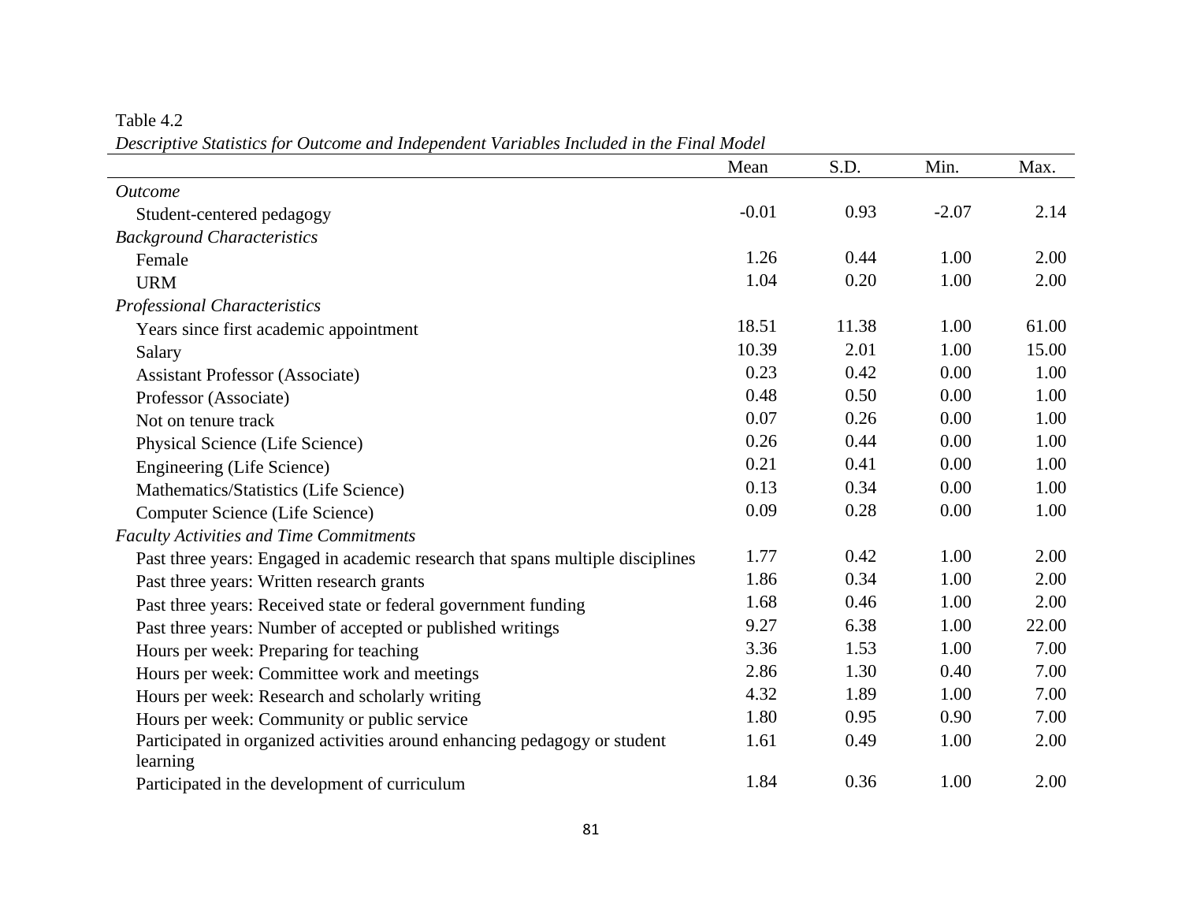Table 4.2

*Descriptive Statistics for Outcome and Independent Variables Included in the Final Model*

| | Mean | S.D. | Min. | Max. |
|---|---|---|---|---|
| *Outcome* | | | | |
| Student-centered pedagogy | -0.01 | 0.93 | -2.07 | 2.14 |
| *Background Characteristics* | | | | |
| Female | 1.26 | 0.44 | 1.00 | 2.00 |
| URM | 1.04 | 0.20 | 1.00 | 2.00 |
| *Professional Characteristics* | | | | |
| Years since first academic appointment | 18.51 | 11.38 | 1.00 | 61.00 |
| Salary | 10.39 | 2.01 | 1.00 | 15.00 |
| Assistant Professor (Associate) | 0.23 | 0.42 | 0.00 | 1.00 |
| Professor (Associate) | 0.48 | 0.50 | 0.00 | 1.00 |
| Not on tenure track | 0.07 | 0.26 | 0.00 | 1.00 |
| Physical Science (Life Science) | 0.26 | 0.44 | 0.00 | 1.00 |
| Engineering (Life Science) | 0.21 | 0.41 | 0.00 | 1.00 |
| Mathematics/Statistics (Life Science) | 0.13 | 0.34 | 0.00 | 1.00 |
| Computer Science (Life Science) | 0.09 | 0.28 | 0.00 | 1.00 |
| *Faculty Activities and Time Commitments* | | | | |
| Past three years: Engaged in academic research that spans multiple disciplines | 1.77 | 0.42 | 1.00 | 2.00 |
| Past three years: Written research grants | 1.86 | 0.34 | 1.00 | 2.00 |
| Past three years: Received state or federal government funding | 1.68 | 0.46 | 1.00 | 2.00 |
| Past three years: Number of accepted or published writings | 9.27 | 6.38 | 1.00 | 22.00 |
| Hours per week: Preparing for teaching | 3.36 | 1.53 | 1.00 | 7.00 |
| Hours per week: Committee work and meetings | 2.86 | 1.30 | 0.40 | 7.00 |
| Hours per week: Research and scholarly writing | 4.32 | 1.89 | 1.00 | 7.00 |
| Hours per week: Community or public service | 1.80 | 0.95 | 0.90 | 7.00 |
| Participated in organized activities around enhancing pedagogy or student learning | 1.61 | 0.49 | 1.00 | 2.00 |
| Participated in the development of curriculum | 1.84 | 0.36 | 1.00 | 2.00 |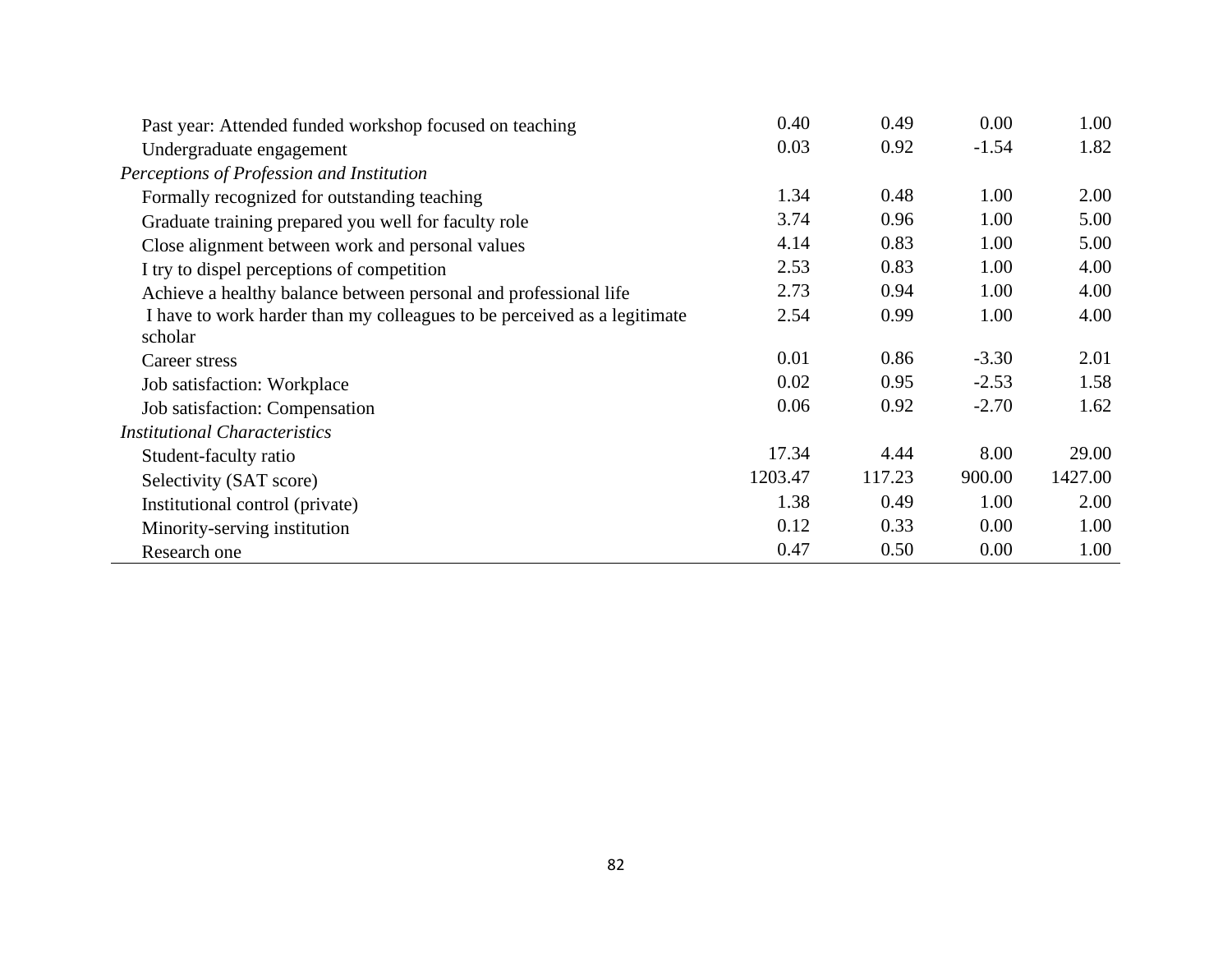| | | | | |
|---|---|---|---|---|
| Past year: Attended funded workshop focused on teaching | 0.40 | 0.49 | 0.00 | 1.00 |
| Undergraduate engagement | 0.03 | 0.92 | -1.54 | 1.82 |
| *Perceptions of Profession and Institution* | | | | |
| Formally recognized for outstanding teaching | 1.34 | 0.48 | 1.00 | 2.00 |
| Graduate training prepared you well for faculty role | 3.74 | 0.96 | 1.00 | 5.00 |
| Close alignment between work and personal values | 4.14 | 0.83 | 1.00 | 5.00 |
| I try to dispel perceptions of competition | 2.53 | 0.83 | 1.00 | 4.00 |
| Achieve a healthy balance between personal and professional life | 2.73 | 0.94 | 1.00 | 4.00 |
| I have to work harder than my colleagues to be perceived as a legitimate scholar | 2.54 | 0.99 | 1.00 | 4.00 |
| Career stress | 0.01 | 0.86 | -3.30 | 2.01 |
| Job satisfaction: Workplace | 0.02 | 0.95 | -2.53 | 1.58 |
| Job satisfaction: Compensation | 0.06 | 0.92 | -2.70 | 1.62 |
| *Institutional Characteristics* | | | | |
| Student-faculty ratio | 17.34 | 4.44 | 8.00 | 29.00 |
| Selectivity (SAT score) | 1203.47 | 117.23 | 900.00 | 1427.00 |
| Institutional control (private) | 1.38 | 0.49 | 1.00 | 2.00 |
| Minority-serving institution | 0.12 | 0.33 | 0.00 | 1.00 |
| Research one | 0.47 | 0.50 | 0.00 | 1.00 |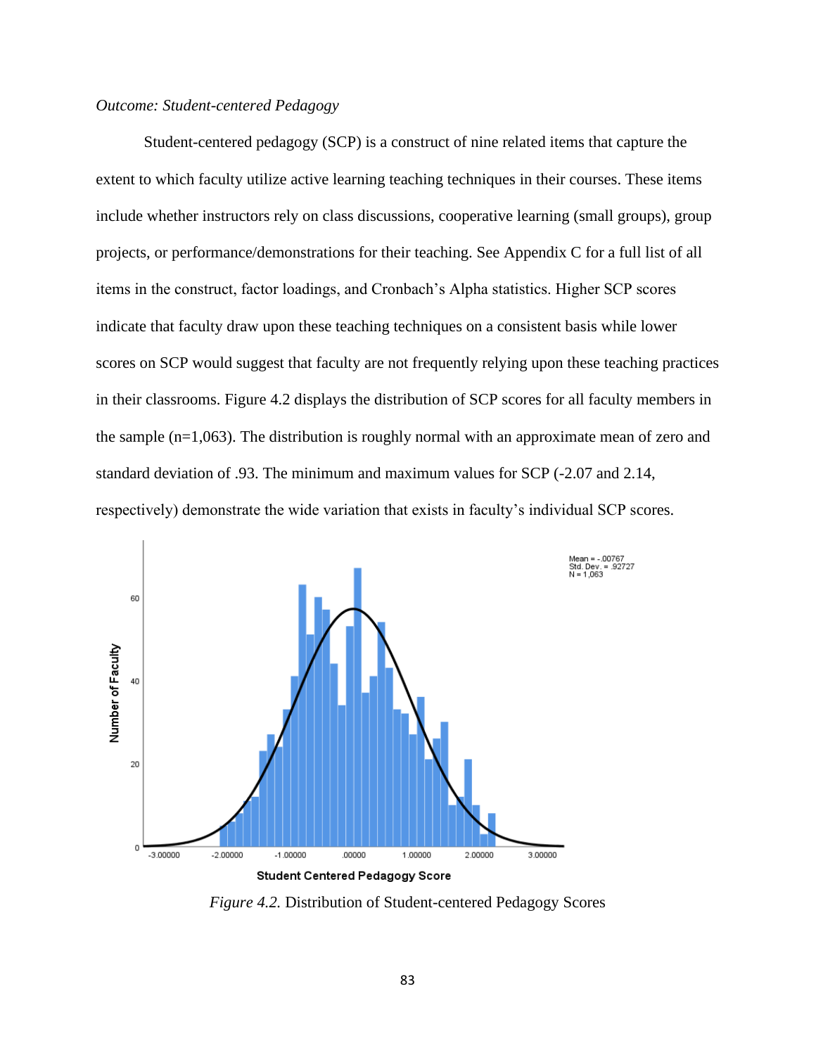*Outcome: Student-centered Pedagogy*

Student-centered pedagogy (SCP) is a construct of nine related items that capture the extent to which faculty utilize active learning teaching techniques in their courses. These items include whether instructors rely on class discussions, cooperative learning (small groups), group projects, or performance/demonstrations for their teaching. See Appendix C for a full list of all items in the construct, factor loadings, and Cronbach's Alpha statistics. Higher SCP scores indicate that faculty draw upon these teaching techniques on a consistent basis while lower scores on SCP would suggest that faculty are not frequently relying upon these teaching practices in their classrooms. Figure 4.2 displays the distribution of SCP scores for all faculty members in the sample (n=1,063). The distribution is roughly normal with an approximate mean of zero and standard deviation of .93. The minimum and maximum values for SCP (-2.07 and 2.14, respectively) demonstrate the wide variation that exists in faculty's individual SCP scores.

*Figure 4.2.* Distribution of Student-centered Pedagogy Scores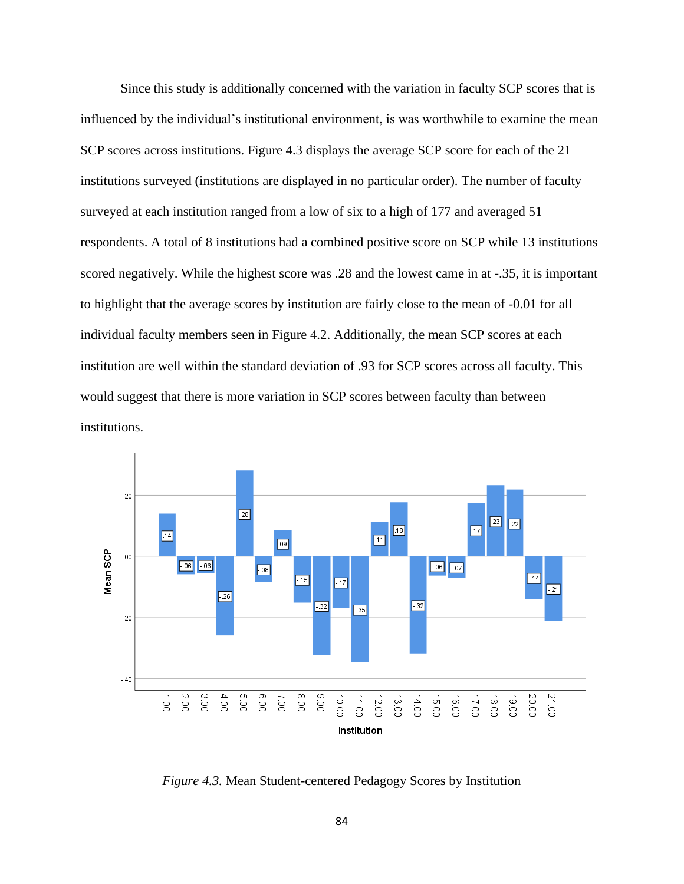Since this study is additionally concerned with the variation in faculty SCP scores that is influenced by the individual's institutional environment, is was worthwhile to examine the mean SCP scores across institutions. Figure 4.3 displays the average SCP score for each of the 21 institutions surveyed (institutions are displayed in no particular order). The number of faculty surveyed at each institution ranged from a low of six to a high of 177 and averaged 51 respondents. A total of 8 institutions had a combined positive score on SCP while 13 institutions scored negatively. While the highest score was .28 and the lowest came in at -.35, it is important to highlight that the average scores by institution are fairly close to the mean of -0.01 for all individual faculty members seen in Figure 4.2. Additionally, the mean SCP scores at each institution are well within the standard deviation of .93 for SCP scores across all faculty. This would suggest that there is more variation in SCP scores between faculty than between institutions.

*Figure 4.3.* Mean Student-centered Pedagogy Scores by Institution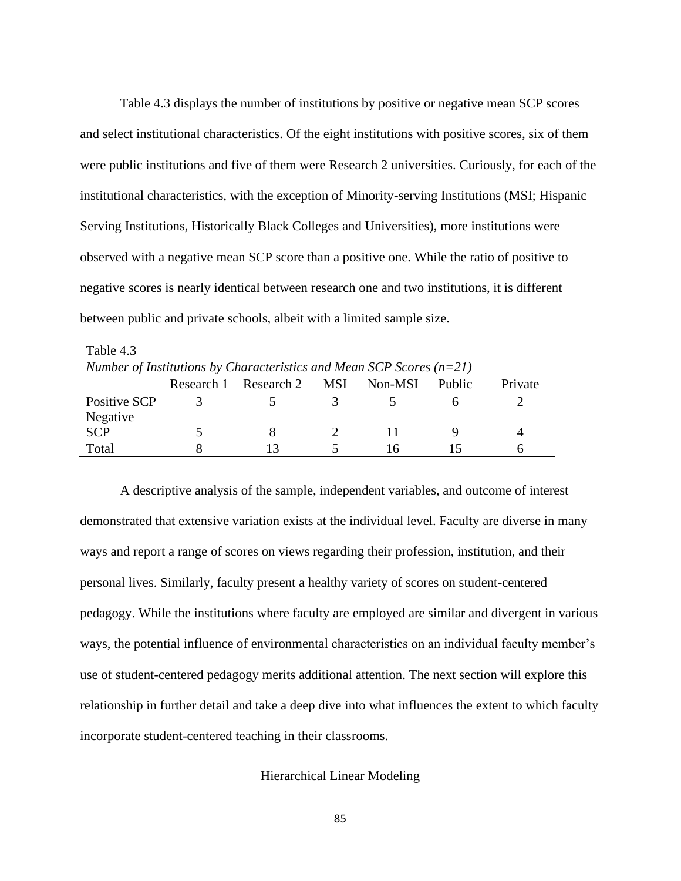Table 4.3 displays the number of institutions by positive or negative mean SCP scores and select institutional characteristics. Of the eight institutions with positive scores, six of them were public institutions and five of them were Research 2 universities. Curiously, for each of the institutional characteristics, with the exception of Minority-serving Institutions (MSI; Hispanic Serving Institutions, Historically Black Colleges and Universities), more institutions were observed with a negative mean SCP score than a positive one. While the ratio of positive to negative scores is nearly identical between research one and two institutions, it is different between public and private schools, albeit with a limited sample size.

Table 4.3

*Number of Institutions by Characteristics and Mean SCP Scores (n=21)*

| | Research 1 | Research 2 | MSI | Non-MSI | Public | Private |
|---|---|---|---|---|---|---|
| Positive SCP | 3 | 5 | 3 | 5 | 6 | 2 |
| Negative SCP | 5 | 8 | 2 | 11 | 9 | 4 |
| Total | 8 | 13 | 5 | 16 | 15 | 6 |

A descriptive analysis of the sample, independent variables, and outcome of interest demonstrated that extensive variation exists at the individual level. Faculty are diverse in many ways and report a range of scores on views regarding their profession, institution, and their personal lives. Similarly, faculty present a healthy variety of scores on student-centered pedagogy. While the institutions where faculty are employed are similar and divergent in various ways, the potential influence of environmental characteristics on an individual faculty member's use of student-centered pedagogy merits additional attention. The next section will explore this relationship in further detail and take a deep dive into what influences the extent to which faculty incorporate student-centered teaching in their classrooms.

## Hierarchical Linear Modeling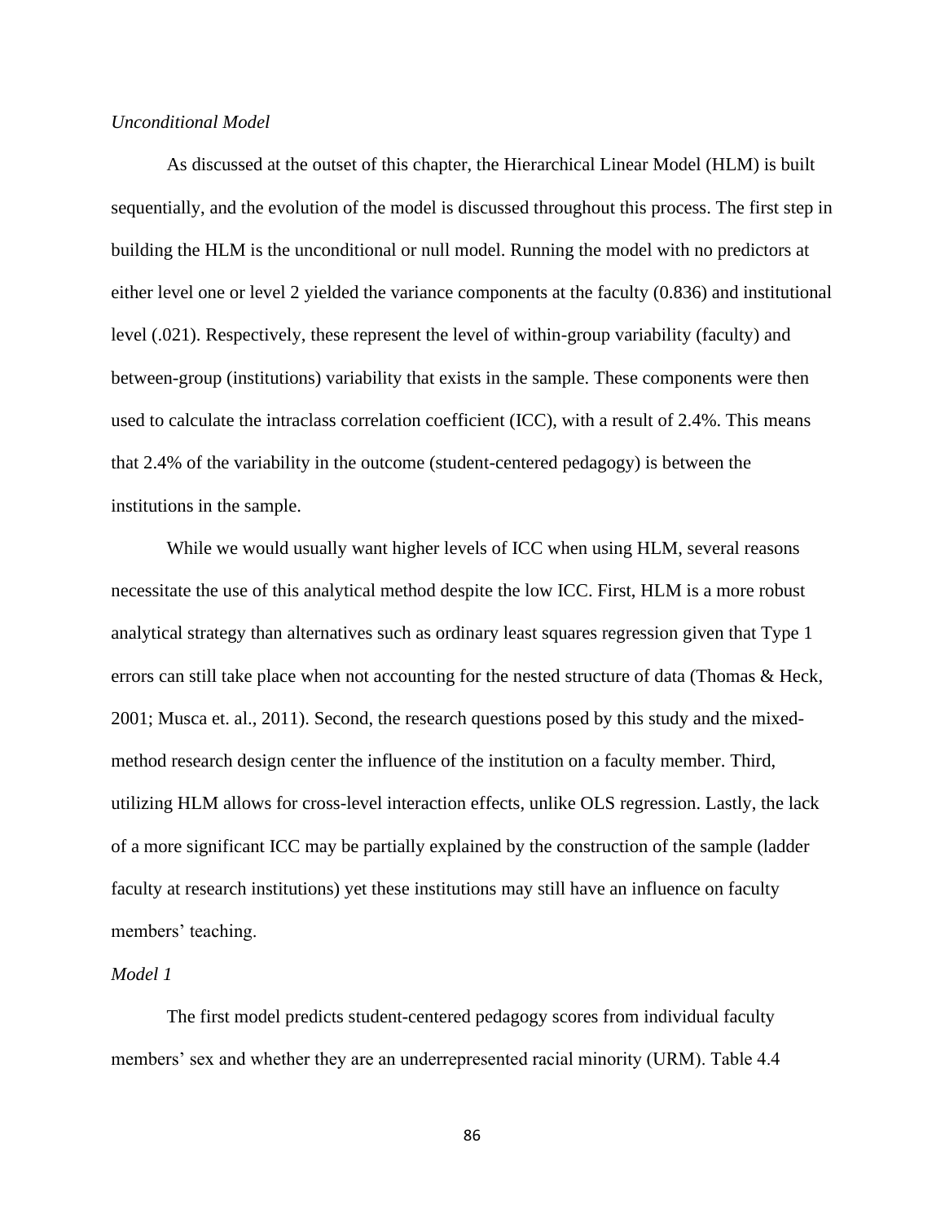*Unconditional Model*

As discussed at the outset of this chapter, the Hierarchical Linear Model (HLM) is built sequentially, and the evolution of the model is discussed throughout this process. The first step in building the HLM is the unconditional or null model. Running the model with no predictors at either level one or level 2 yielded the variance components at the faculty (0.836) and institutional level (.021). Respectively, these represent the level of within-group variability (faculty) and between-group (institutions) variability that exists in the sample. These components were then used to calculate the intraclass correlation coefficient (ICC), with a result of 2.4%. This means that 2.4% of the variability in the outcome (student-centered pedagogy) is between the institutions in the sample.

While we would usually want higher levels of ICC when using HLM, several reasons necessitate the use of this analytical method despite the low ICC. First, HLM is a more robust analytical strategy than alternatives such as ordinary least squares regression given that Type 1 errors can still take place when not accounting for the nested structure of data (Thomas & Heck, 2001; Musca et. al., 2011). Second, the research questions posed by this study and the mixed-method research design center the influence of the institution on a faculty member. Third, utilizing HLM allows for cross-level interaction effects, unlike OLS regression. Lastly, the lack of a more significant ICC may be partially explained by the construction of the sample (ladder faculty at research institutions) yet these institutions may still have an influence on faculty members' teaching.

*Model 1*

The first model predicts student-centered pedagogy scores from individual faculty members' sex and whether they are an underrepresented racial minority (URM). Table 4.4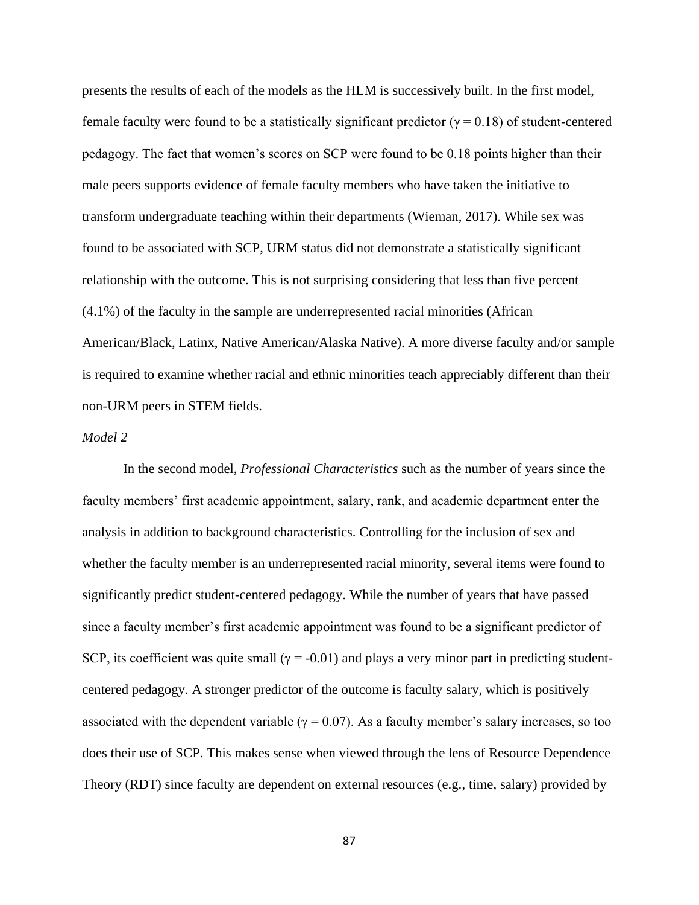presents the results of each of the models as the HLM is successively built. In the first model, female faculty were found to be a statistically significant predictor ($\gamma = 0.18$) of student-centered pedagogy. The fact that women's scores on SCP were found to be 0.18 points higher than their male peers supports evidence of female faculty members who have taken the initiative to transform undergraduate teaching within their departments (Wieman, 2017). While sex was found to be associated with SCP, URM status did not demonstrate a statistically significant relationship with the outcome. This is not surprising considering that less than five percent (4.1%) of the faculty in the sample are underrepresented racial minorities (African American/Black, Latinx, Native American/Alaska Native). A more diverse faculty and/or sample is required to examine whether racial and ethnic minorities teach appreciably different than their non-URM peers in STEM fields.

*Model 2*

In the second model, *Professional Characteristics* such as the number of years since the faculty members' first academic appointment, salary, rank, and academic department enter the analysis in addition to background characteristics. Controlling for the inclusion of sex and whether the faculty member is an underrepresented racial minority, several items were found to significantly predict student-centered pedagogy. While the number of years that have passed since a faculty member's first academic appointment was found to be a significant predictor of SCP, its coefficient was quite small ($\gamma = -0.01$) and plays a very minor part in predicting student-centered pedagogy. A stronger predictor of the outcome is faculty salary, which is positively associated with the dependent variable ($\gamma = 0.07$). As a faculty member's salary increases, so too does their use of SCP. This makes sense when viewed through the lens of Resource Dependence Theory (RDT) since faculty are dependent on external resources (e.g., time, salary) provided by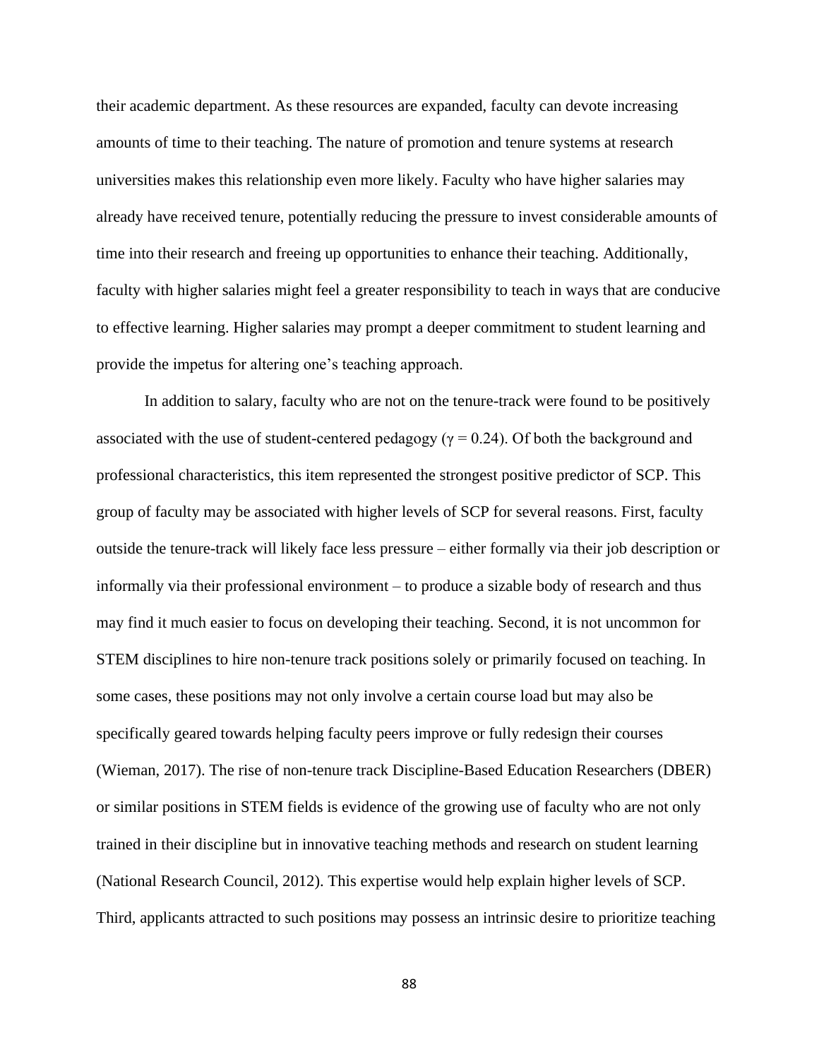their academic department. As these resources are expanded, faculty can devote increasing amounts of time to their teaching. The nature of promotion and tenure systems at research universities makes this relationship even more likely. Faculty who have higher salaries may already have received tenure, potentially reducing the pressure to invest considerable amounts of time into their research and freeing up opportunities to enhance their teaching. Additionally, faculty with higher salaries might feel a greater responsibility to teach in ways that are conducive to effective learning. Higher salaries may prompt a deeper commitment to student learning and provide the impetus for altering one's teaching approach.

In addition to salary, faculty who are not on the tenure-track were found to be positively associated with the use of student-centered pedagogy ($\gamma = 0.24$). Of both the background and professional characteristics, this item represented the strongest positive predictor of SCP. This group of faculty may be associated with higher levels of SCP for several reasons. First, faculty outside the tenure-track will likely face less pressure – either formally via their job description or informally via their professional environment – to produce a sizable body of research and thus may find it much easier to focus on developing their teaching. Second, it is not uncommon for STEM disciplines to hire non-tenure track positions solely or primarily focused on teaching. In some cases, these positions may not only involve a certain course load but may also be specifically geared towards helping faculty peers improve or fully redesign their courses (Wieman, 2017). The rise of non-tenure track Discipline-Based Education Researchers (DBER) or similar positions in STEM fields is evidence of the growing use of faculty who are not only trained in their discipline but in innovative teaching methods and research on student learning (National Research Council, 2012). This expertise would help explain higher levels of SCP. Third, applicants attracted to such positions may possess an intrinsic desire to prioritize teaching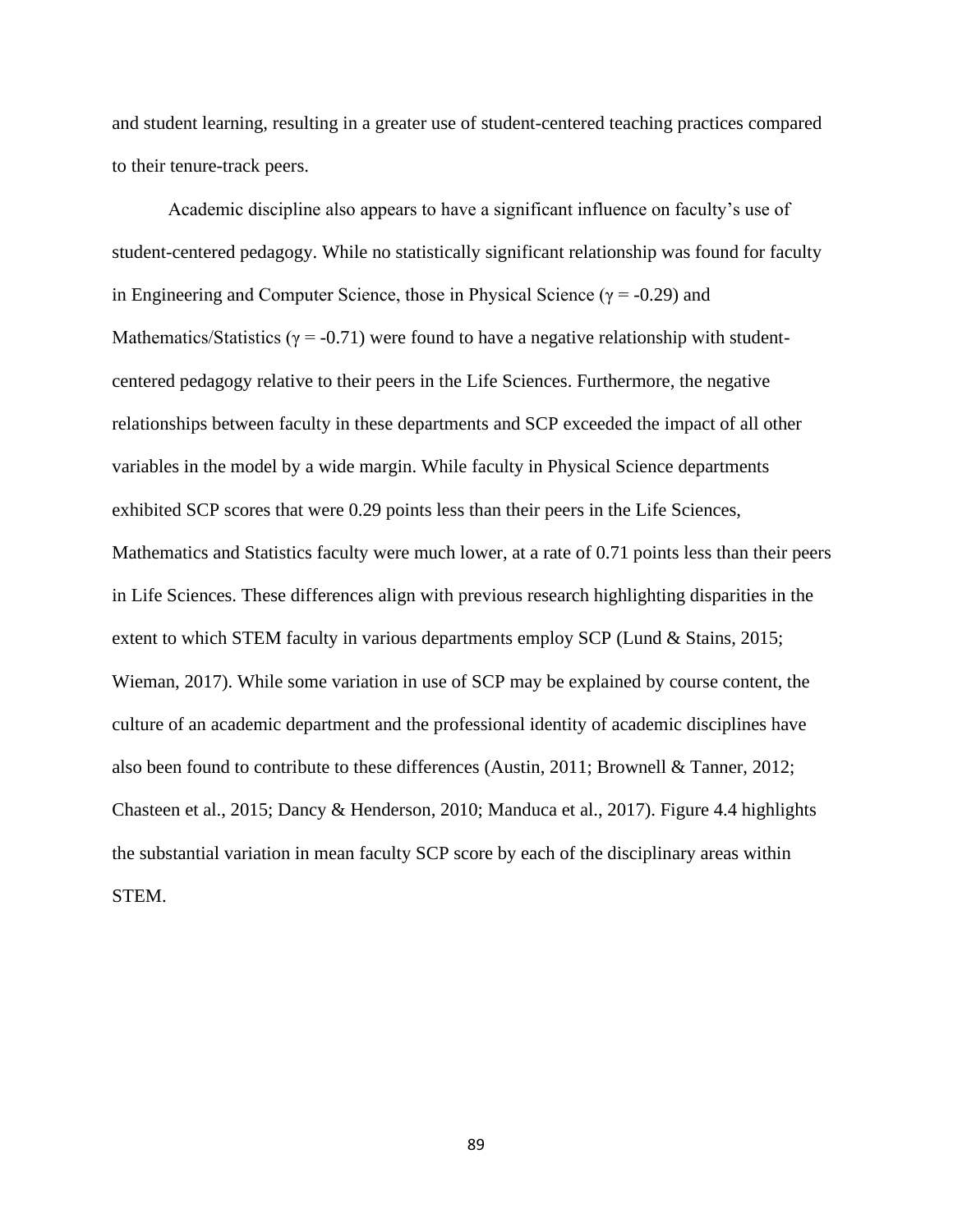and student learning, resulting in a greater use of student-centered teaching practices compared to their tenure-track peers.

Academic discipline also appears to have a significant influence on faculty's use of student-centered pedagogy. While no statistically significant relationship was found for faculty in Engineering and Computer Science, those in Physical Science ($\gamma = -0.29$) and Mathematics/Statistics ($\gamma = -0.71$) were found to have a negative relationship with student-centered pedagogy relative to their peers in the Life Sciences. Furthermore, the negative relationships between faculty in these departments and SCP exceeded the impact of all other variables in the model by a wide margin. While faculty in Physical Science departments exhibited SCP scores that were 0.29 points less than their peers in the Life Sciences, Mathematics and Statistics faculty were much lower, at a rate of 0.71 points less than their peers in Life Sciences. These differences align with previous research highlighting disparities in the extent to which STEM faculty in various departments employ SCP (Lund & Stains, 2015; Wieman, 2017). While some variation in use of SCP may be explained by course content, the culture of an academic department and the professional identity of academic disciplines have also been found to contribute to these differences (Austin, 2011; Brownell & Tanner, 2012; Chasteen et al., 2015; Dancy & Henderson, 2010; Manduca et al., 2017). Figure 4.4 highlights the substantial variation in mean faculty SCP score by each of the disciplinary areas within STEM.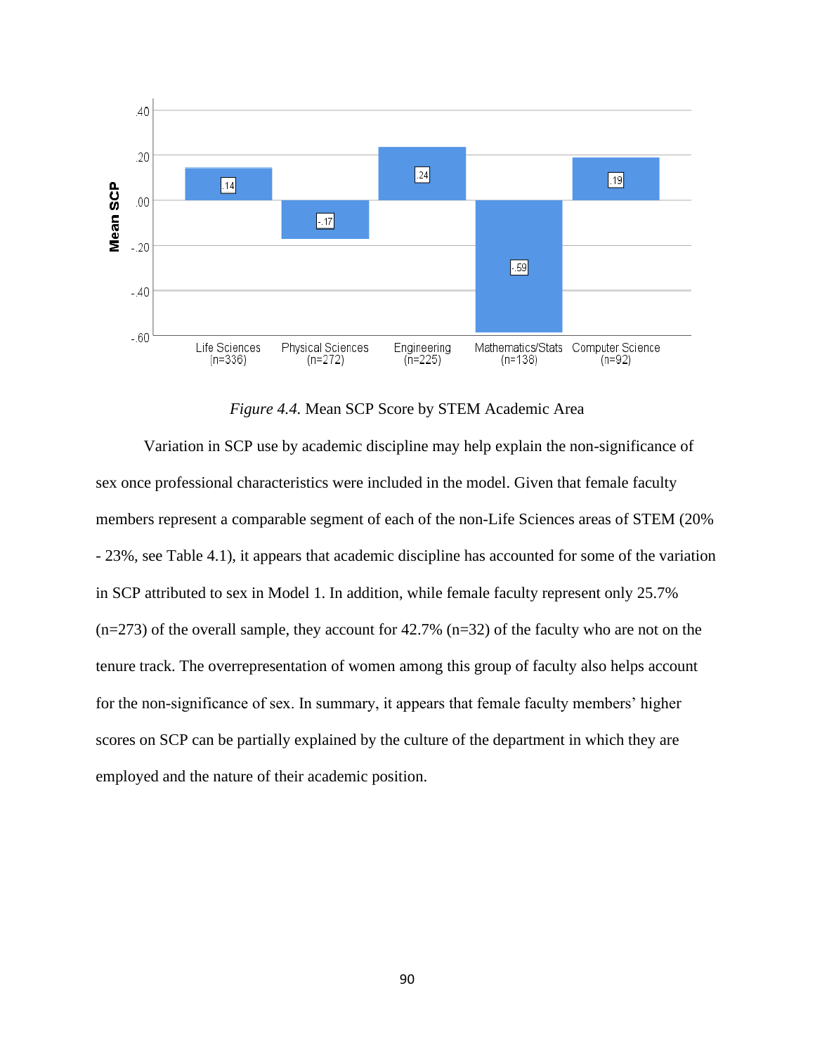*Figure 4.4.* Mean SCP Score by STEM Academic Area

Variation in SCP use by academic discipline may help explain the non-significance of sex once professional characteristics were included in the model. Given that female faculty members represent a comparable segment of each of the non-Life Sciences areas of STEM (20% - 23%, see Table 4.1), it appears that academic discipline has accounted for some of the variation in SCP attributed to sex in Model 1. In addition, while female faculty represent only 25.7% (n=273) of the overall sample, they account for 42.7% (n=32) of the faculty who are not on the tenure track. The overrepresentation of women among this group of faculty also helps account for the non-significance of sex. In summary, it appears that female faculty members' higher scores on SCP can be partially explained by the culture of the department in which they are employed and the nature of their academic position.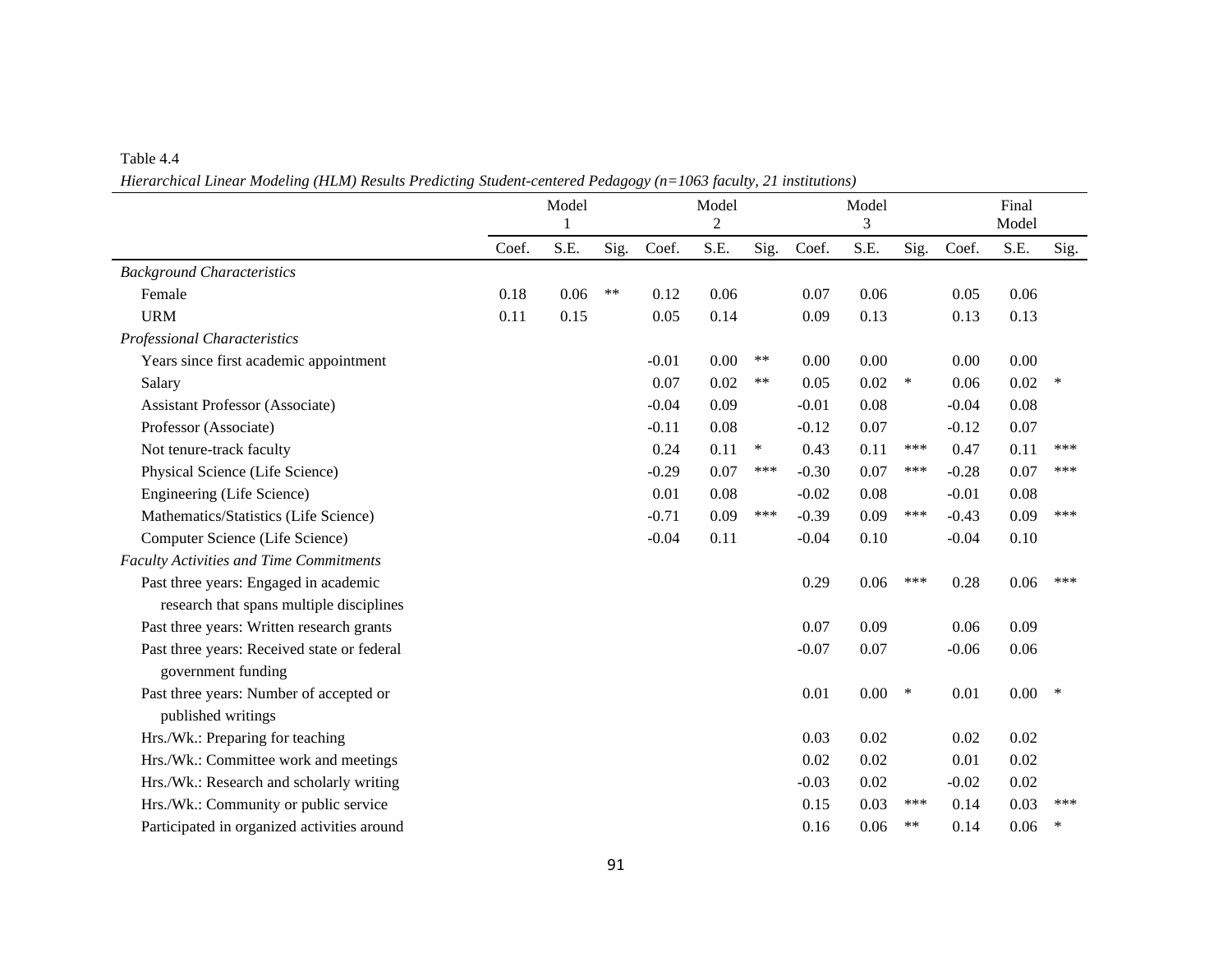Table 4.4

*Hierarchical Linear Modeling (HLM) Results Predicting Student-centered Pedagogy (n=1063 faculty, 21 institutions)*

| | Model 1 | | | Model 2 | | | Model 3 | | | Final Model | | |
|---|---|---|---|---|---|---|---|---|---|---|---|---|
| | Coef. | S.E. | Sig. | Coef. | S.E. | Sig. | Coef. | S.E. | Sig. | Coef. | S.E. | Sig. |
| *Background Characteristics* | | | | | | | | | | | | |
| Female | 0.18 | 0.06 | ** | 0.12 | 0.06 | | 0.07 | 0.06 | | 0.05 | 0.06 | |
| URM | 0.11 | 0.15 | | 0.05 | 0.14 | | 0.09 | 0.13 | | 0.13 | 0.13 | |
| *Professional Characteristics* | | | | | | | | | | | | |
| Years since first academic appointment | | | | -0.01 | 0.00 | ** | 0.00 | 0.00 | | 0.00 | 0.00 | |
| Salary | | | | 0.07 | 0.02 | ** | 0.05 | 0.02 | * | 0.06 | 0.02 | * |
| Assistant Professor (Associate) | | | | -0.04 | 0.09 | | -0.01 | 0.08 | | -0.04 | 0.08 | |
| Professor (Associate) | | | | -0.11 | 0.08 | | -0.12 | 0.07 | | -0.12 | 0.07 | |
| Not tenure-track faculty | | | | 0.24 | 0.11 | * | 0.43 | 0.11 | *** | 0.47 | 0.11 | *** |
| Physical Science (Life Science) | | | | -0.29 | 0.07 | *** | -0.30 | 0.07 | *** | -0.28 | 0.07 | *** |
| Engineering (Life Science) | | | | 0.01 | 0.08 | | -0.02 | 0.08 | | -0.01 | 0.08 | |
| Mathematics/Statistics (Life Science) | | | | -0.71 | 0.09 | *** | -0.39 | 0.09 | *** | -0.43 | 0.09 | *** |
| Computer Science (Life Science) | | | | -0.04 | 0.11 | | -0.04 | 0.10 | | -0.04 | 0.10 | |
| *Faculty Activities and Time Commitments* | | | | | | | | | | | | |
| Past three years: Engaged in academic research that spans multiple disciplines | | | | | | | 0.29 | 0.06 | *** | 0.28 | 0.06 | *** |
| Past three years: Written research grants | | | | | | | 0.07 | 0.09 | | 0.06 | 0.09 | |
| Past three years: Received state or federal government funding | | | | | | | -0.07 | 0.07 | | -0.06 | 0.06 | |
| Past three years: Number of accepted or published writings | | | | | | | 0.01 | 0.00 | * | 0.01 | 0.00 | * |
| Hrs./Wk.: Preparing for teaching | | | | | | | 0.03 | 0.02 | | 0.02 | 0.02 | |
| Hrs./Wk.: Committee work and meetings | | | | | | | 0.02 | 0.02 | | 0.01 | 0.02 | |
| Hrs./Wk.: Research and scholarly writing | | | | | | | -0.03 | 0.02 | | -0.02 | 0.02 | |
| Hrs./Wk.: Community or public service | | | | | | | 0.15 | 0.03 | *** | 0.14 | 0.03 | *** |
| Participated in organized activities around | | | | | | | 0.16 | 0.06 | ** | 0.14 | 0.06 | * |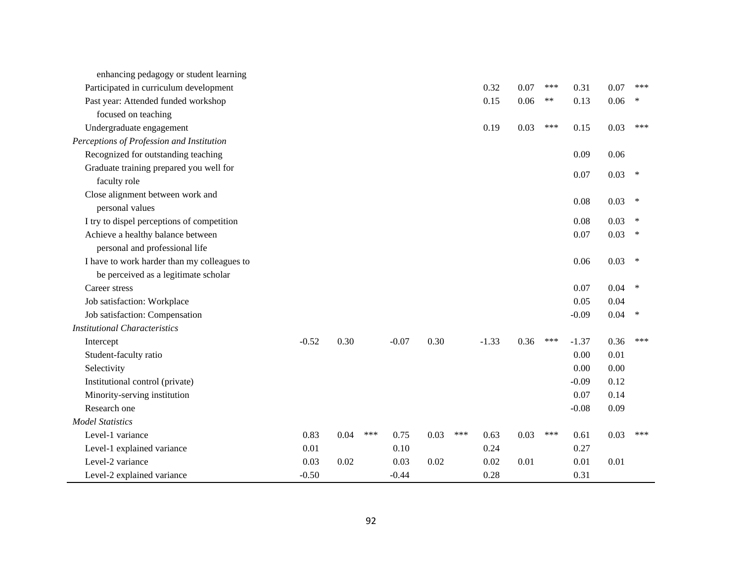| | | | | | | | | | | | | |
|---|---|---|---|---|---|---|---|---|---|---|---|---|
| enhancing pedagogy or student learning | | | | | | | | | | | | |
| Participated in curriculum development | | | | | | | 0.32 | 0.07 | *** | 0.31 | 0.07 | *** |
| Past year: Attended funded workshop focused on teaching | | | | | | | 0.15 | 0.06 | ** | 0.13 | 0.06 | * |
| Undergraduate engagement | | | | | | | 0.19 | 0.03 | *** | 0.15 | 0.03 | *** |
| *Perceptions of Profession and Institution* | | | | | | | | | | | | |
| Recognized for outstanding teaching | | | | | | | | | | 0.09 | 0.06 | |
| Graduate training prepared you well for faculty role | | | | | | | | | | 0.07 | 0.03 | * |
| Close alignment between work and personal values | | | | | | | | | | 0.08 | 0.03 | * |
| I try to dispel perceptions of competition | | | | | | | | | | 0.08 | 0.03 | * |
| Achieve a healthy balance between personal and professional life | | | | | | | | | | 0.07 | 0.03 | * |
| I have to work harder than my colleagues to be perceived as a legitimate scholar | | | | | | | | | | 0.06 | 0.03 | * |
| Career stress | | | | | | | | | | 0.07 | 0.04 | * |
| Job satisfaction: Workplace | | | | | | | | | | 0.05 | 0.04 | |
| Job satisfaction: Compensation | | | | | | | | | | -0.09 | 0.04 | * |
| *Institutional Characteristics* | | | | | | | | | | | | |
| Intercept | -0.52 | 0.30 | | -0.07 | 0.30 | | -1.33 | 0.36 | *** | -1.37 | 0.36 | *** |
| Student-faculty ratio | | | | | | | | | | 0.00 | 0.01 | |
| Selectivity | | | | | | | | | | 0.00 | 0.00 | |
| Institutional control (private) | | | | | | | | | | -0.09 | 0.12 | |
| Minority-serving institution | | | | | | | | | | 0.07 | 0.14 | |
| Research one | | | | | | | | | | -0.08 | 0.09 | |
| *Model Statistics* | | | | | | | | | | | | |
| Level-1 variance | 0.83 | 0.04 | *** | 0.75 | 0.03 | *** | 0.63 | 0.03 | *** | 0.61 | 0.03 | *** |
| Level-1 explained variance | 0.01 | | | 0.10 | | | 0.24 | | | 0.27 | | |
| Level-2 variance | 0.03 | 0.02 | | 0.03 | 0.02 | | 0.02 | 0.01 | | 0.01 | 0.01 | |
| Level-2 explained variance | -0.50 | | | -0.44 | | | 0.28 | | | 0.31 | | |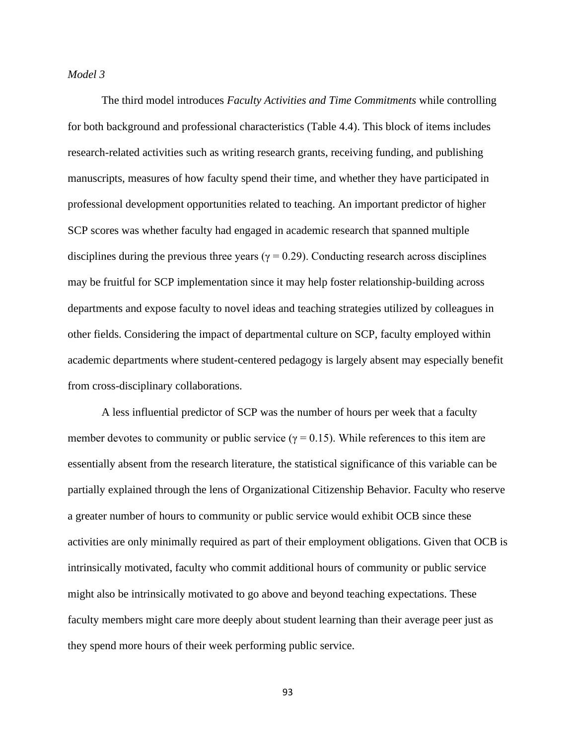*Model 3*

The third model introduces *Faculty Activities and Time Commitments* while controlling for both background and professional characteristics (Table 4.4). This block of items includes research-related activities such as writing research grants, receiving funding, and publishing manuscripts, measures of how faculty spend their time, and whether they have participated in professional development opportunities related to teaching. An important predictor of higher SCP scores was whether faculty had engaged in academic research that spanned multiple disciplines during the previous three years ($\gamma = 0.29$). Conducting research across disciplines may be fruitful for SCP implementation since it may help foster relationship-building across departments and expose faculty to novel ideas and teaching strategies utilized by colleagues in other fields. Considering the impact of departmental culture on SCP, faculty employed within academic departments where student-centered pedagogy is largely absent may especially benefit from cross-disciplinary collaborations.

A less influential predictor of SCP was the number of hours per week that a faculty member devotes to community or public service ($\gamma = 0.15$). While references to this item are essentially absent from the research literature, the statistical significance of this variable can be partially explained through the lens of Organizational Citizenship Behavior. Faculty who reserve a greater number of hours to community or public service would exhibit OCB since these activities are only minimally required as part of their employment obligations. Given that OCB is intrinsically motivated, faculty who commit additional hours of community or public service might also be intrinsically motivated to go above and beyond teaching expectations. These faculty members might care more deeply about student learning than their average peer just as they spend more hours of their week performing public service.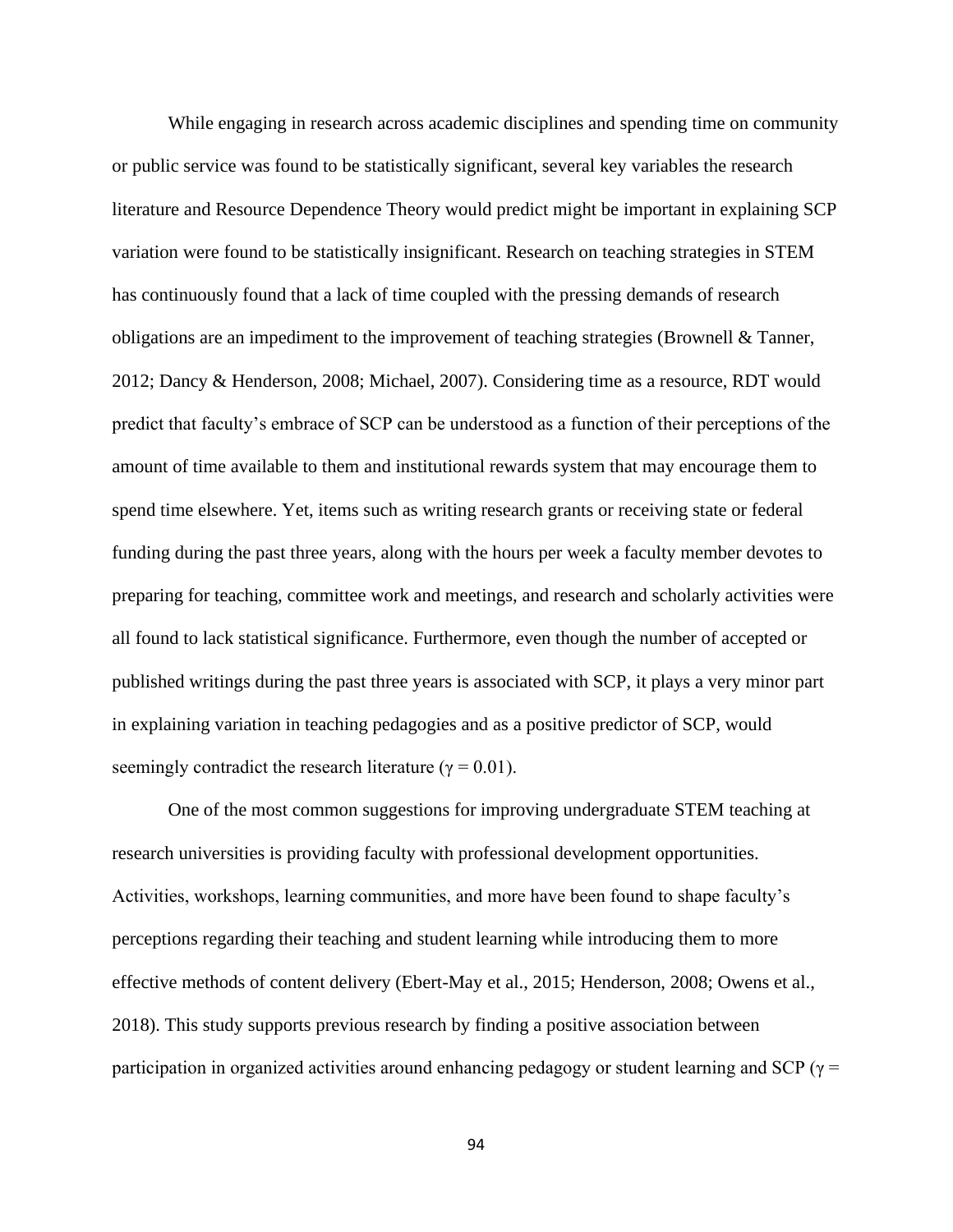While engaging in research across academic disciplines and spending time on community or public service was found to be statistically significant, several key variables the research literature and Resource Dependence Theory would predict might be important in explaining SCP variation were found to be statistically insignificant. Research on teaching strategies in STEM has continuously found that a lack of time coupled with the pressing demands of research obligations are an impediment to the improvement of teaching strategies (Brownell & Tanner, 2012; Dancy & Henderson, 2008; Michael, 2007). Considering time as a resource, RDT would predict that faculty's embrace of SCP can be understood as a function of their perceptions of the amount of time available to them and institutional rewards system that may encourage them to spend time elsewhere. Yet, items such as writing research grants or receiving state or federal funding during the past three years, along with the hours per week a faculty member devotes to preparing for teaching, committee work and meetings, and research and scholarly activities were all found to lack statistical significance. Furthermore, even though the number of accepted or published writings during the past three years is associated with SCP, it plays a very minor part in explaining variation in teaching pedagogies and as a positive predictor of SCP, would seemingly contradict the research literature ($\gamma = 0.01$).

One of the most common suggestions for improving undergraduate STEM teaching at research universities is providing faculty with professional development opportunities. Activities, workshops, learning communities, and more have been found to shape faculty's perceptions regarding their teaching and student learning while introducing them to more effective methods of content delivery (Ebert-May et al., 2015; Henderson, 2008; Owens et al., 2018). This study supports previous research by finding a positive association between participation in organized activities around enhancing pedagogy or student learning and SCP ($\gamma =$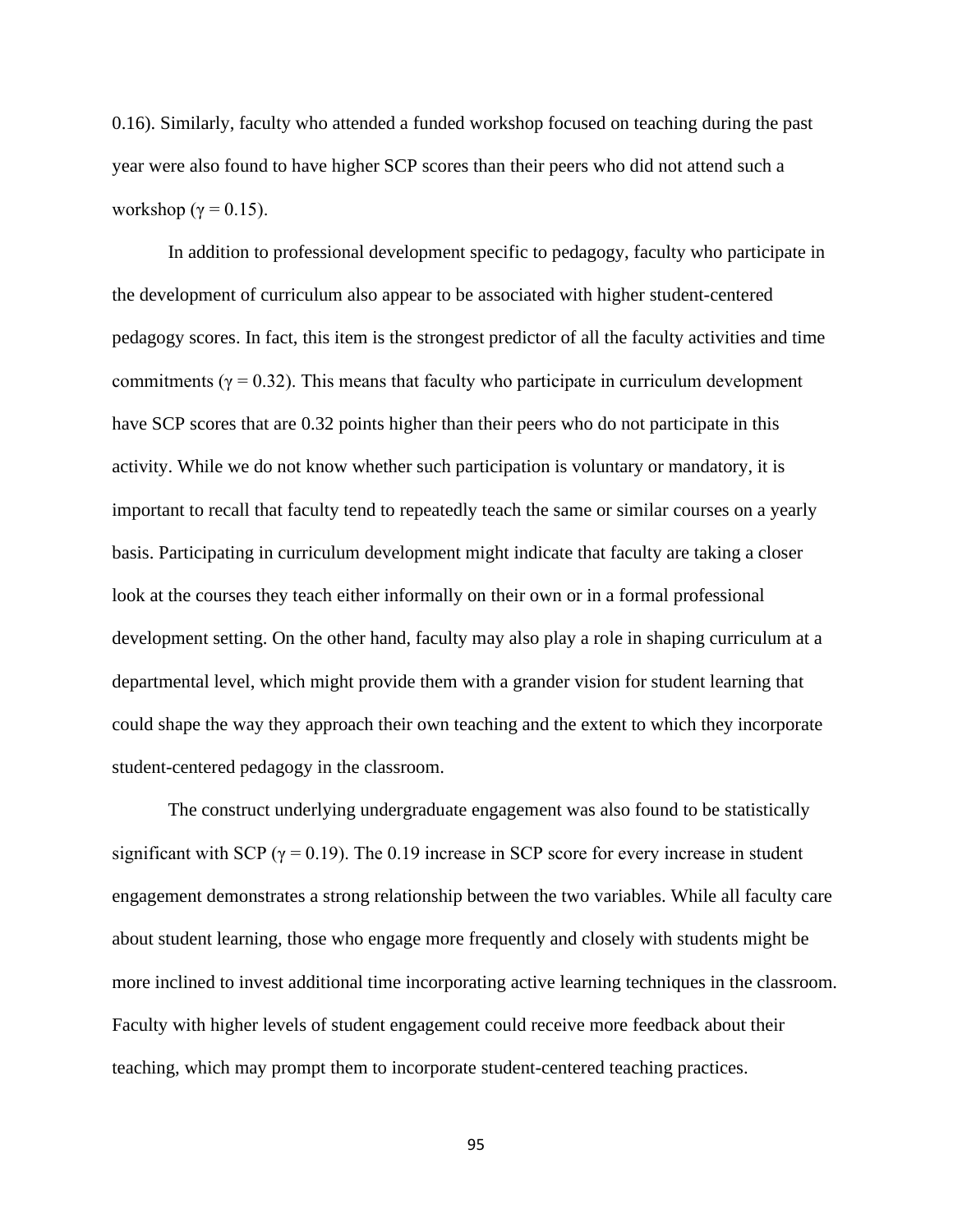0.16). Similarly, faculty who attended a funded workshop focused on teaching during the past year were also found to have higher SCP scores than their peers who did not attend such a workshop ($\gamma = 0.15$).

In addition to professional development specific to pedagogy, faculty who participate in the development of curriculum also appear to be associated with higher student-centered pedagogy scores. In fact, this item is the strongest predictor of all the faculty activities and time commitments ($\gamma = 0.32$). This means that faculty who participate in curriculum development have SCP scores that are 0.32 points higher than their peers who do not participate in this activity. While we do not know whether such participation is voluntary or mandatory, it is important to recall that faculty tend to repeatedly teach the same or similar courses on a yearly basis. Participating in curriculum development might indicate that faculty are taking a closer look at the courses they teach either informally on their own or in a formal professional development setting. On the other hand, faculty may also play a role in shaping curriculum at a departmental level, which might provide them with a grander vision for student learning that could shape the way they approach their own teaching and the extent to which they incorporate student-centered pedagogy in the classroom.

The construct underlying undergraduate engagement was also found to be statistically significant with SCP ($\gamma = 0.19$). The 0.19 increase in SCP score for every increase in student engagement demonstrates a strong relationship between the two variables. While all faculty care about student learning, those who engage more frequently and closely with students might be more inclined to invest additional time incorporating active learning techniques in the classroom. Faculty with higher levels of student engagement could receive more feedback about their teaching, which may prompt them to incorporate student-centered teaching practices.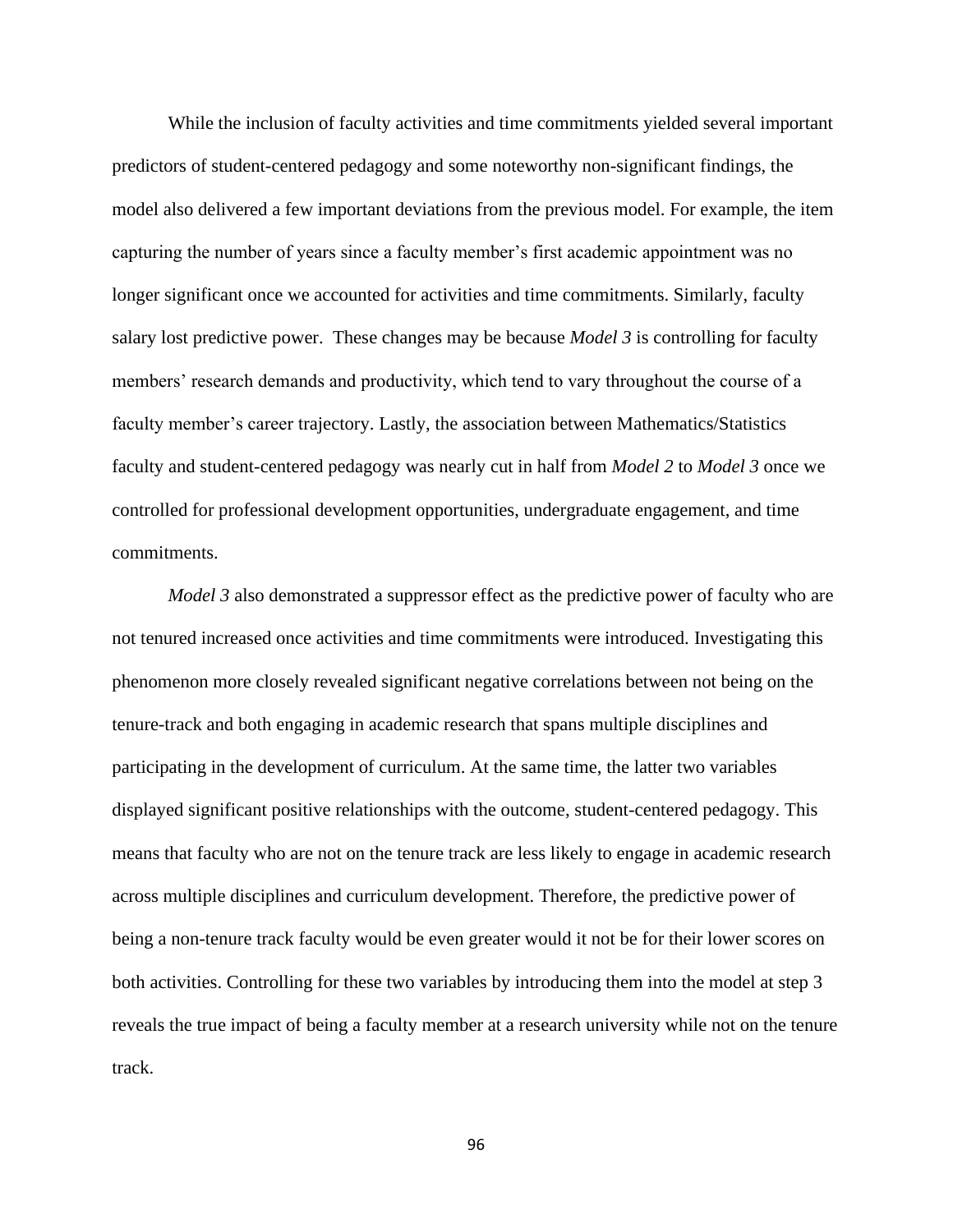While the inclusion of faculty activities and time commitments yielded several important predictors of student-centered pedagogy and some noteworthy non-significant findings, the model also delivered a few important deviations from the previous model. For example, the item capturing the number of years since a faculty member's first academic appointment was no longer significant once we accounted for activities and time commitments. Similarly, faculty salary lost predictive power. These changes may be because *Model 3* is controlling for faculty members' research demands and productivity, which tend to vary throughout the course of a faculty member's career trajectory. Lastly, the association between Mathematics/Statistics faculty and student-centered pedagogy was nearly cut in half from *Model 2* to *Model 3* once we controlled for professional development opportunities, undergraduate engagement, and time commitments.

*Model 3* also demonstrated a suppressor effect as the predictive power of faculty who are not tenured increased once activities and time commitments were introduced. Investigating this phenomenon more closely revealed significant negative correlations between not being on the tenure-track and both engaging in academic research that spans multiple disciplines and participating in the development of curriculum. At the same time, the latter two variables displayed significant positive relationships with the outcome, student-centered pedagogy. This means that faculty who are not on the tenure track are less likely to engage in academic research across multiple disciplines and curriculum development. Therefore, the predictive power of being a non-tenure track faculty would be even greater would it not be for their lower scores on both activities. Controlling for these two variables by introducing them into the model at step 3 reveals the true impact of being a faculty member at a research university while not on the tenure track.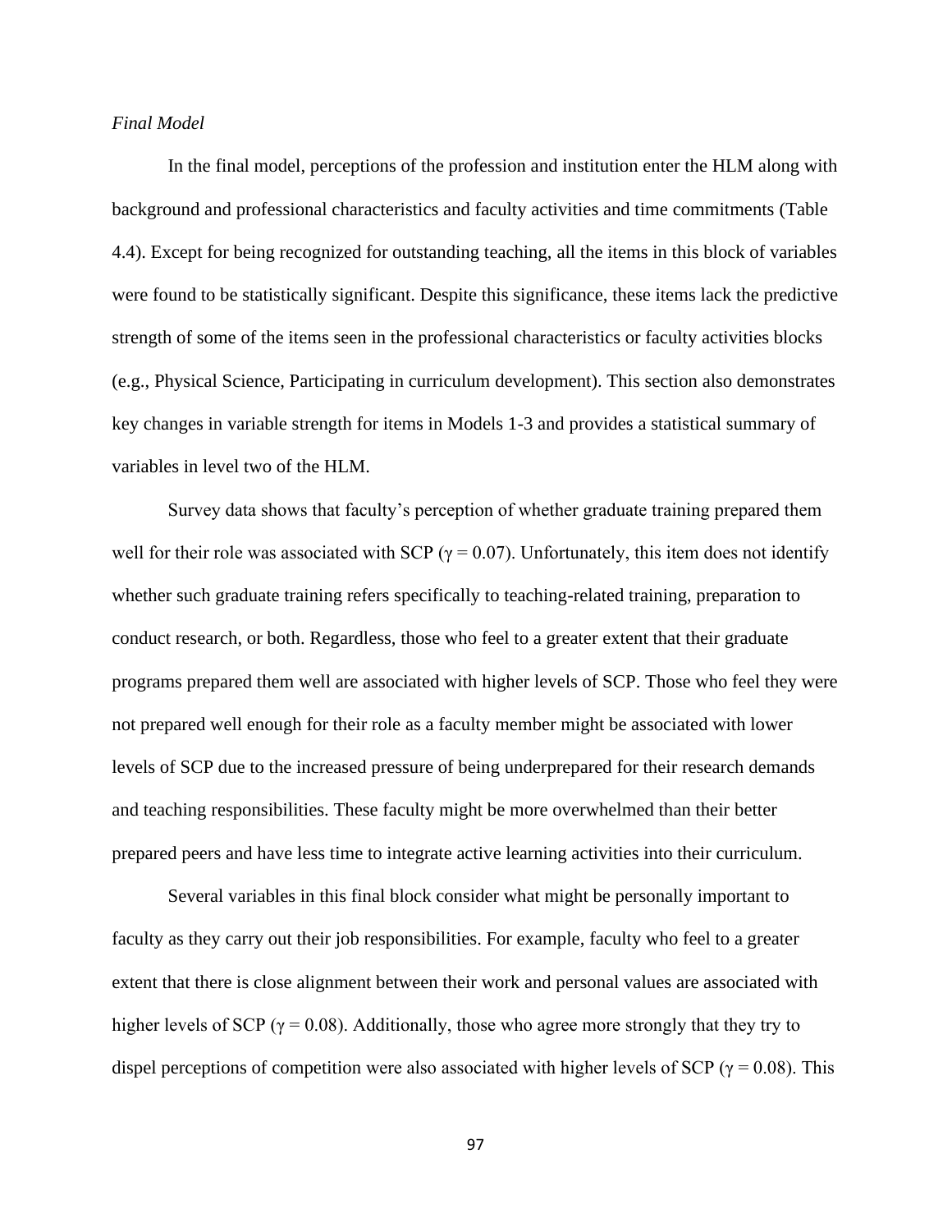*Final Model*

In the final model, perceptions of the profession and institution enter the HLM along with background and professional characteristics and faculty activities and time commitments (Table 4.4). Except for being recognized for outstanding teaching, all the items in this block of variables were found to be statistically significant. Despite this significance, these items lack the predictive strength of some of the items seen in the professional characteristics or faculty activities blocks (e.g., Physical Science, Participating in curriculum development). This section also demonstrates key changes in variable strength for items in Models 1-3 and provides a statistical summary of variables in level two of the HLM.

Survey data shows that faculty's perception of whether graduate training prepared them well for their role was associated with SCP ($\gamma = 0.07$). Unfortunately, this item does not identify whether such graduate training refers specifically to teaching-related training, preparation to conduct research, or both. Regardless, those who feel to a greater extent that their graduate programs prepared them well are associated with higher levels of SCP. Those who feel they were not prepared well enough for their role as a faculty member might be associated with lower levels of SCP due to the increased pressure of being underprepared for their research demands and teaching responsibilities. These faculty might be more overwhelmed than their better prepared peers and have less time to integrate active learning activities into their curriculum.

Several variables in this final block consider what might be personally important to faculty as they carry out their job responsibilities. For example, faculty who feel to a greater extent that there is close alignment between their work and personal values are associated with higher levels of SCP ($\gamma = 0.08$). Additionally, those who agree more strongly that they try to dispel perceptions of competition were also associated with higher levels of SCP ($\gamma = 0.08$). This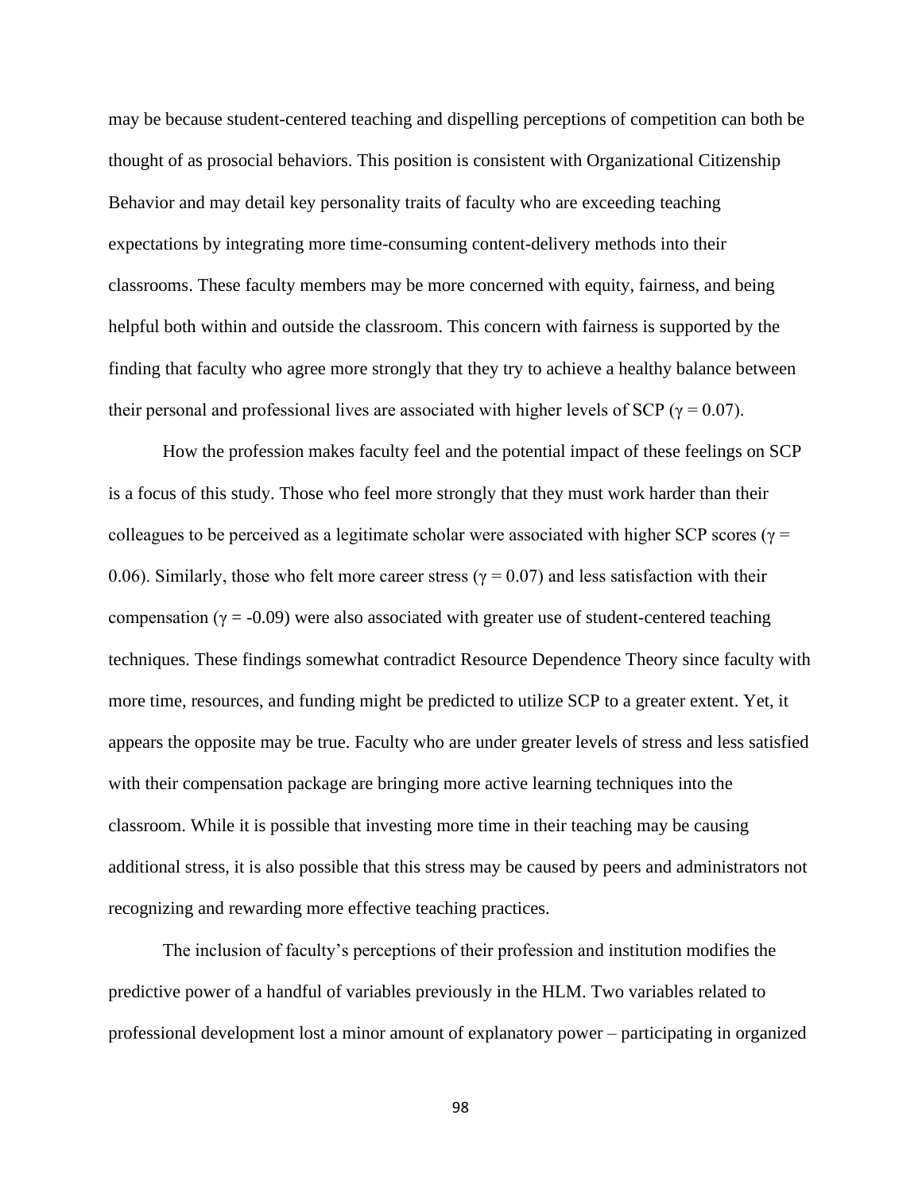may be because student-centered teaching and dispelling perceptions of competition can both be thought of as prosocial behaviors. This position is consistent with Organizational Citizenship Behavior and may detail key personality traits of faculty who are exceeding teaching expectations by integrating more time-consuming content-delivery methods into their classrooms. These faculty members may be more concerned with equity, fairness, and being helpful both within and outside the classroom. This concern with fairness is supported by the finding that faculty who agree more strongly that they try to achieve a healthy balance between their personal and professional lives are associated with higher levels of SCP ($\gamma = 0.07$).

How the profession makes faculty feel and the potential impact of these feelings on SCP is a focus of this study. Those who feel more strongly that they must work harder than their colleagues to be perceived as a legitimate scholar were associated with higher SCP scores ($\gamma = 0.06$). Similarly, those who felt more career stress ($\gamma = 0.07$) and less satisfaction with their compensation ($\gamma = -0.09$) were also associated with greater use of student-centered teaching techniques. These findings somewhat contradict Resource Dependence Theory since faculty with more time, resources, and funding might be predicted to utilize SCP to a greater extent. Yet, it appears the opposite may be true. Faculty who are under greater levels of stress and less satisfied with their compensation package are bringing more active learning techniques into the classroom. While it is possible that investing more time in their teaching may be causing additional stress, it is also possible that this stress may be caused by peers and administrators not recognizing and rewarding more effective teaching practices.

The inclusion of faculty's perceptions of their profession and institution modifies the predictive power of a handful of variables previously in the HLM. Two variables related to professional development lost a minor amount of explanatory power – participating in organized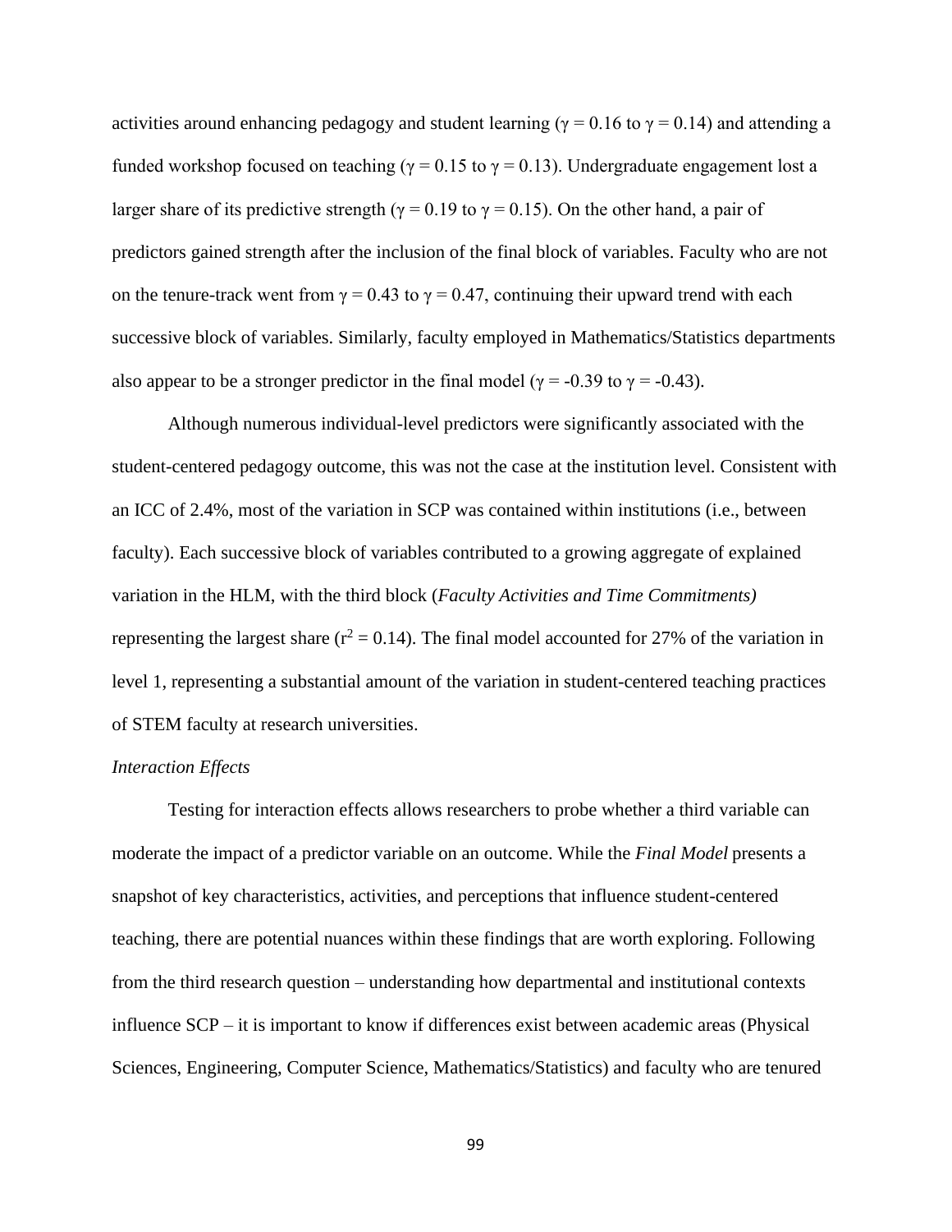activities around enhancing pedagogy and student learning ($\gamma = 0.16$ to $\gamma = 0.14$) and attending a funded workshop focused on teaching ($\gamma = 0.15$ to $\gamma = 0.13$). Undergraduate engagement lost a larger share of its predictive strength ($\gamma = 0.19$ to $\gamma = 0.15$). On the other hand, a pair of predictors gained strength after the inclusion of the final block of variables. Faculty who are not on the tenure-track went from $\gamma = 0.43$ to $\gamma = 0.47$, continuing their upward trend with each successive block of variables. Similarly, faculty employed in Mathematics/Statistics departments also appear to be a stronger predictor in the final model ($\gamma = -0.39$ to $\gamma = -0.43$).

Although numerous individual-level predictors were significantly associated with the student-centered pedagogy outcome, this was not the case at the institution level. Consistent with an ICC of 2.4%, most of the variation in SCP was contained within institutions (i.e., between faculty). Each successive block of variables contributed to a growing aggregate of explained variation in the HLM, with the third block (*Faculty Activities and Time Commitments)* representing the largest share ($r^2 = 0.14$). The final model accounted for 27% of the variation in level 1, representing a substantial amount of the variation in student-centered teaching practices of STEM faculty at research universities.

*Interaction Effects*

Testing for interaction effects allows researchers to probe whether a third variable can moderate the impact of a predictor variable on an outcome. While the *Final Model* presents a snapshot of key characteristics, activities, and perceptions that influence student-centered teaching, there are potential nuances within these findings that are worth exploring. Following from the third research question – understanding how departmental and institutional contexts influence SCP – it is important to know if differences exist between academic areas (Physical Sciences, Engineering, Computer Science, Mathematics/Statistics) and faculty who are tenured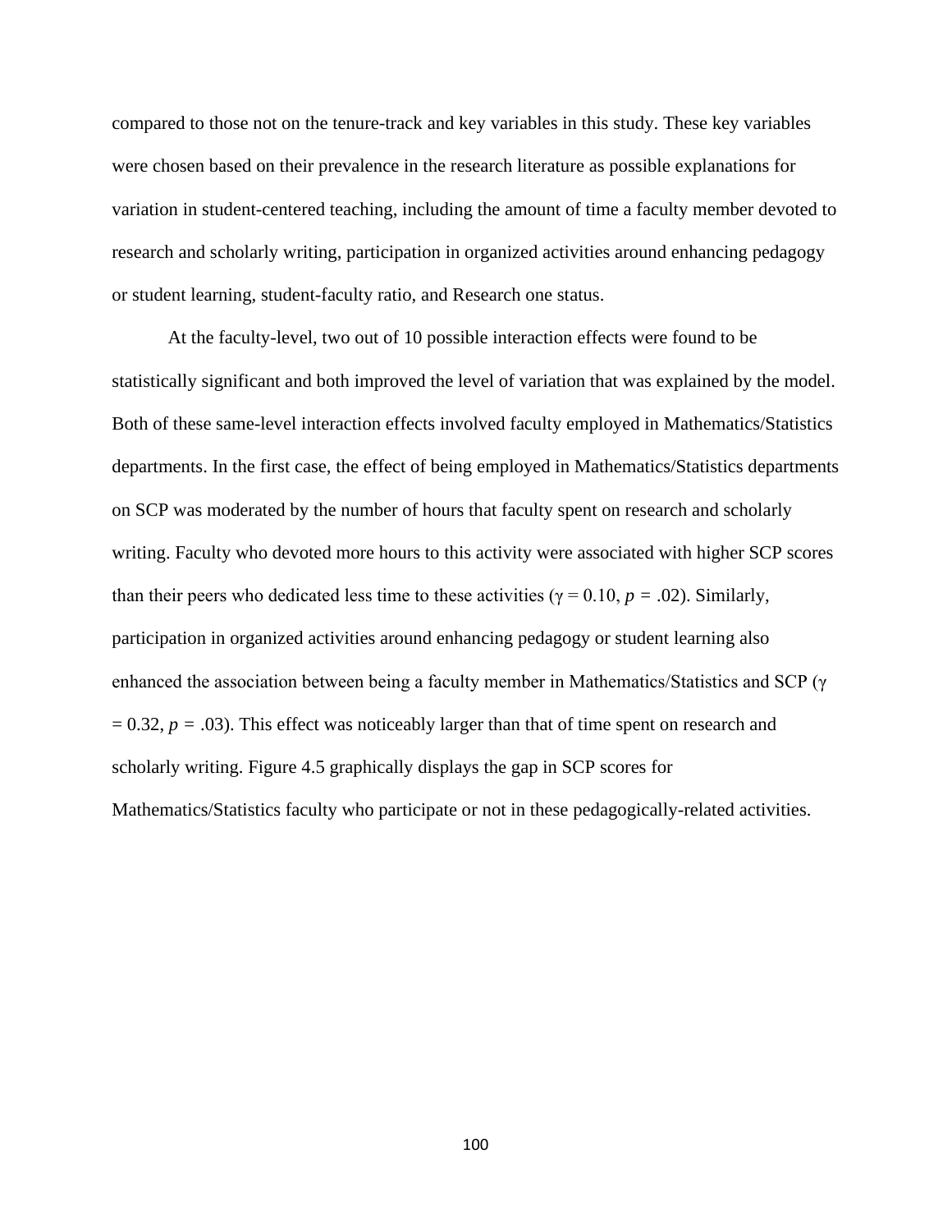compared to those not on the tenure-track and key variables in this study. These key variables were chosen based on their prevalence in the research literature as possible explanations for variation in student-centered teaching, including the amount of time a faculty member devoted to research and scholarly writing, participation in organized activities around enhancing pedagogy or student learning, student-faculty ratio, and Research one status.

At the faculty-level, two out of 10 possible interaction effects were found to be statistically significant and both improved the level of variation that was explained by the model. Both of these same-level interaction effects involved faculty employed in Mathematics/Statistics departments. In the first case, the effect of being employed in Mathematics/Statistics departments on SCP was moderated by the number of hours that faculty spent on research and scholarly writing. Faculty who devoted more hours to this activity were associated with higher SCP scores than their peers who dedicated less time to these activities ($\gamma = 0.10$, $p = .02$). Similarly, participation in organized activities around enhancing pedagogy or student learning also enhanced the association between being a faculty member in Mathematics/Statistics and SCP ($\gamma = 0.32$, $p = .03$). This effect was noticeably larger than that of time spent on research and scholarly writing. Figure 4.5 graphically displays the gap in SCP scores for Mathematics/Statistics faculty who participate or not in these pedagogically-related activities.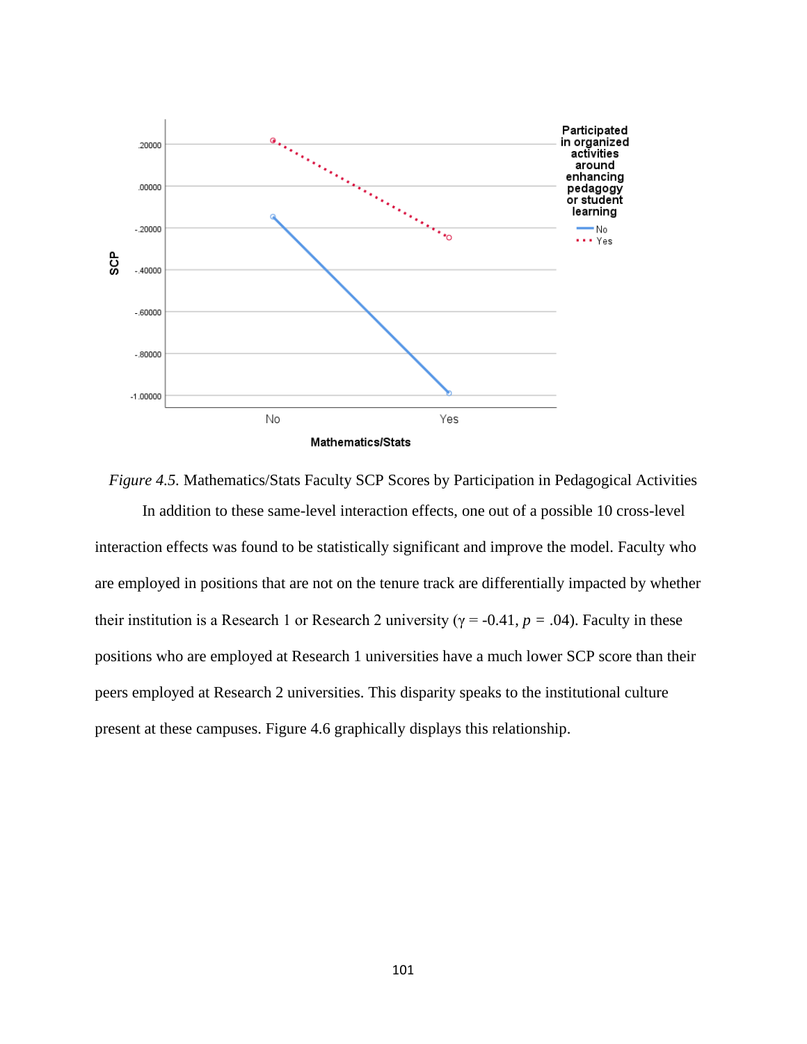*Figure 4.5.* Mathematics/Stats Faculty SCP Scores by Participation in Pedagogical Activities

In addition to these same-level interaction effects, one out of a possible 10 cross-level interaction effects was found to be statistically significant and improve the model. Faculty who are employed in positions that are not on the tenure track are differentially impacted by whether their institution is a Research 1 or Research 2 university ($\gamma = -0.41$, $p = .04$). Faculty in these positions who are employed at Research 1 universities have a much lower SCP score than their peers employed at Research 2 universities. This disparity speaks to the institutional culture present at these campuses. Figure 4.6 graphically displays this relationship.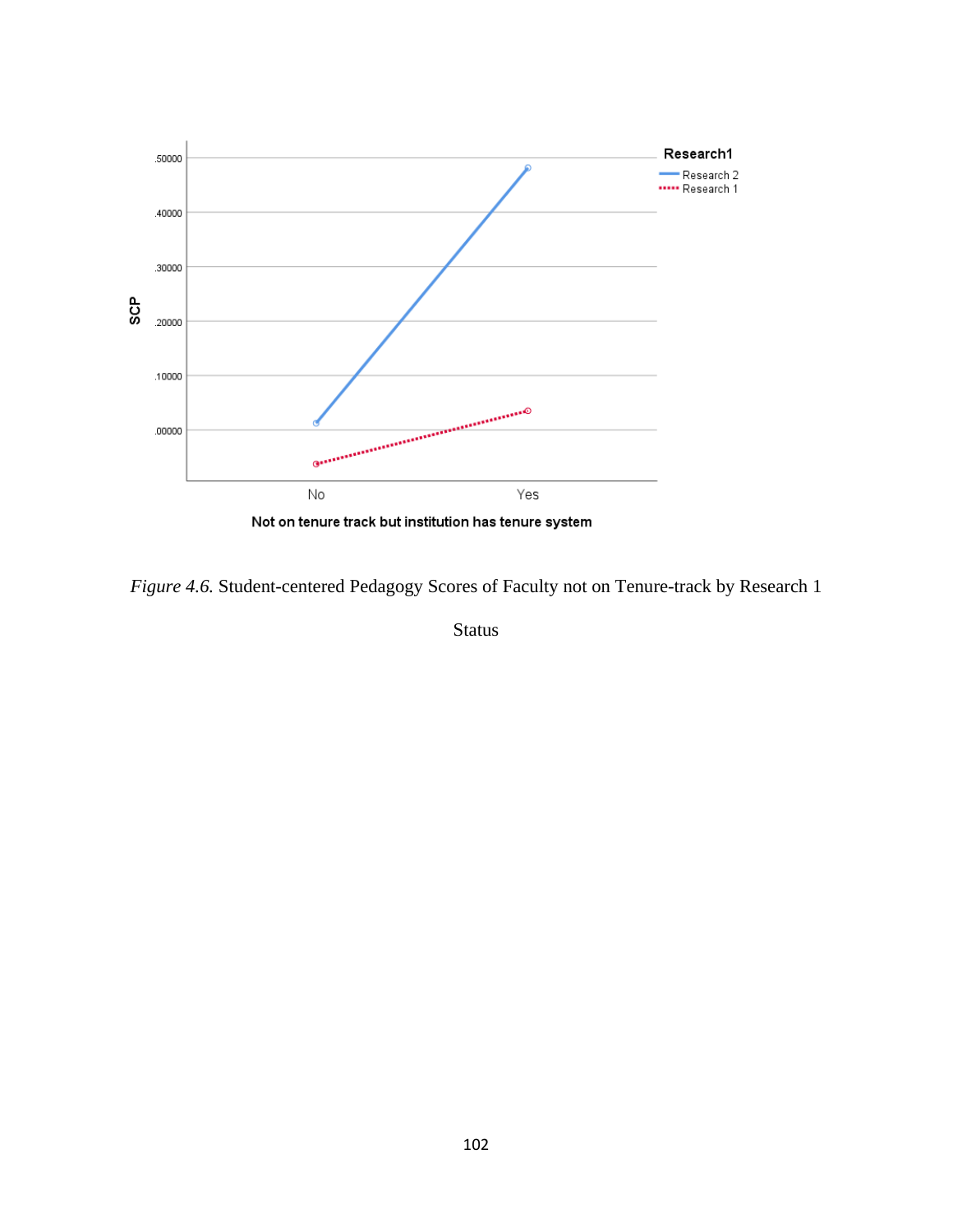*Figure 4.6.* Student-centered Pedagogy Scores of Faculty not on Tenure-track by Research 1 Status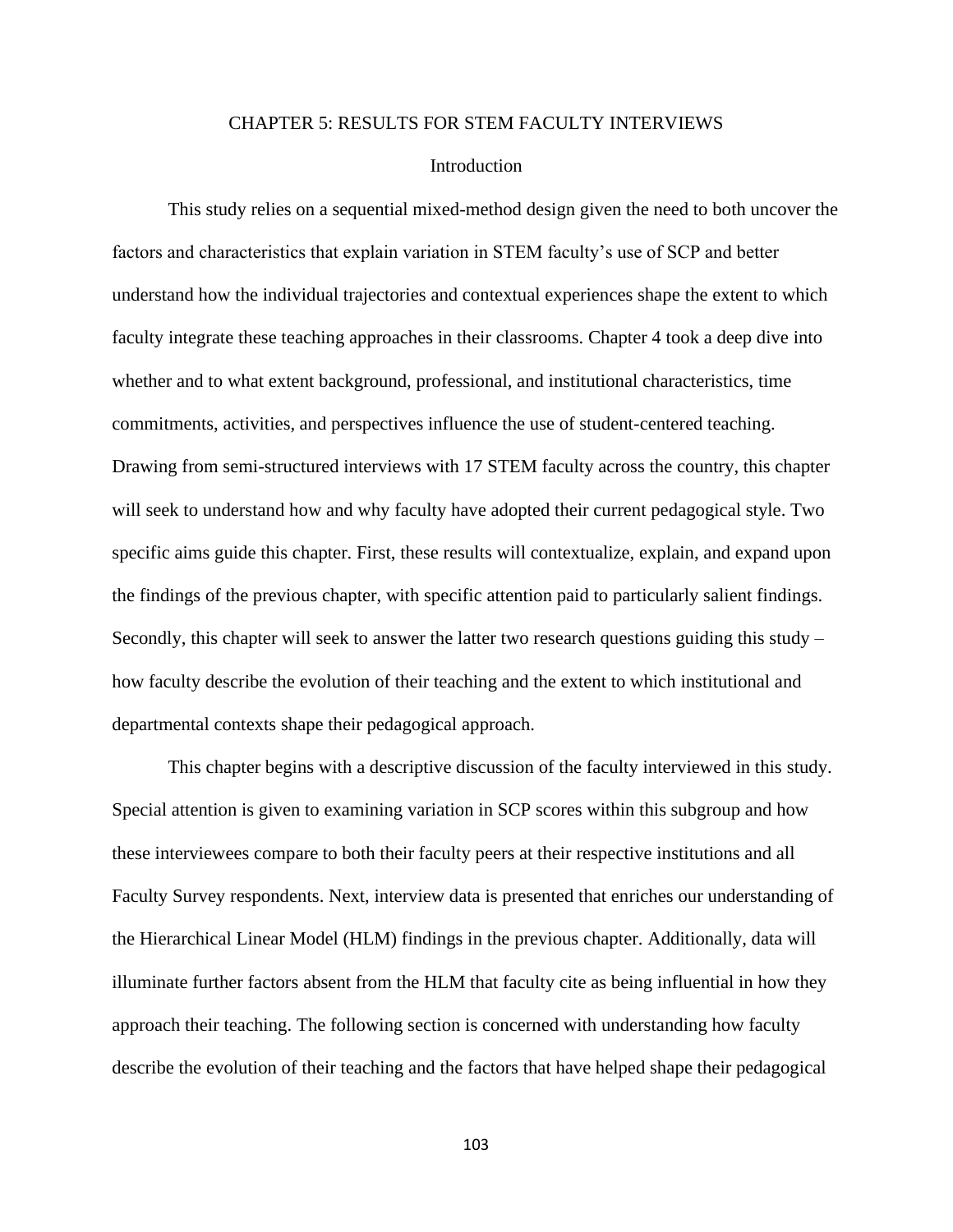# CHAPTER 5: RESULTS FOR STEM FACULTY INTERVIEWS

## Introduction

This study relies on a sequential mixed-method design given the need to both uncover the factors and characteristics that explain variation in STEM faculty's use of SCP and better understand how the individual trajectories and contextual experiences shape the extent to which faculty integrate these teaching approaches in their classrooms. Chapter 4 took a deep dive into whether and to what extent background, professional, and institutional characteristics, time commitments, activities, and perspectives influence the use of student-centered teaching. Drawing from semi-structured interviews with 17 STEM faculty across the country, this chapter will seek to understand how and why faculty have adopted their current pedagogical style. Two specific aims guide this chapter. First, these results will contextualize, explain, and expand upon the findings of the previous chapter, with specific attention paid to particularly salient findings. Secondly, this chapter will seek to answer the latter two research questions guiding this study – how faculty describe the evolution of their teaching and the extent to which institutional and departmental contexts shape their pedagogical approach.

This chapter begins with a descriptive discussion of the faculty interviewed in this study. Special attention is given to examining variation in SCP scores within this subgroup and how these interviewees compare to both their faculty peers at their respective institutions and all Faculty Survey respondents. Next, interview data is presented that enriches our understanding of the Hierarchical Linear Model (HLM) findings in the previous chapter. Additionally, data will illuminate further factors absent from the HLM that faculty cite as being influential in how they approach their teaching. The following section is concerned with understanding how faculty describe the evolution of their teaching and the factors that have helped shape their pedagogical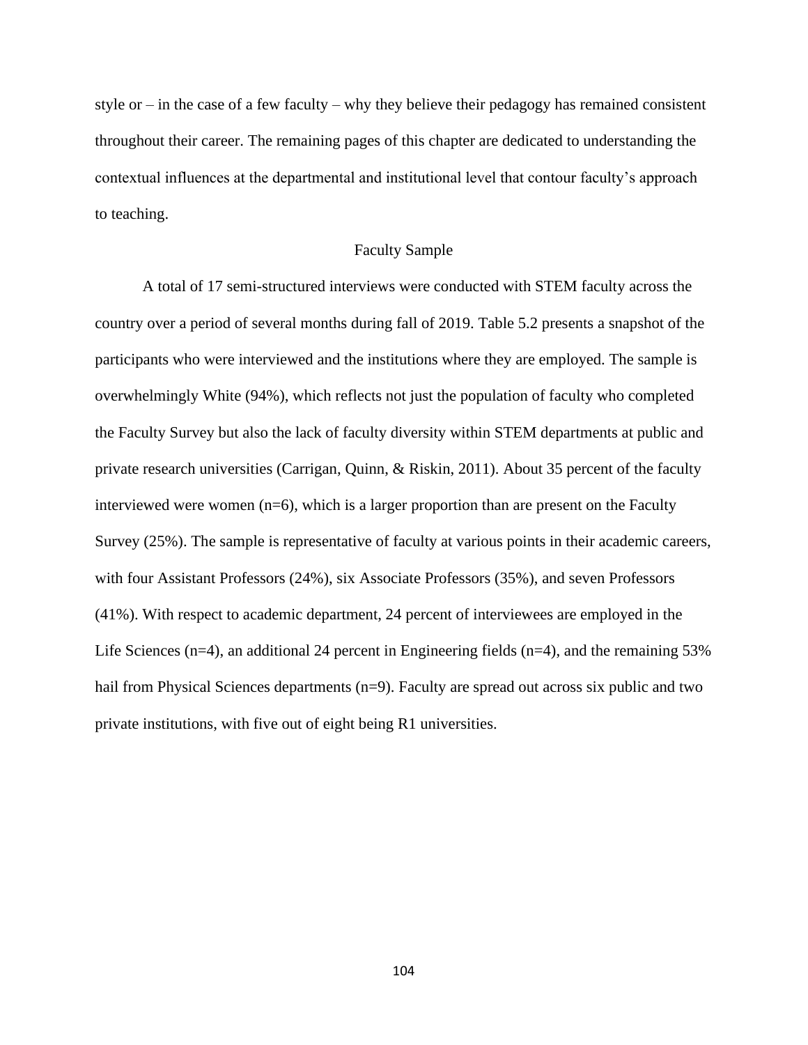style or – in the case of a few faculty – why they believe their pedagogy has remained consistent throughout their career. The remaining pages of this chapter are dedicated to understanding the contextual influences at the departmental and institutional level that contour faculty's approach to teaching.

## Faculty Sample

A total of 17 semi-structured interviews were conducted with STEM faculty across the country over a period of several months during fall of 2019. Table 5.2 presents a snapshot of the participants who were interviewed and the institutions where they are employed. The sample is overwhelmingly White (94%), which reflects not just the population of faculty who completed the Faculty Survey but also the lack of faculty diversity within STEM departments at public and private research universities (Carrigan, Quinn, & Riskin, 2011). About 35 percent of the faculty interviewed were women (n=6), which is a larger proportion than are present on the Faculty Survey (25%). The sample is representative of faculty at various points in their academic careers, with four Assistant Professors (24%), six Associate Professors (35%), and seven Professors (41%). With respect to academic department, 24 percent of interviewees are employed in the Life Sciences (n=4), an additional 24 percent in Engineering fields (n=4), and the remaining 53% hail from Physical Sciences departments (n=9). Faculty are spread out across six public and two private institutions, with five out of eight being R1 universities.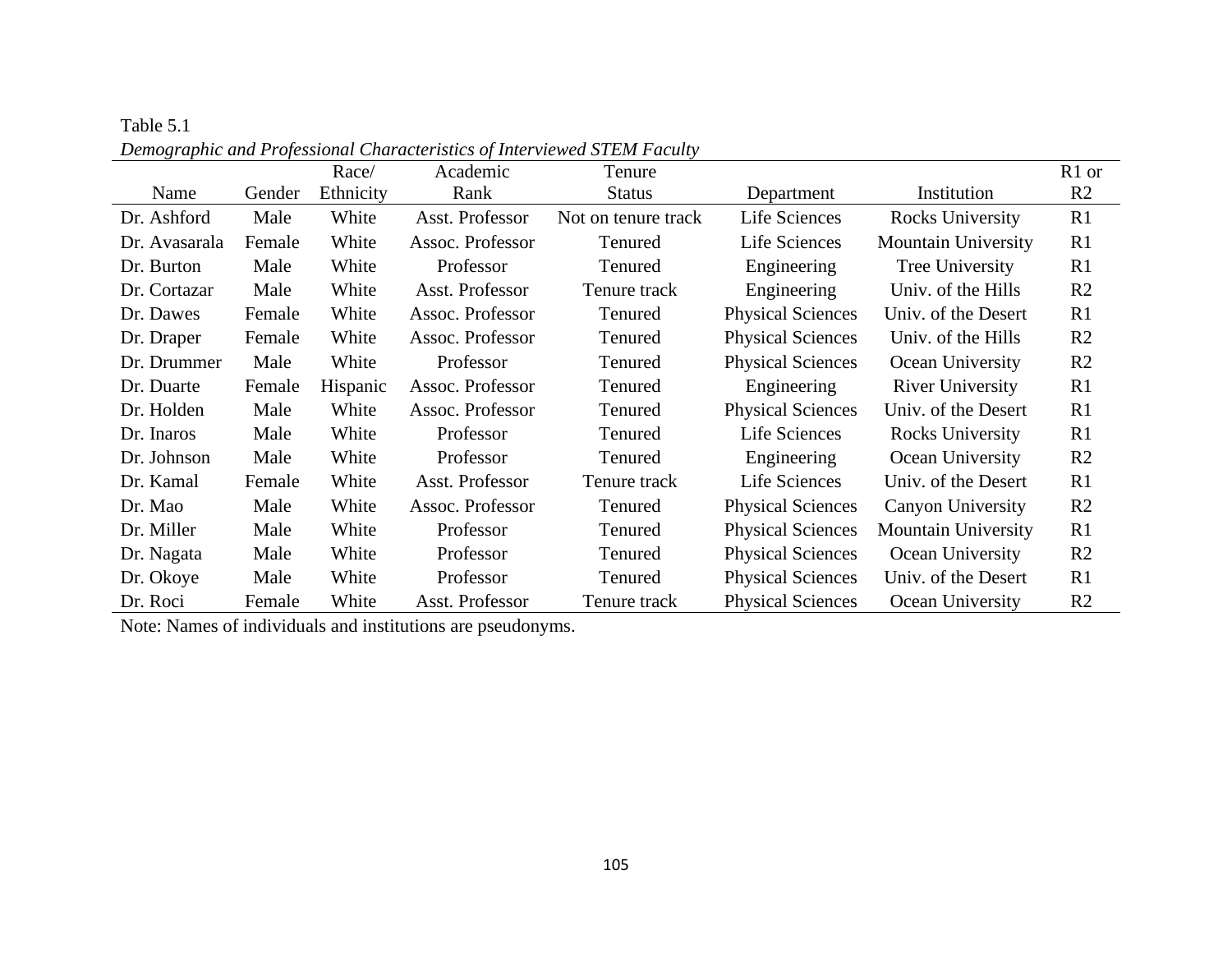Table 5.1

*Demographic and Professional Characteristics of Interviewed STEM Faculty*

| Name | Gender | Race/ Ethnicity | Academic Rank | Tenure Status | Department | Institution | R1 or R2 |
|---|---|---|---|---|---|---|---|
| Dr. Ashford | Male | White | Asst. Professor | Not on tenure track | Life Sciences | Rocks University | R1 |
| Dr. Avasarala | Female | White | Assoc. Professor | Tenured | Life Sciences | Mountain University | R1 |
| Dr. Burton | Male | White | Professor | Tenured | Engineering | Tree University | R1 |
| Dr. Cortazar | Male | White | Asst. Professor | Tenure track | Engineering | Univ. of the Hills | R2 |
| Dr. Dawes | Female | White | Assoc. Professor | Tenured | Physical Sciences | Univ. of the Desert | R1 |
| Dr. Draper | Female | White | Assoc. Professor | Tenured | Physical Sciences | Univ. of the Hills | R2 |
| Dr. Drummer | Male | White | Professor | Tenured | Physical Sciences | Ocean University | R2 |
| Dr. Duarte | Female | Hispanic | Assoc. Professor | Tenured | Engineering | River University | R1 |
| Dr. Holden | Male | White | Assoc. Professor | Tenured | Physical Sciences | Univ. of the Desert | R1 |
| Dr. Inaros | Male | White | Professor | Tenured | Life Sciences | Rocks University | R1 |
| Dr. Johnson | Male | White | Professor | Tenured | Engineering | Ocean University | R2 |
| Dr. Kamal | Female | White | Asst. Professor | Tenure track | Life Sciences | Univ. of the Desert | R1 |
| Dr. Mao | Male | White | Assoc. Professor | Tenured | Physical Sciences | Canyon University | R2 |
| Dr. Miller | Male | White | Professor | Tenured | Physical Sciences | Mountain University | R1 |
| Dr. Nagata | Male | White | Professor | Tenured | Physical Sciences | Ocean University | R2 |
| Dr. Okoye | Male | White | Professor | Tenured | Physical Sciences | Univ. of the Desert | R1 |
| Dr. Roci | Female | White | Asst. Professor | Tenure track | Physical Sciences | Ocean University | R2 |

Note: Names of individuals and institutions are pseudonyms.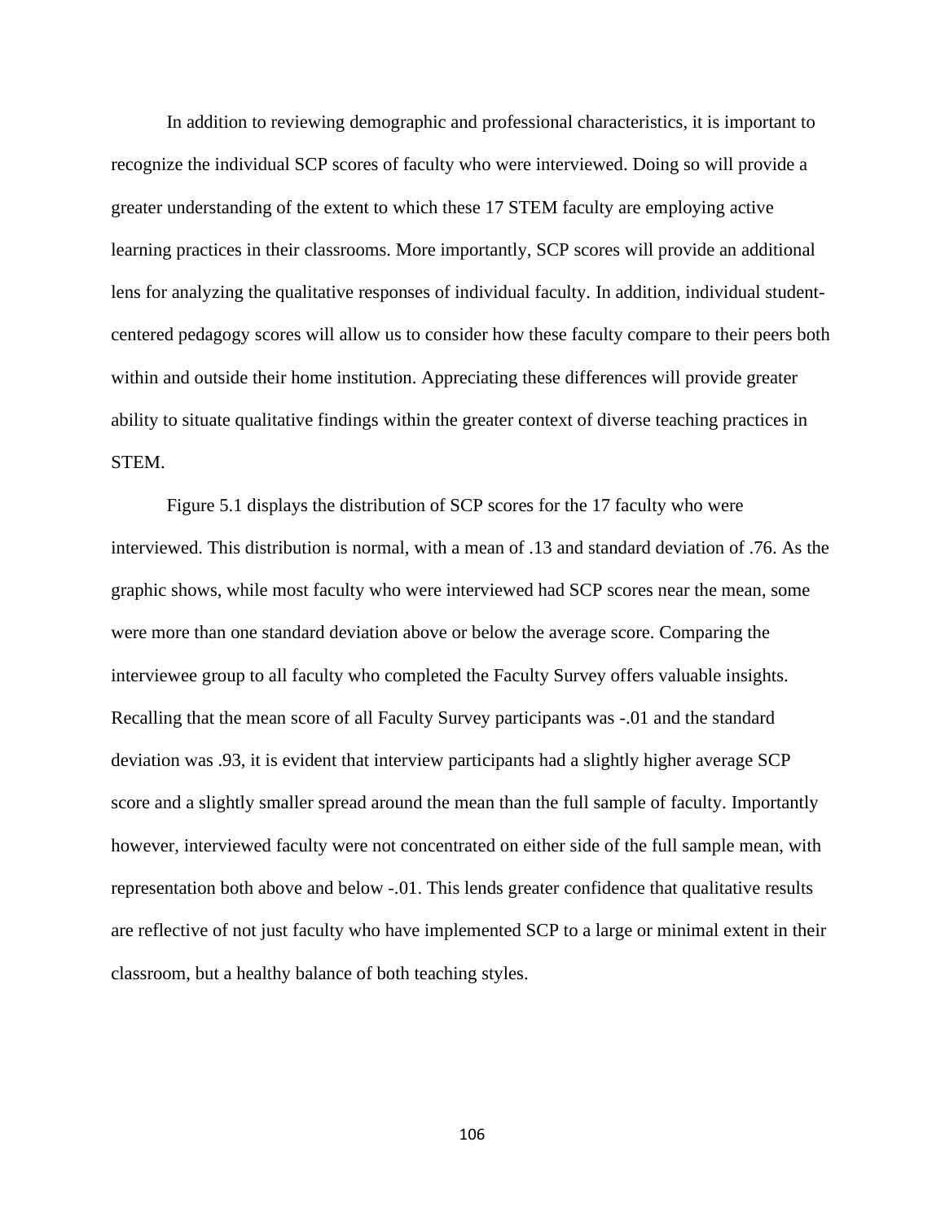In addition to reviewing demographic and professional characteristics, it is important to recognize the individual SCP scores of faculty who were interviewed. Doing so will provide a greater understanding of the extent to which these 17 STEM faculty are employing active learning practices in their classrooms. More importantly, SCP scores will provide an additional lens for analyzing the qualitative responses of individual faculty. In addition, individual student-centered pedagogy scores will allow us to consider how these faculty compare to their peers both within and outside their home institution. Appreciating these differences will provide greater ability to situate qualitative findings within the greater context of diverse teaching practices in STEM.

Figure 5.1 displays the distribution of SCP scores for the 17 faculty who were interviewed. This distribution is normal, with a mean of .13 and standard deviation of .76. As the graphic shows, while most faculty who were interviewed had SCP scores near the mean, some were more than one standard deviation above or below the average score. Comparing the interviewee group to all faculty who completed the Faculty Survey offers valuable insights. Recalling that the mean score of all Faculty Survey participants was -.01 and the standard deviation was .93, it is evident that interview participants had a slightly higher average SCP score and a slightly smaller spread around the mean than the full sample of faculty. Importantly however, interviewed faculty were not concentrated on either side of the full sample mean, with representation both above and below -.01. This lends greater confidence that qualitative results are reflective of not just faculty who have implemented SCP to a large or minimal extent in their classroom, but a healthy balance of both teaching styles.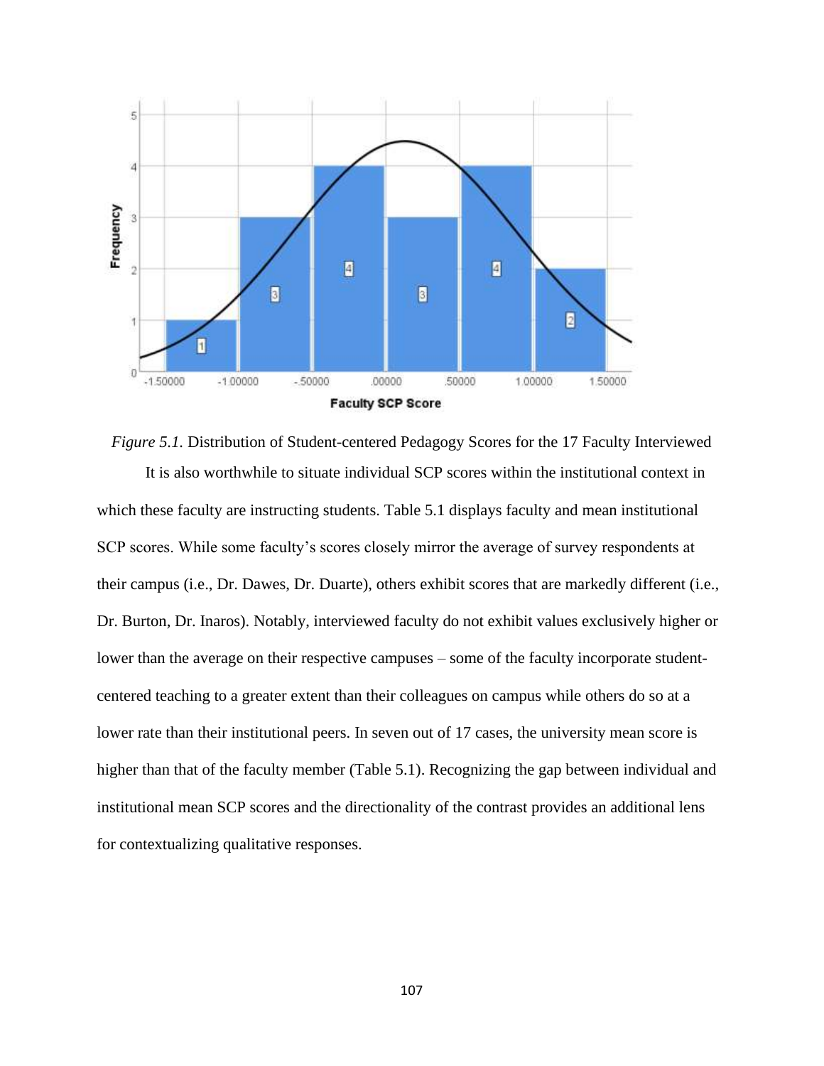*Figure 5.1.* Distribution of Student-centered Pedagogy Scores for the 17 Faculty Interviewed

It is also worthwhile to situate individual SCP scores within the institutional context in which these faculty are instructing students. Table 5.1 displays faculty and mean institutional SCP scores. While some faculty's scores closely mirror the average of survey respondents at their campus (i.e., Dr. Dawes, Dr. Duarte), others exhibit scores that are markedly different (i.e., Dr. Burton, Dr. Inaros). Notably, interviewed faculty do not exhibit values exclusively higher or lower than the average on their respective campuses – some of the faculty incorporate student-centered teaching to a greater extent than their colleagues on campus while others do so at a lower rate than their institutional peers. In seven out of 17 cases, the university mean score is higher than that of the faculty member (Table 5.1). Recognizing the gap between individual and institutional mean SCP scores and the directionality of the contrast provides an additional lens for contextualizing qualitative responses.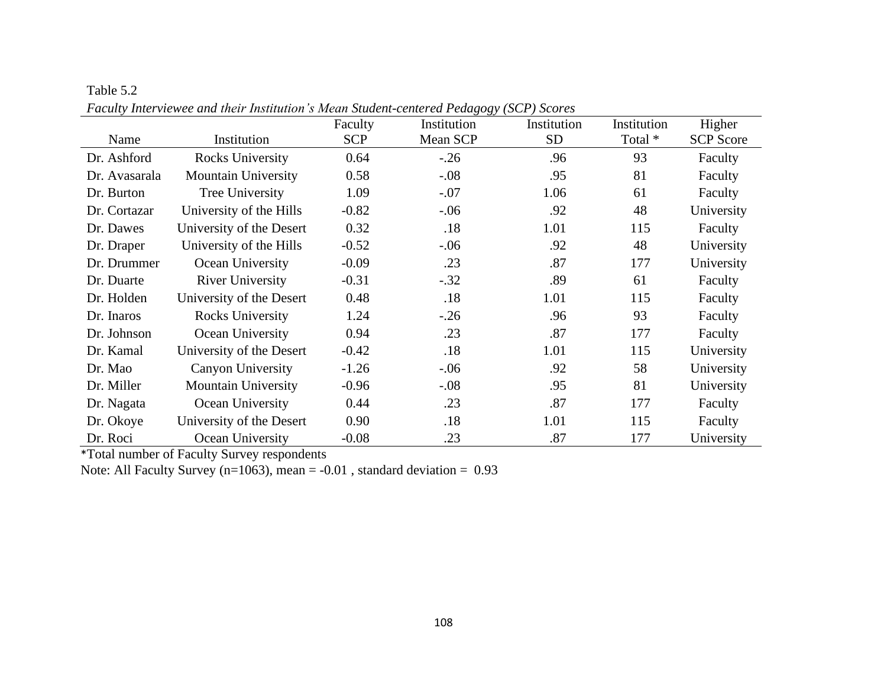Table 5.2

*Faculty Interviewee and their Institution's Mean Student-centered Pedagogy (SCP) Scores*

| Name | Institution | Faculty SCP | Institution Mean SCP | Institution SD | Institution Total * | Higher SCP Score |
|---|---|---|---|---|---|---|
| Dr. Ashford | Rocks University | 0.64 | -.26 | .96 | 93 | Faculty |
| Dr. Avasarala | Mountain University | 0.58 | -.08 | .95 | 81 | Faculty |
| Dr. Burton | Tree University | 1.09 | -.07 | 1.06 | 61 | Faculty |
| Dr. Cortazar | University of the Hills | -0.82 | -.06 | .92 | 48 | University |
| Dr. Dawes | University of the Desert | 0.32 | .18 | 1.01 | 115 | Faculty |
| Dr. Draper | University of the Hills | -0.52 | -.06 | .92 | 48 | University |
| Dr. Drummer | Ocean University | -0.09 | .23 | .87 | 177 | University |
| Dr. Duarte | River University | -0.31 | -.32 | .89 | 61 | Faculty |
| Dr. Holden | University of the Desert | 0.48 | .18 | 1.01 | 115 | Faculty |
| Dr. Inaros | Rocks University | 1.24 | -.26 | .96 | 93 | Faculty |
| Dr. Johnson | Ocean University | 0.94 | .23 | .87 | 177 | Faculty |
| Dr. Kamal | University of the Desert | -0.42 | .18 | 1.01 | 115 | University |
| Dr. Mao | Canyon University | -1.26 | -.06 | .92 | 58 | University |
| Dr. Miller | Mountain University | -0.96 | -.08 | .95 | 81 | University |
| Dr. Nagata | Ocean University | 0.44 | .23 | .87 | 177 | Faculty |
| Dr. Okoye | University of the Desert | 0.90 | .18 | 1.01 | 115 | Faculty |
| Dr. Roci | Ocean University | -0.08 | .23 | .87 | 177 | University |

*Total number of Faculty Survey respondents

Note: All Faculty Survey (n=1063), mean = -0.01 , standard deviation = 0.93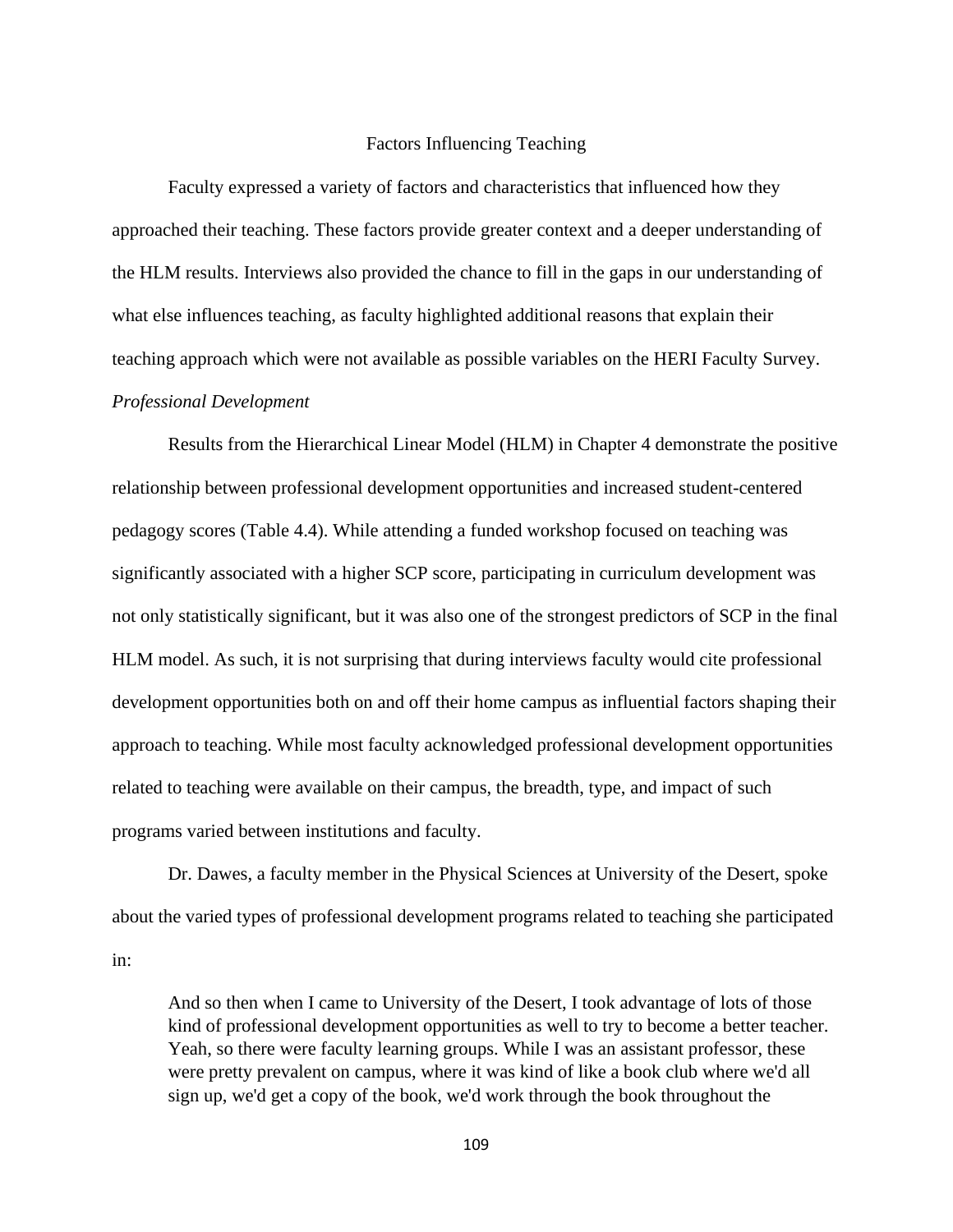## Factors Influencing Teaching

Faculty expressed a variety of factors and characteristics that influenced how they approached their teaching. These factors provide greater context and a deeper understanding of the HLM results. Interviews also provided the chance to fill in the gaps in our understanding of what else influences teaching, as faculty highlighted additional reasons that explain their teaching approach which were not available as possible variables on the HERI Faculty Survey.

### *Professional Development*

Results from the Hierarchical Linear Model (HLM) in Chapter 4 demonstrate the positive relationship between professional development opportunities and increased student-centered pedagogy scores (Table 4.4). While attending a funded workshop focused on teaching was significantly associated with a higher SCP score, participating in curriculum development was not only statistically significant, but it was also one of the strongest predictors of SCP in the final HLM model. As such, it is not surprising that during interviews faculty would cite professional development opportunities both on and off their home campus as influential factors shaping their approach to teaching. While most faculty acknowledged professional development opportunities related to teaching were available on their campus, the breadth, type, and impact of such programs varied between institutions and faculty.

Dr. Dawes, a faculty member in the Physical Sciences at University of the Desert, spoke about the varied types of professional development programs related to teaching she participated in:

> And so then when I came to University of the Desert, I took advantage of lots of those kind of professional development opportunities as well to try to become a better teacher. Yeah, so there were faculty learning groups. While I was an assistant professor, these were pretty prevalent on campus, where it was kind of like a book club where we'd all sign up, we'd get a copy of the book, we'd work through the book throughout the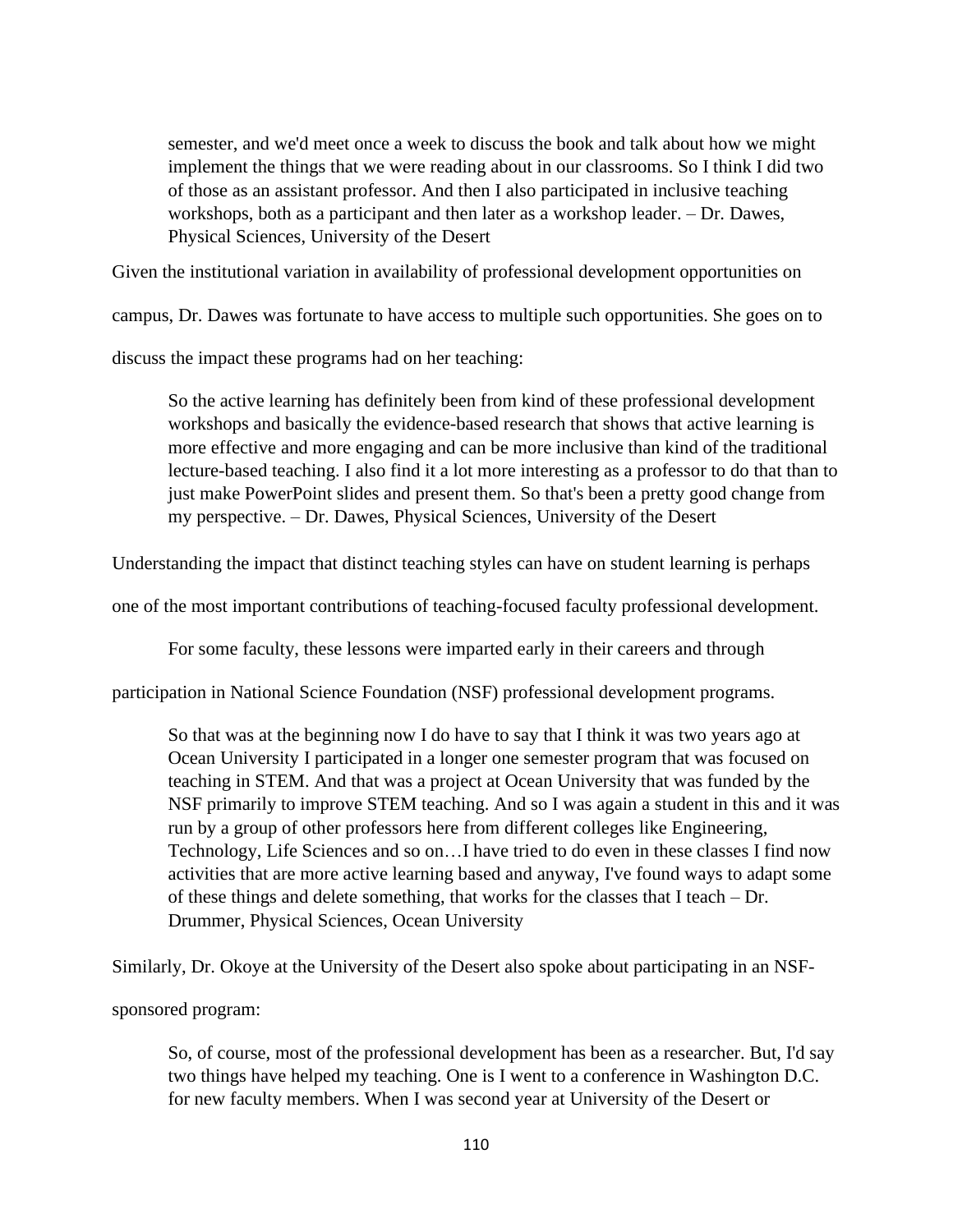> semester, and we'd meet once a week to discuss the book and talk about how we might implement the things that we were reading about in our classrooms. So I think I did two of those as an assistant professor. And then I also participated in inclusive teaching workshops, both as a participant and then later as a workshop leader. – Dr. Dawes, Physical Sciences, University of the Desert

Given the institutional variation in availability of professional development opportunities on campus, Dr. Dawes was fortunate to have access to multiple such opportunities. She goes on to discuss the impact these programs had on her teaching:

> So the active learning has definitely been from kind of these professional development workshops and basically the evidence-based research that shows that active learning is more effective and more engaging and can be more inclusive than kind of the traditional lecture-based teaching. I also find it a lot more interesting as a professor to do that than to just make PowerPoint slides and present them. So that's been a pretty good change from my perspective. – Dr. Dawes, Physical Sciences, University of the Desert

Understanding the impact that distinct teaching styles can have on student learning is perhaps one of the most important contributions of teaching-focused faculty professional development.

For some faculty, these lessons were imparted early in their careers and through participation in National Science Foundation (NSF) professional development programs.

> So that was at the beginning now I do have to say that I think it was two years ago at Ocean University I participated in a longer one semester program that was focused on teaching in STEM. And that was a project at Ocean University that was funded by the NSF primarily to improve STEM teaching. And so I was again a student in this and it was run by a group of other professors here from different colleges like Engineering, Technology, Life Sciences and so on…I have tried to do even in these classes I find now activities that are more active learning based and anyway, I've found ways to adapt some of these things and delete something, that works for the classes that I teach – Dr. Drummer, Physical Sciences, Ocean University

Similarly, Dr. Okoye at the University of the Desert also spoke about participating in an NSF-sponsored program:

> So, of course, most of the professional development has been as a researcher. But, I'd say two things have helped my teaching. One is I went to a conference in Washington D.C. for new faculty members. When I was second year at University of the Desert or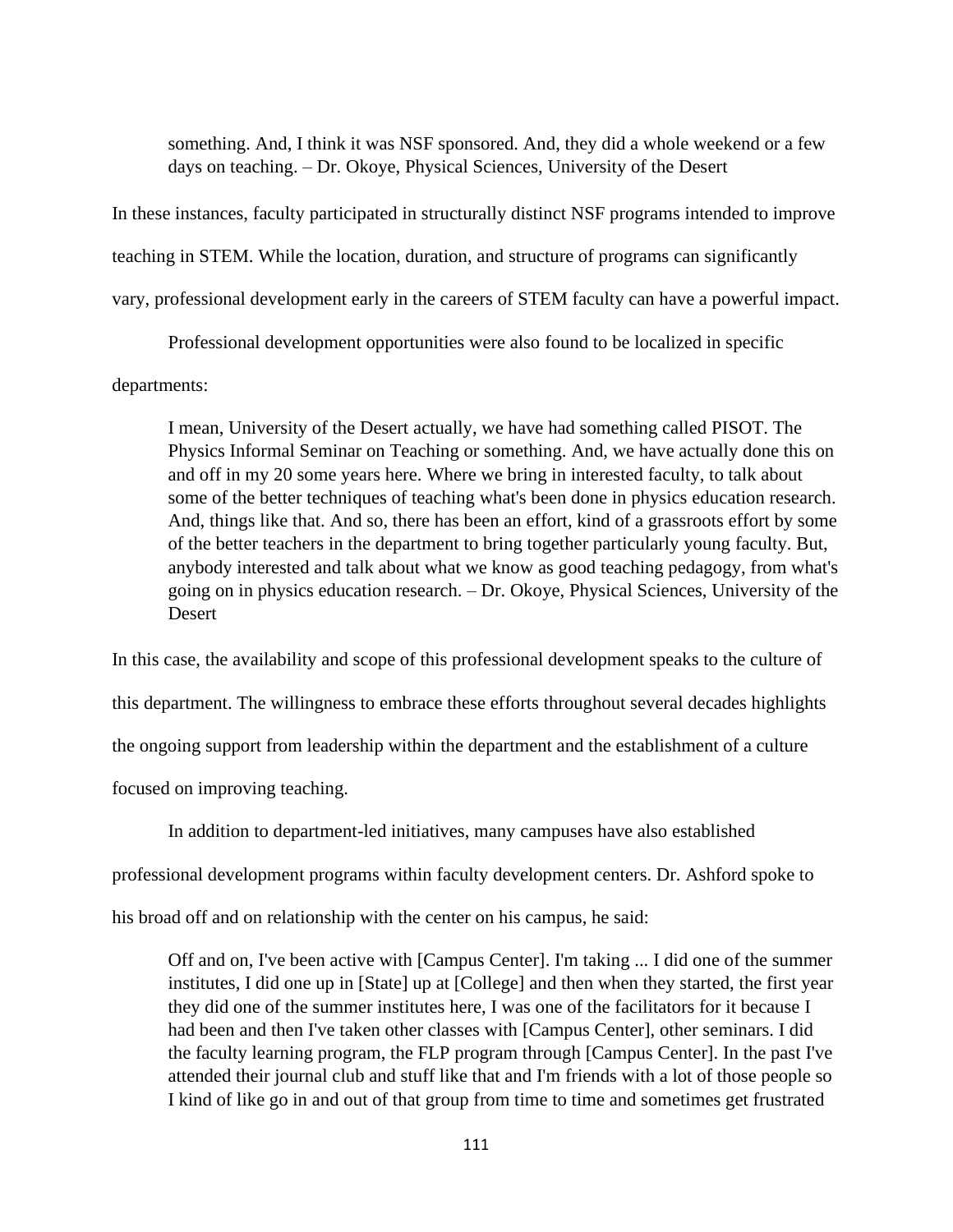> something. And, I think it was NSF sponsored. And, they did a whole weekend or a few days on teaching. – Dr. Okoye, Physical Sciences, University of the Desert

In these instances, faculty participated in structurally distinct NSF programs intended to improve teaching in STEM. While the location, duration, and structure of programs can significantly vary, professional development early in the careers of STEM faculty can have a powerful impact.

Professional development opportunities were also found to be localized in specific departments:

> I mean, University of the Desert actually, we have had something called PISOT. The Physics Informal Seminar on Teaching or something. And, we have actually done this on and off in my 20 some years here. Where we bring in interested faculty, to talk about some of the better techniques of teaching what's been done in physics education research. And, things like that. And so, there has been an effort, kind of a grassroots effort by some of the better teachers in the department to bring together particularly young faculty. But, anybody interested and talk about what we know as good teaching pedagogy, from what's going on in physics education research. – Dr. Okoye, Physical Sciences, University of the Desert

In this case, the availability and scope of this professional development speaks to the culture of this department. The willingness to embrace these efforts throughout several decades highlights the ongoing support from leadership within the department and the establishment of a culture focused on improving teaching.

In addition to department-led initiatives, many campuses have also established professional development programs within faculty development centers. Dr. Ashford spoke to his broad off and on relationship with the center on his campus, he said:

> Off and on, I've been active with [Campus Center]. I'm taking ... I did one of the summer institutes, I did one up in [State] up at [College] and then when they started, the first year they did one of the summer institutes here, I was one of the facilitators for it because I had been and then I've taken other classes with [Campus Center], other seminars. I did the faculty learning program, the FLP program through [Campus Center]. In the past I've attended their journal club and stuff like that and I'm friends with a lot of those people so I kind of like go in and out of that group from time to time and sometimes get frustrated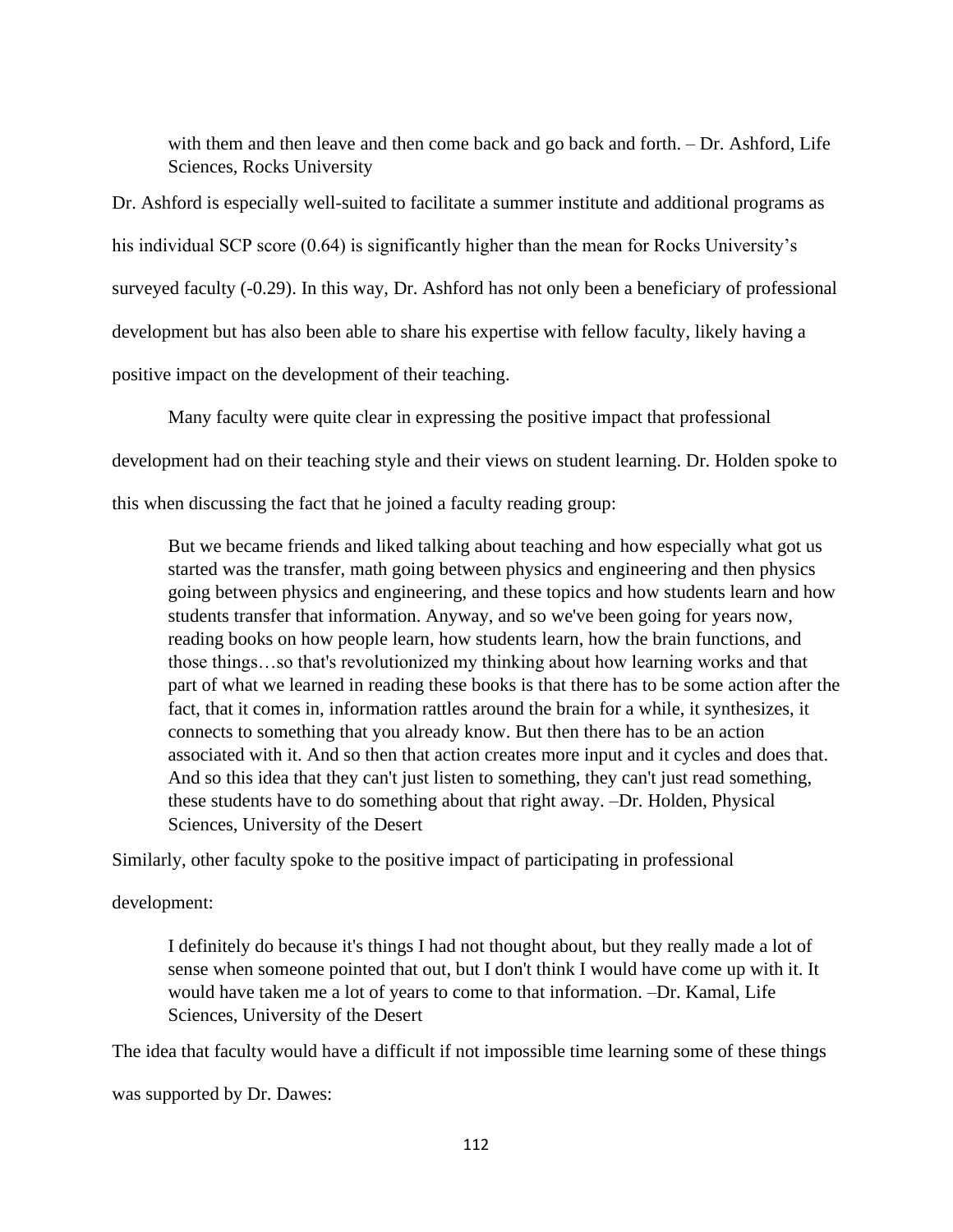> with them and then leave and then come back and go back and forth. – Dr. Ashford, Life Sciences, Rocks University

Dr. Ashford is especially well-suited to facilitate a summer institute and additional programs as his individual SCP score (0.64) is significantly higher than the mean for Rocks University's surveyed faculty (-0.29). In this way, Dr. Ashford has not only been a beneficiary of professional development but has also been able to share his expertise with fellow faculty, likely having a positive impact on the development of their teaching.

Many faculty were quite clear in expressing the positive impact that professional development had on their teaching style and their views on student learning. Dr. Holden spoke to this when discussing the fact that he joined a faculty reading group:

> But we became friends and liked talking about teaching and how especially what got us started was the transfer, math going between physics and engineering and then physics going between physics and engineering, and these topics and how students learn and how students transfer that information. Anyway, and so we've been going for years now, reading books on how people learn, how students learn, how the brain functions, and those things…so that's revolutionized my thinking about how learning works and that part of what we learned in reading these books is that there has to be some action after the fact, that it comes in, information rattles around the brain for a while, it synthesizes, it connects to something that you already know. But then there has to be an action associated with it. And so then that action creates more input and it cycles and does that. And so this idea that they can't just listen to something, they can't just read something, these students have to do something about that right away. –Dr. Holden, Physical Sciences, University of the Desert

Similarly, other faculty spoke to the positive impact of participating in professional development:

> I definitely do because it's things I had not thought about, but they really made a lot of sense when someone pointed that out, but I don't think I would have come up with it. It would have taken me a lot of years to come to that information. –Dr. Kamal, Life Sciences, University of the Desert

The idea that faculty would have a difficult if not impossible time learning some of these things was supported by Dr. Dawes: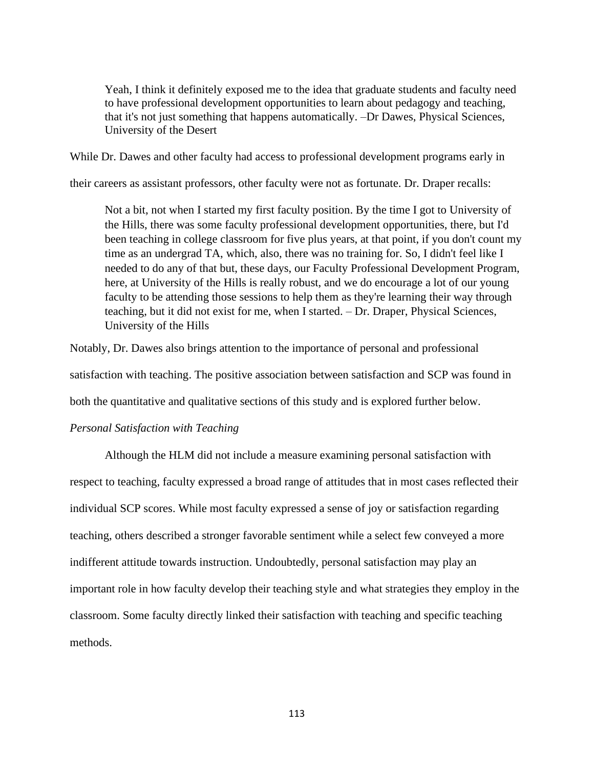> Yeah, I think it definitely exposed me to the idea that graduate students and faculty need to have professional development opportunities to learn about pedagogy and teaching, that it's not just something that happens automatically. –Dr Dawes, Physical Sciences, University of the Desert

While Dr. Dawes and other faculty had access to professional development programs early in their careers as assistant professors, other faculty were not as fortunate. Dr. Draper recalls:

> Not a bit, not when I started my first faculty position. By the time I got to University of the Hills, there was some faculty professional development opportunities, there, but I'd been teaching in college classroom for five plus years, at that point, if you don't count my time as an undergrad TA, which, also, there was no training for. So, I didn't feel like I needed to do any of that but, these days, our Faculty Professional Development Program, here, at University of the Hills is really robust, and we do encourage a lot of our young faculty to be attending those sessions to help them as they're learning their way through teaching, but it did not exist for me, when I started. – Dr. Draper, Physical Sciences, University of the Hills

Notably, Dr. Dawes also brings attention to the importance of personal and professional satisfaction with teaching. The positive association between satisfaction and SCP was found in both the quantitative and qualitative sections of this study and is explored further below.

*Personal Satisfaction with Teaching*

Although the HLM did not include a measure examining personal satisfaction with respect to teaching, faculty expressed a broad range of attitudes that in most cases reflected their individual SCP scores. While most faculty expressed a sense of joy or satisfaction regarding teaching, others described a stronger favorable sentiment while a select few conveyed a more indifferent attitude towards instruction. Undoubtedly, personal satisfaction may play an important role in how faculty develop their teaching style and what strategies they employ in the classroom. Some faculty directly linked their satisfaction with teaching and specific teaching methods.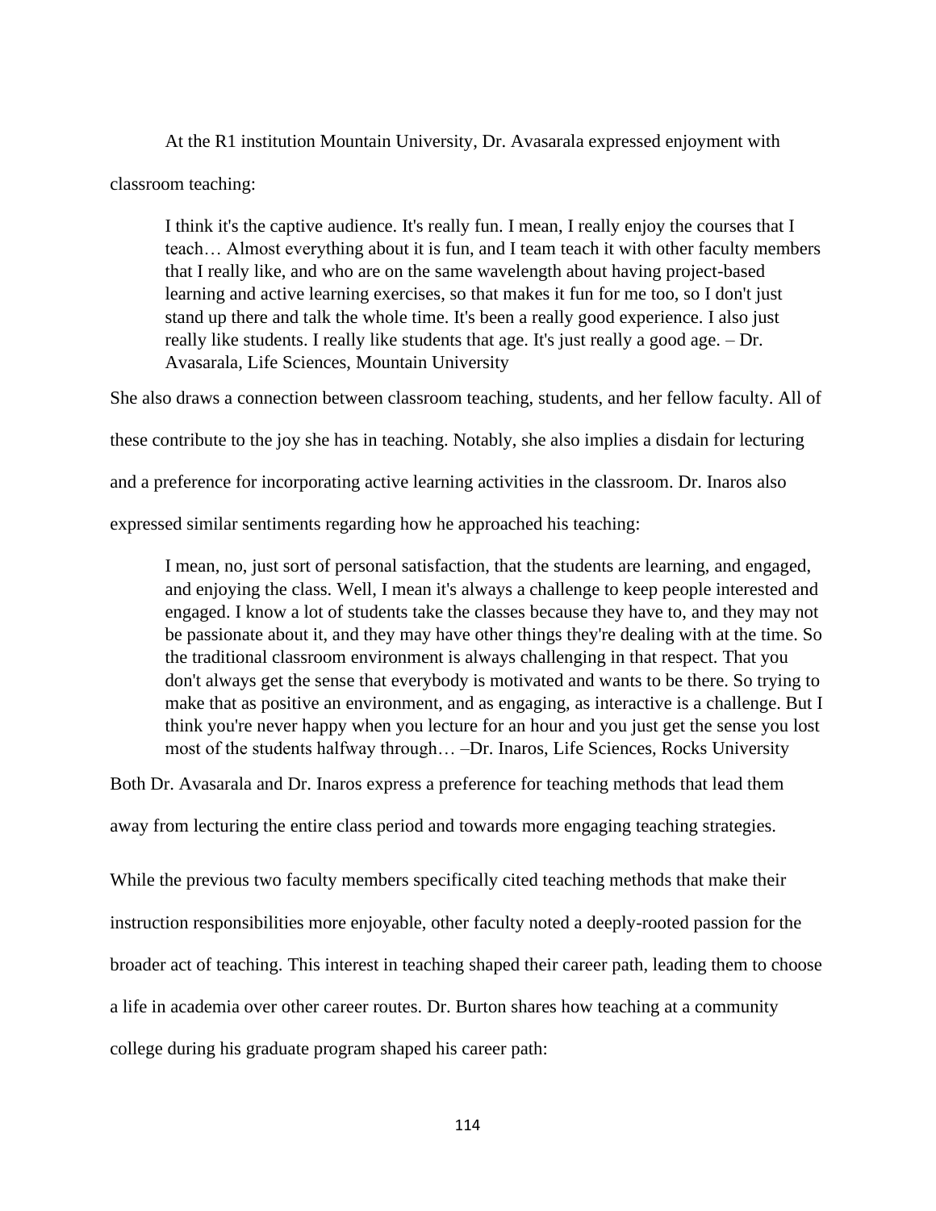At the R1 institution Mountain University, Dr. Avasarala expressed enjoyment with classroom teaching:

> I think it's the captive audience. It's really fun. I mean, I really enjoy the courses that I teach… Almost everything about it is fun, and I team teach it with other faculty members that I really like, and who are on the same wavelength about having project-based learning and active learning exercises, so that makes it fun for me too, so I don't just stand up there and talk the whole time. It's been a really good experience. I also just really like students. I really like students that age. It's just really a good age. – Dr. Avasarala, Life Sciences, Mountain University

She also draws a connection between classroom teaching, students, and her fellow faculty. All of these contribute to the joy she has in teaching. Notably, she also implies a disdain for lecturing and a preference for incorporating active learning activities in the classroom. Dr. Inaros also expressed similar sentiments regarding how he approached his teaching:

> I mean, no, just sort of personal satisfaction, that the students are learning, and engaged, and enjoying the class. Well, I mean it's always a challenge to keep people interested and engaged. I know a lot of students take the classes because they have to, and they may not be passionate about it, and they may have other things they're dealing with at the time. So the traditional classroom environment is always challenging in that respect. That you don't always get the sense that everybody is motivated and wants to be there. So trying to make that as positive an environment, and as engaging, as interactive is a challenge. But I think you're never happy when you lecture for an hour and you just get the sense you lost most of the students halfway through… –Dr. Inaros, Life Sciences, Rocks University

Both Dr. Avasarala and Dr. Inaros express a preference for teaching methods that lead them away from lecturing the entire class period and towards more engaging teaching strategies.

While the previous two faculty members specifically cited teaching methods that make their instruction responsibilities more enjoyable, other faculty noted a deeply-rooted passion for the broader act of teaching. This interest in teaching shaped their career path, leading them to choose a life in academia over other career routes. Dr. Burton shares how teaching at a community college during his graduate program shaped his career path: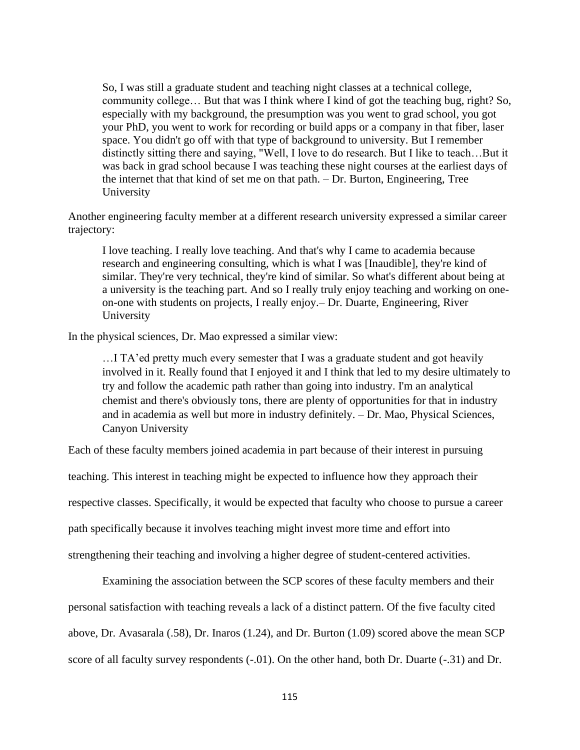> So, I was still a graduate student and teaching night classes at a technical college, community college… But that was I think where I kind of got the teaching bug, right? So, especially with my background, the presumption was you went to grad school, you got your PhD, you went to work for recording or build apps or a company in that fiber, laser space. You didn't go off with that type of background to university. But I remember distinctly sitting there and saying, "Well, I love to do research. But I like to teach…But it was back in grad school because I was teaching these night courses at the earliest days of the internet that that kind of set me on that path. – Dr. Burton, Engineering, Tree University

Another engineering faculty member at a different research university expressed a similar career trajectory:

> I love teaching. I really love teaching. And that's why I came to academia because research and engineering consulting, which is what I was [Inaudible], they're kind of similar. They're very technical, they're kind of similar. So what's different about being at a university is the teaching part. And so I really truly enjoy teaching and working on one-on-one with students on projects, I really enjoy.– Dr. Duarte, Engineering, River University

In the physical sciences, Dr. Mao expressed a similar view:

> …I TA'ed pretty much every semester that I was a graduate student and got heavily involved in it. Really found that I enjoyed it and I think that led to my desire ultimately to try and follow the academic path rather than going into industry. I'm an analytical chemist and there's obviously tons, there are plenty of opportunities for that in industry and in academia as well but more in industry definitely. – Dr. Mao, Physical Sciences, Canyon University

Each of these faculty members joined academia in part because of their interest in pursuing teaching. This interest in teaching might be expected to influence how they approach their respective classes. Specifically, it would be expected that faculty who choose to pursue a career path specifically because it involves teaching might invest more time and effort into strengthening their teaching and involving a higher degree of student-centered activities.

Examining the association between the SCP scores of these faculty members and their personal satisfaction with teaching reveals a lack of a distinct pattern. Of the five faculty cited above, Dr. Avasarala (.58), Dr. Inaros (1.24), and Dr. Burton (1.09) scored above the mean SCP score of all faculty survey respondents (-.01). On the other hand, both Dr. Duarte (-.31) and Dr.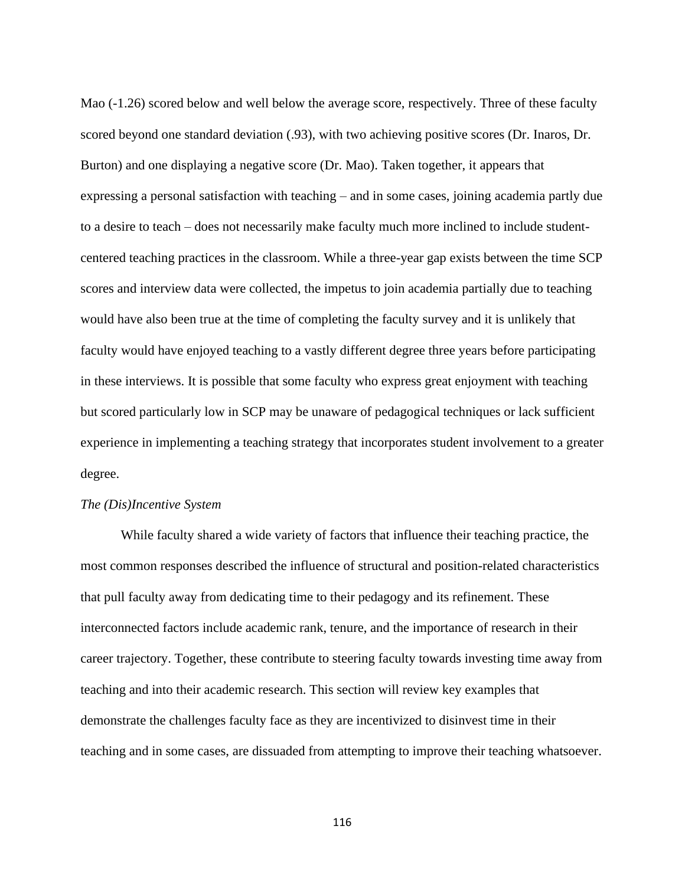Mao (-1.26) scored below and well below the average score, respectively. Three of these faculty scored beyond one standard deviation (.93), with two achieving positive scores (Dr. Inaros, Dr. Burton) and one displaying a negative score (Dr. Mao). Taken together, it appears that expressing a personal satisfaction with teaching – and in some cases, joining academia partly due to a desire to teach – does not necessarily make faculty much more inclined to include student-centered teaching practices in the classroom. While a three-year gap exists between the time SCP scores and interview data were collected, the impetus to join academia partially due to teaching would have also been true at the time of completing the faculty survey and it is unlikely that faculty would have enjoyed teaching to a vastly different degree three years before participating in these interviews. It is possible that some faculty who express great enjoyment with teaching but scored particularly low in SCP may be unaware of pedagogical techniques or lack sufficient experience in implementing a teaching strategy that incorporates student involvement to a greater degree.

*The (Dis)Incentive System*

While faculty shared a wide variety of factors that influence their teaching practice, the most common responses described the influence of structural and position-related characteristics that pull faculty away from dedicating time to their pedagogy and its refinement. These interconnected factors include academic rank, tenure, and the importance of research in their career trajectory. Together, these contribute to steering faculty towards investing time away from teaching and into their academic research. This section will review key examples that demonstrate the challenges faculty face as they are incentivized to disinvest time in their teaching and in some cases, are dissuaded from attempting to improve their teaching whatsoever.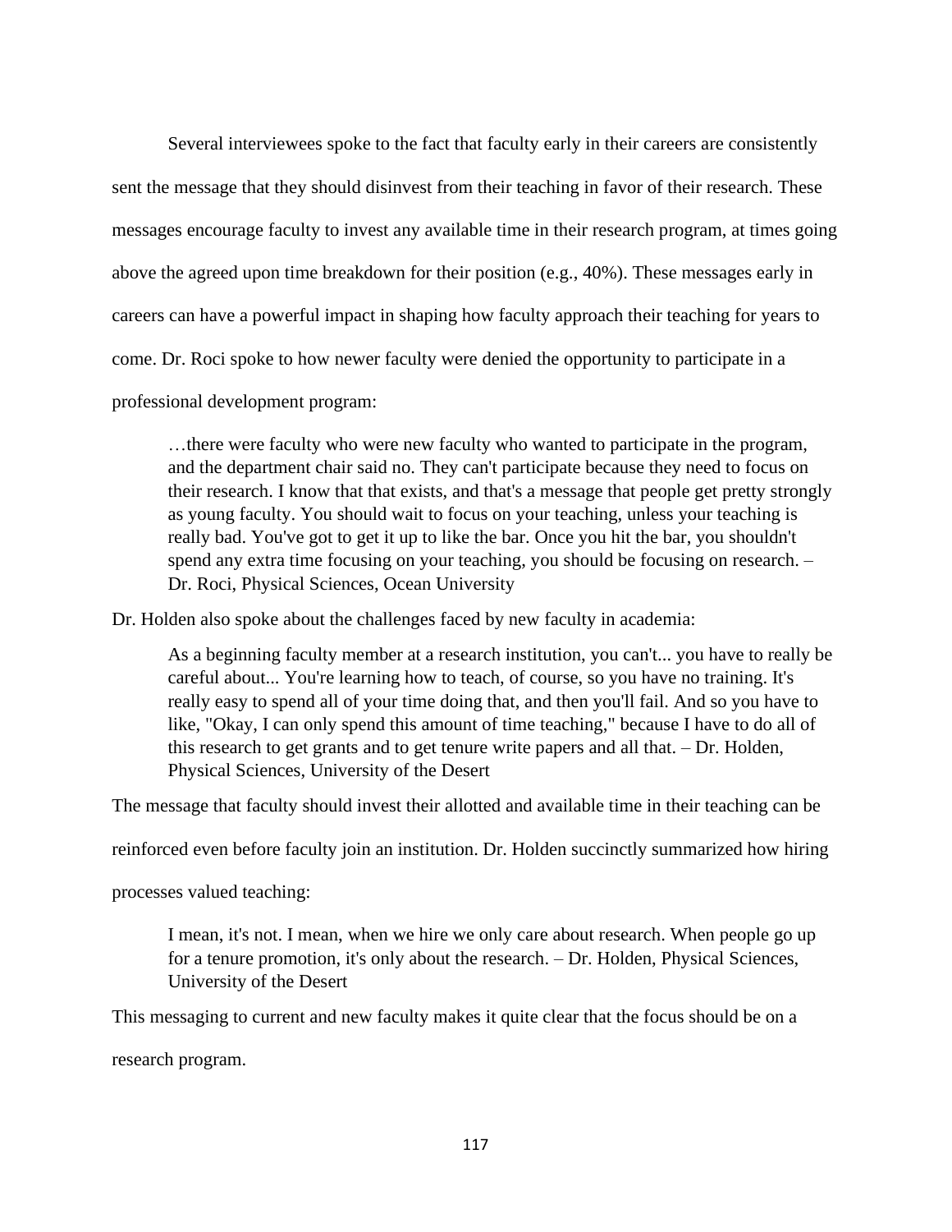Several interviewees spoke to the fact that faculty early in their careers are consistently sent the message that they should disinvest from their teaching in favor of their research. These messages encourage faculty to invest any available time in their research program, at times going above the agreed upon time breakdown for their position (e.g., 40%). These messages early in careers can have a powerful impact in shaping how faculty approach their teaching for years to come. Dr. Roci spoke to how newer faculty were denied the opportunity to participate in a professional development program:

> …there were faculty who were new faculty who wanted to participate in the program, and the department chair said no. They can't participate because they need to focus on their research. I know that that exists, and that's a message that people get pretty strongly as young faculty. You should wait to focus on your teaching, unless your teaching is really bad. You've got to get it up to like the bar. Once you hit the bar, you shouldn't spend any extra time focusing on your teaching, you should be focusing on research. – Dr. Roci, Physical Sciences, Ocean University

Dr. Holden also spoke about the challenges faced by new faculty in academia:

> As a beginning faculty member at a research institution, you can't... you have to really be careful about... You're learning how to teach, of course, so you have no training. It's really easy to spend all of your time doing that, and then you'll fail. And so you have to like, "Okay, I can only spend this amount of time teaching," because I have to do all of this research to get grants and to get tenure write papers and all that. – Dr. Holden, Physical Sciences, University of the Desert

The message that faculty should invest their allotted and available time in their teaching can be reinforced even before faculty join an institution. Dr. Holden succinctly summarized how hiring processes valued teaching:

> I mean, it's not. I mean, when we hire we only care about research. When people go up for a tenure promotion, it's only about the research. – Dr. Holden, Physical Sciences, University of the Desert

This messaging to current and new faculty makes it quite clear that the focus should be on a research program.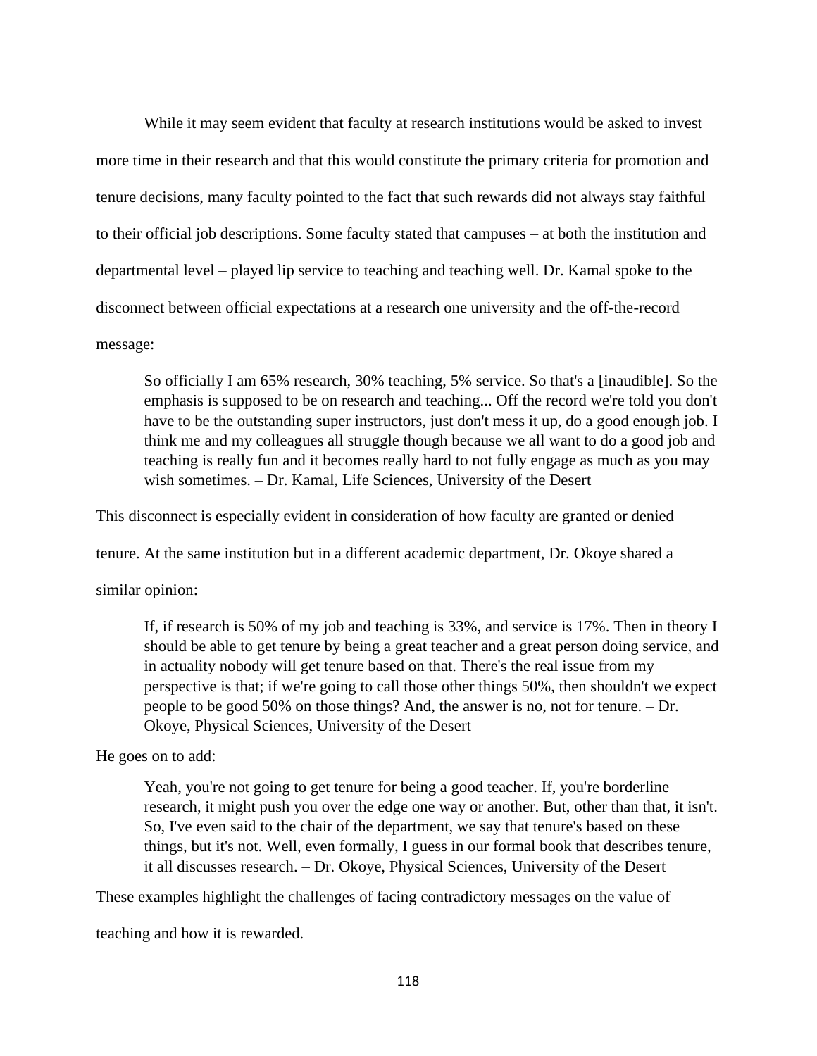While it may seem evident that faculty at research institutions would be asked to invest more time in their research and that this would constitute the primary criteria for promotion and tenure decisions, many faculty pointed to the fact that such rewards did not always stay faithful to their official job descriptions. Some faculty stated that campuses – at both the institution and departmental level – played lip service to teaching and teaching well. Dr. Kamal spoke to the disconnect between official expectations at a research one university and the off-the-record message:

> So officially I am 65% research, 30% teaching, 5% service. So that's a [inaudible]. So the emphasis is supposed to be on research and teaching... Off the record we're told you don't have to be the outstanding super instructors, just don't mess it up, do a good enough job. I think me and my colleagues all struggle though because we all want to do a good job and teaching is really fun and it becomes really hard to not fully engage as much as you may wish sometimes. – Dr. Kamal, Life Sciences, University of the Desert

This disconnect is especially evident in consideration of how faculty are granted or denied tenure. At the same institution but in a different academic department, Dr. Okoye shared a similar opinion:

> If, if research is 50% of my job and teaching is 33%, and service is 17%. Then in theory I should be able to get tenure by being a great teacher and a great person doing service, and in actuality nobody will get tenure based on that. There's the real issue from my perspective is that; if we're going to call those other things 50%, then shouldn't we expect people to be good 50% on those things? And, the answer is no, not for tenure. – Dr. Okoye, Physical Sciences, University of the Desert

He goes on to add:

> Yeah, you're not going to get tenure for being a good teacher. If, you're borderline research, it might push you over the edge one way or another. But, other than that, it isn't. So, I've even said to the chair of the department, we say that tenure's based on these things, but it's not. Well, even formally, I guess in our formal book that describes tenure, it all discusses research. – Dr. Okoye, Physical Sciences, University of the Desert

These examples highlight the challenges of facing contradictory messages on the value of teaching and how it is rewarded.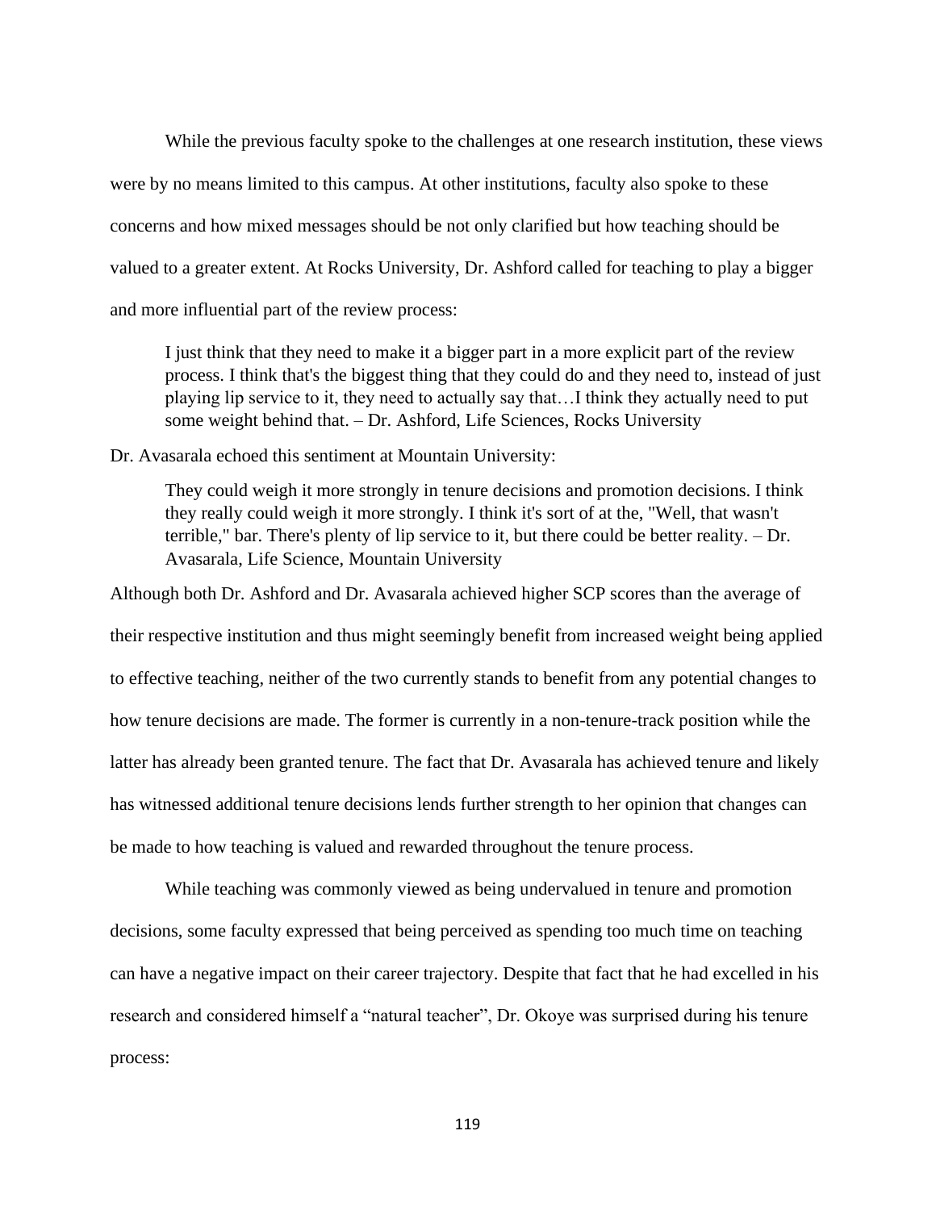While the previous faculty spoke to the challenges at one research institution, these views were by no means limited to this campus. At other institutions, faculty also spoke to these concerns and how mixed messages should be not only clarified but how teaching should be valued to a greater extent. At Rocks University, Dr. Ashford called for teaching to play a bigger and more influential part of the review process:

> I just think that they need to make it a bigger part in a more explicit part of the review process. I think that's the biggest thing that they could do and they need to, instead of just playing lip service to it, they need to actually say that…I think they actually need to put some weight behind that. – Dr. Ashford, Life Sciences, Rocks University

Dr. Avasarala echoed this sentiment at Mountain University:

> They could weigh it more strongly in tenure decisions and promotion decisions. I think they really could weigh it more strongly. I think it's sort of at the, "Well, that wasn't terrible," bar. There's plenty of lip service to it, but there could be better reality. – Dr. Avasarala, Life Science, Mountain University

Although both Dr. Ashford and Dr. Avasarala achieved higher SCP scores than the average of their respective institution and thus might seemingly benefit from increased weight being applied to effective teaching, neither of the two currently stands to benefit from any potential changes to how tenure decisions are made. The former is currently in a non-tenure-track position while the latter has already been granted tenure. The fact that Dr. Avasarala has achieved tenure and likely has witnessed additional tenure decisions lends further strength to her opinion that changes can be made to how teaching is valued and rewarded throughout the tenure process.

While teaching was commonly viewed as being undervalued in tenure and promotion decisions, some faculty expressed that being perceived as spending too much time on teaching can have a negative impact on their career trajectory. Despite that fact that he had excelled in his research and considered himself a "natural teacher", Dr. Okoye was surprised during his tenure process: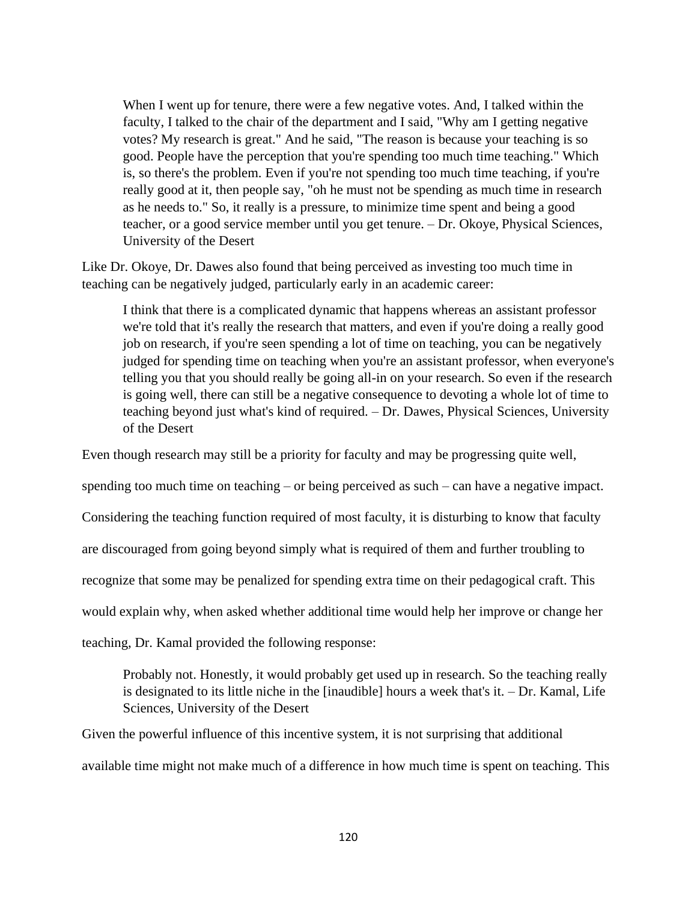> When I went up for tenure, there were a few negative votes. And, I talked within the faculty, I talked to the chair of the department and I said, "Why am I getting negative votes? My research is great." And he said, "The reason is because your teaching is so good. People have the perception that you're spending too much time teaching." Which is, so there's the problem. Even if you're not spending too much time teaching, if you're really good at it, then people say, "oh he must not be spending as much time in research as he needs to." So, it really is a pressure, to minimize time spent and being a good teacher, or a good service member until you get tenure. – Dr. Okoye, Physical Sciences, University of the Desert

Like Dr. Okoye, Dr. Dawes also found that being perceived as investing too much time in teaching can be negatively judged, particularly early in an academic career:

> I think that there is a complicated dynamic that happens whereas an assistant professor we're told that it's really the research that matters, and even if you're doing a really good job on research, if you're seen spending a lot of time on teaching, you can be negatively judged for spending time on teaching when you're an assistant professor, when everyone's telling you that you should really be going all-in on your research. So even if the research is going well, there can still be a negative consequence to devoting a whole lot of time to teaching beyond just what's kind of required. – Dr. Dawes, Physical Sciences, University of the Desert

Even though research may still be a priority for faculty and may be progressing quite well, spending too much time on teaching – or being perceived as such – can have a negative impact. Considering the teaching function required of most faculty, it is disturbing to know that faculty are discouraged from going beyond simply what is required of them and further troubling to recognize that some may be penalized for spending extra time on their pedagogical craft. This would explain why, when asked whether additional time would help her improve or change her teaching, Dr. Kamal provided the following response:

> Probably not. Honestly, it would probably get used up in research. So the teaching really is designated to its little niche in the [inaudible] hours a week that's it. – Dr. Kamal, Life Sciences, University of the Desert

Given the powerful influence of this incentive system, it is not surprising that additional available time might not make much of a difference in how much time is spent on teaching. This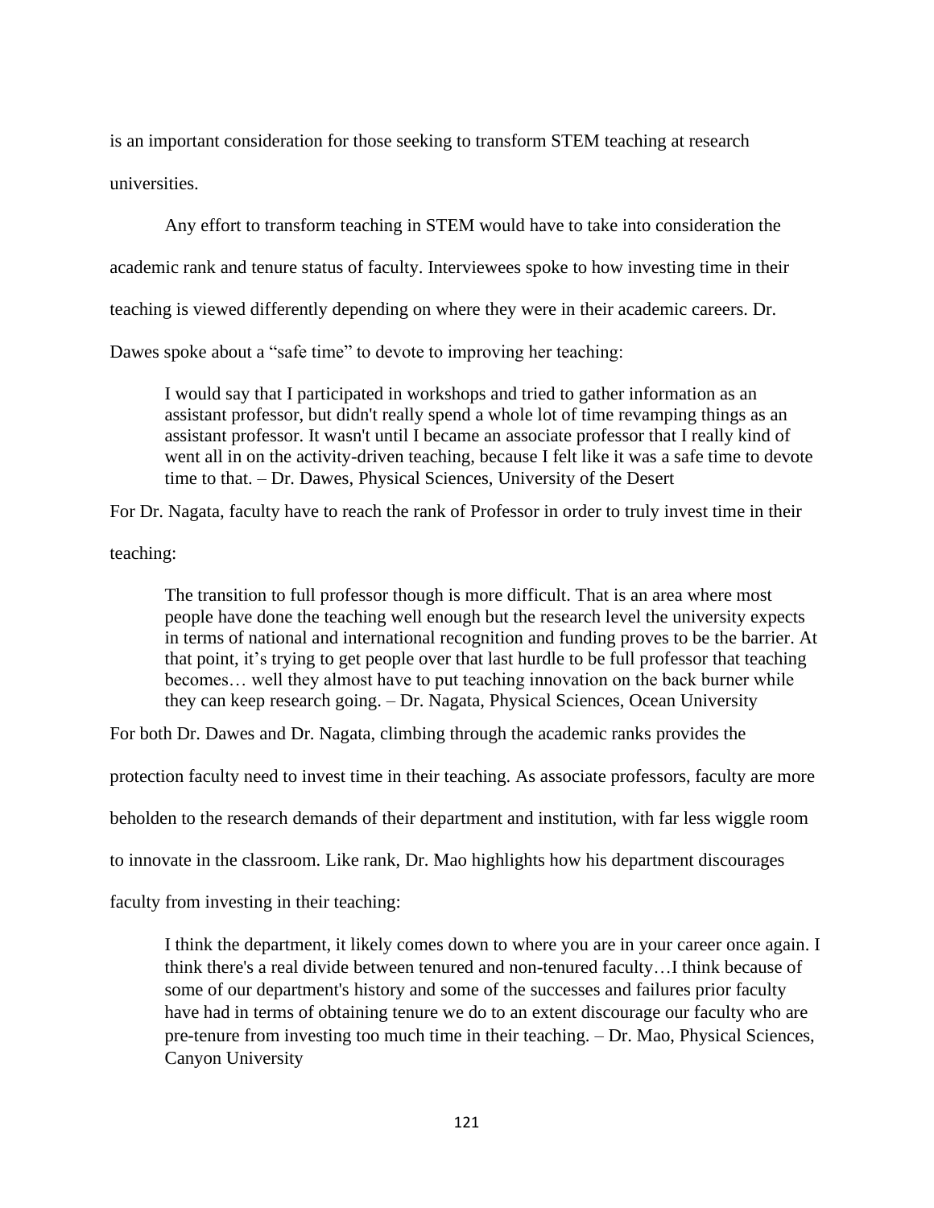is an important consideration for those seeking to transform STEM teaching at research universities.

Any effort to transform teaching in STEM would have to take into consideration the academic rank and tenure status of faculty. Interviewees spoke to how investing time in their teaching is viewed differently depending on where they were in their academic careers. Dr. Dawes spoke about a "safe time" to devote to improving her teaching:

> I would say that I participated in workshops and tried to gather information as an assistant professor, but didn't really spend a whole lot of time revamping things as an assistant professor. It wasn't until I became an associate professor that I really kind of went all in on the activity-driven teaching, because I felt like it was a safe time to devote time to that. – Dr. Dawes, Physical Sciences, University of the Desert

For Dr. Nagata, faculty have to reach the rank of Professor in order to truly invest time in their teaching:

> The transition to full professor though is more difficult. That is an area where most people have done the teaching well enough but the research level the university expects in terms of national and international recognition and funding proves to be the barrier. At that point, it's trying to get people over that last hurdle to be full professor that teaching becomes… well they almost have to put teaching innovation on the back burner while they can keep research going. – Dr. Nagata, Physical Sciences, Ocean University

For both Dr. Dawes and Dr. Nagata, climbing through the academic ranks provides the protection faculty need to invest time in their teaching. As associate professors, faculty are more beholden to the research demands of their department and institution, with far less wiggle room to innovate in the classroom. Like rank, Dr. Mao highlights how his department discourages faculty from investing in their teaching:

> I think the department, it likely comes down to where you are in your career once again. I think there's a real divide between tenured and non-tenured faculty…I think because of some of our department's history and some of the successes and failures prior faculty have had in terms of obtaining tenure we do to an extent discourage our faculty who are pre-tenure from investing too much time in their teaching. – Dr. Mao, Physical Sciences, Canyon University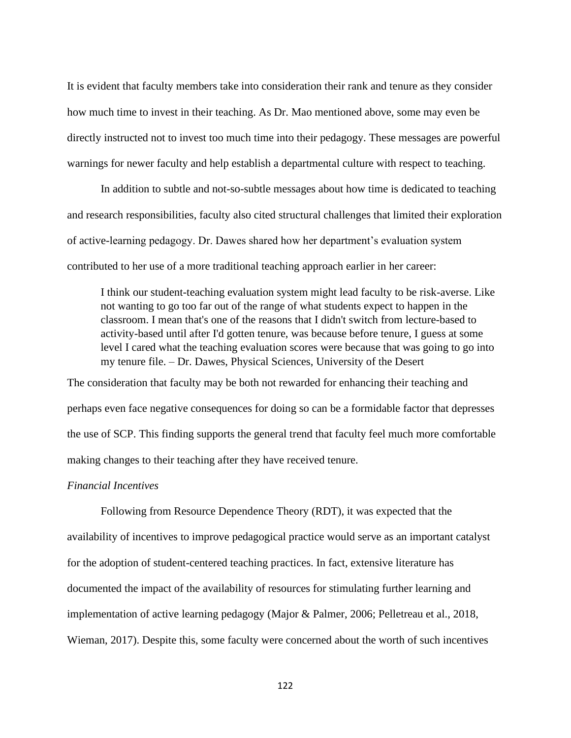It is evident that faculty members take into consideration their rank and tenure as they consider how much time to invest in their teaching. As Dr. Mao mentioned above, some may even be directly instructed not to invest too much time into their pedagogy. These messages are powerful warnings for newer faculty and help establish a departmental culture with respect to teaching.

In addition to subtle and not-so-subtle messages about how time is dedicated to teaching and research responsibilities, faculty also cited structural challenges that limited their exploration of active-learning pedagogy. Dr. Dawes shared how her department's evaluation system contributed to her use of a more traditional teaching approach earlier in her career:

> I think our student-teaching evaluation system might lead faculty to be risk-averse. Like not wanting to go too far out of the range of what students expect to happen in the classroom. I mean that's one of the reasons that I didn't switch from lecture-based to activity-based until after I'd gotten tenure, was because before tenure, I guess at some level I cared what the teaching evaluation scores were because that was going to go into my tenure file. – Dr. Dawes, Physical Sciences, University of the Desert

The consideration that faculty may be both not rewarded for enhancing their teaching and perhaps even face negative consequences for doing so can be a formidable factor that depresses the use of SCP. This finding supports the general trend that faculty feel much more comfortable making changes to their teaching after they have received tenure.

*Financial Incentives*

Following from Resource Dependence Theory (RDT), it was expected that the availability of incentives to improve pedagogical practice would serve as an important catalyst for the adoption of student-centered teaching practices. In fact, extensive literature has documented the impact of the availability of resources for stimulating further learning and implementation of active learning pedagogy (Major & Palmer, 2006; Pelletreau et al., 2018, Wieman, 2017). Despite this, some faculty were concerned about the worth of such incentives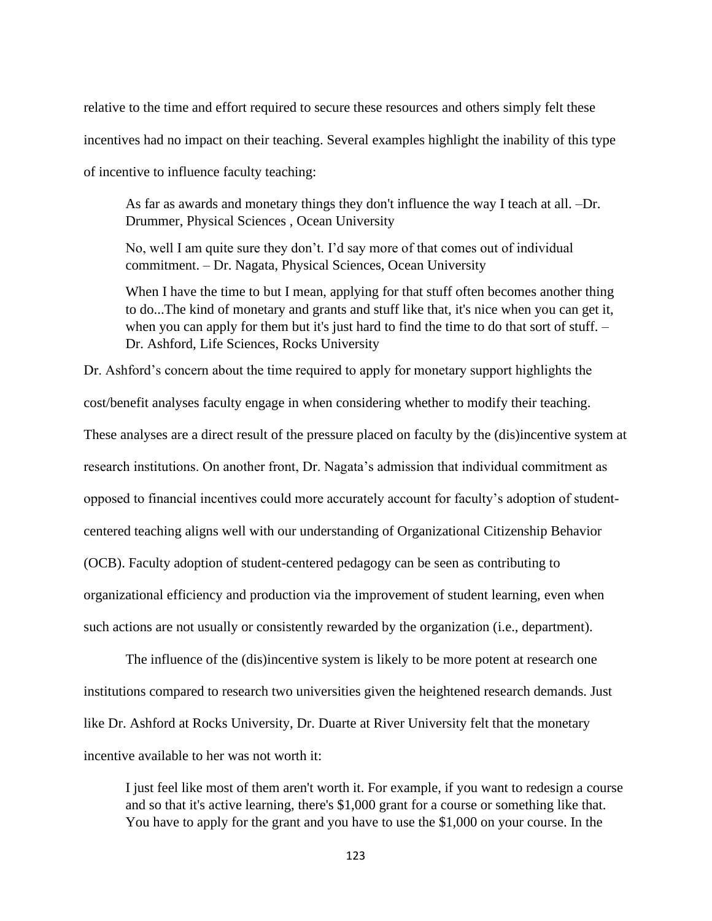relative to the time and effort required to secure these resources and others simply felt these incentives had no impact on their teaching. Several examples highlight the inability of this type of incentive to influence faculty teaching:

> As far as awards and monetary things they don't influence the way I teach at all. –Dr. Drummer, Physical Sciences , Ocean University

> No, well I am quite sure they don't. I'd say more of that comes out of individual commitment. – Dr. Nagata, Physical Sciences, Ocean University

> When I have the time to but I mean, applying for that stuff often becomes another thing to do...The kind of monetary and grants and stuff like that, it's nice when you can get it, when you can apply for them but it's just hard to find the time to do that sort of stuff. – Dr. Ashford, Life Sciences, Rocks University

Dr. Ashford's concern about the time required to apply for monetary support highlights the cost/benefit analyses faculty engage in when considering whether to modify their teaching. These analyses are a direct result of the pressure placed on faculty by the (dis)incentive system at research institutions. On another front, Dr. Nagata's admission that individual commitment as opposed to financial incentives could more accurately account for faculty's adoption of student-centered teaching aligns well with our understanding of Organizational Citizenship Behavior (OCB). Faculty adoption of student-centered pedagogy can be seen as contributing to organizational efficiency and production via the improvement of student learning, even when such actions are not usually or consistently rewarded by the organization (i.e., department).

The influence of the (dis)incentive system is likely to be more potent at research one institutions compared to research two universities given the heightened research demands. Just like Dr. Ashford at Rocks University, Dr. Duarte at River University felt that the monetary incentive available to her was not worth it:

> I just feel like most of them aren't worth it. For example, if you want to redesign a course and so that it's active learning, there's $1,000 grant for a course or something like that. You have to apply for the grant and you have to use the $1,000 on your course. In the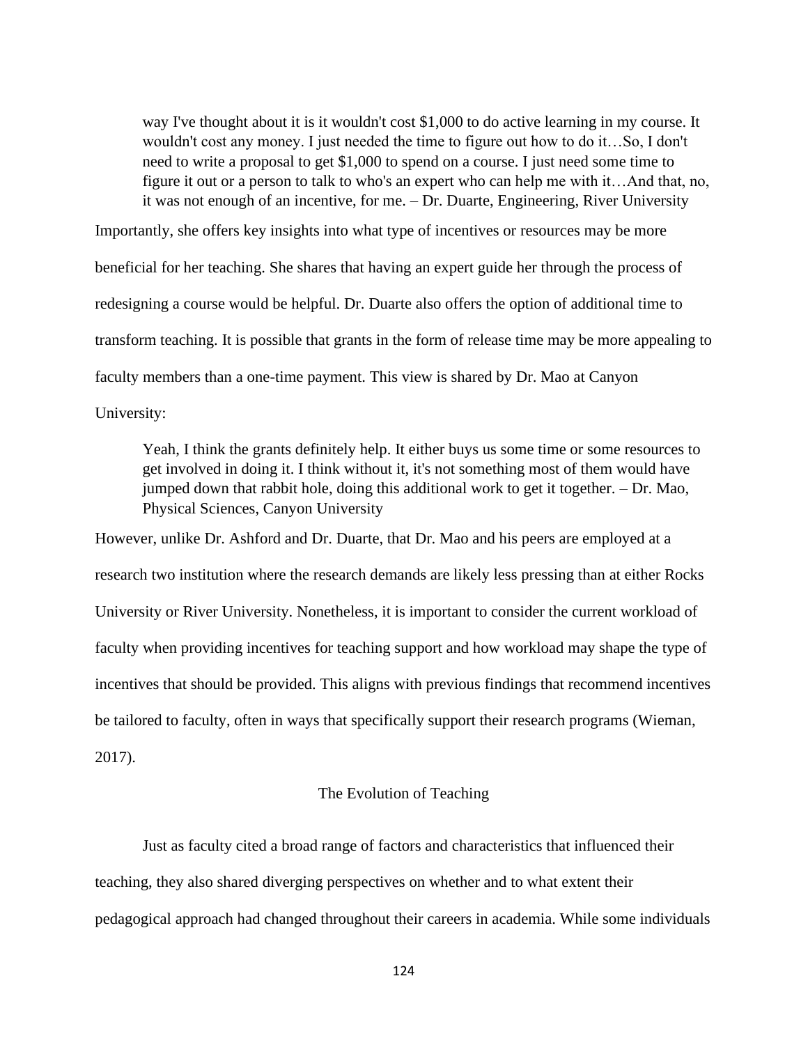> way I've thought about it is it wouldn't cost $1,000 to do active learning in my course. It wouldn't cost any money. I just needed the time to figure out how to do it…So, I don't need to write a proposal to get $1,000 to spend on a course. I just need some time to figure it out or a person to talk to who's an expert who can help me with it…And that, no, it was not enough of an incentive, for me. – Dr. Duarte, Engineering, River University

Importantly, she offers key insights into what type of incentives or resources may be more beneficial for her teaching. She shares that having an expert guide her through the process of redesigning a course would be helpful. Dr. Duarte also offers the option of additional time to transform teaching. It is possible that grants in the form of release time may be more appealing to faculty members than a one-time payment. This view is shared by Dr. Mao at Canyon University:

> Yeah, I think the grants definitely help. It either buys us some time or some resources to get involved in doing it. I think without it, it's not something most of them would have jumped down that rabbit hole, doing this additional work to get it together. – Dr. Mao, Physical Sciences, Canyon University

However, unlike Dr. Ashford and Dr. Duarte, that Dr. Mao and his peers are employed at a research two institution where the research demands are likely less pressing than at either Rocks University or River University. Nonetheless, it is important to consider the current workload of faculty when providing incentives for teaching support and how workload may shape the type of incentives that should be provided. This aligns with previous findings that recommend incentives be tailored to faculty, often in ways that specifically support their research programs (Wieman, 2017).

## The Evolution of Teaching

Just as faculty cited a broad range of factors and characteristics that influenced their teaching, they also shared diverging perspectives on whether and to what extent their pedagogical approach had changed throughout their careers in academia. While some individuals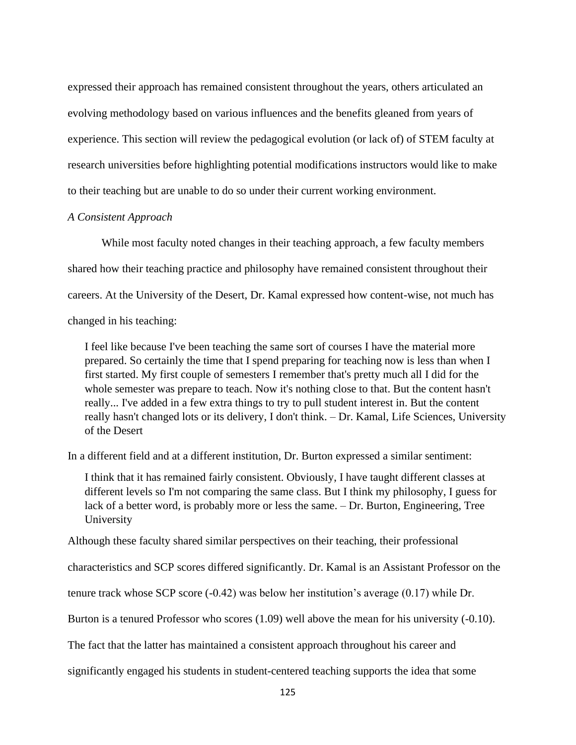expressed their approach has remained consistent throughout the years, others articulated an evolving methodology based on various influences and the benefits gleaned from years of experience. This section will review the pedagogical evolution (or lack of) of STEM faculty at research universities before highlighting potential modifications instructors would like to make to their teaching but are unable to do so under their current working environment.

*A Consistent Approach*

While most faculty noted changes in their teaching approach, a few faculty members shared how their teaching practice and philosophy have remained consistent throughout their careers. At the University of the Desert, Dr. Kamal expressed how content-wise, not much has changed in his teaching:

> I feel like because I've been teaching the same sort of courses I have the material more prepared. So certainly the time that I spend preparing for teaching now is less than when I first started. My first couple of semesters I remember that's pretty much all I did for the whole semester was prepare to teach. Now it's nothing close to that. But the content hasn't really... I've added in a few extra things to try to pull student interest in. But the content really hasn't changed lots or its delivery, I don't think. – Dr. Kamal, Life Sciences, University of the Desert

In a different field and at a different institution, Dr. Burton expressed a similar sentiment:

> I think that it has remained fairly consistent. Obviously, I have taught different classes at different levels so I'm not comparing the same class. But I think my philosophy, I guess for lack of a better word, is probably more or less the same. – Dr. Burton, Engineering, Tree University

Although these faculty shared similar perspectives on their teaching, their professional characteristics and SCP scores differed significantly. Dr. Kamal is an Assistant Professor on the tenure track whose SCP score (-0.42) was below her institution's average (0.17) while Dr. Burton is a tenured Professor who scores (1.09) well above the mean for his university (-0.10). The fact that the latter has maintained a consistent approach throughout his career and significantly engaged his students in student-centered teaching supports the idea that some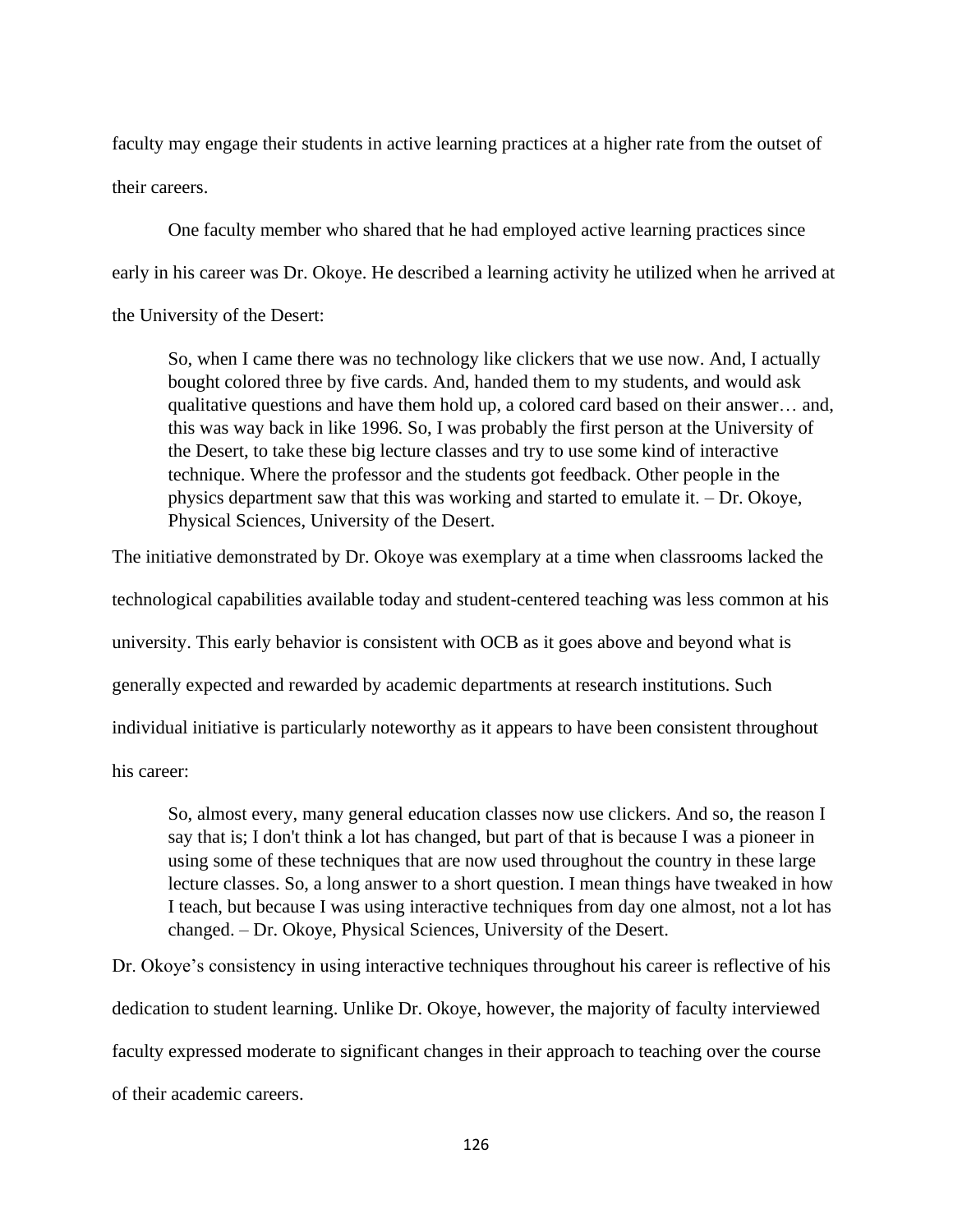faculty may engage their students in active learning practices at a higher rate from the outset of their careers.

One faculty member who shared that he had employed active learning practices since early in his career was Dr. Okoye. He described a learning activity he utilized when he arrived at the University of the Desert:

> So, when I came there was no technology like clickers that we use now. And, I actually bought colored three by five cards. And, handed them to my students, and would ask qualitative questions and have them hold up, a colored card based on their answer… and, this was way back in like 1996. So, I was probably the first person at the University of the Desert, to take these big lecture classes and try to use some kind of interactive technique. Where the professor and the students got feedback. Other people in the physics department saw that this was working and started to emulate it. – Dr. Okoye, Physical Sciences, University of the Desert.

The initiative demonstrated by Dr. Okoye was exemplary at a time when classrooms lacked the technological capabilities available today and student-centered teaching was less common at his university. This early behavior is consistent with OCB as it goes above and beyond what is generally expected and rewarded by academic departments at research institutions. Such individual initiative is particularly noteworthy as it appears to have been consistent throughout his career:

> So, almost every, many general education classes now use clickers. And so, the reason I say that is; I don't think a lot has changed, but part of that is because I was a pioneer in using some of these techniques that are now used throughout the country in these large lecture classes. So, a long answer to a short question. I mean things have tweaked in how I teach, but because I was using interactive techniques from day one almost, not a lot has changed. – Dr. Okoye, Physical Sciences, University of the Desert.

Dr. Okoye's consistency in using interactive techniques throughout his career is reflective of his dedication to student learning. Unlike Dr. Okoye, however, the majority of faculty interviewed faculty expressed moderate to significant changes in their approach to teaching over the course of their academic careers.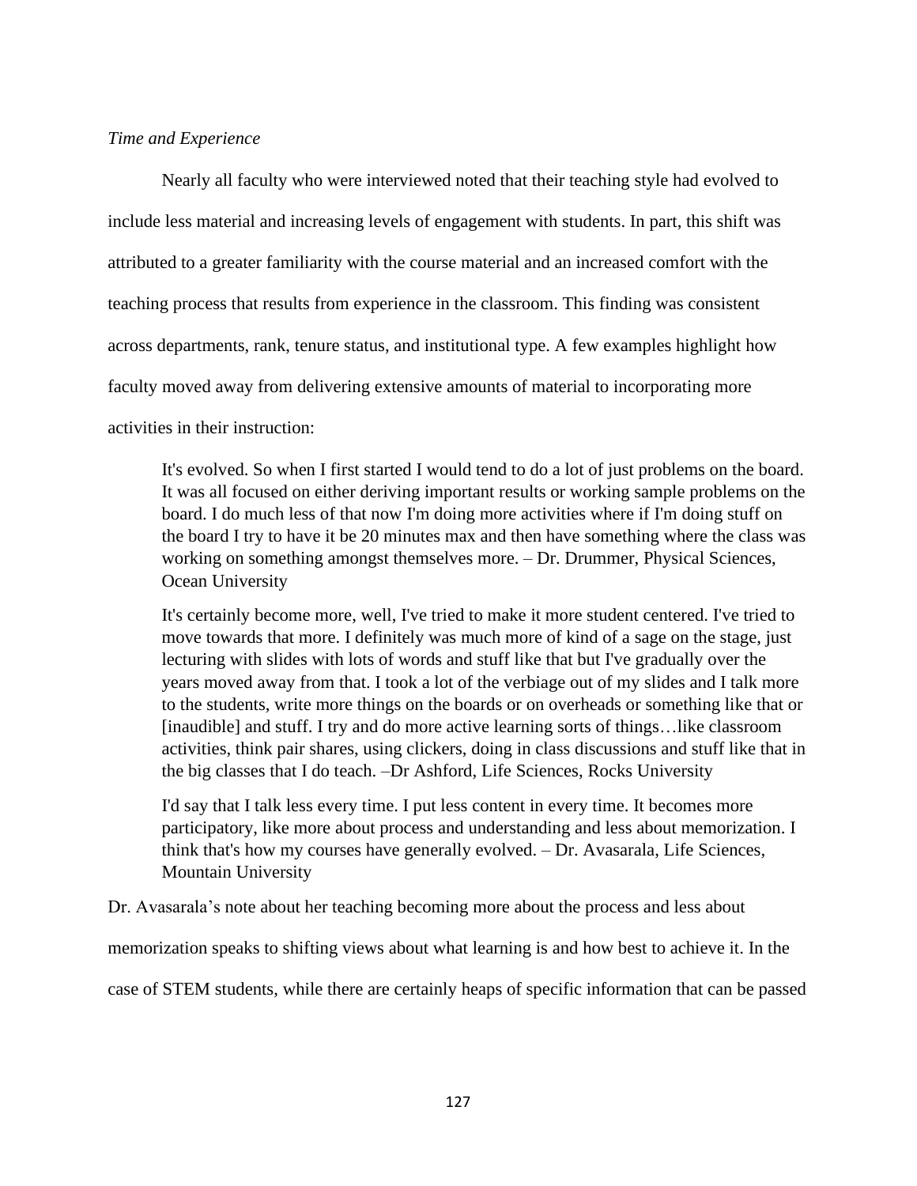*Time and Experience*

Nearly all faculty who were interviewed noted that their teaching style had evolved to include less material and increasing levels of engagement with students. In part, this shift was attributed to a greater familiarity with the course material and an increased comfort with the teaching process that results from experience in the classroom. This finding was consistent across departments, rank, tenure status, and institutional type. A few examples highlight how faculty moved away from delivering extensive amounts of material to incorporating more activities in their instruction:

> It's evolved. So when I first started I would tend to do a lot of just problems on the board. It was all focused on either deriving important results or working sample problems on the board. I do much less of that now I'm doing more activities where if I'm doing stuff on the board I try to have it be 20 minutes max and then have something where the class was working on something amongst themselves more. – Dr. Drummer, Physical Sciences, Ocean University

> It's certainly become more, well, I've tried to make it more student centered. I've tried to move towards that more. I definitely was much more of kind of a sage on the stage, just lecturing with slides with lots of words and stuff like that but I've gradually over the years moved away from that. I took a lot of the verbiage out of my slides and I talk more to the students, write more things on the boards or on overheads or something like that or [inaudible] and stuff. I try and do more active learning sorts of things…like classroom activities, think pair shares, using clickers, doing in class discussions and stuff like that in the big classes that I do teach. –Dr Ashford, Life Sciences, Rocks University

> I'd say that I talk less every time. I put less content in every time. It becomes more participatory, like more about process and understanding and less about memorization. I think that's how my courses have generally evolved. – Dr. Avasarala, Life Sciences, Mountain University

Dr. Avasarala's note about her teaching becoming more about the process and less about memorization speaks to shifting views about what learning is and how best to achieve it. In the case of STEM students, while there are certainly heaps of specific information that can be passed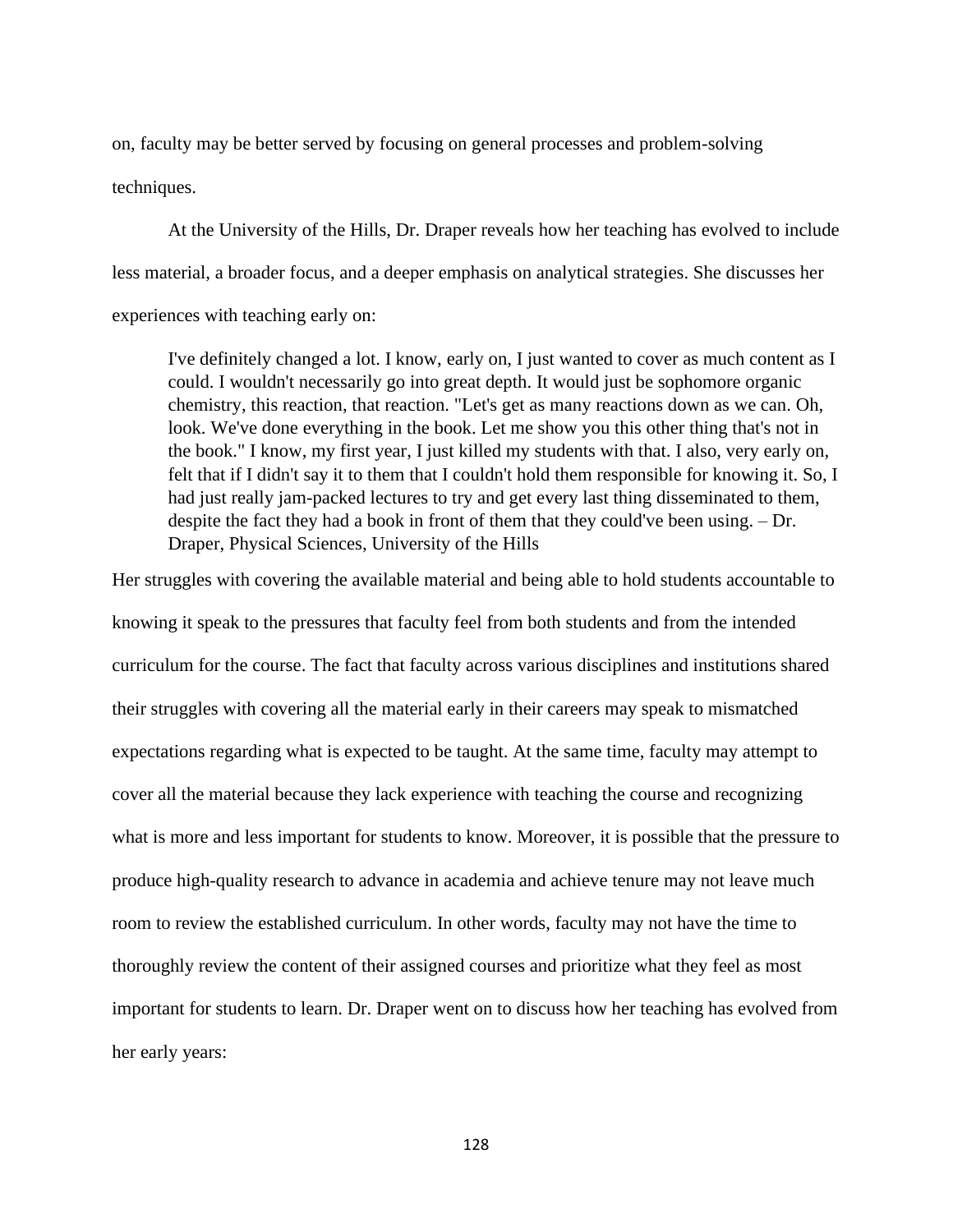on, faculty may be better served by focusing on general processes and problem-solving techniques.

At the University of the Hills, Dr. Draper reveals how her teaching has evolved to include less material, a broader focus, and a deeper emphasis on analytical strategies. She discusses her experiences with teaching early on:

> I've definitely changed a lot. I know, early on, I just wanted to cover as much content as I could. I wouldn't necessarily go into great depth. It would just be sophomore organic chemistry, this reaction, that reaction. "Let's get as many reactions down as we can. Oh, look. We've done everything in the book. Let me show you this other thing that's not in the book." I know, my first year, I just killed my students with that. I also, very early on, felt that if I didn't say it to them that I couldn't hold them responsible for knowing it. So, I had just really jam-packed lectures to try and get every last thing disseminated to them, despite the fact they had a book in front of them that they could've been using. – Dr. Draper, Physical Sciences, University of the Hills

Her struggles with covering the available material and being able to hold students accountable to knowing it speak to the pressures that faculty feel from both students and from the intended curriculum for the course. The fact that faculty across various disciplines and institutions shared their struggles with covering all the material early in their careers may speak to mismatched expectations regarding what is expected to be taught. At the same time, faculty may attempt to cover all the material because they lack experience with teaching the course and recognizing what is more and less important for students to know. Moreover, it is possible that the pressure to produce high-quality research to advance in academia and achieve tenure may not leave much room to review the established curriculum. In other words, faculty may not have the time to thoroughly review the content of their assigned courses and prioritize what they feel as most important for students to learn. Dr. Draper went on to discuss how her teaching has evolved from her early years: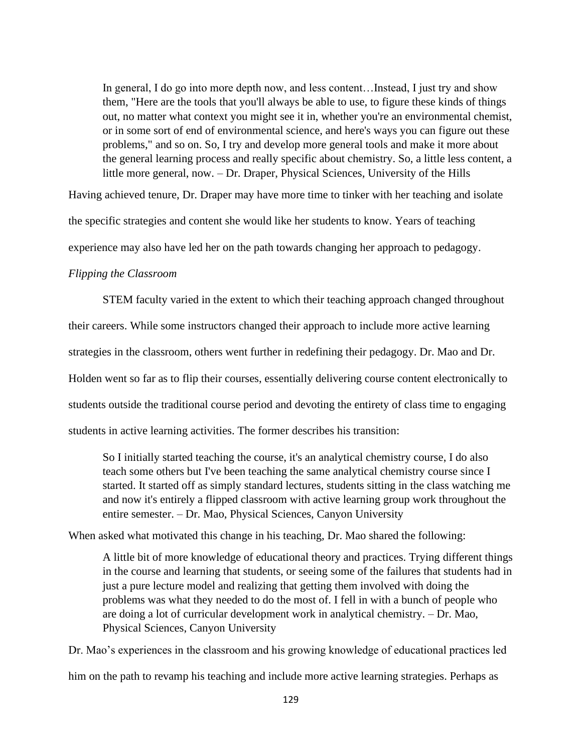> In general, I do go into more depth now, and less content…Instead, I just try and show them, "Here are the tools that you'll always be able to use, to figure these kinds of things out, no matter what context you might see it in, whether you're an environmental chemist, or in some sort of end of environmental science, and here's ways you can figure out these problems," and so on. So, I try and develop more general tools and make it more about the general learning process and really specific about chemistry. So, a little less content, a little more general, now. – Dr. Draper, Physical Sciences, University of the Hills

Having achieved tenure, Dr. Draper may have more time to tinker with her teaching and isolate the specific strategies and content she would like her students to know. Years of teaching experience may also have led her on the path towards changing her approach to pedagogy.

*Flipping the Classroom*

STEM faculty varied in the extent to which their teaching approach changed throughout their careers. While some instructors changed their approach to include more active learning strategies in the classroom, others went further in redefining their pedagogy. Dr. Mao and Dr. Holden went so far as to flip their courses, essentially delivering course content electronically to students outside the traditional course period and devoting the entirety of class time to engaging students in active learning activities. The former describes his transition:

> So I initially started teaching the course, it's an analytical chemistry course, I do also teach some others but I've been teaching the same analytical chemistry course since I started. It started off as simply standard lectures, students sitting in the class watching me and now it's entirely a flipped classroom with active learning group work throughout the entire semester. – Dr. Mao, Physical Sciences, Canyon University

When asked what motivated this change in his teaching, Dr. Mao shared the following:

> A little bit of more knowledge of educational theory and practices. Trying different things in the course and learning that students, or seeing some of the failures that students had in just a pure lecture model and realizing that getting them involved with doing the problems was what they needed to do the most of. I fell in with a bunch of people who are doing a lot of curricular development work in analytical chemistry. – Dr. Mao, Physical Sciences, Canyon University

Dr. Mao's experiences in the classroom and his growing knowledge of educational practices led him on the path to revamp his teaching and include more active learning strategies. Perhaps as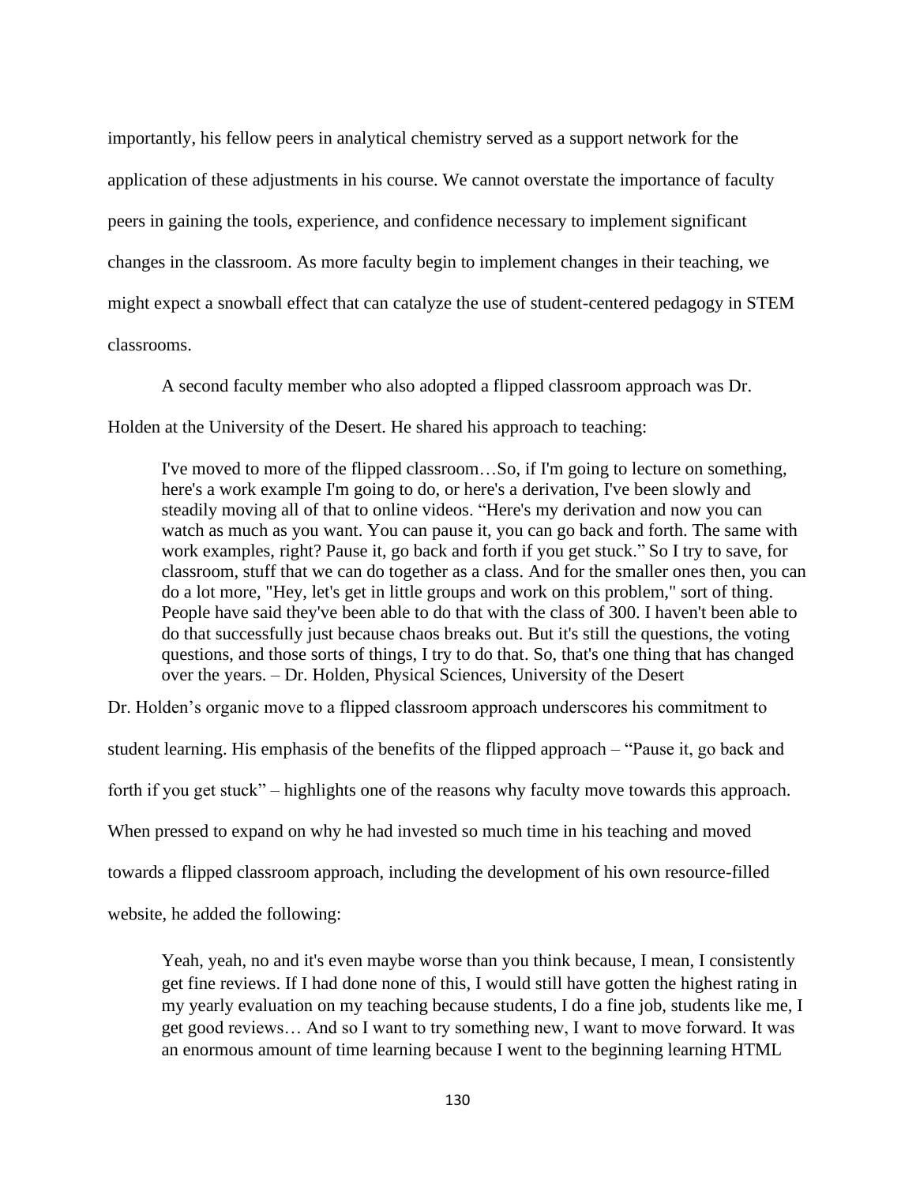importantly, his fellow peers in analytical chemistry served as a support network for the application of these adjustments in his course. We cannot overstate the importance of faculty peers in gaining the tools, experience, and confidence necessary to implement significant changes in the classroom. As more faculty begin to implement changes in their teaching, we might expect a snowball effect that can catalyze the use of student-centered pedagogy in STEM classrooms.

A second faculty member who also adopted a flipped classroom approach was Dr. Holden at the University of the Desert. He shared his approach to teaching:

> I've moved to more of the flipped classroom…So, if I'm going to lecture on something, here's a work example I'm going to do, or here's a derivation, I've been slowly and steadily moving all of that to online videos. "Here's my derivation and now you can watch as much as you want. You can pause it, you can go back and forth. The same with work examples, right? Pause it, go back and forth if you get stuck." So I try to save, for classroom, stuff that we can do together as a class. And for the smaller ones then, you can do a lot more, "Hey, let's get in little groups and work on this problem," sort of thing. People have said they've been able to do that with the class of 300. I haven't been able to do that successfully just because chaos breaks out. But it's still the questions, the voting questions, and those sorts of things, I try to do that. So, that's one thing that has changed over the years. – Dr. Holden, Physical Sciences, University of the Desert

Dr. Holden's organic move to a flipped classroom approach underscores his commitment to student learning. His emphasis of the benefits of the flipped approach – "Pause it, go back and forth if you get stuck" – highlights one of the reasons why faculty move towards this approach. When pressed to expand on why he had invested so much time in his teaching and moved towards a flipped classroom approach, including the development of his own resource-filled website, he added the following:

> Yeah, yeah, no and it's even maybe worse than you think because, I mean, I consistently get fine reviews. If I had done none of this, I would still have gotten the highest rating in my yearly evaluation on my teaching because students, I do a fine job, students like me, I get good reviews… And so I want to try something new, I want to move forward. It was an enormous amount of time learning because I went to the beginning learning HTML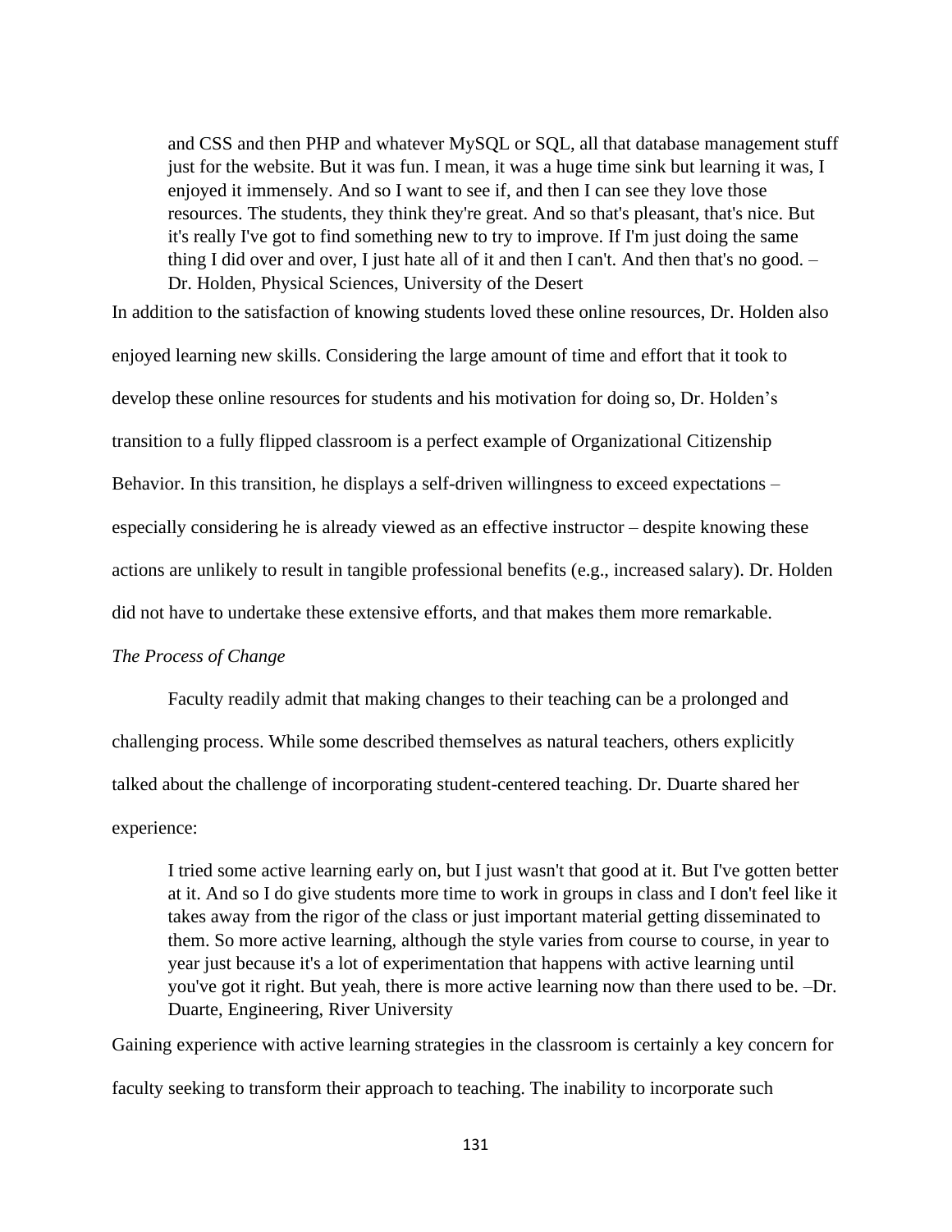> and CSS and then PHP and whatever MySQL or SQL, all that database management stuff just for the website. But it was fun. I mean, it was a huge time sink but learning it was, I enjoyed it immensely. And so I want to see if, and then I can see they love those resources. The students, they think they're great. And so that's pleasant, that's nice. But it's really I've got to find something new to try to improve. If I'm just doing the same thing I did over and over, I just hate all of it and then I can't. And then that's no good. – Dr. Holden, Physical Sciences, University of the Desert

In addition to the satisfaction of knowing students loved these online resources, Dr. Holden also enjoyed learning new skills. Considering the large amount of time and effort that it took to develop these online resources for students and his motivation for doing so, Dr. Holden's transition to a fully flipped classroom is a perfect example of Organizational Citizenship Behavior. In this transition, he displays a self-driven willingness to exceed expectations – especially considering he is already viewed as an effective instructor – despite knowing these actions are unlikely to result in tangible professional benefits (e.g., increased salary). Dr. Holden did not have to undertake these extensive efforts, and that makes them more remarkable.

*The Process of Change*

Faculty readily admit that making changes to their teaching can be a prolonged and challenging process. While some described themselves as natural teachers, others explicitly talked about the challenge of incorporating student-centered teaching. Dr. Duarte shared her experience:

> I tried some active learning early on, but I just wasn't that good at it. But I've gotten better at it. And so I do give students more time to work in groups in class and I don't feel like it takes away from the rigor of the class or just important material getting disseminated to them. So more active learning, although the style varies from course to course, in year to year just because it's a lot of experimentation that happens with active learning until you've got it right. But yeah, there is more active learning now than there used to be. –Dr. Duarte, Engineering, River University

Gaining experience with active learning strategies in the classroom is certainly a key concern for faculty seeking to transform their approach to teaching. The inability to incorporate such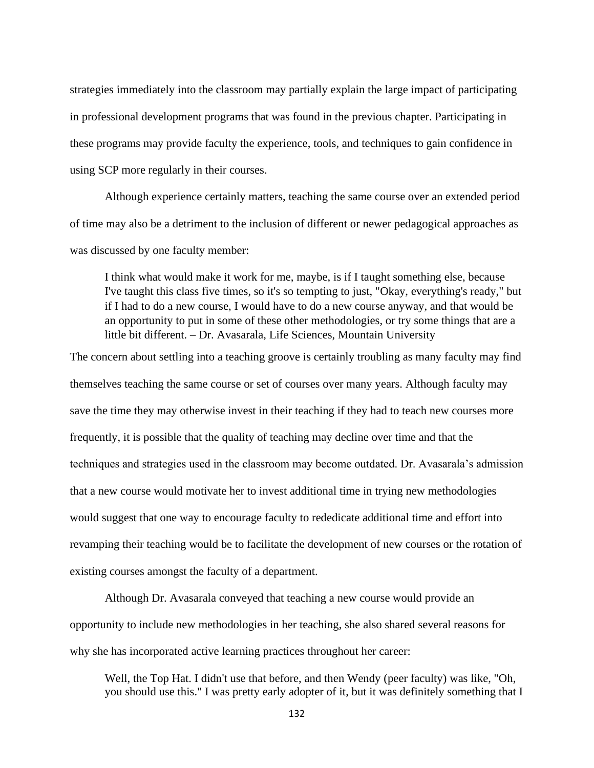strategies immediately into the classroom may partially explain the large impact of participating in professional development programs that was found in the previous chapter. Participating in these programs may provide faculty the experience, tools, and techniques to gain confidence in using SCP more regularly in their courses.

Although experience certainly matters, teaching the same course over an extended period of time may also be a detriment to the inclusion of different or newer pedagogical approaches as was discussed by one faculty member:

> I think what would make it work for me, maybe, is if I taught something else, because I've taught this class five times, so it's so tempting to just, "Okay, everything's ready," but if I had to do a new course, I would have to do a new course anyway, and that would be an opportunity to put in some of these other methodologies, or try some things that are a little bit different. – Dr. Avasarala, Life Sciences, Mountain University

The concern about settling into a teaching groove is certainly troubling as many faculty may find themselves teaching the same course or set of courses over many years. Although faculty may save the time they may otherwise invest in their teaching if they had to teach new courses more frequently, it is possible that the quality of teaching may decline over time and that the techniques and strategies used in the classroom may become outdated. Dr. Avasarala's admission that a new course would motivate her to invest additional time in trying new methodologies would suggest that one way to encourage faculty to rededicate additional time and effort into revamping their teaching would be to facilitate the development of new courses or the rotation of existing courses amongst the faculty of a department.

Although Dr. Avasarala conveyed that teaching a new course would provide an opportunity to include new methodologies in her teaching, she also shared several reasons for why she has incorporated active learning practices throughout her career:

> Well, the Top Hat. I didn't use that before, and then Wendy (peer faculty) was like, "Oh, you should use this." I was pretty early adopter of it, but it was definitely something that I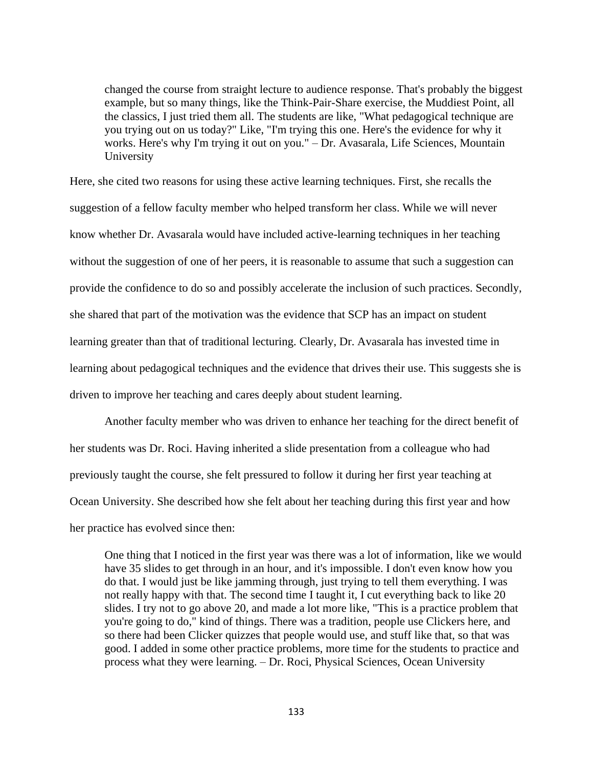> changed the course from straight lecture to audience response. That's probably the biggest example, but so many things, like the Think-Pair-Share exercise, the Muddiest Point, all the classics, I just tried them all. The students are like, "What pedagogical technique are you trying out on us today?" Like, "I'm trying this one. Here's the evidence for why it works. Here's why I'm trying it out on you." – Dr. Avasarala, Life Sciences, Mountain University

Here, she cited two reasons for using these active learning techniques. First, she recalls the suggestion of a fellow faculty member who helped transform her class. While we will never know whether Dr. Avasarala would have included active-learning techniques in her teaching without the suggestion of one of her peers, it is reasonable to assume that such a suggestion can provide the confidence to do so and possibly accelerate the inclusion of such practices. Secondly, she shared that part of the motivation was the evidence that SCP has an impact on student learning greater than that of traditional lecturing. Clearly, Dr. Avasarala has invested time in learning about pedagogical techniques and the evidence that drives their use. This suggests she is driven to improve her teaching and cares deeply about student learning.

Another faculty member who was driven to enhance her teaching for the direct benefit of her students was Dr. Roci. Having inherited a slide presentation from a colleague who had previously taught the course, she felt pressured to follow it during her first year teaching at Ocean University. She described how she felt about her teaching during this first year and how her practice has evolved since then:

> One thing that I noticed in the first year was there was a lot of information, like we would have 35 slides to get through in an hour, and it's impossible. I don't even know how you do that. I would just be like jamming through, just trying to tell them everything. I was not really happy with that. The second time I taught it, I cut everything back to like 20 slides. I try not to go above 20, and made a lot more like, "This is a practice problem that you're going to do," kind of things. There was a tradition, people use Clickers here, and so there had been Clicker quizzes that people would use, and stuff like that, so that was good. I added in some other practice problems, more time for the students to practice and process what they were learning. – Dr. Roci, Physical Sciences, Ocean University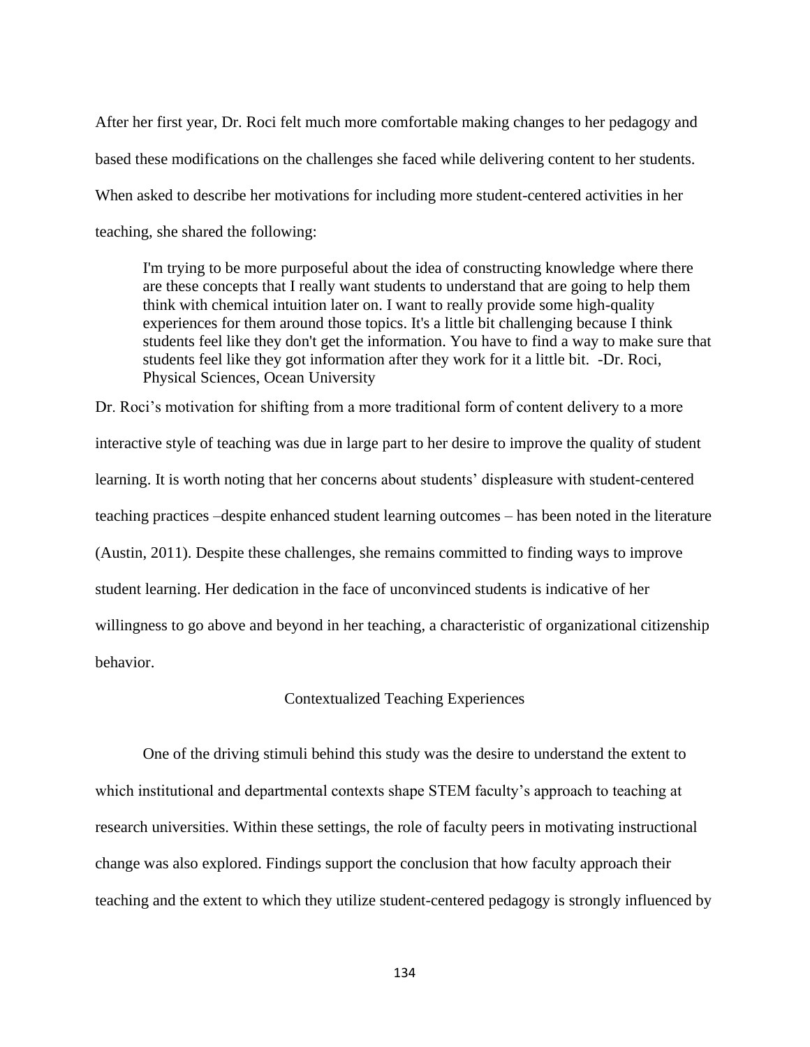After her first year, Dr. Roci felt much more comfortable making changes to her pedagogy and based these modifications on the challenges she faced while delivering content to her students. When asked to describe her motivations for including more student-centered activities in her teaching, she shared the following:

> I'm trying to be more purposeful about the idea of constructing knowledge where there are these concepts that I really want students to understand that are going to help them think with chemical intuition later on. I want to really provide some high-quality experiences for them around those topics. It's a little bit challenging because I think students feel like they don't get the information. You have to find a way to make sure that students feel like they got information after they work for it a little bit. -Dr. Roci, Physical Sciences, Ocean University

Dr. Roci's motivation for shifting from a more traditional form of content delivery to a more interactive style of teaching was due in large part to her desire to improve the quality of student learning. It is worth noting that her concerns about students' displeasure with student-centered teaching practices –despite enhanced student learning outcomes – has been noted in the literature (Austin, 2011). Despite these challenges, she remains committed to finding ways to improve student learning. Her dedication in the face of unconvinced students is indicative of her willingness to go above and beyond in her teaching, a characteristic of organizational citizenship behavior.

## Contextualized Teaching Experiences

One of the driving stimuli behind this study was the desire to understand the extent to which institutional and departmental contexts shape STEM faculty's approach to teaching at research universities. Within these settings, the role of faculty peers in motivating instructional change was also explored. Findings support the conclusion that how faculty approach their teaching and the extent to which they utilize student-centered pedagogy is strongly influenced by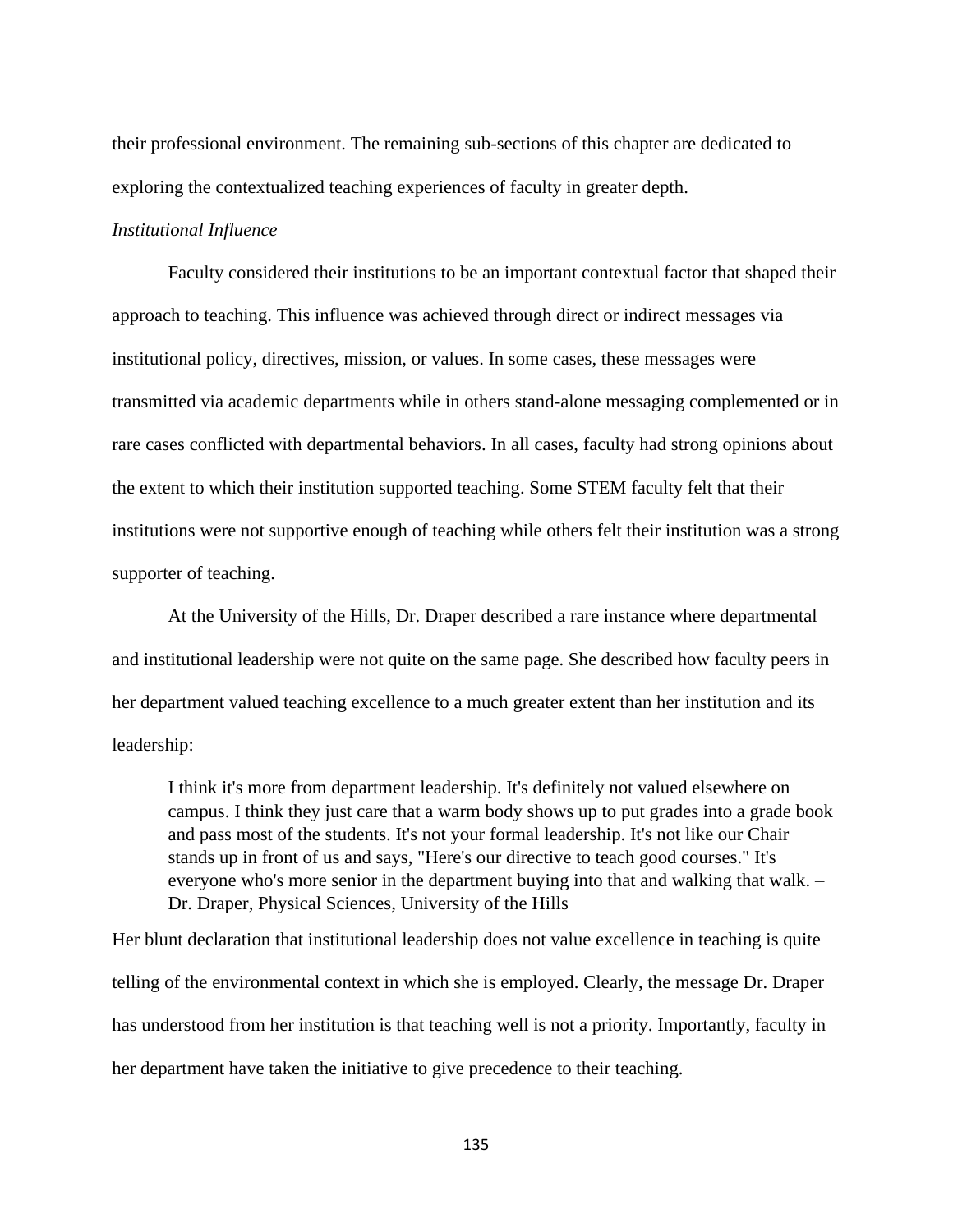their professional environment. The remaining sub-sections of this chapter are dedicated to exploring the contextualized teaching experiences of faculty in greater depth.

*Institutional Influence*

Faculty considered their institutions to be an important contextual factor that shaped their approach to teaching. This influence was achieved through direct or indirect messages via institutional policy, directives, mission, or values. In some cases, these messages were transmitted via academic departments while in others stand-alone messaging complemented or in rare cases conflicted with departmental behaviors. In all cases, faculty had strong opinions about the extent to which their institution supported teaching. Some STEM faculty felt that their institutions were not supportive enough of teaching while others felt their institution was a strong supporter of teaching.

At the University of the Hills, Dr. Draper described a rare instance where departmental and institutional leadership were not quite on the same page. She described how faculty peers in her department valued teaching excellence to a much greater extent than her institution and its leadership:

> I think it's more from department leadership. It's definitely not valued elsewhere on campus. I think they just care that a warm body shows up to put grades into a grade book and pass most of the students. It's not your formal leadership. It's not like our Chair stands up in front of us and says, "Here's our directive to teach good courses." It's everyone who's more senior in the department buying into that and walking that walk. – Dr. Draper, Physical Sciences, University of the Hills

Her blunt declaration that institutional leadership does not value excellence in teaching is quite telling of the environmental context in which she is employed. Clearly, the message Dr. Draper has understood from her institution is that teaching well is not a priority. Importantly, faculty in her department have taken the initiative to give precedence to their teaching.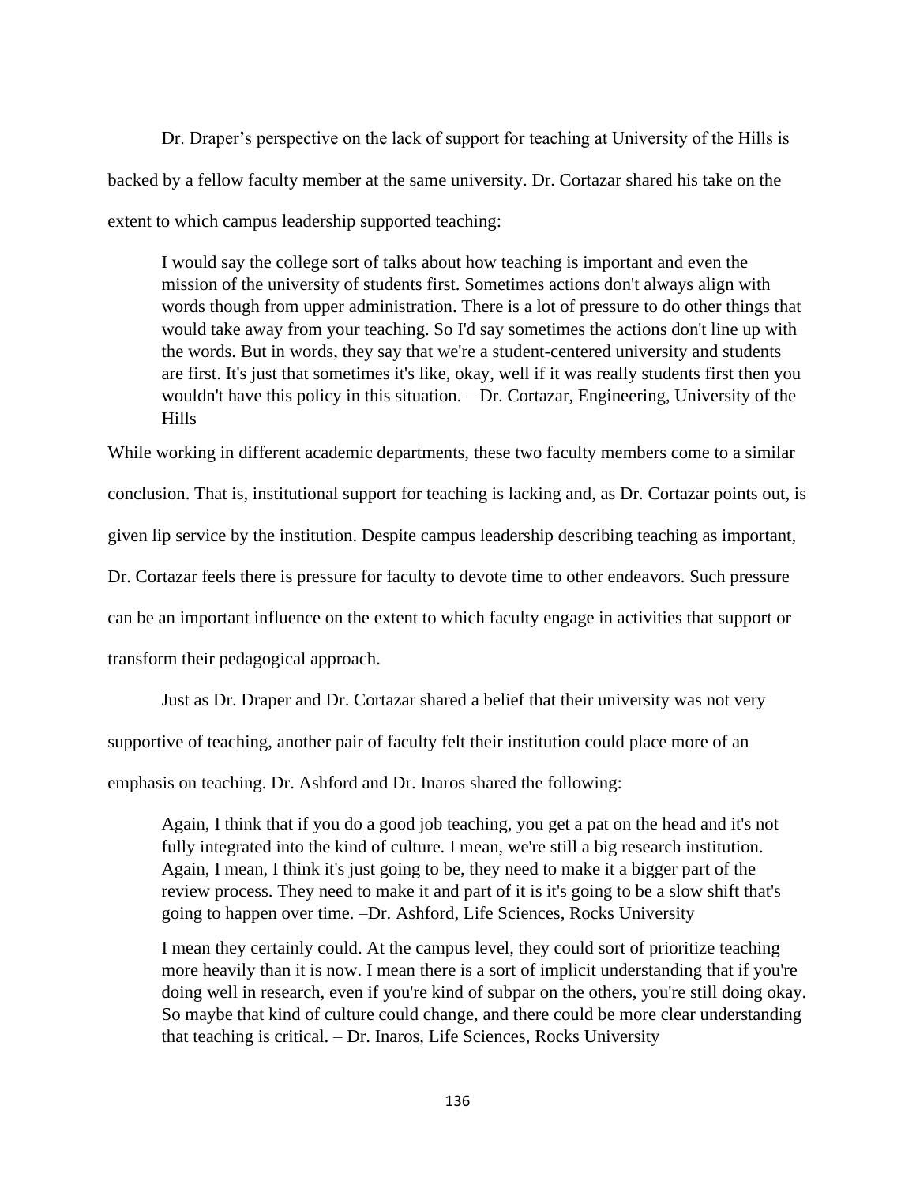Dr. Draper's perspective on the lack of support for teaching at University of the Hills is backed by a fellow faculty member at the same university. Dr. Cortazar shared his take on the extent to which campus leadership supported teaching:

> I would say the college sort of talks about how teaching is important and even the mission of the university of students first. Sometimes actions don't always align with words though from upper administration. There is a lot of pressure to do other things that would take away from your teaching. So I'd say sometimes the actions don't line up with the words. But in words, they say that we're a student-centered university and students are first. It's just that sometimes it's like, okay, well if it was really students first then you wouldn't have this policy in this situation. – Dr. Cortazar, Engineering, University of the Hills

While working in different academic departments, these two faculty members come to a similar conclusion. That is, institutional support for teaching is lacking and, as Dr. Cortazar points out, is given lip service by the institution. Despite campus leadership describing teaching as important, Dr. Cortazar feels there is pressure for faculty to devote time to other endeavors. Such pressure can be an important influence on the extent to which faculty engage in activities that support or transform their pedagogical approach.

Just as Dr. Draper and Dr. Cortazar shared a belief that their university was not very supportive of teaching, another pair of faculty felt their institution could place more of an emphasis on teaching. Dr. Ashford and Dr. Inaros shared the following:

> Again, I think that if you do a good job teaching, you get a pat on the head and it's not fully integrated into the kind of culture. I mean, we're still a big research institution. Again, I mean, I think it's just going to be, they need to make it a bigger part of the review process. They need to make it and part of it is it's going to be a slow shift that's going to happen over time. –Dr. Ashford, Life Sciences, Rocks University

> I mean they certainly could. At the campus level, they could sort of prioritize teaching more heavily than it is now. I mean there is a sort of implicit understanding that if you're doing well in research, even if you're kind of subpar on the others, you're still doing okay. So maybe that kind of culture could change, and there could be more clear understanding that teaching is critical. – Dr. Inaros, Life Sciences, Rocks University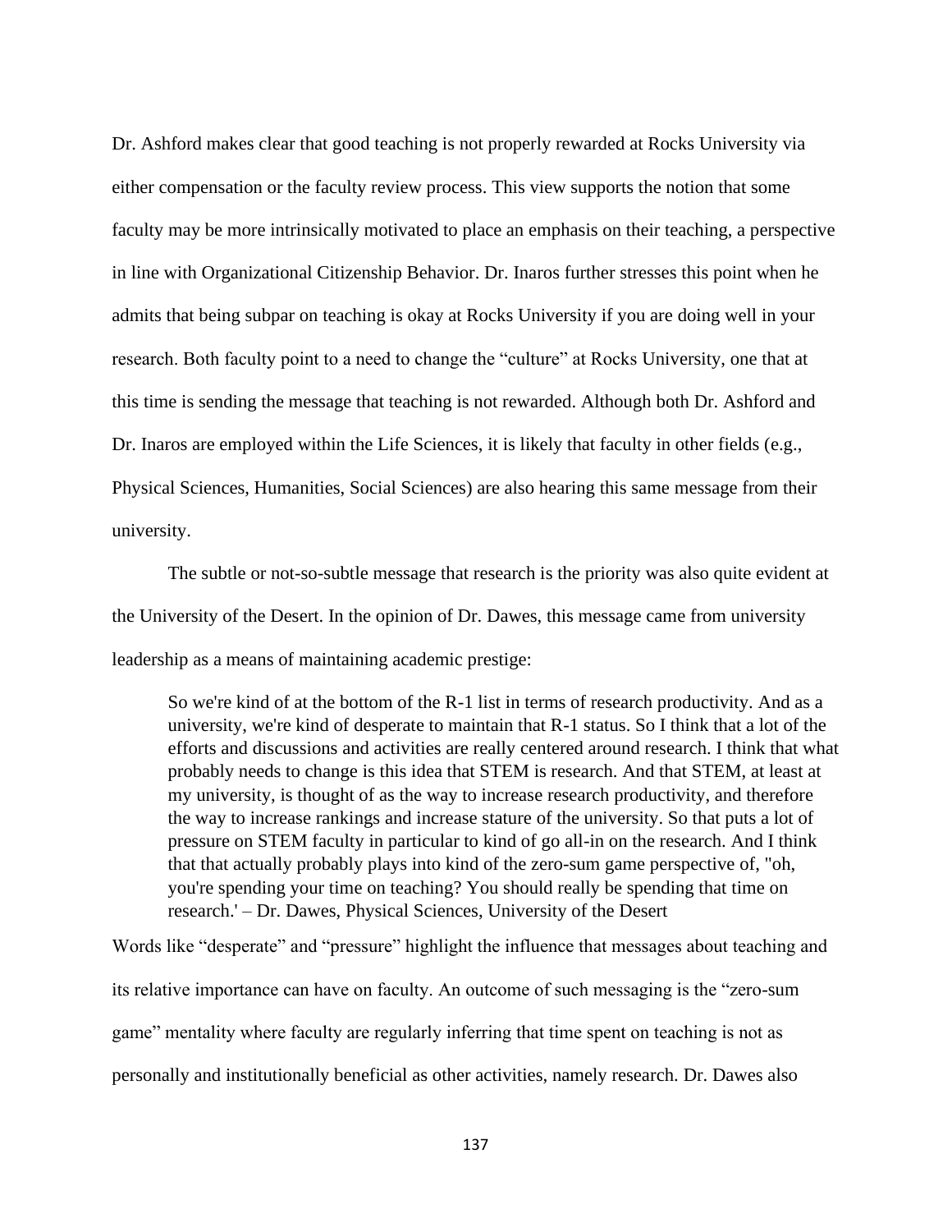Dr. Ashford makes clear that good teaching is not properly rewarded at Rocks University via either compensation or the faculty review process. This view supports the notion that some faculty may be more intrinsically motivated to place an emphasis on their teaching, a perspective in line with Organizational Citizenship Behavior. Dr. Inaros further stresses this point when he admits that being subpar on teaching is okay at Rocks University if you are doing well in your research. Both faculty point to a need to change the "culture" at Rocks University, one that at this time is sending the message that teaching is not rewarded. Although both Dr. Ashford and Dr. Inaros are employed within the Life Sciences, it is likely that faculty in other fields (e.g., Physical Sciences, Humanities, Social Sciences) are also hearing this same message from their university.

The subtle or not-so-subtle message that research is the priority was also quite evident at the University of the Desert. In the opinion of Dr. Dawes, this message came from university leadership as a means of maintaining academic prestige:

> So we're kind of at the bottom of the R-1 list in terms of research productivity. And as a university, we're kind of desperate to maintain that R-1 status. So I think that a lot of the efforts and discussions and activities are really centered around research. I think that what probably needs to change is this idea that STEM is research. And that STEM, at least at my university, is thought of as the way to increase research productivity, and therefore the way to increase rankings and increase stature of the university. So that puts a lot of pressure on STEM faculty in particular to kind of go all-in on the research. And I think that that actually probably plays into kind of the zero-sum game perspective of, "oh, you're spending your time on teaching? You should really be spending that time on research.' – Dr. Dawes, Physical Sciences, University of the Desert

Words like "desperate" and "pressure" highlight the influence that messages about teaching and its relative importance can have on faculty. An outcome of such messaging is the "zero-sum game" mentality where faculty are regularly inferring that time spent on teaching is not as personally and institutionally beneficial as other activities, namely research. Dr. Dawes also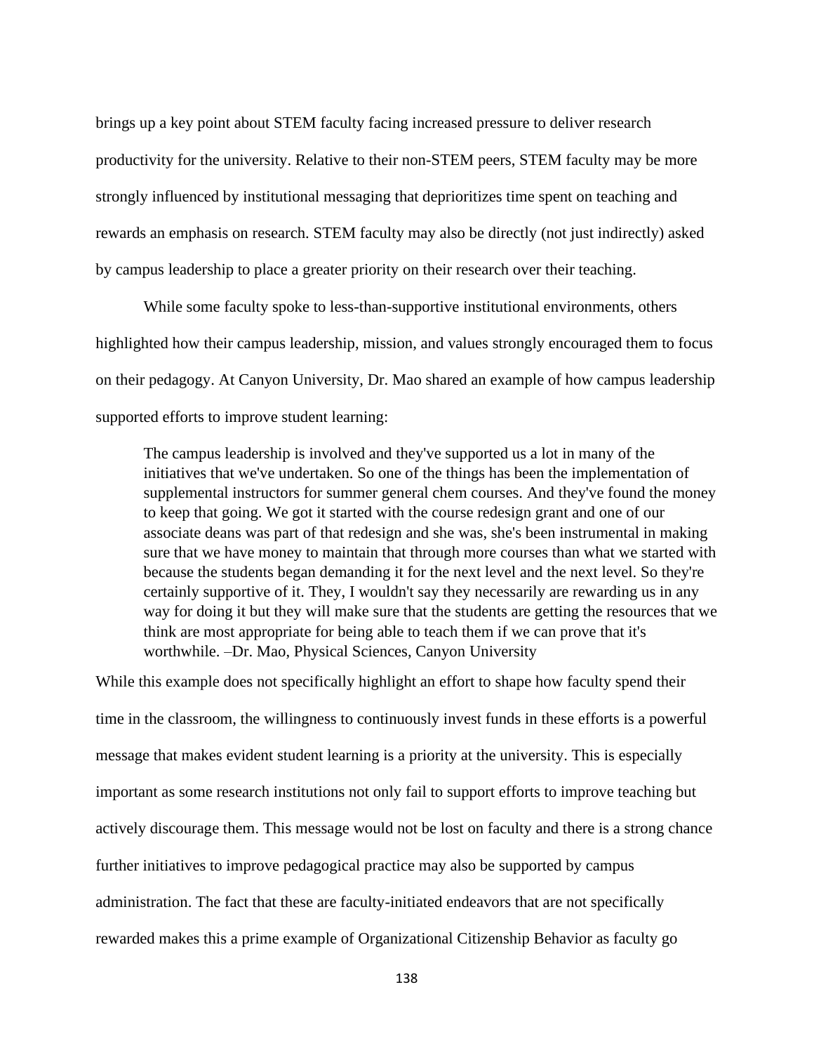brings up a key point about STEM faculty facing increased pressure to deliver research productivity for the university. Relative to their non-STEM peers, STEM faculty may be more strongly influenced by institutional messaging that deprioritizes time spent on teaching and rewards an emphasis on research. STEM faculty may also be directly (not just indirectly) asked by campus leadership to place a greater priority on their research over their teaching.

While some faculty spoke to less-than-supportive institutional environments, others highlighted how their campus leadership, mission, and values strongly encouraged them to focus on their pedagogy. At Canyon University, Dr. Mao shared an example of how campus leadership supported efforts to improve student learning:

> The campus leadership is involved and they've supported us a lot in many of the initiatives that we've undertaken. So one of the things has been the implementation of supplemental instructors for summer general chem courses. And they've found the money to keep that going. We got it started with the course redesign grant and one of our associate deans was part of that redesign and she was, she's been instrumental in making sure that we have money to maintain that through more courses than what we started with because the students began demanding it for the next level and the next level. So they're certainly supportive of it. They, I wouldn't say they necessarily are rewarding us in any way for doing it but they will make sure that the students are getting the resources that we think are most appropriate for being able to teach them if we can prove that it's worthwhile. –Dr. Mao, Physical Sciences, Canyon University

While this example does not specifically highlight an effort to shape how faculty spend their time in the classroom, the willingness to continuously invest funds in these efforts is a powerful message that makes evident student learning is a priority at the university. This is especially important as some research institutions not only fail to support efforts to improve teaching but actively discourage them. This message would not be lost on faculty and there is a strong chance further initiatives to improve pedagogical practice may also be supported by campus administration. The fact that these are faculty-initiated endeavors that are not specifically rewarded makes this a prime example of Organizational Citizenship Behavior as faculty go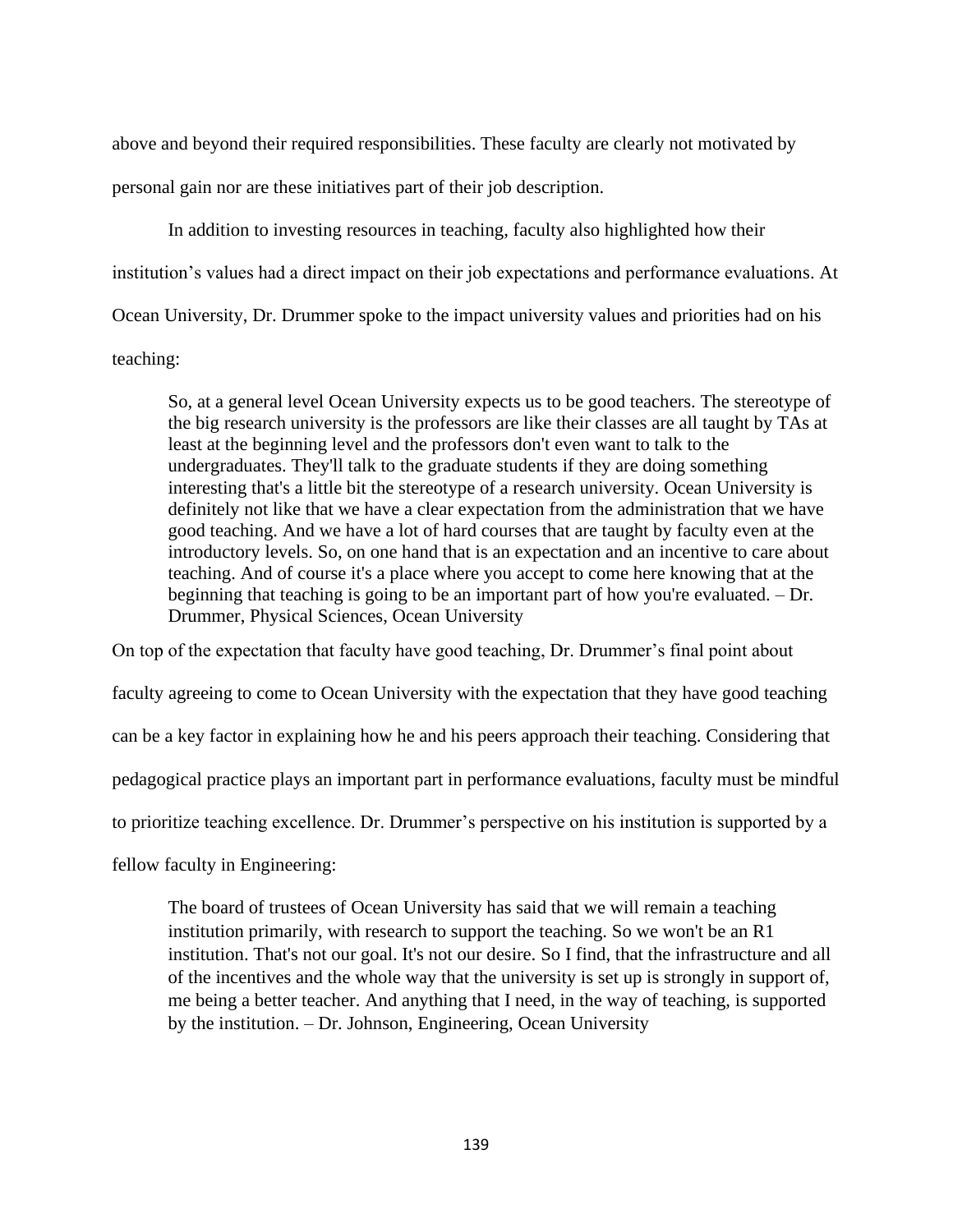above and beyond their required responsibilities. These faculty are clearly not motivated by personal gain nor are these initiatives part of their job description.

In addition to investing resources in teaching, faculty also highlighted how their institution's values had a direct impact on their job expectations and performance evaluations. At Ocean University, Dr. Drummer spoke to the impact university values and priorities had on his teaching:

> So, at a general level Ocean University expects us to be good teachers. The stereotype of the big research university is the professors are like their classes are all taught by TAs at least at the beginning level and the professors don't even want to talk to the undergraduates. They'll talk to the graduate students if they are doing something interesting that's a little bit the stereotype of a research university. Ocean University is definitely not like that we have a clear expectation from the administration that we have good teaching. And we have a lot of hard courses that are taught by faculty even at the introductory levels. So, on one hand that is an expectation and an incentive to care about teaching. And of course it's a place where you accept to come here knowing that at the beginning that teaching is going to be an important part of how you're evaluated. – Dr. Drummer, Physical Sciences, Ocean University

On top of the expectation that faculty have good teaching, Dr. Drummer's final point about faculty agreeing to come to Ocean University with the expectation that they have good teaching can be a key factor in explaining how he and his peers approach their teaching. Considering that pedagogical practice plays an important part in performance evaluations, faculty must be mindful to prioritize teaching excellence. Dr. Drummer's perspective on his institution is supported by a fellow faculty in Engineering:

> The board of trustees of Ocean University has said that we will remain a teaching institution primarily, with research to support the teaching. So we won't be an R1 institution. That's not our goal. It's not our desire. So I find, that the infrastructure and all of the incentives and the whole way that the university is set up is strongly in support of, me being a better teacher. And anything that I need, in the way of teaching, is supported by the institution. – Dr. Johnson, Engineering, Ocean University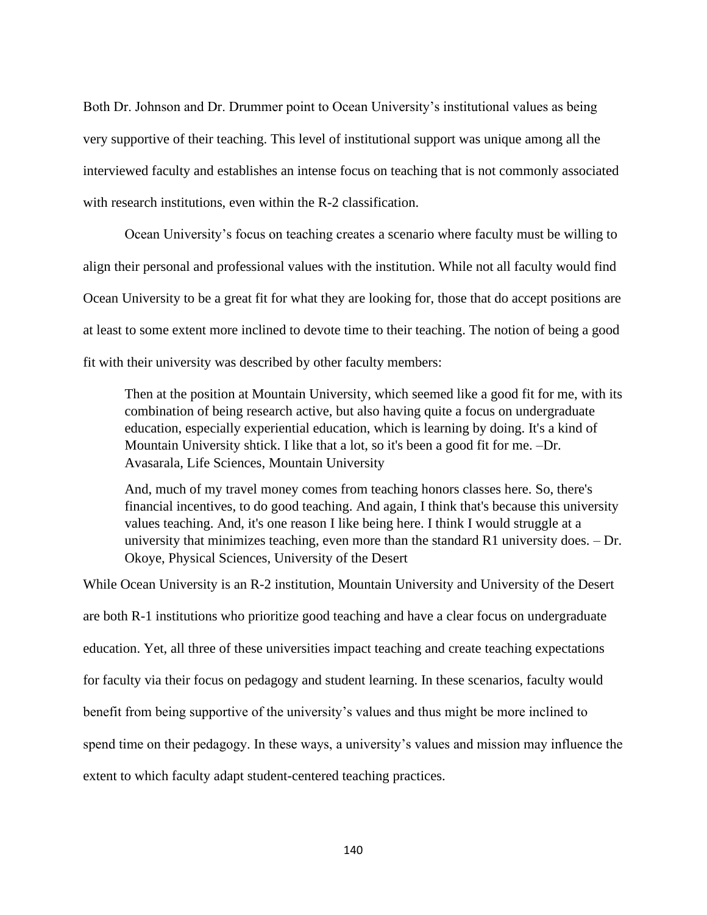Both Dr. Johnson and Dr. Drummer point to Ocean University's institutional values as being very supportive of their teaching. This level of institutional support was unique among all the interviewed faculty and establishes an intense focus on teaching that is not commonly associated with research institutions, even within the R-2 classification.

Ocean University's focus on teaching creates a scenario where faculty must be willing to align their personal and professional values with the institution. While not all faculty would find Ocean University to be a great fit for what they are looking for, those that do accept positions are at least to some extent more inclined to devote time to their teaching. The notion of being a good fit with their university was described by other faculty members:

> Then at the position at Mountain University, which seemed like a good fit for me, with its combination of being research active, but also having quite a focus on undergraduate education, especially experiential education, which is learning by doing. It's a kind of Mountain University shtick. I like that a lot, so it's been a good fit for me. –Dr. Avasarala, Life Sciences, Mountain University

> And, much of my travel money comes from teaching honors classes here. So, there's financial incentives, to do good teaching. And again, I think that's because this university values teaching. And, it's one reason I like being here. I think I would struggle at a university that minimizes teaching, even more than the standard R1 university does. – Dr. Okoye, Physical Sciences, University of the Desert

While Ocean University is an R-2 institution, Mountain University and University of the Desert are both R-1 institutions who prioritize good teaching and have a clear focus on undergraduate education. Yet, all three of these universities impact teaching and create teaching expectations for faculty via their focus on pedagogy and student learning. In these scenarios, faculty would benefit from being supportive of the university's values and thus might be more inclined to spend time on their pedagogy. In these ways, a university's values and mission may influence the extent to which faculty adapt student-centered teaching practices.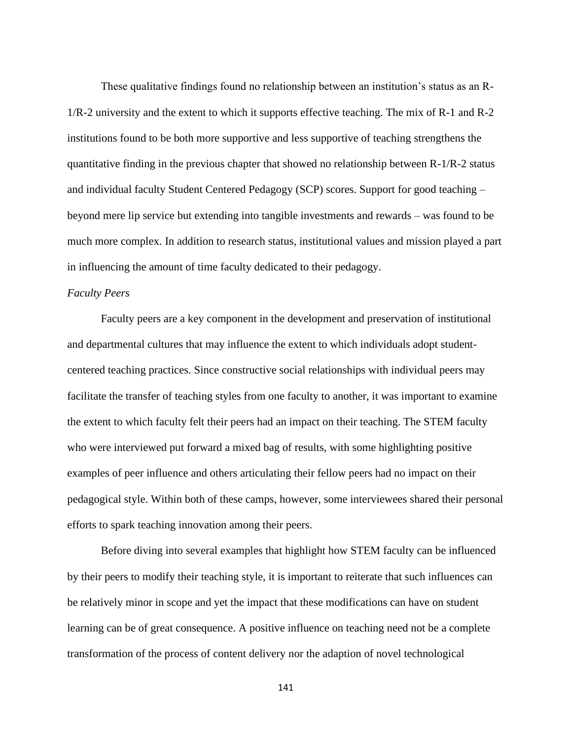These qualitative findings found no relationship between an institution's status as an R-1/R-2 university and the extent to which it supports effective teaching. The mix of R-1 and R-2 institutions found to be both more supportive and less supportive of teaching strengthens the quantitative finding in the previous chapter that showed no relationship between R-1/R-2 status and individual faculty Student Centered Pedagogy (SCP) scores. Support for good teaching – beyond mere lip service but extending into tangible investments and rewards – was found to be much more complex. In addition to research status, institutional values and mission played a part in influencing the amount of time faculty dedicated to their pedagogy.

*Faculty Peers*

Faculty peers are a key component in the development and preservation of institutional and departmental cultures that may influence the extent to which individuals adopt student-centered teaching practices. Since constructive social relationships with individual peers may facilitate the transfer of teaching styles from one faculty to another, it was important to examine the extent to which faculty felt their peers had an impact on their teaching. The STEM faculty who were interviewed put forward a mixed bag of results, with some highlighting positive examples of peer influence and others articulating their fellow peers had no impact on their pedagogical style. Within both of these camps, however, some interviewees shared their personal efforts to spark teaching innovation among their peers.

Before diving into several examples that highlight how STEM faculty can be influenced by their peers to modify their teaching style, it is important to reiterate that such influences can be relatively minor in scope and yet the impact that these modifications can have on student learning can be of great consequence. A positive influence on teaching need not be a complete transformation of the process of content delivery nor the adaption of novel technological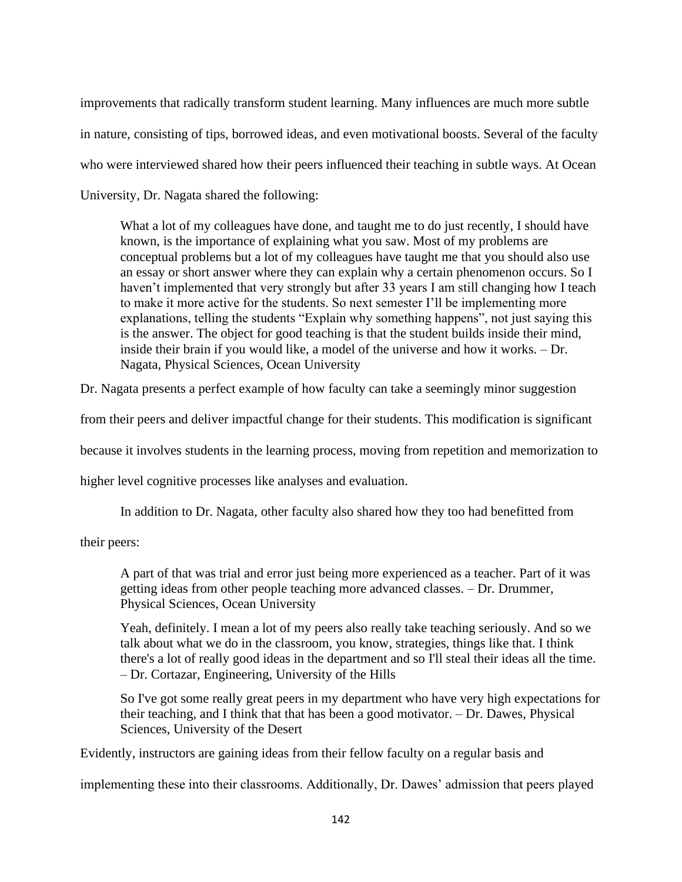improvements that radically transform student learning. Many influences are much more subtle in nature, consisting of tips, borrowed ideas, and even motivational boosts. Several of the faculty who were interviewed shared how their peers influenced their teaching in subtle ways. At Ocean University, Dr. Nagata shared the following:

> What a lot of my colleagues have done, and taught me to do just recently, I should have known, is the importance of explaining what you saw. Most of my problems are conceptual problems but a lot of my colleagues have taught me that you should also use an essay or short answer where they can explain why a certain phenomenon occurs. So I haven't implemented that very strongly but after 33 years I am still changing how I teach to make it more active for the students. So next semester I'll be implementing more explanations, telling the students "Explain why something happens", not just saying this is the answer. The object for good teaching is that the student builds inside their mind, inside their brain if you would like, a model of the universe and how it works. – Dr. Nagata, Physical Sciences, Ocean University

Dr. Nagata presents a perfect example of how faculty can take a seemingly minor suggestion from their peers and deliver impactful change for their students. This modification is significant because it involves students in the learning process, moving from repetition and memorization to higher level cognitive processes like analyses and evaluation.

In addition to Dr. Nagata, other faculty also shared how they too had benefitted from their peers:

> A part of that was trial and error just being more experienced as a teacher. Part of it was getting ideas from other people teaching more advanced classes. – Dr. Drummer, Physical Sciences, Ocean University

> Yeah, definitely. I mean a lot of my peers also really take teaching seriously. And so we talk about what we do in the classroom, you know, strategies, things like that. I think there's a lot of really good ideas in the department and so I'll steal their ideas all the time. – Dr. Cortazar, Engineering, University of the Hills

> So I've got some really great peers in my department who have very high expectations for their teaching, and I think that that has been a good motivator. – Dr. Dawes, Physical Sciences, University of the Desert

Evidently, instructors are gaining ideas from their fellow faculty on a regular basis and implementing these into their classrooms. Additionally, Dr. Dawes' admission that peers played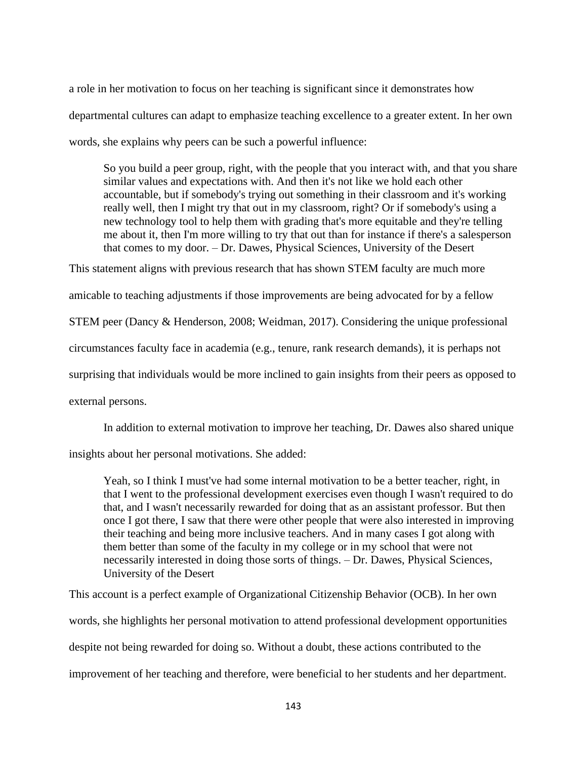a role in her motivation to focus on her teaching is significant since it demonstrates how departmental cultures can adapt to emphasize teaching excellence to a greater extent. In her own words, she explains why peers can be such a powerful influence:

> So you build a peer group, right, with the people that you interact with, and that you share similar values and expectations with. And then it's not like we hold each other accountable, but if somebody's trying out something in their classroom and it's working really well, then I might try that out in my classroom, right? Or if somebody's using a new technology tool to help them with grading that's more equitable and they're telling me about it, then I'm more willing to try that out than for instance if there's a salesperson that comes to my door. – Dr. Dawes, Physical Sciences, University of the Desert

This statement aligns with previous research that has shown STEM faculty are much more amicable to teaching adjustments if those improvements are being advocated for by a fellow STEM peer (Dancy & Henderson, 2008; Weidman, 2017). Considering the unique professional circumstances faculty face in academia (e.g., tenure, rank research demands), it is perhaps not surprising that individuals would be more inclined to gain insights from their peers as opposed to external persons.

In addition to external motivation to improve her teaching, Dr. Dawes also shared unique insights about her personal motivations. She added:

> Yeah, so I think I must've had some internal motivation to be a better teacher, right, in that I went to the professional development exercises even though I wasn't required to do that, and I wasn't necessarily rewarded for doing that as an assistant professor. But then once I got there, I saw that there were other people that were also interested in improving their teaching and being more inclusive teachers. And in many cases I got along with them better than some of the faculty in my college or in my school that were not necessarily interested in doing those sorts of things. – Dr. Dawes, Physical Sciences, University of the Desert

This account is a perfect example of Organizational Citizenship Behavior (OCB). In her own words, she highlights her personal motivation to attend professional development opportunities despite not being rewarded for doing so. Without a doubt, these actions contributed to the improvement of her teaching and therefore, were beneficial to her students and her department.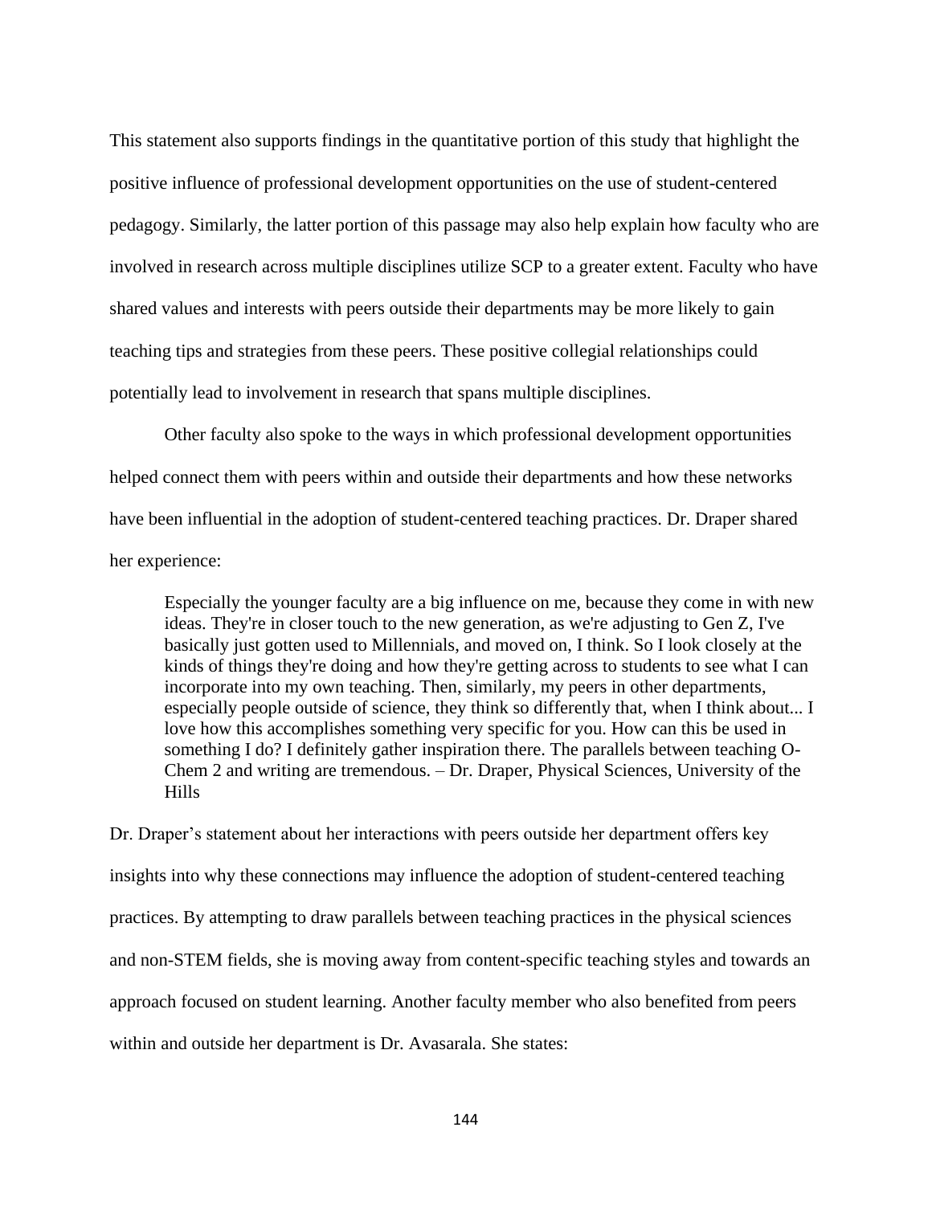This statement also supports findings in the quantitative portion of this study that highlight the positive influence of professional development opportunities on the use of student-centered pedagogy. Similarly, the latter portion of this passage may also help explain how faculty who are involved in research across multiple disciplines utilize SCP to a greater extent. Faculty who have shared values and interests with peers outside their departments may be more likely to gain teaching tips and strategies from these peers. These positive collegial relationships could potentially lead to involvement in research that spans multiple disciplines.

Other faculty also spoke to the ways in which professional development opportunities helped connect them with peers within and outside their departments and how these networks have been influential in the adoption of student-centered teaching practices. Dr. Draper shared her experience:

> Especially the younger faculty are a big influence on me, because they come in with new ideas. They're in closer touch to the new generation, as we're adjusting to Gen Z, I've basically just gotten used to Millennials, and moved on, I think. So I look closely at the kinds of things they're doing and how they're getting across to students to see what I can incorporate into my own teaching. Then, similarly, my peers in other departments, especially people outside of science, they think so differently that, when I think about... I love how this accomplishes something very specific for you. How can this be used in something I do? I definitely gather inspiration there. The parallels between teaching O-Chem 2 and writing are tremendous. – Dr. Draper, Physical Sciences, University of the Hills

Dr. Draper's statement about her interactions with peers outside her department offers key insights into why these connections may influence the adoption of student-centered teaching practices. By attempting to draw parallels between teaching practices in the physical sciences and non-STEM fields, she is moving away from content-specific teaching styles and towards an approach focused on student learning. Another faculty member who also benefited from peers within and outside her department is Dr. Avasarala. She states: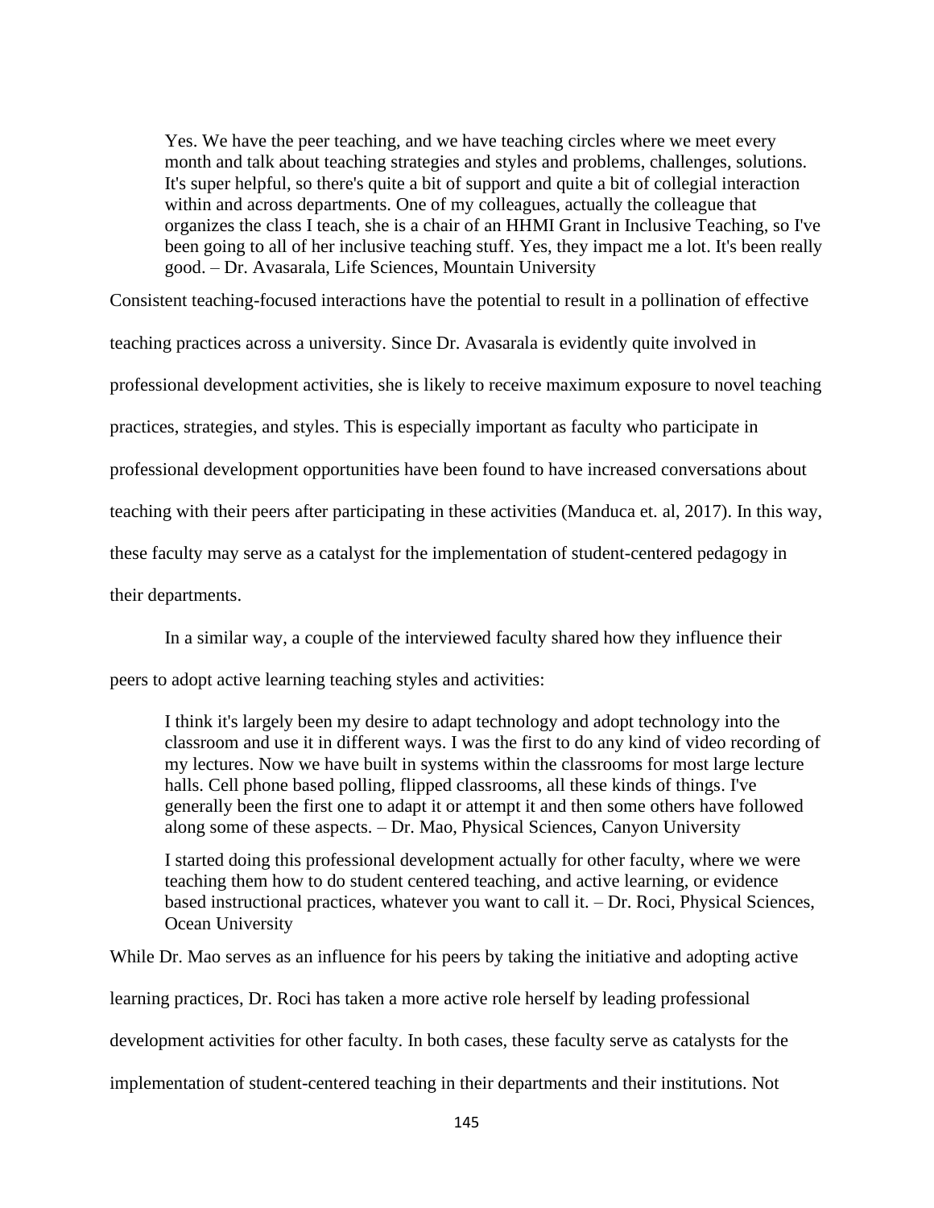> Yes. We have the peer teaching, and we have teaching circles where we meet every month and talk about teaching strategies and styles and problems, challenges, solutions. It's super helpful, so there's quite a bit of support and quite a bit of collegial interaction within and across departments. One of my colleagues, actually the colleague that organizes the class I teach, she is a chair of an HHMI Grant in Inclusive Teaching, so I've been going to all of her inclusive teaching stuff. Yes, they impact me a lot. It's been really good. – Dr. Avasarala, Life Sciences, Mountain University

Consistent teaching-focused interactions have the potential to result in a pollination of effective teaching practices across a university. Since Dr. Avasarala is evidently quite involved in professional development activities, she is likely to receive maximum exposure to novel teaching practices, strategies, and styles. This is especially important as faculty who participate in professional development opportunities have been found to have increased conversations about teaching with their peers after participating in these activities (Manduca et. al, 2017). In this way, these faculty may serve as a catalyst for the implementation of student-centered pedagogy in their departments.

In a similar way, a couple of the interviewed faculty shared how they influence their peers to adopt active learning teaching styles and activities:

> I think it's largely been my desire to adapt technology and adopt technology into the classroom and use it in different ways. I was the first to do any kind of video recording of my lectures. Now we have built in systems within the classrooms for most large lecture halls. Cell phone based polling, flipped classrooms, all these kinds of things. I've generally been the first one to adapt it or attempt it and then some others have followed along some of these aspects. – Dr. Mao, Physical Sciences, Canyon University

> I started doing this professional development actually for other faculty, where we were teaching them how to do student centered teaching, and active learning, or evidence based instructional practices, whatever you want to call it. – Dr. Roci, Physical Sciences, Ocean University

While Dr. Mao serves as an influence for his peers by taking the initiative and adopting active learning practices, Dr. Roci has taken a more active role herself by leading professional development activities for other faculty. In both cases, these faculty serve as catalysts for the implementation of student-centered teaching in their departments and their institutions. Not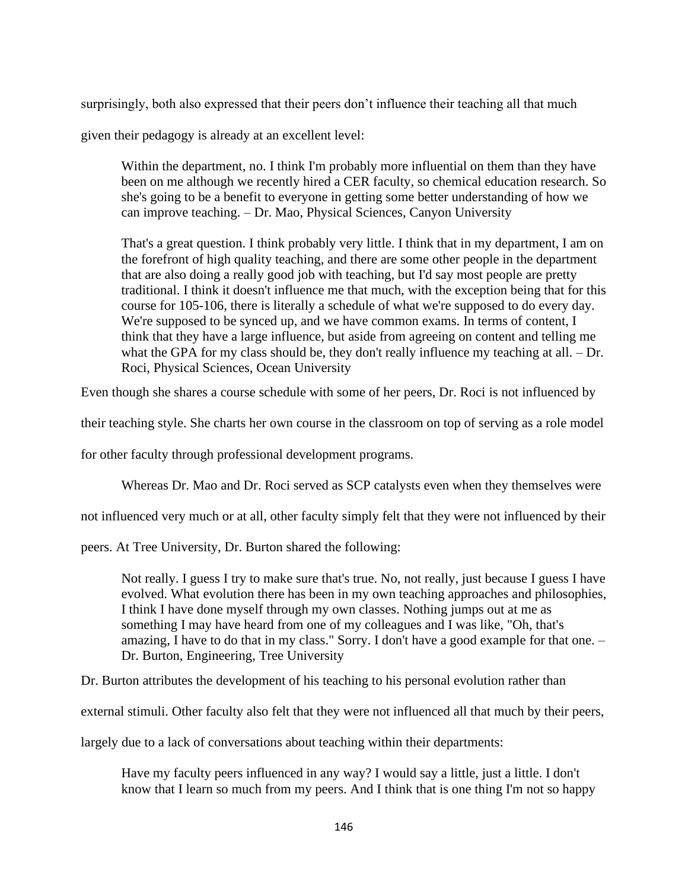surprisingly, both also expressed that their peers don't influence their teaching all that much given their pedagogy is already at an excellent level:

> Within the department, no. I think I'm probably more influential on them than they have been on me although we recently hired a CER faculty, so chemical education research. So she's going to be a benefit to everyone in getting some better understanding of how we can improve teaching. – Dr. Mao, Physical Sciences, Canyon University

> That's a great question. I think probably very little. I think that in my department, I am on the forefront of high quality teaching, and there are some other people in the department that are also doing a really good job with teaching, but I'd say most people are pretty traditional. I think it doesn't influence me that much, with the exception being that for this course for 105-106, there is literally a schedule of what we're supposed to do every day. We're supposed to be synced up, and we have common exams. In terms of content, I think that they have a large influence, but aside from agreeing on content and telling me what the GPA for my class should be, they don't really influence my teaching at all. – Dr. Roci, Physical Sciences, Ocean University

Even though she shares a course schedule with some of her peers, Dr. Roci is not influenced by their teaching style. She charts her own course in the classroom on top of serving as a role model for other faculty through professional development programs.

Whereas Dr. Mao and Dr. Roci served as SCP catalysts even when they themselves were not influenced very much or at all, other faculty simply felt that they were not influenced by their peers. At Tree University, Dr. Burton shared the following:

> Not really. I guess I try to make sure that's true. No, not really, just because I guess I have evolved. What evolution there has been in my own teaching approaches and philosophies, I think I have done myself through my own classes. Nothing jumps out at me as something I may have heard from one of my colleagues and I was like, "Oh, that's amazing, I have to do that in my class." Sorry. I don't have a good example for that one. – Dr. Burton, Engineering, Tree University

Dr. Burton attributes the development of his teaching to his personal evolution rather than external stimuli. Other faculty also felt that they were not influenced all that much by their peers, largely due to a lack of conversations about teaching within their departments:

> Have my faculty peers influenced in any way? I would say a little, just a little. I don't know that I learn so much from my peers. And I think that is one thing I'm not so happy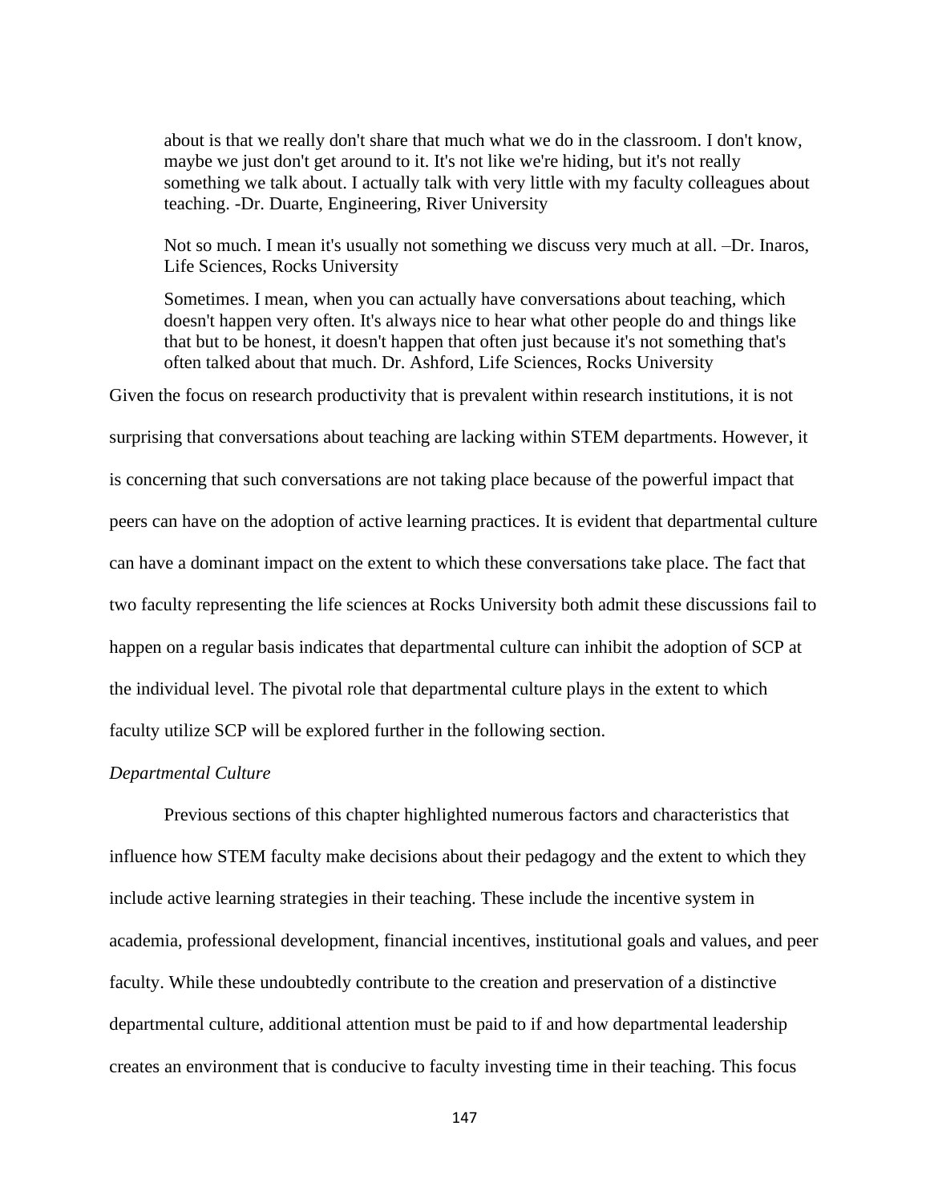> about is that we really don't share that much what we do in the classroom. I don't know, maybe we just don't get around to it. It's not like we're hiding, but it's not really something we talk about. I actually talk with very little with my faculty colleagues about teaching. -Dr. Duarte, Engineering, River University

> Not so much. I mean it's usually not something we discuss very much at all. –Dr. Inaros, Life Sciences, Rocks University

> Sometimes. I mean, when you can actually have conversations about teaching, which doesn't happen very often. It's always nice to hear what other people do and things like that but to be honest, it doesn't happen that often just because it's not something that's often talked about that much. Dr. Ashford, Life Sciences, Rocks University

Given the focus on research productivity that is prevalent within research institutions, it is not surprising that conversations about teaching are lacking within STEM departments. However, it is concerning that such conversations are not taking place because of the powerful impact that peers can have on the adoption of active learning practices. It is evident that departmental culture can have a dominant impact on the extent to which these conversations take place. The fact that two faculty representing the life sciences at Rocks University both admit these discussions fail to happen on a regular basis indicates that departmental culture can inhibit the adoption of SCP at the individual level. The pivotal role that departmental culture plays in the extent to which faculty utilize SCP will be explored further in the following section.

*Departmental Culture*

Previous sections of this chapter highlighted numerous factors and characteristics that influence how STEM faculty make decisions about their pedagogy and the extent to which they include active learning strategies in their teaching. These include the incentive system in academia, professional development, financial incentives, institutional goals and values, and peer faculty. While these undoubtedly contribute to the creation and preservation of a distinctive departmental culture, additional attention must be paid to if and how departmental leadership creates an environment that is conducive to faculty investing time in their teaching. This focus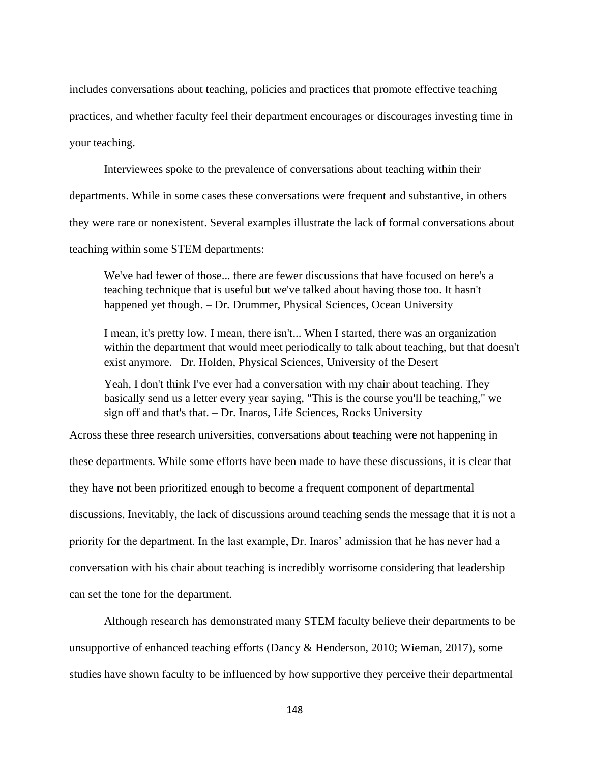includes conversations about teaching, policies and practices that promote effective teaching practices, and whether faculty feel their department encourages or discourages investing time in your teaching.

Interviewees spoke to the prevalence of conversations about teaching within their departments. While in some cases these conversations were frequent and substantive, in others they were rare or nonexistent. Several examples illustrate the lack of formal conversations about teaching within some STEM departments:

> We've had fewer of those... there are fewer discussions that have focused on here's a teaching technique that is useful but we've talked about having those too. It hasn't happened yet though. – Dr. Drummer, Physical Sciences, Ocean University

> I mean, it's pretty low. I mean, there isn't... When I started, there was an organization within the department that would meet periodically to talk about teaching, but that doesn't exist anymore. –Dr. Holden, Physical Sciences, University of the Desert

> Yeah, I don't think I've ever had a conversation with my chair about teaching. They basically send us a letter every year saying, "This is the course you'll be teaching," we sign off and that's that. – Dr. Inaros, Life Sciences, Rocks University

Across these three research universities, conversations about teaching were not happening in these departments. While some efforts have been made to have these discussions, it is clear that they have not been prioritized enough to become a frequent component of departmental discussions. Inevitably, the lack of discussions around teaching sends the message that it is not a priority for the department. In the last example, Dr. Inaros' admission that he has never had a conversation with his chair about teaching is incredibly worrisome considering that leadership can set the tone for the department.

Although research has demonstrated many STEM faculty believe their departments to be unsupportive of enhanced teaching efforts (Dancy & Henderson, 2010; Wieman, 2017), some studies have shown faculty to be influenced by how supportive they perceive their departmental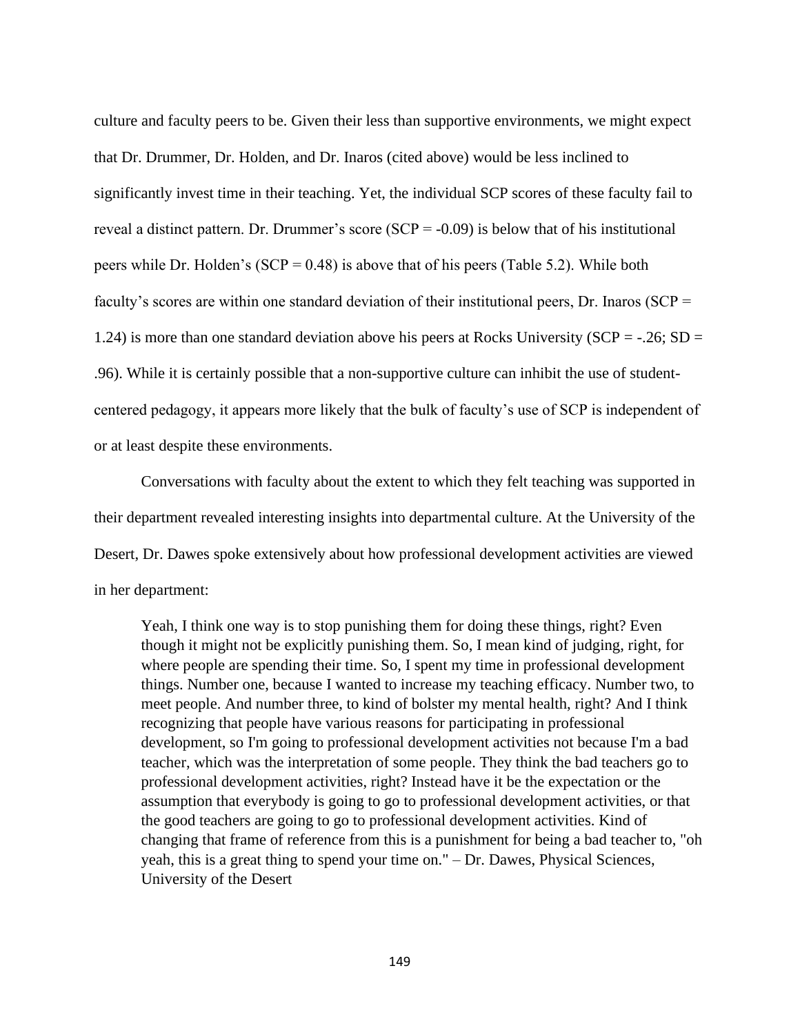culture and faculty peers to be. Given their less than supportive environments, we might expect that Dr. Drummer, Dr. Holden, and Dr. Inaros (cited above) would be less inclined to significantly invest time in their teaching. Yet, the individual SCP scores of these faculty fail to reveal a distinct pattern. Dr. Drummer's score (SCP = -0.09) is below that of his institutional peers while Dr. Holden's (SCP = 0.48) is above that of his peers (Table 5.2). While both faculty's scores are within one standard deviation of their institutional peers, Dr. Inaros (SCP = 1.24) is more than one standard deviation above his peers at Rocks University (SCP = -.26; SD = .96). While it is certainly possible that a non-supportive culture can inhibit the use of student-centered pedagogy, it appears more likely that the bulk of faculty's use of SCP is independent of or at least despite these environments.

Conversations with faculty about the extent to which they felt teaching was supported in their department revealed interesting insights into departmental culture. At the University of the Desert, Dr. Dawes spoke extensively about how professional development activities are viewed in her department:

> Yeah, I think one way is to stop punishing them for doing these things, right? Even though it might not be explicitly punishing them. So, I mean kind of judging, right, for where people are spending their time. So, I spent my time in professional development things. Number one, because I wanted to increase my teaching efficacy. Number two, to meet people. And number three, to kind of bolster my mental health, right? And I think recognizing that people have various reasons for participating in professional development, so I'm going to professional development activities not because I'm a bad teacher, which was the interpretation of some people. They think the bad teachers go to professional development activities, right? Instead have it be the expectation or the assumption that everybody is going to go to professional development activities, or that the good teachers are going to go to professional development activities. Kind of changing that frame of reference from this is a punishment for being a bad teacher to, "oh yeah, this is a great thing to spend your time on." – Dr. Dawes, Physical Sciences, University of the Desert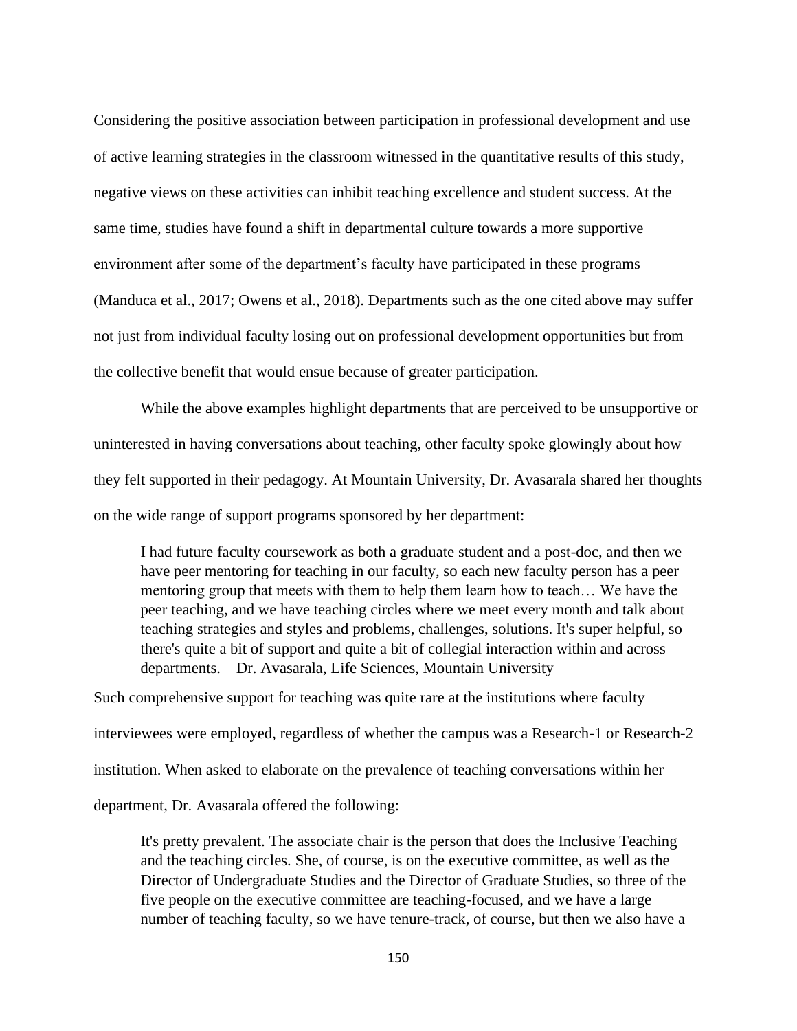Considering the positive association between participation in professional development and use of active learning strategies in the classroom witnessed in the quantitative results of this study, negative views on these activities can inhibit teaching excellence and student success. At the same time, studies have found a shift in departmental culture towards a more supportive environment after some of the department's faculty have participated in these programs (Manduca et al., 2017; Owens et al., 2018). Departments such as the one cited above may suffer not just from individual faculty losing out on professional development opportunities but from the collective benefit that would ensue because of greater participation.

While the above examples highlight departments that are perceived to be unsupportive or uninterested in having conversations about teaching, other faculty spoke glowingly about how they felt supported in their pedagogy. At Mountain University, Dr. Avasarala shared her thoughts on the wide range of support programs sponsored by her department:

> I had future faculty coursework as both a graduate student and a post-doc, and then we have peer mentoring for teaching in our faculty, so each new faculty person has a peer mentoring group that meets with them to help them learn how to teach… We have the peer teaching, and we have teaching circles where we meet every month and talk about teaching strategies and styles and problems, challenges, solutions. It's super helpful, so there's quite a bit of support and quite a bit of collegial interaction within and across departments. – Dr. Avasarala, Life Sciences, Mountain University

Such comprehensive support for teaching was quite rare at the institutions where faculty interviewees were employed, regardless of whether the campus was a Research-1 or Research-2 institution. When asked to elaborate on the prevalence of teaching conversations within her department, Dr. Avasarala offered the following:

> It's pretty prevalent. The associate chair is the person that does the Inclusive Teaching and the teaching circles. She, of course, is on the executive committee, as well as the Director of Undergraduate Studies and the Director of Graduate Studies, so three of the five people on the executive committee are teaching-focused, and we have a large number of teaching faculty, so we have tenure-track, of course, but then we also have a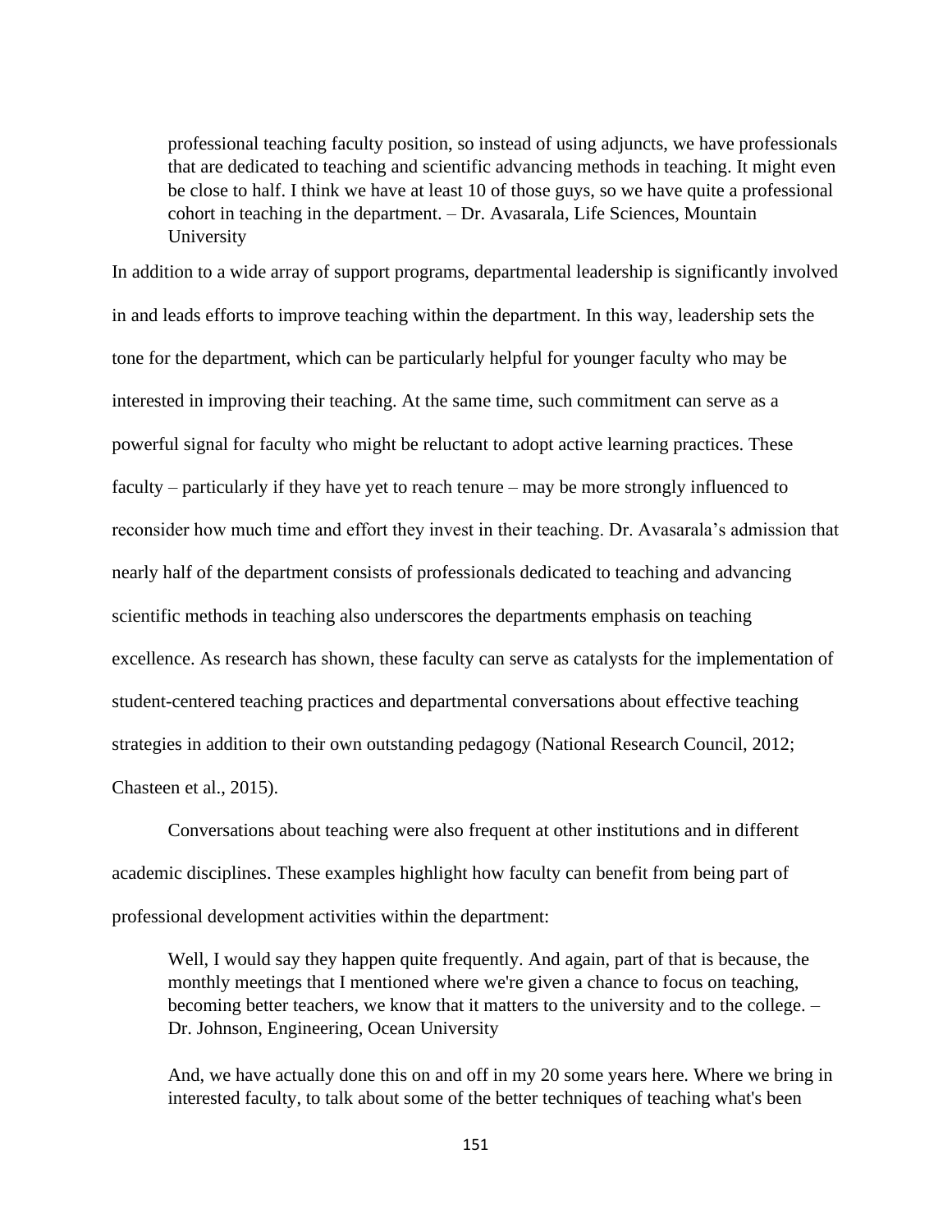> professional teaching faculty position, so instead of using adjuncts, we have professionals that are dedicated to teaching and scientific advancing methods in teaching. It might even be close to half. I think we have at least 10 of those guys, so we have quite a professional cohort in teaching in the department. – Dr. Avasarala, Life Sciences, Mountain University

In addition to a wide array of support programs, departmental leadership is significantly involved in and leads efforts to improve teaching within the department. In this way, leadership sets the tone for the department, which can be particularly helpful for younger faculty who may be interested in improving their teaching. At the same time, such commitment can serve as a powerful signal for faculty who might be reluctant to adopt active learning practices. These faculty – particularly if they have yet to reach tenure – may be more strongly influenced to reconsider how much time and effort they invest in their teaching. Dr. Avasarala's admission that nearly half of the department consists of professionals dedicated to teaching and advancing scientific methods in teaching also underscores the departments emphasis on teaching excellence. As research has shown, these faculty can serve as catalysts for the implementation of student-centered teaching practices and departmental conversations about effective teaching strategies in addition to their own outstanding pedagogy (National Research Council, 2012; Chasteen et al., 2015).

Conversations about teaching were also frequent at other institutions and in different academic disciplines. These examples highlight how faculty can benefit from being part of professional development activities within the department:

> Well, I would say they happen quite frequently. And again, part of that is because, the monthly meetings that I mentioned where we're given a chance to focus on teaching, becoming better teachers, we know that it matters to the university and to the college. – Dr. Johnson, Engineering, Ocean University

> And, we have actually done this on and off in my 20 some years here. Where we bring in interested faculty, to talk about some of the better techniques of teaching what's been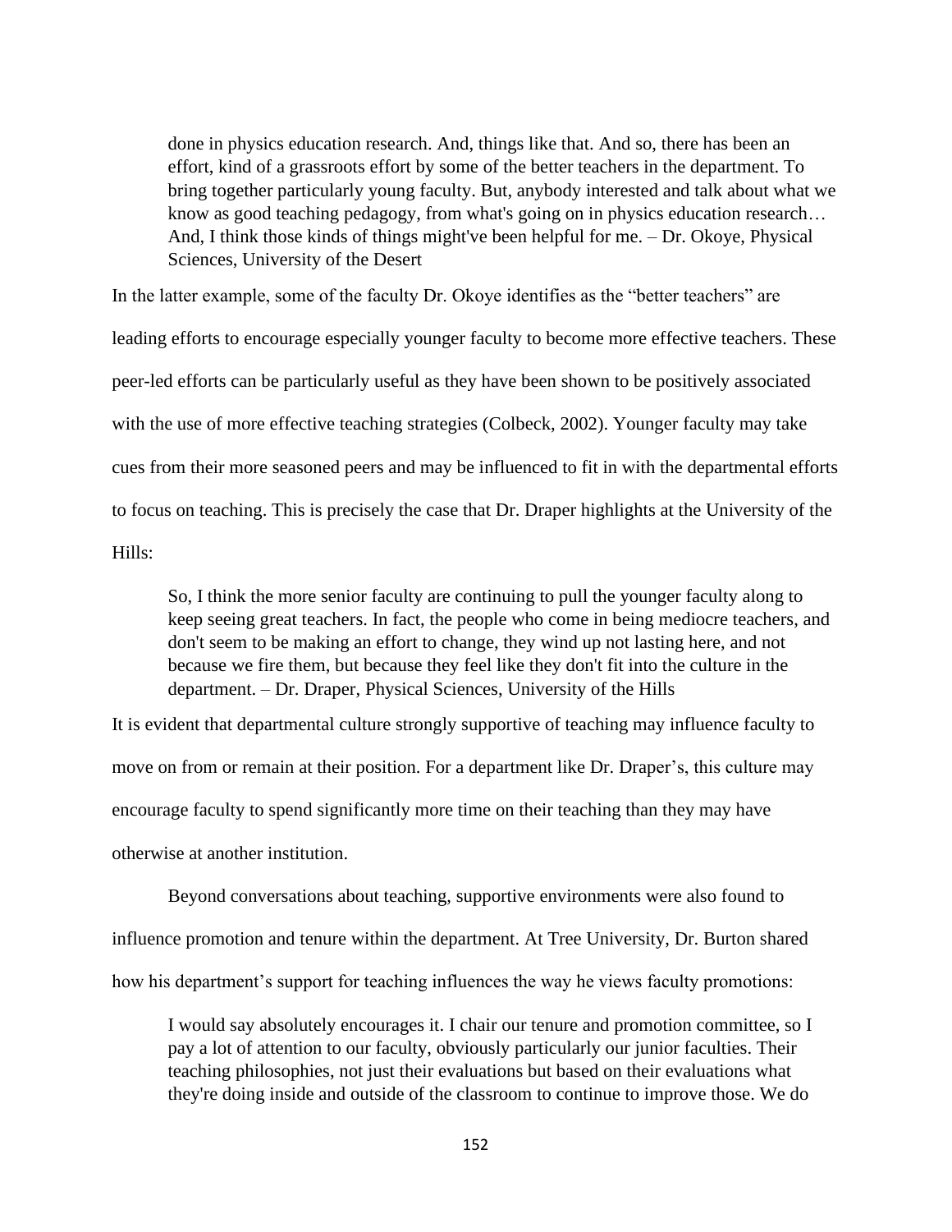> done in physics education research. And, things like that. And so, there has been an effort, kind of a grassroots effort by some of the better teachers in the department. To bring together particularly young faculty. But, anybody interested and talk about what we know as good teaching pedagogy, from what's going on in physics education research… And, I think those kinds of things might've been helpful for me. – Dr. Okoye, Physical Sciences, University of the Desert

In the latter example, some of the faculty Dr. Okoye identifies as the "better teachers" are leading efforts to encourage especially younger faculty to become more effective teachers. These peer-led efforts can be particularly useful as they have been shown to be positively associated with the use of more effective teaching strategies (Colbeck, 2002). Younger faculty may take cues from their more seasoned peers and may be influenced to fit in with the departmental efforts to focus on teaching. This is precisely the case that Dr. Draper highlights at the University of the Hills:

> So, I think the more senior faculty are continuing to pull the younger faculty along to keep seeing great teachers. In fact, the people who come in being mediocre teachers, and don't seem to be making an effort to change, they wind up not lasting here, and not because we fire them, but because they feel like they don't fit into the culture in the department. – Dr. Draper, Physical Sciences, University of the Hills

It is evident that departmental culture strongly supportive of teaching may influence faculty to move on from or remain at their position. For a department like Dr. Draper's, this culture may encourage faculty to spend significantly more time on their teaching than they may have otherwise at another institution.

Beyond conversations about teaching, supportive environments were also found to influence promotion and tenure within the department. At Tree University, Dr. Burton shared how his department's support for teaching influences the way he views faculty promotions:

> I would say absolutely encourages it. I chair our tenure and promotion committee, so I pay a lot of attention to our faculty, obviously particularly our junior faculties. Their teaching philosophies, not just their evaluations but based on their evaluations what they're doing inside and outside of the classroom to continue to improve those. We do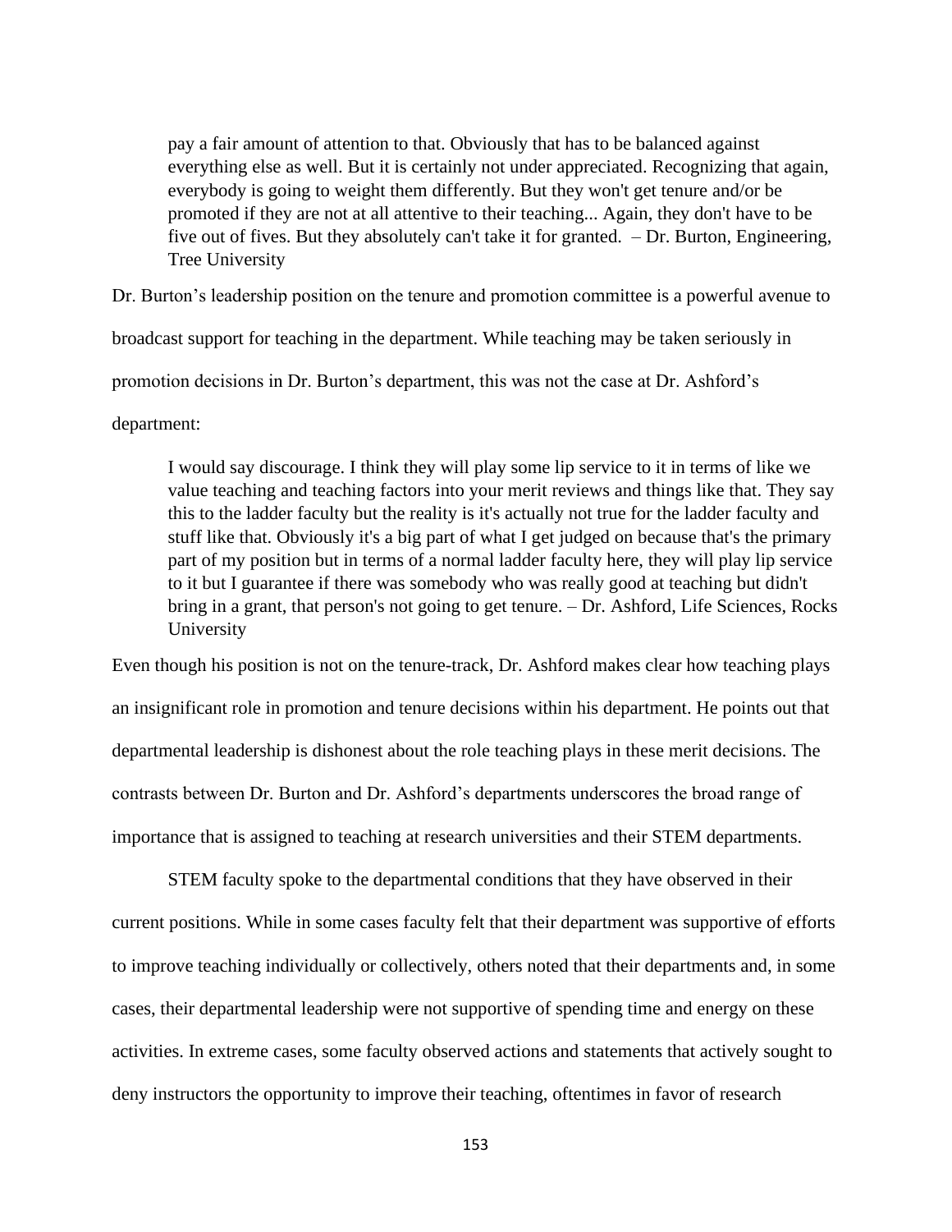> pay a fair amount of attention to that. Obviously that has to be balanced against everything else as well. But it is certainly not under appreciated. Recognizing that again, everybody is going to weight them differently. But they won't get tenure and/or be promoted if they are not at all attentive to their teaching... Again, they don't have to be five out of fives. But they absolutely can't take it for granted. – Dr. Burton, Engineering, Tree University

Dr. Burton's leadership position on the tenure and promotion committee is a powerful avenue to broadcast support for teaching in the department. While teaching may be taken seriously in promotion decisions in Dr. Burton's department, this was not the case at Dr. Ashford's department:

> I would say discourage. I think they will play some lip service to it in terms of like we value teaching and teaching factors into your merit reviews and things like that. They say this to the ladder faculty but the reality is it's actually not true for the ladder faculty and stuff like that. Obviously it's a big part of what I get judged on because that's the primary part of my position but in terms of a normal ladder faculty here, they will play lip service to it but I guarantee if there was somebody who was really good at teaching but didn't bring in a grant, that person's not going to get tenure. – Dr. Ashford, Life Sciences, Rocks University

Even though his position is not on the tenure-track, Dr. Ashford makes clear how teaching plays an insignificant role in promotion and tenure decisions within his department. He points out that departmental leadership is dishonest about the role teaching plays in these merit decisions. The contrasts between Dr. Burton and Dr. Ashford's departments underscores the broad range of importance that is assigned to teaching at research universities and their STEM departments.

STEM faculty spoke to the departmental conditions that they have observed in their current positions. While in some cases faculty felt that their department was supportive of efforts to improve teaching individually or collectively, others noted that their departments and, in some cases, their departmental leadership were not supportive of spending time and energy on these activities. In extreme cases, some faculty observed actions and statements that actively sought to deny instructors the opportunity to improve their teaching, oftentimes in favor of research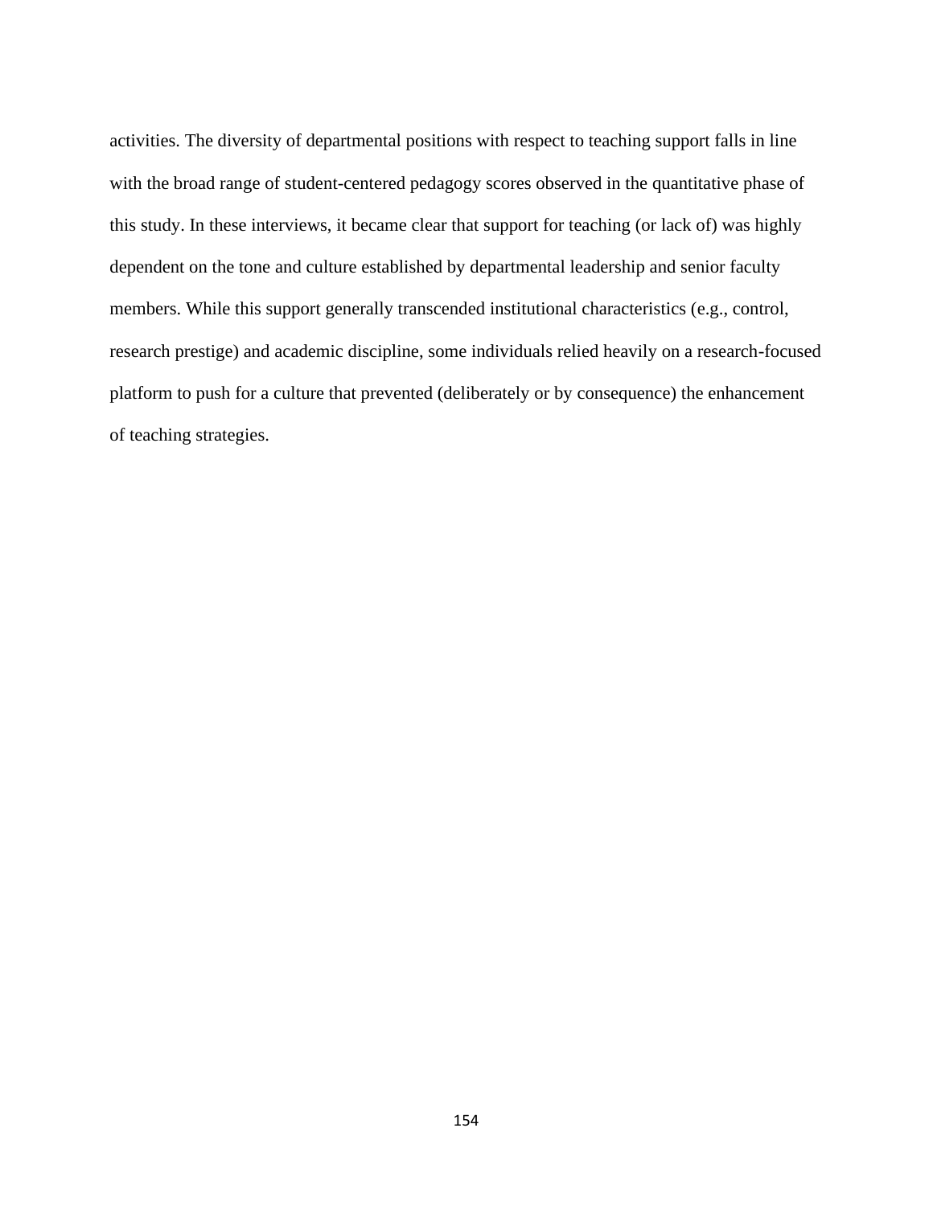activities. The diversity of departmental positions with respect to teaching support falls in line with the broad range of student-centered pedagogy scores observed in the quantitative phase of this study. In these interviews, it became clear that support for teaching (or lack of) was highly dependent on the tone and culture established by departmental leadership and senior faculty members. While this support generally transcended institutional characteristics (e.g., control, research prestige) and academic discipline, some individuals relied heavily on a research-focused platform to push for a culture that prevented (deliberately or by consequence) the enhancement of teaching strategies.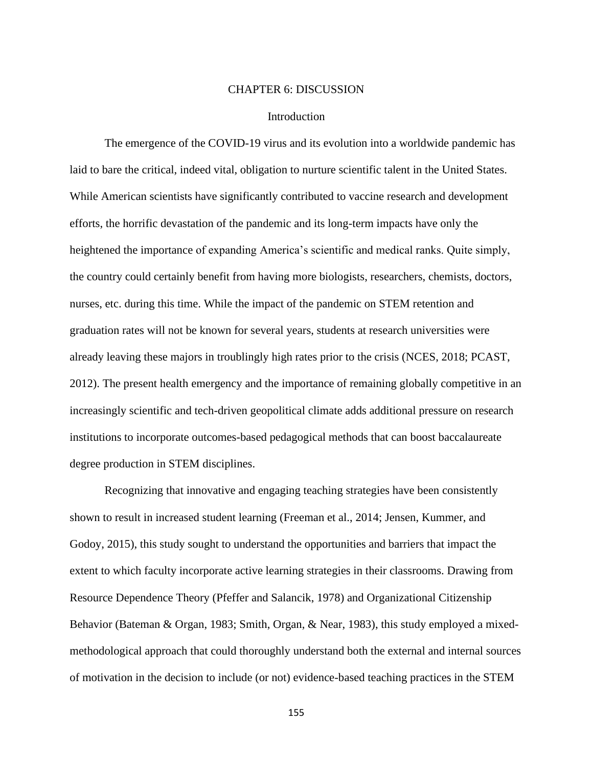# CHAPTER 6: DISCUSSION

## Introduction

The emergence of the COVID-19 virus and its evolution into a worldwide pandemic has laid to bare the critical, indeed vital, obligation to nurture scientific talent in the United States. While American scientists have significantly contributed to vaccine research and development efforts, the horrific devastation of the pandemic and its long-term impacts have only the heightened the importance of expanding America's scientific and medical ranks. Quite simply, the country could certainly benefit from having more biologists, researchers, chemists, doctors, nurses, etc. during this time. While the impact of the pandemic on STEM retention and graduation rates will not be known for several years, students at research universities were already leaving these majors in troublingly high rates prior to the crisis (NCES, 2018; PCAST, 2012). The present health emergency and the importance of remaining globally competitive in an increasingly scientific and tech-driven geopolitical climate adds additional pressure on research institutions to incorporate outcomes-based pedagogical methods that can boost baccalaureate degree production in STEM disciplines.

Recognizing that innovative and engaging teaching strategies have been consistently shown to result in increased student learning (Freeman et al., 2014; Jensen, Kummer, and Godoy, 2015), this study sought to understand the opportunities and barriers that impact the extent to which faculty incorporate active learning strategies in their classrooms. Drawing from Resource Dependence Theory (Pfeffer and Salancik, 1978) and Organizational Citizenship Behavior (Bateman & Organ, 1983; Smith, Organ, & Near, 1983), this study employed a mixed-methodological approach that could thoroughly understand both the external and internal sources of motivation in the decision to include (or not) evidence-based teaching practices in the STEM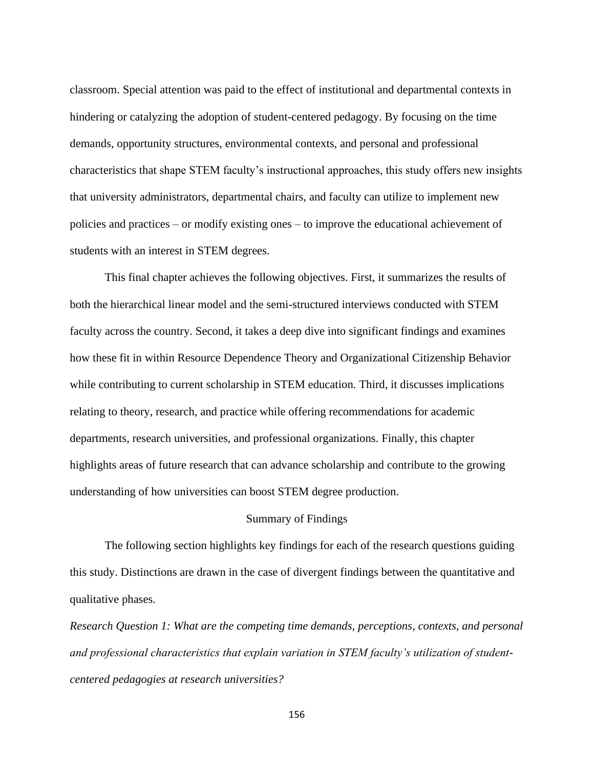classroom. Special attention was paid to the effect of institutional and departmental contexts in hindering or catalyzing the adoption of student-centered pedagogy. By focusing on the time demands, opportunity structures, environmental contexts, and personal and professional characteristics that shape STEM faculty's instructional approaches, this study offers new insights that university administrators, departmental chairs, and faculty can utilize to implement new policies and practices – or modify existing ones – to improve the educational achievement of students with an interest in STEM degrees.

This final chapter achieves the following objectives. First, it summarizes the results of both the hierarchical linear model and the semi-structured interviews conducted with STEM faculty across the country. Second, it takes a deep dive into significant findings and examines how these fit in within Resource Dependence Theory and Organizational Citizenship Behavior while contributing to current scholarship in STEM education. Third, it discusses implications relating to theory, research, and practice while offering recommendations for academic departments, research universities, and professional organizations. Finally, this chapter highlights areas of future research that can advance scholarship and contribute to the growing understanding of how universities can boost STEM degree production.

## Summary of Findings

The following section highlights key findings for each of the research questions guiding this study. Distinctions are drawn in the case of divergent findings between the quantitative and qualitative phases.

*Research Question 1: What are the competing time demands, perceptions, contexts, and personal and professional characteristics that explain variation in STEM faculty's utilization of student-centered pedagogies at research universities?*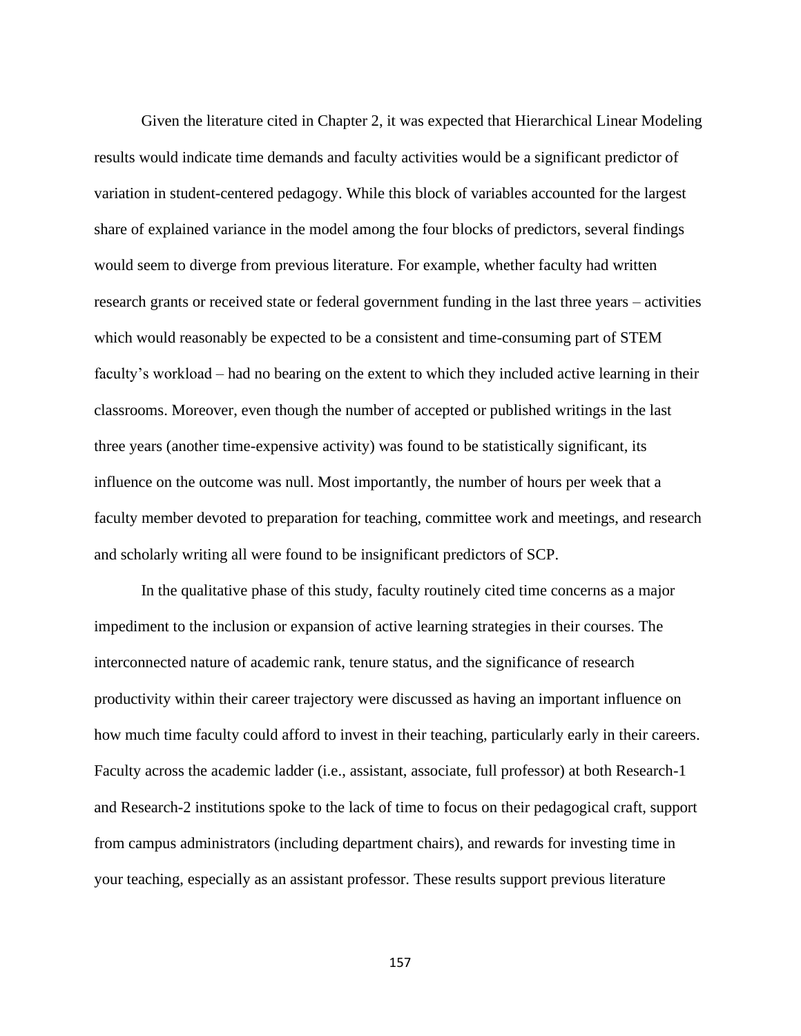Given the literature cited in Chapter 2, it was expected that Hierarchical Linear Modeling results would indicate time demands and faculty activities would be a significant predictor of variation in student-centered pedagogy. While this block of variables accounted for the largest share of explained variance in the model among the four blocks of predictors, several findings would seem to diverge from previous literature. For example, whether faculty had written research grants or received state or federal government funding in the last three years – activities which would reasonably be expected to be a consistent and time-consuming part of STEM faculty's workload – had no bearing on the extent to which they included active learning in their classrooms. Moreover, even though the number of accepted or published writings in the last three years (another time-expensive activity) was found to be statistically significant, its influence on the outcome was null. Most importantly, the number of hours per week that a faculty member devoted to preparation for teaching, committee work and meetings, and research and scholarly writing all were found to be insignificant predictors of SCP.

In the qualitative phase of this study, faculty routinely cited time concerns as a major impediment to the inclusion or expansion of active learning strategies in their courses. The interconnected nature of academic rank, tenure status, and the significance of research productivity within their career trajectory were discussed as having an important influence on how much time faculty could afford to invest in their teaching, particularly early in their careers. Faculty across the academic ladder (i.e., assistant, associate, full professor) at both Research-1 and Research-2 institutions spoke to the lack of time to focus on their pedagogical craft, support from campus administrators (including department chairs), and rewards for investing time in your teaching, especially as an assistant professor. These results support previous literature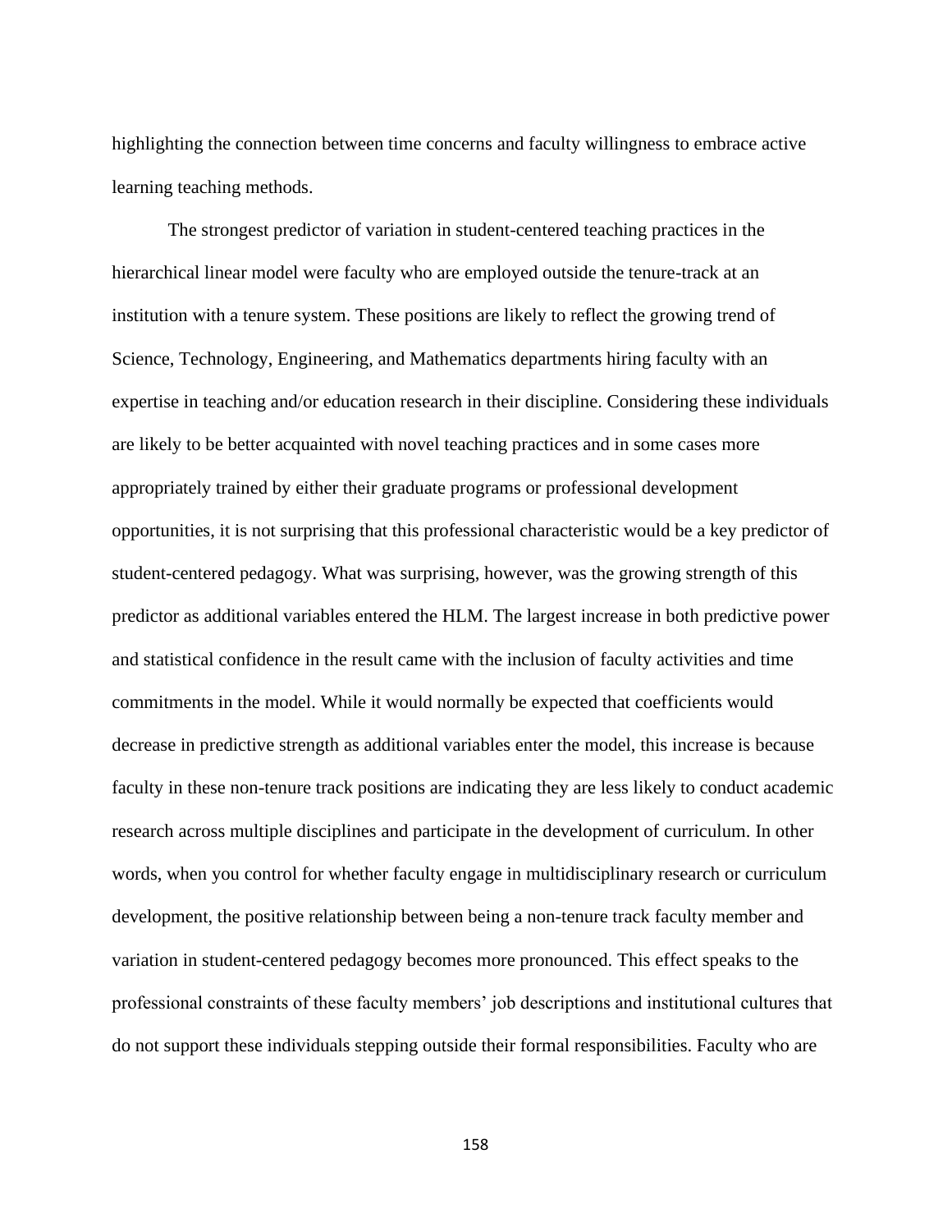highlighting the connection between time concerns and faculty willingness to embrace active learning teaching methods.

The strongest predictor of variation in student-centered teaching practices in the hierarchical linear model were faculty who are employed outside the tenure-track at an institution with a tenure system. These positions are likely to reflect the growing trend of Science, Technology, Engineering, and Mathematics departments hiring faculty with an expertise in teaching and/or education research in their discipline. Considering these individuals are likely to be better acquainted with novel teaching practices and in some cases more appropriately trained by either their graduate programs or professional development opportunities, it is not surprising that this professional characteristic would be a key predictor of student-centered pedagogy. What was surprising, however, was the growing strength of this predictor as additional variables entered the HLM. The largest increase in both predictive power and statistical confidence in the result came with the inclusion of faculty activities and time commitments in the model. While it would normally be expected that coefficients would decrease in predictive strength as additional variables enter the model, this increase is because faculty in these non-tenure track positions are indicating they are less likely to conduct academic research across multiple disciplines and participate in the development of curriculum. In other words, when you control for whether faculty engage in multidisciplinary research or curriculum development, the positive relationship between being a non-tenure track faculty member and variation in student-centered pedagogy becomes more pronounced. This effect speaks to the professional constraints of these faculty members' job descriptions and institutional cultures that do not support these individuals stepping outside their formal responsibilities. Faculty who are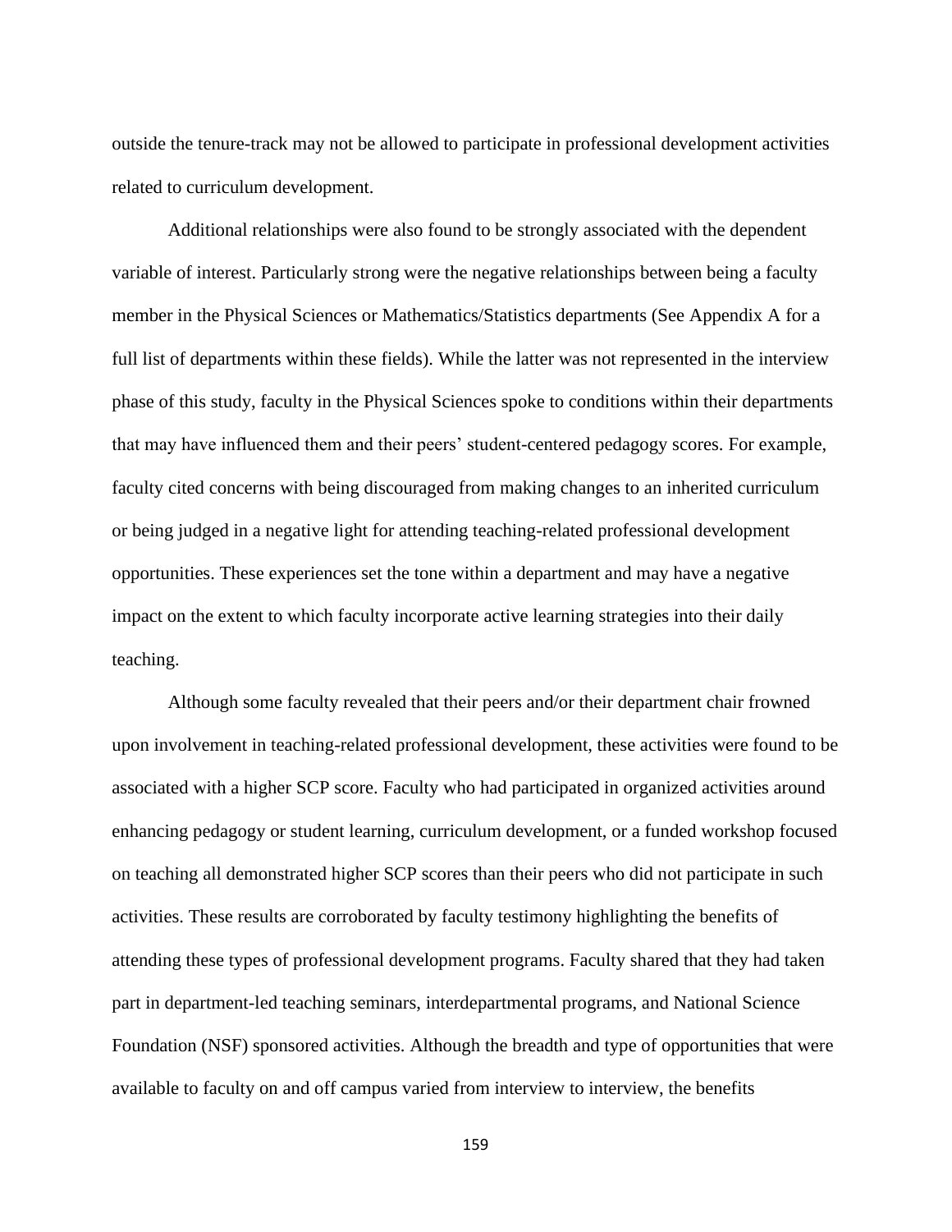outside the tenure-track may not be allowed to participate in professional development activities related to curriculum development.

Additional relationships were also found to be strongly associated with the dependent variable of interest. Particularly strong were the negative relationships between being a faculty member in the Physical Sciences or Mathematics/Statistics departments (See Appendix A for a full list of departments within these fields). While the latter was not represented in the interview phase of this study, faculty in the Physical Sciences spoke to conditions within their departments that may have influenced them and their peers' student-centered pedagogy scores. For example, faculty cited concerns with being discouraged from making changes to an inherited curriculum or being judged in a negative light for attending teaching-related professional development opportunities. These experiences set the tone within a department and may have a negative impact on the extent to which faculty incorporate active learning strategies into their daily teaching.

Although some faculty revealed that their peers and/or their department chair frowned upon involvement in teaching-related professional development, these activities were found to be associated with a higher SCP score. Faculty who had participated in organized activities around enhancing pedagogy or student learning, curriculum development, or a funded workshop focused on teaching all demonstrated higher SCP scores than their peers who did not participate in such activities. These results are corroborated by faculty testimony highlighting the benefits of attending these types of professional development programs. Faculty shared that they had taken part in department-led teaching seminars, interdepartmental programs, and National Science Foundation (NSF) sponsored activities. Although the breadth and type of opportunities that were available to faculty on and off campus varied from interview to interview, the benefits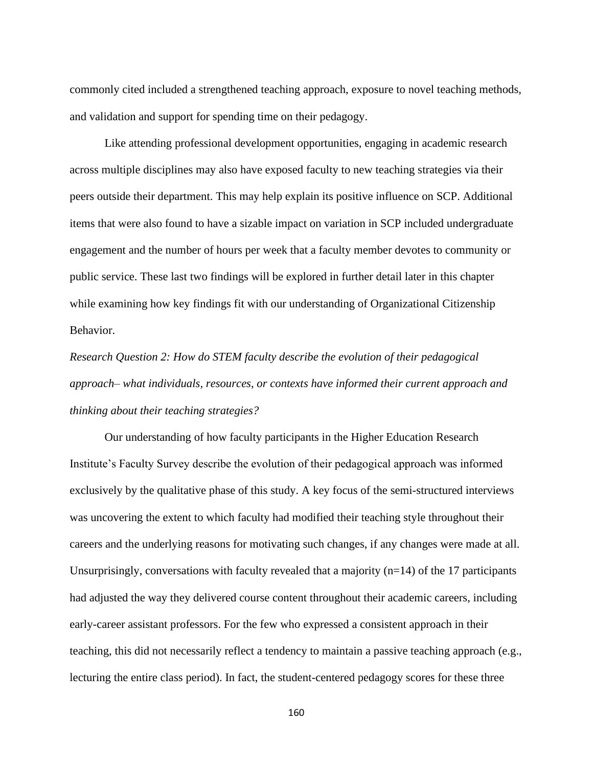commonly cited included a strengthened teaching approach, exposure to novel teaching methods, and validation and support for spending time on their pedagogy.

Like attending professional development opportunities, engaging in academic research across multiple disciplines may also have exposed faculty to new teaching strategies via their peers outside their department. This may help explain its positive influence on SCP. Additional items that were also found to have a sizable impact on variation in SCP included undergraduate engagement and the number of hours per week that a faculty member devotes to community or public service. These last two findings will be explored in further detail later in this chapter while examining how key findings fit with our understanding of Organizational Citizenship Behavior.

*Research Question 2: How do STEM faculty describe the evolution of their pedagogical approach– what individuals, resources, or contexts have informed their current approach and thinking about their teaching strategies?*

Our understanding of how faculty participants in the Higher Education Research Institute's Faculty Survey describe the evolution of their pedagogical approach was informed exclusively by the qualitative phase of this study. A key focus of the semi-structured interviews was uncovering the extent to which faculty had modified their teaching style throughout their careers and the underlying reasons for motivating such changes, if any changes were made at all. Unsurprisingly, conversations with faculty revealed that a majority (n=14) of the 17 participants had adjusted the way they delivered course content throughout their academic careers, including early-career assistant professors. For the few who expressed a consistent approach in their teaching, this did not necessarily reflect a tendency to maintain a passive teaching approach (e.g., lecturing the entire class period). In fact, the student-centered pedagogy scores for these three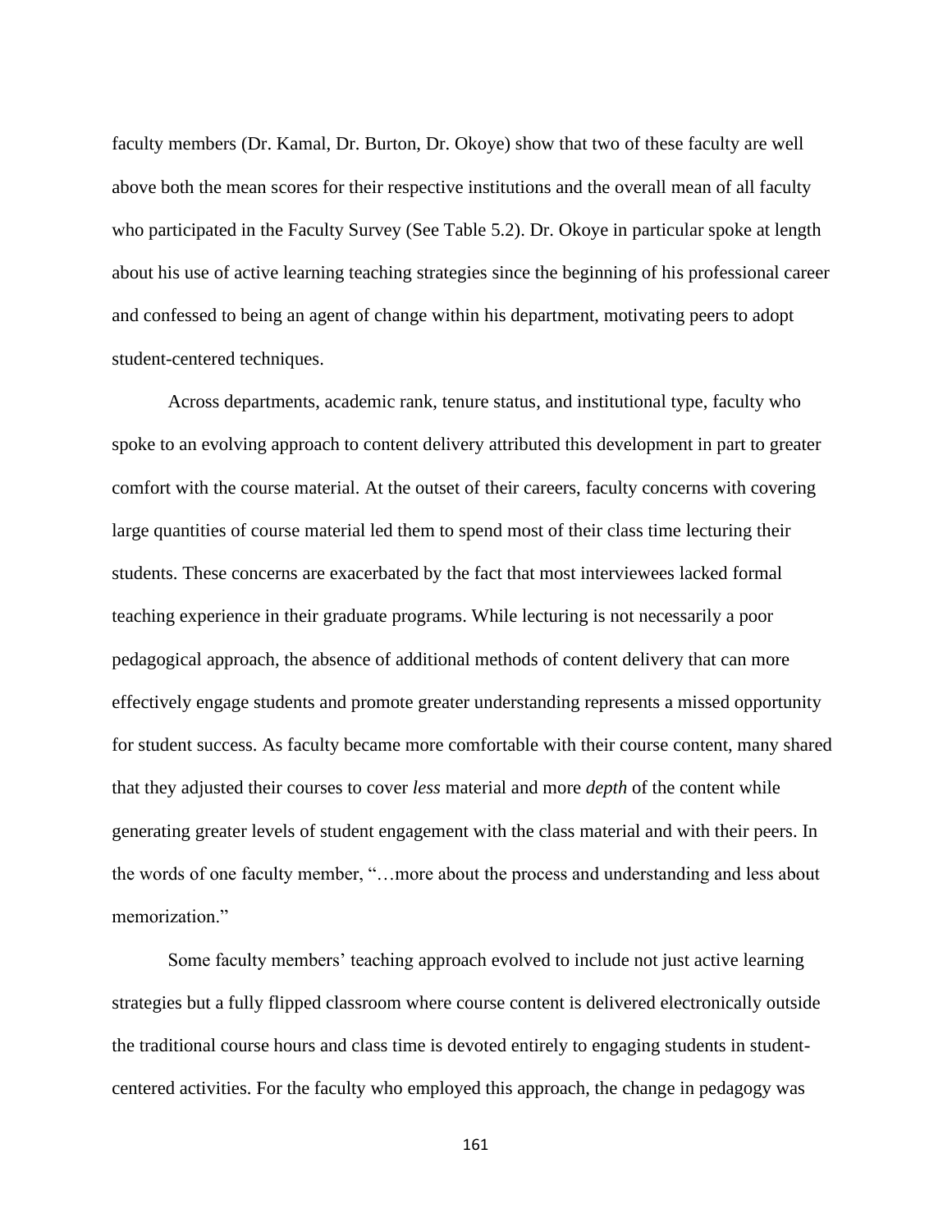faculty members (Dr. Kamal, Dr. Burton, Dr. Okoye) show that two of these faculty are well above both the mean scores for their respective institutions and the overall mean of all faculty who participated in the Faculty Survey (See Table 5.2). Dr. Okoye in particular spoke at length about his use of active learning teaching strategies since the beginning of his professional career and confessed to being an agent of change within his department, motivating peers to adopt student-centered techniques.

Across departments, academic rank, tenure status, and institutional type, faculty who spoke to an evolving approach to content delivery attributed this development in part to greater comfort with the course material. At the outset of their careers, faculty concerns with covering large quantities of course material led them to spend most of their class time lecturing their students. These concerns are exacerbated by the fact that most interviewees lacked formal teaching experience in their graduate programs. While lecturing is not necessarily a poor pedagogical approach, the absence of additional methods of content delivery that can more effectively engage students and promote greater understanding represents a missed opportunity for student success. As faculty became more comfortable with their course content, many shared that they adjusted their courses to cover *less* material and more *depth* of the content while generating greater levels of student engagement with the class material and with their peers. In the words of one faculty member, "…more about the process and understanding and less about memorization."

Some faculty members' teaching approach evolved to include not just active learning strategies but a fully flipped classroom where course content is delivered electronically outside the traditional course hours and class time is devoted entirely to engaging students in student-centered activities. For the faculty who employed this approach, the change in pedagogy was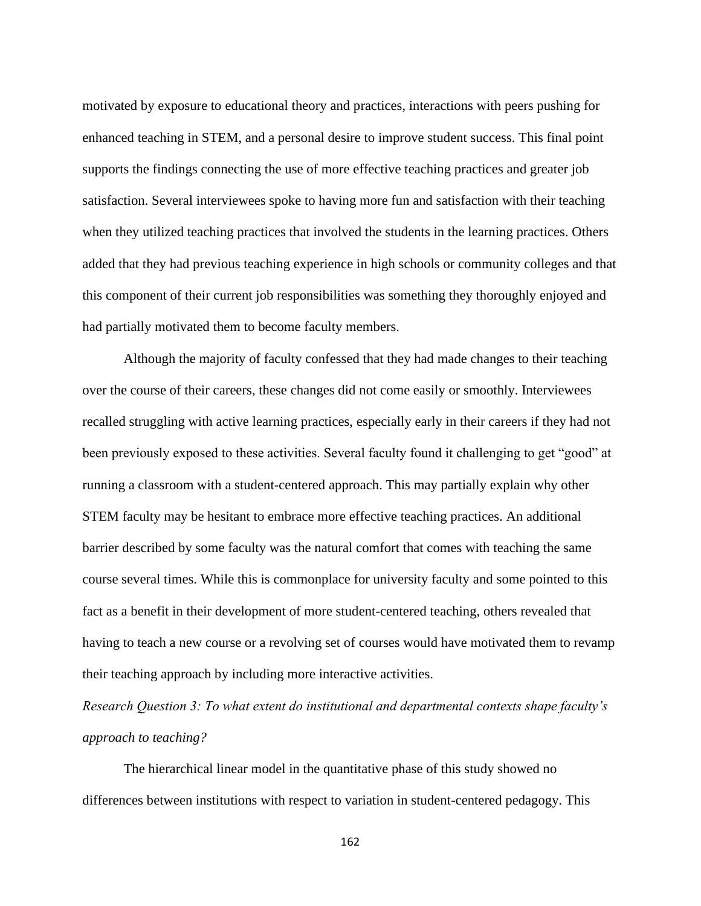motivated by exposure to educational theory and practices, interactions with peers pushing for enhanced teaching in STEM, and a personal desire to improve student success. This final point supports the findings connecting the use of more effective teaching practices and greater job satisfaction. Several interviewees spoke to having more fun and satisfaction with their teaching when they utilized teaching practices that involved the students in the learning practices. Others added that they had previous teaching experience in high schools or community colleges and that this component of their current job responsibilities was something they thoroughly enjoyed and had partially motivated them to become faculty members.

Although the majority of faculty confessed that they had made changes to their teaching over the course of their careers, these changes did not come easily or smoothly. Interviewees recalled struggling with active learning practices, especially early in their careers if they had not been previously exposed to these activities. Several faculty found it challenging to get "good" at running a classroom with a student-centered approach. This may partially explain why other STEM faculty may be hesitant to embrace more effective teaching practices. An additional barrier described by some faculty was the natural comfort that comes with teaching the same course several times. While this is commonplace for university faculty and some pointed to this fact as a benefit in their development of more student-centered teaching, others revealed that having to teach a new course or a revolving set of courses would have motivated them to revamp their teaching approach by including more interactive activities.

*Research Question 3: To what extent do institutional and departmental contexts shape faculty's approach to teaching?*

The hierarchical linear model in the quantitative phase of this study showed no differences between institutions with respect to variation in student-centered pedagogy. This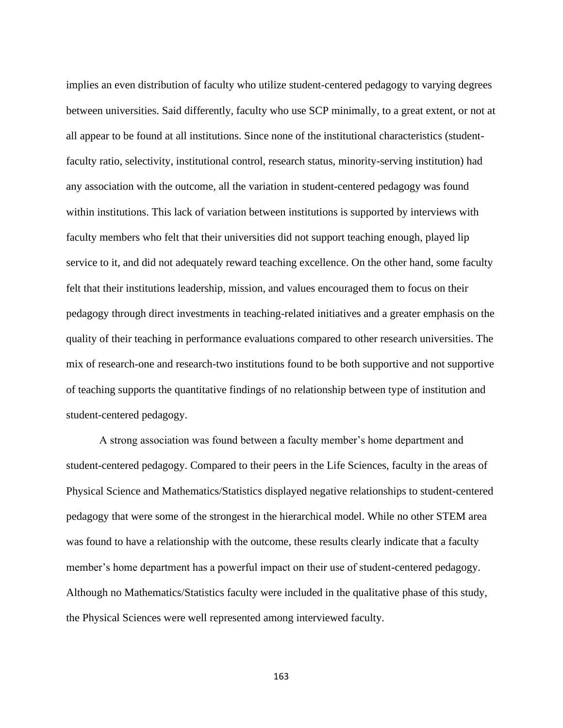implies an even distribution of faculty who utilize student-centered pedagogy to varying degrees between universities. Said differently, faculty who use SCP minimally, to a great extent, or not at all appear to be found at all institutions. Since none of the institutional characteristics (student-faculty ratio, selectivity, institutional control, research status, minority-serving institution) had any association with the outcome, all the variation in student-centered pedagogy was found within institutions. This lack of variation between institutions is supported by interviews with faculty members who felt that their universities did not support teaching enough, played lip service to it, and did not adequately reward teaching excellence. On the other hand, some faculty felt that their institutions leadership, mission, and values encouraged them to focus on their pedagogy through direct investments in teaching-related initiatives and a greater emphasis on the quality of their teaching in performance evaluations compared to other research universities. The mix of research-one and research-two institutions found to be both supportive and not supportive of teaching supports the quantitative findings of no relationship between type of institution and student-centered pedagogy.

A strong association was found between a faculty member's home department and student-centered pedagogy. Compared to their peers in the Life Sciences, faculty in the areas of Physical Science and Mathematics/Statistics displayed negative relationships to student-centered pedagogy that were some of the strongest in the hierarchical model. While no other STEM area was found to have a relationship with the outcome, these results clearly indicate that a faculty member's home department has a powerful impact on their use of student-centered pedagogy. Although no Mathematics/Statistics faculty were included in the qualitative phase of this study, the Physical Sciences were well represented among interviewed faculty.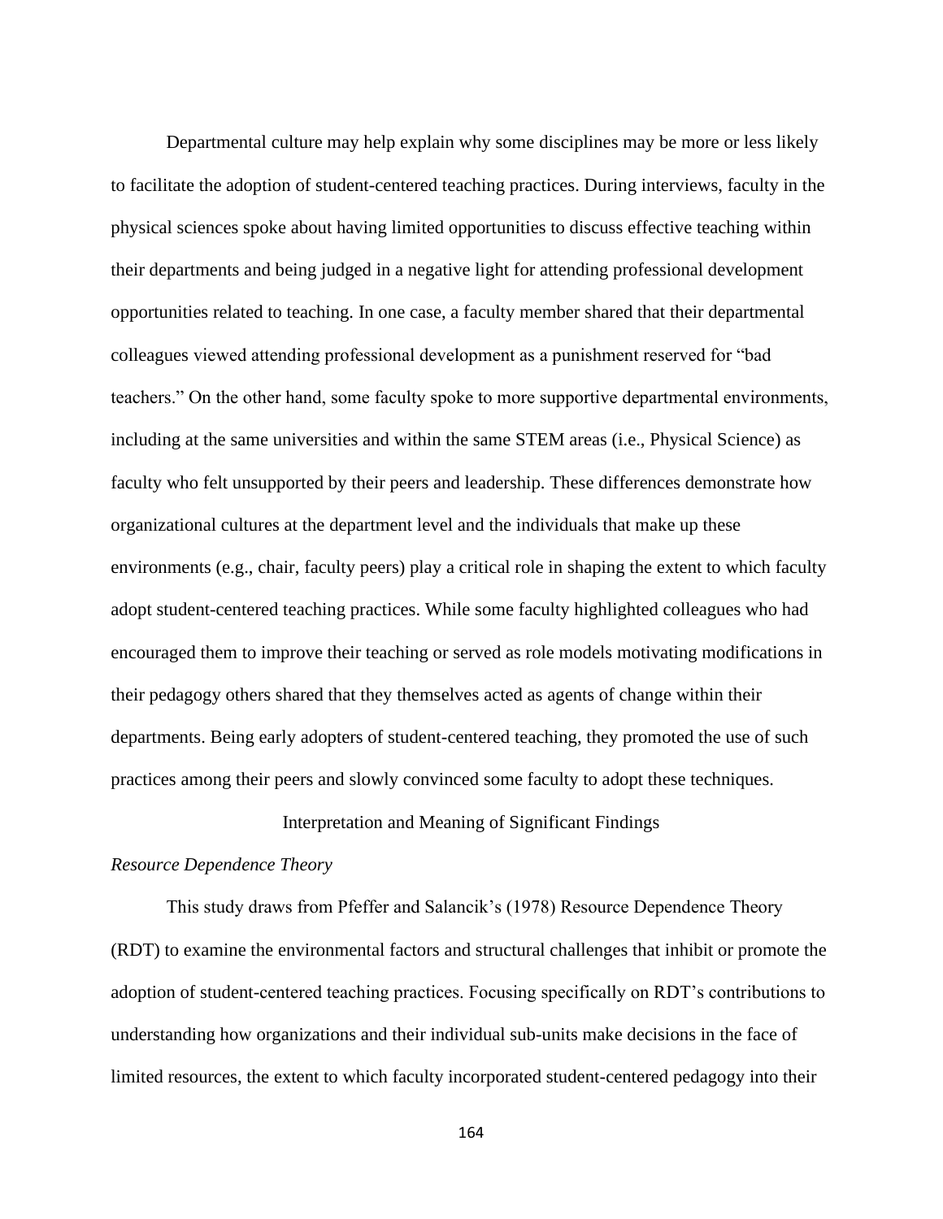Departmental culture may help explain why some disciplines may be more or less likely to facilitate the adoption of student-centered teaching practices. During interviews, faculty in the physical sciences spoke about having limited opportunities to discuss effective teaching within their departments and being judged in a negative light for attending professional development opportunities related to teaching. In one case, a faculty member shared that their departmental colleagues viewed attending professional development as a punishment reserved for "bad teachers." On the other hand, some faculty spoke to more supportive departmental environments, including at the same universities and within the same STEM areas (i.e., Physical Science) as faculty who felt unsupported by their peers and leadership. These differences demonstrate how organizational cultures at the department level and the individuals that make up these environments (e.g., chair, faculty peers) play a critical role in shaping the extent to which faculty adopt student-centered teaching practices. While some faculty highlighted colleagues who had encouraged them to improve their teaching or served as role models motivating modifications in their pedagogy others shared that they themselves acted as agents of change within their departments. Being early adopters of student-centered teaching, they promoted the use of such practices among their peers and slowly convinced some faculty to adopt these techniques.

## Interpretation and Meaning of Significant Findings

### *Resource Dependence Theory*

This study draws from Pfeffer and Salancik's (1978) Resource Dependence Theory (RDT) to examine the environmental factors and structural challenges that inhibit or promote the adoption of student-centered teaching practices. Focusing specifically on RDT's contributions to understanding how organizations and their individual sub-units make decisions in the face of limited resources, the extent to which faculty incorporated student-centered pedagogy into their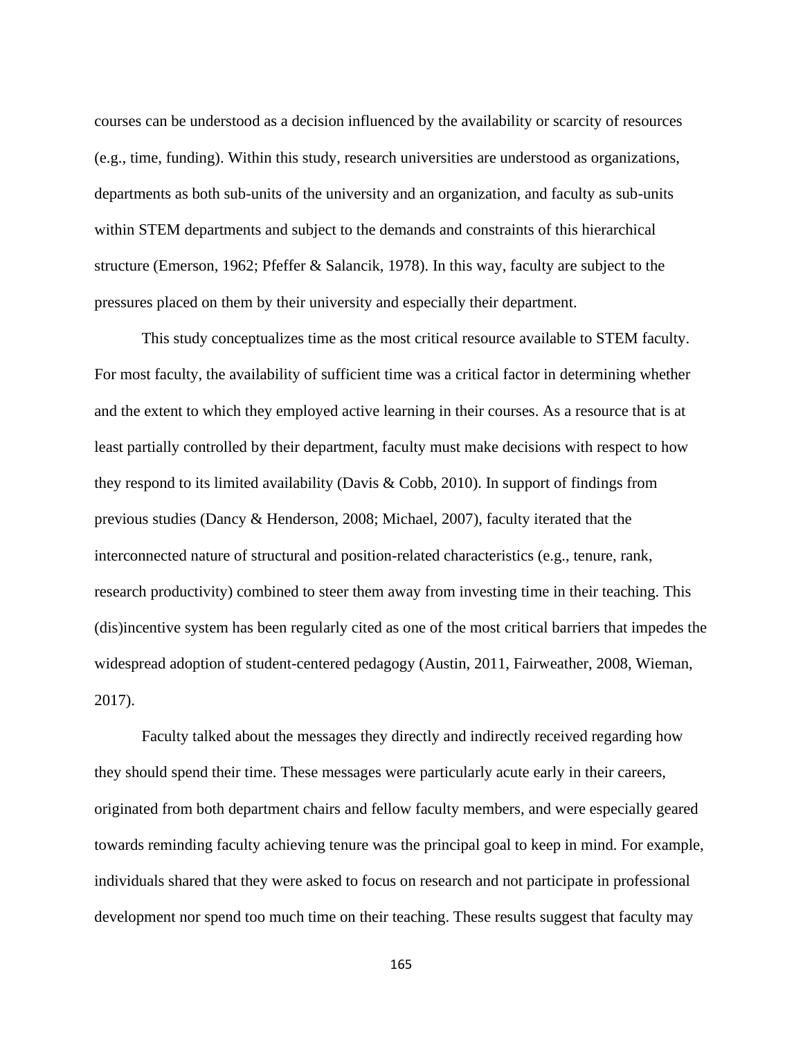courses can be understood as a decision influenced by the availability or scarcity of resources (e.g., time, funding). Within this study, research universities are understood as organizations, departments as both sub-units of the university and an organization, and faculty as sub-units within STEM departments and subject to the demands and constraints of this hierarchical structure (Emerson, 1962; Pfeffer & Salancik, 1978). In this way, faculty are subject to the pressures placed on them by their university and especially their department.

This study conceptualizes time as the most critical resource available to STEM faculty. For most faculty, the availability of sufficient time was a critical factor in determining whether and the extent to which they employed active learning in their courses. As a resource that is at least partially controlled by their department, faculty must make decisions with respect to how they respond to its limited availability (Davis & Cobb, 2010). In support of findings from previous studies (Dancy & Henderson, 2008; Michael, 2007), faculty iterated that the interconnected nature of structural and position-related characteristics (e.g., tenure, rank, research productivity) combined to steer them away from investing time in their teaching. This (dis)incentive system has been regularly cited as one of the most critical barriers that impedes the widespread adoption of student-centered pedagogy (Austin, 2011, Fairweather, 2008, Wieman, 2017).

Faculty talked about the messages they directly and indirectly received regarding how they should spend their time. These messages were particularly acute early in their careers, originated from both department chairs and fellow faculty members, and were especially geared towards reminding faculty achieving tenure was the principal goal to keep in mind. For example, individuals shared that they were asked to focus on research and not participate in professional development nor spend too much time on their teaching. These results suggest that faculty may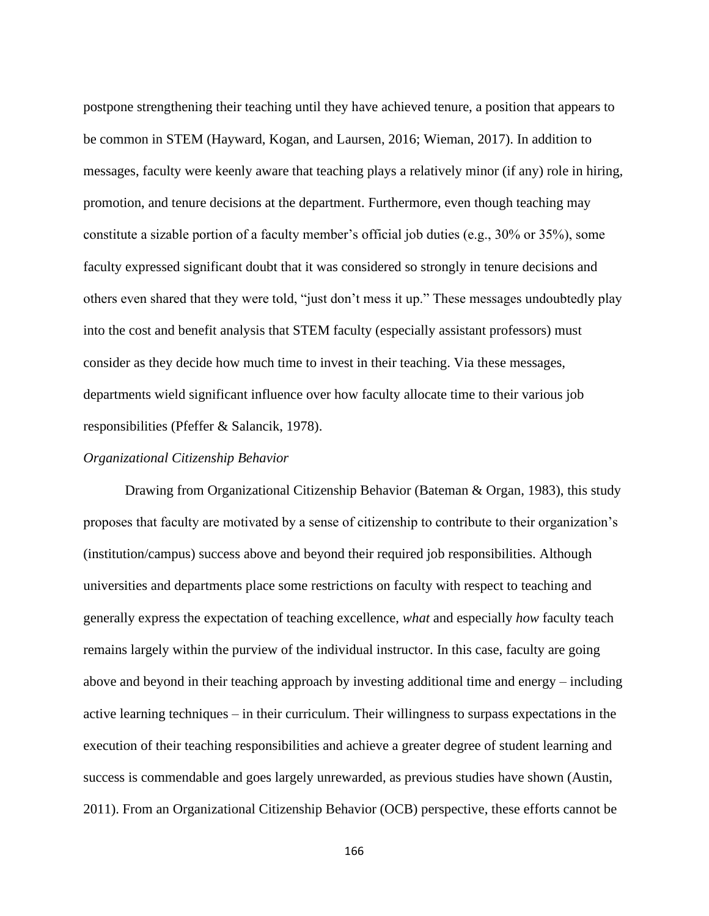postpone strengthening their teaching until they have achieved tenure, a position that appears to be common in STEM (Hayward, Kogan, and Laursen, 2016; Wieman, 2017). In addition to messages, faculty were keenly aware that teaching plays a relatively minor (if any) role in hiring, promotion, and tenure decisions at the department. Furthermore, even though teaching may constitute a sizable portion of a faculty member's official job duties (e.g., 30% or 35%), some faculty expressed significant doubt that it was considered so strongly in tenure decisions and others even shared that they were told, "just don't mess it up." These messages undoubtedly play into the cost and benefit analysis that STEM faculty (especially assistant professors) must consider as they decide how much time to invest in their teaching. Via these messages, departments wield significant influence over how faculty allocate time to their various job responsibilities (Pfeffer & Salancik, 1978).

*Organizational Citizenship Behavior*

Drawing from Organizational Citizenship Behavior (Bateman & Organ, 1983), this study proposes that faculty are motivated by a sense of citizenship to contribute to their organization's (institution/campus) success above and beyond their required job responsibilities. Although universities and departments place some restrictions on faculty with respect to teaching and generally express the expectation of teaching excellence, *what* and especially *how* faculty teach remains largely within the purview of the individual instructor. In this case, faculty are going above and beyond in their teaching approach by investing additional time and energy – including active learning techniques – in their curriculum. Their willingness to surpass expectations in the execution of their teaching responsibilities and achieve a greater degree of student learning and success is commendable and goes largely unrewarded, as previous studies have shown (Austin, 2011). From an Organizational Citizenship Behavior (OCB) perspective, these efforts cannot be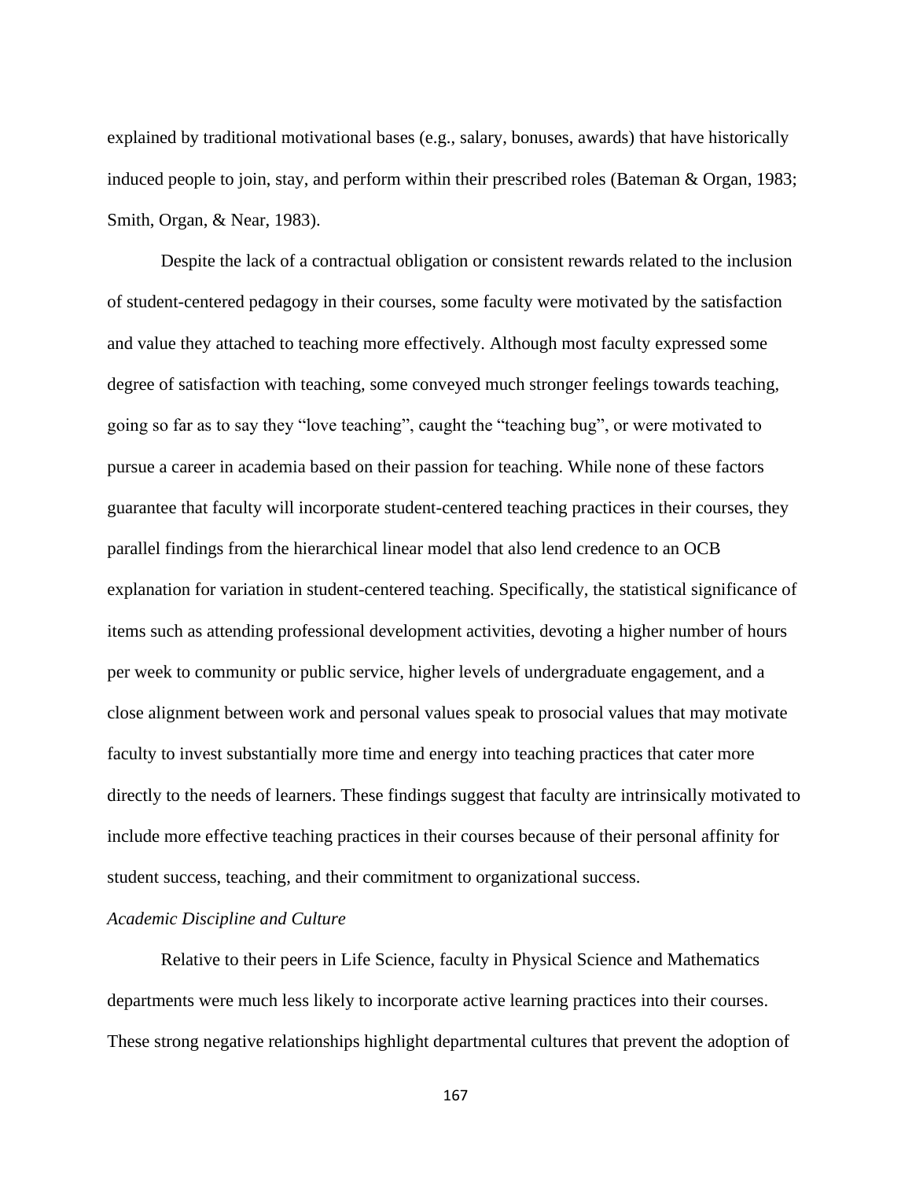explained by traditional motivational bases (e.g., salary, bonuses, awards) that have historically induced people to join, stay, and perform within their prescribed roles (Bateman & Organ, 1983; Smith, Organ, & Near, 1983).

Despite the lack of a contractual obligation or consistent rewards related to the inclusion of student-centered pedagogy in their courses, some faculty were motivated by the satisfaction and value they attached to teaching more effectively. Although most faculty expressed some degree of satisfaction with teaching, some conveyed much stronger feelings towards teaching, going so far as to say they "love teaching", caught the "teaching bug", or were motivated to pursue a career in academia based on their passion for teaching. While none of these factors guarantee that faculty will incorporate student-centered teaching practices in their courses, they parallel findings from the hierarchical linear model that also lend credence to an OCB explanation for variation in student-centered teaching. Specifically, the statistical significance of items such as attending professional development activities, devoting a higher number of hours per week to community or public service, higher levels of undergraduate engagement, and a close alignment between work and personal values speak to prosocial values that may motivate faculty to invest substantially more time and energy into teaching practices that cater more directly to the needs of learners. These findings suggest that faculty are intrinsically motivated to include more effective teaching practices in their courses because of their personal affinity for student success, teaching, and their commitment to organizational success.

*Academic Discipline and Culture*

Relative to their peers in Life Science, faculty in Physical Science and Mathematics departments were much less likely to incorporate active learning practices into their courses. These strong negative relationships highlight departmental cultures that prevent the adoption of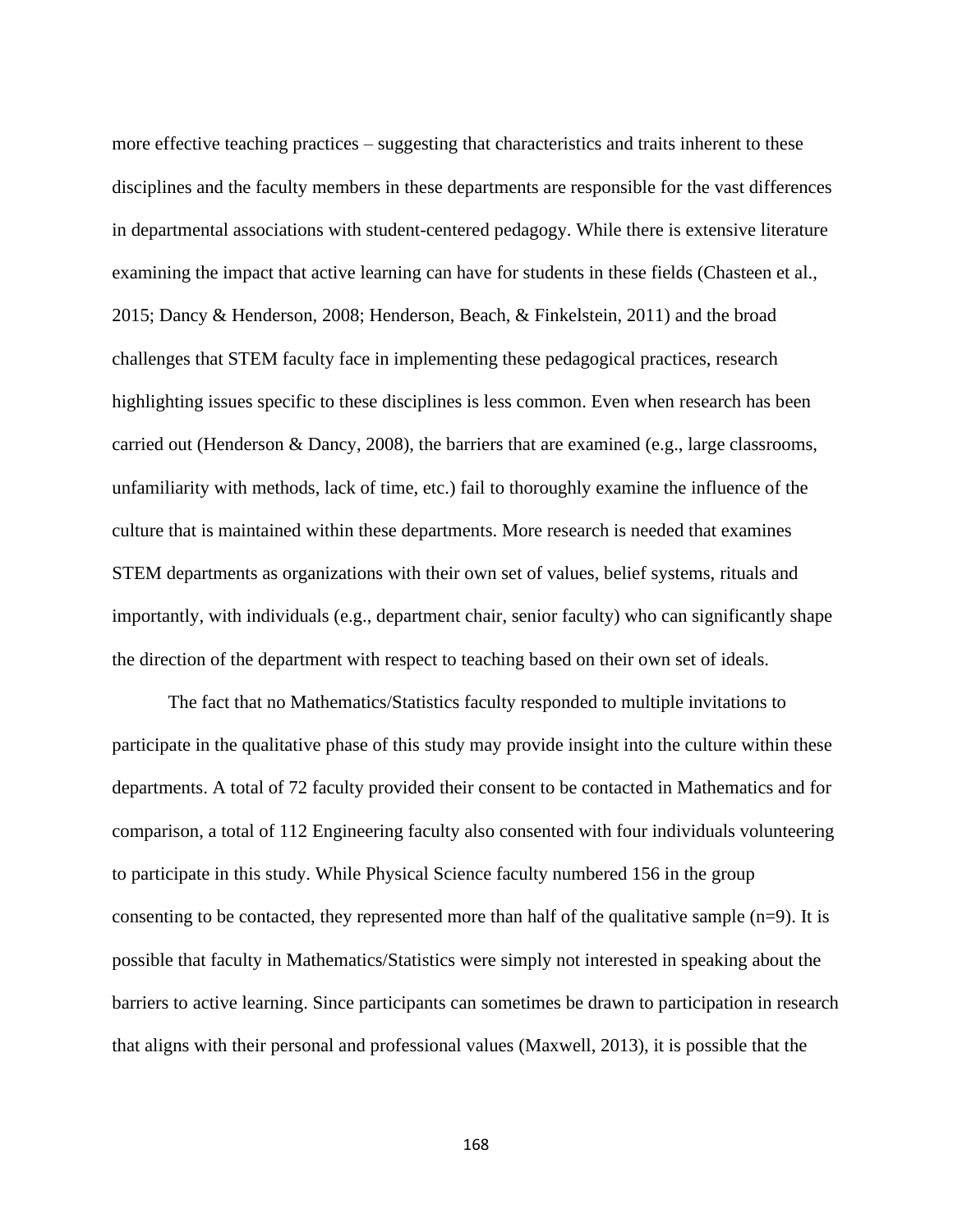more effective teaching practices – suggesting that characteristics and traits inherent to these disciplines and the faculty members in these departments are responsible for the vast differences in departmental associations with student-centered pedagogy. While there is extensive literature examining the impact that active learning can have for students in these fields (Chasteen et al., 2015; Dancy & Henderson, 2008; Henderson, Beach, & Finkelstein, 2011) and the broad challenges that STEM faculty face in implementing these pedagogical practices, research highlighting issues specific to these disciplines is less common. Even when research has been carried out (Henderson & Dancy, 2008), the barriers that are examined (e.g., large classrooms, unfamiliarity with methods, lack of time, etc.) fail to thoroughly examine the influence of the culture that is maintained within these departments. More research is needed that examines STEM departments as organizations with their own set of values, belief systems, rituals and importantly, with individuals (e.g., department chair, senior faculty) who can significantly shape the direction of the department with respect to teaching based on their own set of ideals.

The fact that no Mathematics/Statistics faculty responded to multiple invitations to participate in the qualitative phase of this study may provide insight into the culture within these departments. A total of 72 faculty provided their consent to be contacted in Mathematics and for comparison, a total of 112 Engineering faculty also consented with four individuals volunteering to participate in this study. While Physical Science faculty numbered 156 in the group consenting to be contacted, they represented more than half of the qualitative sample (n=9). It is possible that faculty in Mathematics/Statistics were simply not interested in speaking about the barriers to active learning. Since participants can sometimes be drawn to participation in research that aligns with their personal and professional values (Maxwell, 2013), it is possible that the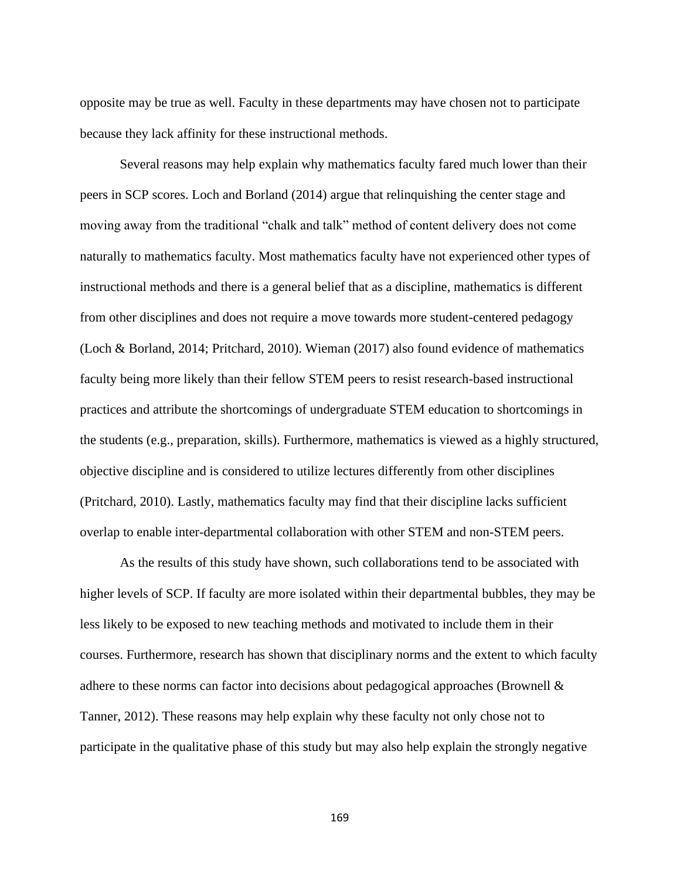opposite may be true as well. Faculty in these departments may have chosen not to participate because they lack affinity for these instructional methods.

Several reasons may help explain why mathematics faculty fared much lower than their peers in SCP scores. Loch and Borland (2014) argue that relinquishing the center stage and moving away from the traditional "chalk and talk" method of content delivery does not come naturally to mathematics faculty. Most mathematics faculty have not experienced other types of instructional methods and there is a general belief that as a discipline, mathematics is different from other disciplines and does not require a move towards more student-centered pedagogy (Loch & Borland, 2014; Pritchard, 2010). Wieman (2017) also found evidence of mathematics faculty being more likely than their fellow STEM peers to resist research-based instructional practices and attribute the shortcomings of undergraduate STEM education to shortcomings in the students (e.g., preparation, skills). Furthermore, mathematics is viewed as a highly structured, objective discipline and is considered to utilize lectures differently from other disciplines (Pritchard, 2010). Lastly, mathematics faculty may find that their discipline lacks sufficient overlap to enable inter-departmental collaboration with other STEM and non-STEM peers.

As the results of this study have shown, such collaborations tend to be associated with higher levels of SCP. If faculty are more isolated within their departmental bubbles, they may be less likely to be exposed to new teaching methods and motivated to include them in their courses. Furthermore, research has shown that disciplinary norms and the extent to which faculty adhere to these norms can factor into decisions about pedagogical approaches (Brownell & Tanner, 2012). These reasons may help explain why these faculty not only chose not to participate in the qualitative phase of this study but may also help explain the strongly negative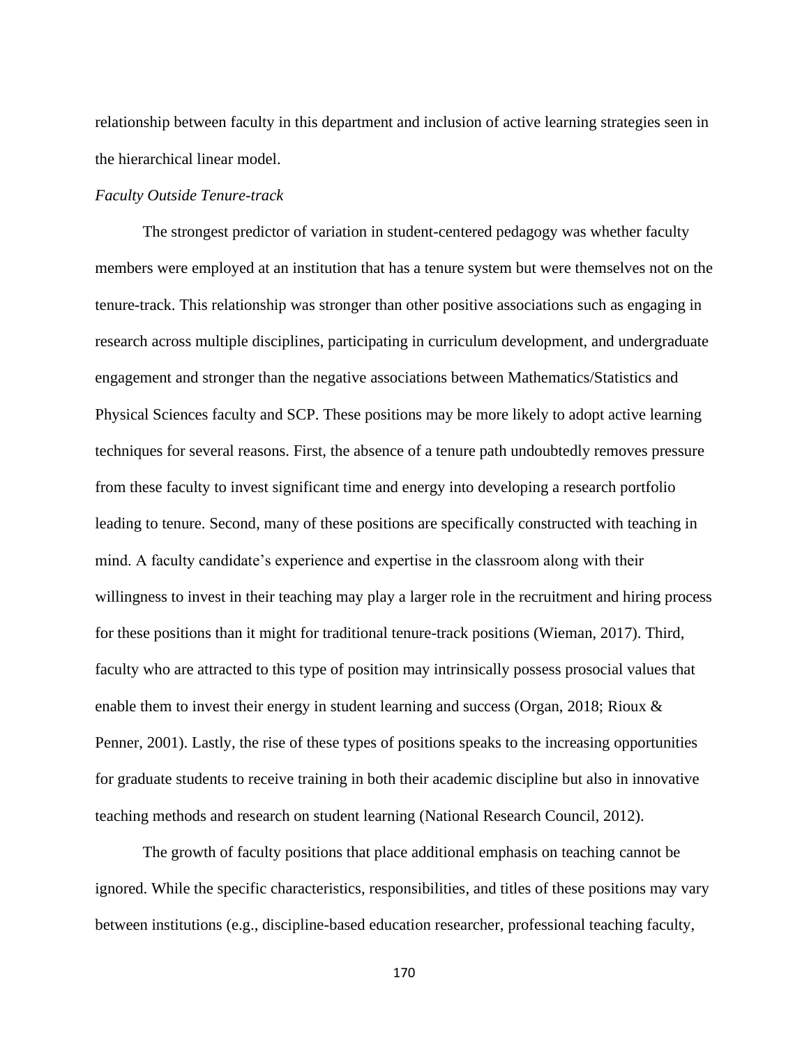relationship between faculty in this department and inclusion of active learning strategies seen in the hierarchical linear model.

*Faculty Outside Tenure-track*

The strongest predictor of variation in student-centered pedagogy was whether faculty members were employed at an institution that has a tenure system but were themselves not on the tenure-track. This relationship was stronger than other positive associations such as engaging in research across multiple disciplines, participating in curriculum development, and undergraduate engagement and stronger than the negative associations between Mathematics/Statistics and Physical Sciences faculty and SCP. These positions may be more likely to adopt active learning techniques for several reasons. First, the absence of a tenure path undoubtedly removes pressure from these faculty to invest significant time and energy into developing a research portfolio leading to tenure. Second, many of these positions are specifically constructed with teaching in mind. A faculty candidate's experience and expertise in the classroom along with their willingness to invest in their teaching may play a larger role in the recruitment and hiring process for these positions than it might for traditional tenure-track positions (Wieman, 2017). Third, faculty who are attracted to this type of position may intrinsically possess prosocial values that enable them to invest their energy in student learning and success (Organ, 2018; Rioux & Penner, 2001). Lastly, the rise of these types of positions speaks to the increasing opportunities for graduate students to receive training in both their academic discipline but also in innovative teaching methods and research on student learning (National Research Council, 2012).

The growth of faculty positions that place additional emphasis on teaching cannot be ignored. While the specific characteristics, responsibilities, and titles of these positions may vary between institutions (e.g., discipline-based education researcher, professional teaching faculty,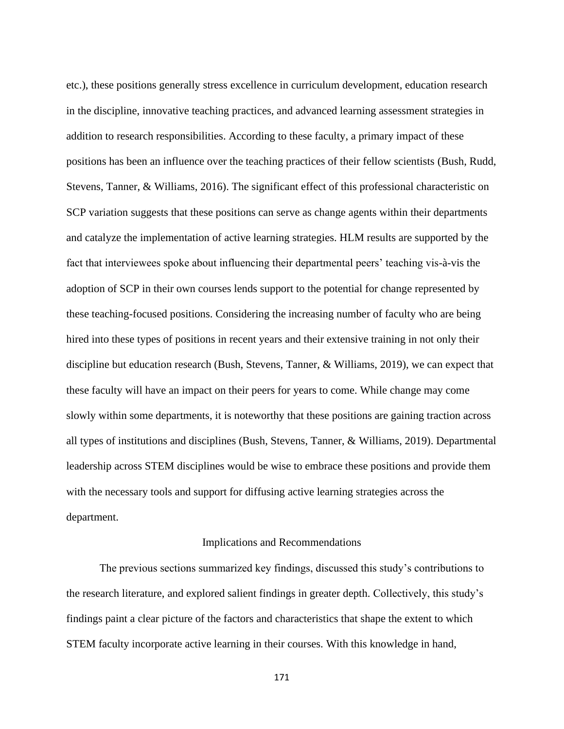etc.), these positions generally stress excellence in curriculum development, education research in the discipline, innovative teaching practices, and advanced learning assessment strategies in addition to research responsibilities. According to these faculty, a primary impact of these positions has been an influence over the teaching practices of their fellow scientists (Bush, Rudd, Stevens, Tanner, & Williams, 2016). The significant effect of this professional characteristic on SCP variation suggests that these positions can serve as change agents within their departments and catalyze the implementation of active learning strategies. HLM results are supported by the fact that interviewees spoke about influencing their departmental peers' teaching vis-à-vis the adoption of SCP in their own courses lends support to the potential for change represented by these teaching-focused positions. Considering the increasing number of faculty who are being hired into these types of positions in recent years and their extensive training in not only their discipline but education research (Bush, Stevens, Tanner, & Williams, 2019), we can expect that these faculty will have an impact on their peers for years to come. While change may come slowly within some departments, it is noteworthy that these positions are gaining traction across all types of institutions and disciplines (Bush, Stevens, Tanner, & Williams, 2019). Departmental leadership across STEM disciplines would be wise to embrace these positions and provide them with the necessary tools and support for diffusing active learning strategies across the department.

## Implications and Recommendations

The previous sections summarized key findings, discussed this study's contributions to the research literature, and explored salient findings in greater depth. Collectively, this study's findings paint a clear picture of the factors and characteristics that shape the extent to which STEM faculty incorporate active learning in their courses. With this knowledge in hand,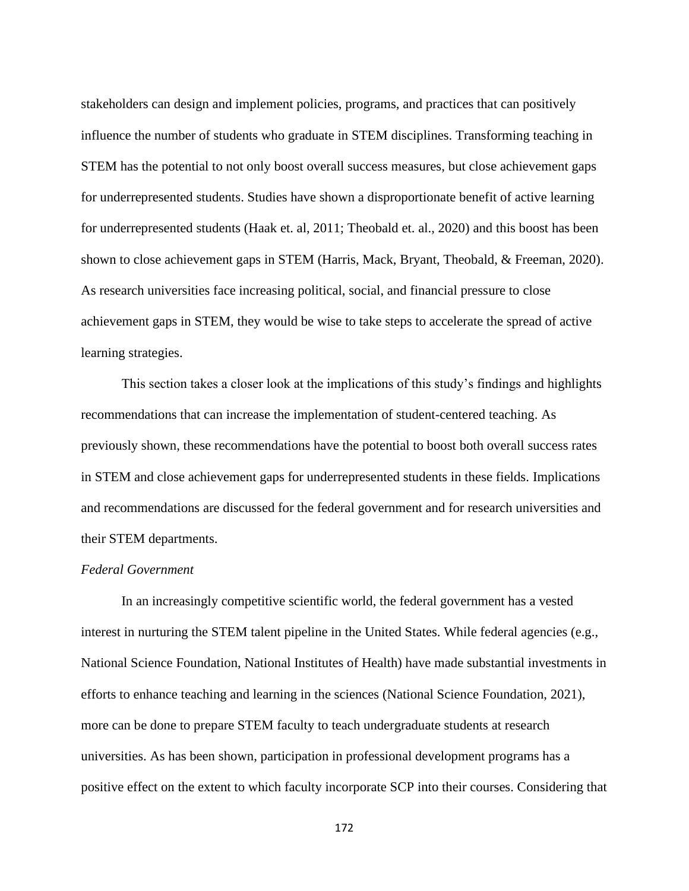stakeholders can design and implement policies, programs, and practices that can positively influence the number of students who graduate in STEM disciplines. Transforming teaching in STEM has the potential to not only boost overall success measures, but close achievement gaps for underrepresented students. Studies have shown a disproportionate benefit of active learning for underrepresented students (Haak et. al, 2011; Theobald et. al., 2020) and this boost has been shown to close achievement gaps in STEM (Harris, Mack, Bryant, Theobald, & Freeman, 2020). As research universities face increasing political, social, and financial pressure to close achievement gaps in STEM, they would be wise to take steps to accelerate the spread of active learning strategies.

This section takes a closer look at the implications of this study's findings and highlights recommendations that can increase the implementation of student-centered teaching. As previously shown, these recommendations have the potential to boost both overall success rates in STEM and close achievement gaps for underrepresented students in these fields. Implications and recommendations are discussed for the federal government and for research universities and their STEM departments.

### *Federal Government*

In an increasingly competitive scientific world, the federal government has a vested interest in nurturing the STEM talent pipeline in the United States. While federal agencies (e.g., National Science Foundation, National Institutes of Health) have made substantial investments in efforts to enhance teaching and learning in the sciences (National Science Foundation, 2021), more can be done to prepare STEM faculty to teach undergraduate students at research universities. As has been shown, participation in professional development programs has a positive effect on the extent to which faculty incorporate SCP into their courses. Considering that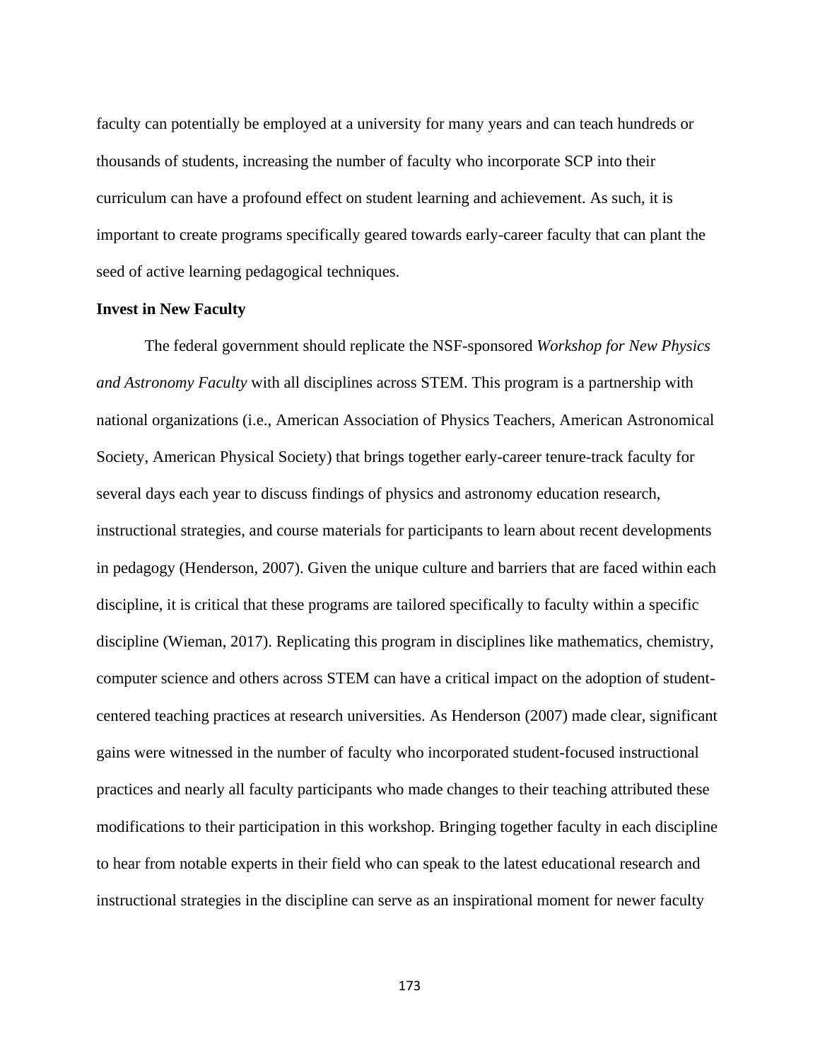faculty can potentially be employed at a university for many years and can teach hundreds or thousands of students, increasing the number of faculty who incorporate SCP into their curriculum can have a profound effect on student learning and achievement. As such, it is important to create programs specifically geared towards early-career faculty that can plant the seed of active learning pedagogical techniques.

**Invest in New Faculty**

The federal government should replicate the NSF-sponsored *Workshop for New Physics and Astronomy Faculty* with all disciplines across STEM. This program is a partnership with national organizations (i.e., American Association of Physics Teachers, American Astronomical Society, American Physical Society) that brings together early-career tenure-track faculty for several days each year to discuss findings of physics and astronomy education research, instructional strategies, and course materials for participants to learn about recent developments in pedagogy (Henderson, 2007). Given the unique culture and barriers that are faced within each discipline, it is critical that these programs are tailored specifically to faculty within a specific discipline (Wieman, 2017). Replicating this program in disciplines like mathematics, chemistry, computer science and others across STEM can have a critical impact on the adoption of student-centered teaching practices at research universities. As Henderson (2007) made clear, significant gains were witnessed in the number of faculty who incorporated student-focused instructional practices and nearly all faculty participants who made changes to their teaching attributed these modifications to their participation in this workshop. Bringing together faculty in each discipline to hear from notable experts in their field who can speak to the latest educational research and instructional strategies in the discipline can serve as an inspirational moment for newer faculty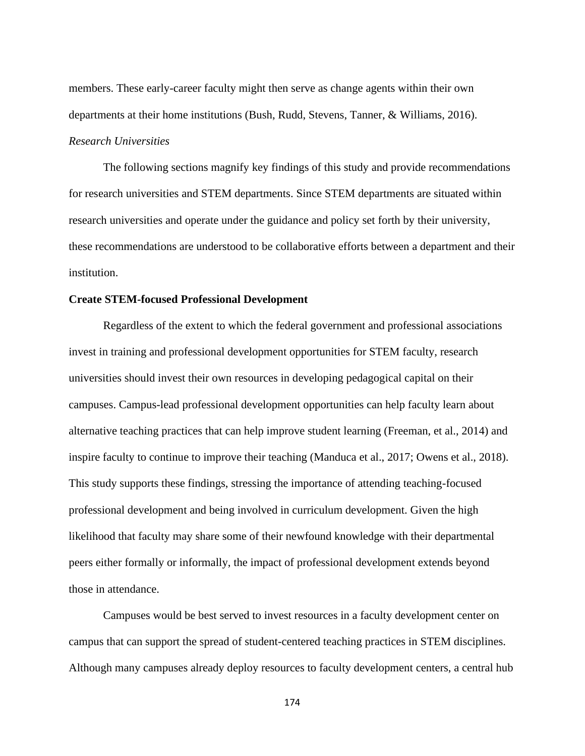members. These early-career faculty might then serve as change agents within their own departments at their home institutions (Bush, Rudd, Stevens, Tanner, & Williams, 2016).

*Research Universities*

The following sections magnify key findings of this study and provide recommendations for research universities and STEM departments. Since STEM departments are situated within research universities and operate under the guidance and policy set forth by their university, these recommendations are understood to be collaborative efforts between a department and their institution.

**Create STEM-focused Professional Development**

Regardless of the extent to which the federal government and professional associations invest in training and professional development opportunities for STEM faculty, research universities should invest their own resources in developing pedagogical capital on their campuses. Campus-lead professional development opportunities can help faculty learn about alternative teaching practices that can help improve student learning (Freeman, et al., 2014) and inspire faculty to continue to improve their teaching (Manduca et al., 2017; Owens et al., 2018). This study supports these findings, stressing the importance of attending teaching-focused professional development and being involved in curriculum development. Given the high likelihood that faculty may share some of their newfound knowledge with their departmental peers either formally or informally, the impact of professional development extends beyond those in attendance.

Campuses would be best served to invest resources in a faculty development center on campus that can support the spread of student-centered teaching practices in STEM disciplines. Although many campuses already deploy resources to faculty development centers, a central hub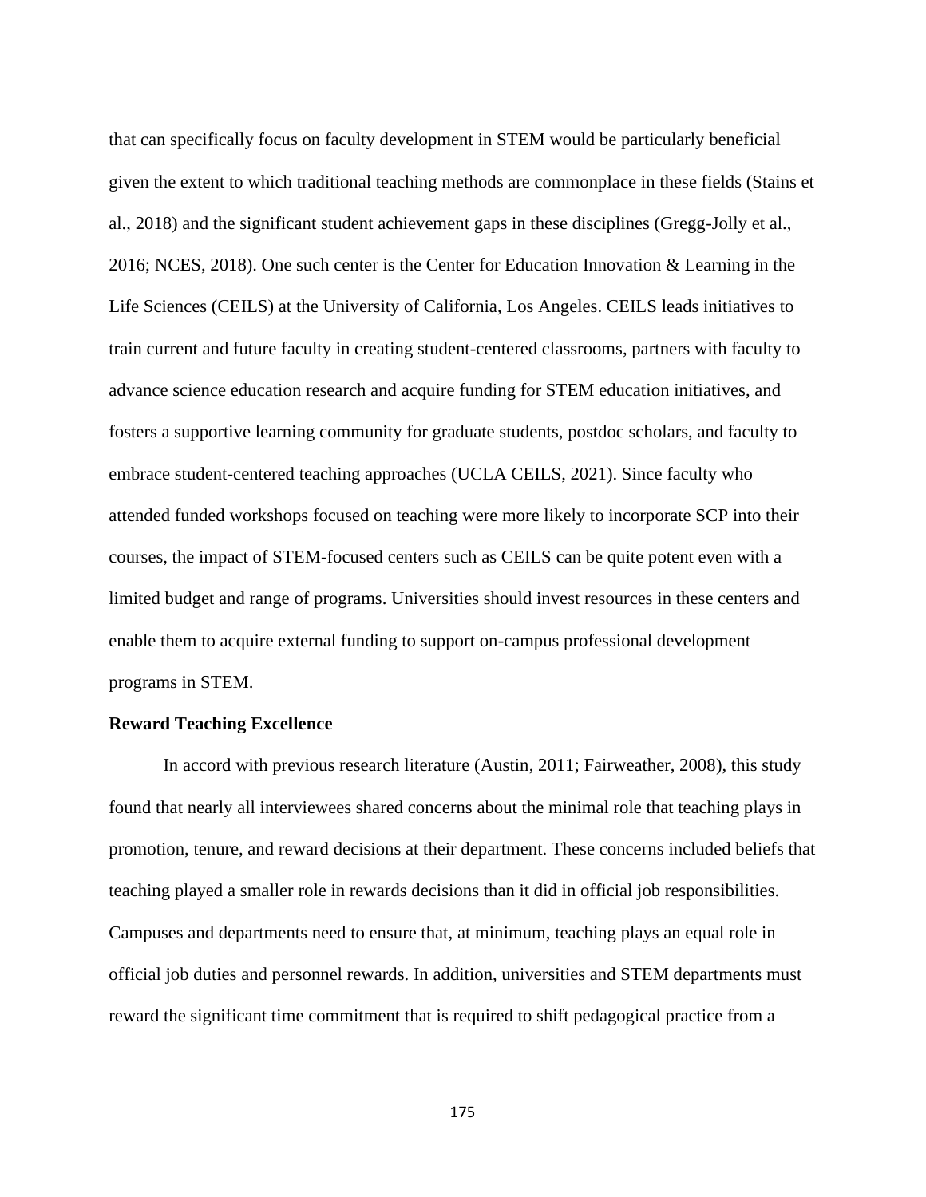that can specifically focus on faculty development in STEM would be particularly beneficial given the extent to which traditional teaching methods are commonplace in these fields (Stains et al., 2018) and the significant student achievement gaps in these disciplines (Gregg-Jolly et al., 2016; NCES, 2018). One such center is the Center for Education Innovation & Learning in the Life Sciences (CEILS) at the University of California, Los Angeles. CEILS leads initiatives to train current and future faculty in creating student-centered classrooms, partners with faculty to advance science education research and acquire funding for STEM education initiatives, and fosters a supportive learning community for graduate students, postdoc scholars, and faculty to embrace student-centered teaching approaches (UCLA CEILS, 2021). Since faculty who attended funded workshops focused on teaching were more likely to incorporate SCP into their courses, the impact of STEM-focused centers such as CEILS can be quite potent even with a limited budget and range of programs. Universities should invest resources in these centers and enable them to acquire external funding to support on-campus professional development programs in STEM.

**Reward Teaching Excellence**

In accord with previous research literature (Austin, 2011; Fairweather, 2008), this study found that nearly all interviewees shared concerns about the minimal role that teaching plays in promotion, tenure, and reward decisions at their department. These concerns included beliefs that teaching played a smaller role in rewards decisions than it did in official job responsibilities. Campuses and departments need to ensure that, at minimum, teaching plays an equal role in official job duties and personnel rewards. In addition, universities and STEM departments must reward the significant time commitment that is required to shift pedagogical practice from a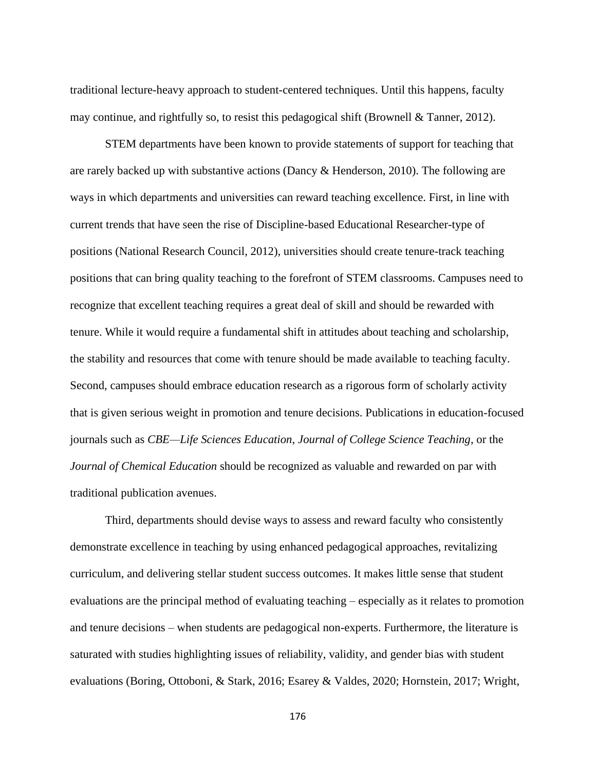traditional lecture-heavy approach to student-centered techniques. Until this happens, faculty may continue, and rightfully so, to resist this pedagogical shift (Brownell & Tanner, 2012).

STEM departments have been known to provide statements of support for teaching that are rarely backed up with substantive actions (Dancy & Henderson, 2010). The following are ways in which departments and universities can reward teaching excellence. First, in line with current trends that have seen the rise of Discipline-based Educational Researcher-type of positions (National Research Council, 2012), universities should create tenure-track teaching positions that can bring quality teaching to the forefront of STEM classrooms. Campuses need to recognize that excellent teaching requires a great deal of skill and should be rewarded with tenure. While it would require a fundamental shift in attitudes about teaching and scholarship, the stability and resources that come with tenure should be made available to teaching faculty. Second, campuses should embrace education research as a rigorous form of scholarly activity that is given serious weight in promotion and tenure decisions. Publications in education-focused journals such as *CBE—Life Sciences Education*, *Journal of College Science Teaching*, or the *Journal of Chemical Education* should be recognized as valuable and rewarded on par with traditional publication avenues.

Third, departments should devise ways to assess and reward faculty who consistently demonstrate excellence in teaching by using enhanced pedagogical approaches, revitalizing curriculum, and delivering stellar student success outcomes. It makes little sense that student evaluations are the principal method of evaluating teaching – especially as it relates to promotion and tenure decisions – when students are pedagogical non-experts. Furthermore, the literature is saturated with studies highlighting issues of reliability, validity, and gender bias with student evaluations (Boring, Ottoboni, & Stark, 2016; Esarey & Valdes, 2020; Hornstein, 2017; Wright,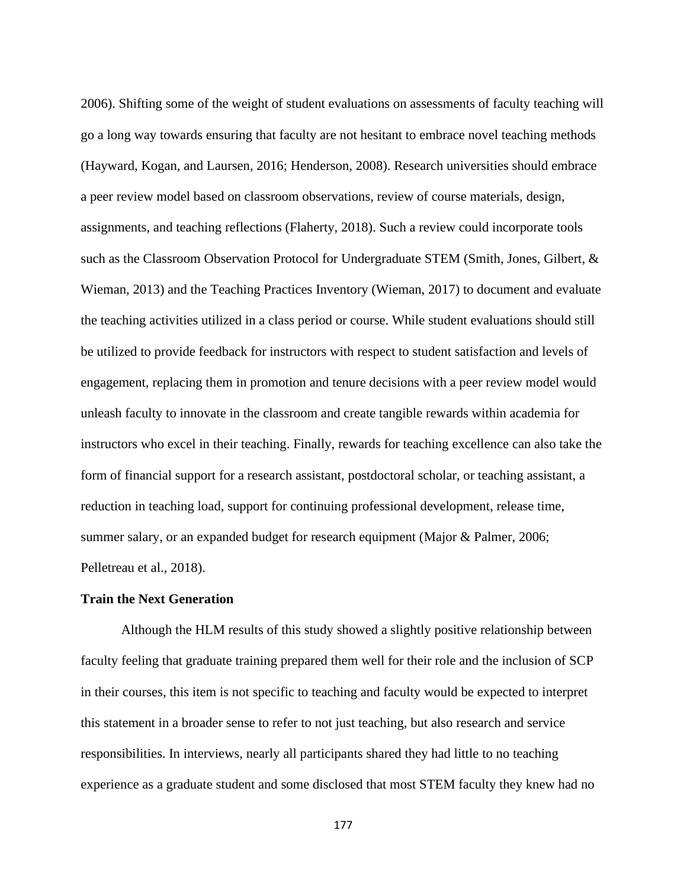2006). Shifting some of the weight of student evaluations on assessments of faculty teaching will go a long way towards ensuring that faculty are not hesitant to embrace novel teaching methods (Hayward, Kogan, and Laursen, 2016; Henderson, 2008). Research universities should embrace a peer review model based on classroom observations, review of course materials, design, assignments, and teaching reflections (Flaherty, 2018). Such a review could incorporate tools such as the Classroom Observation Protocol for Undergraduate STEM (Smith, Jones, Gilbert, & Wieman, 2013) and the Teaching Practices Inventory (Wieman, 2017) to document and evaluate the teaching activities utilized in a class period or course. While student evaluations should still be utilized to provide feedback for instructors with respect to student satisfaction and levels of engagement, replacing them in promotion and tenure decisions with a peer review model would unleash faculty to innovate in the classroom and create tangible rewards within academia for instructors who excel in their teaching. Finally, rewards for teaching excellence can also take the form of financial support for a research assistant, postdoctoral scholar, or teaching assistant, a reduction in teaching load, support for continuing professional development, release time, summer salary, or an expanded budget for research equipment (Major & Palmer, 2006; Pelletreau et al., 2018).

**Train the Next Generation**

Although the HLM results of this study showed a slightly positive relationship between faculty feeling that graduate training prepared them well for their role and the inclusion of SCP in their courses, this item is not specific to teaching and faculty would be expected to interpret this statement in a broader sense to refer to not just teaching, but also research and service responsibilities. In interviews, nearly all participants shared they had little to no teaching experience as a graduate student and some disclosed that most STEM faculty they knew had no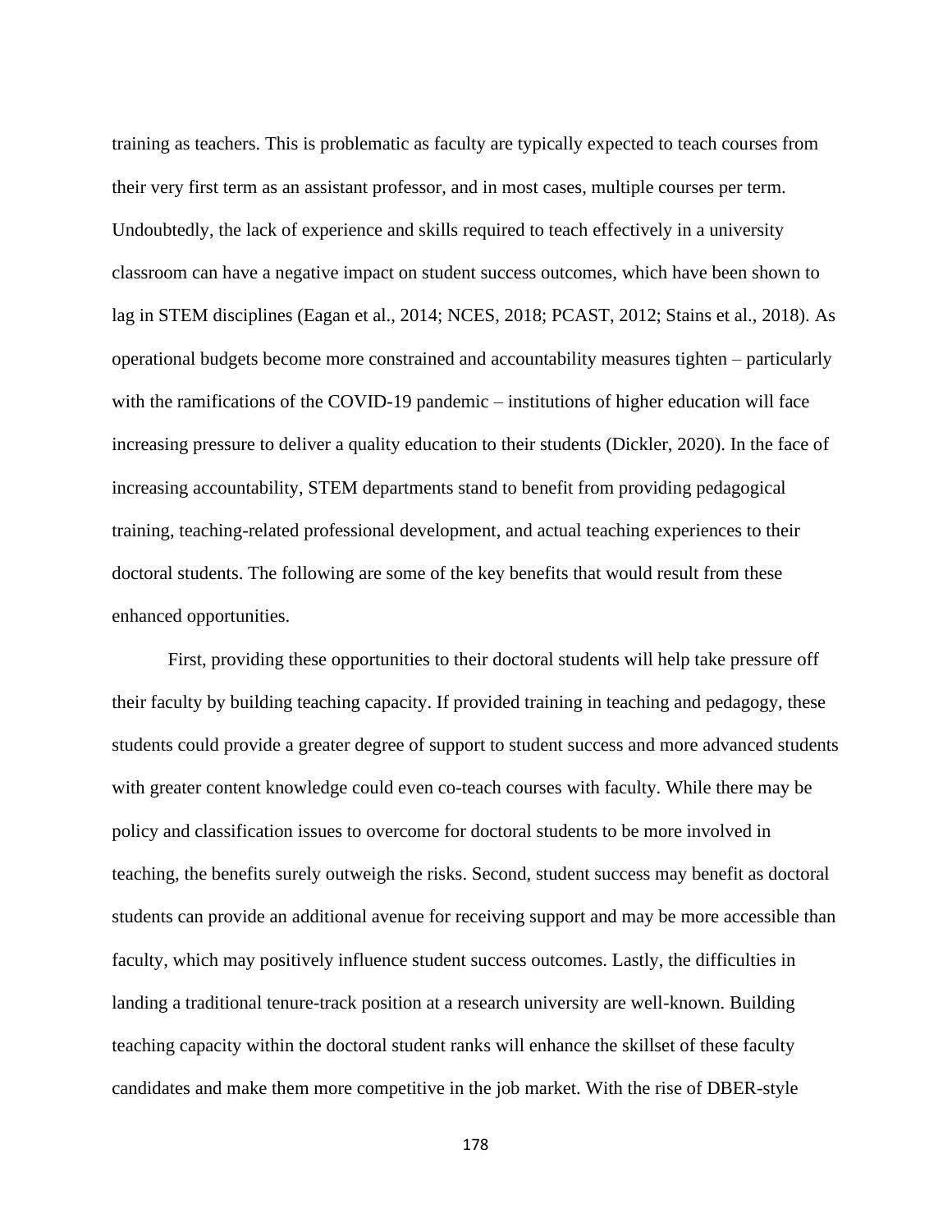training as teachers. This is problematic as faculty are typically expected to teach courses from their very first term as an assistant professor, and in most cases, multiple courses per term. Undoubtedly, the lack of experience and skills required to teach effectively in a university classroom can have a negative impact on student success outcomes, which have been shown to lag in STEM disciplines (Eagan et al., 2014; NCES, 2018; PCAST, 2012; Stains et al., 2018). As operational budgets become more constrained and accountability measures tighten – particularly with the ramifications of the COVID-19 pandemic – institutions of higher education will face increasing pressure to deliver a quality education to their students (Dickler, 2020). In the face of increasing accountability, STEM departments stand to benefit from providing pedagogical training, teaching-related professional development, and actual teaching experiences to their doctoral students. The following are some of the key benefits that would result from these enhanced opportunities.

First, providing these opportunities to their doctoral students will help take pressure off their faculty by building teaching capacity. If provided training in teaching and pedagogy, these students could provide a greater degree of support to student success and more advanced students with greater content knowledge could even co-teach courses with faculty. While there may be policy and classification issues to overcome for doctoral students to be more involved in teaching, the benefits surely outweigh the risks. Second, student success may benefit as doctoral students can provide an additional avenue for receiving support and may be more accessible than faculty, which may positively influence student success outcomes. Lastly, the difficulties in landing a traditional tenure-track position at a research university are well-known. Building teaching capacity within the doctoral student ranks will enhance the skillset of these faculty candidates and make them more competitive in the job market. With the rise of DBER-style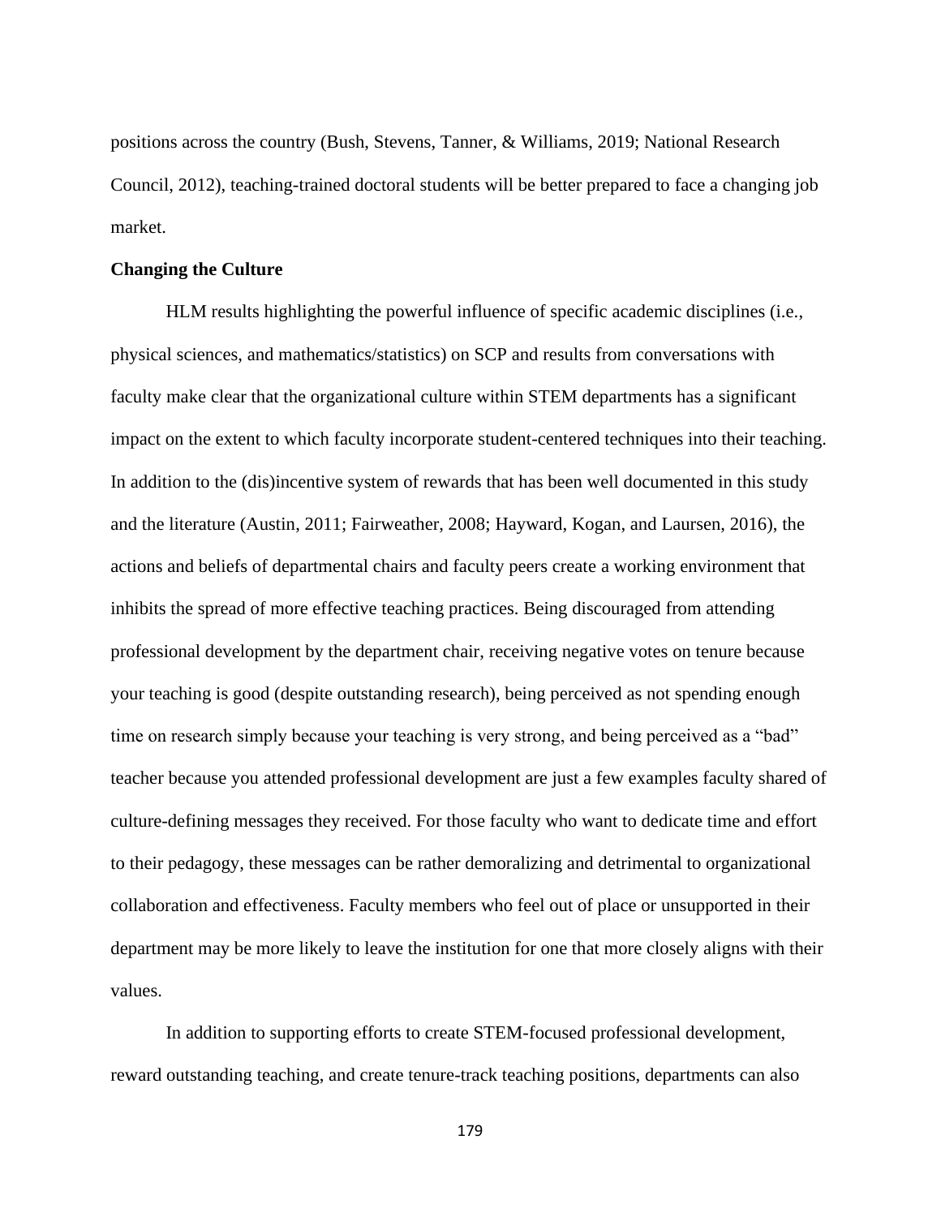positions across the country (Bush, Stevens, Tanner, & Williams, 2019; National Research Council, 2012), teaching-trained doctoral students will be better prepared to face a changing job market.

**Changing the Culture**

HLM results highlighting the powerful influence of specific academic disciplines (i.e., physical sciences, and mathematics/statistics) on SCP and results from conversations with faculty make clear that the organizational culture within STEM departments has a significant impact on the extent to which faculty incorporate student-centered techniques into their teaching. In addition to the (dis)incentive system of rewards that has been well documented in this study and the literature (Austin, 2011; Fairweather, 2008; Hayward, Kogan, and Laursen, 2016), the actions and beliefs of departmental chairs and faculty peers create a working environment that inhibits the spread of more effective teaching practices. Being discouraged from attending professional development by the department chair, receiving negative votes on tenure because your teaching is good (despite outstanding research), being perceived as not spending enough time on research simply because your teaching is very strong, and being perceived as a "bad" teacher because you attended professional development are just a few examples faculty shared of culture-defining messages they received. For those faculty who want to dedicate time and effort to their pedagogy, these messages can be rather demoralizing and detrimental to organizational collaboration and effectiveness. Faculty members who feel out of place or unsupported in their department may be more likely to leave the institution for one that more closely aligns with their values.

In addition to supporting efforts to create STEM-focused professional development, reward outstanding teaching, and create tenure-track teaching positions, departments can also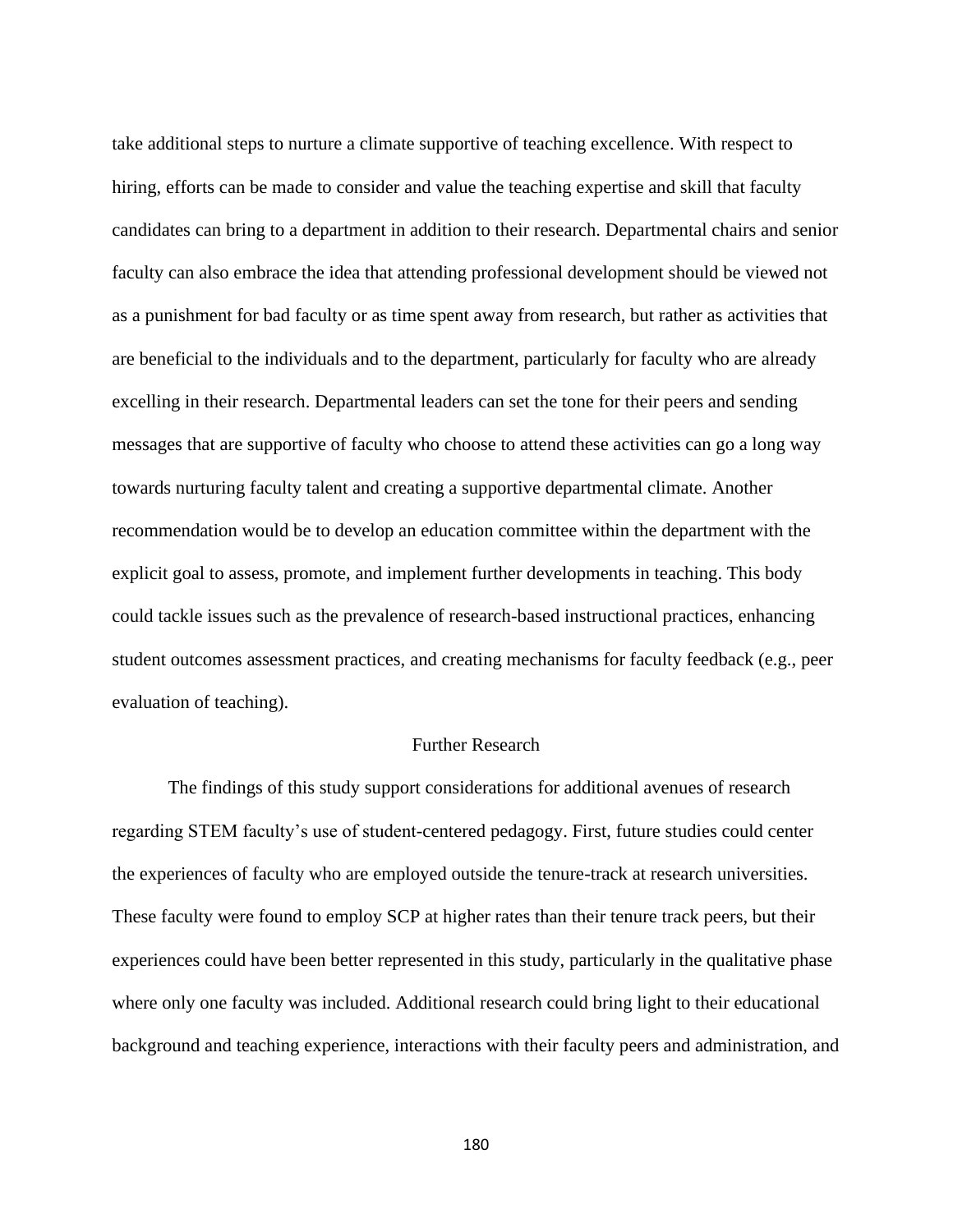take additional steps to nurture a climate supportive of teaching excellence. With respect to hiring, efforts can be made to consider and value the teaching expertise and skill that faculty candidates can bring to a department in addition to their research. Departmental chairs and senior faculty can also embrace the idea that attending professional development should be viewed not as a punishment for bad faculty or as time spent away from research, but rather as activities that are beneficial to the individuals and to the department, particularly for faculty who are already excelling in their research. Departmental leaders can set the tone for their peers and sending messages that are supportive of faculty who choose to attend these activities can go a long way towards nurturing faculty talent and creating a supportive departmental climate. Another recommendation would be to develop an education committee within the department with the explicit goal to assess, promote, and implement further developments in teaching. This body could tackle issues such as the prevalence of research-based instructional practices, enhancing student outcomes assessment practices, and creating mechanisms for faculty feedback (e.g., peer evaluation of teaching).

## Further Research

The findings of this study support considerations for additional avenues of research regarding STEM faculty's use of student-centered pedagogy. First, future studies could center the experiences of faculty who are employed outside the tenure-track at research universities. These faculty were found to employ SCP at higher rates than their tenure track peers, but their experiences could have been better represented in this study, particularly in the qualitative phase where only one faculty was included. Additional research could bring light to their educational background and teaching experience, interactions with their faculty peers and administration, and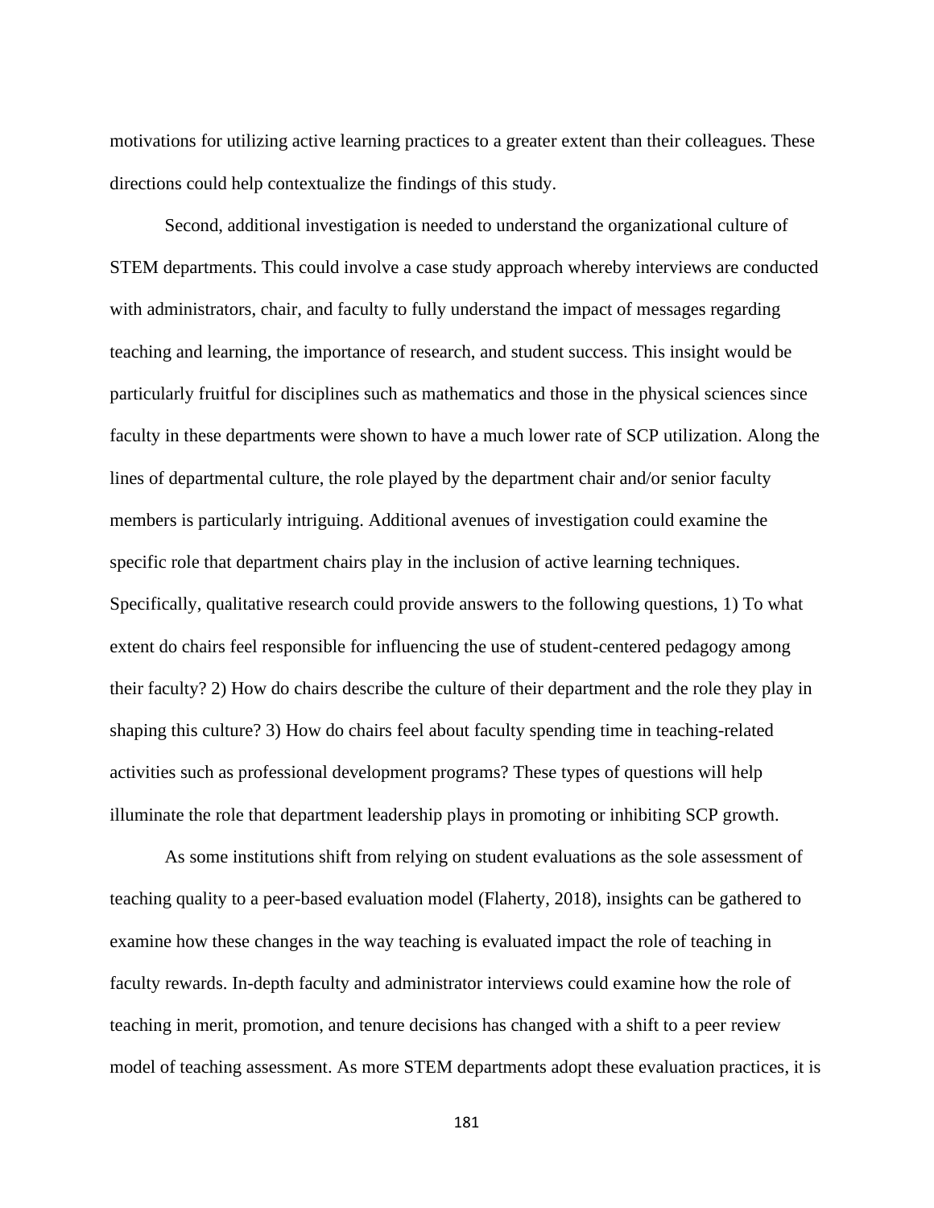motivations for utilizing active learning practices to a greater extent than their colleagues. These directions could help contextualize the findings of this study.

Second, additional investigation is needed to understand the organizational culture of STEM departments. This could involve a case study approach whereby interviews are conducted with administrators, chair, and faculty to fully understand the impact of messages regarding teaching and learning, the importance of research, and student success. This insight would be particularly fruitful for disciplines such as mathematics and those in the physical sciences since faculty in these departments were shown to have a much lower rate of SCP utilization. Along the lines of departmental culture, the role played by the department chair and/or senior faculty members is particularly intriguing. Additional avenues of investigation could examine the specific role that department chairs play in the inclusion of active learning techniques. Specifically, qualitative research could provide answers to the following questions, 1) To what extent do chairs feel responsible for influencing the use of student-centered pedagogy among their faculty? 2) How do chairs describe the culture of their department and the role they play in shaping this culture? 3) How do chairs feel about faculty spending time in teaching-related activities such as professional development programs? These types of questions will help illuminate the role that department leadership plays in promoting or inhibiting SCP growth.

As some institutions shift from relying on student evaluations as the sole assessment of teaching quality to a peer-based evaluation model (Flaherty, 2018), insights can be gathered to examine how these changes in the way teaching is evaluated impact the role of teaching in faculty rewards. In-depth faculty and administrator interviews could examine how the role of teaching in merit, promotion, and tenure decisions has changed with a shift to a peer review model of teaching assessment. As more STEM departments adopt these evaluation practices, it is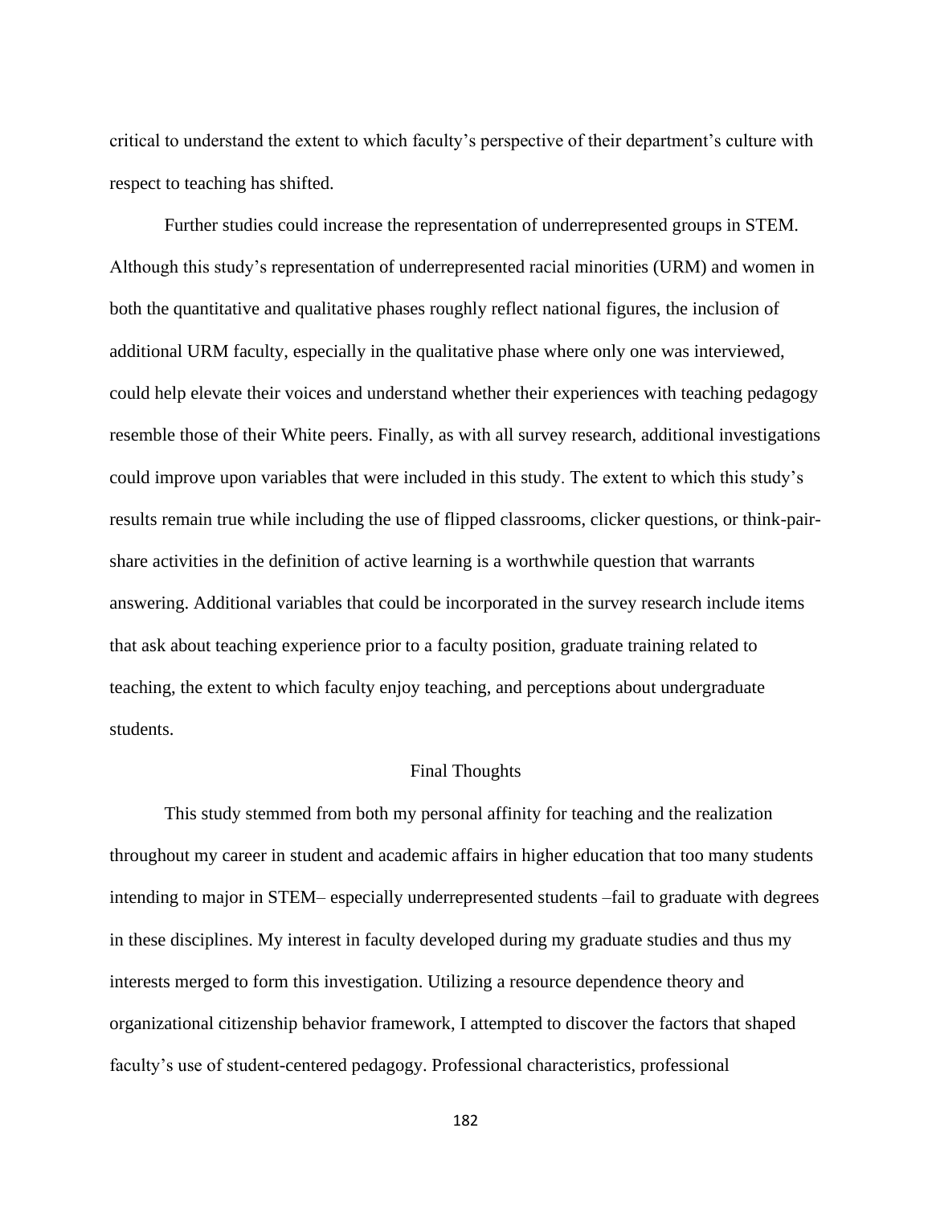critical to understand the extent to which faculty's perspective of their department's culture with respect to teaching has shifted.

Further studies could increase the representation of underrepresented groups in STEM. Although this study's representation of underrepresented racial minorities (URM) and women in both the quantitative and qualitative phases roughly reflect national figures, the inclusion of additional URM faculty, especially in the qualitative phase where only one was interviewed, could help elevate their voices and understand whether their experiences with teaching pedagogy resemble those of their White peers. Finally, as with all survey research, additional investigations could improve upon variables that were included in this study. The extent to which this study's results remain true while including the use of flipped classrooms, clicker questions, or think-pair-share activities in the definition of active learning is a worthwhile question that warrants answering. Additional variables that could be incorporated in the survey research include items that ask about teaching experience prior to a faculty position, graduate training related to teaching, the extent to which faculty enjoy teaching, and perceptions about undergraduate students.

## Final Thoughts

This study stemmed from both my personal affinity for teaching and the realization throughout my career in student and academic affairs in higher education that too many students intending to major in STEM– especially underrepresented students –fail to graduate with degrees in these disciplines. My interest in faculty developed during my graduate studies and thus my interests merged to form this investigation. Utilizing a resource dependence theory and organizational citizenship behavior framework, I attempted to discover the factors that shaped faculty's use of student-centered pedagogy. Professional characteristics, professional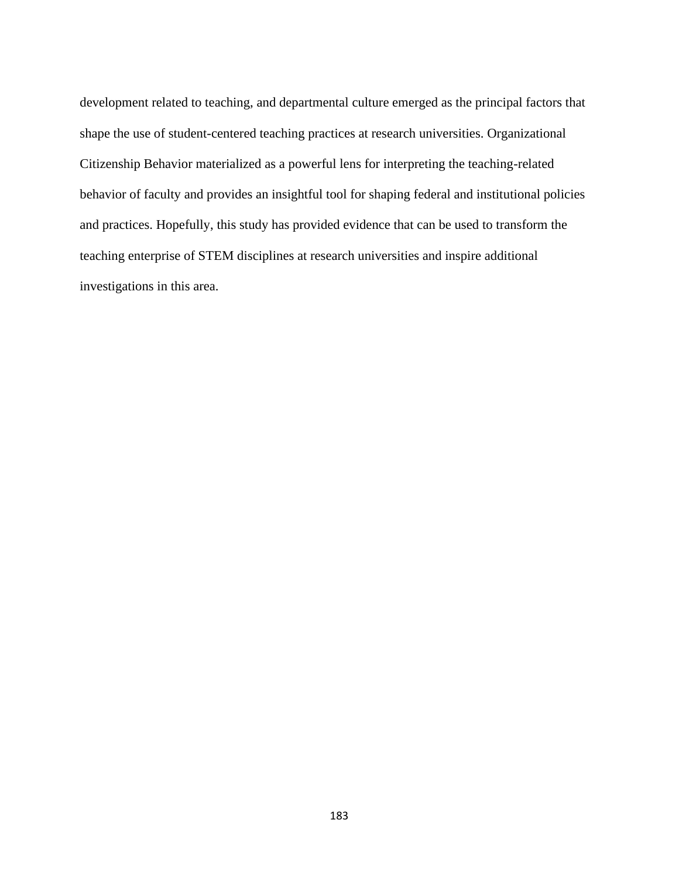development related to teaching, and departmental culture emerged as the principal factors that shape the use of student-centered teaching practices at research universities. Organizational Citizenship Behavior materialized as a powerful lens for interpreting the teaching-related behavior of faculty and provides an insightful tool for shaping federal and institutional policies and practices. Hopefully, this study has provided evidence that can be used to transform the teaching enterprise of STEM disciplines at research universities and inspire additional investigations in this area.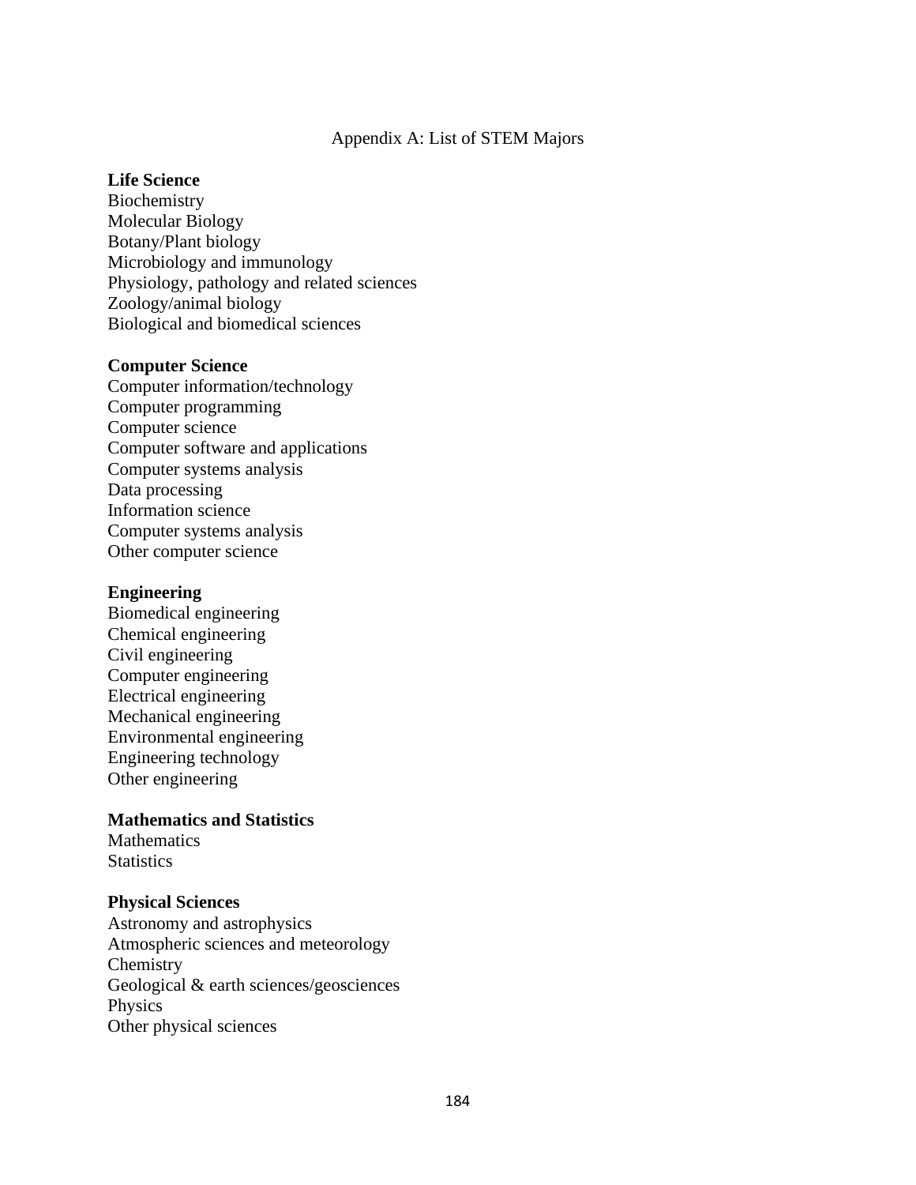# Appendix A: List of STEM Majors

**Life Science**

Biochemistry
Molecular Biology
Botany/Plant biology
Microbiology and immunology
Physiology, pathology and related sciences
Zoology/animal biology
Biological and biomedical sciences

**Computer Science**

Computer information/technology
Computer programming
Computer science
Computer software and applications
Computer systems analysis
Data processing
Information science
Computer systems analysis
Other computer science

**Engineering**

Biomedical engineering
Chemical engineering
Civil engineering
Computer engineering
Electrical engineering
Mechanical engineering
Environmental engineering
Engineering technology
Other engineering

**Mathematics and Statistics**

Mathematics
Statistics

**Physical Sciences**

Astronomy and astrophysics
Atmospheric sciences and meteorology
Chemistry
Geological & earth sciences/geosciences
Physics
Other physical sciences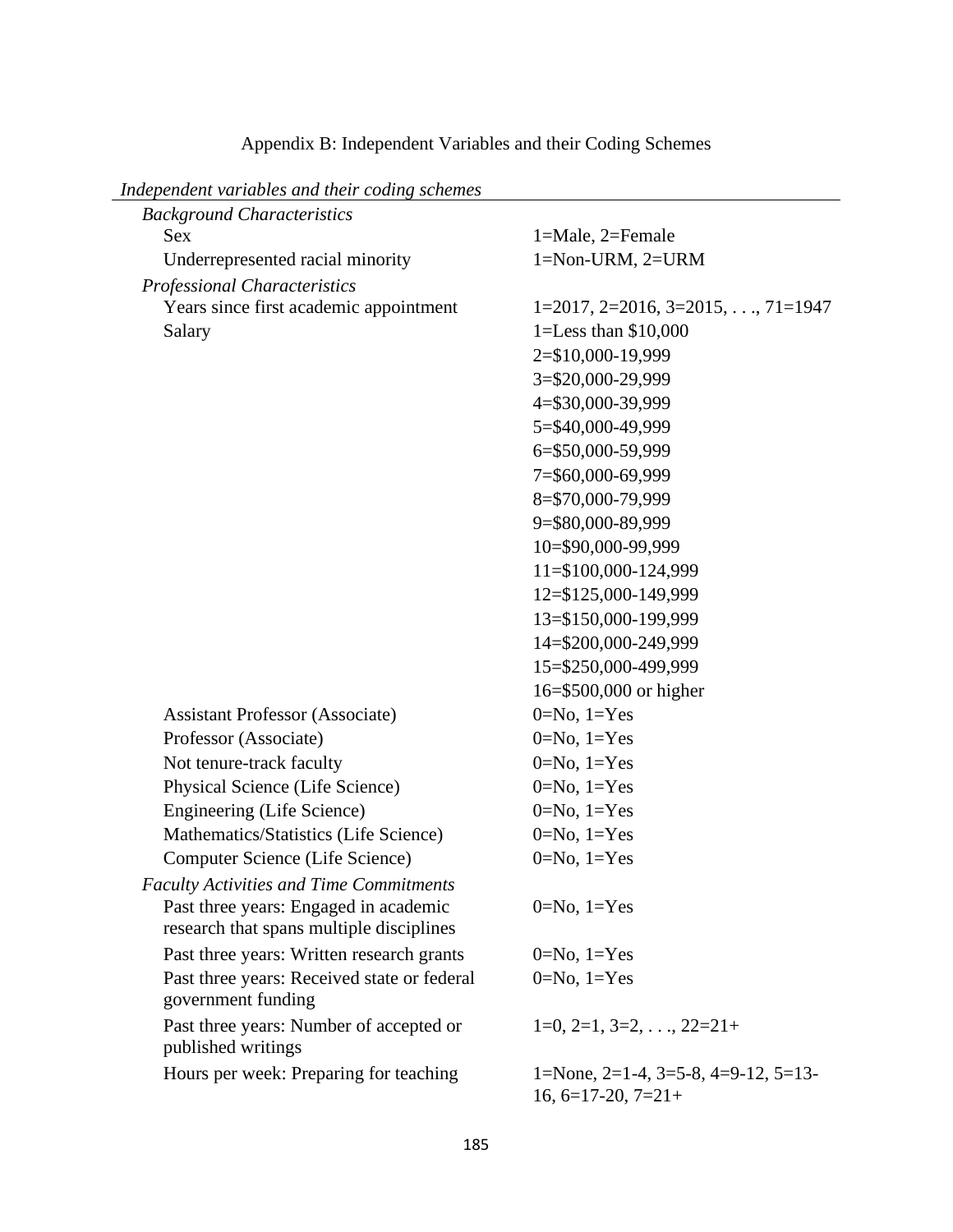# Appendix B: Independent Variables and their Coding Schemes

| *Independent variables and their coding schemes* | |
|---|---|
| *Background Characteristics* | |
| Sex | 1=Male, 2=Female |
| Underrepresented racial minority | 1=Non-URM, 2=URM |
| *Professional Characteristics* | |
| Years since first academic appointment | 1=2017, 2=2016, 3=2015, . . ., 71=1947 |
| Salary | 1=Less than $10,000 |
| | 2=$10,000-19,999 |
| | 3=$20,000-29,999 |
| | 4=$30,000-39,999 |
| | 5=$40,000-49,999 |
| | 6=$50,000-59,999 |
| | 7=$60,000-69,999 |
| | 8=$70,000-79,999 |
| | 9=$80,000-89,999 |
| | 10=$90,000-99,999 |
| | 11=$100,000-124,999 |
| | 12=$125,000-149,999 |
| | 13=$150,000-199,999 |
| | 14=$200,000-249,999 |
| | 15=$250,000-499,999 |
| | 16=$500,000 or higher |
| Assistant Professor (Associate) | 0=No, 1=Yes |
| Professor (Associate) | 0=No, 1=Yes |
| Not tenure-track faculty | 0=No, 1=Yes |
| Physical Science (Life Science) | 0=No, 1=Yes |
| Engineering (Life Science) | 0=No, 1=Yes |
| Mathematics/Statistics (Life Science) | 0=No, 1=Yes |
| Computer Science (Life Science) | 0=No, 1=Yes |
| *Faculty Activities and Time Commitments* | |
| Past three years: Engaged in academic research that spans multiple disciplines | 0=No, 1=Yes |
| Past three years: Written research grants | 0=No, 1=Yes |
| Past three years: Received state or federal government funding | 0=No, 1=Yes |
| Past three years: Number of accepted or published writings | 1=0, 2=1, 3=2, . . ., 22=21+ |
| Hours per week: Preparing for teaching | 1=None, 2=1-4, 3=5-8, 4=9-12, 5=13-16, 6=17-20, 7=21+ |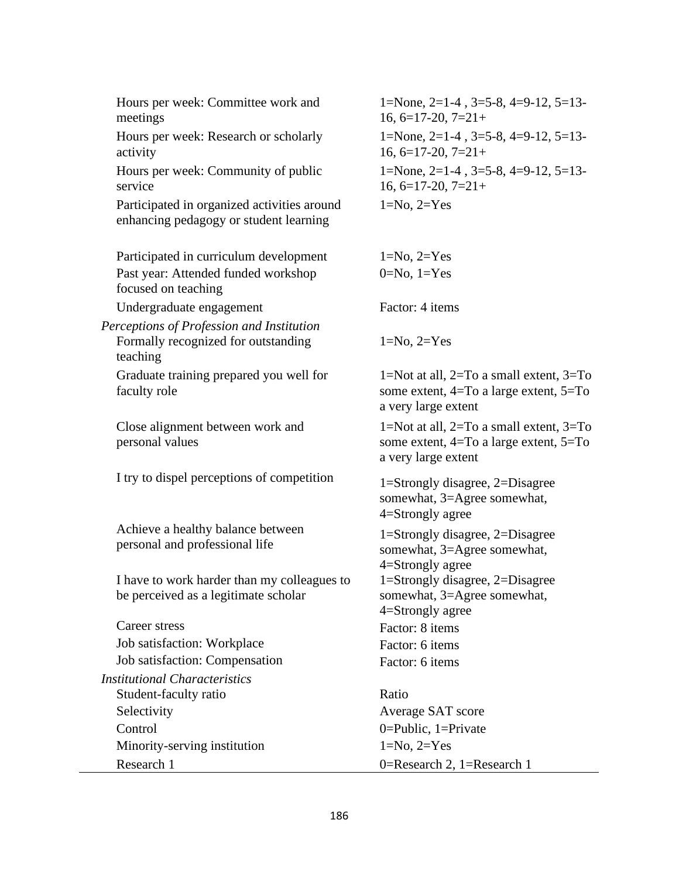| | |
|---|---|
| Hours per week: Committee work and meetings | 1=None, 2=1-4 , 3=5-8, 4=9-12, 5=13-16, 6=17-20, 7=21+ |
| Hours per week: Research or scholarly activity | 1=None, 2=1-4 , 3=5-8, 4=9-12, 5=13-16, 6=17-20, 7=21+ |
| Hours per week: Community of public service | 1=None, 2=1-4 , 3=5-8, 4=9-12, 5=13-16, 6=17-20, 7=21+ |
| Participated in organized activities around enhancing pedagogy or student learning | 1=No, 2=Yes |
| Participated in curriculum development | 1=No, 2=Yes |
| Past year: Attended funded workshop focused on teaching | 0=No, 1=Yes |
| Undergraduate engagement | Factor: 4 items |
| *Perceptions of Profession and Institution* | |
| Formally recognized for outstanding teaching | 1=No, 2=Yes |
| Graduate training prepared you well for faculty role | 1=Not at all, 2=To a small extent, 3=To some extent, 4=To a large extent, 5=To a very large extent |
| Close alignment between work and personal values | 1=Not at all, 2=To a small extent, 3=To some extent, 4=To a large extent, 5=To a very large extent |
| I try to dispel perceptions of competition | 1=Strongly disagree, 2=Disagree somewhat, 3=Agree somewhat, 4=Strongly agree |
| Achieve a healthy balance between personal and professional life | 1=Strongly disagree, 2=Disagree somewhat, 3=Agree somewhat, 4=Strongly agree |
| I have to work harder than my colleagues to be perceived as a legitimate scholar | 1=Strongly disagree, 2=Disagree somewhat, 3=Agree somewhat, 4=Strongly agree |
| Career stress | Factor: 8 items |
| Job satisfaction: Workplace | Factor: 6 items |
| Job satisfaction: Compensation | Factor: 6 items |
| *Institutional Characteristics* | |
| Student-faculty ratio | Ratio |
| Selectivity | Average SAT score |
| Control | 0=Public, 1=Private |
| Minority-serving institution | 1=No, 2=Yes |
| Research 1 | 0=Research 2, 1=Research 1 |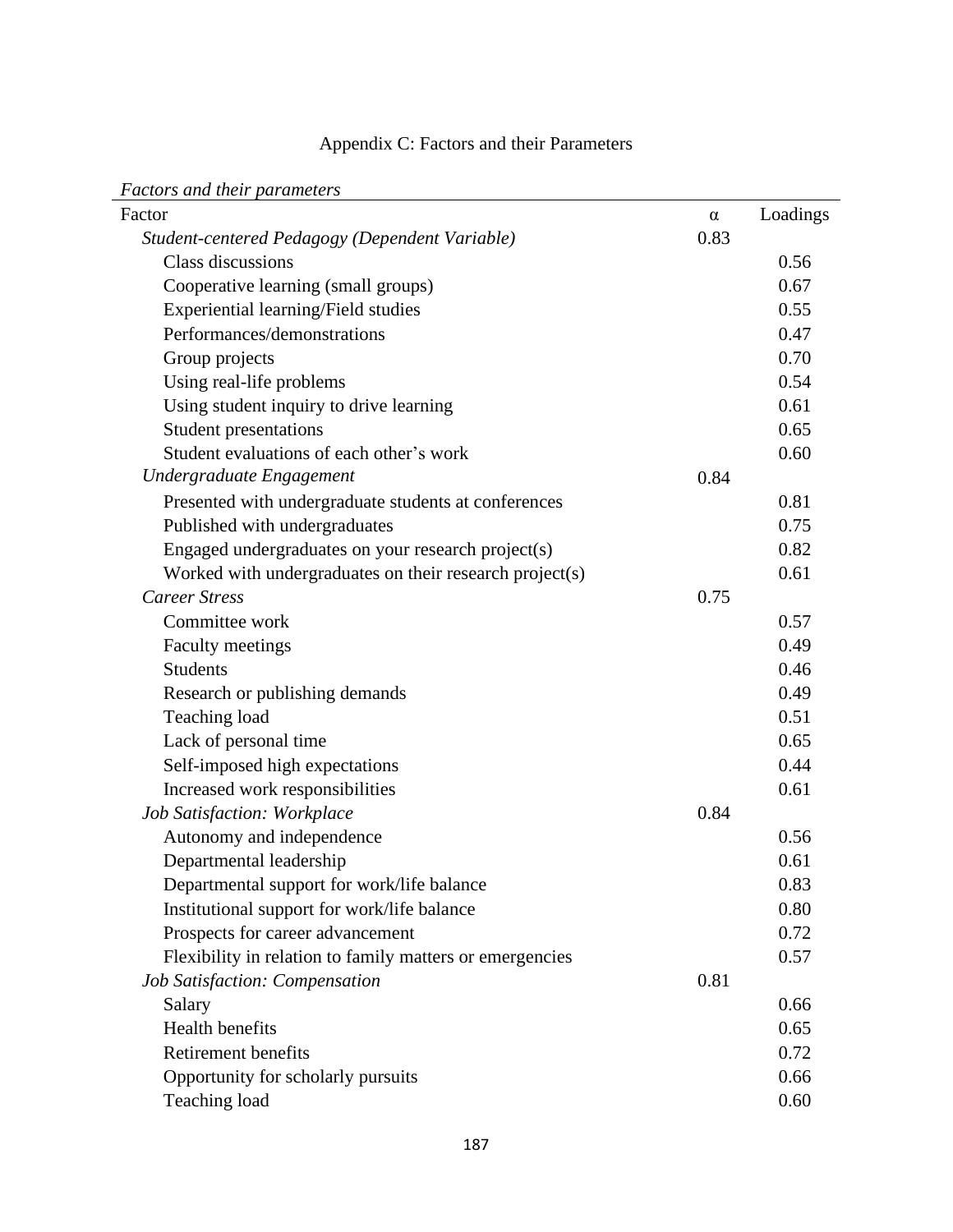Appendix C: Factors and their Parameters

*Factors and their parameters*

| Factor | α | Loadings |
|---|---|---|
| *Student-centered Pedagogy (Dependent Variable)* | 0.83 | |
| Class discussions | | 0.56 |
| Cooperative learning (small groups) | | 0.67 |
| Experiential learning/Field studies | | 0.55 |
| Performances/demonstrations | | 0.47 |
| Group projects | | 0.70 |
| Using real-life problems | | 0.54 |
| Using student inquiry to drive learning | | 0.61 |
| Student presentations | | 0.65 |
| Student evaluations of each other's work | | 0.60 |
| *Undergraduate Engagement* | 0.84 | |
| Presented with undergraduate students at conferences | | 0.81 |
| Published with undergraduates | | 0.75 |
| Engaged undergraduates on your research project(s) | | 0.82 |
| Worked with undergraduates on their research project(s) | | 0.61 |
| *Career Stress* | 0.75 | |
| Committee work | | 0.57 |
| Faculty meetings | | 0.49 |
| Students | | 0.46 |
| Research or publishing demands | | 0.49 |
| Teaching load | | 0.51 |
| Lack of personal time | | 0.65 |
| Self-imposed high expectations | | 0.44 |
| Increased work responsibilities | | 0.61 |
| *Job Satisfaction: Workplace* | 0.84 | |
| Autonomy and independence | | 0.56 |
| Departmental leadership | | 0.61 |
| Departmental support for work/life balance | | 0.83 |
| Institutional support for work/life balance | | 0.80 |
| Prospects for career advancement | | 0.72 |
| Flexibility in relation to family matters or emergencies | | 0.57 |
| *Job Satisfaction: Compensation* | 0.81 | |
| Salary | | 0.66 |
| Health benefits | | 0.65 |
| Retirement benefits | | 0.72 |
| Opportunity for scholarly pursuits | | 0.66 |
| Teaching load | | 0.60 |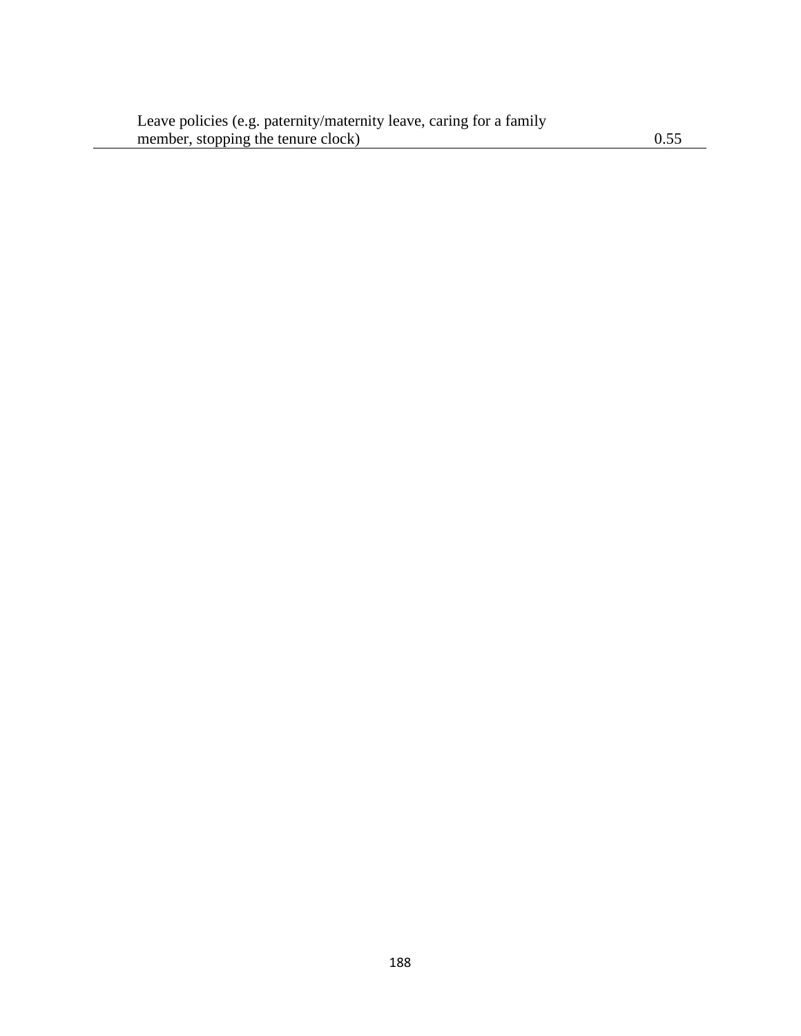| | |
|---|---|
| Leave policies (e.g. paternity/maternity leave, caring for a family member, stopping the tenure clock) | 0.55 |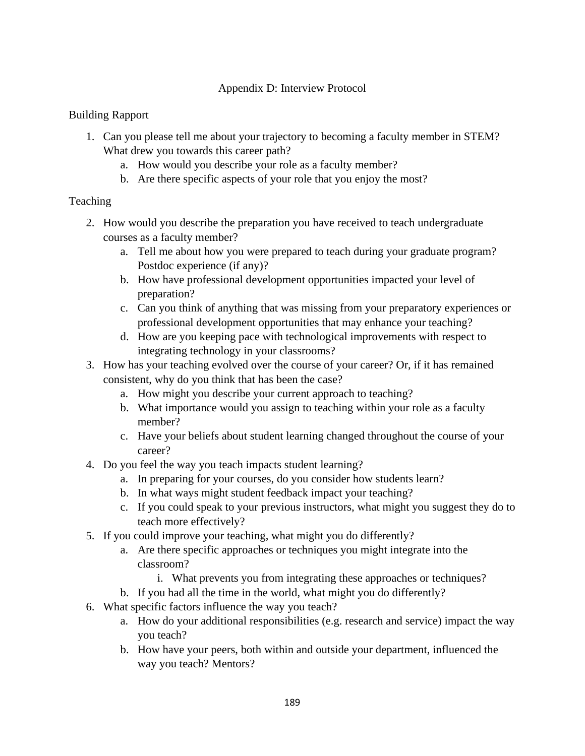# Appendix D: Interview Protocol

Building Rapport

1. Can you please tell me about your trajectory to becoming a faculty member in STEM? What drew you towards this career path?
    a. How would you describe your role as a faculty member?
    b. Are there specific aspects of your role that you enjoy the most?

Teaching

2. How would you describe the preparation you have received to teach undergraduate courses as a faculty member?
    a. Tell me about how you were prepared to teach during your graduate program? Postdoc experience (if any)?
    b. How have professional development opportunities impacted your level of preparation?
    c. Can you think of anything that was missing from your preparatory experiences or professional development opportunities that may enhance your teaching?
    d. How are you keeping pace with technological improvements with respect to integrating technology in your classrooms?
3. How has your teaching evolved over the course of your career? Or, if it has remained consistent, why do you think that has been the case?
    a. How might you describe your current approach to teaching?
    b. What importance would you assign to teaching within your role as a faculty member?
    c. Have your beliefs about student learning changed throughout the course of your career?
4. Do you feel the way you teach impacts student learning?
    a. In preparing for your courses, do you consider how students learn?
    b. In what ways might student feedback impact your teaching?
    c. If you could speak to your previous instructors, what might you suggest they do to teach more effectively?
5. If you could improve your teaching, what might you do differently?
    a. Are there specific approaches or techniques you might integrate into the classroom?
        i. What prevents you from integrating these approaches or techniques?
    b. If you had all the time in the world, what might you do differently?
6. What specific factors influence the way you teach?
    a. How do your additional responsibilities (e.g. research and service) impact the way you teach?
    b. How have your peers, both within and outside your department, influenced the way you teach? Mentors?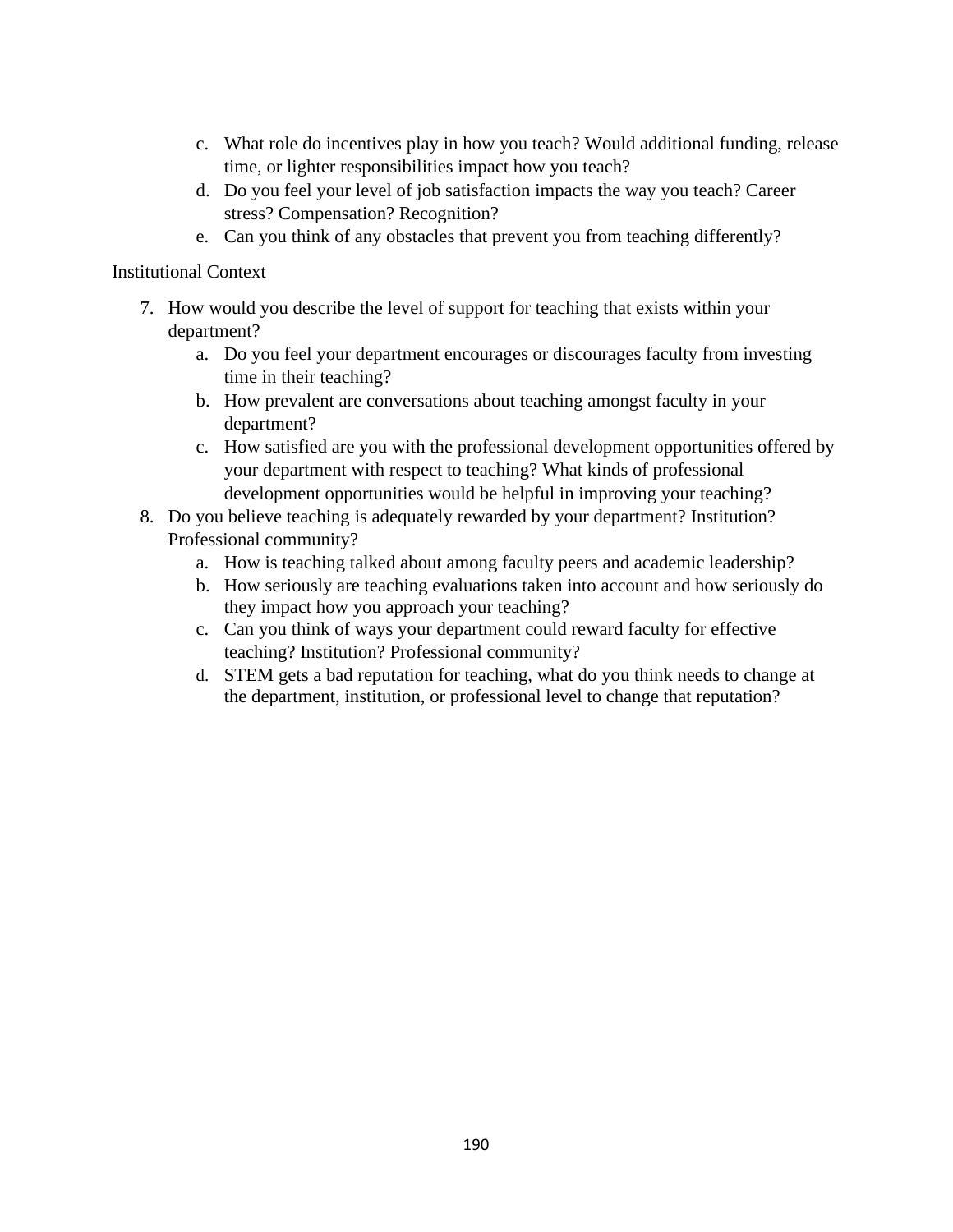c. What role do incentives play in how you teach? Would additional funding, release time, or lighter responsibilities impact how you teach?
d. Do you feel your level of job satisfaction impacts the way you teach? Career stress? Compensation? Recognition?
e. Can you think of any obstacles that prevent you from teaching differently?

Institutional Context

7. How would you describe the level of support for teaching that exists within your department?
    a. Do you feel your department encourages or discourages faculty from investing time in their teaching?
    b. How prevalent are conversations about teaching amongst faculty in your department?
    c. How satisfied are you with the professional development opportunities offered by your department with respect to teaching? What kinds of professional development opportunities would be helpful in improving your teaching?
8. Do you believe teaching is adequately rewarded by your department? Institution? Professional community?
    a. How is teaching talked about among faculty peers and academic leadership?
    b. How seriously are teaching evaluations taken into account and how seriously do they impact how you approach your teaching?
    c. Can you think of ways your department could reward faculty for effective teaching? Institution? Professional community?
    d. STEM gets a bad reputation for teaching, what do you think needs to change at the department, institution, or professional level to change that reputation?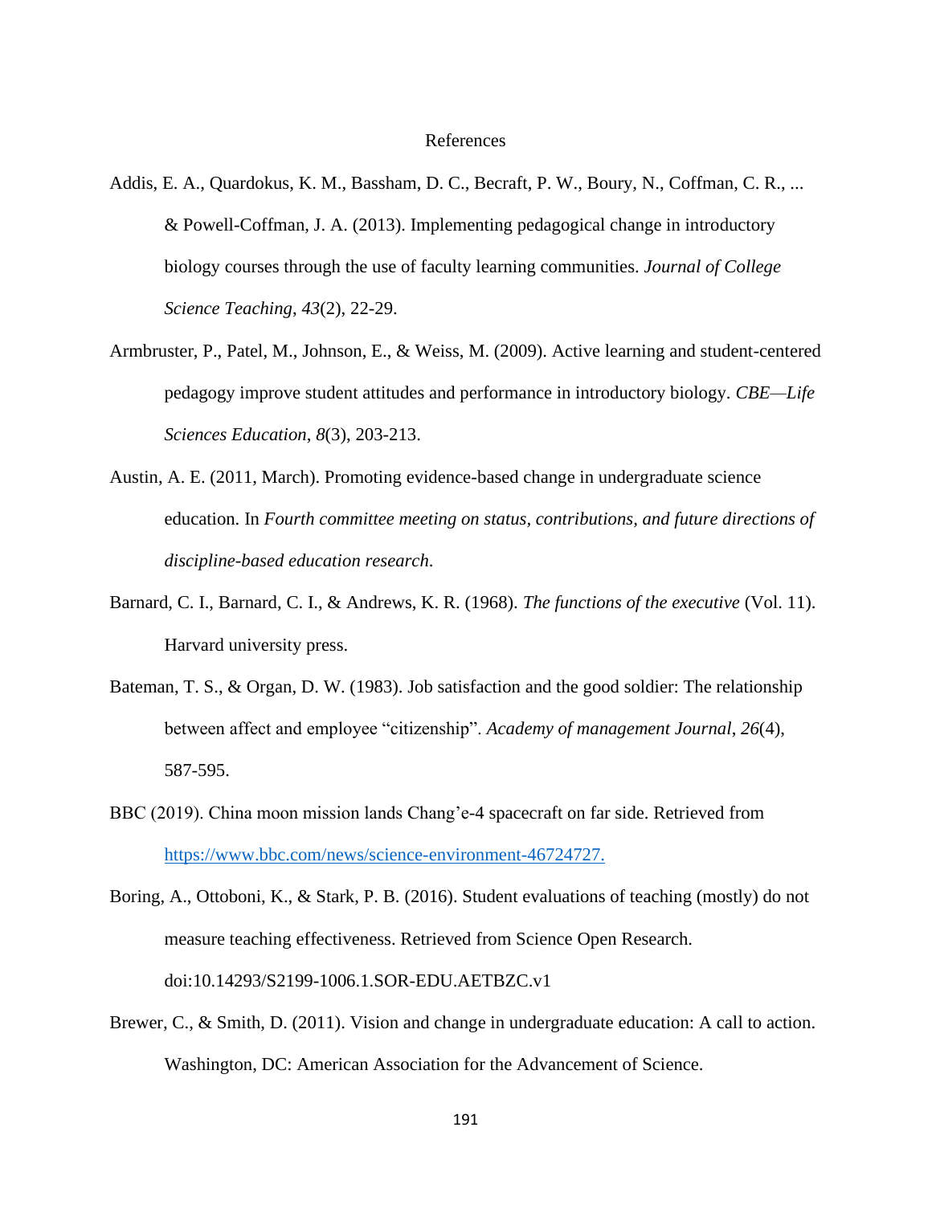# References

Addis, E. A., Quardokus, K. M., Bassham, D. C., Becraft, P. W., Boury, N., Coffman, C. R., ... & Powell-Coffman, J. A. (2013). Implementing pedagogical change in introductory biology courses through the use of faculty learning communities. *Journal of College Science Teaching*, *43*(2), 22-29.

Armbruster, P., Patel, M., Johnson, E., & Weiss, M. (2009). Active learning and student-centered pedagogy improve student attitudes and performance in introductory biology. *CBE—Life Sciences Education*, *8*(3), 203-213.

Austin, A. E. (2011, March). Promoting evidence-based change in undergraduate science education. In *Fourth committee meeting on status, contributions, and future directions of discipline-based education research*.

Barnard, C. I., Barnard, C. I., & Andrews, K. R. (1968). *The functions of the executive* (Vol. 11). Harvard university press.

Bateman, T. S., & Organ, D. W. (1983). Job satisfaction and the good soldier: The relationship between affect and employee "citizenship". *Academy of management Journal*, *26*(4), 587-595.

BBC (2019). China moon mission lands Chang'e-4 spacecraft on far side. Retrieved from https://www.bbc.com/news/science-environment-46724727.

Boring, A., Ottoboni, K., & Stark, P. B. (2016). Student evaluations of teaching (mostly) do not measure teaching effectiveness. Retrieved from Science Open Research. doi:10.14293/S2199-1006.1.SOR-EDU.AETBZC.v1

Brewer, C., & Smith, D. (2011). Vision and change in undergraduate education: A call to action. Washington, DC: American Association for the Advancement of Science.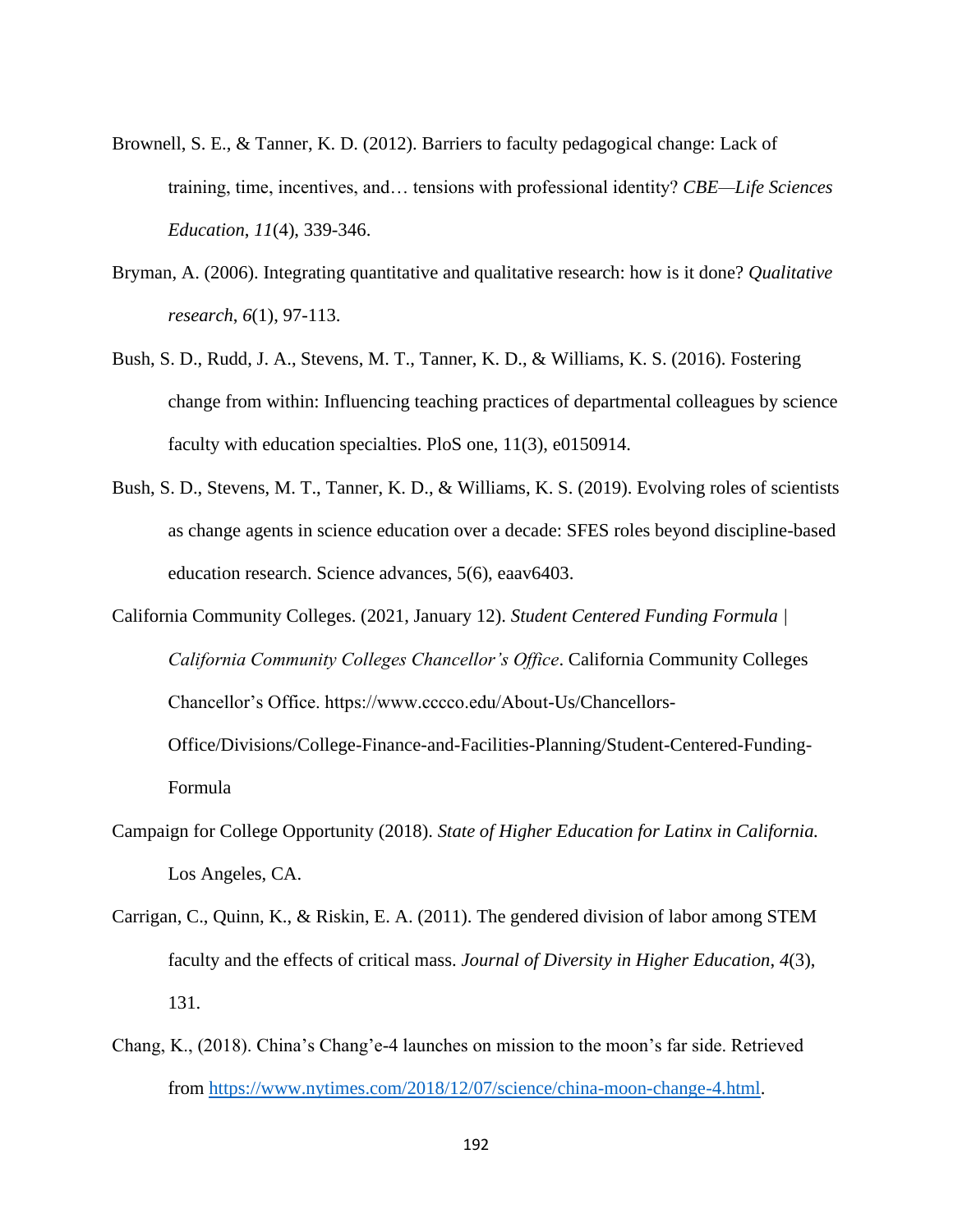Brownell, S. E., & Tanner, K. D. (2012). Barriers to faculty pedagogical change: Lack of training, time, incentives, and… tensions with professional identity? *CBE—Life Sciences Education*, *11*(4), 339-346.

Bryman, A. (2006). Integrating quantitative and qualitative research: how is it done? *Qualitative research*, *6*(1), 97-113.

Bush, S. D., Rudd, J. A., Stevens, M. T., Tanner, K. D., & Williams, K. S. (2016). Fostering change from within: Influencing teaching practices of departmental colleagues by science faculty with education specialties. PloS one, 11(3), e0150914.

Bush, S. D., Stevens, M. T., Tanner, K. D., & Williams, K. S. (2019). Evolving roles of scientists as change agents in science education over a decade: SFES roles beyond discipline-based education research. Science advances, 5(6), eaav6403.

California Community Colleges. (2021, January 12). *Student Centered Funding Formula | California Community Colleges Chancellor's Office*. California Community Colleges Chancellor's Office. https://www.cccco.edu/About-Us/Chancellors-Office/Divisions/College-Finance-and-Facilities-Planning/Student-Centered-Funding-Formula

Campaign for College Opportunity (2018). *State of Higher Education for Latinx in California.* Los Angeles, CA.

Carrigan, C., Quinn, K., & Riskin, E. A. (2011). The gendered division of labor among STEM faculty and the effects of critical mass. *Journal of Diversity in Higher Education*, *4*(3), 131.

Chang, K., (2018). China's Chang'e-4 launches on mission to the moon's far side. Retrieved from [https://www.nytimes.com/2018/12/07/science/china-moon-change-4.html](https://www.nytimes.com/2018/12/07/science/china-moon-change-4.html).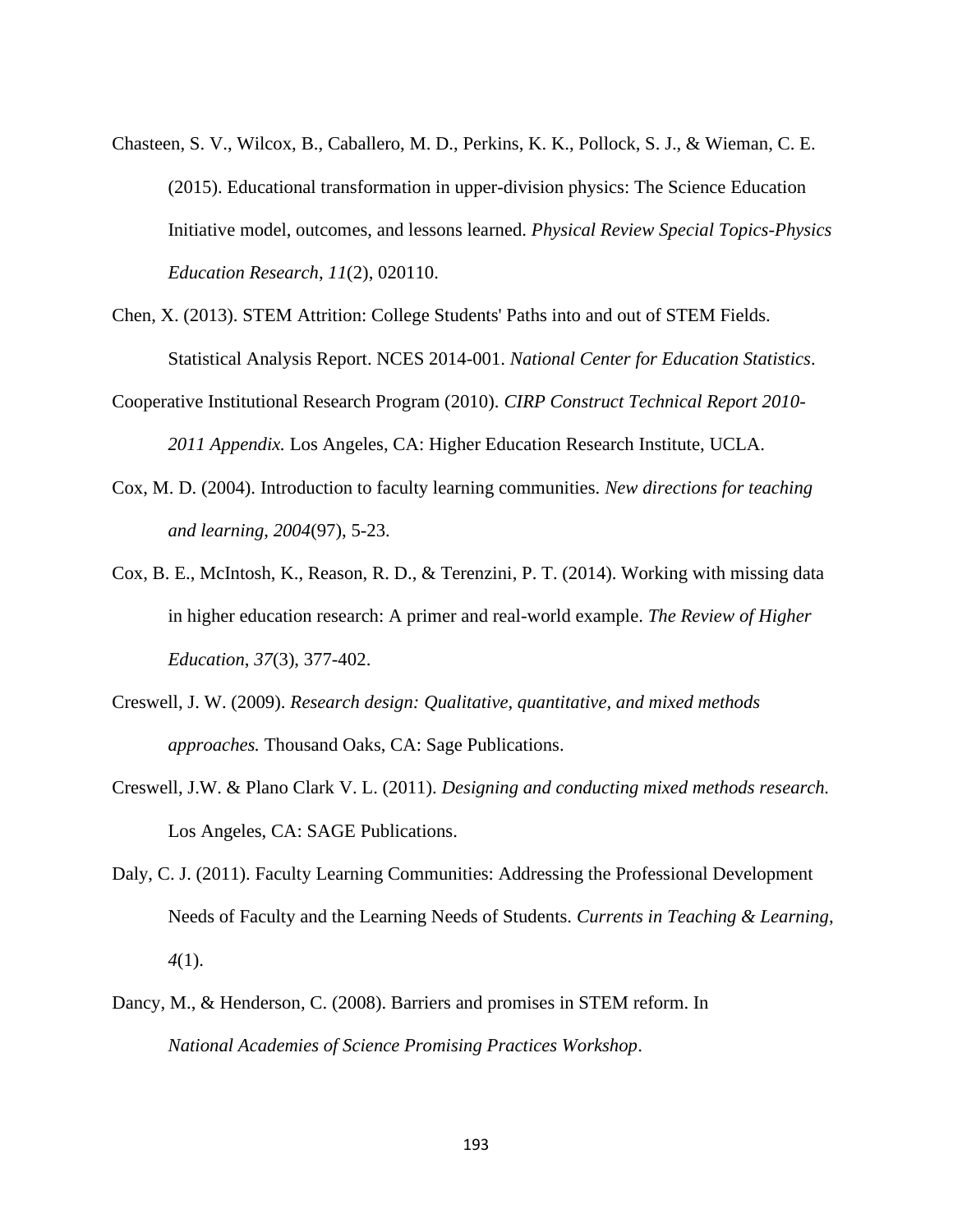Chasteen, S. V., Wilcox, B., Caballero, M. D., Perkins, K. K., Pollock, S. J., & Wieman, C. E. (2015). Educational transformation in upper-division physics: The Science Education Initiative model, outcomes, and lessons learned. *Physical Review Special Topics-Physics Education Research*, *11*(2), 020110.

Chen, X. (2013). STEM Attrition: College Students' Paths into and out of STEM Fields. Statistical Analysis Report. NCES 2014-001. *National Center for Education Statistics*.

Cooperative Institutional Research Program (2010). *CIRP Construct Technical Report 2010-2011 Appendix.* Los Angeles, CA: Higher Education Research Institute, UCLA.

Cox, M. D. (2004). Introduction to faculty learning communities. *New directions for teaching and learning*, *2004*(97), 5-23.

Cox, B. E., McIntosh, K., Reason, R. D., & Terenzini, P. T. (2014). Working with missing data in higher education research: A primer and real-world example. *The Review of Higher Education*, *37*(3), 377-402.

Creswell, J. W. (2009). *Research design: Qualitative, quantitative, and mixed methods approaches.* Thousand Oaks, CA: Sage Publications.

Creswell, J.W. & Plano Clark V. L. (2011). *Designing and conducting mixed methods research.* Los Angeles, CA: SAGE Publications.

Daly, C. J. (2011). Faculty Learning Communities: Addressing the Professional Development Needs of Faculty and the Learning Needs of Students. *Currents in Teaching & Learning*, *4*(1).

Dancy, M., & Henderson, C. (2008). Barriers and promises in STEM reform. In *National Academies of Science Promising Practices Workshop*.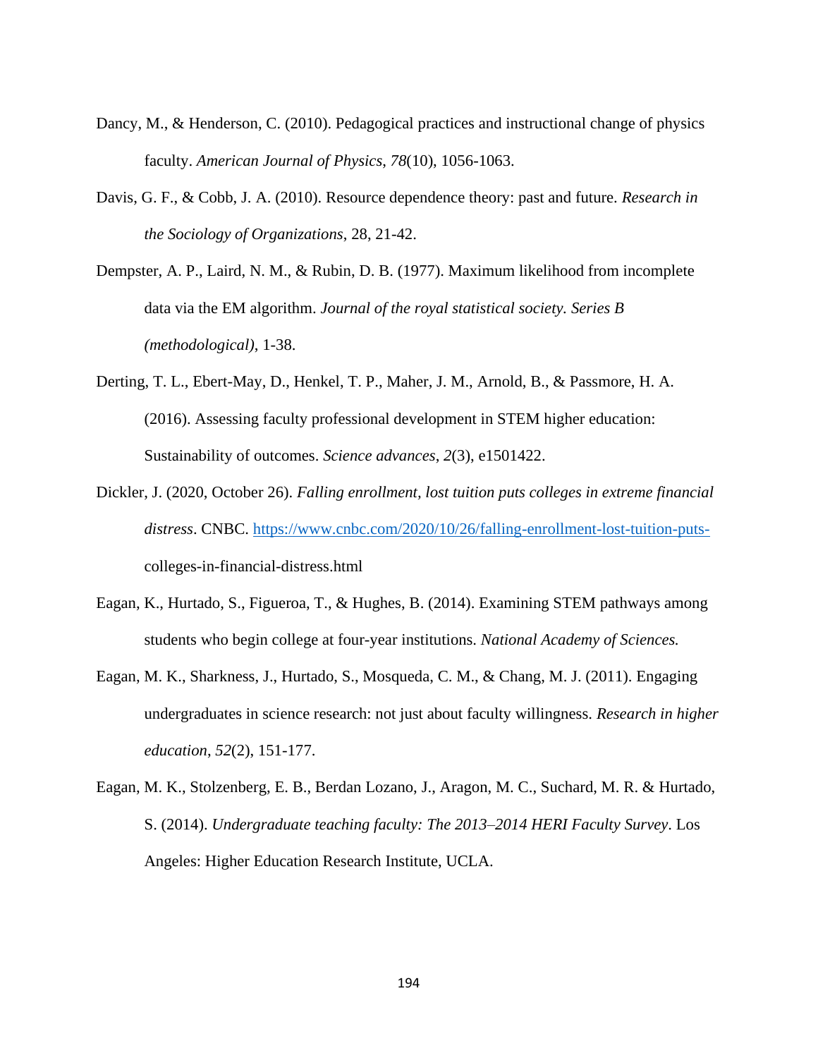Dancy, M., & Henderson, C. (2010). Pedagogical practices and instructional change of physics faculty. *American Journal of Physics, 78*(10), 1056-1063.

Davis, G. F., & Cobb, J. A. (2010). Resource dependence theory: past and future. *Research in the Sociology of Organizations*, 28, 21-42.

Dempster, A. P., Laird, N. M., & Rubin, D. B. (1977). Maximum likelihood from incomplete data via the EM algorithm. *Journal of the royal statistical society. Series B (methodological)*, 1-38.

Derting, T. L., Ebert-May, D., Henkel, T. P., Maher, J. M., Arnold, B., & Passmore, H. A. (2016). Assessing faculty professional development in STEM higher education: Sustainability of outcomes. *Science advances*, *2*(3), e1501422.

Dickler, J. (2020, October 26). *Falling enrollment, lost tuition puts colleges in extreme financial distress*. CNBC. https://www.cnbc.com/2020/10/26/falling-enrollment-lost-tuition-puts-colleges-in-financial-distress.html

Eagan, K., Hurtado, S., Figueroa, T., & Hughes, B. (2014). Examining STEM pathways among students who begin college at four-year institutions. *National Academy of Sciences.*

Eagan, M. K., Sharkness, J., Hurtado, S., Mosqueda, C. M., & Chang, M. J. (2011). Engaging undergraduates in science research: not just about faculty willingness. *Research in higher education*, *52*(2), 151-177.

Eagan, M. K., Stolzenberg, E. B., Berdan Lozano, J., Aragon, M. C., Suchard, M. R. & Hurtado, S. (2014). *Undergraduate teaching faculty: The 2013–2014 HERI Faculty Survey*. Los Angeles: Higher Education Research Institute, UCLA.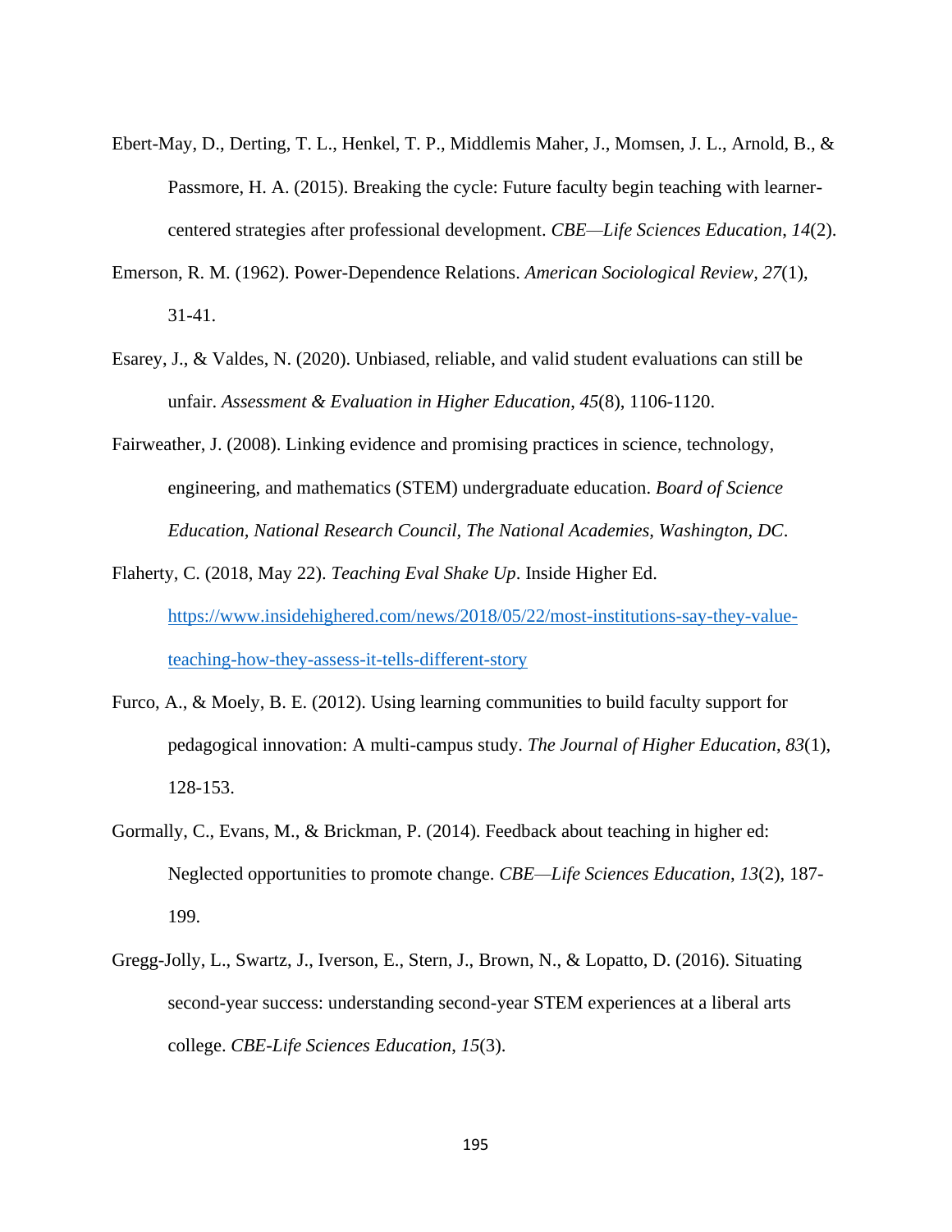Ebert-May, D., Derting, T. L., Henkel, T. P., Middlemis Maher, J., Momsen, J. L., Arnold, B., & Passmore, H. A. (2015). Breaking the cycle: Future faculty begin teaching with learner-centered strategies after professional development. *CBE—Life Sciences Education*, *14*(2).

Emerson, R. M. (1962). Power-Dependence Relations. *American Sociological Review*, *27*(1), 31-41.

Esarey, J., & Valdes, N. (2020). Unbiased, reliable, and valid student evaluations can still be unfair. *Assessment & Evaluation in Higher Education*, *45*(8), 1106-1120.

Fairweather, J. (2008). Linking evidence and promising practices in science, technology, engineering, and mathematics (STEM) undergraduate education. *Board of Science Education, National Research Council, The National Academies, Washington, DC*.

Flaherty, C. (2018, May 22). *Teaching Eval Shake Up*. Inside Higher Ed. https://www.insidehighered.com/news/2018/05/22/most-institutions-say-they-value-teaching-how-they-assess-it-tells-different-story

Furco, A., & Moely, B. E. (2012). Using learning communities to build faculty support for pedagogical innovation: A multi-campus study. *The Journal of Higher Education*, *83*(1), 128-153.

Gormally, C., Evans, M., & Brickman, P. (2014). Feedback about teaching in higher ed: Neglected opportunities to promote change. *CBE—Life Sciences Education*, *13*(2), 187-199.

Gregg-Jolly, L., Swartz, J., Iverson, E., Stern, J., Brown, N., & Lopatto, D. (2016). Situating second-year success: understanding second-year STEM experiences at a liberal arts college. *CBE-Life Sciences Education*, *15*(3).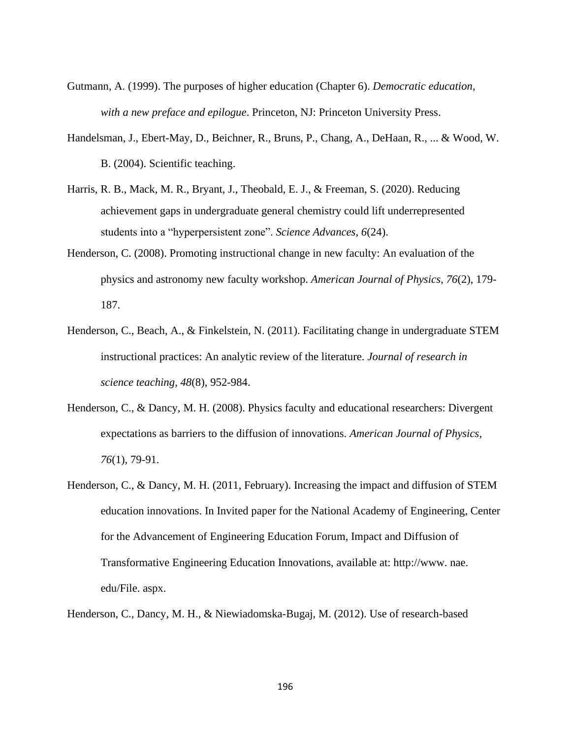Gutmann, A. (1999). The purposes of higher education (Chapter 6). *Democratic education, with a new preface and epilogue*. Princeton, NJ: Princeton University Press.

Handelsman, J., Ebert-May, D., Beichner, R., Bruns, P., Chang, A., DeHaan, R., ... & Wood, W. B. (2004). Scientific teaching.

Harris, R. B., Mack, M. R., Bryant, J., Theobald, E. J., & Freeman, S. (2020). Reducing achievement gaps in undergraduate general chemistry could lift underrepresented students into a "hyperpersistent zone". *Science Advances*, *6*(24).

Henderson, C. (2008). Promoting instructional change in new faculty: An evaluation of the physics and astronomy new faculty workshop. *American Journal of Physics*, *76*(2), 179-187.

Henderson, C., Beach, A., & Finkelstein, N. (2011). Facilitating change in undergraduate STEM instructional practices: An analytic review of the literature. *Journal of research in science teaching*, *48*(8), 952-984.

Henderson, C., & Dancy, M. H. (2008). Physics faculty and educational researchers: Divergent expectations as barriers to the diffusion of innovations. *American Journal of Physics*, *76*(1), 79-91.

Henderson, C., & Dancy, M. H. (2011, February). Increasing the impact and diffusion of STEM education innovations. In Invited paper for the National Academy of Engineering, Center for the Advancement of Engineering Education Forum, Impact and Diffusion of Transformative Engineering Education Innovations, available at: http://www. nae. edu/File. aspx.

Henderson, C., Dancy, M. H., & Niewiadomska-Bugaj, M. (2012). Use of research-based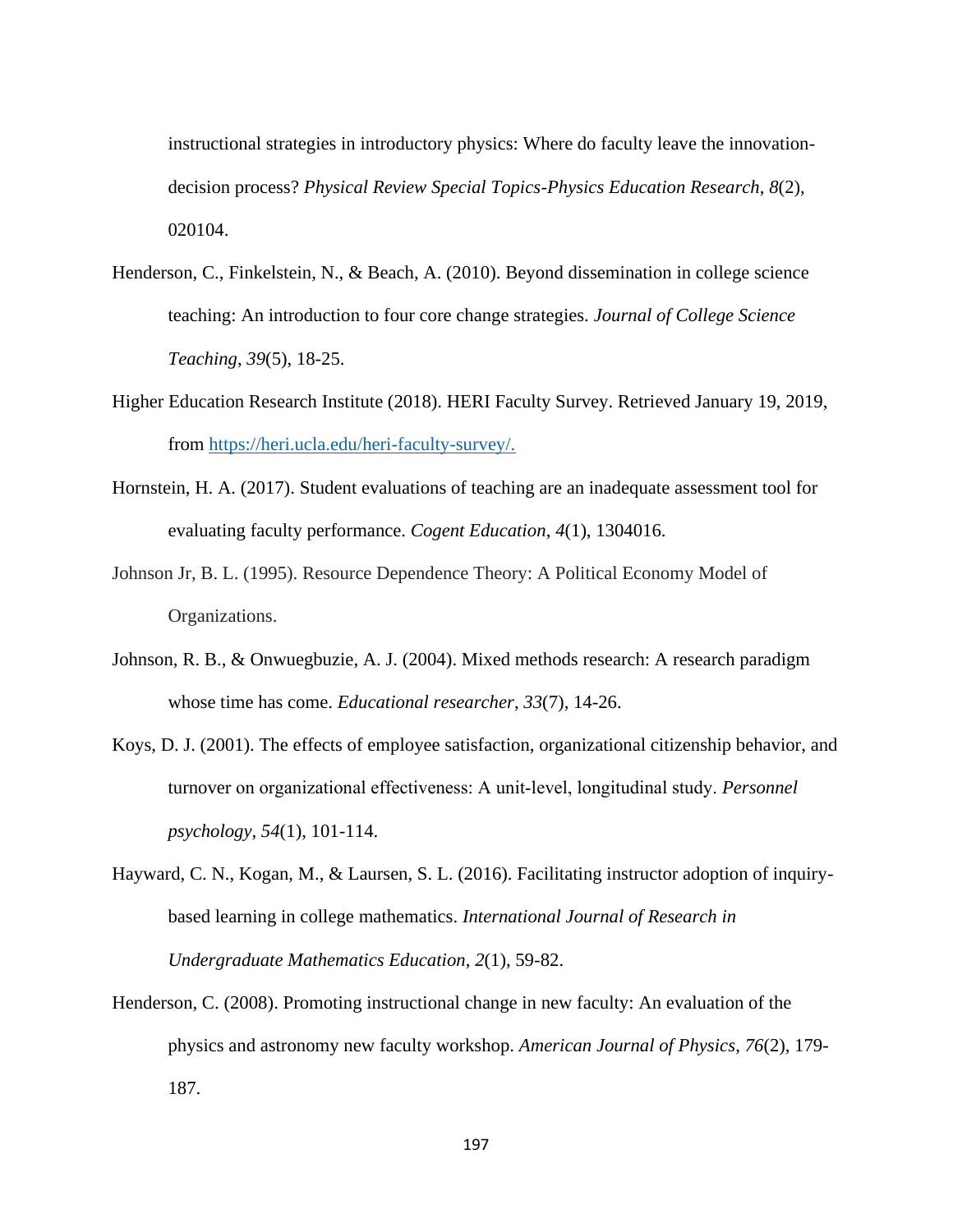instructional strategies in introductory physics: Where do faculty leave the innovation-decision process? *Physical Review Special Topics-Physics Education Research*, *8*(2), 020104.

Henderson, C., Finkelstein, N., & Beach, A. (2010). Beyond dissemination in college science teaching: An introduction to four core change strategies. *Journal of College Science Teaching*, *39*(5), 18-25.

Higher Education Research Institute (2018). HERI Faculty Survey. Retrieved January 19, 2019, from https://heri.ucla.edu/heri-faculty-survey/.

Hornstein, H. A. (2017). Student evaluations of teaching are an inadequate assessment tool for evaluating faculty performance. *Cogent Education*, *4*(1), 1304016.

Johnson Jr, B. L. (1995). Resource Dependence Theory: A Political Economy Model of Organizations.

Johnson, R. B., & Onwuegbuzie, A. J. (2004). Mixed methods research: A research paradigm whose time has come. *Educational researcher*, *33*(7), 14-26.

Koys, D. J. (2001). The effects of employee satisfaction, organizational citizenship behavior, and turnover on organizational effectiveness: A unit-level, longitudinal study. *Personnel psychology*, *54*(1), 101-114.

Hayward, C. N., Kogan, M., & Laursen, S. L. (2016). Facilitating instructor adoption of inquiry-based learning in college mathematics. *International Journal of Research in Undergraduate Mathematics Education*, *2*(1), 59-82.

Henderson, C. (2008). Promoting instructional change in new faculty: An evaluation of the physics and astronomy new faculty workshop. *American Journal of Physics*, *76*(2), 179-187.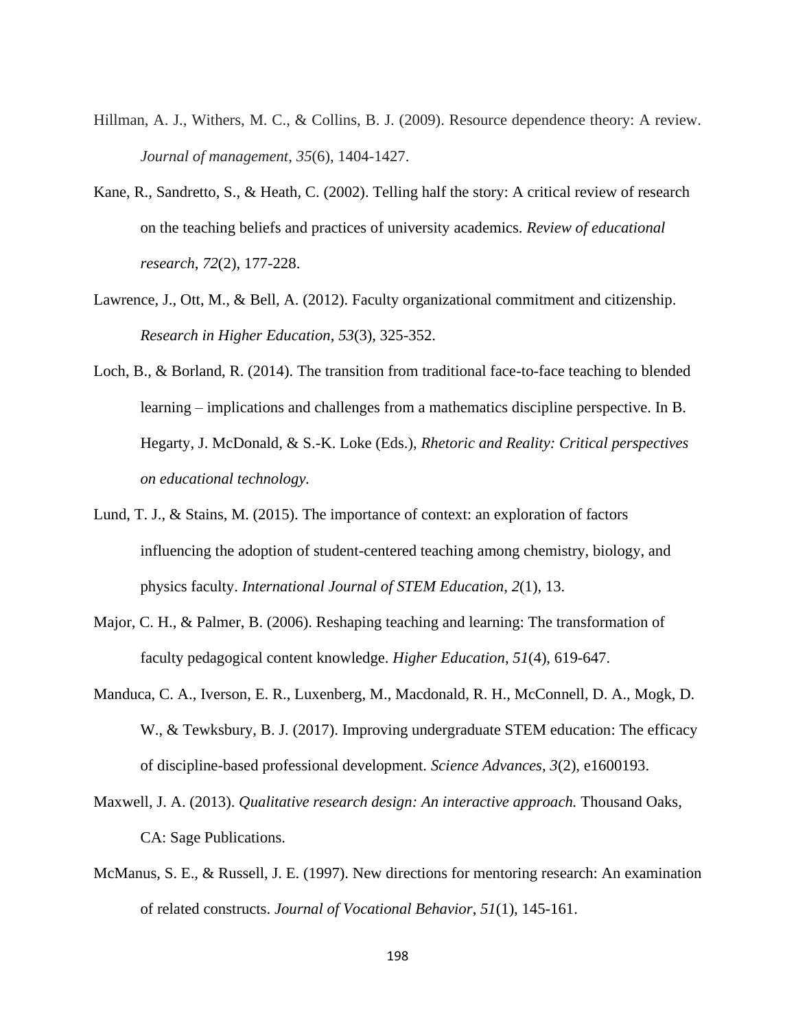Hillman, A. J., Withers, M. C., & Collins, B. J. (2009). Resource dependence theory: A review. *Journal of management*, *35*(6), 1404-1427.

Kane, R., Sandretto, S., & Heath, C. (2002). Telling half the story: A critical review of research on the teaching beliefs and practices of university academics. *Review of educational research*, *72*(2), 177-228.

Lawrence, J., Ott, M., & Bell, A. (2012). Faculty organizational commitment and citizenship. *Research in Higher Education*, *53*(3), 325-352.

Loch, B., & Borland, R. (2014). The transition from traditional face-to-face teaching to blended learning – implications and challenges from a mathematics discipline perspective. In B. Hegarty, J. McDonald, & S.-K. Loke (Eds.), *Rhetoric and Reality: Critical perspectives on educational technology.*

Lund, T. J., & Stains, M. (2015). The importance of context: an exploration of factors influencing the adoption of student-centered teaching among chemistry, biology, and physics faculty. *International Journal of STEM Education*, *2*(1), 13.

Major, C. H., & Palmer, B. (2006). Reshaping teaching and learning: The transformation of faculty pedagogical content knowledge. *Higher Education*, *51*(4), 619-647.

Manduca, C. A., Iverson, E. R., Luxenberg, M., Macdonald, R. H., McConnell, D. A., Mogk, D. W., & Tewksbury, B. J. (2017). Improving undergraduate STEM education: The efficacy of discipline-based professional development. *Science Advances*, *3*(2), e1600193.

Maxwell, J. A. (2013). *Qualitative research design: An interactive approach.* Thousand Oaks, CA: Sage Publications.

McManus, S. E., & Russell, J. E. (1997). New directions for mentoring research: An examination of related constructs. *Journal of Vocational Behavior*, *51*(1), 145-161.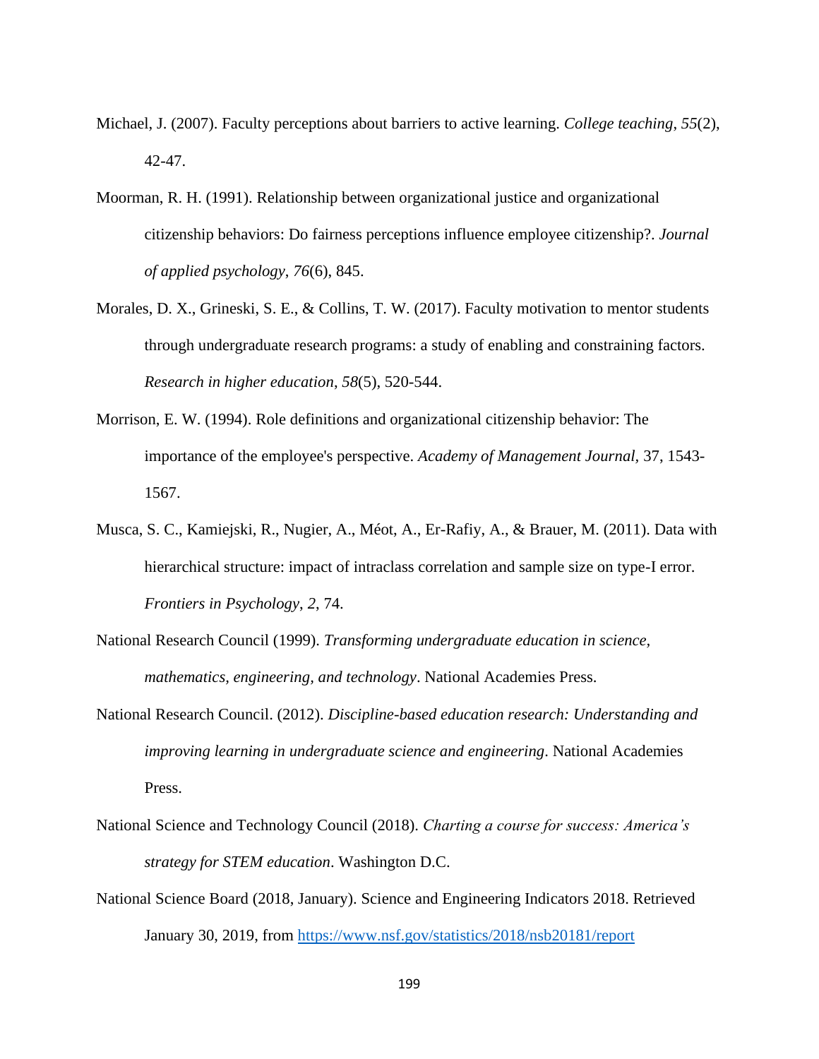Michael, J. (2007). Faculty perceptions about barriers to active learning. *College teaching*, *55*(2), 42-47.

Moorman, R. H. (1991). Relationship between organizational justice and organizational citizenship behaviors: Do fairness perceptions influence employee citizenship?. *Journal of applied psychology*, *76*(6), 845.

Morales, D. X., Grineski, S. E., & Collins, T. W. (2017). Faculty motivation to mentor students through undergraduate research programs: a study of enabling and constraining factors. *Research in higher education*, *58*(5), 520-544.

Morrison, E. W. (1994). Role definitions and organizational citizenship behavior: The importance of the employee's perspective. *Academy of Management Journal*, 37, 1543-1567.

Musca, S. C., Kamiejski, R., Nugier, A., Méot, A., Er-Rafiy, A., & Brauer, M. (2011). Data with hierarchical structure: impact of intraclass correlation and sample size on type-I error. *Frontiers in Psychology*, *2*, 74.

National Research Council (1999). *Transforming undergraduate education in science, mathematics, engineering, and technology*. National Academies Press.

National Research Council. (2012). *Discipline-based education research: Understanding and improving learning in undergraduate science and engineering*. National Academies Press.

National Science and Technology Council (2018). *Charting a course for success: America's strategy for STEM education*. Washington D.C.

National Science Board (2018, January). Science and Engineering Indicators 2018. Retrieved January 30, 2019, from https://www.nsf.gov/statistics/2018/nsb20181/report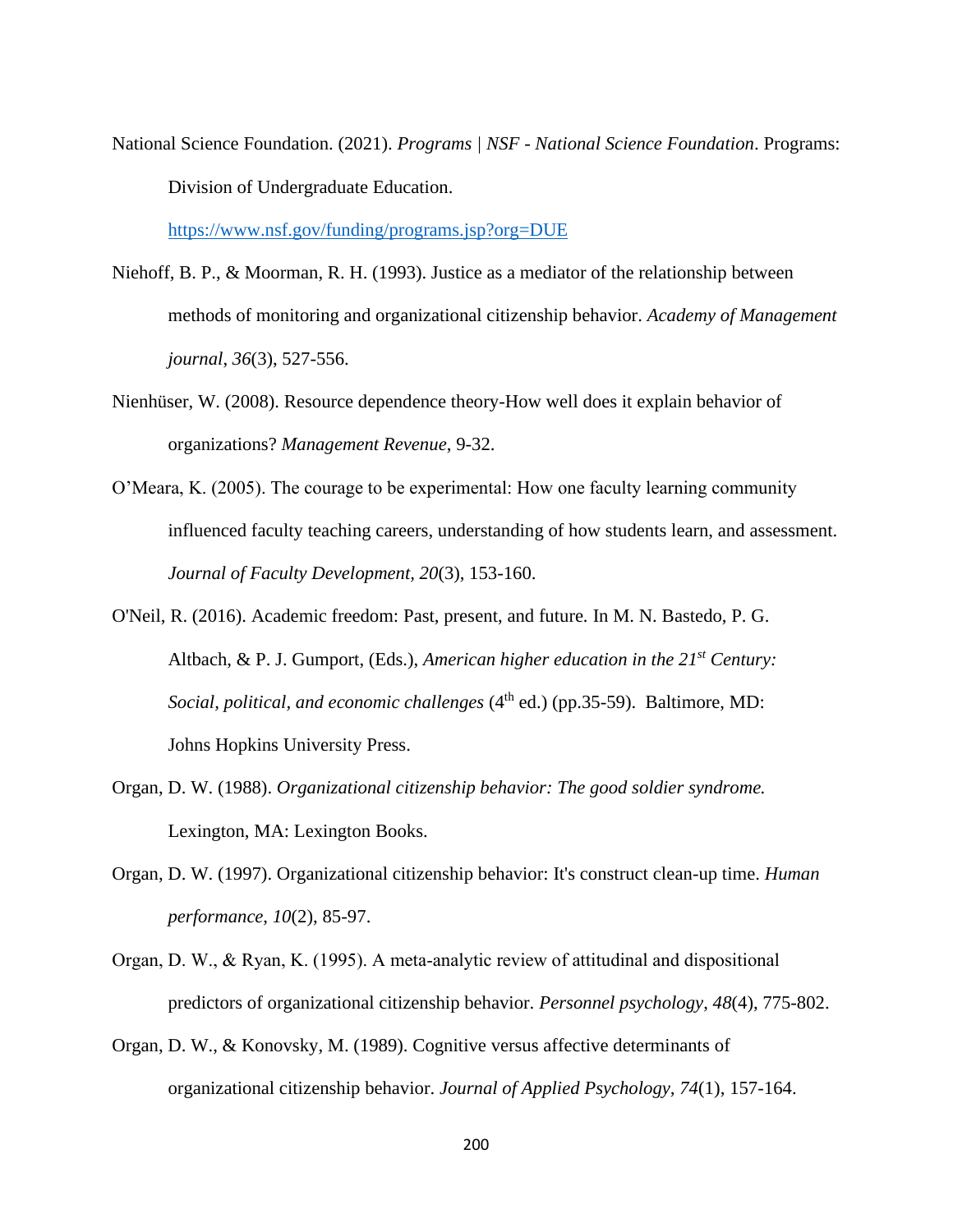National Science Foundation. (2021). *Programs | NSF - National Science Foundation*. Programs: Division of Undergraduate Education. https://www.nsf.gov/funding/programs.jsp?org=DUE

Niehoff, B. P., & Moorman, R. H. (1993). Justice as a mediator of the relationship between methods of monitoring and organizational citizenship behavior. *Academy of Management journal*, *36*(3), 527-556.

Nienhüser, W. (2008). Resource dependence theory-How well does it explain behavior of organizations? *Management Revenue*, 9-32.

O'Meara, K. (2005). The courage to be experimental: How one faculty learning community influenced faculty teaching careers, understanding of how students learn, and assessment. *Journal of Faculty Development, 20*(3), 153-160.

O'Neil, R. (2016). Academic freedom: Past, present, and future. In M. N. Bastedo, P. G. Altbach, & P. J. Gumport, (Eds.), *American higher education in the 21st Century: Social, political, and economic challenges* (4th ed.) (pp.35-59). Baltimore, MD: Johns Hopkins University Press.

Organ, D. W. (1988). *Organizational citizenship behavior: The good soldier syndrome.* Lexington, MA: Lexington Books.

Organ, D. W. (1997). Organizational citizenship behavior: It's construct clean-up time. *Human performance*, *10*(2), 85-97.

Organ, D. W., & Ryan, K. (1995). A meta-analytic review of attitudinal and dispositional predictors of organizational citizenship behavior. *Personnel psychology*, *48*(4), 775-802.

Organ, D. W., & Konovsky, M. (1989). Cognitive versus affective determinants of organizational citizenship behavior. *Journal of Applied Psychology, 74*(1), 157-164.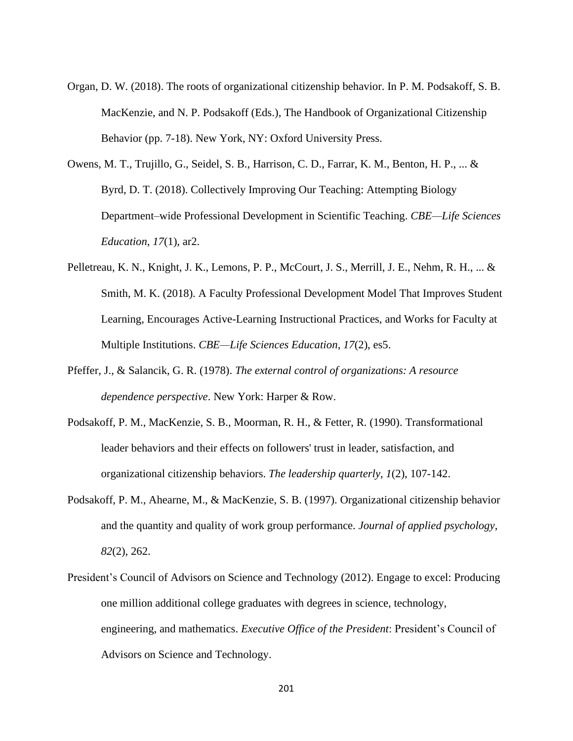Organ, D. W. (2018). The roots of organizational citizenship behavior. In P. M. Podsakoff, S. B. MacKenzie, and N. P. Podsakoff (Eds.), The Handbook of Organizational Citizenship Behavior (pp. 7-18). New York, NY: Oxford University Press.

Owens, M. T., Trujillo, G., Seidel, S. B., Harrison, C. D., Farrar, K. M., Benton, H. P., ... & Byrd, D. T. (2018). Collectively Improving Our Teaching: Attempting Biology Department–wide Professional Development in Scientific Teaching. *CBE—Life Sciences Education*, *17*(1), ar2.

Pelletreau, K. N., Knight, J. K., Lemons, P. P., McCourt, J. S., Merrill, J. E., Nehm, R. H., ... & Smith, M. K. (2018). A Faculty Professional Development Model That Improves Student Learning, Encourages Active-Learning Instructional Practices, and Works for Faculty at Multiple Institutions. *CBE—Life Sciences Education*, *17*(2), es5.

Pfeffer, J., & Salancik, G. R. (1978). *The external control of organizations: A resource dependence perspective*. New York: Harper & Row.

Podsakoff, P. M., MacKenzie, S. B., Moorman, R. H., & Fetter, R. (1990). Transformational leader behaviors and their effects on followers' trust in leader, satisfaction, and organizational citizenship behaviors. *The leadership quarterly*, *1*(2), 107-142.

Podsakoff, P. M., Ahearne, M., & MacKenzie, S. B. (1997). Organizational citizenship behavior and the quantity and quality of work group performance. *Journal of applied psychology*, *82*(2), 262.

President's Council of Advisors on Science and Technology (2012). Engage to excel: Producing one million additional college graduates with degrees in science, technology, engineering, and mathematics. *Executive Office of the President*: President's Council of Advisors on Science and Technology.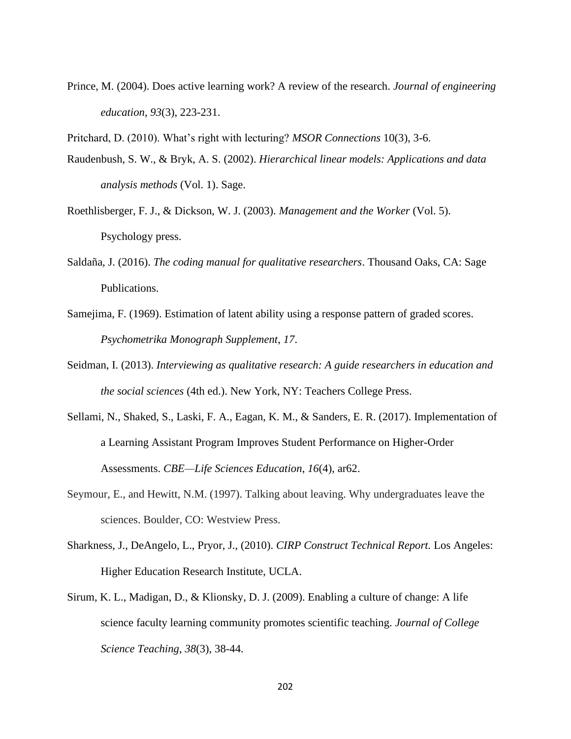Prince, M. (2004). Does active learning work? A review of the research. *Journal of engineering education*, *93*(3), 223-231.

Pritchard, D. (2010). What's right with lecturing? *MSOR Connections* 10(3), 3-6.

Raudenbush, S. W., & Bryk, A. S. (2002). *Hierarchical linear models: Applications and data analysis methods* (Vol. 1). Sage.

Roethlisberger, F. J., & Dickson, W. J. (2003). *Management and the Worker* (Vol. 5). Psychology press.

Saldaña, J. (2016). *The coding manual for qualitative researchers*. Thousand Oaks, CA: Sage Publications.

Samejima, F. (1969). Estimation of latent ability using a response pattern of graded scores. *Psychometrika Monograph Supplement*, *17*.

Seidman, I. (2013). *Interviewing as qualitative research: A guide researchers in education and the social sciences* (4th ed.). New York, NY: Teachers College Press.

Sellami, N., Shaked, S., Laski, F. A., Eagan, K. M., & Sanders, E. R. (2017). Implementation of a Learning Assistant Program Improves Student Performance on Higher-Order Assessments. *CBE—Life Sciences Education*, *16*(4), ar62.

Seymour, E., and Hewitt, N.M. (1997). Talking about leaving. Why undergraduates leave the sciences. Boulder, CO: Westview Press.

Sharkness, J., DeAngelo, L., Pryor, J., (2010). *CIRP Construct Technical Report.* Los Angeles: Higher Education Research Institute, UCLA.

Sirum, K. L., Madigan, D., & Klionsky, D. J. (2009). Enabling a culture of change: A life science faculty learning community promotes scientific teaching. *Journal of College Science Teaching*, *38*(3), 38-44.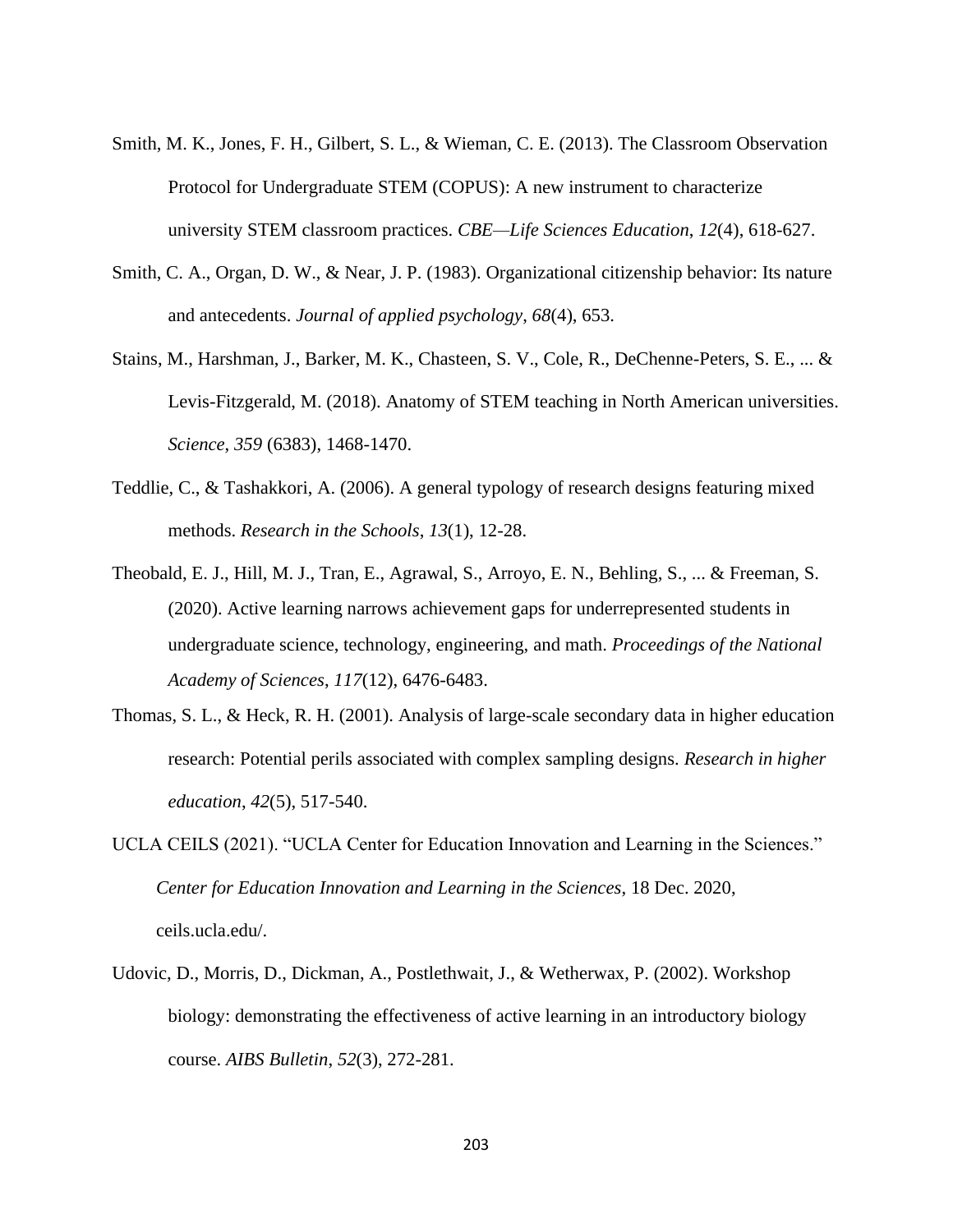Smith, M. K., Jones, F. H., Gilbert, S. L., & Wieman, C. E. (2013). The Classroom Observation Protocol for Undergraduate STEM (COPUS): A new instrument to characterize university STEM classroom practices. *CBE—Life Sciences Education*, *12*(4), 618-627.

Smith, C. A., Organ, D. W., & Near, J. P. (1983). Organizational citizenship behavior: Its nature and antecedents. *Journal of applied psychology*, *68*(4), 653.

Stains, M., Harshman, J., Barker, M. K., Chasteen, S. V., Cole, R., DeChenne-Peters, S. E., ... & Levis-Fitzgerald, M. (2018). Anatomy of STEM teaching in North American universities. *Science*, *359* (6383), 1468-1470.

Teddlie, C., & Tashakkori, A. (2006). A general typology of research designs featuring mixed methods. *Research in the Schools*, *13*(1), 12-28.

Theobald, E. J., Hill, M. J., Tran, E., Agrawal, S., Arroyo, E. N., Behling, S., ... & Freeman, S. (2020). Active learning narrows achievement gaps for underrepresented students in undergraduate science, technology, engineering, and math. *Proceedings of the National Academy of Sciences*, *117*(12), 6476-6483.

Thomas, S. L., & Heck, R. H. (2001). Analysis of large-scale secondary data in higher education research: Potential perils associated with complex sampling designs. *Research in higher education*, *42*(5), 517-540.

UCLA CEILS (2021). "UCLA Center for Education Innovation and Learning in the Sciences." *Center for Education Innovation and Learning in the Sciences*, 18 Dec. 2020, ceils.ucla.edu/.

Udovic, D., Morris, D., Dickman, A., Postlethwait, J., & Wetherwax, P. (2002). Workshop biology: demonstrating the effectiveness of active learning in an introductory biology course. *AIBS Bulletin*, *52*(3), 272-281.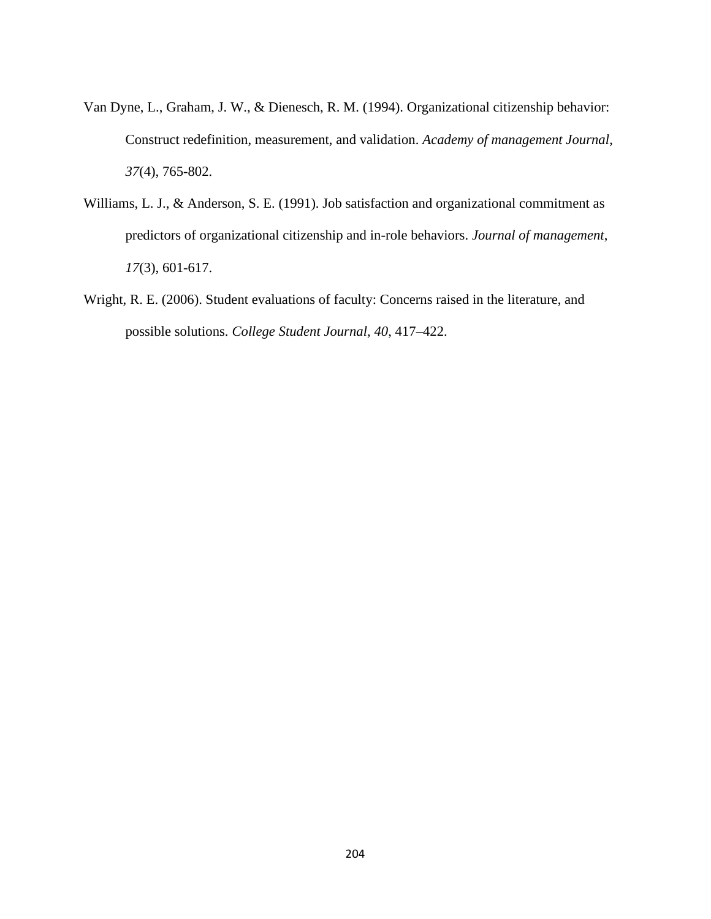Van Dyne, L., Graham, J. W., & Dienesch, R. M. (1994). Organizational citizenship behavior: Construct redefinition, measurement, and validation. *Academy of management Journal*, *37*(4), 765-802.

Williams, L. J., & Anderson, S. E. (1991). Job satisfaction and organizational commitment as predictors of organizational citizenship and in-role behaviors. *Journal of management*, *17*(3), 601-617.

Wright, R. E. (2006). Student evaluations of faculty: Concerns raised in the literature, and possible solutions. *College Student Journal*, *40*, 417–422.